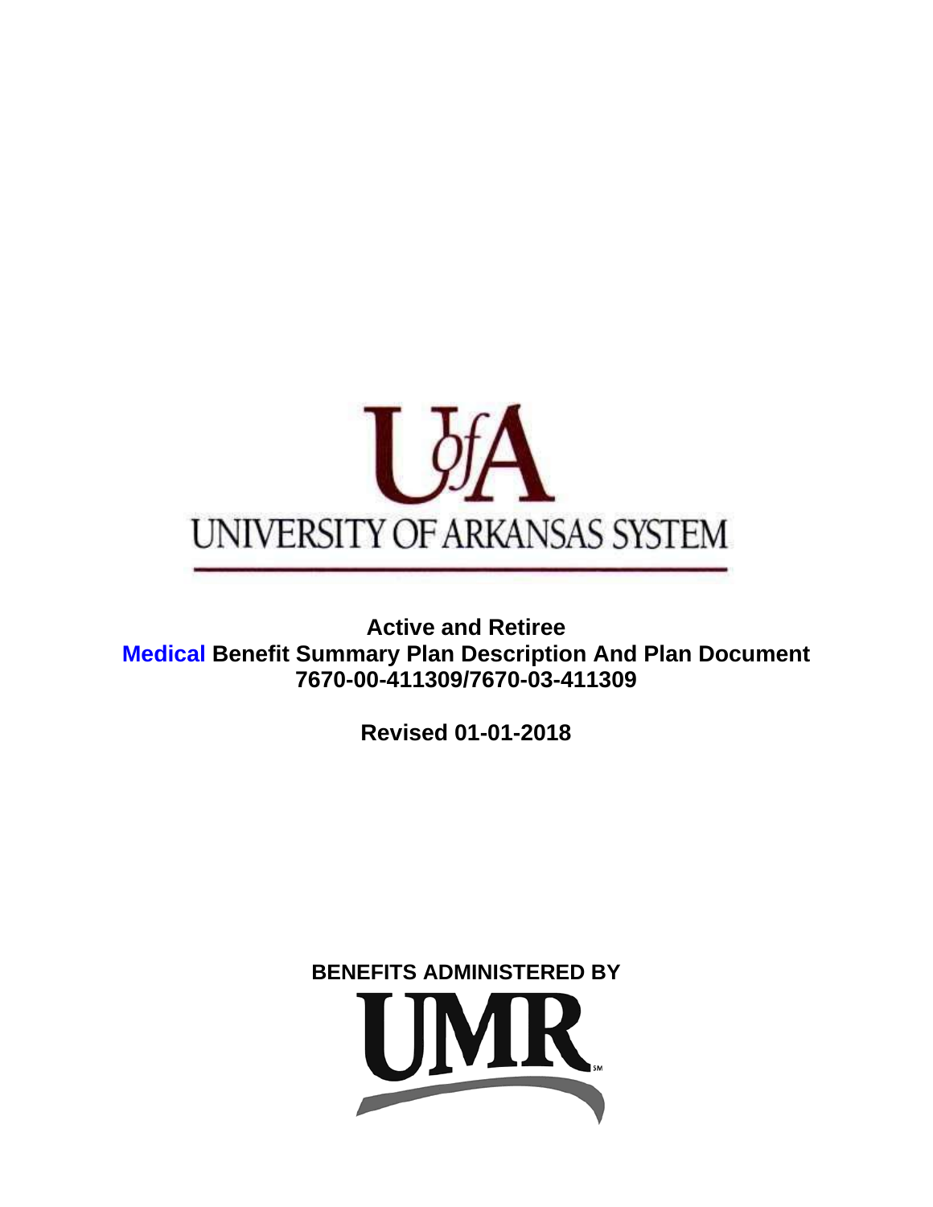UofA

UNIVERSITY OF ARKANSAS SYSTEM

**Active and Retiree**
**Medical Benefit Summary Plan Description And Plan Document**
**7670-00-411309/7670-03-411309**

**Revised 01-01-2018**

**BENEFITS ADMINISTERED BY**

UMR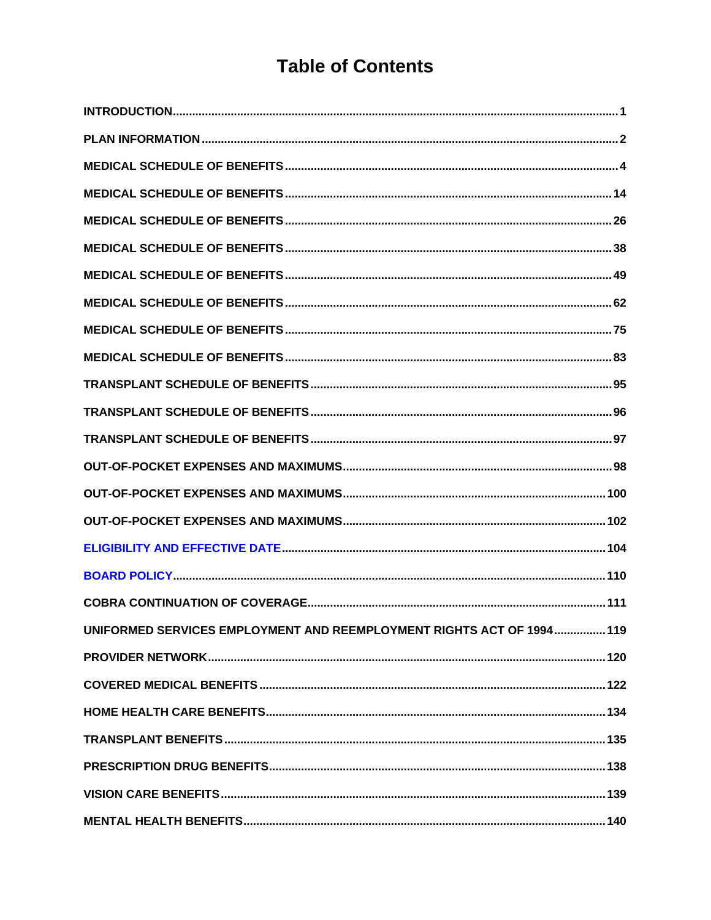# Table of Contents

| | |
|---|---|
| INTRODUCTION | 1 |
| PLAN INFORMATION | 2 |
| MEDICAL SCHEDULE OF BENEFITS | 4 |
| MEDICAL SCHEDULE OF BENEFITS | 14 |
| MEDICAL SCHEDULE OF BENEFITS | 26 |
| MEDICAL SCHEDULE OF BENEFITS | 38 |
| MEDICAL SCHEDULE OF BENEFITS | 49 |
| MEDICAL SCHEDULE OF BENEFITS | 62 |
| MEDICAL SCHEDULE OF BENEFITS | 75 |
| MEDICAL SCHEDULE OF BENEFITS | 83 |
| TRANSPLANT SCHEDULE OF BENEFITS | 95 |
| TRANSPLANT SCHEDULE OF BENEFITS | 96 |
| TRANSPLANT SCHEDULE OF BENEFITS | 97 |
| OUT-OF-POCKET EXPENSES AND MAXIMUMS | 98 |
| OUT-OF-POCKET EXPENSES AND MAXIMUMS | 100 |
| OUT-OF-POCKET EXPENSES AND MAXIMUMS | 102 |
| ELIGIBILITY AND EFFECTIVE DATE | 104 |
| BOARD POLICY | 110 |
| COBRA CONTINUATION OF COVERAGE | 111 |
| UNIFORMED SERVICES EMPLOYMENT AND REEMPLOYMENT RIGHTS ACT OF 1994 | 119 |
| PROVIDER NETWORK | 120 |
| COVERED MEDICAL BENEFITS | 122 |
| HOME HEALTH CARE BENEFITS | 134 |
| TRANSPLANT BENEFITS | 135 |
| PRESCRIPTION DRUG BENEFITS | 138 |
| VISION CARE BENEFITS | 139 |
| MENTAL HEALTH BENEFITS | 140 |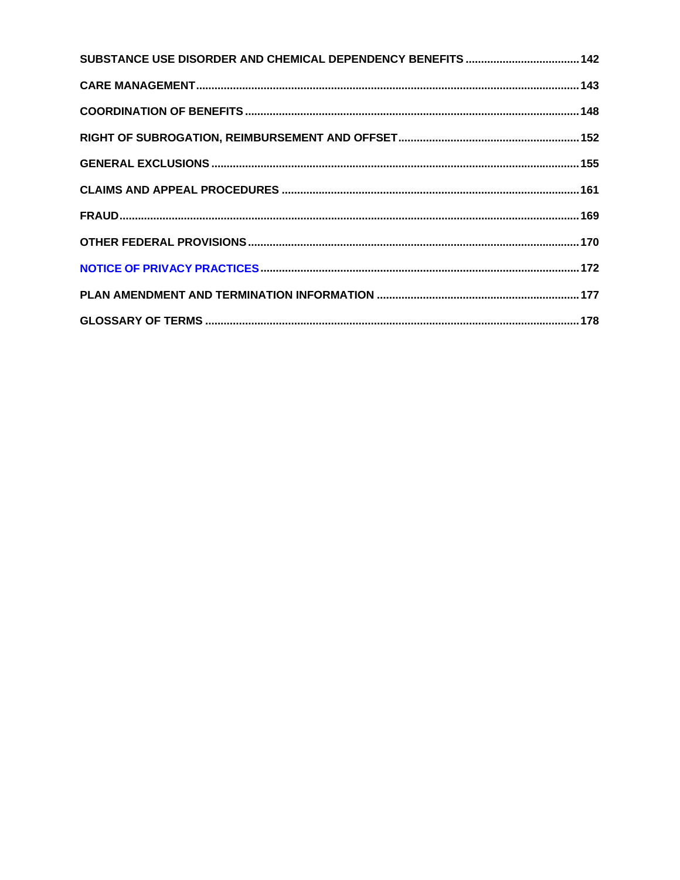| | |
|---|---|
| **SUBSTANCE USE DISORDER AND CHEMICAL DEPENDENCY BENEFITS** | **142** |
| **CARE MANAGEMENT** | **143** |
| **COORDINATION OF BENEFITS** | **148** |
| **RIGHT OF SUBROGATION, REIMBURSEMENT AND OFFSET** | **152** |
| **GENERAL EXCLUSIONS** | **155** |
| **CLAIMS AND APPEAL PROCEDURES** | **161** |
| **FRAUD** | **169** |
| **OTHER FEDERAL PROVISIONS** | **170** |
| **NOTICE OF PRIVACY PRACTICES** | **172** |
| **PLAN AMENDMENT AND TERMINATION INFORMATION** | **177** |
| **GLOSSARY OF TERMS** | **178** |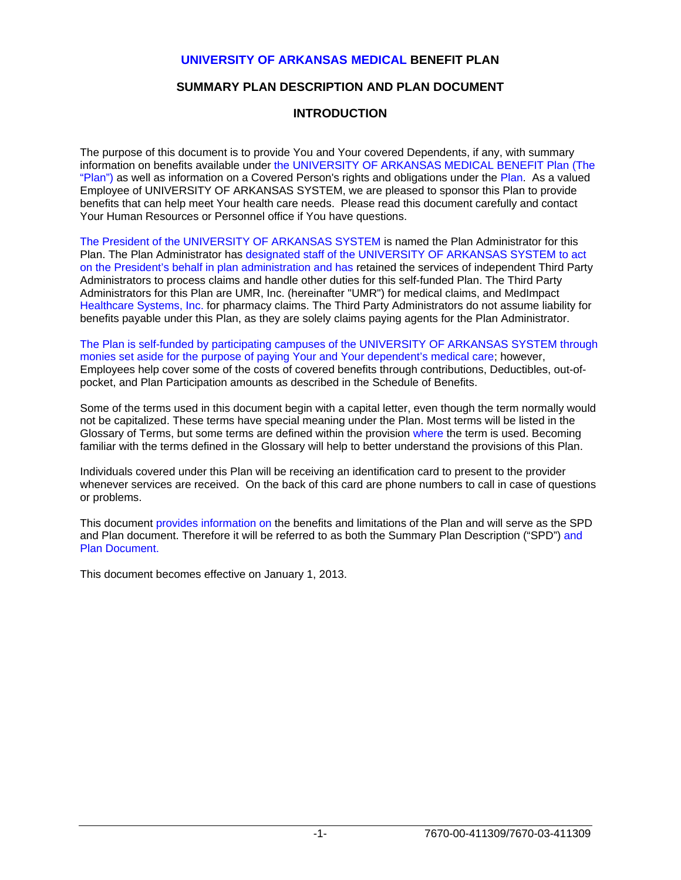# UNIVERSITY OF ARKANSAS MEDICAL BENEFIT PLAN

## SUMMARY PLAN DESCRIPTION AND PLAN DOCUMENT

## INTRODUCTION

The purpose of this document is to provide You and Your covered Dependents, if any, with summary information on benefits available under the UNIVERSITY OF ARKANSAS MEDICAL BENEFIT Plan (The "Plan") as well as information on a Covered Person's rights and obligations under the Plan. As a valued Employee of UNIVERSITY OF ARKANSAS SYSTEM, we are pleased to sponsor this Plan to provide benefits that can help meet Your health care needs. Please read this document carefully and contact Your Human Resources or Personnel office if You have questions.

The President of the UNIVERSITY OF ARKANSAS SYSTEM is named the Plan Administrator for this Plan. The Plan Administrator has designated staff of the UNIVERSITY OF ARKANSAS SYSTEM to act on the President's behalf in plan administration and has retained the services of independent Third Party Administrators to process claims and handle other duties for this self-funded Plan. The Third Party Administrators for this Plan are UMR, Inc. (hereinafter "UMR") for medical claims, and MedImpact Healthcare Systems, Inc. for pharmacy claims. The Third Party Administrators do not assume liability for benefits payable under this Plan, as they are solely claims paying agents for the Plan Administrator.

The Plan is self-funded by participating campuses of the UNIVERSITY OF ARKANSAS SYSTEM through monies set aside for the purpose of paying Your and Your dependent's medical care; however, Employees help cover some of the costs of covered benefits through contributions, Deductibles, out-of-pocket, and Plan Participation amounts as described in the Schedule of Benefits.

Some of the terms used in this document begin with a capital letter, even though the term normally would not be capitalized. These terms have special meaning under the Plan. Most terms will be listed in the Glossary of Terms, but some terms are defined within the provision where the term is used. Becoming familiar with the terms defined in the Glossary will help to better understand the provisions of this Plan.

Individuals covered under this Plan will be receiving an identification card to present to the provider whenever services are received. On the back of this card are phone numbers to call in case of questions or problems.

This document provides information on the benefits and limitations of the Plan and will serve as the SPD and Plan document. Therefore it will be referred to as both the Summary Plan Description ("SPD") and Plan Document.

This document becomes effective on January 1, 2013.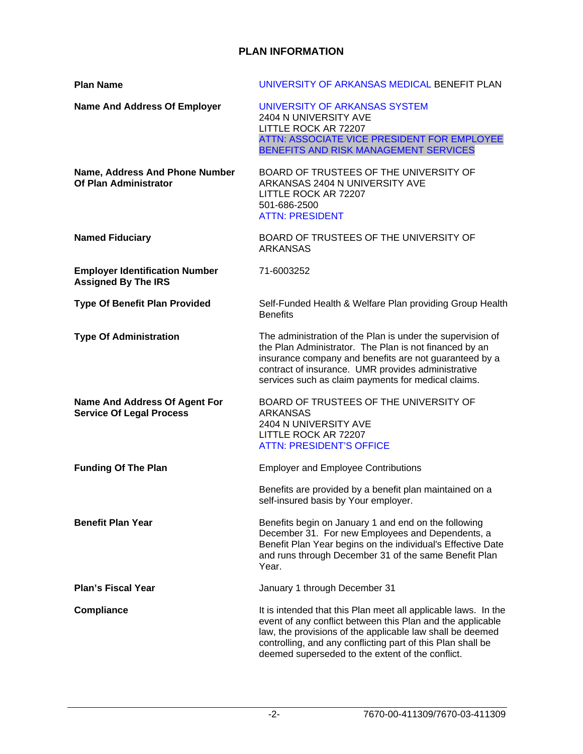## PLAN INFORMATION

| | |
|---|---|
| **Plan Name** | UNIVERSITY OF ARKANSAS MEDICAL BENEFIT PLAN |
| **Name And Address Of Employer** | UNIVERSITY OF ARKANSAS SYSTEM<br>2404 N UNIVERSITY AVE<br>LITTLE ROCK AR 72207<br>ATTN: ASSOCIATE VICE PRESIDENT FOR EMPLOYEE BENEFITS AND RISK MANAGEMENT SERVICES |
| **Name, Address And Phone Number Of Plan Administrator** | BOARD OF TRUSTEES OF THE UNIVERSITY OF ARKANSAS 2404 N UNIVERSITY AVE<br>LITTLE ROCK AR 72207<br>501-686-2500<br>ATTN: PRESIDENT |
| **Named Fiduciary** | BOARD OF TRUSTEES OF THE UNIVERSITY OF ARKANSAS |
| **Employer Identification Number Assigned By The IRS** | 71-6003252 |
| **Type Of Benefit Plan Provided** | Self-Funded Health & Welfare Plan providing Group Health Benefits |
| **Type Of Administration** | The administration of the Plan is under the supervision of the Plan Administrator. The Plan is not financed by an insurance company and benefits are not guaranteed by a contract of insurance. UMR provides administrative services such as claim payments for medical claims. |
| **Name And Address Of Agent For Service Of Legal Process** | BOARD OF TRUSTEES OF THE UNIVERSITY OF ARKANSAS<br>2404 N UNIVERSITY AVE<br>LITTLE ROCK AR 72207<br>ATTN: PRESIDENT'S OFFICE |
| **Funding Of The Plan** | Employer and Employee Contributions<br><br>Benefits are provided by a benefit plan maintained on a self-insured basis by Your employer. |
| **Benefit Plan Year** | Benefits begin on January 1 and end on the following December 31. For new Employees and Dependents, a Benefit Plan Year begins on the individual's Effective Date and runs through December 31 of the same Benefit Plan Year. |
| **Plan's Fiscal Year** | January 1 through December 31 |
| **Compliance** | It is intended that this Plan meet all applicable laws. In the event of any conflict between this Plan and the applicable law, the provisions of the applicable law shall be deemed controlling, and any conflicting part of this Plan shall be deemed superseded to the extent of the conflict. |

7670-00-411309/7670-03-411309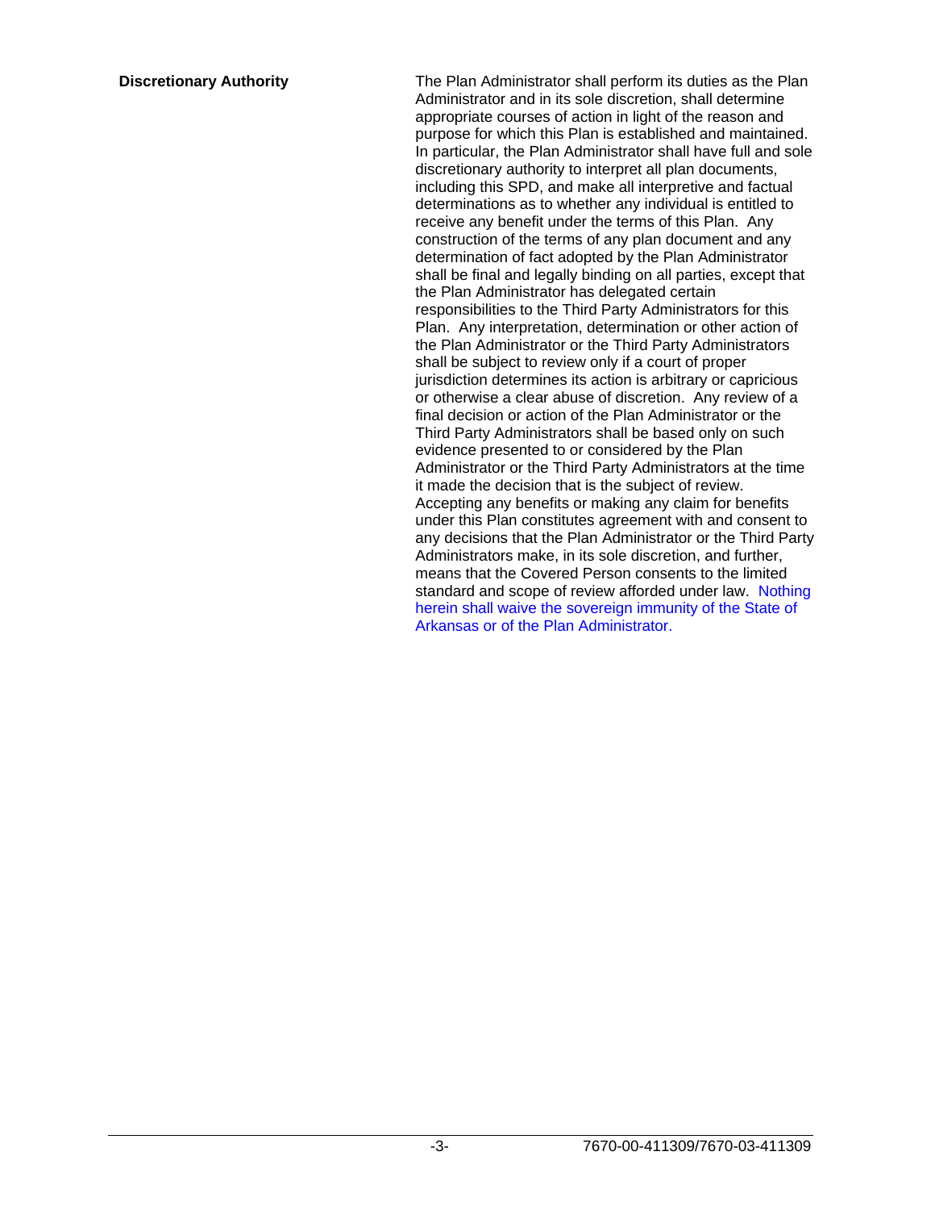**Discretionary Authority**

The Plan Administrator shall perform its duties as the Plan Administrator and in its sole discretion, shall determine appropriate courses of action in light of the reason and purpose for which this Plan is established and maintained. In particular, the Plan Administrator shall have full and sole discretionary authority to interpret all plan documents, including this SPD, and make all interpretive and factual determinations as to whether any individual is entitled to receive any benefit under the terms of this Plan. Any construction of the terms of any plan document and any determination of fact adopted by the Plan Administrator shall be final and legally binding on all parties, except that the Plan Administrator has delegated certain responsibilities to the Third Party Administrators for this Plan. Any interpretation, determination or other action of the Plan Administrator or the Third Party Administrators shall be subject to review only if a court of proper jurisdiction determines its action is arbitrary or capricious or otherwise a clear abuse of discretion. Any review of a final decision or action of the Plan Administrator or the Third Party Administrators shall be based only on such evidence presented to or considered by the Plan Administrator or the Third Party Administrators at the time it made the decision that is the subject of review. Accepting any benefits or making any claim for benefits under this Plan constitutes agreement with and consent to any decisions that the Plan Administrator or the Third Party Administrators make, in its sole discretion, and further, means that the Covered Person consents to the limited standard and scope of review afforded under law. Nothing herein shall waive the sovereign immunity of the State of Arkansas or of the Plan Administrator.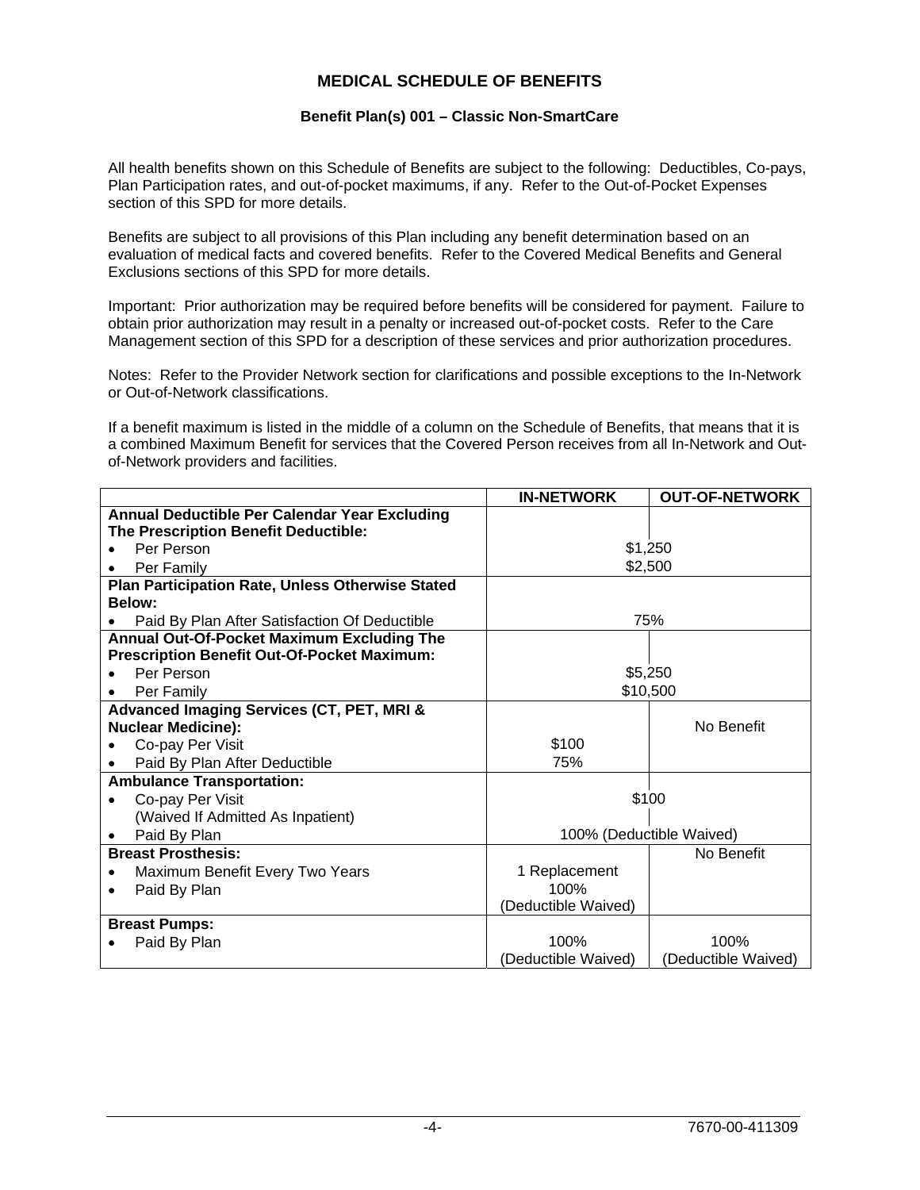# MEDICAL SCHEDULE OF BENEFITS

### Benefit Plan(s) 001 – Classic Non-SmartCare

All health benefits shown on this Schedule of Benefits are subject to the following: Deductibles, Co-pays, Plan Participation rates, and out-of-pocket maximums, if any. Refer to the Out-of-Pocket Expenses section of this SPD for more details.

Benefits are subject to all provisions of this Plan including any benefit determination based on an evaluation of medical facts and covered benefits. Refer to the Covered Medical Benefits and General Exclusions sections of this SPD for more details.

Important: Prior authorization may be required before benefits will be considered for payment. Failure to obtain prior authorization may result in a penalty or increased out-of-pocket costs. Refer to the Care Management section of this SPD for a description of these services and prior authorization procedures.

Notes: Refer to the Provider Network section for clarifications and possible exceptions to the In-Network or Out-of-Network classifications.

If a benefit maximum is listed in the middle of a column on the Schedule of Benefits, that means that it is a combined Maximum Benefit for services that the Covered Person receives from all In-Network and Out-of-Network providers and facilities.

| | IN-NETWORK | OUT-OF-NETWORK |
|---|---|---|
| **Annual Deductible Per Calendar Year Excluding The Prescription Benefit Deductible:** | | |
| • Per Person | $1,250 (combined) | |
| • Per Family | $2,500 (combined) | |
| **Plan Participation Rate, Unless Otherwise Stated Below:** | | |
| • Paid By Plan After Satisfaction Of Deductible | 75% (combined) | |
| **Annual Out-Of-Pocket Maximum Excluding The Prescription Benefit Out-Of-Pocket Maximum:** | | |
| • Per Person | $5,250 (combined) | |
| • Per Family | $10,500 (combined) | |
| **Advanced Imaging Services (CT, PET, MRI & Nuclear Medicine):** | | No Benefit |
| • Co-pay Per Visit | $100 | |
| • Paid By Plan After Deductible | 75% | |
| **Ambulance Transportation:** | | |
| • Co-pay Per Visit (Waived If Admitted As Inpatient) | $100 (combined) | |
| • Paid By Plan | 100% (Deductible Waived) (combined) | |
| **Breast Prosthesis:** | | No Benefit |
| • Maximum Benefit Every Two Years | 1 Replacement | |
| • Paid By Plan | 100% (Deductible Waived) | |
| **Breast Pumps:** | | |
| • Paid By Plan | 100% (Deductible Waived) | 100% (Deductible Waived) |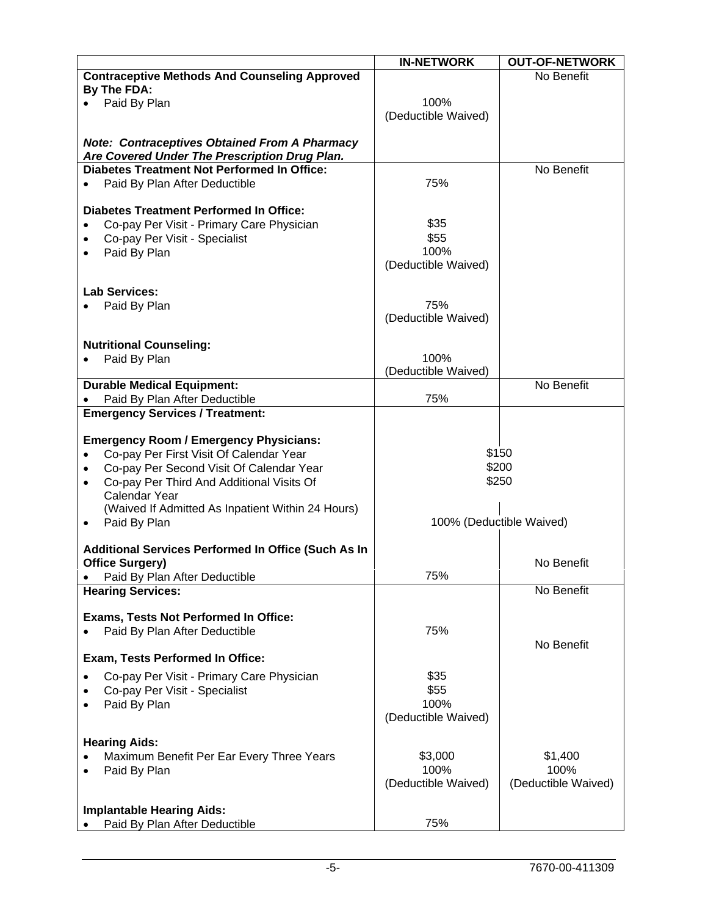| | IN-NETWORK | OUT-OF-NETWORK |
|---|---|---|
| **Contraceptive Methods And Counseling Approved By The FDA:** | | No Benefit |
| • Paid By Plan | 100% (Deductible Waived) | |
| ***Note: Contraceptives Obtained From A Pharmacy Are Covered Under The Prescription Drug Plan.*** | | |
| **Diabetes Treatment Not Performed In Office:** | | No Benefit |
| • Paid By Plan After Deductible | 75% | |
| **Diabetes Treatment Performed In Office:** | | |
| • Co-pay Per Visit - Primary Care Physician | $35 | |
| • Co-pay Per Visit - Specialist | $55 | |
| • Paid By Plan | 100% (Deductible Waived) | |
| **Lab Services:** | | |
| • Paid By Plan | 75% (Deductible Waived) | |
| **Nutritional Counseling:** | | |
| • Paid By Plan | 100% (Deductible Waived) | |
| **Durable Medical Equipment:** | | No Benefit |
| • Paid By Plan After Deductible | 75% | |
| **Emergency Services / Treatment:** | | |
| **Emergency Room / Emergency Physicians:** | | |
| • Co-pay Per First Visit Of Calendar Year | $150 | $150 |
| • Co-pay Per Second Visit Of Calendar Year | $200 | $200 |
| • Co-pay Per Third And Additional Visits Of Calendar Year (Waived If Admitted As Inpatient Within 24 Hours) | $250 | $250 |
| • Paid By Plan | 100% (Deductible Waived) | 100% (Deductible Waived) |
| **Additional Services Performed In Office (Such As In Office Surgery)** | | No Benefit |
| • Paid By Plan After Deductible | 75% | |
| **Hearing Services:** | | No Benefit |
| **Exams, Tests Not Performed In Office:** | | |
| • Paid By Plan After Deductible | 75% | |
| **Exam, Tests Performed In Office:** | | No Benefit |
| • Co-pay Per Visit - Primary Care Physician | $35 | |
| • Co-pay Per Visit - Specialist | $55 | |
| • Paid By Plan | 100% (Deductible Waived) | |
| **Hearing Aids:** | | |
| • Maximum Benefit Per Ear Every Three Years | $3,000 | $1,400 |
| • Paid By Plan | 100% (Deductible Waived) | 100% (Deductible Waived) |
| **Implantable Hearing Aids:** | | |
| • Paid By Plan After Deductible | 75% | |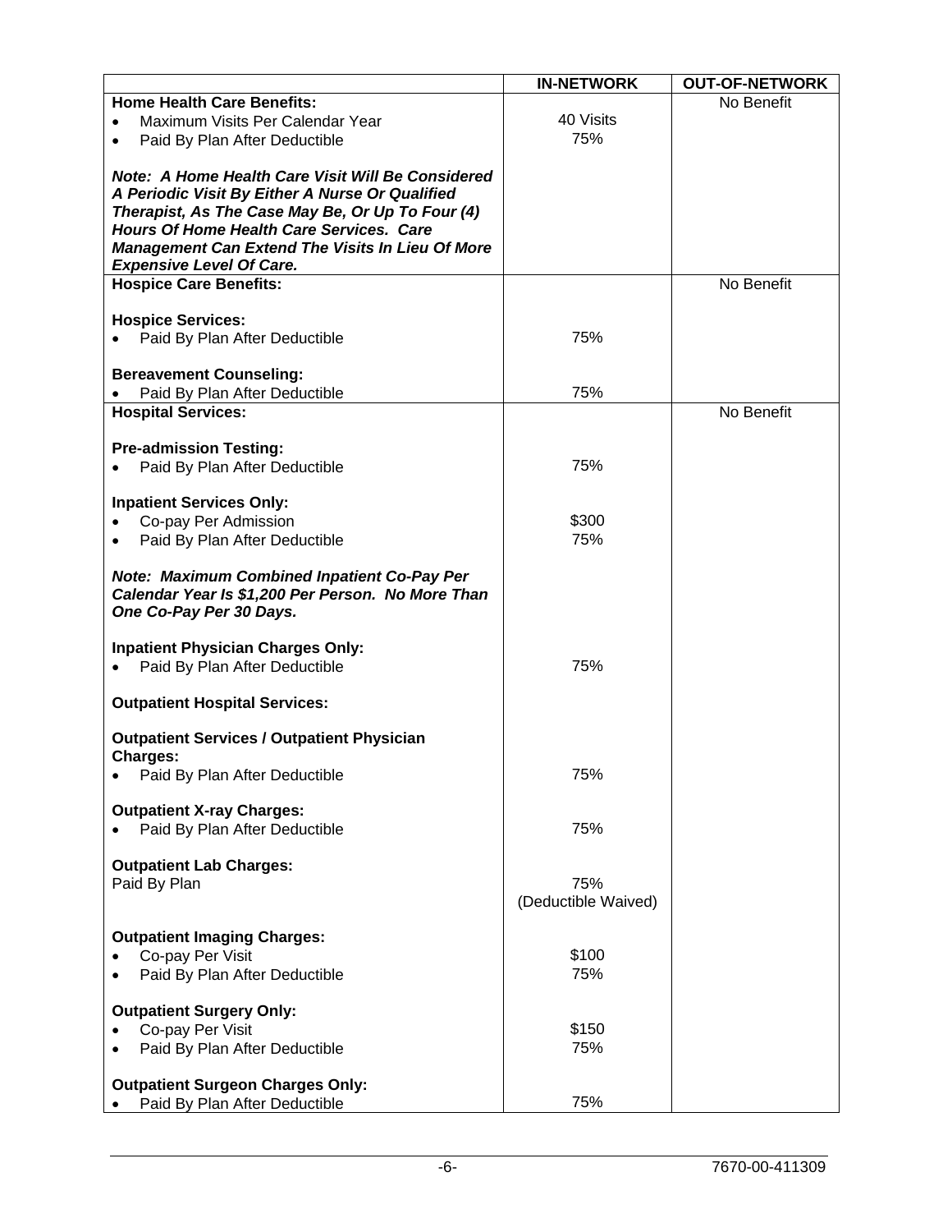| | IN-NETWORK | OUT-OF-NETWORK |
|---|---|---|
| **Home Health Care Benefits:** | | No Benefit |
| • Maximum Visits Per Calendar Year | 40 Visits | |
| • Paid By Plan After Deductible | 75% | |
| ***Note: A Home Health Care Visit Will Be Considered A Periodic Visit By Either A Nurse Or Qualified Therapist, As The Case May Be, Or Up To Four (4) Hours Of Home Health Care Services. Care Management Can Extend The Visits In Lieu Of More Expensive Level Of Care.*** | | |
| **Hospice Care Benefits:** | | No Benefit |
| **Hospice Services:** | | |
| • Paid By Plan After Deductible | 75% | |
| **Bereavement Counseling:** | | |
| • Paid By Plan After Deductible | 75% | |
| **Hospital Services:** | | No Benefit |
| **Pre-admission Testing:** | | |
| • Paid By Plan After Deductible | 75% | |
| **Inpatient Services Only:** | | |
| • Co-pay Per Admission | $300 | |
| • Paid By Plan After Deductible | 75% | |
| ***Note: Maximum Combined Inpatient Co-Pay Per Calendar Year Is $1,200 Per Person. No More Than One Co-Pay Per 30 Days.*** | | |
| **Inpatient Physician Charges Only:** | | |
| • Paid By Plan After Deductible | 75% | |
| **Outpatient Hospital Services:** | | |
| **Outpatient Services / Outpatient Physician Charges:** | | |
| • Paid By Plan After Deductible | 75% | |
| **Outpatient X-ray Charges:** | | |
| • Paid By Plan After Deductible | 75% | |
| **Outpatient Lab Charges:** | | |
| Paid By Plan | 75% (Deductible Waived) | |
| **Outpatient Imaging Charges:** | | |
| • Co-pay Per Visit | $100 | |
| • Paid By Plan After Deductible | 75% | |
| **Outpatient Surgery Only:** | | |
| • Co-pay Per Visit | $150 | |
| • Paid By Plan After Deductible | 75% | |
| **Outpatient Surgeon Charges Only:** | | |
| • Paid By Plan After Deductible | 75% | |

7670-00-411309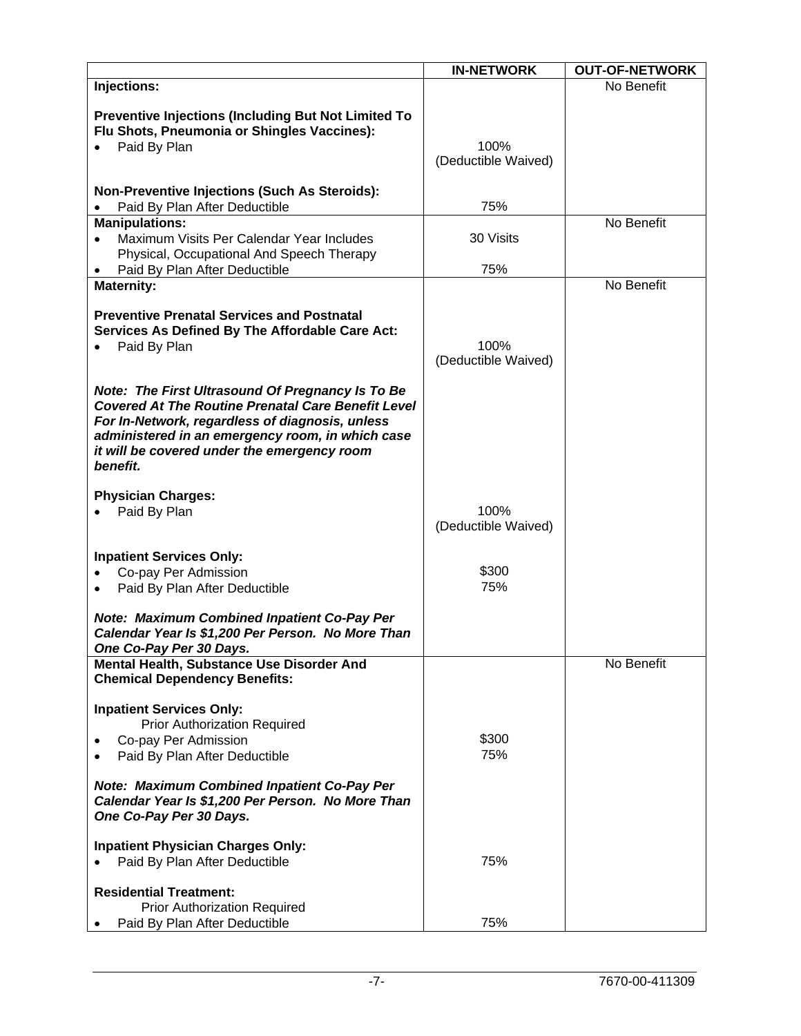| | IN-NETWORK | OUT-OF-NETWORK |
|---|---|---|
| **Injections:** | | No Benefit |
| **Preventive Injections (Including But Not Limited To Flu Shots, Pneumonia or Shingles Vaccines):** | | |
| • Paid By Plan | 100% (Deductible Waived) | |
| **Non-Preventive Injections (Such As Steroids):** | | |
| • Paid By Plan After Deductible | 75% | |
| **Manipulations:** | | No Benefit |
| • Maximum Visits Per Calendar Year Includes Physical, Occupational And Speech Therapy | 30 Visits | |
| • Paid By Plan After Deductible | 75% | |
| **Maternity:** | | No Benefit |
| **Preventive Prenatal Services and Postnatal Services As Defined By The Affordable Care Act:** | | |
| • Paid By Plan | 100% (Deductible Waived) | |
| ***Note: The First Ultrasound Of Pregnancy Is To Be Covered At The Routine Prenatal Care Benefit Level For In-Network, regardless of diagnosis, unless administered in an emergency room, in which case it will be covered under the emergency room benefit.*** | | |
| **Physician Charges:** | | |
| • Paid By Plan | 100% (Deductible Waived) | |
| **Inpatient Services Only:** | | |
| • Co-pay Per Admission | $300 | |
| • Paid By Plan After Deductible | 75% | |
| ***Note: Maximum Combined Inpatient Co-Pay Per Calendar Year Is $1,200 Per Person. No More Than One Co-Pay Per 30 Days.*** | | |
| **Mental Health, Substance Use Disorder And Chemical Dependency Benefits:** | | No Benefit |
| **Inpatient Services Only:** Prior Authorization Required | | |
| • Co-pay Per Admission | $300 | |
| • Paid By Plan After Deductible | 75% | |
| ***Note: Maximum Combined Inpatient Co-Pay Per Calendar Year Is $1,200 Per Person. No More Than One Co-Pay Per 30 Days.*** | | |
| **Inpatient Physician Charges Only:** | | |
| • Paid By Plan After Deductible | 75% | |
| **Residential Treatment:** Prior Authorization Required | | |
| • Paid By Plan After Deductible | 75% | |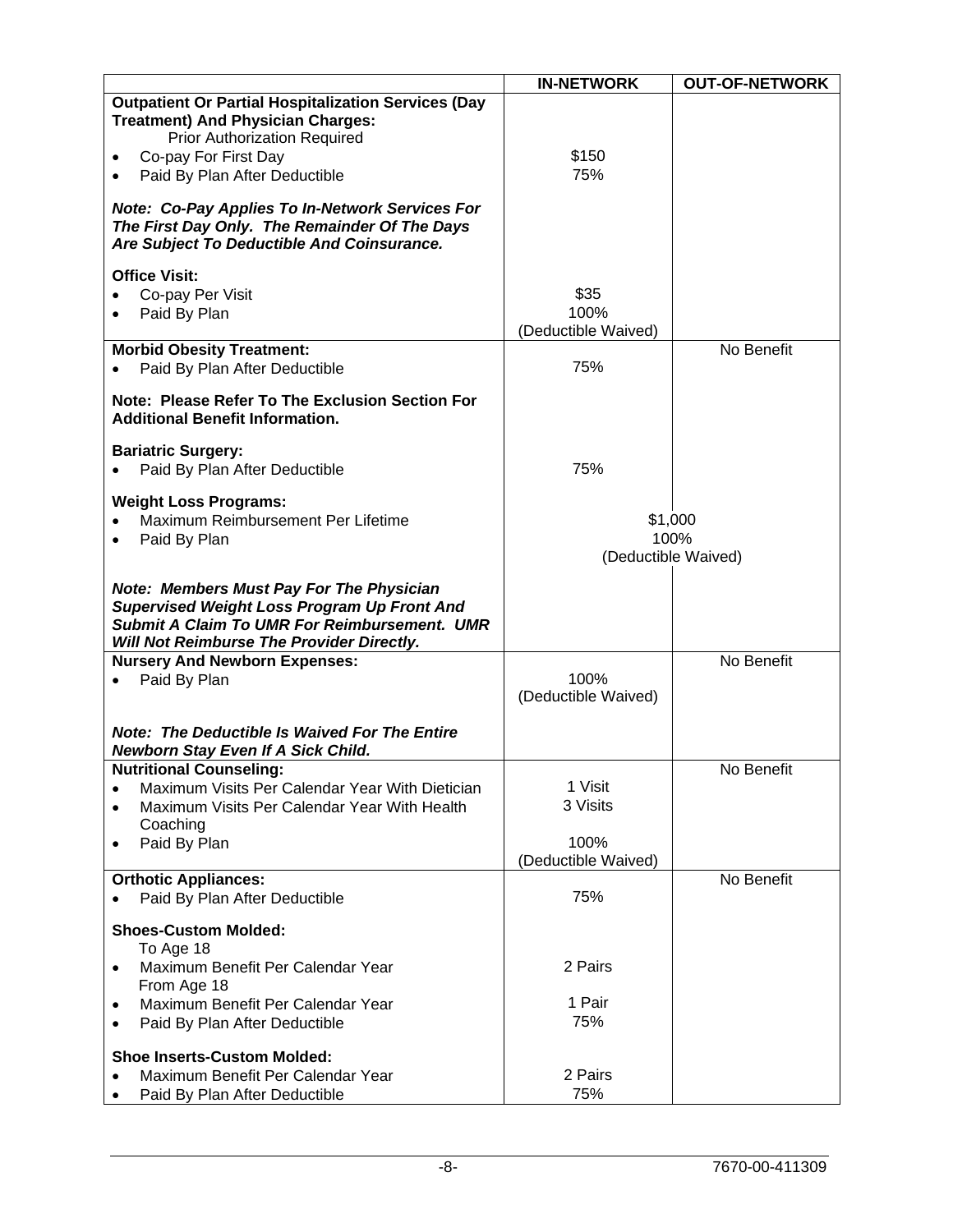| | IN-NETWORK | OUT-OF-NETWORK |
|---|---|---|
| **Outpatient Or Partial Hospitalization Services (Day Treatment) And Physician Charges:**<br>Prior Authorization Required<br>• Co-pay For First Day<br>• Paid By Plan After Deductible<br><br>***Note: Co-Pay Applies To In-Network Services For The First Day Only. The Remainder Of The Days Are Subject To Deductible And Coinsurance.***<br><br>**Office Visit:**<br>• Co-pay Per Visit<br>• Paid By Plan | <br><br><br>$150<br>75%<br><br><br><br><br><br><br>$35<br>100%<br>(Deductible Waived) | |
| **Morbid Obesity Treatment:**<br>• Paid By Plan After Deductible<br><br>**Note: Please Refer To The Exclusion Section For Additional Benefit Information.**<br><br>**Bariatric Surgery:**<br>• Paid By Plan After Deductible<br><br>**Weight Loss Programs:**<br>• Maximum Reimbursement Per Lifetime<br>• Paid By Plan<br><br>***Note: Members Must Pay For The Physician Supervised Weight Loss Program Up Front And Submit A Claim To UMR For Reimbursement. UMR Will Not Reimburse The Provider Directly.*** | <br>75%<br><br><br><br><br><br>75%<br><br><br>$1,000<br>100%<br>(Deductible Waived) | No Benefit<br><br><br><br><br><br><br><br><br><br>$1,000<br>100%<br>(Deductible Waived) |
| **Nursery And Newborn Expenses:**<br>• Paid By Plan<br><br>***Note: The Deductible Is Waived For The Entire Newborn Stay Even If A Sick Child.*** | <br>100%<br>(Deductible Waived) | No Benefit |
| **Nutritional Counseling:**<br>• Maximum Visits Per Calendar Year With Dietician<br>• Maximum Visits Per Calendar Year With Health Coaching<br>• Paid By Plan | <br>1 Visit<br>3 Visits<br><br>100%<br>(Deductible Waived) | No Benefit |
| **Orthotic Appliances:**<br>• Paid By Plan After Deductible<br><br>**Shoes-Custom Molded:**<br>To Age 18<br>• Maximum Benefit Per Calendar Year<br>From Age 18<br>• Maximum Benefit Per Calendar Year<br>• Paid By Plan After Deductible<br><br>**Shoe Inserts-Custom Molded:**<br>• Maximum Benefit Per Calendar Year<br>• Paid By Plan After Deductible | <br>75%<br><br><br><br>2 Pairs<br><br>1 Pair<br>75%<br><br><br>2 Pairs<br>75% | No Benefit |

7670-00-411309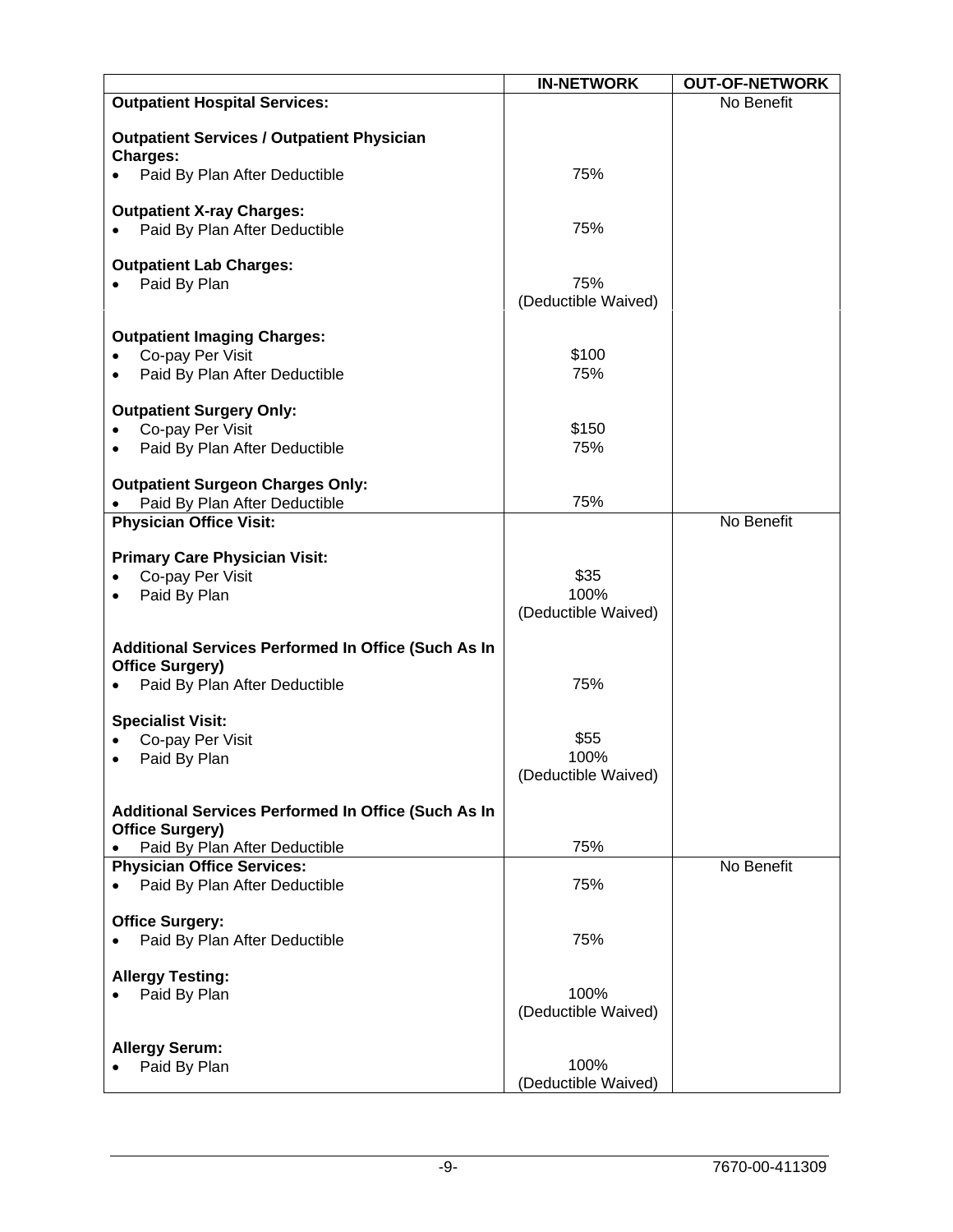| | IN-NETWORK | OUT-OF-NETWORK |
|---|---|---|
| **Outpatient Hospital Services:** | | No Benefit |
| **Outpatient Services / Outpatient Physician Charges:** | | |
| • Paid By Plan After Deductible | 75% | |
| **Outpatient X-ray Charges:** | | |
| • Paid By Plan After Deductible | 75% | |
| **Outpatient Lab Charges:** | | |
| • Paid By Plan | 75% (Deductible Waived) | |
| **Outpatient Imaging Charges:** | | |
| • Co-pay Per Visit | $100 | |
| • Paid By Plan After Deductible | 75% | |
| **Outpatient Surgery Only:** | | |
| • Co-pay Per Visit | $150 | |
| • Paid By Plan After Deductible | 75% | |
| **Outpatient Surgeon Charges Only:** | | |
| • Paid By Plan After Deductible | 75% | |
| **Physician Office Visit:** | | No Benefit |
| **Primary Care Physician Visit:** | | |
| • Co-pay Per Visit | $35 | |
| • Paid By Plan | 100% (Deductible Waived) | |
| **Additional Services Performed In Office (Such As In Office Surgery)** | | |
| • Paid By Plan After Deductible | 75% | |
| **Specialist Visit:** | | |
| • Co-pay Per Visit | $55 | |
| • Paid By Plan | 100% (Deductible Waived) | |
| **Additional Services Performed In Office (Such As In Office Surgery)** | | |
| • Paid By Plan After Deductible | 75% | |
| **Physician Office Services:** | | No Benefit |
| • Paid By Plan After Deductible | 75% | |
| **Office Surgery:** | | |
| • Paid By Plan After Deductible | 75% | |
| **Allergy Testing:** | | |
| • Paid By Plan | 100% (Deductible Waived) | |
| **Allergy Serum:** | | |
| • Paid By Plan | 100% (Deductible Waived) | |

7670-00-411309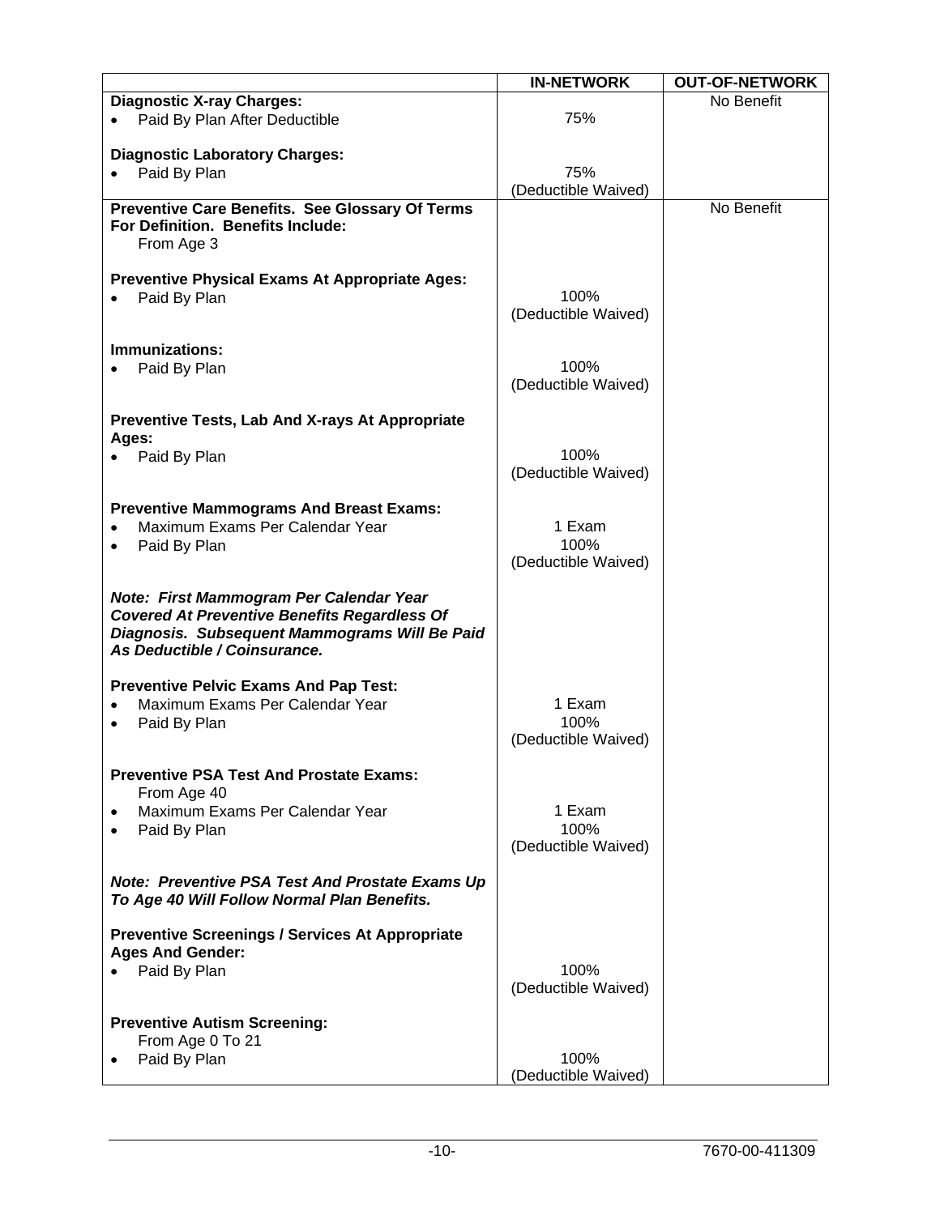| | IN-NETWORK | OUT-OF-NETWORK |
|---|---|---|
| **Diagnostic X-ray Charges:** | | No Benefit |
| • Paid By Plan After Deductible | 75% | |
| **Diagnostic Laboratory Charges:** | | |
| • Paid By Plan | 75% (Deductible Waived) | |
| **Preventive Care Benefits. See Glossary Of Terms For Definition. Benefits Include:** From Age 3 | | No Benefit |
| **Preventive Physical Exams At Appropriate Ages:** | | |
| • Paid By Plan | 100% (Deductible Waived) | |
| **Immunizations:** | | |
| • Paid By Plan | 100% (Deductible Waived) | |
| **Preventive Tests, Lab And X-rays At Appropriate Ages:** | | |
| • Paid By Plan | 100% (Deductible Waived) | |
| **Preventive Mammograms And Breast Exams:** | | |
| • Maximum Exams Per Calendar Year | 1 Exam | |
| • Paid By Plan | 100% (Deductible Waived) | |
| ***Note: First Mammogram Per Calendar Year Covered At Preventive Benefits Regardless Of Diagnosis. Subsequent Mammograms Will Be Paid As Deductible / Coinsurance.*** | | |
| **Preventive Pelvic Exams And Pap Test:** | | |
| • Maximum Exams Per Calendar Year | 1 Exam | |
| • Paid By Plan | 100% (Deductible Waived) | |
| **Preventive PSA Test And Prostate Exams:** From Age 40 | | |
| • Maximum Exams Per Calendar Year | 1 Exam | |
| • Paid By Plan | 100% (Deductible Waived) | |
| ***Note: Preventive PSA Test And Prostate Exams Up To Age 40 Will Follow Normal Plan Benefits.*** | | |
| **Preventive Screenings / Services At Appropriate Ages And Gender:** | | |
| • Paid By Plan | 100% (Deductible Waived) | |
| **Preventive Autism Screening:** From Age 0 To 21 | | |
| • Paid By Plan | 100% (Deductible Waived) | |

7670-00-411309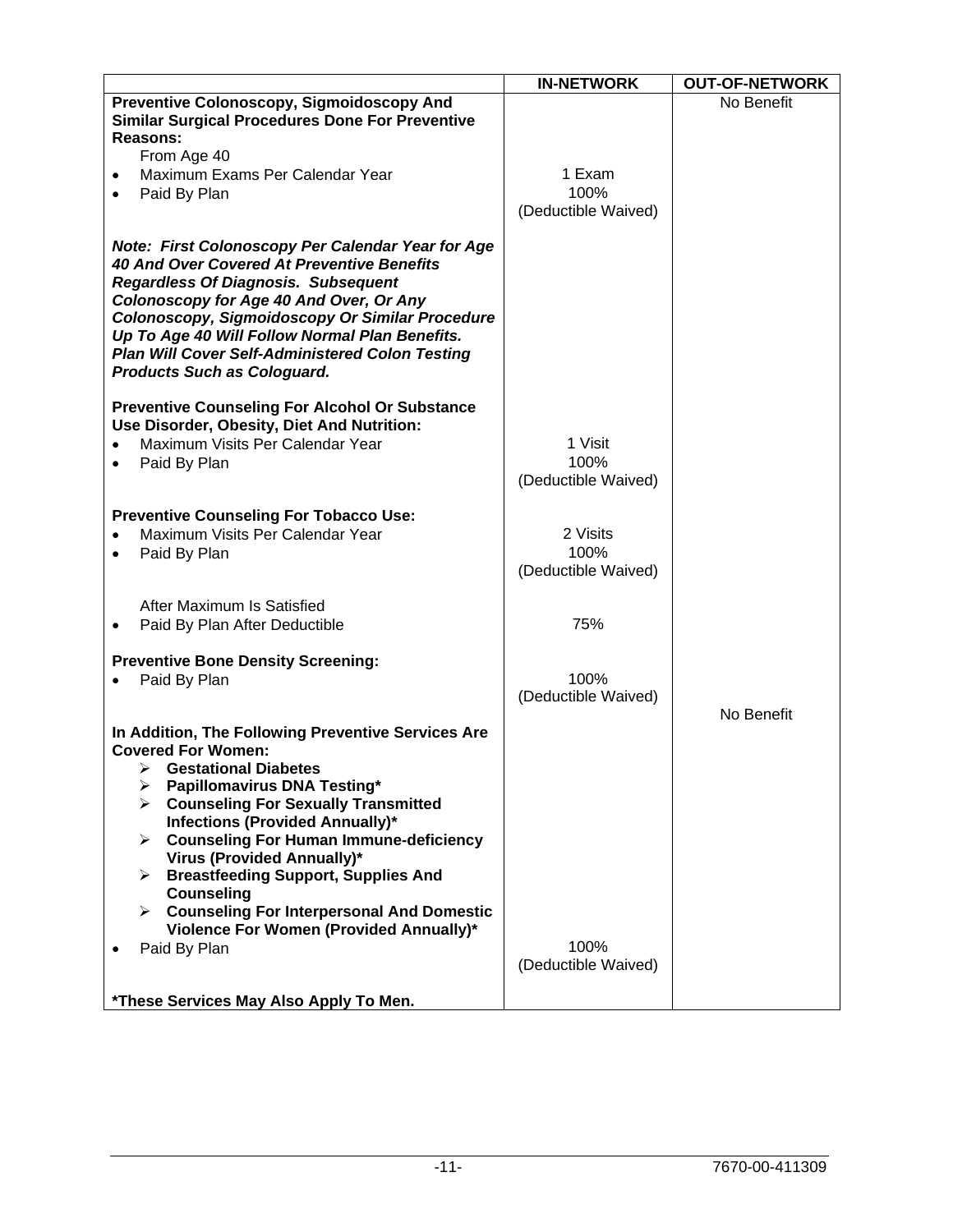| | IN-NETWORK | OUT-OF-NETWORK |
|---|---|---|
| **Preventive Colonoscopy, Sigmoidoscopy And Similar Surgical Procedures Done For Preventive Reasons:** | | No Benefit |
| From Age 40 | | |
| • Maximum Exams Per Calendar Year | 1 Exam | |
| • Paid By Plan | 100% (Deductible Waived) | |
| ***Note: First Colonoscopy Per Calendar Year for Age 40 And Over Covered At Preventive Benefits Regardless Of Diagnosis. Subsequent Colonoscopy for Age 40 And Over, Or Any Colonoscopy, Sigmoidoscopy Or Similar Procedure Up To Age 40 Will Follow Normal Plan Benefits. Plan Will Cover Self-Administered Colon Testing Products Such as Cologuard.*** | | |
| **Preventive Counseling For Alcohol Or Substance Use Disorder, Obesity, Diet And Nutrition:** | | |
| • Maximum Visits Per Calendar Year | 1 Visit | |
| • Paid By Plan | 100% (Deductible Waived) | |
| **Preventive Counseling For Tobacco Use:** | | |
| • Maximum Visits Per Calendar Year | 2 Visits | |
| • Paid By Plan | 100% (Deductible Waived) | |
| After Maximum Is Satisfied | | |
| • Paid By Plan After Deductible | 75% | |
| **Preventive Bone Density Screening:** | | |
| • Paid By Plan | 100% (Deductible Waived) | No Benefit |
| **In Addition, The Following Preventive Services Are Covered For Women:**<br>➢ **Gestational Diabetes**<br>➢ **Papillomavirus DNA Testing***<br>➢ **Counseling For Sexually Transmitted Infections (Provided Annually)***<br>➢ **Counseling For Human Immune-deficiency Virus (Provided Annually)***<br>➢ **Breastfeeding Support, Supplies And Counseling**<br>➢ **Counseling For Interpersonal And Domestic Violence For Women (Provided Annually)*** | | |
| • Paid By Plan | 100% (Deductible Waived) | |
| ***These Services May Also Apply To Men.** | | |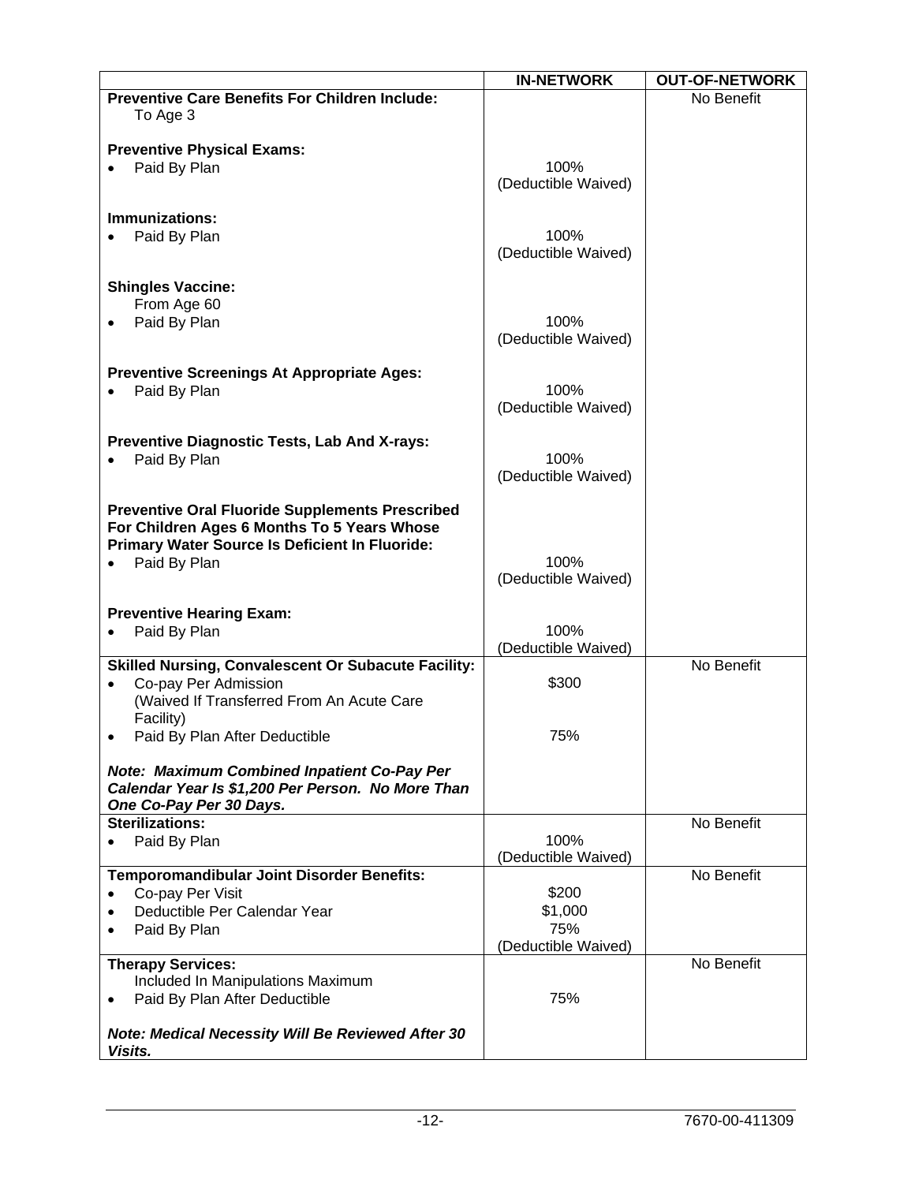| | IN-NETWORK | OUT-OF-NETWORK |
|---|---|---|
| **Preventive Care Benefits For Children Include:**<br>To Age 3 | | No Benefit |
| **Preventive Physical Exams:**<br>• Paid By Plan | 100%<br>(Deductible Waived) | |
| **Immunizations:**<br>• Paid By Plan | 100%<br>(Deductible Waived) | |
| **Shingles Vaccine:**<br>From Age 60<br>• Paid By Plan | 100%<br>(Deductible Waived) | |
| **Preventive Screenings At Appropriate Ages:**<br>• Paid By Plan | 100%<br>(Deductible Waived) | |
| **Preventive Diagnostic Tests, Lab And X-rays:**<br>• Paid By Plan | 100%<br>(Deductible Waived) | |
| **Preventive Oral Fluoride Supplements Prescribed For Children Ages 6 Months To 5 Years Whose Primary Water Source Is Deficient In Fluoride:**<br>• Paid By Plan | 100%<br>(Deductible Waived) | |
| **Preventive Hearing Exam:**<br>• Paid By Plan | 100%<br>(Deductible Waived) | |
| **Skilled Nursing, Convalescent Or Subacute Facility:**<br>• Co-pay Per Admission (Waived If Transferred From An Acute Care Facility)<br>• Paid By Plan After Deductible<br><br>***Note: Maximum Combined Inpatient Co-Pay Per Calendar Year Is $1,200 Per Person. No More Than One Co-Pay Per 30 Days.*** | $300<br><br>75% | No Benefit |
| **Sterilizations:**<br>• Paid By Plan | 100%<br>(Deductible Waived) | No Benefit |
| **Temporomandibular Joint Disorder Benefits:**<br>• Co-pay Per Visit<br>• Deductible Per Calendar Year<br>• Paid By Plan | $200<br>$1,000<br>75%<br>(Deductible Waived) | No Benefit |
| **Therapy Services:**<br>Included In Manipulations Maximum<br>• Paid By Plan After Deductible<br><br>***Note: Medical Necessity Will Be Reviewed After 30 Visits.*** | 75% | No Benefit |

7670-00-411309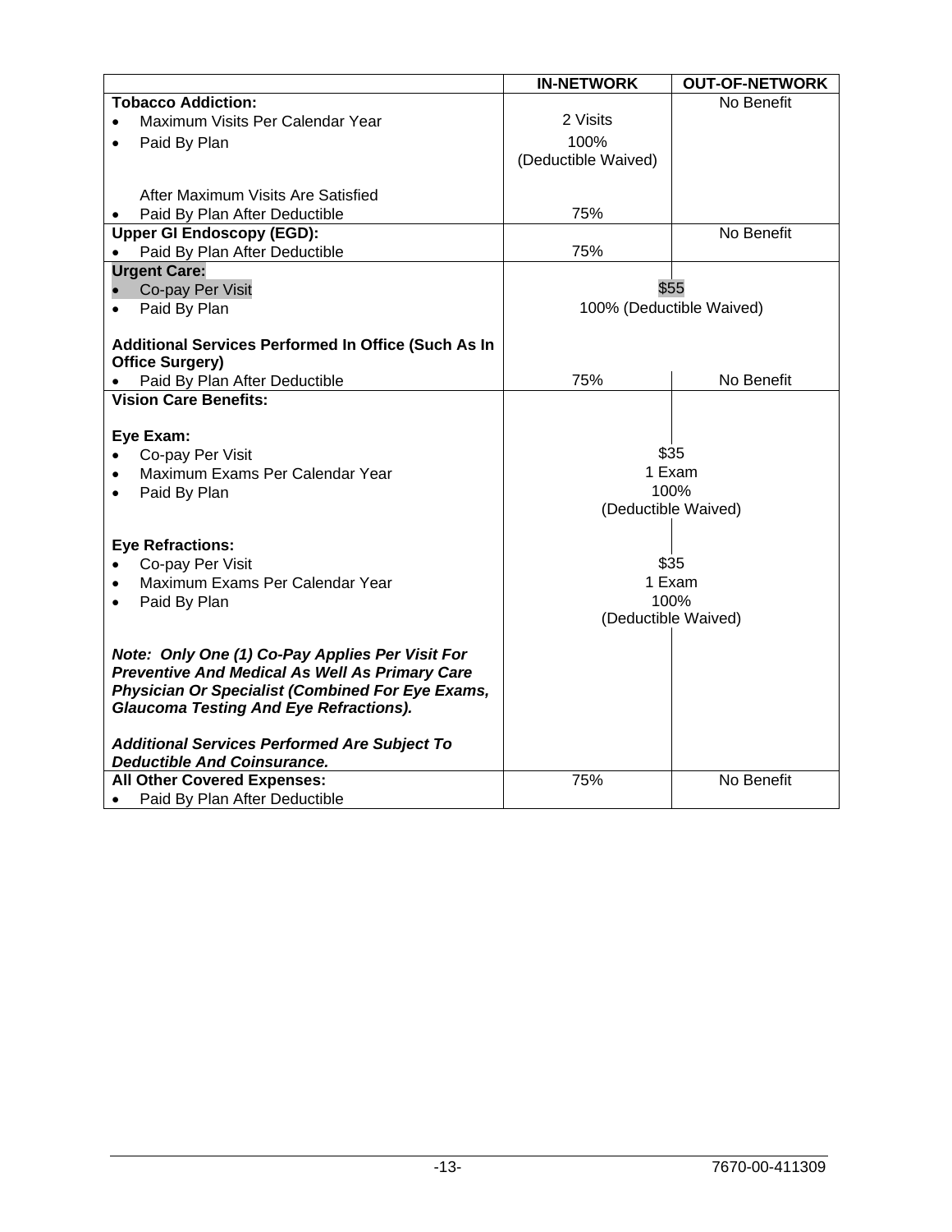| | IN-NETWORK | OUT-OF-NETWORK |
|---|---|---|
| **Tobacco Addiction:** | | No Benefit |
| • Maximum Visits Per Calendar Year | 2 Visits | |
| • Paid By Plan | 100% (Deductible Waived) | |
| After Maximum Visits Are Satisfied | | |
| • Paid By Plan After Deductible | 75% | |
| **Upper GI Endoscopy (EGD):** | | No Benefit |
| • Paid By Plan After Deductible | 75% | |
| **Urgent Care:** | | |
| • Co-pay Per Visit | $55 | $55 |
| • Paid By Plan | 100% (Deductible Waived) | 100% (Deductible Waived) |
| **Additional Services Performed In Office (Such As In Office Surgery)** | | |
| • Paid By Plan After Deductible | 75% | No Benefit |
| **Vision Care Benefits:** | | |
| **Eye Exam:** | | |
| • Co-pay Per Visit | $35 | $35 |
| • Maximum Exams Per Calendar Year | 1 Exam | 1 Exam |
| • Paid By Plan | 100% (Deductible Waived) | 100% (Deductible Waived) |
| **Eye Refractions:** | | |
| • Co-pay Per Visit | $35 | $35 |
| • Maximum Exams Per Calendar Year | 1 Exam | 1 Exam |
| • Paid By Plan | 100% (Deductible Waived) | 100% (Deductible Waived) |
| ***Note: Only One (1) Co-Pay Applies Per Visit For Preventive And Medical As Well As Primary Care Physician Or Specialist (Combined For Eye Exams, Glaucoma Testing And Eye Refractions).*** | | |
| ***Additional Services Performed Are Subject To Deductible And Coinsurance.*** | | |
| **All Other Covered Expenses:** | 75% | No Benefit |
| • Paid By Plan After Deductible | | |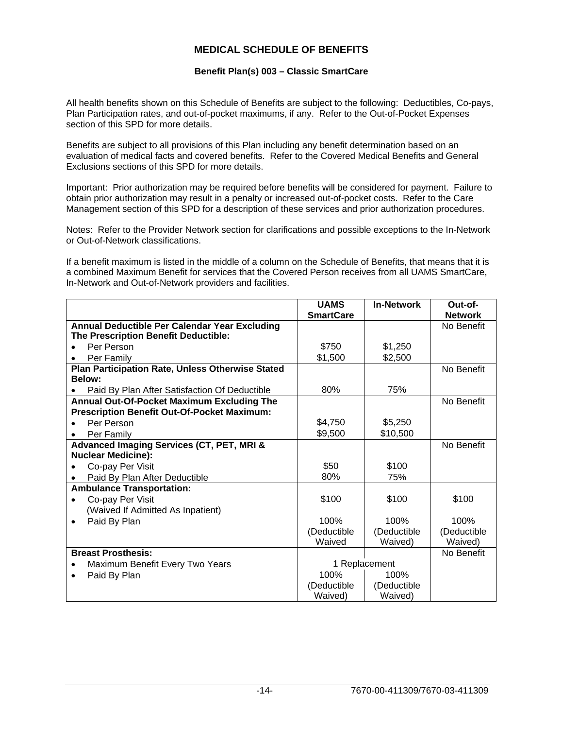# MEDICAL SCHEDULE OF BENEFITS

### Benefit Plan(s) 003 – Classic SmartCare

All health benefits shown on this Schedule of Benefits are subject to the following: Deductibles, Co-pays, Plan Participation rates, and out-of-pocket maximums, if any. Refer to the Out-of-Pocket Expenses section of this SPD for more details.

Benefits are subject to all provisions of this Plan including any benefit determination based on an evaluation of medical facts and covered benefits. Refer to the Covered Medical Benefits and General Exclusions sections of this SPD for more details.

Important: Prior authorization may be required before benefits will be considered for payment. Failure to obtain prior authorization may result in a penalty or increased out-of-pocket costs. Refer to the Care Management section of this SPD for a description of these services and prior authorization procedures.

Notes: Refer to the Provider Network section for clarifications and possible exceptions to the In-Network or Out-of-Network classifications.

If a benefit maximum is listed in the middle of a column on the Schedule of Benefits, that means that it is a combined Maximum Benefit for services that the Covered Person receives from all UAMS SmartCare, In-Network and Out-of-Network providers and facilities.

| | UAMS SmartCare | In-Network | Out-of-Network |
|---|---|---|---|
| **Annual Deductible Per Calendar Year Excluding The Prescription Benefit Deductible:** | | | No Benefit |
| • Per Person | $750 | $1,250 | |
| • Per Family | $1,500 | $2,500 | |
| **Plan Participation Rate, Unless Otherwise Stated Below:** | | | No Benefit |
| • Paid By Plan After Satisfaction Of Deductible | 80% | 75% | |
| **Annual Out-Of-Pocket Maximum Excluding The Prescription Benefit Out-Of-Pocket Maximum:** | | | No Benefit |
| • Per Person | $4,750 | $5,250 | |
| • Per Family | $9,500 | $10,500 | |
| **Advanced Imaging Services (CT, PET, MRI & Nuclear Medicine):** | | | No Benefit |
| • Co-pay Per Visit | $50 | $100 | |
| • Paid By Plan After Deductible | 80% | 75% | |
| **Ambulance Transportation:** | | | |
| • Co-pay Per Visit (Waived If Admitted As Inpatient) | $100 | $100 | $100 |
| • Paid By Plan | 100% (Deductible Waived | 100% (Deductible Waived) | 100% (Deductible Waived) |
| **Breast Prosthesis:** | | | No Benefit |
| • Maximum Benefit Every Two Years | 1 Replacement | | |
| • Paid By Plan | 100% (Deductible Waived) | 100% (Deductible Waived) | |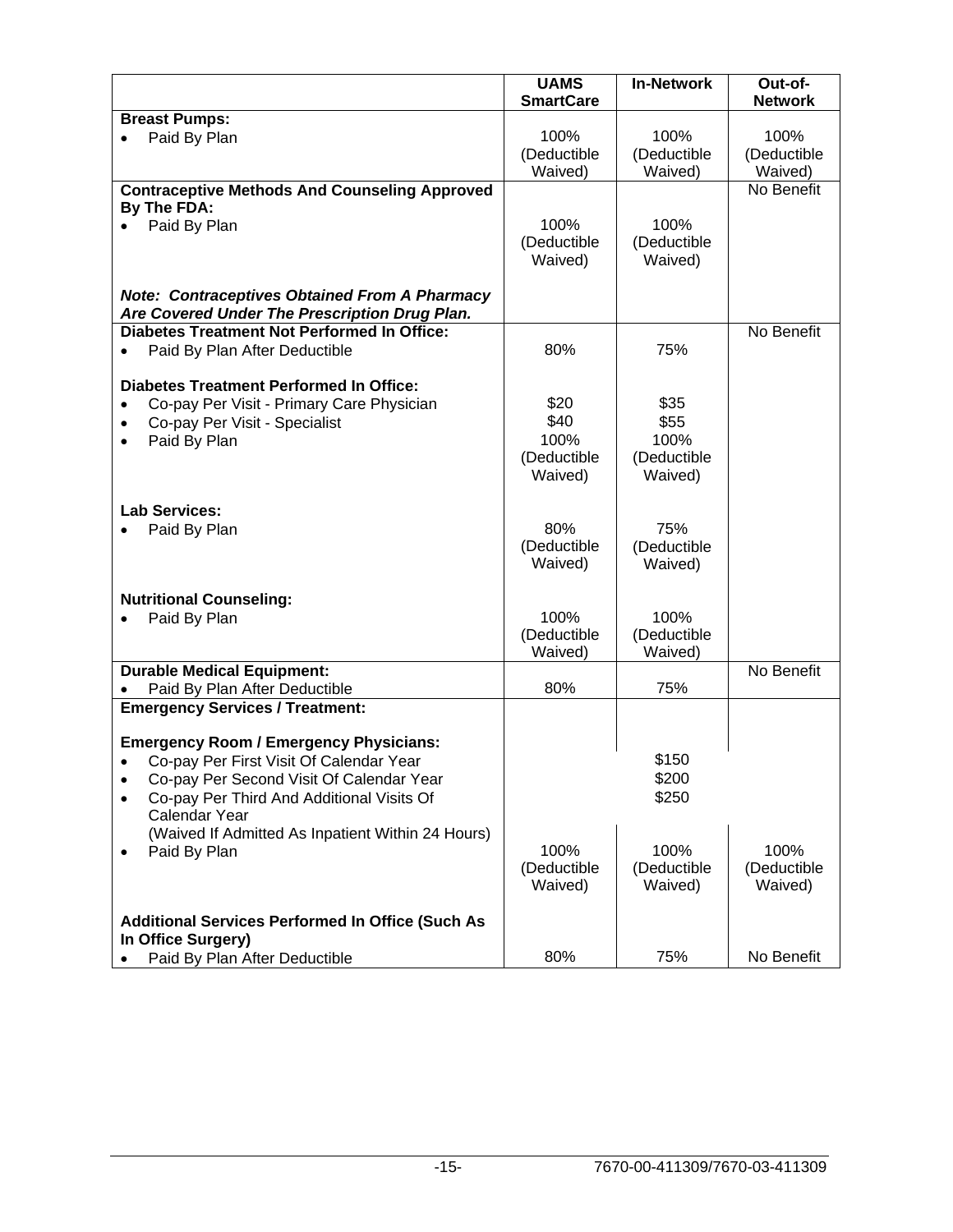| | UAMS SmartCare | In-Network | Out-of-Network |
|---|---|---|---|
| **Breast Pumps:** | | | |
| • Paid By Plan | 100% (Deductible Waived) | 100% (Deductible Waived) | 100% (Deductible Waived) |
| **Contraceptive Methods And Counseling Approved By The FDA:** | | | No Benefit |
| • Paid By Plan | 100% (Deductible Waived) | 100% (Deductible Waived) | |
| ***Note: Contraceptives Obtained From A Pharmacy Are Covered Under The Prescription Drug Plan.*** | | | |
| **Diabetes Treatment Not Performed In Office:** | | | No Benefit |
| • Paid By Plan After Deductible | 80% | 75% | |
| **Diabetes Treatment Performed In Office:** | | | |
| • Co-pay Per Visit - Primary Care Physician | $20 | $35 | |
| • Co-pay Per Visit - Specialist | $40 | $55 | |
| • Paid By Plan | 100% (Deductible Waived) | 100% (Deductible Waived) | |
| **Lab Services:** | | | |
| • Paid By Plan | 80% (Deductible Waived) | 75% (Deductible Waived) | |
| **Nutritional Counseling:** | | | |
| • Paid By Plan | 100% (Deductible Waived) | 100% (Deductible Waived) | |
| **Durable Medical Equipment:** | | | No Benefit |
| • Paid By Plan After Deductible | 80% | 75% | |
| **Emergency Services / Treatment:** | | | |
| **Emergency Room / Emergency Physicians:** | | | |
| • Co-pay Per First Visit Of Calendar Year | | $150 | |
| • Co-pay Per Second Visit Of Calendar Year | | $200 | |
| • Co-pay Per Third And Additional Visits Of Calendar Year (Waived If Admitted As Inpatient Within 24 Hours) | | $250 | |
| • Paid By Plan | 100% (Deductible Waived) | 100% (Deductible Waived) | 100% (Deductible Waived) |
| **Additional Services Performed In Office (Such As In Office Surgery)** | | | |
| • Paid By Plan After Deductible | 80% | 75% | No Benefit |

7670-00-411309/7670-03-411309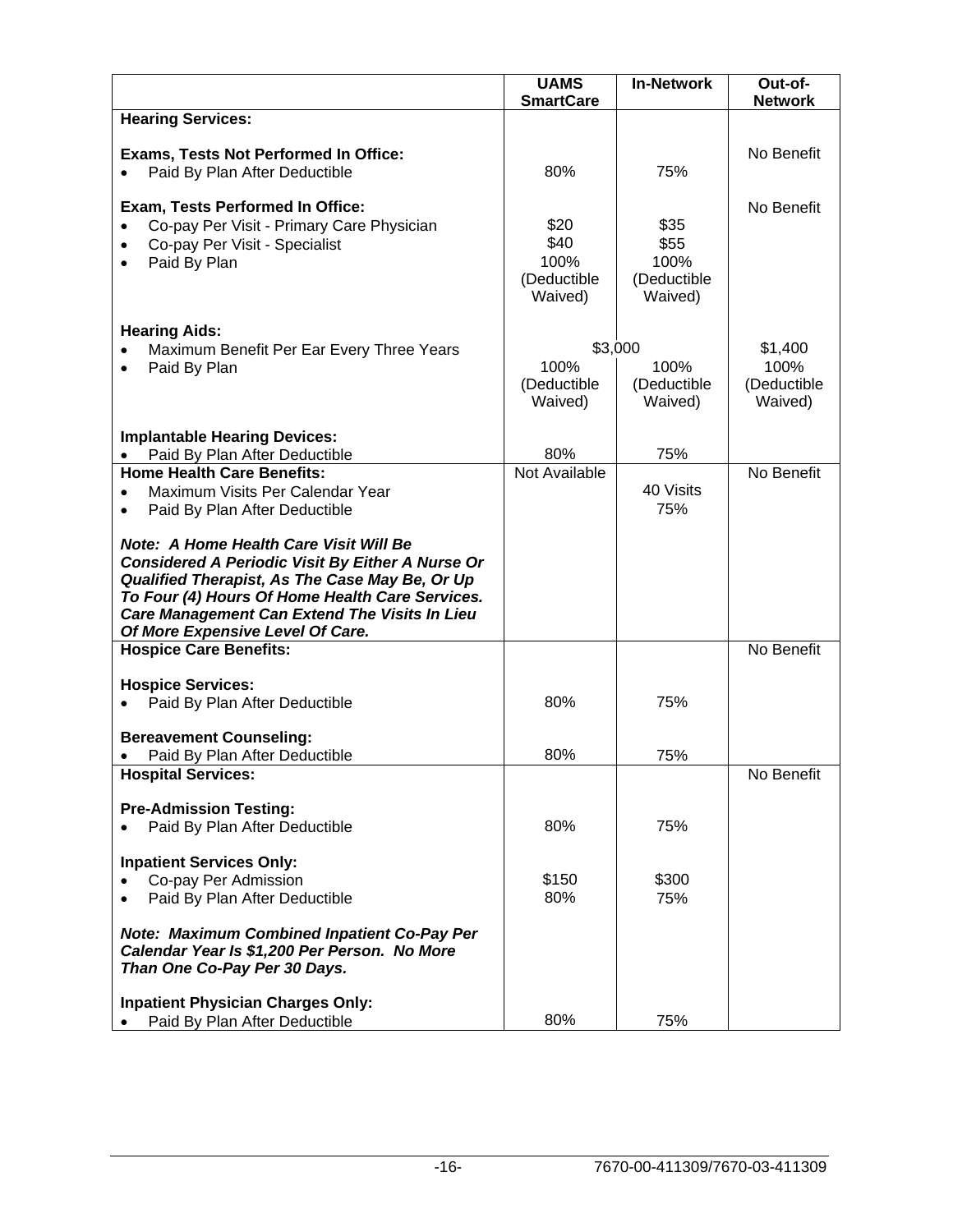| | UAMS SmartCare | In-Network | Out-of-Network |
|---|---|---|---|
| **Hearing Services:** | | | |
| **Exams, Tests Not Performed In Office:** | | | No Benefit |
| • Paid By Plan After Deductible | 80% | 75% | |
| **Exam, Tests Performed In Office:** | | | No Benefit |
| • Co-pay Per Visit - Primary Care Physician | $20 | $35 | |
| • Co-pay Per Visit - Specialist | $40 | $55 | |
| • Paid By Plan | 100% (Deductible Waived) | 100% (Deductible Waived) | |
| **Hearing Aids:** | | | |
| • Maximum Benefit Per Ear Every Three Years | $3,000 | | $1,400 |
| • Paid By Plan | 100% (Deductible Waived) | 100% (Deductible Waived) | 100% (Deductible Waived) |
| **Implantable Hearing Devices:** | | | |
| • Paid By Plan After Deductible | 80% | 75% | |
| **Home Health Care Benefits:** | Not Available | | No Benefit |
| • Maximum Visits Per Calendar Year | | 40 Visits | |
| • Paid By Plan After Deductible | | 75% | |
| ***Note: A Home Health Care Visit Will Be Considered A Periodic Visit By Either A Nurse Or Qualified Therapist, As The Case May Be, Or Up To Four (4) Hours Of Home Health Care Services. Care Management Can Extend The Visits In Lieu Of More Expensive Level Of Care.*** | | | |
| **Hospice Care Benefits:** | | | No Benefit |
| **Hospice Services:** | | | |
| • Paid By Plan After Deductible | 80% | 75% | |
| **Bereavement Counseling:** | | | |
| • Paid By Plan After Deductible | 80% | 75% | |
| **Hospital Services:** | | | No Benefit |
| **Pre-Admission Testing:** | | | |
| • Paid By Plan After Deductible | 80% | 75% | |
| **Inpatient Services Only:** | | | |
| • Co-pay Per Admission | $150 | $300 | |
| • Paid By Plan After Deductible | 80% | 75% | |
| ***Note: Maximum Combined Inpatient Co-Pay Per Calendar Year Is $1,200 Per Person. No More Than One Co-Pay Per 30 Days.*** | | | |
| **Inpatient Physician Charges Only:** | | | |
| • Paid By Plan After Deductible | 80% | 75% | |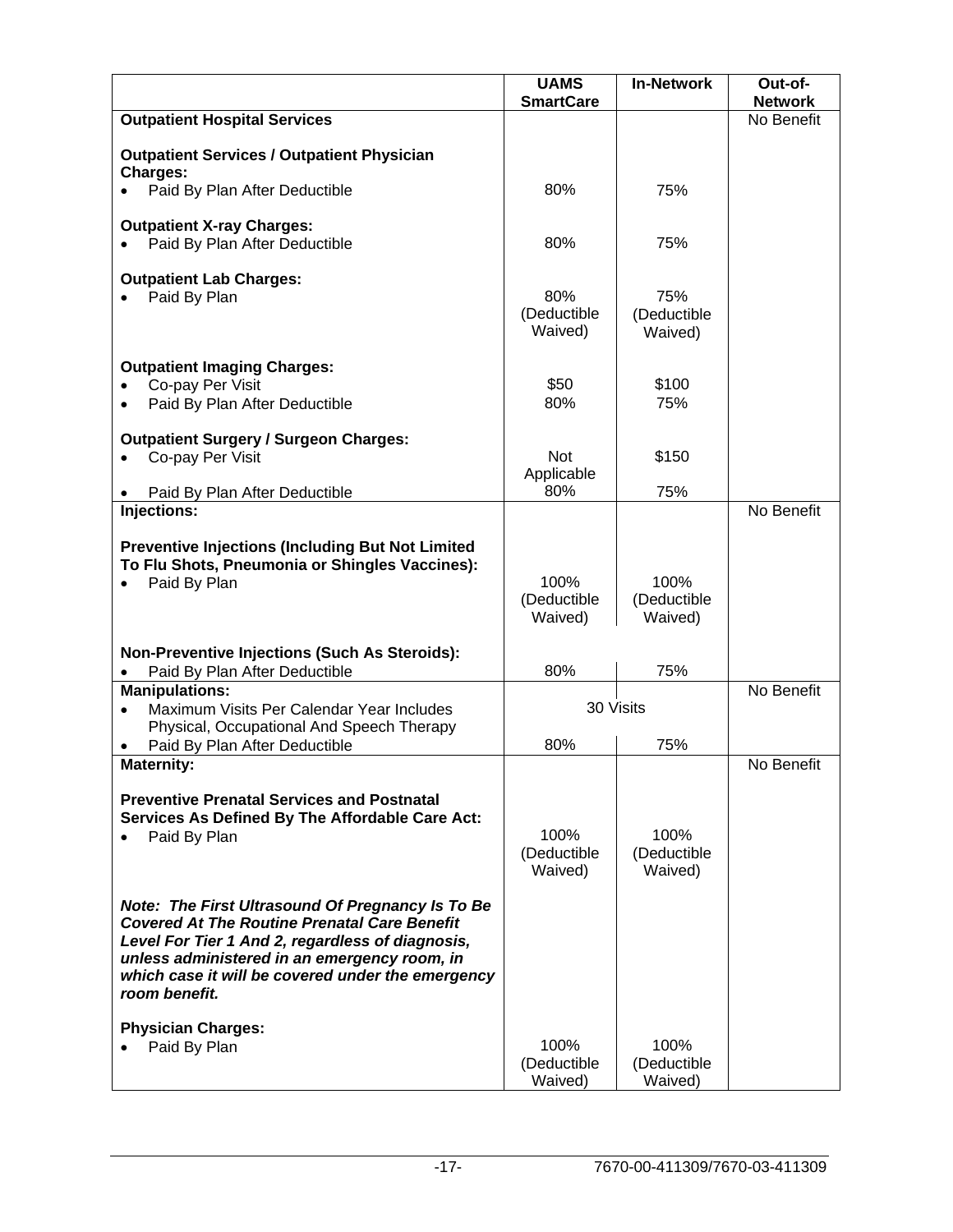| | UAMS SmartCare | In-Network | Out-of-Network |
|---|---|---|---|
| **Outpatient Hospital Services** | | | No Benefit |
| **Outpatient Services / Outpatient Physician Charges:** | | | |
| • Paid By Plan After Deductible | 80% | 75% | |
| **Outpatient X-ray Charges:** | | | |
| • Paid By Plan After Deductible | 80% | 75% | |
| **Outpatient Lab Charges:** | | | |
| • Paid By Plan | 80% (Deductible Waived) | 75% (Deductible Waived) | |
| **Outpatient Imaging Charges:** | | | |
| • Co-pay Per Visit | $50 | $100 | |
| • Paid By Plan After Deductible | 80% | 75% | |
| **Outpatient Surgery / Surgeon Charges:** | | | |
| • Co-pay Per Visit | Not Applicable | $150 | |
| • Paid By Plan After Deductible | 80% | 75% | |
| **Injections:** | | | No Benefit |
| **Preventive Injections (Including But Not Limited To Flu Shots, Pneumonia or Shingles Vaccines):** | | | |
| • Paid By Plan | 100% (Deductible Waived) | 100% (Deductible Waived) | |
| **Non-Preventive Injections (Such As Steroids):** | | | |
| • Paid By Plan After Deductible | 80% | 75% | |
| **Manipulations:** | | | No Benefit |
| • Maximum Visits Per Calendar Year Includes Physical, Occupational And Speech Therapy | 30 Visits | | |
| • Paid By Plan After Deductible | 80% | 75% | |
| **Maternity:** | | | No Benefit |
| **Preventive Prenatal Services and Postnatal Services As Defined By The Affordable Care Act:** | | | |
| • Paid By Plan | 100% (Deductible Waived) | 100% (Deductible Waived) | |
| ***Note: The First Ultrasound Of Pregnancy Is To Be Covered At The Routine Prenatal Care Benefit Level For Tier 1 And 2, regardless of diagnosis, unless administered in an emergency room, in which case it will be covered under the emergency room benefit.*** | | | |
| **Physician Charges:** | | | |
| • Paid By Plan | 100% (Deductible Waived) | 100% (Deductible Waived) | |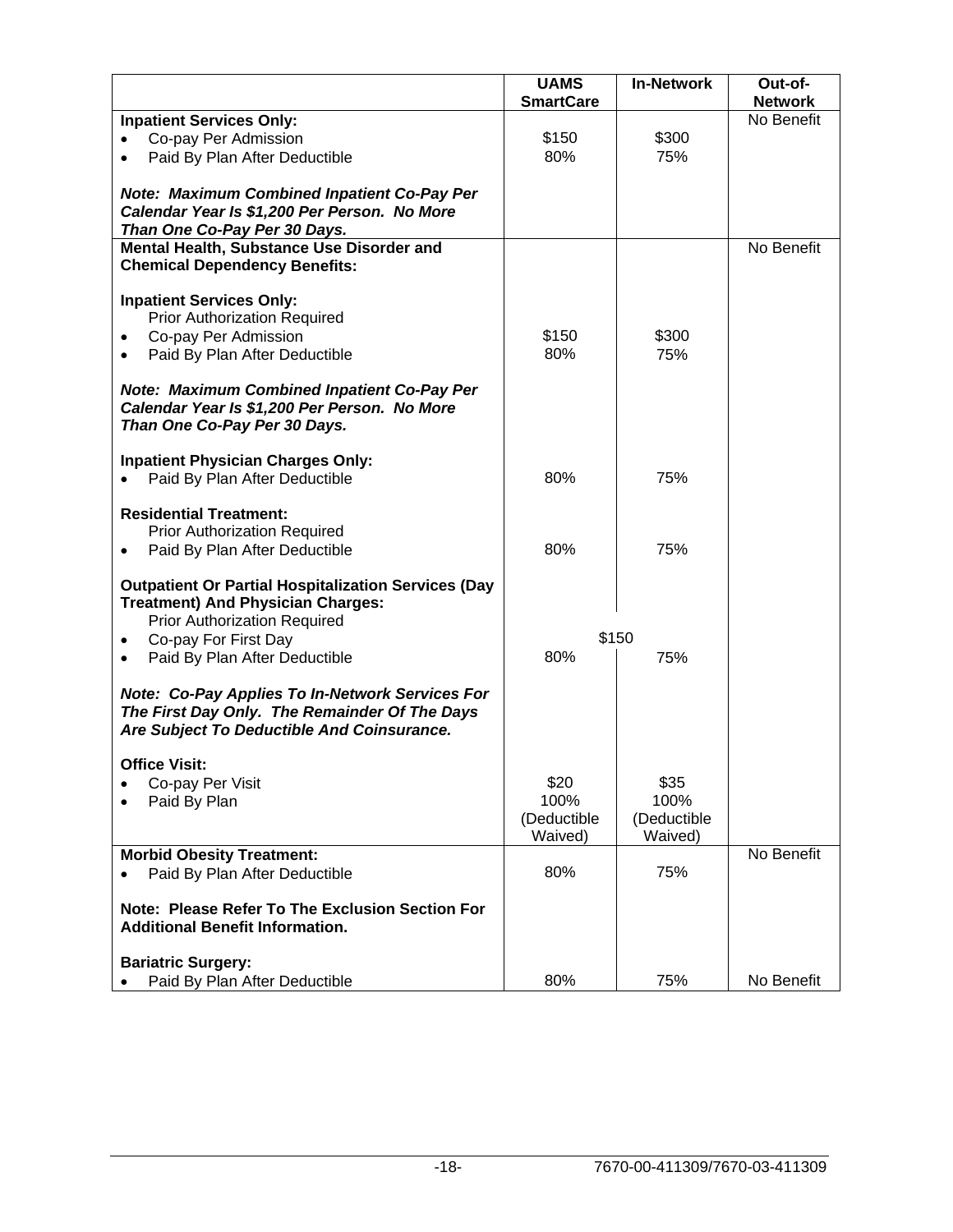| | UAMS SmartCare | In-Network | Out-of-Network |
|---|---|---|---|
| **Inpatient Services Only:** | | | No Benefit |
| • Co-pay Per Admission | $150 | $300 | |
| • Paid By Plan After Deductible | 80% | 75% | |
| ***Note: Maximum Combined Inpatient Co-Pay Per Calendar Year Is $1,200 Per Person. No More Than One Co-Pay Per 30 Days.*** | | | |
| **Mental Health, Substance Use Disorder and Chemical Dependency Benefits:** | | | No Benefit |
| **Inpatient Services Only:** Prior Authorization Required | | | |
| • Co-pay Per Admission | $150 | $300 | |
| • Paid By Plan After Deductible | 80% | 75% | |
| ***Note: Maximum Combined Inpatient Co-Pay Per Calendar Year Is $1,200 Per Person. No More Than One Co-Pay Per 30 Days.*** | | | |
| **Inpatient Physician Charges Only:** | | | |
| • Paid By Plan After Deductible | 80% | 75% | |
| **Residential Treatment:** Prior Authorization Required | | | |
| • Paid By Plan After Deductible | 80% | 75% | |
| **Outpatient Or Partial Hospitalization Services (Day Treatment) And Physician Charges:** Prior Authorization Required | | | |
| • Co-pay For First Day | $150 | | |
| • Paid By Plan After Deductible | 80% | 75% | |
| ***Note: Co-Pay Applies To In-Network Services For The First Day Only. The Remainder Of The Days Are Subject To Deductible And Coinsurance.*** | | | |
| **Office Visit:** | | | |
| • Co-pay Per Visit | $20 | $35 | |
| • Paid By Plan | 100% (Deductible Waived) | 100% (Deductible Waived) | |
| **Morbid Obesity Treatment:** | | | No Benefit |
| • Paid By Plan After Deductible | 80% | 75% | |
| **Note: Please Refer To The Exclusion Section For Additional Benefit Information.** | | | |
| **Bariatric Surgery:** | | | |
| • Paid By Plan After Deductible | 80% | 75% | No Benefit |

7670-00-411309/7670-03-411309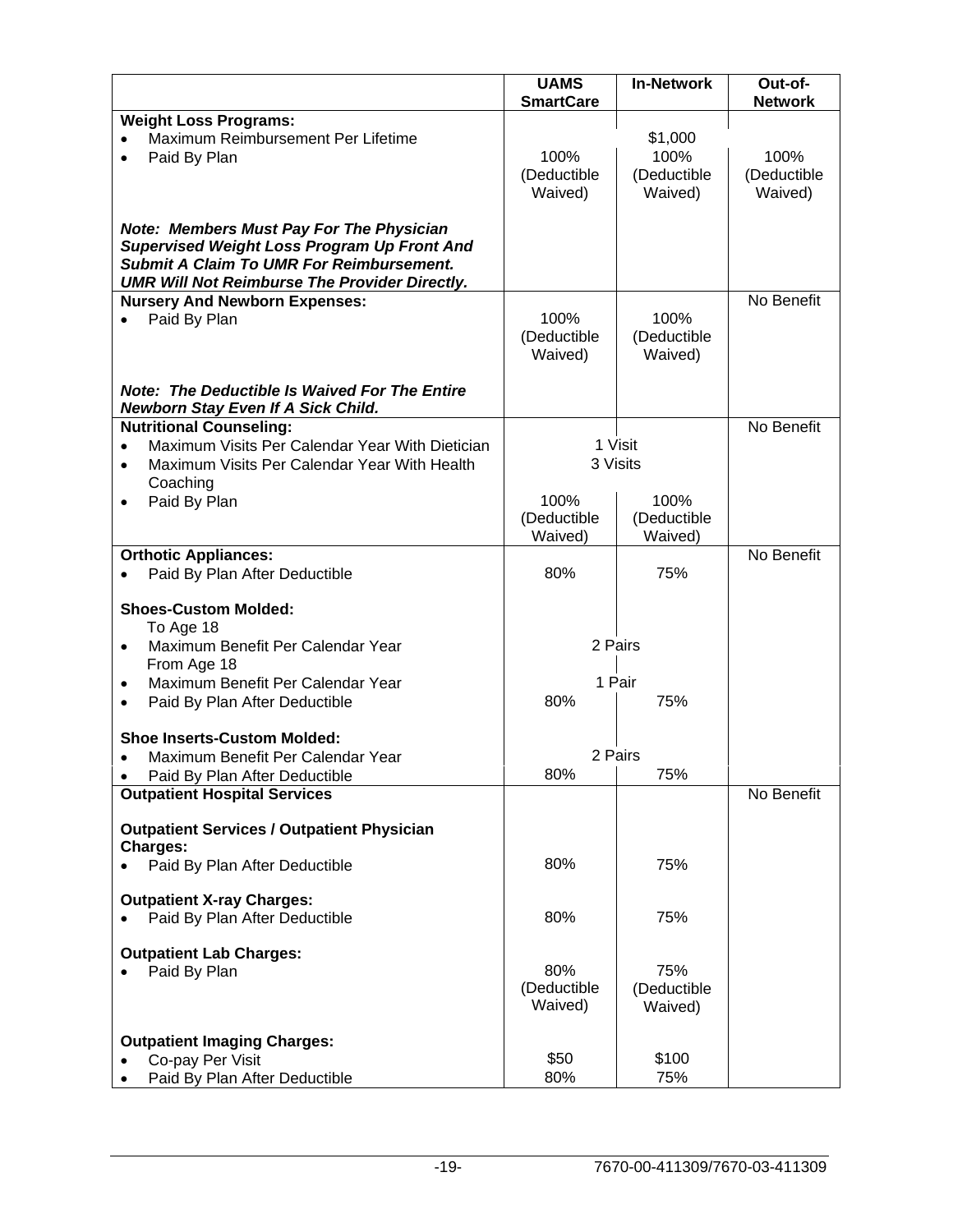| | UAMS SmartCare | In-Network | Out-of-Network |
|---|---|---|---|
| **Weight Loss Programs:** | | | |
| • Maximum Reimbursement Per Lifetime | $1,000 | | |
| • Paid By Plan | 100% (Deductible Waived) | 100% (Deductible Waived) | 100% (Deductible Waived) |
| ***Note: Members Must Pay For The Physician Supervised Weight Loss Program Up Front And Submit A Claim To UMR For Reimbursement. UMR Will Not Reimburse The Provider Directly.*** | | | |
| **Nursery And Newborn Expenses:** | | | No Benefit |
| • Paid By Plan | 100% (Deductible Waived) | 100% (Deductible Waived) | |
| ***Note: The Deductible Is Waived For The Entire Newborn Stay Even If A Sick Child.*** | | | |
| **Nutritional Counseling:** | | | No Benefit |
| • Maximum Visits Per Calendar Year With Dietician | 1 Visit | | |
| • Maximum Visits Per Calendar Year With Health Coaching | 3 Visits | | |
| • Paid By Plan | 100% (Deductible Waived) | 100% (Deductible Waived) | |
| **Orthotic Appliances:** | | | No Benefit |
| • Paid By Plan After Deductible | 80% | 75% | |
| **Shoes-Custom Molded:** | | | |
| To Age 18 | | | |
| • Maximum Benefit Per Calendar Year | 2 Pairs | | |
| From Age 18 | | | |
| • Maximum Benefit Per Calendar Year | 1 Pair | | |
| • Paid By Plan After Deductible | 80% | 75% | |
| **Shoe Inserts-Custom Molded:** | | | |
| • Maximum Benefit Per Calendar Year | 2 Pairs | | |
| • Paid By Plan After Deductible | 80% | 75% | |
| **Outpatient Hospital Services** | | | No Benefit |
| **Outpatient Services / Outpatient Physician Charges:** | | | |
| • Paid By Plan After Deductible | 80% | 75% | |
| **Outpatient X-ray Charges:** | | | |
| • Paid By Plan After Deductible | 80% | 75% | |
| **Outpatient Lab Charges:** | | | |
| • Paid By Plan | 80% (Deductible Waived) | 75% (Deductible Waived) | |
| **Outpatient Imaging Charges:** | | | |
| • Co-pay Per Visit | $50 | $100 | |
| • Paid By Plan After Deductible | 80% | 75% | |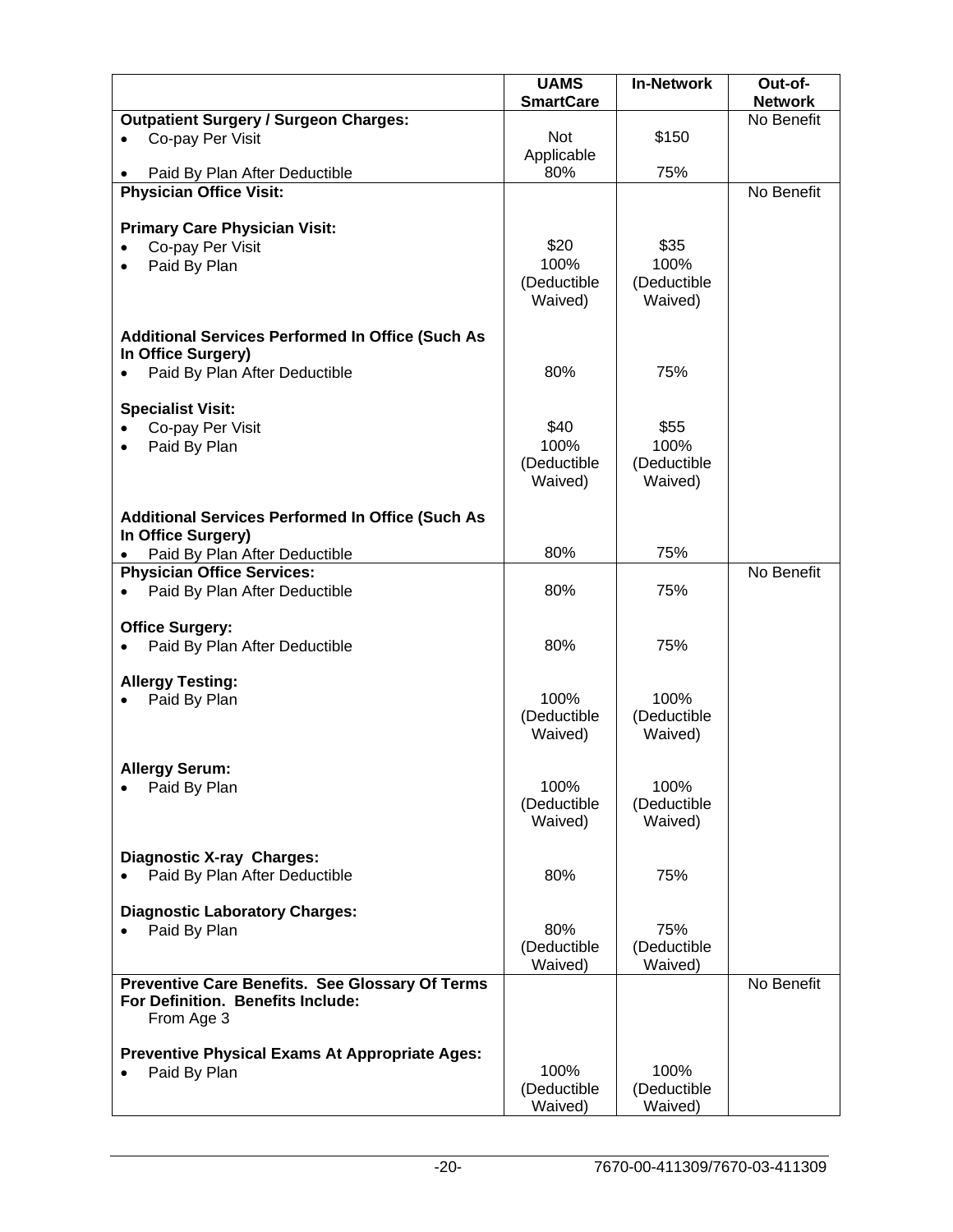| | UAMS SmartCare | In-Network | Out-of-Network |
|---|---|---|---|
| **Outpatient Surgery / Surgeon Charges:** | | | No Benefit |
| • Co-pay Per Visit | Not Applicable | $150 | |
| • Paid By Plan After Deductible | 80% | 75% | |
| **Physician Office Visit:** | | | No Benefit |
| **Primary Care Physician Visit:** | | | |
| • Co-pay Per Visit | $20 | $35 | |
| • Paid By Plan | 100% (Deductible Waived) | 100% (Deductible Waived) | |
| **Additional Services Performed In Office (Such As In Office Surgery)** | | | |
| • Paid By Plan After Deductible | 80% | 75% | |
| **Specialist Visit:** | | | |
| • Co-pay Per Visit | $40 | $55 | |
| • Paid By Plan | 100% (Deductible Waived) | 100% (Deductible Waived) | |
| **Additional Services Performed In Office (Such As In Office Surgery)** | | | |
| • Paid By Plan After Deductible | 80% | 75% | |
| **Physician Office Services:** | | | No Benefit |
| • Paid By Plan After Deductible | 80% | 75% | |
| **Office Surgery:** | | | |
| • Paid By Plan After Deductible | 80% | 75% | |
| **Allergy Testing:** | | | |
| • Paid By Plan | 100% (Deductible Waived) | 100% (Deductible Waived) | |
| **Allergy Serum:** | | | |
| • Paid By Plan | 100% (Deductible Waived) | 100% (Deductible Waived) | |
| **Diagnostic X-ray Charges:** | | | |
| • Paid By Plan After Deductible | 80% | 75% | |
| **Diagnostic Laboratory Charges:** | | | |
| • Paid By Plan | 80% (Deductible Waived) | 75% (Deductible Waived) | |
| **Preventive Care Benefits. See Glossary Of Terms For Definition. Benefits Include:** From Age 3 | | | No Benefit |
| **Preventive Physical Exams At Appropriate Ages:** | | | |
| • Paid By Plan | 100% (Deductible Waived) | 100% (Deductible Waived) | |

7670-00-411309/7670-03-411309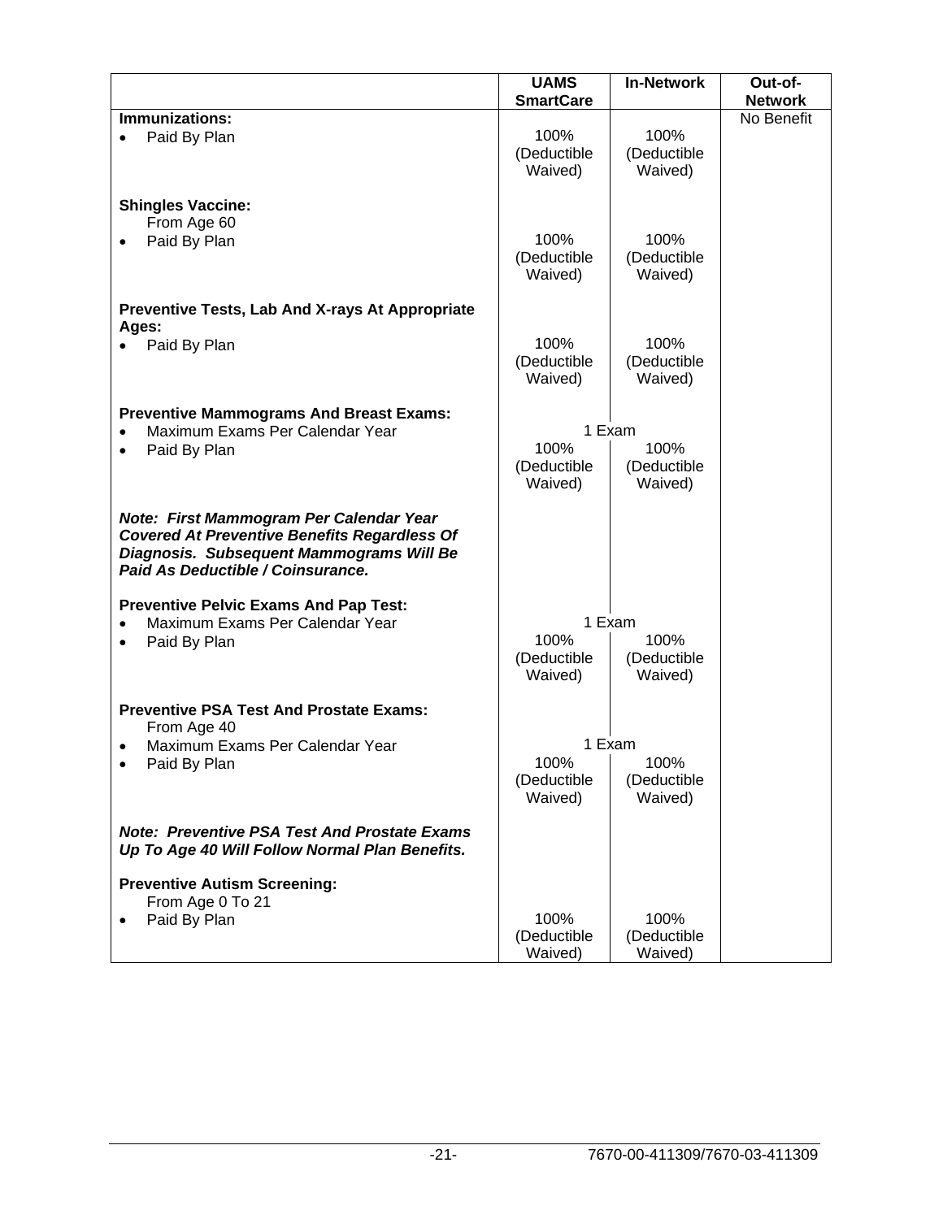| | UAMS SmartCare | In-Network | Out-of-Network |
|---|---|---|---|
| **Immunizations:** | | | No Benefit |
| • Paid By Plan | 100% (Deductible Waived) | 100% (Deductible Waived) | |
| **Shingles Vaccine:** From Age 60 | | | |
| • Paid By Plan | 100% (Deductible Waived) | 100% (Deductible Waived) | |
| **Preventive Tests, Lab And X-rays At Appropriate Ages:** | | | |
| • Paid By Plan | 100% (Deductible Waived) | 100% (Deductible Waived) | |
| **Preventive Mammograms And Breast Exams:** | | | |
| • Maximum Exams Per Calendar Year | 1 Exam | | |
| • Paid By Plan | 100% (Deductible Waived) | 100% (Deductible Waived) | |
| ***Note: First Mammogram Per Calendar Year Covered At Preventive Benefits Regardless Of Diagnosis. Subsequent Mammograms Will Be Paid As Deductible / Coinsurance.*** | | | |
| **Preventive Pelvic Exams And Pap Test:** | | | |
| • Maximum Exams Per Calendar Year | 1 Exam | | |
| • Paid By Plan | 100% (Deductible Waived) | 100% (Deductible Waived) | |
| **Preventive PSA Test And Prostate Exams:** From Age 40 | | | |
| • Maximum Exams Per Calendar Year | 1 Exam | | |
| • Paid By Plan | 100% (Deductible Waived) | 100% (Deductible Waived) | |
| ***Note: Preventive PSA Test And Prostate Exams Up To Age 40 Will Follow Normal Plan Benefits.*** | | | |
| **Preventive Autism Screening:** From Age 0 To 21 | | | |
| • Paid By Plan | 100% (Deductible Waived) | 100% (Deductible Waived) | |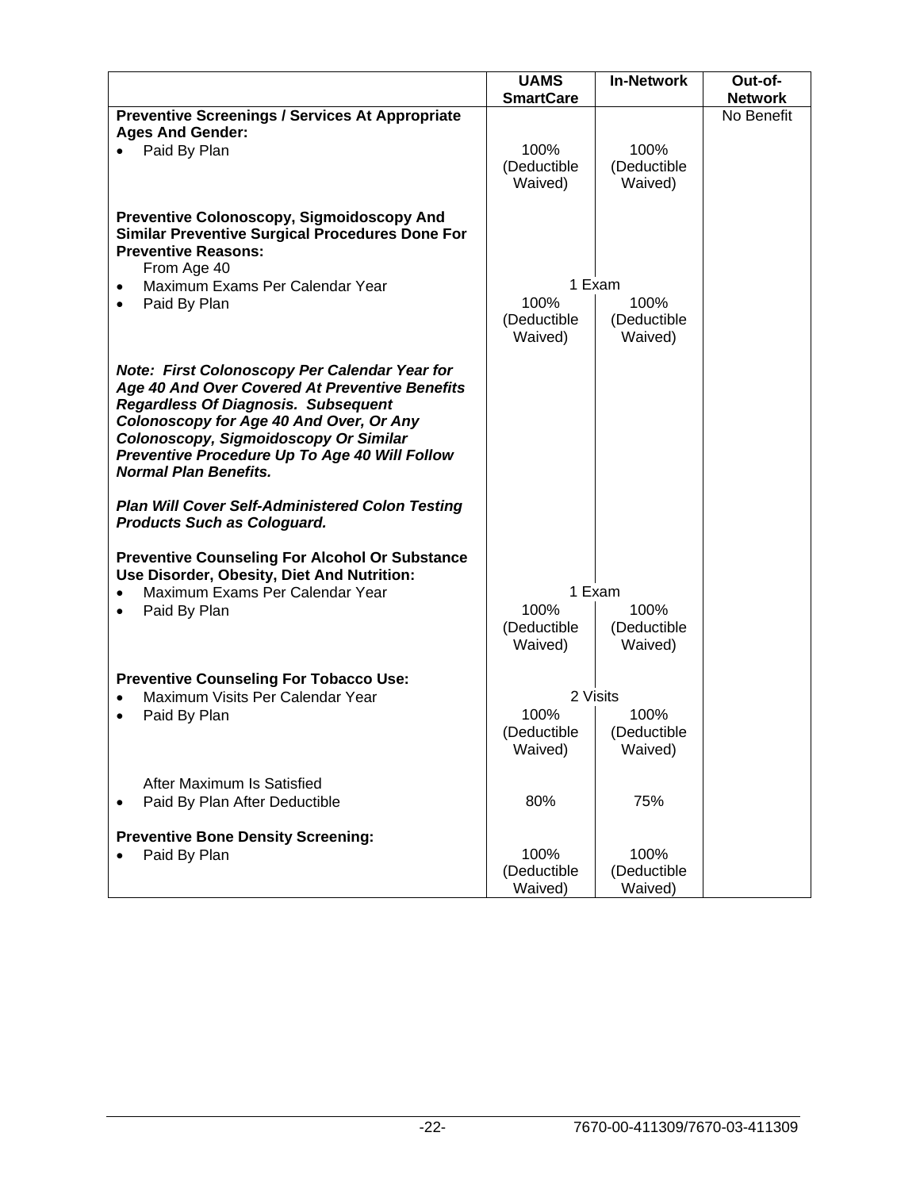| | UAMS SmartCare | In-Network | Out-of-Network |
|---|---|---|---|
| **Preventive Screenings / Services At Appropriate Ages And Gender:** | | | No Benefit |
| • Paid By Plan | 100% (Deductible Waived) | 100% (Deductible Waived) | |
| **Preventive Colonoscopy, Sigmoidoscopy And Similar Preventive Surgical Procedures Done For Preventive Reasons:** From Age 40 | | | |
| • Maximum Exams Per Calendar Year | 1 Exam | | |
| • Paid By Plan | 100% (Deductible Waived) | 100% (Deductible Waived) | |
| ***Note: First Colonoscopy Per Calendar Year for Age 40 And Over Covered At Preventive Benefits Regardless Of Diagnosis. Subsequent Colonoscopy for Age 40 And Over, Or Any Colonoscopy, Sigmoidoscopy Or Similar Preventive Procedure Up To Age 40 Will Follow Normal Plan Benefits.*** | | | |
| ***Plan Will Cover Self-Administered Colon Testing Products Such as Cologuard.*** | | | |
| **Preventive Counseling For Alcohol Or Substance Use Disorder, Obesity, Diet And Nutrition:** | | | |
| • Maximum Exams Per Calendar Year | 1 Exam | | |
| • Paid By Plan | 100% (Deductible Waived) | 100% (Deductible Waived) | |
| **Preventive Counseling For Tobacco Use:** | | | |
| • Maximum Visits Per Calendar Year | 2 Visits | | |
| • Paid By Plan | 100% (Deductible Waived) | 100% (Deductible Waived) | |
| After Maximum Is Satisfied | | | |
| • Paid By Plan After Deductible | 80% | 75% | |
| **Preventive Bone Density Screening:** | | | |
| • Paid By Plan | 100% (Deductible Waived) | 100% (Deductible Waived) | |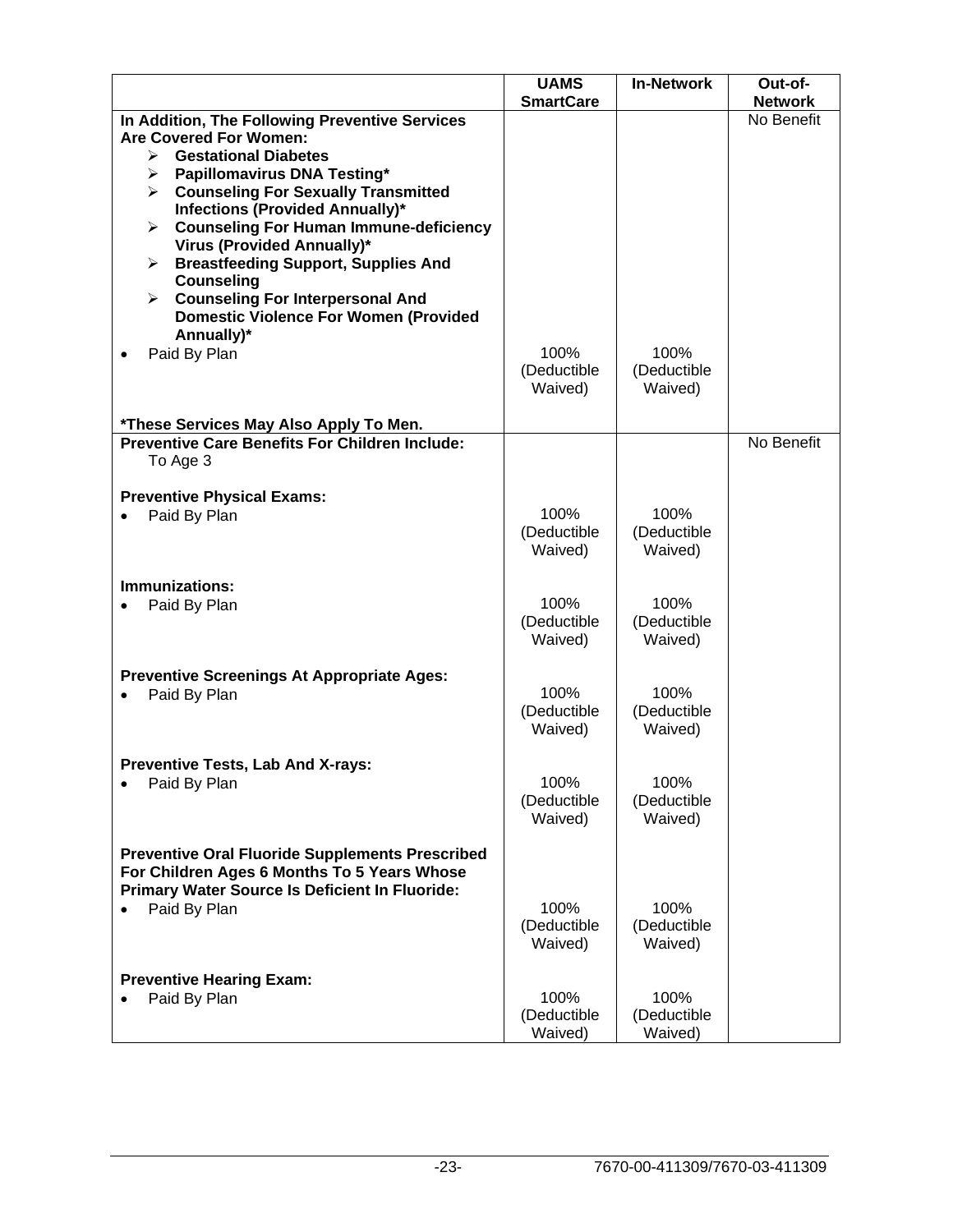| | UAMS SmartCare | In-Network | Out-of-Network |
|---|---|---|---|
| **In Addition, The Following Preventive Services Are Covered For Women:**<br>➢ **Gestational Diabetes**<br>➢ **Papillomavirus DNA Testing***<br>➢ **Counseling For Sexually Transmitted Infections (Provided Annually)***<br>➢ **Counseling For Human Immune-deficiency Virus (Provided Annually)***<br>➢ **Breastfeeding Support, Supplies And Counseling**<br>➢ **Counseling For Interpersonal And Domestic Violence For Women (Provided Annually)*** | | | No Benefit |
| • Paid By Plan | 100% (Deductible Waived) | 100% (Deductible Waived) | |
| ***These Services May Also Apply To Men.** | | | |
| **Preventive Care Benefits For Children Include:** To Age 3 | | | No Benefit |
| **Preventive Physical Exams:** | | | |
| • Paid By Plan | 100% (Deductible Waived) | 100% (Deductible Waived) | |
| **Immunizations:** | | | |
| • Paid By Plan | 100% (Deductible Waived) | 100% (Deductible Waived) | |
| **Preventive Screenings At Appropriate Ages:** | | | |
| • Paid By Plan | 100% (Deductible Waived) | 100% (Deductible Waived) | |
| **Preventive Tests, Lab And X-rays:** | | | |
| • Paid By Plan | 100% (Deductible Waived) | 100% (Deductible Waived) | |
| **Preventive Oral Fluoride Supplements Prescribed For Children Ages 6 Months To 5 Years Whose Primary Water Source Is Deficient In Fluoride:** | | | |
| • Paid By Plan | 100% (Deductible Waived) | 100% (Deductible Waived) | |
| **Preventive Hearing Exam:** | | | |
| • Paid By Plan | 100% (Deductible Waived) | 100% (Deductible Waived) | |

7670-00-411309/7670-03-411309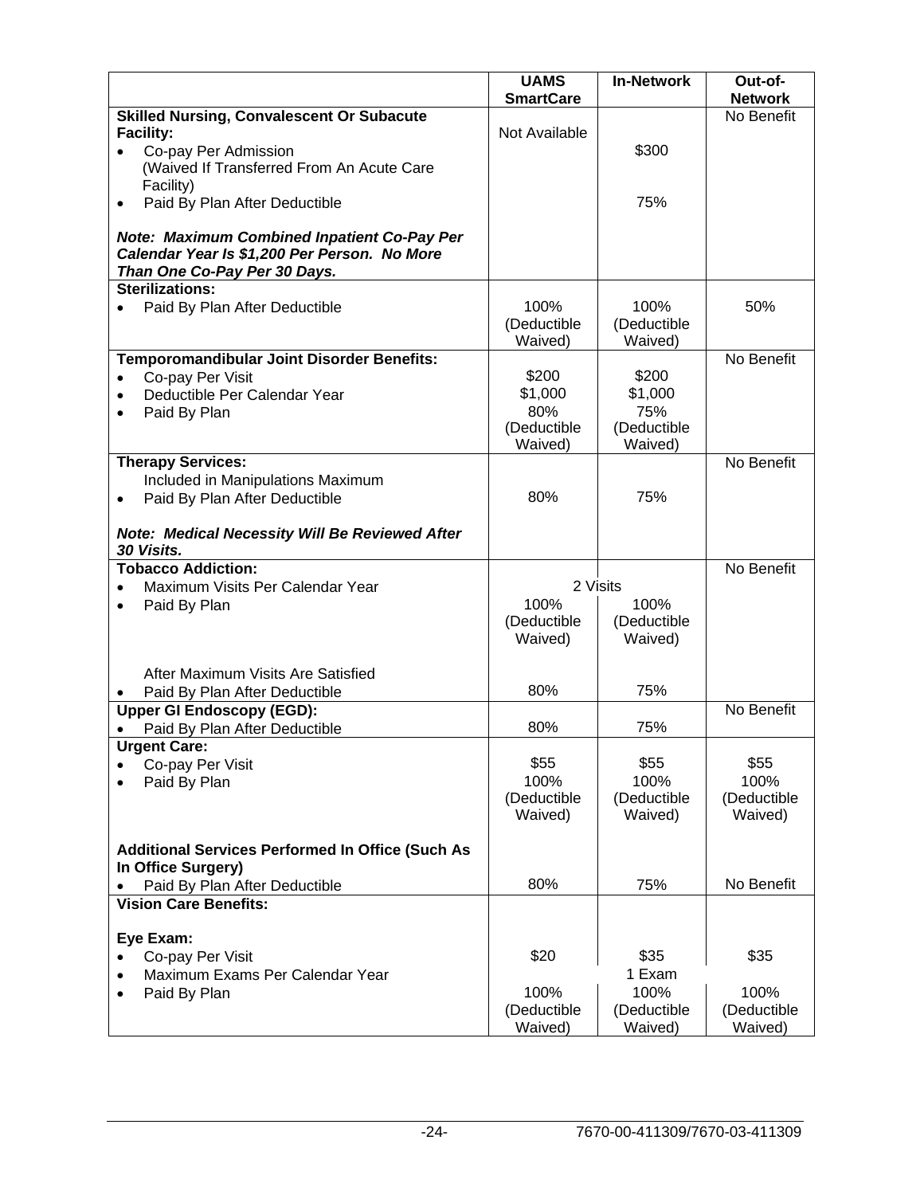| | UAMS SmartCare | In-Network | Out-of-Network |
|---|---|---|---|
| **Skilled Nursing, Convalescent Or Subacute Facility:** | Not Available | | No Benefit |
| • Co-pay Per Admission (Waived If Transferred From An Acute Care Facility) | | $300 | |
| • Paid By Plan After Deductible | | 75% | |
| ***Note: Maximum Combined Inpatient Co-Pay Per Calendar Year Is $1,200 Per Person. No More Than One Co-Pay Per 30 Days.*** | | | |
| **Sterilizations:** | | | |
| • Paid By Plan After Deductible | 100% (Deductible Waived) | 100% (Deductible Waived) | 50% |
| **Temporomandibular Joint Disorder Benefits:** | | | No Benefit |
| • Co-pay Per Visit | $200 | $200 | |
| • Deductible Per Calendar Year | $1,000 | $1,000 | |
| • Paid By Plan | 80% (Deductible Waived) | 75% (Deductible Waived) | |
| **Therapy Services:** | | | No Benefit |
| Included in Manipulations Maximum | | | |
| • Paid By Plan After Deductible | 80% | 75% | |
| ***Note: Medical Necessity Will Be Reviewed After 30 Visits.*** | | | |
| **Tobacco Addiction:** | | | No Benefit |
| • Maximum Visits Per Calendar Year | 2 Visits | | |
| • Paid By Plan | 100% (Deductible Waived) | 100% (Deductible Waived) | |
| After Maximum Visits Are Satisfied | | | |
| • Paid By Plan After Deductible | 80% | 75% | |
| **Upper GI Endoscopy (EGD):** | | | No Benefit |
| • Paid By Plan After Deductible | 80% | 75% | |
| **Urgent Care:** | | | |
| • Co-pay Per Visit | $55 | $55 | $55 |
| • Paid By Plan | 100% (Deductible Waived) | 100% (Deductible Waived) | 100% (Deductible Waived) |
| **Additional Services Performed In Office (Such As In Office Surgery)** | | | |
| • Paid By Plan After Deductible | 80% | 75% | No Benefit |
| **Vision Care Benefits:** | | | |
| **Eye Exam:** | | | |
| • Co-pay Per Visit | $20 | $35 | $35 |
| • Maximum Exams Per Calendar Year | | 1 Exam | |
| • Paid By Plan | 100% (Deductible Waived) | 100% (Deductible Waived) | 100% (Deductible Waived) |

7670-00-411309/7670-03-411309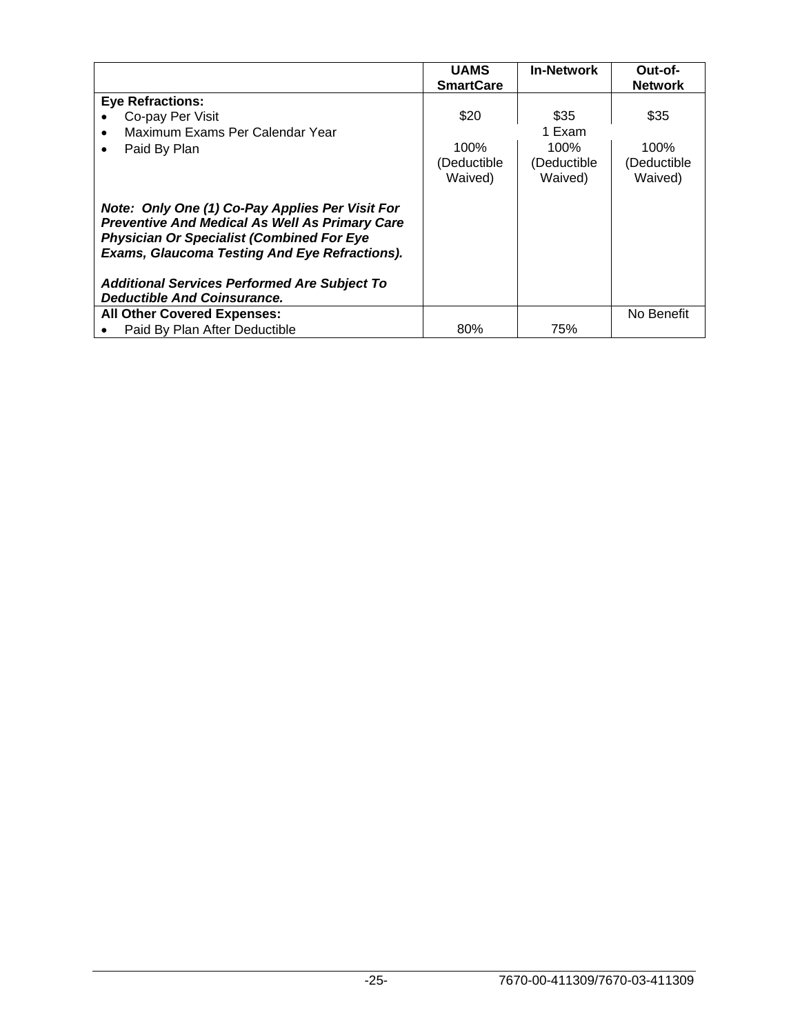| | UAMS SmartCare | In-Network | Out-of-Network |
|---|---|---|---|
| **Eye Refractions:** | | | |
| • Co-pay Per Visit | $20 | $35 | $35 |
| • Maximum Exams Per Calendar Year | | 1 Exam | |
| • Paid By Plan | 100% (Deductible Waived) | 100% (Deductible Waived) | 100% (Deductible Waived) |
| ***Note: Only One (1) Co-Pay Applies Per Visit For Preventive And Medical As Well As Primary Care Physician Or Specialist (Combined For Eye Exams, Glaucoma Testing And Eye Refractions).*** | | | |
| ***Additional Services Performed Are Subject To Deductible And Coinsurance.*** | | | |
| **All Other Covered Expenses:** | | | No Benefit |
| • Paid By Plan After Deductible | 80% | 75% | |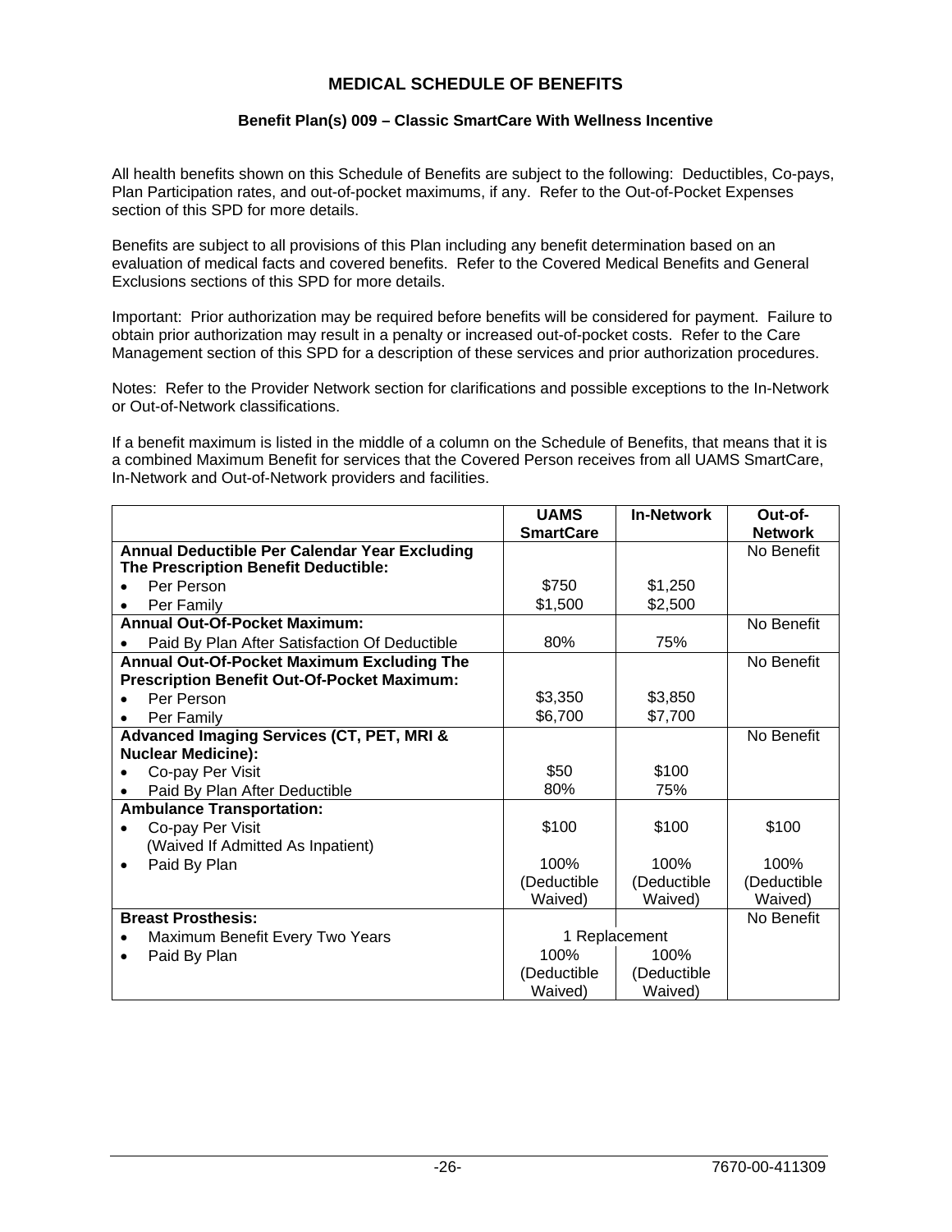# MEDICAL SCHEDULE OF BENEFITS

## Benefit Plan(s) 009 – Classic SmartCare With Wellness Incentive

All health benefits shown on this Schedule of Benefits are subject to the following: Deductibles, Co-pays, Plan Participation rates, and out-of-pocket maximums, if any. Refer to the Out-of-Pocket Expenses section of this SPD for more details.

Benefits are subject to all provisions of this Plan including any benefit determination based on an evaluation of medical facts and covered benefits. Refer to the Covered Medical Benefits and General Exclusions sections of this SPD for more details.

Important: Prior authorization may be required before benefits will be considered for payment. Failure to obtain prior authorization may result in a penalty or increased out-of-pocket costs. Refer to the Care Management section of this SPD for a description of these services and prior authorization procedures.

Notes: Refer to the Provider Network section for clarifications and possible exceptions to the In-Network or Out-of-Network classifications.

If a benefit maximum is listed in the middle of a column on the Schedule of Benefits, that means that it is a combined Maximum Benefit for services that the Covered Person receives from all UAMS SmartCare, In-Network and Out-of-Network providers and facilities.

| | UAMS SmartCare | In-Network | Out-of-Network |
|---|---|---|---|
| **Annual Deductible Per Calendar Year Excluding The Prescription Benefit Deductible:** | | | No Benefit |
| • Per Person | $750 | $1,250 | |
| • Per Family | $1,500 | $2,500 | |
| **Annual Out-Of-Pocket Maximum:** | | | No Benefit |
| • Paid By Plan After Satisfaction Of Deductible | 80% | 75% | |
| **Annual Out-Of-Pocket Maximum Excluding The Prescription Benefit Out-Of-Pocket Maximum:** | | | No Benefit |
| • Per Person | $3,350 | $3,850 | |
| • Per Family | $6,700 | $7,700 | |
| **Advanced Imaging Services (CT, PET, MRI & Nuclear Medicine):** | | | No Benefit |
| • Co-pay Per Visit | $50 | $100 | |
| • Paid By Plan After Deductible | 80% | 75% | |
| **Ambulance Transportation:** | | | |
| • Co-pay Per Visit (Waived If Admitted As Inpatient) | $100 | $100 | $100 |
| • Paid By Plan | 100% (Deductible Waived) | 100% (Deductible Waived) | 100% (Deductible Waived) |
| **Breast Prosthesis:** | | | No Benefit |
| • Maximum Benefit Every Two Years | 1 Replacement | | |
| • Paid By Plan | 100% (Deductible Waived) | 100% (Deductible Waived) | |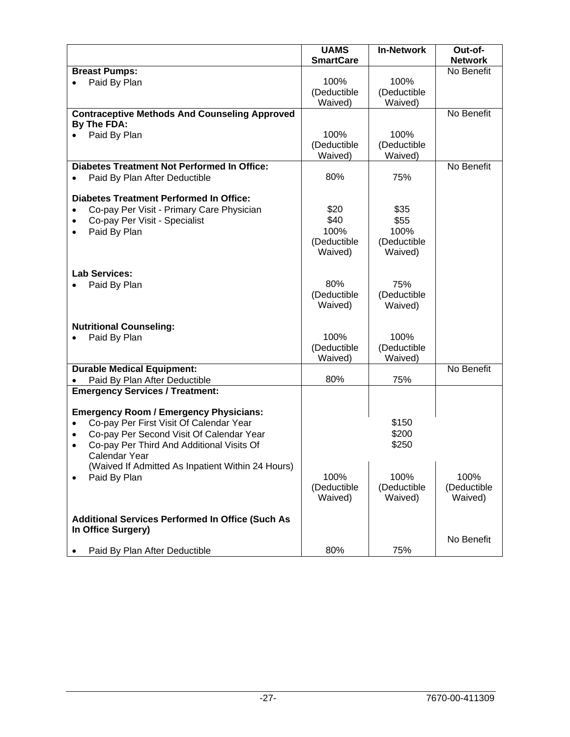| | UAMS SmartCare | In-Network | Out-of-Network |
|---|---|---|---|
| **Breast Pumps:** | | | No Benefit |
| • Paid By Plan | 100% (Deductible Waived) | 100% (Deductible Waived) | |
| **Contraceptive Methods And Counseling Approved By The FDA:** | | | No Benefit |
| • Paid By Plan | 100% (Deductible Waived) | 100% (Deductible Waived) | |
| **Diabetes Treatment Not Performed In Office:** | | | No Benefit |
| • Paid By Plan After Deductible | 80% | 75% | |
| **Diabetes Treatment Performed In Office:** | | | |
| • Co-pay Per Visit - Primary Care Physician | $20 | $35 | |
| • Co-pay Per Visit - Specialist | $40 | $55 | |
| • Paid By Plan | 100% (Deductible Waived) | 100% (Deductible Waived) | |
| **Lab Services:** | | | |
| • Paid By Plan | 80% (Deductible Waived) | 75% (Deductible Waived) | |
| **Nutritional Counseling:** | | | |
| • Paid By Plan | 100% (Deductible Waived) | 100% (Deductible Waived) | |
| **Durable Medical Equipment:** | | | No Benefit |
| • Paid By Plan After Deductible | 80% | 75% | |
| **Emergency Services / Treatment:** | | | |
| **Emergency Room / Emergency Physicians:** | | | |
| • Co-pay Per First Visit Of Calendar Year | | $150 | |
| • Co-pay Per Second Visit Of Calendar Year | | $200 | |
| • Co-pay Per Third And Additional Visits Of Calendar Year (Waived If Admitted As Inpatient Within 24 Hours) | | $250 | |
| • Paid By Plan | 100% (Deductible Waived) | 100% (Deductible Waived) | 100% (Deductible Waived) |
| **Additional Services Performed In Office (Such As In Office Surgery)** | | | No Benefit |
| • Paid By Plan After Deductible | 80% | 75% | |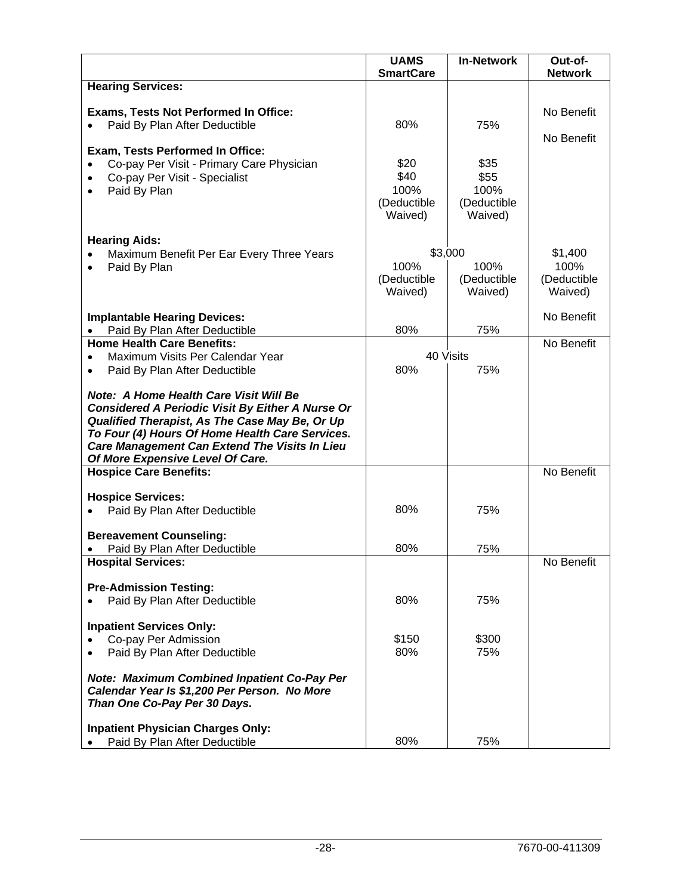| | UAMS SmartCare | In-Network | Out-of-Network |
|---|---|---|---|
| **Hearing Services:** | | | |
| **Exams, Tests Not Performed In Office:** | | | No Benefit |
| • Paid By Plan After Deductible | 80% | 75% | |
| **Exam, Tests Performed In Office:** | | | No Benefit |
| • Co-pay Per Visit - Primary Care Physician | $20 | $35 | |
| • Co-pay Per Visit - Specialist | $40 | $55 | |
| • Paid By Plan | 100% (Deductible Waived) | 100% (Deductible Waived) | |
| **Hearing Aids:** | | | |
| • Maximum Benefit Per Ear Every Three Years | $3,000 | $3,000 | $1,400 |
| • Paid By Plan | 100% (Deductible Waived) | 100% (Deductible Waived) | 100% (Deductible Waived) |
| **Implantable Hearing Devices:** | | | No Benefit |
| • Paid By Plan After Deductible | 80% | 75% | |
| **Home Health Care Benefits:** | | | No Benefit |
| • Maximum Visits Per Calendar Year | 40 Visits | 40 Visits | |
| • Paid By Plan After Deductible | 80% | 75% | |
| ***Note: A Home Health Care Visit Will Be Considered A Periodic Visit By Either A Nurse Or Qualified Therapist, As The Case May Be, Or Up To Four (4) Hours Of Home Health Care Services. Care Management Can Extend The Visits In Lieu Of More Expensive Level Of Care.*** | | | |
| **Hospice Care Benefits:** | | | No Benefit |
| **Hospice Services:** | | | |
| • Paid By Plan After Deductible | 80% | 75% | |
| **Bereavement Counseling:** | | | |
| • Paid By Plan After Deductible | 80% | 75% | |
| **Hospital Services:** | | | No Benefit |
| **Pre-Admission Testing:** | | | |
| • Paid By Plan After Deductible | 80% | 75% | |
| **Inpatient Services Only:** | | | |
| • Co-pay Per Admission | $150 | $300 | |
| • Paid By Plan After Deductible | 80% | 75% | |
| ***Note: Maximum Combined Inpatient Co-Pay Per Calendar Year Is $1,200 Per Person. No More Than One Co-Pay Per 30 Days.*** | | | |
| **Inpatient Physician Charges Only:** | | | |
| • Paid By Plan After Deductible | 80% | 75% | |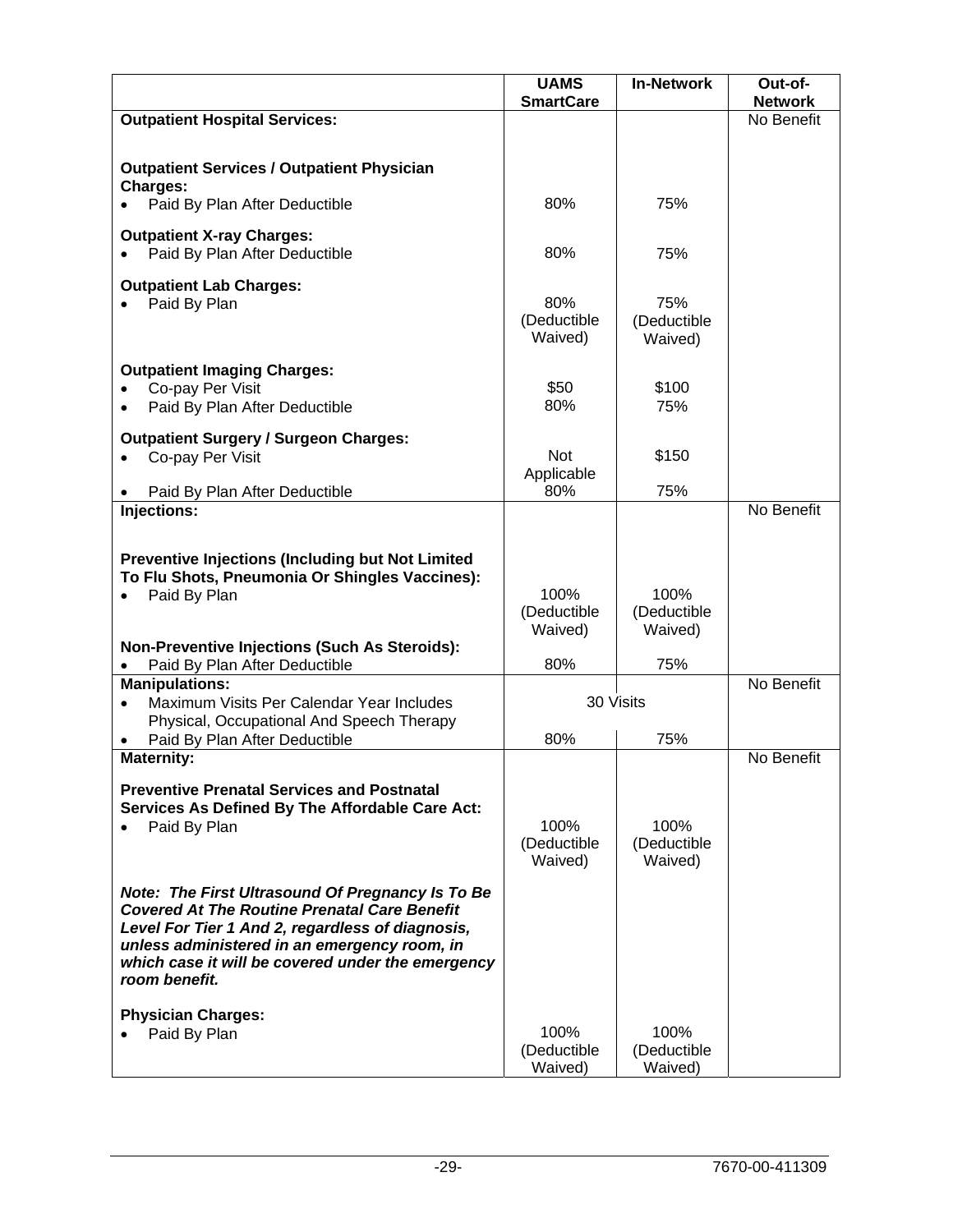| | UAMS SmartCare | In-Network | Out-of-Network |
|---|---|---|---|
| **Outpatient Hospital Services:** | | | No Benefit |
| **Outpatient Services / Outpatient Physician Charges:** | | | |
| • Paid By Plan After Deductible | 80% | 75% | |
| **Outpatient X-ray Charges:** | | | |
| • Paid By Plan After Deductible | 80% | 75% | |
| **Outpatient Lab Charges:** | | | |
| • Paid By Plan | 80% (Deductible Waived) | 75% (Deductible Waived) | |
| **Outpatient Imaging Charges:** | | | |
| • Co-pay Per Visit | $50 | $100 | |
| • Paid By Plan After Deductible | 80% | 75% | |
| **Outpatient Surgery / Surgeon Charges:** | | | |
| • Co-pay Per Visit | Not Applicable | $150 | |
| • Paid By Plan After Deductible | 80% | 75% | |
| **Injections:** | | | No Benefit |
| **Preventive Injections (Including but Not Limited To Flu Shots, Pneumonia Or Shingles Vaccines):** | | | |
| • Paid By Plan | 100% (Deductible Waived) | 100% (Deductible Waived) | |
| **Non-Preventive Injections (Such As Steroids):** | | | |
| • Paid By Plan After Deductible | 80% | 75% | |
| **Manipulations:** | | | No Benefit |
| • Maximum Visits Per Calendar Year Includes Physical, Occupational And Speech Therapy | 30 Visits | | |
| • Paid By Plan After Deductible | 80% | 75% | |
| **Maternity:** | | | No Benefit |
| **Preventive Prenatal Services and Postnatal Services As Defined By The Affordable Care Act:** | | | |
| • Paid By Plan | 100% (Deductible Waived) | 100% (Deductible Waived) | |
| ***Note: The First Ultrasound Of Pregnancy Is To Be Covered At The Routine Prenatal Care Benefit Level For Tier 1 And 2, regardless of diagnosis, unless administered in an emergency room, in which case it will be covered under the emergency room benefit.*** | | | |
| **Physician Charges:** | | | |
| • Paid By Plan | 100% (Deductible Waived) | 100% (Deductible Waived) | |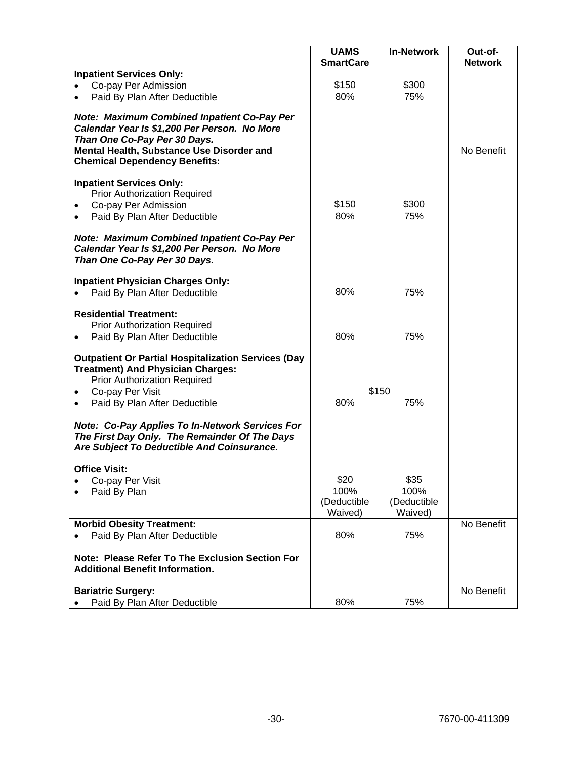| | UAMS SmartCare | In-Network | Out-of-Network |
|---|---|---|---|
| **Inpatient Services Only:** | | | |
| • Co-pay Per Admission | $150 | $300 | |
| • Paid By Plan After Deductible | 80% | 75% | |
| ***Note: Maximum Combined Inpatient Co-Pay Per Calendar Year Is $1,200 Per Person. No More Than One Co-Pay Per 30 Days.*** | | | |
| **Mental Health, Substance Use Disorder and Chemical Dependency Benefits:** | | | No Benefit |
| **Inpatient Services Only:** | | | |
| Prior Authorization Required | | | |
| • Co-pay Per Admission | $150 | $300 | |
| • Paid By Plan After Deductible | 80% | 75% | |
| ***Note: Maximum Combined Inpatient Co-Pay Per Calendar Year Is $1,200 Per Person. No More Than One Co-Pay Per 30 Days.*** | | | |
| **Inpatient Physician Charges Only:** | | | |
| • Paid By Plan After Deductible | 80% | 75% | |
| **Residential Treatment:** | | | |
| Prior Authorization Required | | | |
| • Paid By Plan After Deductible | 80% | 75% | |
| **Outpatient Or Partial Hospitalization Services (Day Treatment) And Physician Charges:** | | | |
| Prior Authorization Required | | | |
| • Co-pay Per Visit | $150 | $150 | |
| • Paid By Plan After Deductible | 80% | 75% | |
| ***Note: Co-Pay Applies To In-Network Services For The First Day Only. The Remainder Of The Days Are Subject To Deductible And Coinsurance.*** | | | |
| **Office Visit:** | | | |
| • Co-pay Per Visit | $20 | $35 | |
| • Paid By Plan | 100% (Deductible Waived) | 100% (Deductible Waived) | |
| **Morbid Obesity Treatment:** | | | No Benefit |
| • Paid By Plan After Deductible | 80% | 75% | |
| **Note: Please Refer To The Exclusion Section For Additional Benefit Information.** | | | |
| **Bariatric Surgery:** | | | No Benefit |
| • Paid By Plan After Deductible | 80% | 75% | |

7670-00-411309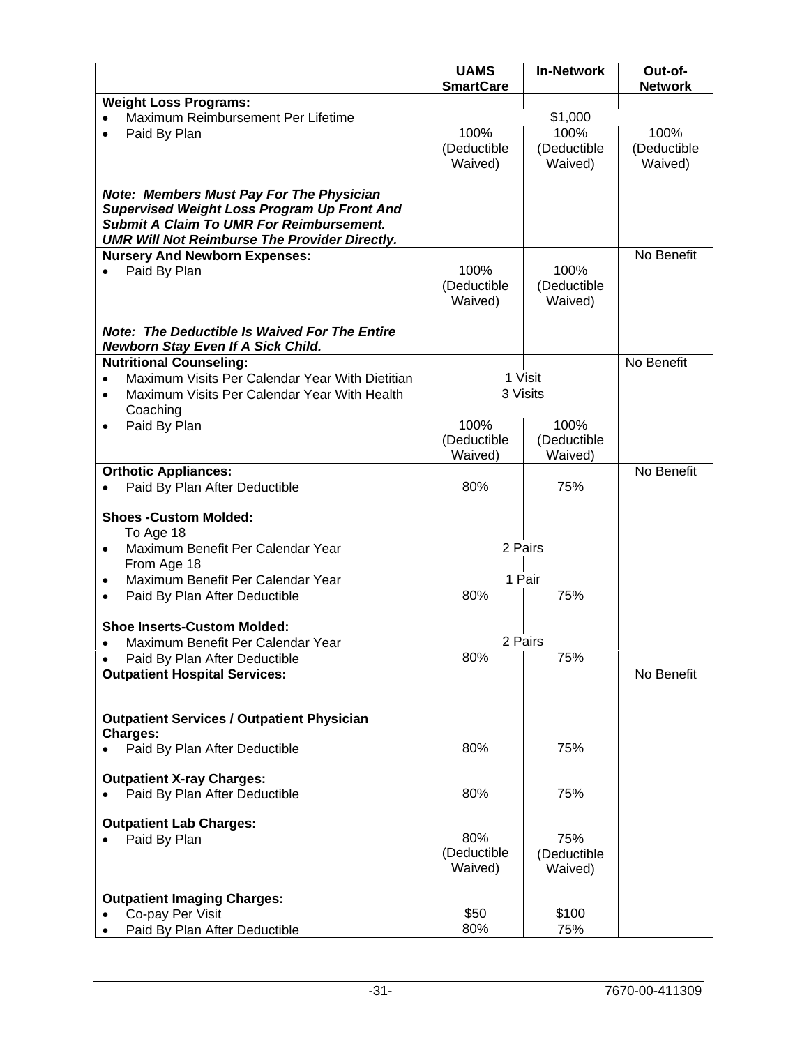| | UAMS SmartCare | In-Network | Out-of-Network |
|---|---|---|---|
| **Weight Loss Programs:** | | | |
| • Maximum Reimbursement Per Lifetime | $1,000 | | |
| • Paid By Plan | 100% (Deductible Waived) | 100% (Deductible Waived) | 100% (Deductible Waived) |
| ***Note: Members Must Pay For The Physician Supervised Weight Loss Program Up Front And Submit A Claim To UMR For Reimbursement. UMR Will Not Reimburse The Provider Directly.*** | | | |
| **Nursery And Newborn Expenses:** | | | No Benefit |
| • Paid By Plan | 100% (Deductible Waived) | 100% (Deductible Waived) | |
| ***Note: The Deductible Is Waived For The Entire Newborn Stay Even If A Sick Child.*** | | | |
| **Nutritional Counseling:** | | | No Benefit |
| • Maximum Visits Per Calendar Year With Dietitian | 1 Visit | | |
| • Maximum Visits Per Calendar Year With Health Coaching | 3 Visits | | |
| • Paid By Plan | 100% (Deductible Waived) | 100% (Deductible Waived) | |
| **Orthotic Appliances:** | | | No Benefit |
| • Paid By Plan After Deductible | 80% | 75% | |
| **Shoes -Custom Molded:** | | | |
| To Age 18 | | | |
| • Maximum Benefit Per Calendar Year | 2 Pairs | | |
| From Age 18 | | | |
| • Maximum Benefit Per Calendar Year | 1 Pair | | |
| • Paid By Plan After Deductible | 80% | 75% | |
| **Shoe Inserts-Custom Molded:** | | | |
| • Maximum Benefit Per Calendar Year | 2 Pairs | | |
| • Paid By Plan After Deductible | 80% | 75% | |
| **Outpatient Hospital Services:** | | | No Benefit |
| **Outpatient Services / Outpatient Physician Charges:** | | | |
| • Paid By Plan After Deductible | 80% | 75% | |
| **Outpatient X-ray Charges:** | | | |
| • Paid By Plan After Deductible | 80% | 75% | |
| **Outpatient Lab Charges:** | | | |
| • Paid By Plan | 80% (Deductible Waived) | 75% (Deductible Waived) | |
| **Outpatient Imaging Charges:** | | | |
| • Co-pay Per Visit | $50 | $100 | |
| • Paid By Plan After Deductible | 80% | 75% | |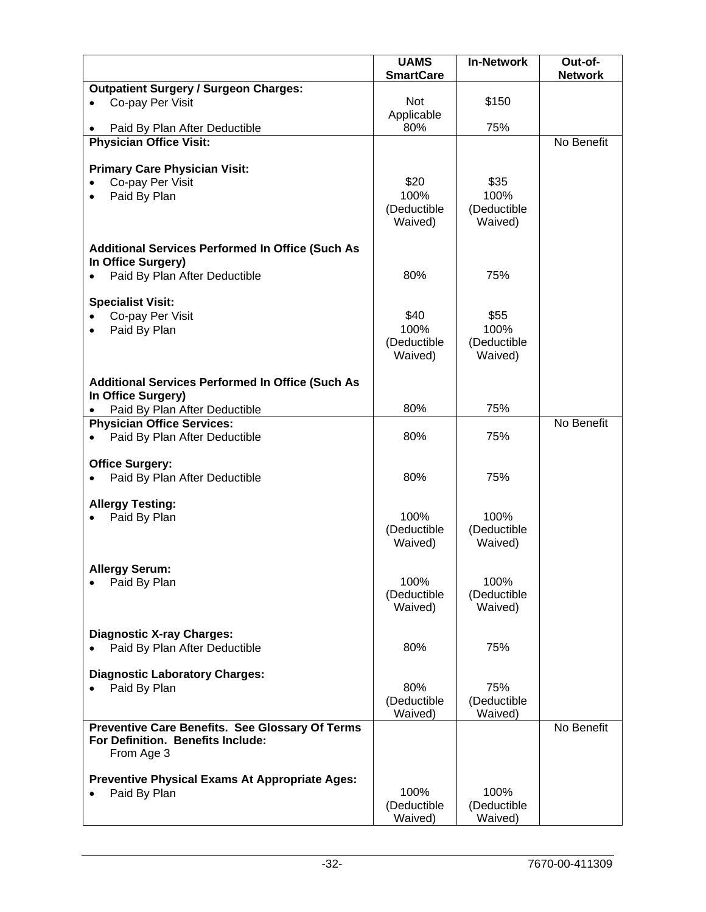| | UAMS SmartCare | In-Network | Out-of-Network |
|---|---|---|---|
| **Outpatient Surgery / Surgeon Charges:** | | | |
| • Co-pay Per Visit | Not Applicable | $150 | |
| • Paid By Plan After Deductible | 80% | 75% | |
| **Physician Office Visit:** | | | No Benefit |
| **Primary Care Physician Visit:** | | | |
| • Co-pay Per Visit | $20 | $35 | |
| • Paid By Plan | 100% (Deductible Waived) | 100% (Deductible Waived) | |
| **Additional Services Performed In Office (Such As In Office Surgery)** | | | |
| • Paid By Plan After Deductible | 80% | 75% | |
| **Specialist Visit:** | | | |
| • Co-pay Per Visit | $40 | $55 | |
| • Paid By Plan | 100% (Deductible Waived) | 100% (Deductible Waived) | |
| **Additional Services Performed In Office (Such As In Office Surgery)** | | | |
| • Paid By Plan After Deductible | 80% | 75% | |
| **Physician Office Services:** | | | No Benefit |
| • Paid By Plan After Deductible | 80% | 75% | |
| **Office Surgery:** | | | |
| • Paid By Plan After Deductible | 80% | 75% | |
| **Allergy Testing:** | | | |
| • Paid By Plan | 100% (Deductible Waived) | 100% (Deductible Waived) | |
| **Allergy Serum:** | | | |
| • Paid By Plan | 100% (Deductible Waived) | 100% (Deductible Waived) | |
| **Diagnostic X-ray Charges:** | | | |
| • Paid By Plan After Deductible | 80% | 75% | |
| **Diagnostic Laboratory Charges:** | | | |
| • Paid By Plan | 80% (Deductible Waived) | 75% (Deductible Waived) | |
| **Preventive Care Benefits. See Glossary Of Terms For Definition. Benefits Include:** From Age 3 | | | No Benefit |
| **Preventive Physical Exams At Appropriate Ages:** | | | |
| • Paid By Plan | 100% (Deductible Waived) | 100% (Deductible Waived) | |

7670-00-411309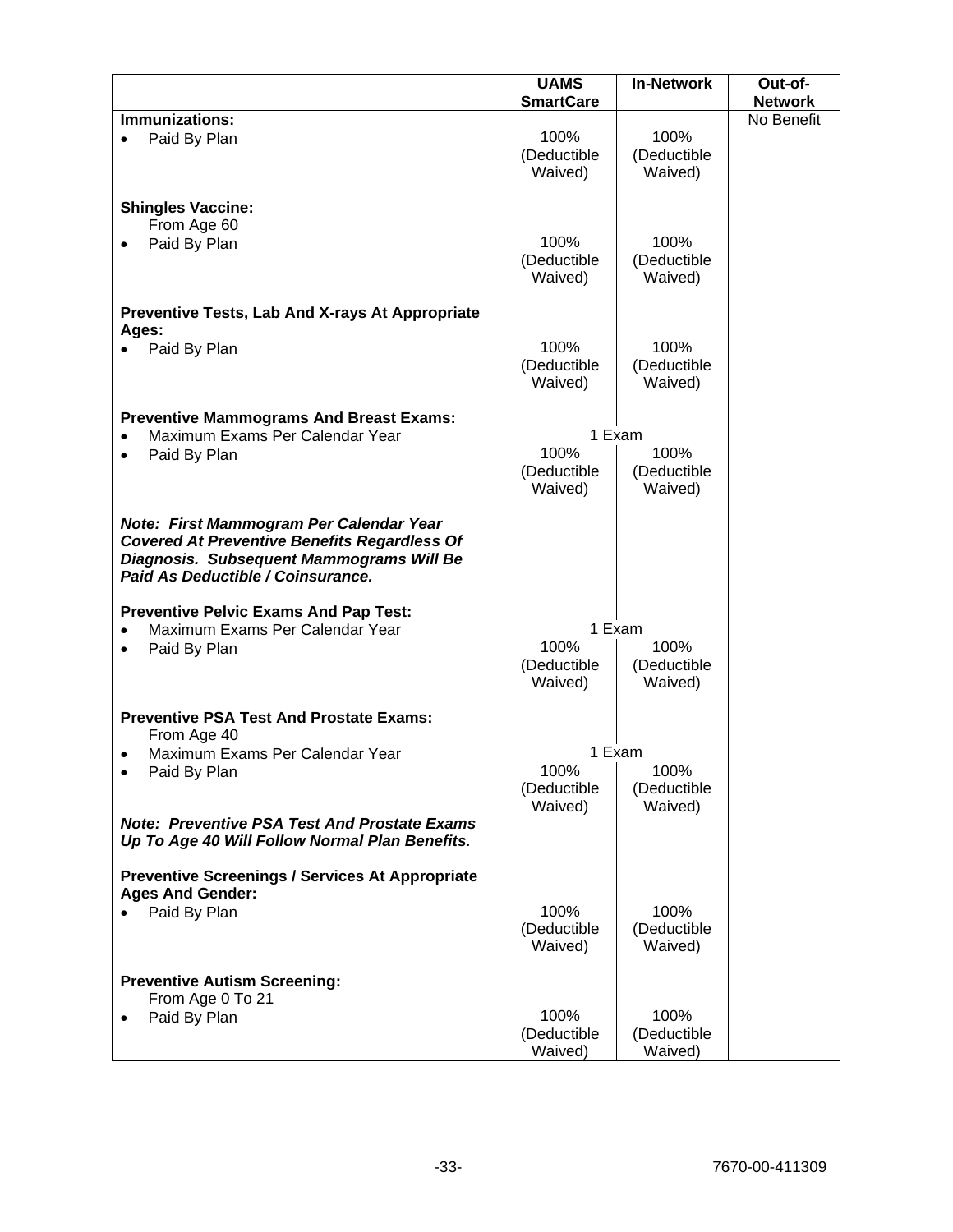| | UAMS SmartCare | In-Network | Out-of-Network |
|---|---|---|---|
| **Immunizations:** | | | No Benefit |
| • Paid By Plan | 100% (Deductible Waived) | 100% (Deductible Waived) | |
| **Shingles Vaccine:** From Age 60 | | | |
| • Paid By Plan | 100% (Deductible Waived) | 100% (Deductible Waived) | |
| **Preventive Tests, Lab And X-rays At Appropriate Ages:** | | | |
| • Paid By Plan | 100% (Deductible Waived) | 100% (Deductible Waived) | |
| **Preventive Mammograms And Breast Exams:** | | | |
| • Maximum Exams Per Calendar Year | 1 Exam | | |
| • Paid By Plan | 100% (Deductible Waived) | 100% (Deductible Waived) | |
| ***Note: First Mammogram Per Calendar Year Covered At Preventive Benefits Regardless Of Diagnosis. Subsequent Mammograms Will Be Paid As Deductible / Coinsurance.*** | | | |
| **Preventive Pelvic Exams And Pap Test:** | | | |
| • Maximum Exams Per Calendar Year | 1 Exam | | |
| • Paid By Plan | 100% (Deductible Waived) | 100% (Deductible Waived) | |
| **Preventive PSA Test And Prostate Exams:** From Age 40 | | | |
| • Maximum Exams Per Calendar Year | 1 Exam | | |
| • Paid By Plan | 100% (Deductible Waived) | 100% (Deductible Waived) | |
| ***Note: Preventive PSA Test And Prostate Exams Up To Age 40 Will Follow Normal Plan Benefits.*** | | | |
| **Preventive Screenings / Services At Appropriate Ages And Gender:** | | | |
| • Paid By Plan | 100% (Deductible Waived) | 100% (Deductible Waived) | |
| **Preventive Autism Screening:** From Age 0 To 21 | | | |
| • Paid By Plan | 100% (Deductible Waived) | 100% (Deductible Waived) | |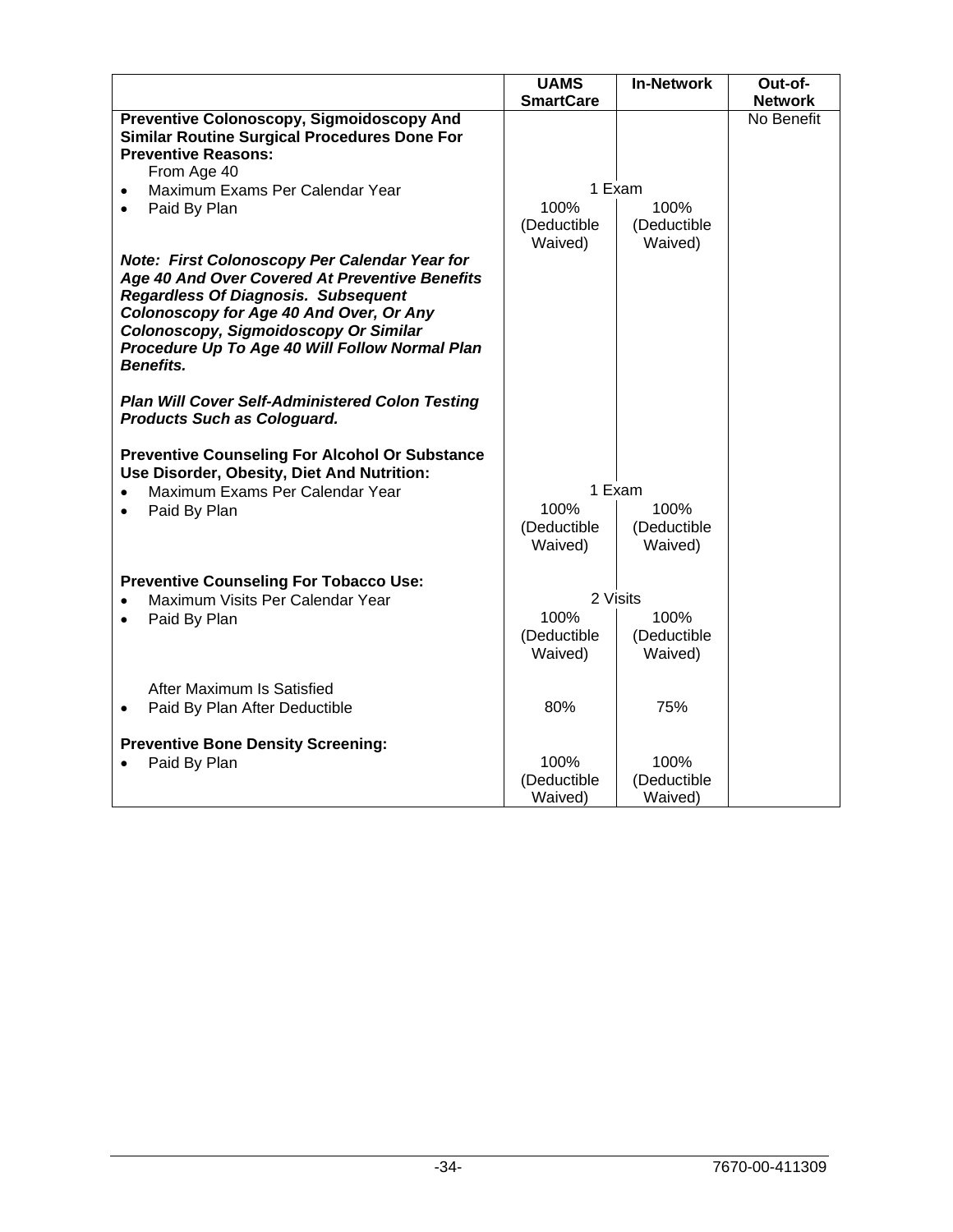| | UAMS SmartCare | In-Network | Out-of-Network |
|---|---|---|---|
| **Preventive Colonoscopy, Sigmoidoscopy And Similar Routine Surgical Procedures Done For Preventive Reasons:** | | | No Benefit |
| From Age 40 | | | |
| • Maximum Exams Per Calendar Year | 1 Exam | | |
| • Paid By Plan | 100% (Deductible Waived) | 100% (Deductible Waived) | |
| ***Note: First Colonoscopy Per Calendar Year for Age 40 And Over Covered At Preventive Benefits Regardless Of Diagnosis. Subsequent Colonoscopy for Age 40 And Over, Or Any Colonoscopy, Sigmoidoscopy Or Similar Procedure Up To Age 40 Will Follow Normal Plan Benefits.*** | | | |
| ***Plan Will Cover Self-Administered Colon Testing Products Such as Cologuard.*** | | | |
| **Preventive Counseling For Alcohol Or Substance Use Disorder, Obesity, Diet And Nutrition:** | | | |
| • Maximum Exams Per Calendar Year | 1 Exam | | |
| • Paid By Plan | 100% (Deductible Waived) | 100% (Deductible Waived) | |
| **Preventive Counseling For Tobacco Use:** | | | |
| • Maximum Visits Per Calendar Year | 2 Visits | | |
| • Paid By Plan | 100% (Deductible Waived) | 100% (Deductible Waived) | |
| After Maximum Is Satisfied | | | |
| • Paid By Plan After Deductible | 80% | 75% | |
| **Preventive Bone Density Screening:** | | | |
| • Paid By Plan | 100% (Deductible Waived) | 100% (Deductible Waived) | |

7670-00-411309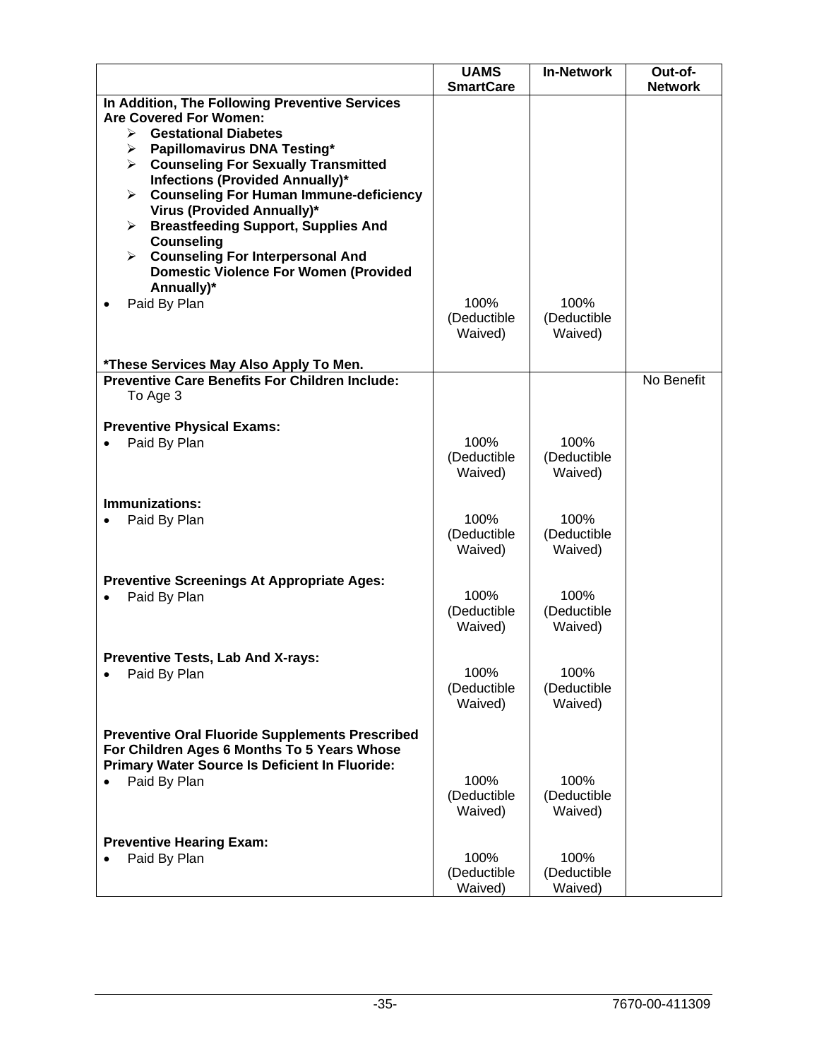| | UAMS SmartCare | In-Network | Out-of-Network |
|---|---|---|---|
| **In Addition, The Following Preventive Services Are Covered For Women:**<br>➢ **Gestational Diabetes**<br>➢ **Papillomavirus DNA Testing***<br>➢ **Counseling For Sexually Transmitted Infections (Provided Annually)***<br>➢ **Counseling For Human Immune-deficiency Virus (Provided Annually)***<br>➢ **Breastfeeding Support, Supplies And Counseling**<br>➢ **Counseling For Interpersonal And Domestic Violence For Women (Provided Annually)***<br>• Paid By Plan | 100% (Deductible Waived) | 100% (Deductible Waived) | |
| ***These Services May Also Apply To Men.** | | | |
| **Preventive Care Benefits For Children Include:** To Age 3 | | | No Benefit |
| **Preventive Physical Exams:**<br>• Paid By Plan | 100% (Deductible Waived) | 100% (Deductible Waived) | |
| **Immunizations:**<br>• Paid By Plan | 100% (Deductible Waived) | 100% (Deductible Waived) | |
| **Preventive Screenings At Appropriate Ages:**<br>• Paid By Plan | 100% (Deductible Waived) | 100% (Deductible Waived) | |
| **Preventive Tests, Lab And X-rays:**<br>• Paid By Plan | 100% (Deductible Waived) | 100% (Deductible Waived) | |
| **Preventive Oral Fluoride Supplements Prescribed For Children Ages 6 Months To 5 Years Whose Primary Water Source Is Deficient In Fluoride:**<br>• Paid By Plan | 100% (Deductible Waived) | 100% (Deductible Waived) | |
| **Preventive Hearing Exam:**<br>• Paid By Plan | 100% (Deductible Waived) | 100% (Deductible Waived) | |

7670-00-411309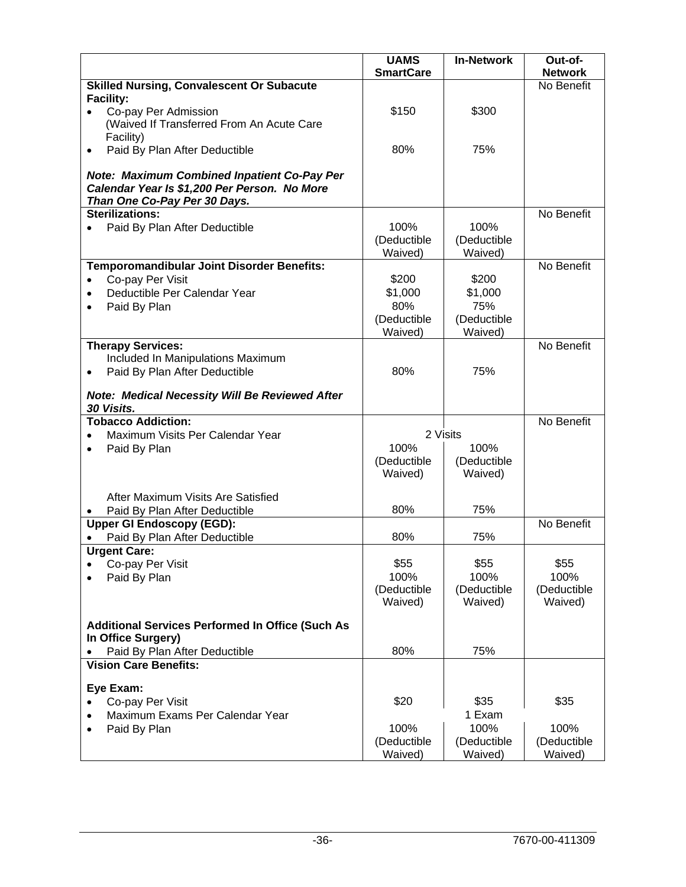| | UAMS SmartCare | In-Network | Out-of-Network |
|---|---|---|---|
| **Skilled Nursing, Convalescent Or Subacute Facility:** | | | No Benefit |
| • Co-pay Per Admission (Waived If Transferred From An Acute Care Facility) | $150 | $300 | |
| • Paid By Plan After Deductible | 80% | 75% | |
| ***Note: Maximum Combined Inpatient Co-Pay Per Calendar Year Is $1,200 Per Person. No More Than One Co-Pay Per 30 Days.*** | | | |
| **Sterilizations:** | | | No Benefit |
| • Paid By Plan After Deductible | 100% (Deductible Waived) | 100% (Deductible Waived) | |
| **Temporomandibular Joint Disorder Benefits:** | | | No Benefit |
| • Co-pay Per Visit | $200 | $200 | |
| • Deductible Per Calendar Year | $1,000 | $1,000 | |
| • Paid By Plan | 80% (Deductible Waived) | 75% (Deductible Waived) | |
| **Therapy Services:** Included In Manipulations Maximum | | | No Benefit |
| • Paid By Plan After Deductible | 80% | 75% | |
| ***Note: Medical Necessity Will Be Reviewed After 30 Visits.*** | | | |
| **Tobacco Addiction:** | | | No Benefit |
| • Maximum Visits Per Calendar Year | 2 Visits | | |
| • Paid By Plan | 100% (Deductible Waived) | 100% (Deductible Waived) | |
| After Maximum Visits Are Satisfied | | | |
| • Paid By Plan After Deductible | 80% | 75% | |
| **Upper GI Endoscopy (EGD):** | | | No Benefit |
| • Paid By Plan After Deductible | 80% | 75% | |
| **Urgent Care:** | | | |
| • Co-pay Per Visit | $55 | $55 | $55 |
| • Paid By Plan | 100% (Deductible Waived) | 100% (Deductible Waived) | 100% (Deductible Waived) |
| **Additional Services Performed In Office (Such As In Office Surgery)** | | | |
| • Paid By Plan After Deductible | 80% | 75% | |
| **Vision Care Benefits:** | | | |
| **Eye Exam:** | | | |
| • Co-pay Per Visit | $20 | $35 | $35 |
| • Maximum Exams Per Calendar Year | | 1 Exam | |
| • Paid By Plan | 100% (Deductible Waived) | 100% (Deductible Waived) | 100% (Deductible Waived) |

7670-00-411309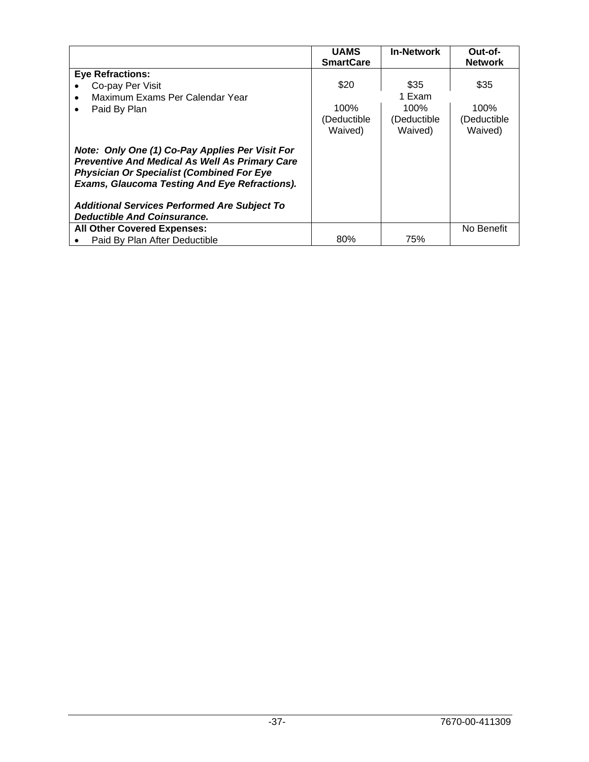| | UAMS SmartCare | In-Network | Out-of-Network |
|---|---|---|---|
| **Eye Refractions:** | | | |
| • Co-pay Per Visit | $20 | $35 | $35 |
| • Maximum Exams Per Calendar Year | | 1 Exam | |
| • Paid By Plan | 100% (Deductible Waived) | 100% (Deductible Waived) | 100% (Deductible Waived) |
| ***Note: Only One (1) Co-Pay Applies Per Visit For Preventive And Medical As Well As Primary Care Physician Or Specialist (Combined For Eye Exams, Glaucoma Testing And Eye Refractions).*** <br><br> ***Additional Services Performed Are Subject To Deductible And Coinsurance.*** | | | |
| **All Other Covered Expenses:** | | | No Benefit |
| • Paid By Plan After Deductible | 80% | 75% | |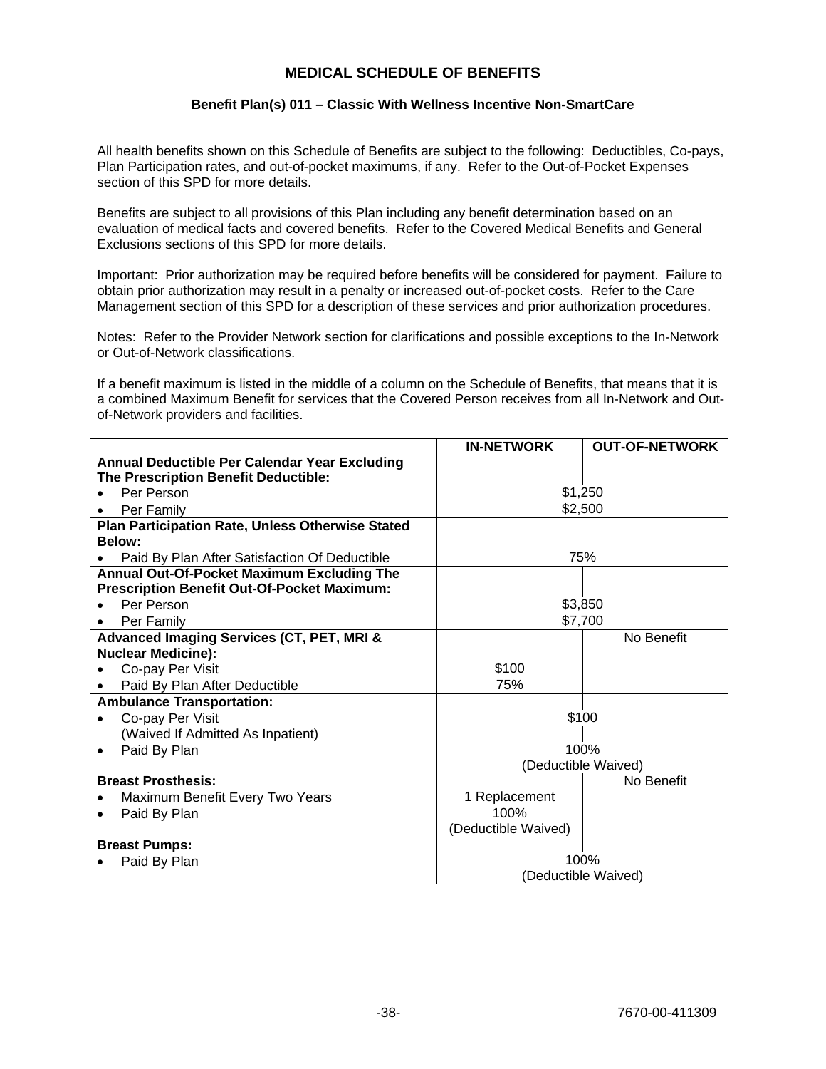# MEDICAL SCHEDULE OF BENEFITS

## Benefit Plan(s) 011 – Classic With Wellness Incentive Non-SmartCare

All health benefits shown on this Schedule of Benefits are subject to the following: Deductibles, Co-pays, Plan Participation rates, and out-of-pocket maximums, if any. Refer to the Out-of-Pocket Expenses section of this SPD for more details.

Benefits are subject to all provisions of this Plan including any benefit determination based on an evaluation of medical facts and covered benefits. Refer to the Covered Medical Benefits and General Exclusions sections of this SPD for more details.

Important: Prior authorization may be required before benefits will be considered for payment. Failure to obtain prior authorization may result in a penalty or increased out-of-pocket costs. Refer to the Care Management section of this SPD for a description of these services and prior authorization procedures.

Notes: Refer to the Provider Network section for clarifications and possible exceptions to the In-Network or Out-of-Network classifications.

If a benefit maximum is listed in the middle of a column on the Schedule of Benefits, that means that it is a combined Maximum Benefit for services that the Covered Person receives from all In-Network and Out-of-Network providers and facilities.

| | IN-NETWORK | OUT-OF-NETWORK |
|---|---|---|
| **Annual Deductible Per Calendar Year Excluding The Prescription Benefit Deductible:** | | |
| • Per Person | $1,250 | |
| • Per Family | $2,500 | |
| **Plan Participation Rate, Unless Otherwise Stated Below:** | | |
| • Paid By Plan After Satisfaction Of Deductible | 75% | |
| **Annual Out-Of-Pocket Maximum Excluding The Prescription Benefit Out-Of-Pocket Maximum:** | | |
| • Per Person | $3,850 | |
| • Per Family | $7,700 | |
| **Advanced Imaging Services (CT, PET, MRI & Nuclear Medicine):** | | No Benefit |
| • Co-pay Per Visit | $100 | |
| • Paid By Plan After Deductible | 75% | |
| **Ambulance Transportation:** | | |
| • Co-pay Per Visit (Waived If Admitted As Inpatient) | $100 | |
| • Paid By Plan | 100% (Deductible Waived) | |
| **Breast Prosthesis:** | | No Benefit |
| • Maximum Benefit Every Two Years | 1 Replacement | |
| • Paid By Plan | 100% (Deductible Waived) | |
| **Breast Pumps:** | | |
| • Paid By Plan | 100% (Deductible Waived) | |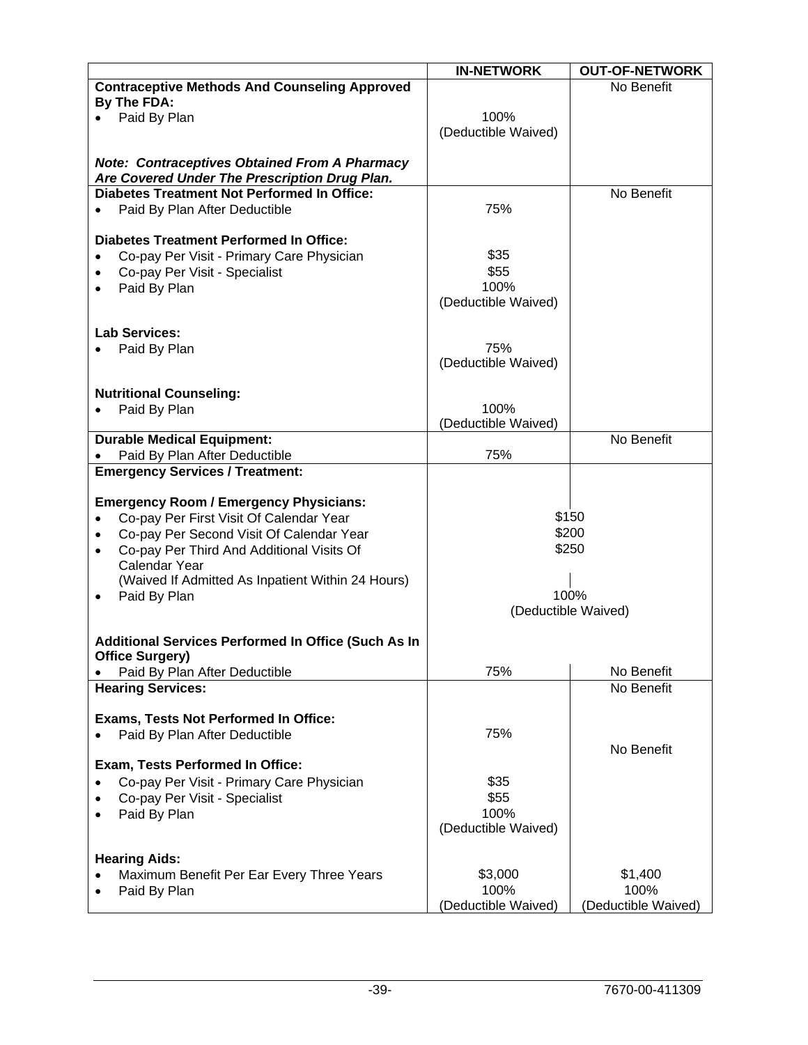| | IN-NETWORK | OUT-OF-NETWORK |
|---|---|---|
| **Contraceptive Methods And Counseling Approved By The FDA:** | | No Benefit |
| • Paid By Plan | 100% (Deductible Waived) | |
| ***Note: Contraceptives Obtained From A Pharmacy Are Covered Under The Prescription Drug Plan.*** | | |
| **Diabetes Treatment Not Performed In Office:** | | No Benefit |
| • Paid By Plan After Deductible | 75% | |
| **Diabetes Treatment Performed In Office:** | | |
| • Co-pay Per Visit - Primary Care Physician | $35 | |
| • Co-pay Per Visit - Specialist | $55 | |
| • Paid By Plan | 100% (Deductible Waived) | |
| **Lab Services:** | | |
| • Paid By Plan | 75% (Deductible Waived) | |
| **Nutritional Counseling:** | | |
| • Paid By Plan | 100% (Deductible Waived) | |
| **Durable Medical Equipment:** | | No Benefit |
| • Paid By Plan After Deductible | 75% | |
| **Emergency Services / Treatment:** | | |
| **Emergency Room / Emergency Physicians:** | | |
| • Co-pay Per First Visit Of Calendar Year | $150 | $150 |
| • Co-pay Per Second Visit Of Calendar Year | $200 | $200 |
| • Co-pay Per Third And Additional Visits Of Calendar Year (Waived If Admitted As Inpatient Within 24 Hours) | $250 | $250 |
| • Paid By Plan | 100% (Deductible Waived) | 100% (Deductible Waived) |
| **Additional Services Performed In Office (Such As In Office Surgery)** | | |
| • Paid By Plan After Deductible | 75% | No Benefit |
| **Hearing Services:** | | No Benefit |
| **Exams, Tests Not Performed In Office:** | | |
| • Paid By Plan After Deductible | 75% | |
| **Exam, Tests Performed In Office:** | | No Benefit |
| • Co-pay Per Visit - Primary Care Physician | $35 | |
| • Co-pay Per Visit - Specialist | $55 | |
| • Paid By Plan | 100% (Deductible Waived) | |
| **Hearing Aids:** | | |
| • Maximum Benefit Per Ear Every Three Years | $3,000 | $1,400 |
| • Paid By Plan | 100% (Deductible Waived) | 100% (Deductible Waived) |

7670-00-411309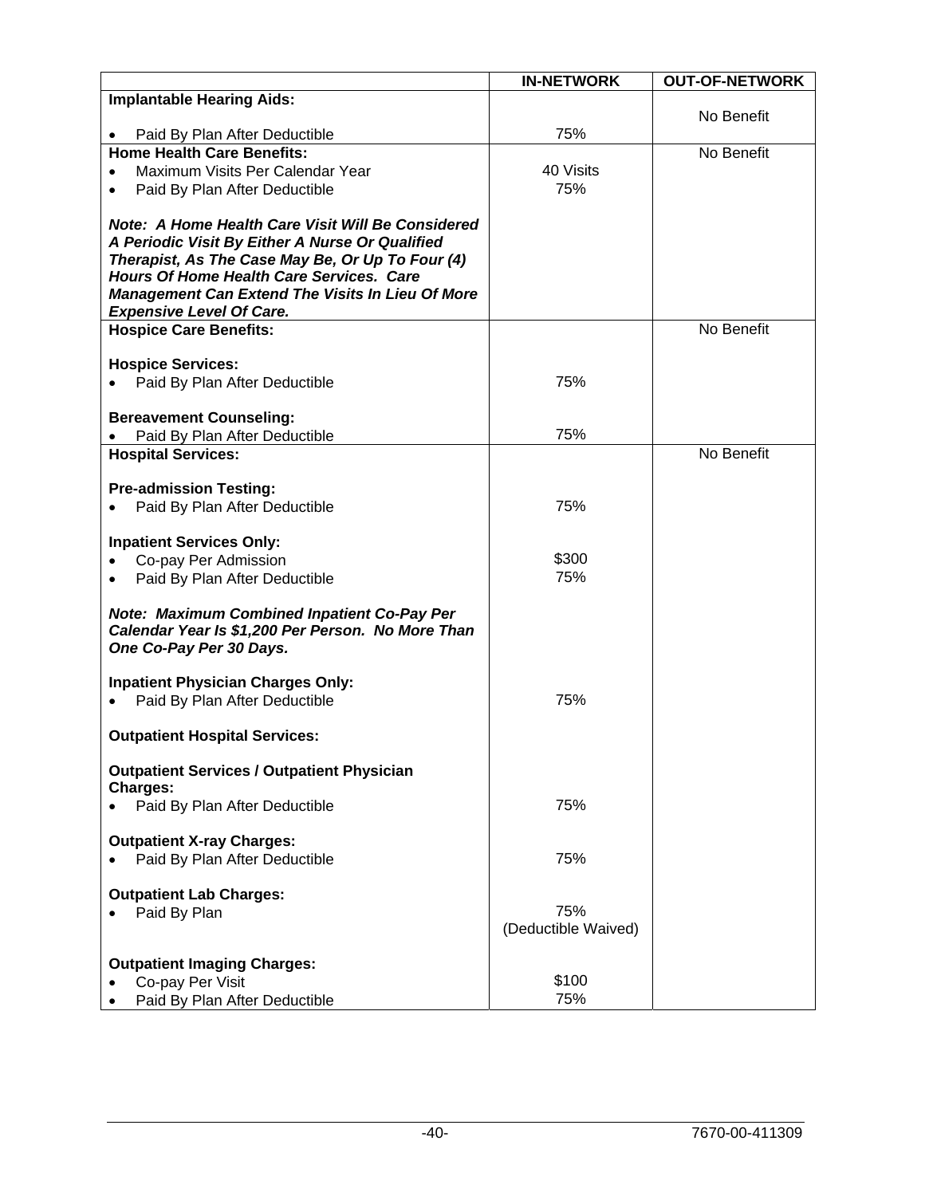| | IN-NETWORK | OUT-OF-NETWORK |
|---|---|---|
| **Implantable Hearing Aids:** | | No Benefit |
| • Paid By Plan After Deductible | 75% | |
| **Home Health Care Benefits:** | | No Benefit |
| • Maximum Visits Per Calendar Year | 40 Visits | |
| • Paid By Plan After Deductible | 75% | |
| ***Note: A Home Health Care Visit Will Be Considered A Periodic Visit By Either A Nurse Or Qualified Therapist, As The Case May Be, Or Up To Four (4) Hours Of Home Health Care Services. Care Management Can Extend The Visits In Lieu Of More Expensive Level Of Care.*** | | |
| **Hospice Care Benefits:** | | No Benefit |
| **Hospice Services:** | | |
| • Paid By Plan After Deductible | 75% | |
| **Bereavement Counseling:** | | |
| • Paid By Plan After Deductible | 75% | |
| **Hospital Services:** | | No Benefit |
| **Pre-admission Testing:** | | |
| • Paid By Plan After Deductible | 75% | |
| **Inpatient Services Only:** | | |
| • Co-pay Per Admission | $300 | |
| • Paid By Plan After Deductible | 75% | |
| ***Note: Maximum Combined Inpatient Co-Pay Per Calendar Year Is $1,200 Per Person. No More Than One Co-Pay Per 30 Days.*** | | |
| **Inpatient Physician Charges Only:** | | |
| • Paid By Plan After Deductible | 75% | |
| **Outpatient Hospital Services:** | | |
| **Outpatient Services / Outpatient Physician Charges:** | | |
| • Paid By Plan After Deductible | 75% | |
| **Outpatient X-ray Charges:** | | |
| • Paid By Plan After Deductible | 75% | |
| **Outpatient Lab Charges:** | | |
| • Paid By Plan | 75% (Deductible Waived) | |
| **Outpatient Imaging Charges:** | | |
| • Co-pay Per Visit | $100 | |
| • Paid By Plan After Deductible | 75% | |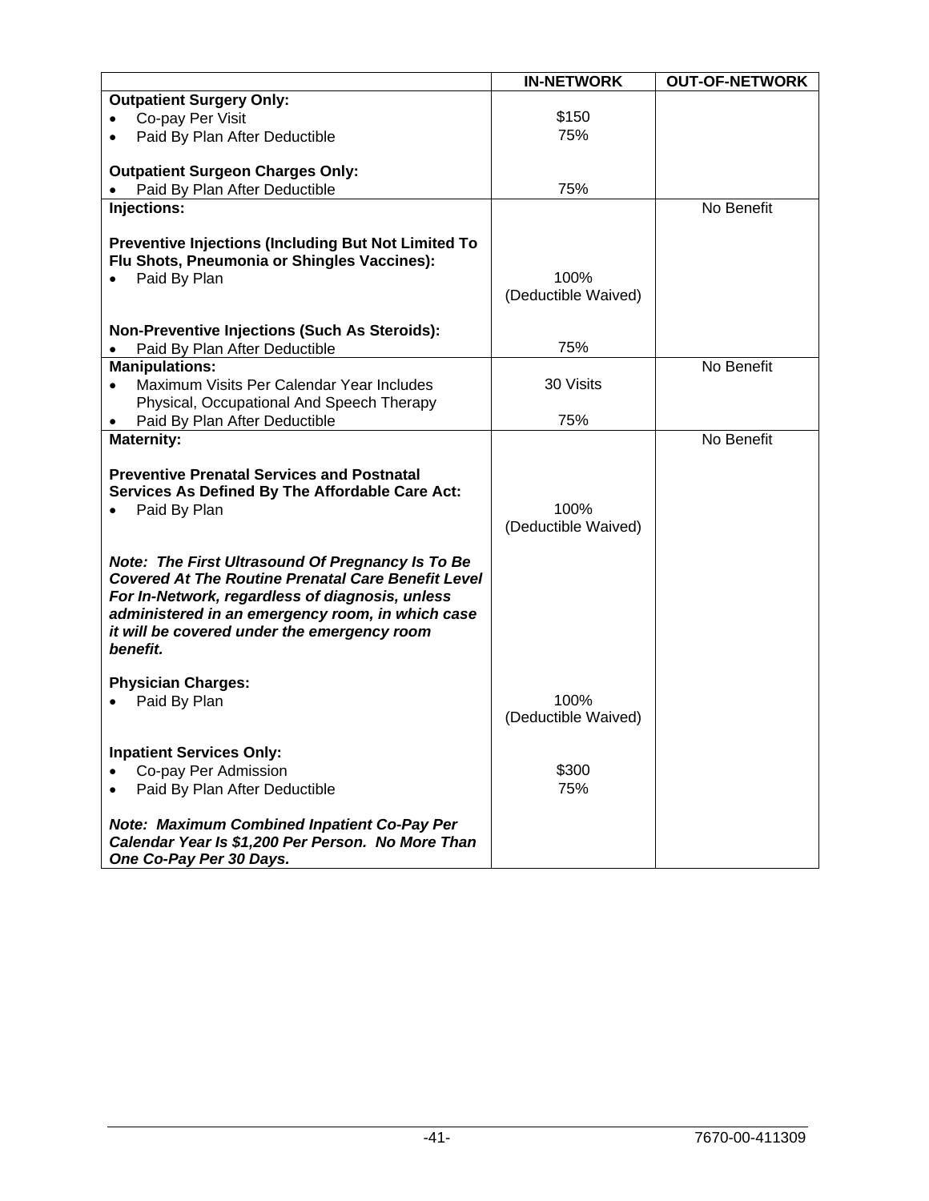| | IN-NETWORK | OUT-OF-NETWORK |
|---|---|---|
| **Outpatient Surgery Only:** | | |
| • Co-pay Per Visit | $150 | |
| • Paid By Plan After Deductible | 75% | |
| **Outpatient Surgeon Charges Only:** | | |
| • Paid By Plan After Deductible | 75% | |
| **Injections:** | | No Benefit |
| **Preventive Injections (Including But Not Limited To Flu Shots, Pneumonia or Shingles Vaccines):** | | |
| • Paid By Plan | 100% (Deductible Waived) | |
| **Non-Preventive Injections (Such As Steroids):** | | |
| • Paid By Plan After Deductible | 75% | |
| **Manipulations:** | | No Benefit |
| • Maximum Visits Per Calendar Year Includes Physical, Occupational And Speech Therapy | 30 Visits | |
| • Paid By Plan After Deductible | 75% | |
| **Maternity:** | | No Benefit |
| **Preventive Prenatal Services and Postnatal Services As Defined By The Affordable Care Act:** | | |
| • Paid By Plan | 100% (Deductible Waived) | |
| ***Note: The First Ultrasound Of Pregnancy Is To Be Covered At The Routine Prenatal Care Benefit Level For In-Network, regardless of diagnosis, unless administered in an emergency room, in which case it will be covered under the emergency room benefit.*** | | |
| **Physician Charges:** | | |
| • Paid By Plan | 100% (Deductible Waived) | |
| **Inpatient Services Only:** | | |
| • Co-pay Per Admission | $300 | |
| • Paid By Plan After Deductible | 75% | |
| ***Note: Maximum Combined Inpatient Co-Pay Per Calendar Year Is $1,200 Per Person. No More Than One Co-Pay Per 30 Days.*** | | |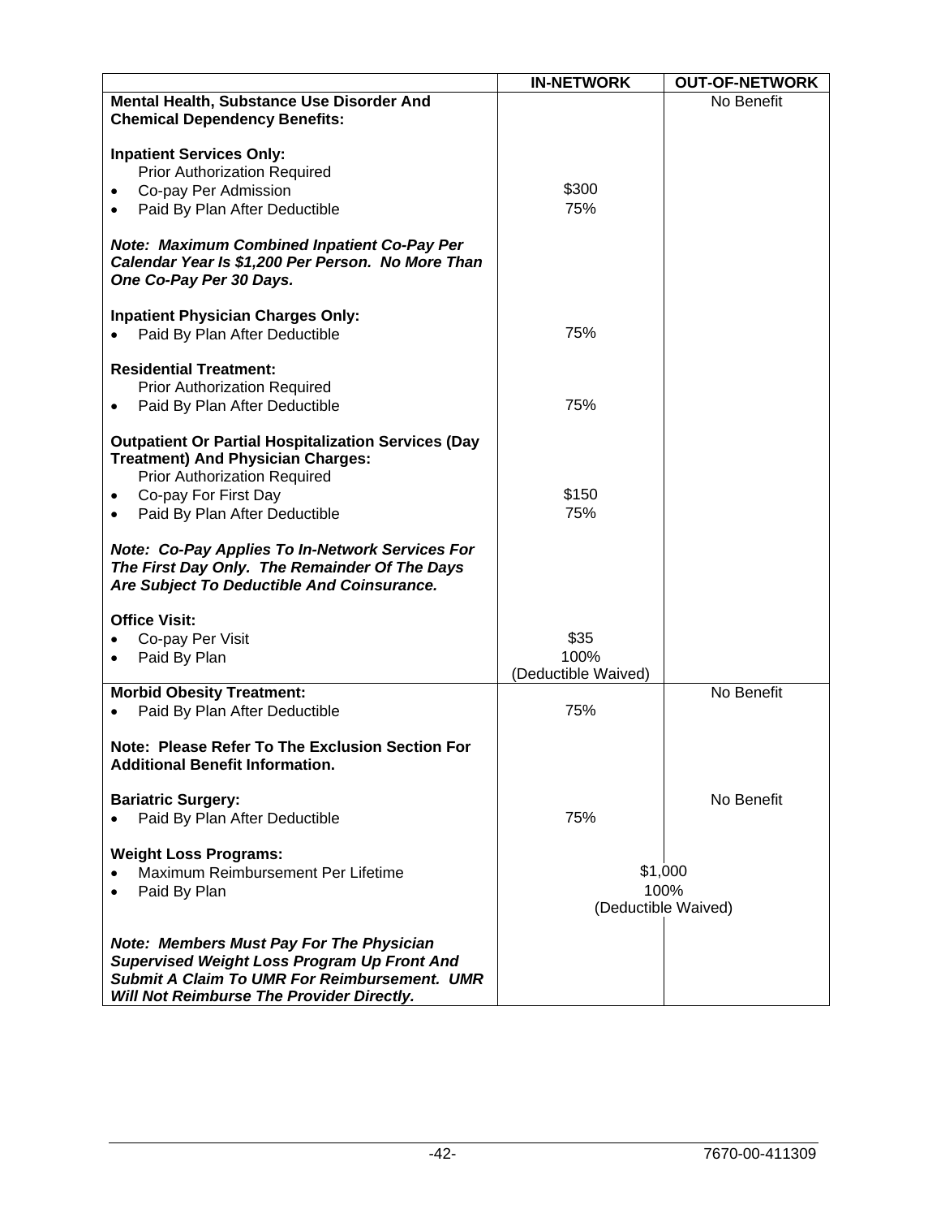| | IN-NETWORK | OUT-OF-NETWORK |
|---|---|---|
| **Mental Health, Substance Use Disorder And Chemical Dependency Benefits:** | | No Benefit |
| **Inpatient Services Only:** | | |
| Prior Authorization Required | | |
| • Co-pay Per Admission | $300 | |
| • Paid By Plan After Deductible | 75% | |
| ***Note: Maximum Combined Inpatient Co-Pay Per Calendar Year Is $1,200 Per Person. No More Than One Co-Pay Per 30 Days.*** | | |
| **Inpatient Physician Charges Only:** | | |
| • Paid By Plan After Deductible | 75% | |
| **Residential Treatment:** | | |
| Prior Authorization Required | | |
| • Paid By Plan After Deductible | 75% | |
| **Outpatient Or Partial Hospitalization Services (Day Treatment) And Physician Charges:** | | |
| Prior Authorization Required | | |
| • Co-pay For First Day | $150 | |
| • Paid By Plan After Deductible | 75% | |
| ***Note: Co-Pay Applies To In-Network Services For The First Day Only. The Remainder Of The Days Are Subject To Deductible And Coinsurance.*** | | |
| **Office Visit:** | | |
| • Co-pay Per Visit | $35 | |
| • Paid By Plan | 100% (Deductible Waived) | |
| **Morbid Obesity Treatment:** | | No Benefit |
| • Paid By Plan After Deductible | 75% | |
| **Note: Please Refer To The Exclusion Section For Additional Benefit Information.** | | |
| **Bariatric Surgery:** | | No Benefit |
| • Paid By Plan After Deductible | 75% | |
| **Weight Loss Programs:** | | |
| • Maximum Reimbursement Per Lifetime | $1,000 | |
| • Paid By Plan | 100% (Deductible Waived) | |
| ***Note: Members Must Pay For The Physician Supervised Weight Loss Program Up Front And Submit A Claim To UMR For Reimbursement. UMR Will Not Reimburse The Provider Directly.*** | | |

7670-00-411309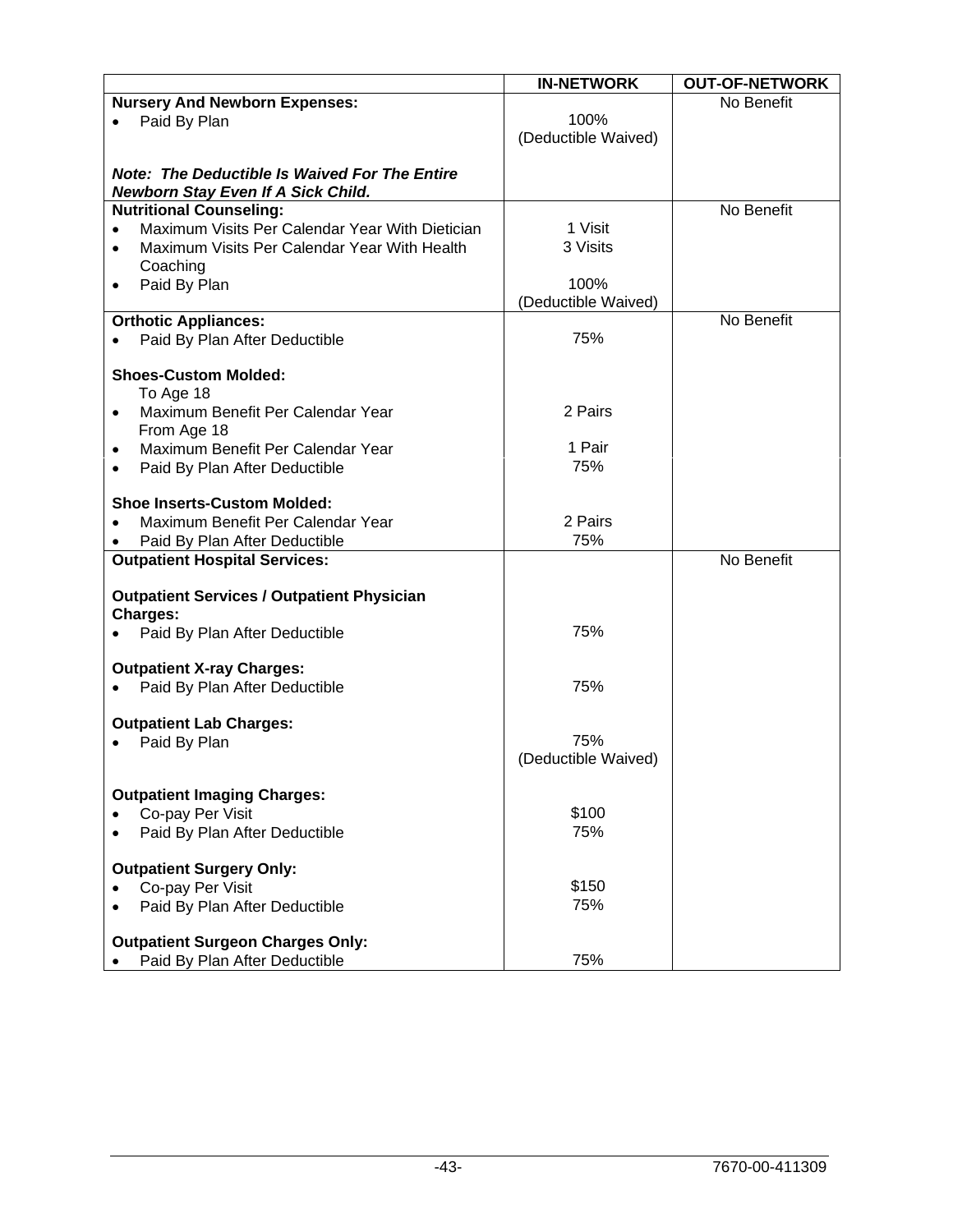| | IN-NETWORK | OUT-OF-NETWORK |
|---|---|---|
| **Nursery And Newborn Expenses:** | | No Benefit |
| • Paid By Plan | 100% (Deductible Waived) | |
| ***Note: The Deductible Is Waived For The Entire Newborn Stay Even If A Sick Child.*** | | |
| **Nutritional Counseling:** | | No Benefit |
| • Maximum Visits Per Calendar Year With Dietician | 1 Visit | |
| • Maximum Visits Per Calendar Year With Health Coaching | 3 Visits | |
| • Paid By Plan | 100% (Deductible Waived) | |
| **Orthotic Appliances:** | | No Benefit |
| • Paid By Plan After Deductible | 75% | |
| **Shoes-Custom Molded:** | | |
| To Age 18 | | |
| • Maximum Benefit Per Calendar Year | 2 Pairs | |
| From Age 18 | | |
| • Maximum Benefit Per Calendar Year | 1 Pair | |
| • Paid By Plan After Deductible | 75% | |
| **Shoe Inserts-Custom Molded:** | | |
| • Maximum Benefit Per Calendar Year | 2 Pairs | |
| • Paid By Plan After Deductible | 75% | |
| **Outpatient Hospital Services:** | | No Benefit |
| **Outpatient Services / Outpatient Physician Charges:** | | |
| • Paid By Plan After Deductible | 75% | |
| **Outpatient X-ray Charges:** | | |
| • Paid By Plan After Deductible | 75% | |
| **Outpatient Lab Charges:** | | |
| • Paid By Plan | 75% (Deductible Waived) | |
| **Outpatient Imaging Charges:** | | |
| • Co-pay Per Visit | $100 | |
| • Paid By Plan After Deductible | 75% | |
| **Outpatient Surgery Only:** | | |
| • Co-pay Per Visit | $150 | |
| • Paid By Plan After Deductible | 75% | |
| **Outpatient Surgeon Charges Only:** | | |
| • Paid By Plan After Deductible | 75% | |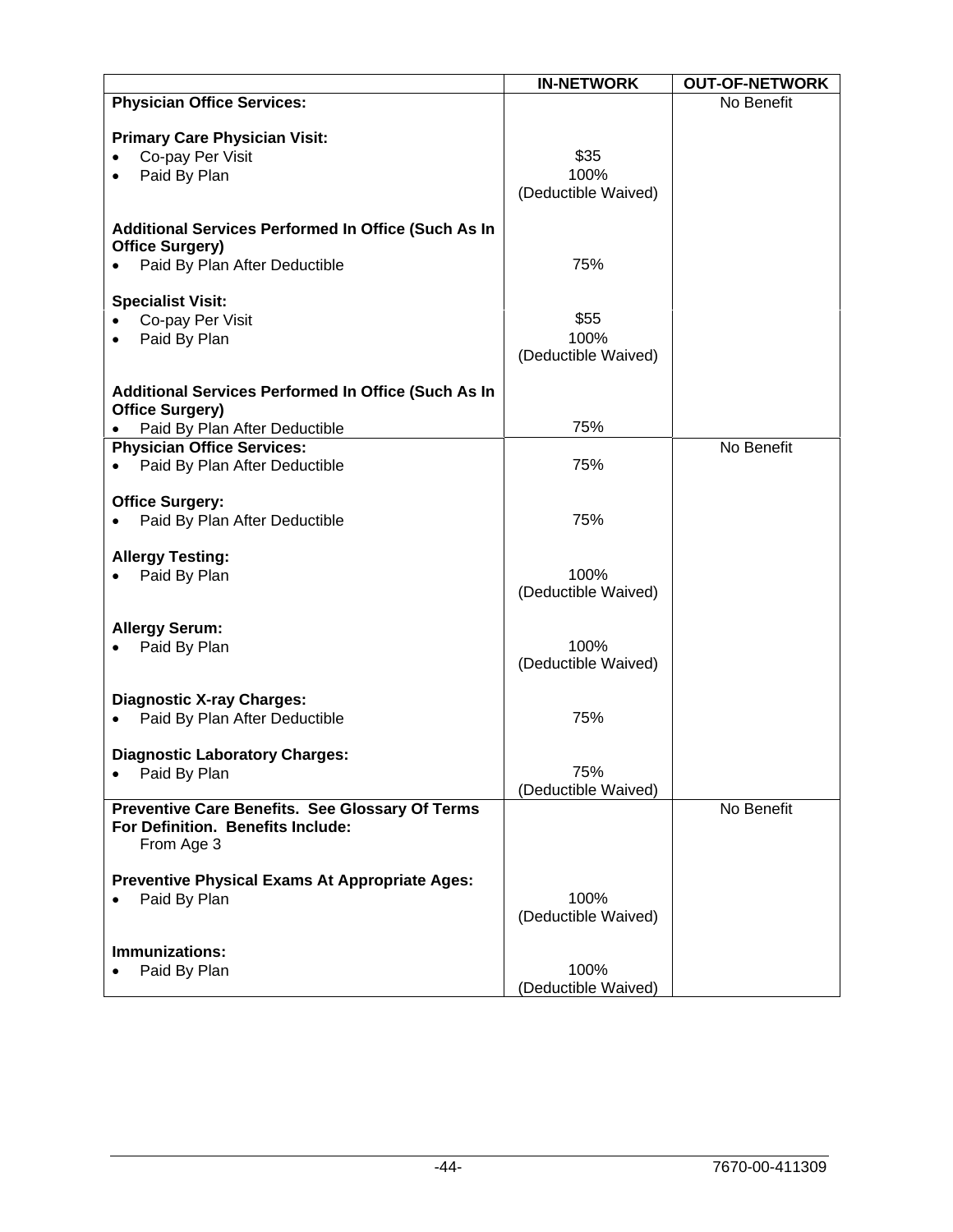| | IN-NETWORK | OUT-OF-NETWORK |
|---|---|---|
| **Physician Office Services:** | | No Benefit |
| **Primary Care Physician Visit:** | | |
| • Co-pay Per Visit | $35 | |
| • Paid By Plan | 100% (Deductible Waived) | |
| **Additional Services Performed In Office (Such As In Office Surgery)** | | |
| • Paid By Plan After Deductible | 75% | |
| **Specialist Visit:** | | |
| • Co-pay Per Visit | $55 | |
| • Paid By Plan | 100% (Deductible Waived) | |
| **Additional Services Performed In Office (Such As In Office Surgery)** | | |
| • Paid By Plan After Deductible | 75% | |
| **Physician Office Services:** | | No Benefit |
| • Paid By Plan After Deductible | 75% | |
| **Office Surgery:** | | |
| • Paid By Plan After Deductible | 75% | |
| **Allergy Testing:** | | |
| • Paid By Plan | 100% (Deductible Waived) | |
| **Allergy Serum:** | | |
| • Paid By Plan | 100% (Deductible Waived) | |
| **Diagnostic X-ray Charges:** | | |
| • Paid By Plan After Deductible | 75% | |
| **Diagnostic Laboratory Charges:** | | |
| • Paid By Plan | 75% (Deductible Waived) | |
| **Preventive Care Benefits. See Glossary Of Terms For Definition. Benefits Include:** From Age 3 | | No Benefit |
| **Preventive Physical Exams At Appropriate Ages:** | | |
| • Paid By Plan | 100% (Deductible Waived) | |
| **Immunizations:** | | |
| • Paid By Plan | 100% (Deductible Waived) | |

7670-00-411309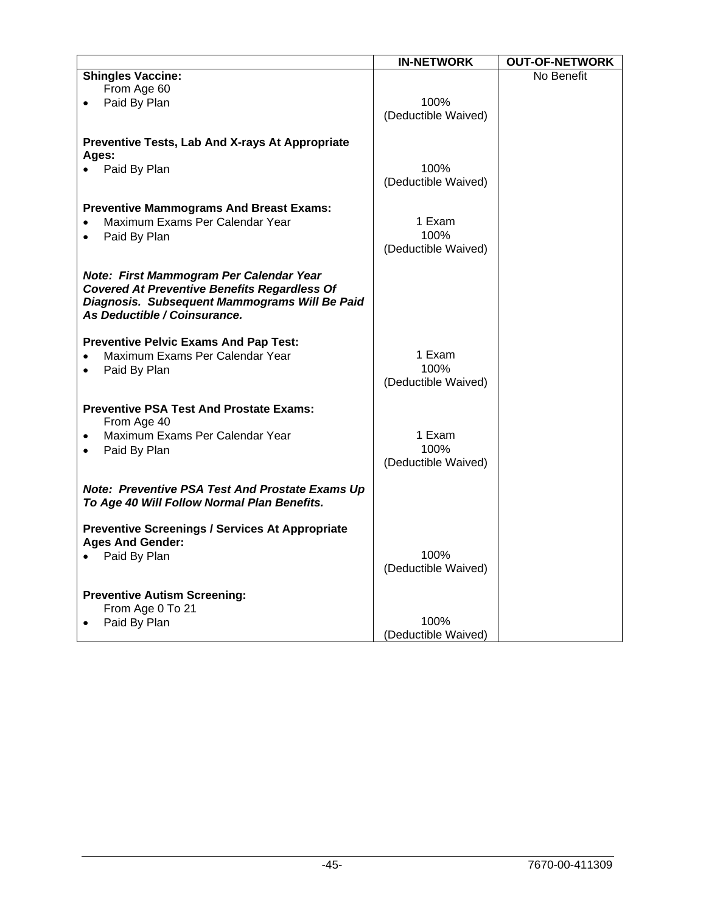| | IN-NETWORK | OUT-OF-NETWORK |
|---|---|---|
| **Shingles Vaccine:** From Age 60 | | No Benefit |
| • Paid By Plan | 100% (Deductible Waived) | |
| **Preventive Tests, Lab And X-rays At Appropriate Ages:** | | |
| • Paid By Plan | 100% (Deductible Waived) | |
| **Preventive Mammograms And Breast Exams:** | | |
| • Maximum Exams Per Calendar Year | 1 Exam | |
| • Paid By Plan | 100% (Deductible Waived) | |
| ***Note: First Mammogram Per Calendar Year Covered At Preventive Benefits Regardless Of Diagnosis. Subsequent Mammograms Will Be Paid As Deductible / Coinsurance.*** | | |
| **Preventive Pelvic Exams And Pap Test:** | | |
| • Maximum Exams Per Calendar Year | 1 Exam | |
| • Paid By Plan | 100% (Deductible Waived) | |
| **Preventive PSA Test And Prostate Exams:** From Age 40 | | |
| • Maximum Exams Per Calendar Year | 1 Exam | |
| • Paid By Plan | 100% (Deductible Waived) | |
| ***Note: Preventive PSA Test And Prostate Exams Up To Age 40 Will Follow Normal Plan Benefits.*** | | |
| **Preventive Screenings / Services At Appropriate Ages And Gender:** | | |
| • Paid By Plan | 100% (Deductible Waived) | |
| **Preventive Autism Screening:** From Age 0 To 21 | | |
| • Paid By Plan | 100% (Deductible Waived) | |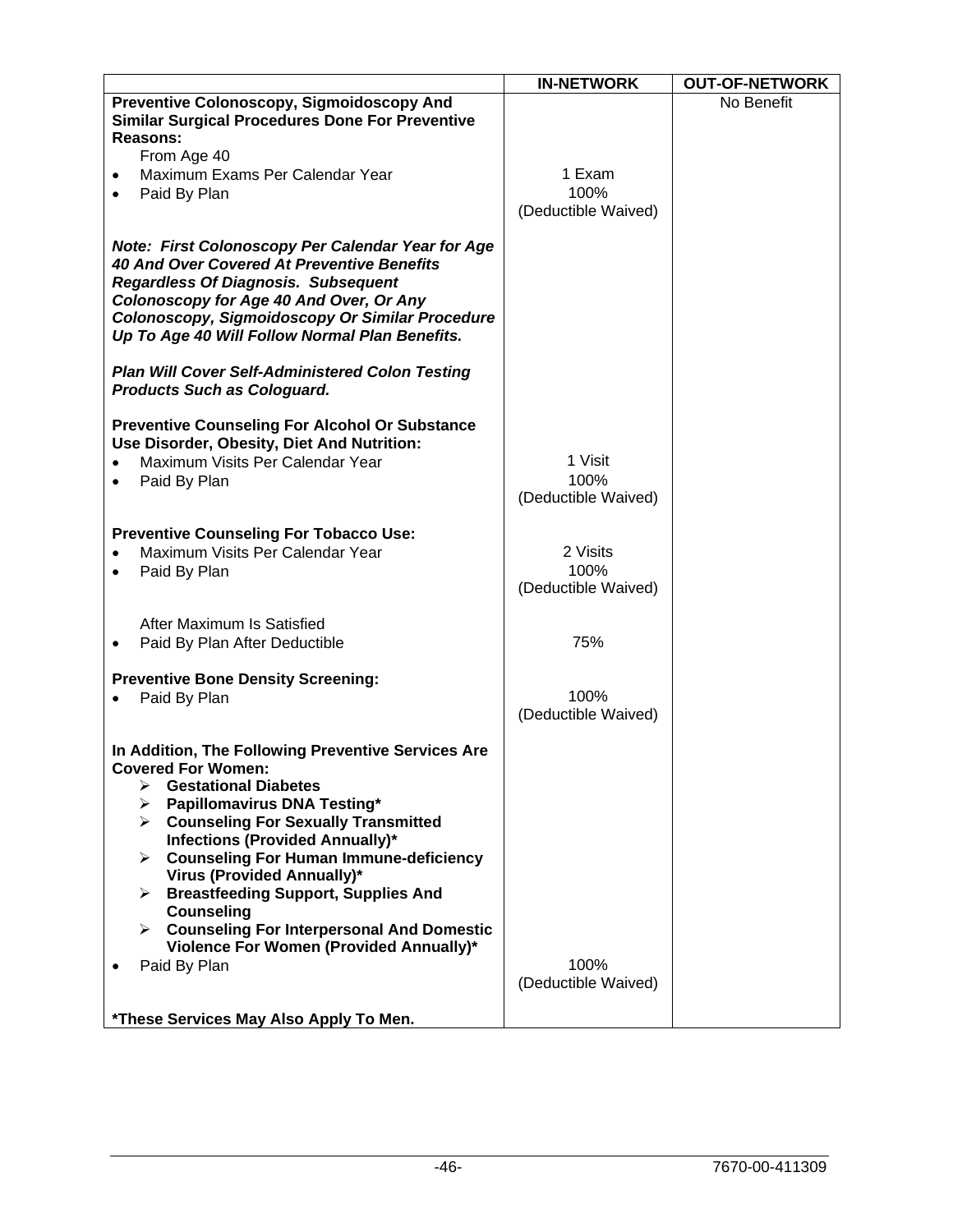| | IN-NETWORK | OUT-OF-NETWORK |
|---|---|---|
| **Preventive Colonoscopy, Sigmoidoscopy And Similar Surgical Procedures Done For Preventive Reasons:** | | No Benefit |
| From Age 40 | | |
| • Maximum Exams Per Calendar Year | 1 Exam | |
| • Paid By Plan | 100% (Deductible Waived) | |
| ***Note: First Colonoscopy Per Calendar Year for Age 40 And Over Covered At Preventive Benefits Regardless Of Diagnosis. Subsequent Colonoscopy for Age 40 And Over, Or Any Colonoscopy, Sigmoidoscopy Or Similar Procedure Up To Age 40 Will Follow Normal Plan Benefits.*** | | |
| ***Plan Will Cover Self-Administered Colon Testing Products Such as Cologuard.*** | | |
| **Preventive Counseling For Alcohol Or Substance Use Disorder, Obesity, Diet And Nutrition:** | | |
| • Maximum Visits Per Calendar Year | 1 Visit | |
| • Paid By Plan | 100% (Deductible Waived) | |
| **Preventive Counseling For Tobacco Use:** | | |
| • Maximum Visits Per Calendar Year | 2 Visits | |
| • Paid By Plan | 100% (Deductible Waived) | |
| After Maximum Is Satisfied | | |
| • Paid By Plan After Deductible | 75% | |
| **Preventive Bone Density Screening:** | | |
| • Paid By Plan | 100% (Deductible Waived) | |
| **In Addition, The Following Preventive Services Are Covered For Women:** ➢ **Gestational Diabetes** ➢ **Papillomavirus DNA Testing*** ➢ **Counseling For Sexually Transmitted Infections (Provided Annually)*** ➢ **Counseling For Human Immune-deficiency Virus (Provided Annually)*** ➢ **Breastfeeding Support, Supplies And Counseling** ➢ **Counseling For Interpersonal And Domestic Violence For Women (Provided Annually)*** | | |
| • Paid By Plan | 100% (Deductible Waived) | |
| ***These Services May Also Apply To Men.** | | |

7670-00-411309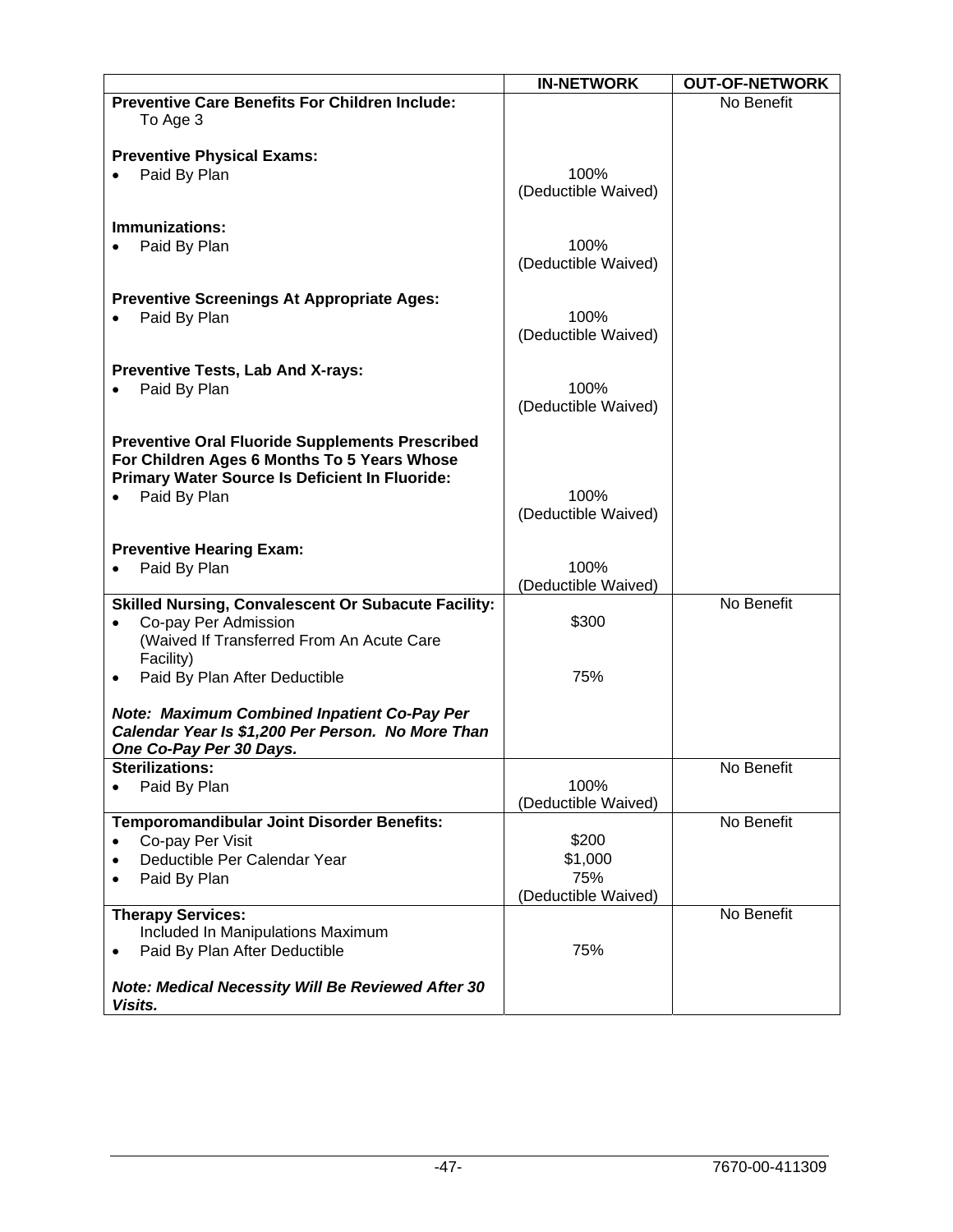| | IN-NETWORK | OUT-OF-NETWORK |
|---|---|---|
| **Preventive Care Benefits For Children Include:**<br>To Age 3<br><br>**Preventive Physical Exams:**<br>• Paid By Plan<br><br>**Immunizations:**<br>• Paid By Plan<br><br>**Preventive Screenings At Appropriate Ages:**<br>• Paid By Plan<br><br>**Preventive Tests, Lab And X-rays:**<br>• Paid By Plan<br><br>**Preventive Oral Fluoride Supplements Prescribed For Children Ages 6 Months To 5 Years Whose Primary Water Source Is Deficient In Fluoride:**<br>• Paid By Plan<br><br>**Preventive Hearing Exam:**<br>• Paid By Plan | <br><br><br><br>100%<br>(Deductible Waived)<br><br><br>100%<br>(Deductible Waived)<br><br><br>100%<br>(Deductible Waived)<br><br><br>100%<br>(Deductible Waived)<br><br><br><br><br>100%<br>(Deductible Waived)<br><br><br>100%<br>(Deductible Waived) | No Benefit |
| **Skilled Nursing, Convalescent Or Subacute Facility:**<br>• Co-pay Per Admission<br>(Waived If Transferred From An Acute Care Facility)<br>• Paid By Plan After Deductible<br><br>***Note: Maximum Combined Inpatient Co-Pay Per Calendar Year Is $1,200 Per Person. No More Than One Co-Pay Per 30 Days.*** | <br>$300<br><br><br>75% | No Benefit |
| **Sterilizations:**<br>• Paid By Plan | <br>100%<br>(Deductible Waived) | No Benefit |
| **Temporomandibular Joint Disorder Benefits:**<br>• Co-pay Per Visit<br>• Deductible Per Calendar Year<br>• Paid By Plan | <br>$200<br>$1,000<br>75%<br>(Deductible Waived) | No Benefit |
| **Therapy Services:**<br>Included In Manipulations Maximum<br>• Paid By Plan After Deductible<br><br>***Note: Medical Necessity Will Be Reviewed After 30 Visits.*** | <br><br>75% | No Benefit |

7670-00-411309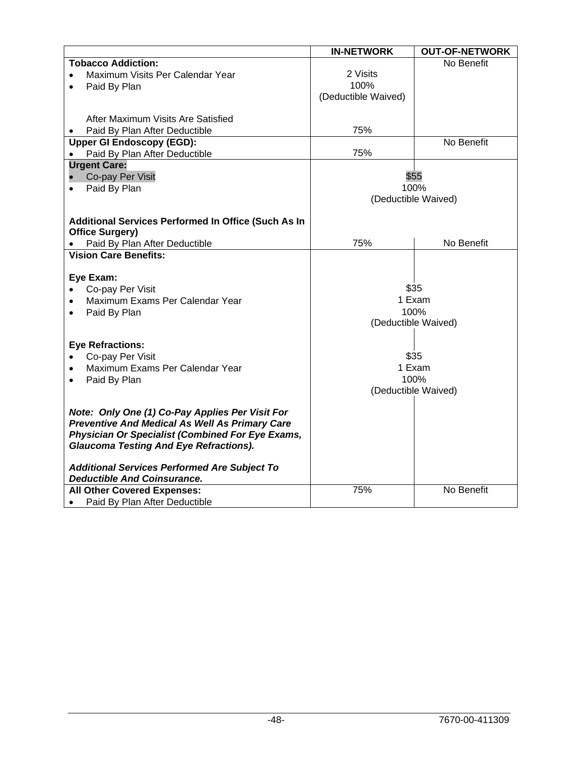| | IN-NETWORK | OUT-OF-NETWORK |
|---|---|---|
| **Tobacco Addiction:** | | No Benefit |
| • Maximum Visits Per Calendar Year | 2 Visits | |
| • Paid By Plan | 100% (Deductible Waived) | |
| After Maximum Visits Are Satisfied | | |
| • Paid By Plan After Deductible | 75% | |
| **Upper GI Endoscopy (EGD):** | | No Benefit |
| • Paid By Plan After Deductible | 75% | |
| **Urgent Care:** | | |
| • Co-pay Per Visit | $55 | |
| • Paid By Plan | 100% (Deductible Waived) | |
| **Additional Services Performed In Office (Such As In Office Surgery)** | | |
| • Paid By Plan After Deductible | 75% | No Benefit |
| **Vision Care Benefits:** | | |
| **Eye Exam:** | | |
| • Co-pay Per Visit | $35 | |
| • Maximum Exams Per Calendar Year | 1 Exam | |
| • Paid By Plan | 100% (Deductible Waived) | |
| **Eye Refractions:** | | |
| • Co-pay Per Visit | $35 | |
| • Maximum Exams Per Calendar Year | 1 Exam | |
| • Paid By Plan | 100% (Deductible Waived) | |
| ***Note: Only One (1) Co-Pay Applies Per Visit For Preventive And Medical As Well As Primary Care Physician Or Specialist (Combined For Eye Exams, Glaucoma Testing And Eye Refractions).*** | | |
| ***Additional Services Performed Are Subject To Deductible And Coinsurance.*** | | |
| **All Other Covered Expenses:** | 75% | No Benefit |
| • Paid By Plan After Deductible | | |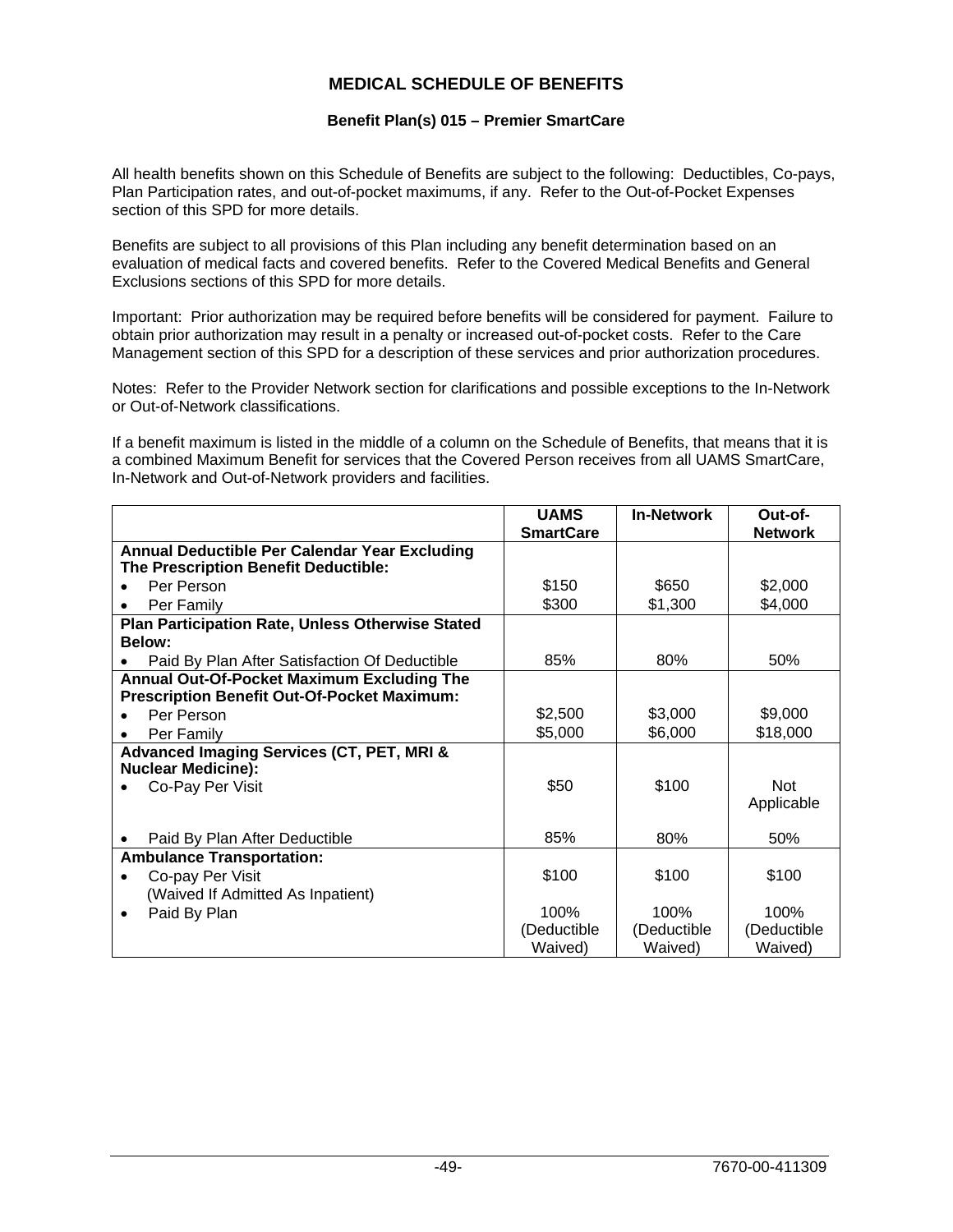# MEDICAL SCHEDULE OF BENEFITS

## Benefit Plan(s) 015 – Premier SmartCare

All health benefits shown on this Schedule of Benefits are subject to the following: Deductibles, Co-pays, Plan Participation rates, and out-of-pocket maximums, if any. Refer to the Out-of-Pocket Expenses section of this SPD for more details.

Benefits are subject to all provisions of this Plan including any benefit determination based on an evaluation of medical facts and covered benefits. Refer to the Covered Medical Benefits and General Exclusions sections of this SPD for more details.

Important: Prior authorization may be required before benefits will be considered for payment. Failure to obtain prior authorization may result in a penalty or increased out-of-pocket costs. Refer to the Care Management section of this SPD for a description of these services and prior authorization procedures.

Notes: Refer to the Provider Network section for clarifications and possible exceptions to the In-Network or Out-of-Network classifications.

If a benefit maximum is listed in the middle of a column on the Schedule of Benefits, that means that it is a combined Maximum Benefit for services that the Covered Person receives from all UAMS SmartCare, In-Network and Out-of-Network providers and facilities.

| | UAMS SmartCare | In-Network | Out-of-Network |
|---|---|---|---|
| **Annual Deductible Per Calendar Year Excluding The Prescription Benefit Deductible:** | | | |
| • Per Person | $150 | $650 | $2,000 |
| • Per Family | $300 | $1,300 | $4,000 |
| **Plan Participation Rate, Unless Otherwise Stated Below:** | | | |
| • Paid By Plan After Satisfaction Of Deductible | 85% | 80% | 50% |
| **Annual Out-Of-Pocket Maximum Excluding The Prescription Benefit Out-Of-Pocket Maximum:** | | | |
| • Per Person | $2,500 | $3,000 | $9,000 |
| • Per Family | $5,000 | $6,000 | $18,000 |
| **Advanced Imaging Services (CT, PET, MRI & Nuclear Medicine):** | | | |
| • Co-Pay Per Visit | $50 | $100 | Not Applicable |
| • Paid By Plan After Deductible | 85% | 80% | 50% |
| **Ambulance Transportation:** | | | |
| • Co-pay Per Visit (Waived If Admitted As Inpatient) | $100 | $100 | $100 |
| • Paid By Plan | 100% (Deductible Waived) | 100% (Deductible Waived) | 100% (Deductible Waived) |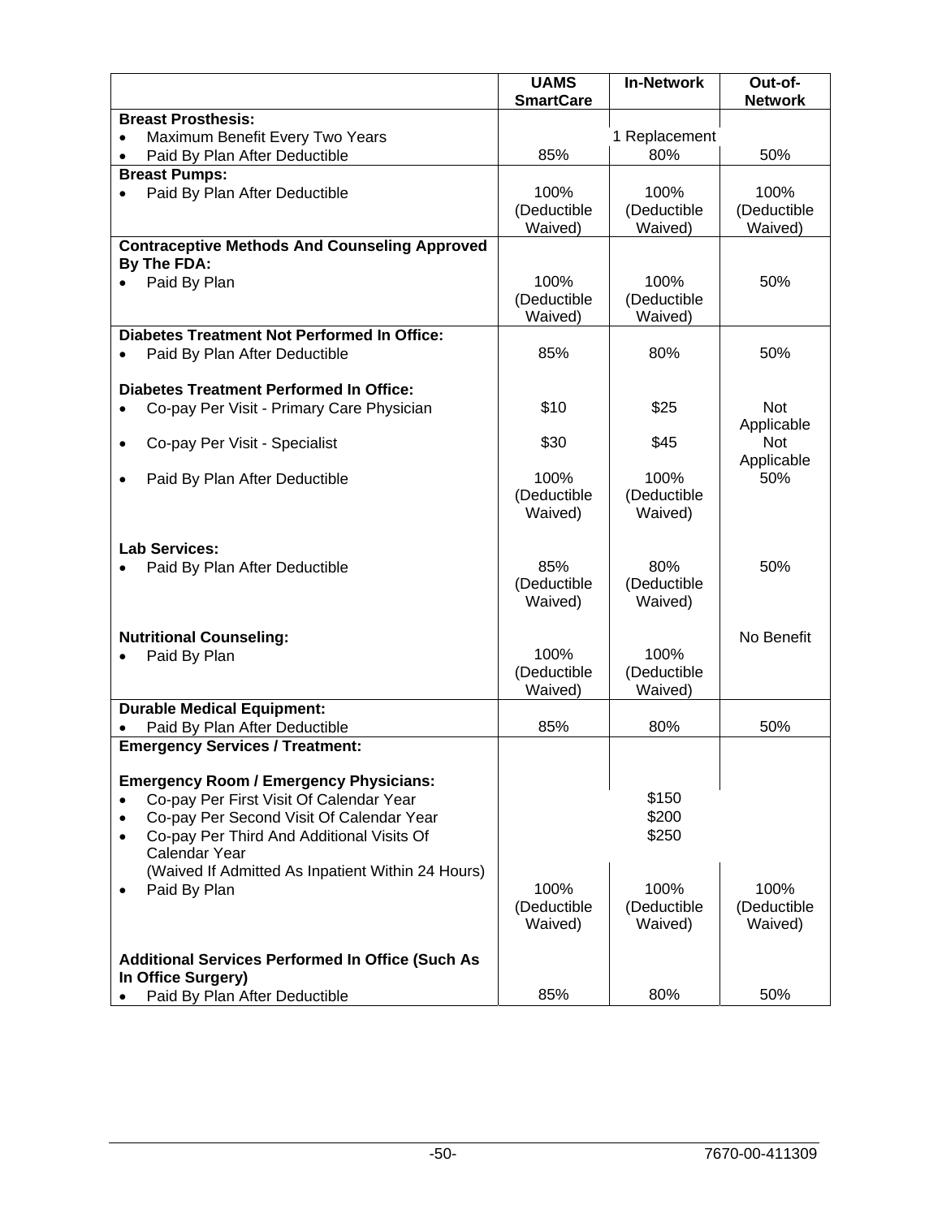| | UAMS SmartCare | In-Network | Out-of-Network |
|---|---|---|---|
| **Breast Prosthesis:** | | | |
| • Maximum Benefit Every Two Years | | 1 Replacement | |
| • Paid By Plan After Deductible | 85% | 80% | 50% |
| **Breast Pumps:** | | | |
| • Paid By Plan After Deductible | 100% (Deductible Waived) | 100% (Deductible Waived) | 100% (Deductible Waived) |
| **Contraceptive Methods And Counseling Approved By The FDA:** | | | |
| • Paid By Plan | 100% (Deductible Waived) | 100% (Deductible Waived) | 50% |
| **Diabetes Treatment Not Performed In Office:** | | | |
| • Paid By Plan After Deductible | 85% | 80% | 50% |
| **Diabetes Treatment Performed In Office:** | | | |
| • Co-pay Per Visit - Primary Care Physician | $10 | $25 | Not Applicable |
| • Co-pay Per Visit - Specialist | $30 | $45 | Not Applicable |
| • Paid By Plan After Deductible | 100% (Deductible Waived) | 100% (Deductible Waived) | 50% |
| **Lab Services:** | | | |
| • Paid By Plan After Deductible | 85% (Deductible Waived) | 80% (Deductible Waived) | 50% |
| **Nutritional Counseling:** | | | No Benefit |
| • Paid By Plan | 100% (Deductible Waived) | 100% (Deductible Waived) | |
| **Durable Medical Equipment:** | | | |
| • Paid By Plan After Deductible | 85% | 80% | 50% |
| **Emergency Services / Treatment:** | | | |
| **Emergency Room / Emergency Physicians:** | | | |
| • Co-pay Per First Visit Of Calendar Year | | $150 | |
| • Co-pay Per Second Visit Of Calendar Year | | $200 | |
| • Co-pay Per Third And Additional Visits Of Calendar Year (Waived If Admitted As Inpatient Within 24 Hours) | | $250 | |
| • Paid By Plan | 100% (Deductible Waived) | 100% (Deductible Waived) | 100% (Deductible Waived) |
| **Additional Services Performed In Office (Such As In Office Surgery)** | | | |
| • Paid By Plan After Deductible | 85% | 80% | 50% |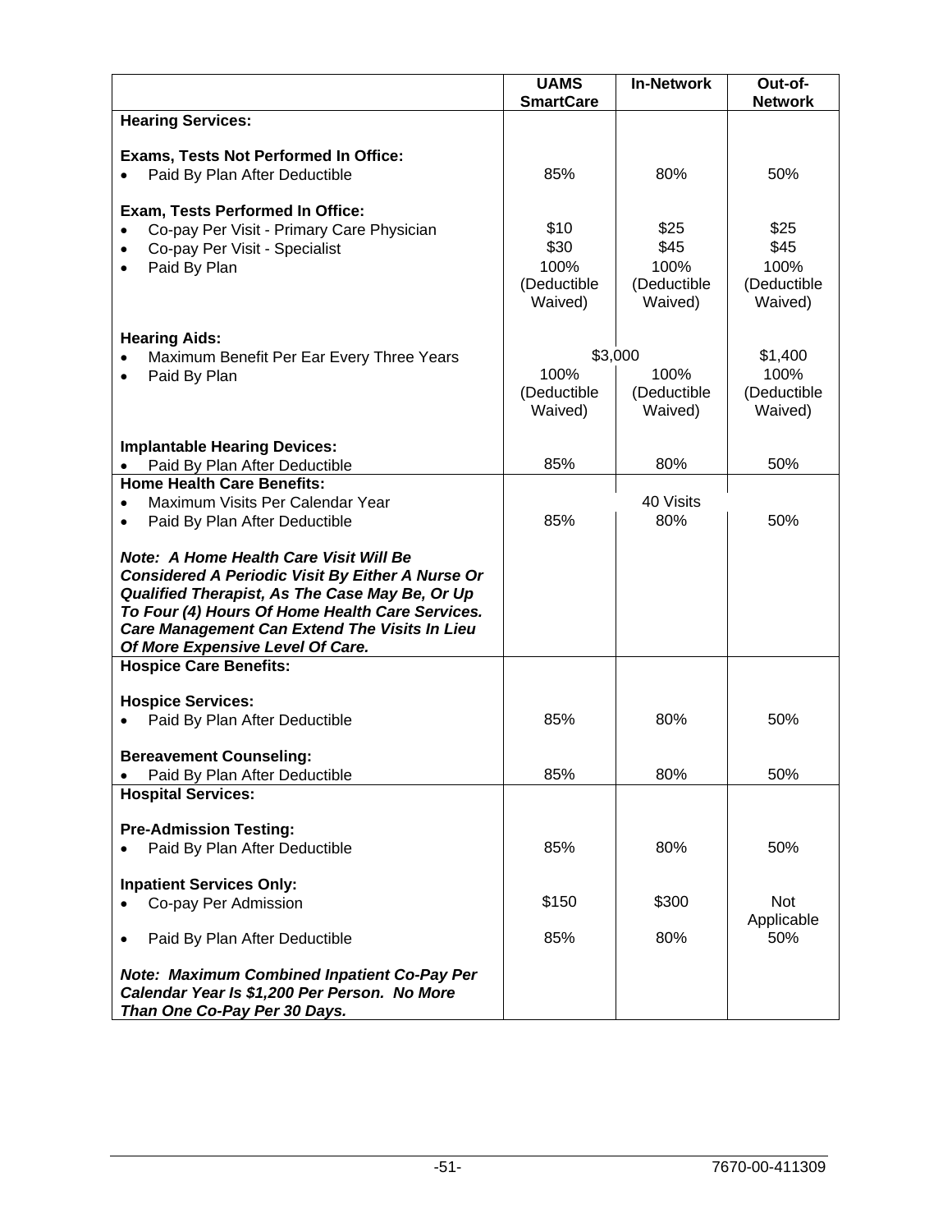| | UAMS SmartCare | In-Network | Out-of-Network |
|---|---|---|---|
| **Hearing Services:** | | | |
| **Exams, Tests Not Performed In Office:** | | | |
| • Paid By Plan After Deductible | 85% | 80% | 50% |
| **Exam, Tests Performed In Office:** | | | |
| • Co-pay Per Visit - Primary Care Physician | $10 | $25 | $25 |
| • Co-pay Per Visit - Specialist | $30 | $45 | $45 |
| • Paid By Plan | 100% (Deductible Waived) | 100% (Deductible Waived) | 100% (Deductible Waived) |
| **Hearing Aids:** | | | |
| • Maximum Benefit Per Ear Every Three Years | $3,000 | | $1,400 |
| • Paid By Plan | 100% (Deductible Waived) | 100% (Deductible Waived) | 100% (Deductible Waived) |
| **Implantable Hearing Devices:** | | | |
| • Paid By Plan After Deductible | 85% | 80% | 50% |
| **Home Health Care Benefits:** | | | |
| • Maximum Visits Per Calendar Year | | 40 Visits | |
| • Paid By Plan After Deductible | 85% | 80% | 50% |
| ***Note: A Home Health Care Visit Will Be Considered A Periodic Visit By Either A Nurse Or Qualified Therapist, As The Case May Be, Or Up To Four (4) Hours Of Home Health Care Services. Care Management Can Extend The Visits In Lieu Of More Expensive Level Of Care.*** | | | |
| **Hospice Care Benefits:** | | | |
| **Hospice Services:** | | | |
| • Paid By Plan After Deductible | 85% | 80% | 50% |
| **Bereavement Counseling:** | | | |
| • Paid By Plan After Deductible | 85% | 80% | 50% |
| **Hospital Services:** | | | |
| **Pre-Admission Testing:** | | | |
| • Paid By Plan After Deductible | 85% | 80% | 50% |
| **Inpatient Services Only:** | | | |
| • Co-pay Per Admission | $150 | $300 | Not Applicable |
| • Paid By Plan After Deductible | 85% | 80% | 50% |
| ***Note: Maximum Combined Inpatient Co-Pay Per Calendar Year Is $1,200 Per Person. No More Than One Co-Pay Per 30 Days.*** | | | |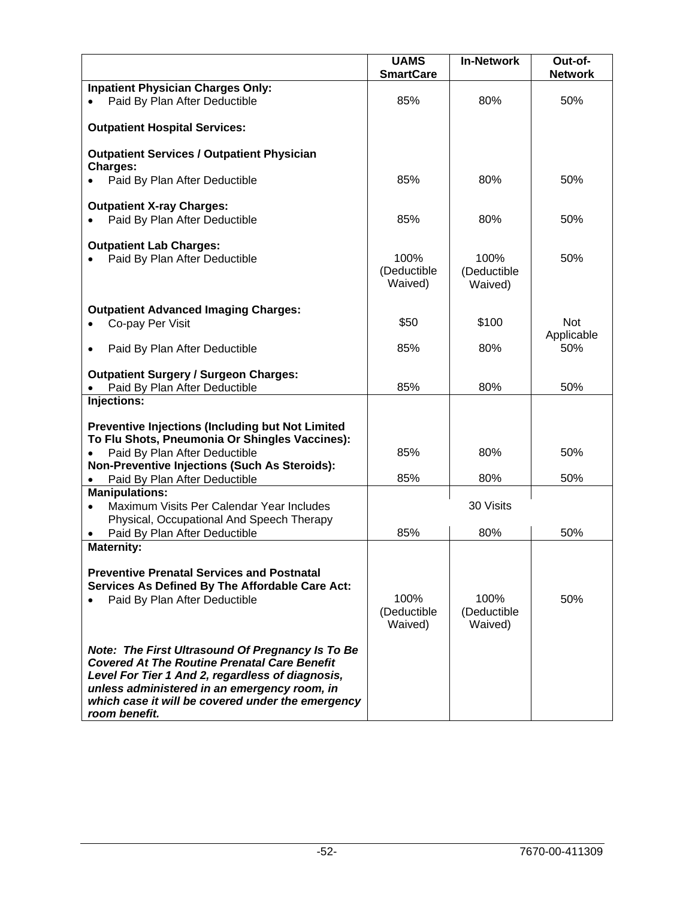| | UAMS SmartCare | In-Network | Out-of-Network |
|---|---|---|---|
| **Inpatient Physician Charges Only:** | | | |
| • Paid By Plan After Deductible | 85% | 80% | 50% |
| **Outpatient Hospital Services:** | | | |
| **Outpatient Services / Outpatient Physician Charges:** | | | |
| • Paid By Plan After Deductible | 85% | 80% | 50% |
| **Outpatient X-ray Charges:** | | | |
| • Paid By Plan After Deductible | 85% | 80% | 50% |
| **Outpatient Lab Charges:** | | | |
| • Paid By Plan After Deductible | 100% (Deductible Waived) | 100% (Deductible Waived) | 50% |
| **Outpatient Advanced Imaging Charges:** | | | |
| • Co-pay Per Visit | $50 | $100 | Not Applicable |
| • Paid By Plan After Deductible | 85% | 80% | 50% |
| **Outpatient Surgery / Surgeon Charges:** | | | |
| • Paid By Plan After Deductible | 85% | 80% | 50% |
| **Injections:** | | | |
| **Preventive Injections (Including but Not Limited To Flu Shots, Pneumonia Or Shingles Vaccines):** | | | |
| • Paid By Plan After Deductible | 85% | 80% | 50% |
| **Non-Preventive Injections (Such As Steroids):** | | | |
| • Paid By Plan After Deductible | 85% | 80% | 50% |
| **Manipulations:** | | | |
| • Maximum Visits Per Calendar Year Includes Physical, Occupational And Speech Therapy | | 30 Visits | |
| • Paid By Plan After Deductible | 85% | 80% | 50% |
| **Maternity:** | | | |
| **Preventive Prenatal Services and Postnatal Services As Defined By The Affordable Care Act:** | | | |
| • Paid By Plan After Deductible | 100% (Deductible Waived) | 100% (Deductible Waived) | 50% |
| ***Note: The First Ultrasound Of Pregnancy Is To Be Covered At The Routine Prenatal Care Benefit Level For Tier 1 And 2, regardless of diagnosis, unless administered in an emergency room, in which case it will be covered under the emergency room benefit.*** | | | |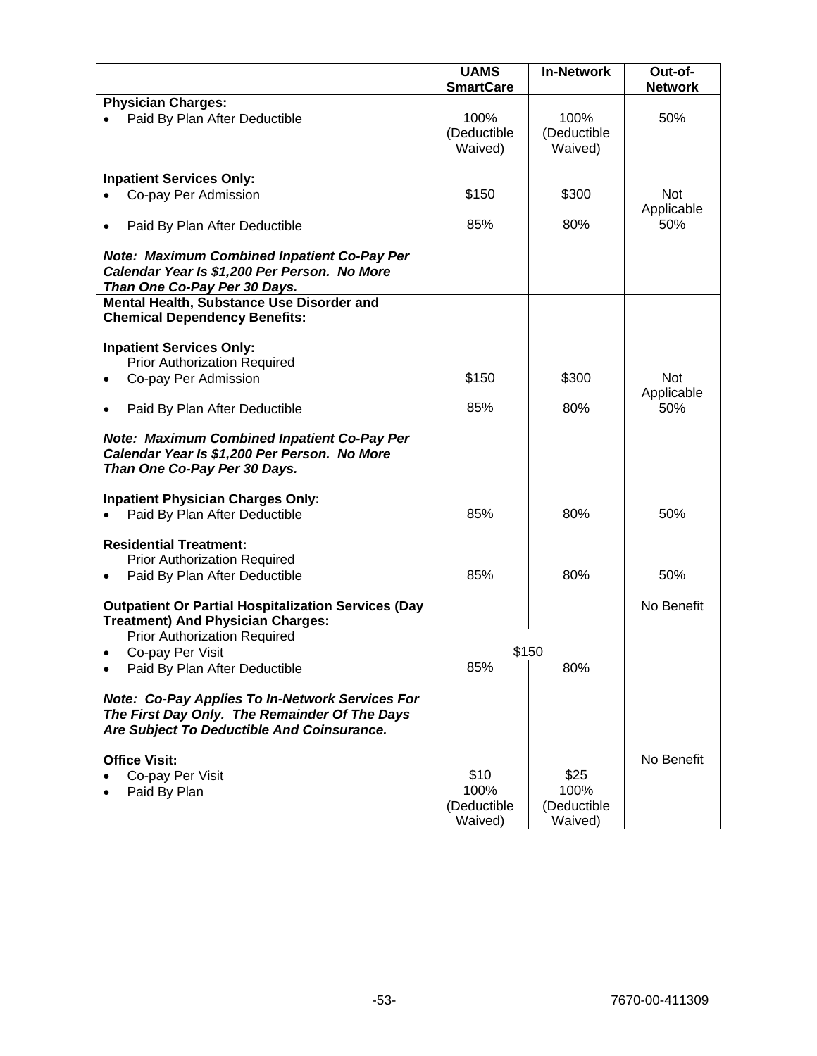| | UAMS SmartCare | In-Network | Out-of-Network |
|---|---|---|---|
| **Physician Charges:** | | | |
| • Paid By Plan After Deductible | 100% (Deductible Waived) | 100% (Deductible Waived) | 50% |
| **Inpatient Services Only:** | | | |
| • Co-pay Per Admission | $150 | $300 | Not Applicable |
| • Paid By Plan After Deductible | 85% | 80% | 50% |
| ***Note: Maximum Combined Inpatient Co-Pay Per Calendar Year Is $1,200 Per Person. No More Than One Co-Pay Per 30 Days.*** | | | |
| **Mental Health, Substance Use Disorder and Chemical Dependency Benefits:** | | | |
| **Inpatient Services Only:** Prior Authorization Required | | | |
| • Co-pay Per Admission | $150 | $300 | Not Applicable |
| • Paid By Plan After Deductible | 85% | 80% | 50% |
| ***Note: Maximum Combined Inpatient Co-Pay Per Calendar Year Is $1,200 Per Person. No More Than One Co-Pay Per 30 Days.*** | | | |
| **Inpatient Physician Charges Only:** | | | |
| • Paid By Plan After Deductible | 85% | 80% | 50% |
| **Residential Treatment:** Prior Authorization Required | | | |
| • Paid By Plan After Deductible | 85% | 80% | 50% |
| **Outpatient Or Partial Hospitalization Services (Day Treatment) And Physician Charges:** Prior Authorization Required | | | No Benefit |
| • Co-pay Per Visit | $150 | $150 | |
| • Paid By Plan After Deductible | 85% | 80% | |
| ***Note: Co-Pay Applies To In-Network Services For The First Day Only. The Remainder Of The Days Are Subject To Deductible And Coinsurance.*** | | | |
| **Office Visit:** | | | No Benefit |
| • Co-pay Per Visit | $10 | $25 | |
| • Paid By Plan | 100% (Deductible Waived) | 100% (Deductible Waived) | |

7670-00-411309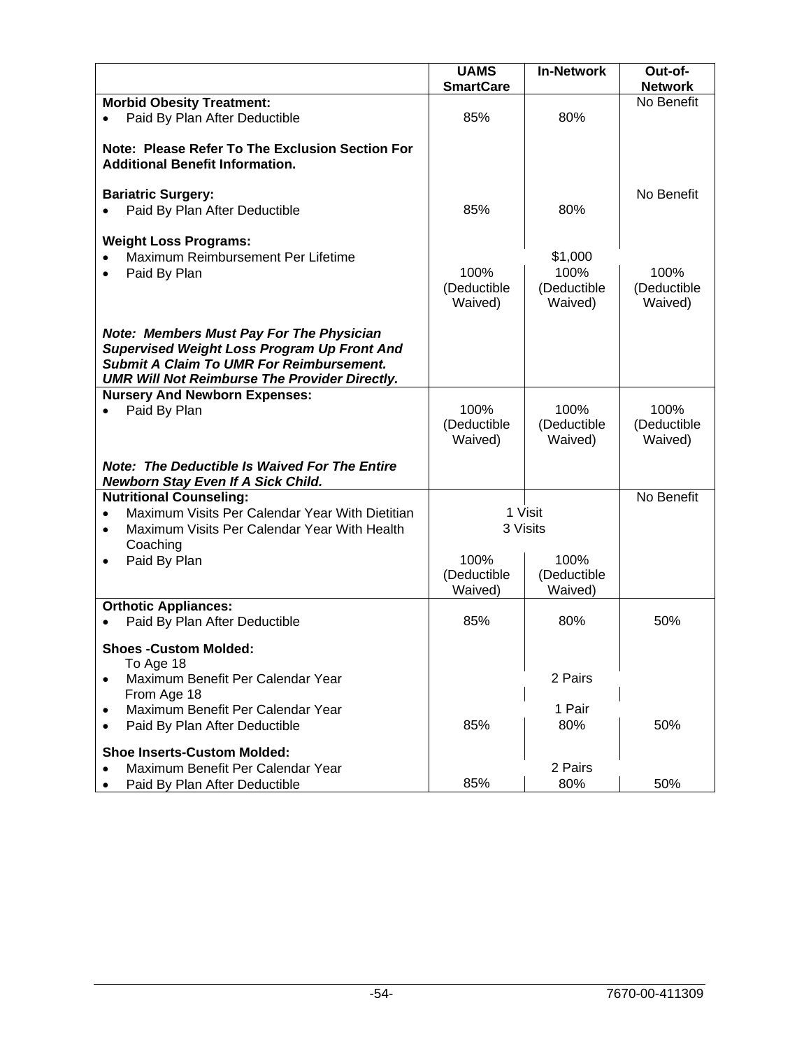| | UAMS SmartCare | In-Network | Out-of-Network |
|---|---|---|---|
| **Morbid Obesity Treatment:** | | | No Benefit |
| • Paid By Plan After Deductible | 85% | 80% | |
| **Note: Please Refer To The Exclusion Section For Additional Benefit Information.** | | | |
| **Bariatric Surgery:** | | | No Benefit |
| • Paid By Plan After Deductible | 85% | 80% | |
| **Weight Loss Programs:** | | | |
| • Maximum Reimbursement Per Lifetime | | $1,000 | |
| • Paid By Plan | 100% (Deductible Waived) | 100% (Deductible Waived) | 100% (Deductible Waived) |
| ***Note: Members Must Pay For The Physician Supervised Weight Loss Program Up Front And Submit A Claim To UMR For Reimbursement. UMR Will Not Reimburse The Provider Directly.*** | | | |
| **Nursery And Newborn Expenses:** | | | |
| • Paid By Plan | 100% (Deductible Waived) | 100% (Deductible Waived) | 100% (Deductible Waived) |
| ***Note: The Deductible Is Waived For The Entire Newborn Stay Even If A Sick Child.*** | | | |
| **Nutritional Counseling:** | | | No Benefit |
| • Maximum Visits Per Calendar Year With Dietitian | 1 Visit | | |
| • Maximum Visits Per Calendar Year With Health Coaching | 3 Visits | | |
| • Paid By Plan | 100% (Deductible Waived) | 100% (Deductible Waived) | |
| **Orthotic Appliances:** | | | |
| • Paid By Plan After Deductible | 85% | 80% | 50% |
| **Shoes -Custom Molded:** | | | |
| To Age 18 | | | |
| • Maximum Benefit Per Calendar Year | | 2 Pairs | |
| From Age 18 | | | |
| • Maximum Benefit Per Calendar Year | | 1 Pair | |
| • Paid By Plan After Deductible | 85% | 80% | 50% |
| **Shoe Inserts-Custom Molded:** | | | |
| • Maximum Benefit Per Calendar Year | | 2 Pairs | |
| • Paid By Plan After Deductible | 85% | 80% | 50% |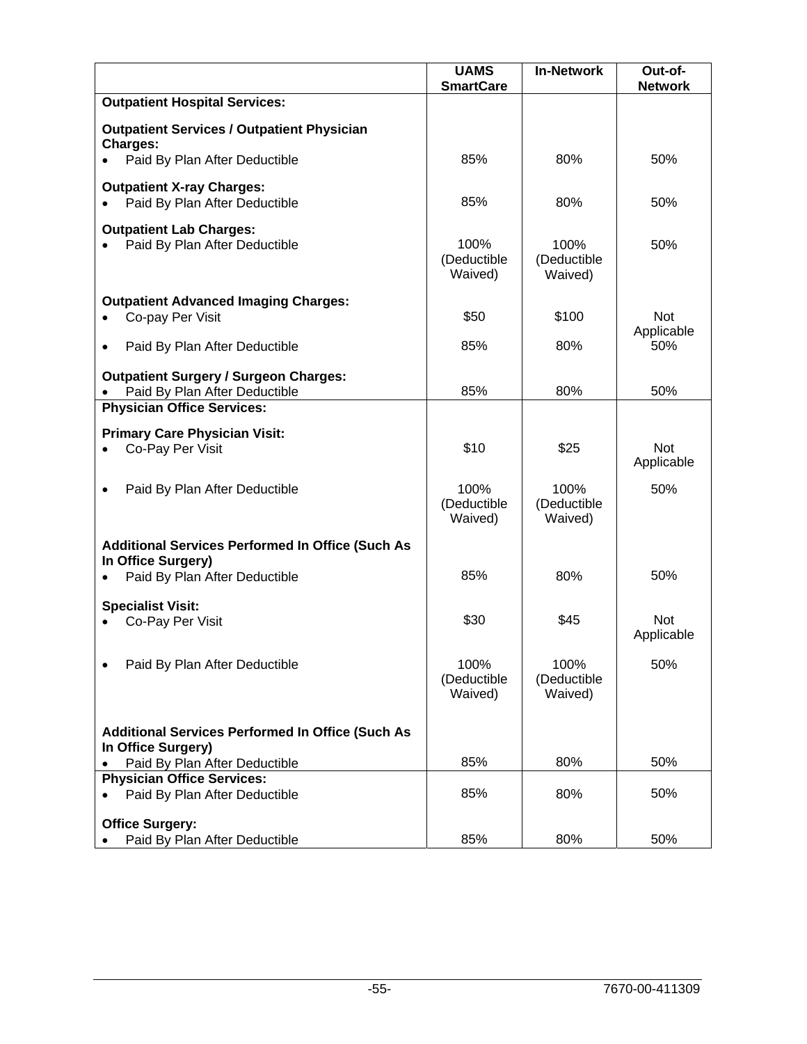| | UAMS SmartCare | In-Network | Out-of-Network |
|---|---|---|---|
| **Outpatient Hospital Services:** | | | |
| **Outpatient Services / Outpatient Physician Charges:** | | | |
| • Paid By Plan After Deductible | 85% | 80% | 50% |
| **Outpatient X-ray Charges:** | | | |
| • Paid By Plan After Deductible | 85% | 80% | 50% |
| **Outpatient Lab Charges:** | | | |
| • Paid By Plan After Deductible | 100% (Deductible Waived) | 100% (Deductible Waived) | 50% |
| **Outpatient Advanced Imaging Charges:** | | | |
| • Co-pay Per Visit | $50 | $100 | Not Applicable |
| • Paid By Plan After Deductible | 85% | 80% | 50% |
| **Outpatient Surgery / Surgeon Charges:** | | | |
| • Paid By Plan After Deductible | 85% | 80% | 50% |
| **Physician Office Services:** | | | |
| **Primary Care Physician Visit:** | | | |
| • Co-Pay Per Visit | $10 | $25 | Not Applicable |
| • Paid By Plan After Deductible | 100% (Deductible Waived) | 100% (Deductible Waived) | 50% |
| **Additional Services Performed In Office (Such As In Office Surgery)** | | | |
| • Paid By Plan After Deductible | 85% | 80% | 50% |
| **Specialist Visit:** | | | |
| • Co-Pay Per Visit | $30 | $45 | Not Applicable |
| • Paid By Plan After Deductible | 100% (Deductible Waived) | 100% (Deductible Waived) | 50% |
| **Additional Services Performed In Office (Such As In Office Surgery)** | | | |
| • Paid By Plan After Deductible | 85% | 80% | 50% |
| **Physician Office Services:** | | | |
| • Paid By Plan After Deductible | 85% | 80% | 50% |
| **Office Surgery:** | | | |
| • Paid By Plan After Deductible | 85% | 80% | 50% |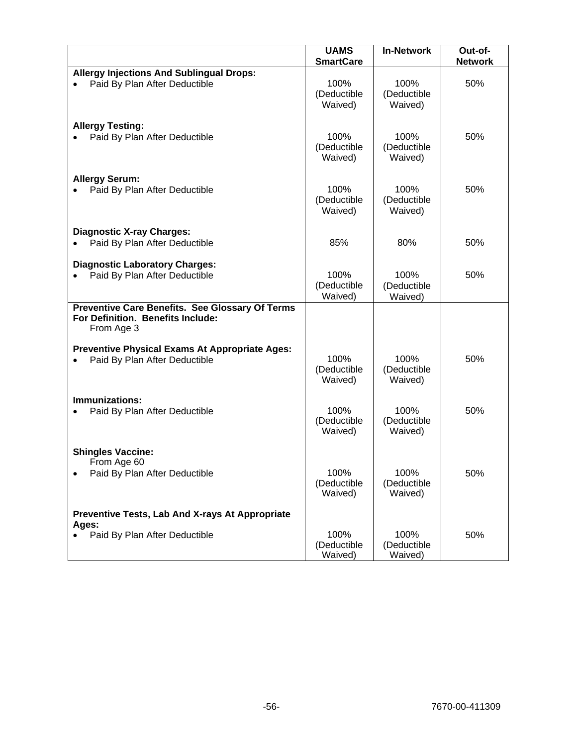| | UAMS SmartCare | In-Network | Out-of-Network |
|---|---|---|---|
| **Allergy Injections And Sublingual Drops:** | | | |
| • Paid By Plan After Deductible | 100% (Deductible Waived) | 100% (Deductible Waived) | 50% |
| **Allergy Testing:** | | | |
| • Paid By Plan After Deductible | 100% (Deductible Waived) | 100% (Deductible Waived) | 50% |
| **Allergy Serum:** | | | |
| • Paid By Plan After Deductible | 100% (Deductible Waived) | 100% (Deductible Waived) | 50% |
| **Diagnostic X-ray Charges:** | | | |
| • Paid By Plan After Deductible | 85% | 80% | 50% |
| **Diagnostic Laboratory Charges:** | | | |
| • Paid By Plan After Deductible | 100% (Deductible Waived) | 100% (Deductible Waived) | 50% |
| **Preventive Care Benefits. See Glossary Of Terms For Definition. Benefits Include:** From Age 3 | | | |
| **Preventive Physical Exams At Appropriate Ages:** | | | |
| • Paid By Plan After Deductible | 100% (Deductible Waived) | 100% (Deductible Waived) | 50% |
| **Immunizations:** | | | |
| • Paid By Plan After Deductible | 100% (Deductible Waived) | 100% (Deductible Waived) | 50% |
| **Shingles Vaccine:** From Age 60 | | | |
| • Paid By Plan After Deductible | 100% (Deductible Waived) | 100% (Deductible Waived) | 50% |
| **Preventive Tests, Lab And X-rays At Appropriate Ages:** | | | |
| • Paid By Plan After Deductible | 100% (Deductible Waived) | 100% (Deductible Waived) | 50% |

7670-00-411309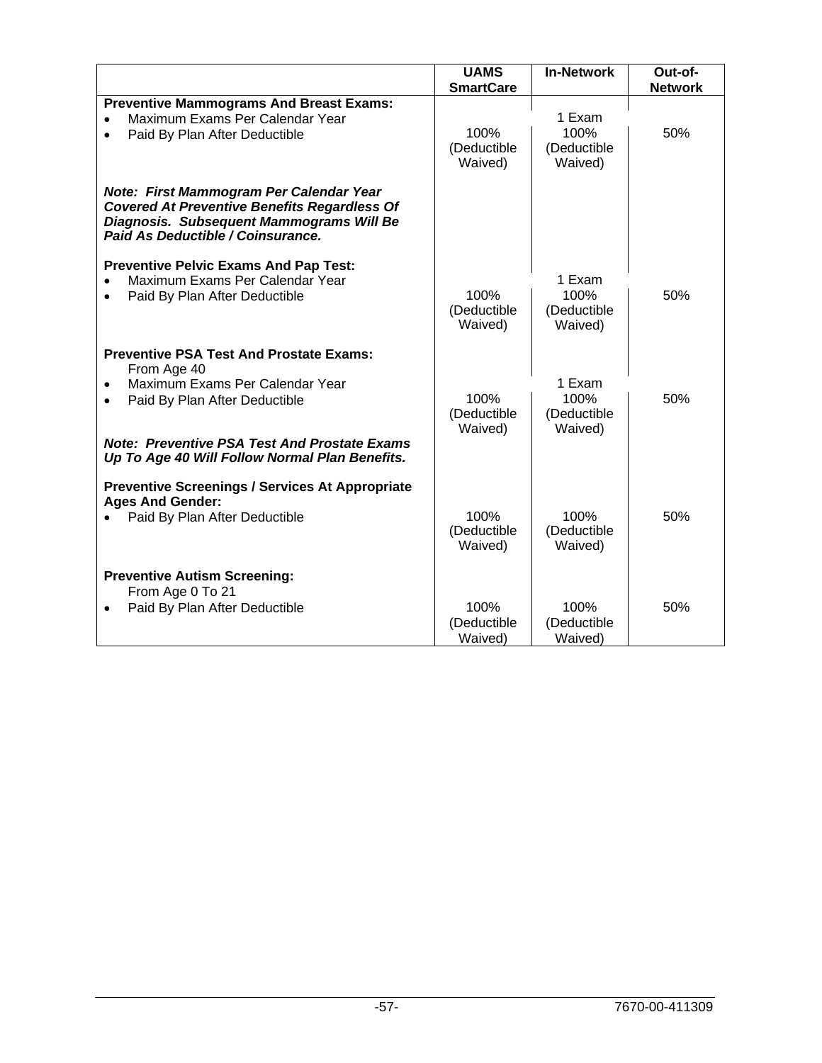| | UAMS SmartCare | In-Network | Out-of-Network |
|---|---|---|---|
| **Preventive Mammograms And Breast Exams:** | | | |
| • Maximum Exams Per Calendar Year | | 1 Exam | |
| • Paid By Plan After Deductible | 100% (Deductible Waived) | 100% (Deductible Waived) | 50% |
| ***Note: First Mammogram Per Calendar Year Covered At Preventive Benefits Regardless Of Diagnosis. Subsequent Mammograms Will Be Paid As Deductible / Coinsurance.*** | | | |
| **Preventive Pelvic Exams And Pap Test:** | | | |
| • Maximum Exams Per Calendar Year | | 1 Exam | |
| • Paid By Plan After Deductible | 100% (Deductible Waived) | 100% (Deductible Waived) | 50% |
| **Preventive PSA Test And Prostate Exams:** From Age 40 | | | |
| • Maximum Exams Per Calendar Year | | 1 Exam | |
| • Paid By Plan After Deductible | 100% (Deductible Waived) | 100% (Deductible Waived) | 50% |
| ***Note: Preventive PSA Test And Prostate Exams Up To Age 40 Will Follow Normal Plan Benefits.*** | | | |
| **Preventive Screenings / Services At Appropriate Ages And Gender:** | | | |
| • Paid By Plan After Deductible | 100% (Deductible Waived) | 100% (Deductible Waived) | 50% |
| **Preventive Autism Screening:** From Age 0 To 21 | | | |
| • Paid By Plan After Deductible | 100% (Deductible Waived) | 100% (Deductible Waived) | 50% |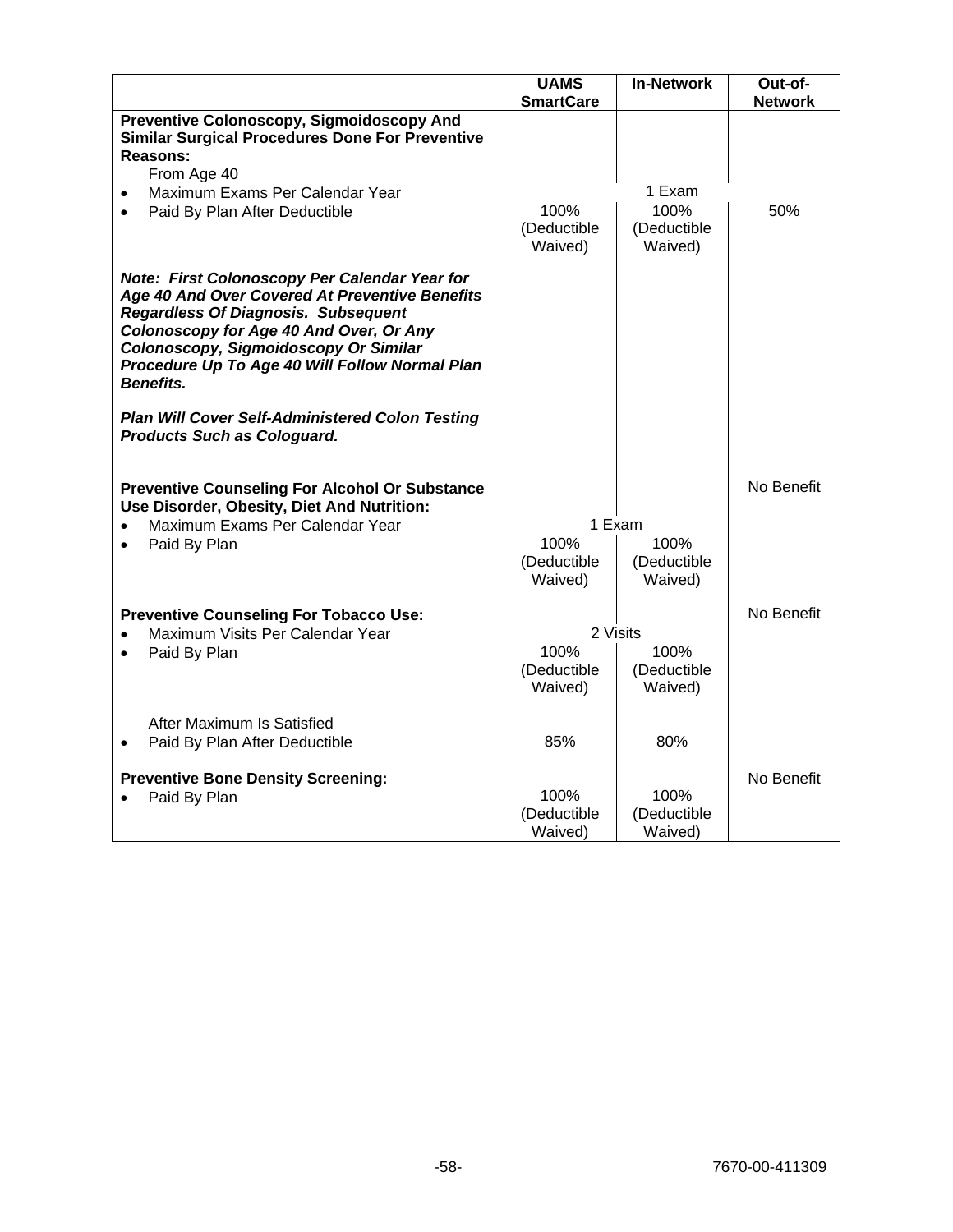| | UAMS SmartCare | In-Network | Out-of-Network |
|---|---|---|---|
| **Preventive Colonoscopy, Sigmoidoscopy And Similar Surgical Procedures Done For Preventive Reasons:** | | | |
| From Age 40 | | | |
| • Maximum Exams Per Calendar Year | | 1 Exam | |
| • Paid By Plan After Deductible | 100% (Deductible Waived) | 100% (Deductible Waived) | 50% |
| ***Note: First Colonoscopy Per Calendar Year for Age 40 And Over Covered At Preventive Benefits Regardless Of Diagnosis. Subsequent Colonoscopy for Age 40 And Over, Or Any Colonoscopy, Sigmoidoscopy Or Similar Procedure Up To Age 40 Will Follow Normal Plan Benefits.*** | | | |
| ***Plan Will Cover Self-Administered Colon Testing Products Such as Cologuard.*** | | | |
| **Preventive Counseling For Alcohol Or Substance Use Disorder, Obesity, Diet And Nutrition:** | | | No Benefit |
| • Maximum Exams Per Calendar Year | 1 Exam | | |
| • Paid By Plan | 100% (Deductible Waived) | 100% (Deductible Waived) | |
| **Preventive Counseling For Tobacco Use:** | | | No Benefit |
| • Maximum Visits Per Calendar Year | 2 Visits | | |
| • Paid By Plan | 100% (Deductible Waived) | 100% (Deductible Waived) | |
| After Maximum Is Satisfied | | | |
| • Paid By Plan After Deductible | 85% | 80% | |
| **Preventive Bone Density Screening:** | | | No Benefit |
| • Paid By Plan | 100% (Deductible Waived) | 100% (Deductible Waived) | |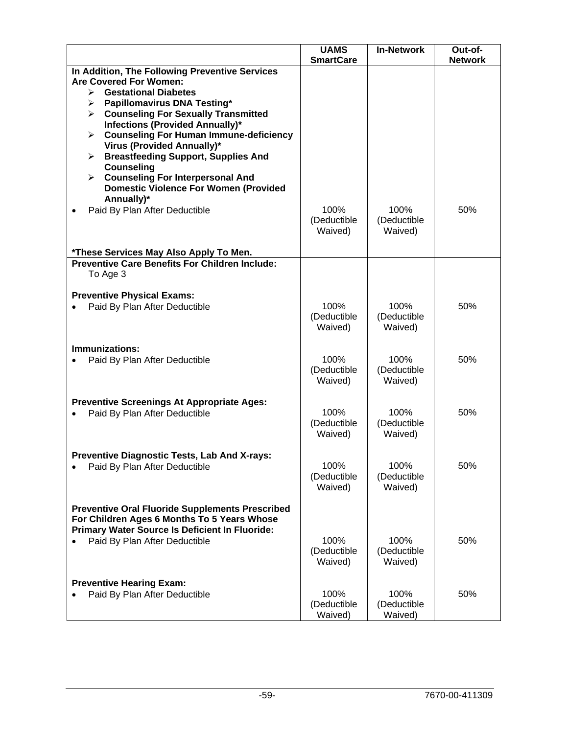| | UAMS SmartCare | In-Network | Out-of-Network |
|---|---|---|---|
| **In Addition, The Following Preventive Services Are Covered For Women:**<br>➢ **Gestational Diabetes**<br>➢ **Papillomavirus DNA Testing***<br>➢ **Counseling For Sexually Transmitted Infections (Provided Annually)***<br>➢ **Counseling For Human Immune-deficiency Virus (Provided Annually)***<br>➢ **Breastfeeding Support, Supplies And Counseling**<br>➢ **Counseling For Interpersonal And Domestic Violence For Women (Provided Annually)*** | | | |
| • Paid By Plan After Deductible | 100% (Deductible Waived) | 100% (Deductible Waived) | 50% |
| ***These Services May Also Apply To Men.** | | | |
| **Preventive Care Benefits For Children Include:**<br>To Age 3 | | | |
| **Preventive Physical Exams:** | | | |
| • Paid By Plan After Deductible | 100% (Deductible Waived) | 100% (Deductible Waived) | 50% |
| **Immunizations:** | | | |
| • Paid By Plan After Deductible | 100% (Deductible Waived) | 100% (Deductible Waived) | 50% |
| **Preventive Screenings At Appropriate Ages:** | | | |
| • Paid By Plan After Deductible | 100% (Deductible Waived) | 100% (Deductible Waived) | 50% |
| **Preventive Diagnostic Tests, Lab And X-rays:** | | | |
| • Paid By Plan After Deductible | 100% (Deductible Waived) | 100% (Deductible Waived) | 50% |
| **Preventive Oral Fluoride Supplements Prescribed For Children Ages 6 Months To 5 Years Whose Primary Water Source Is Deficient In Fluoride:** | | | |
| • Paid By Plan After Deductible | 100% (Deductible Waived) | 100% (Deductible Waived) | 50% |
| **Preventive Hearing Exam:** | | | |
| • Paid By Plan After Deductible | 100% (Deductible Waived) | 100% (Deductible Waived) | 50% |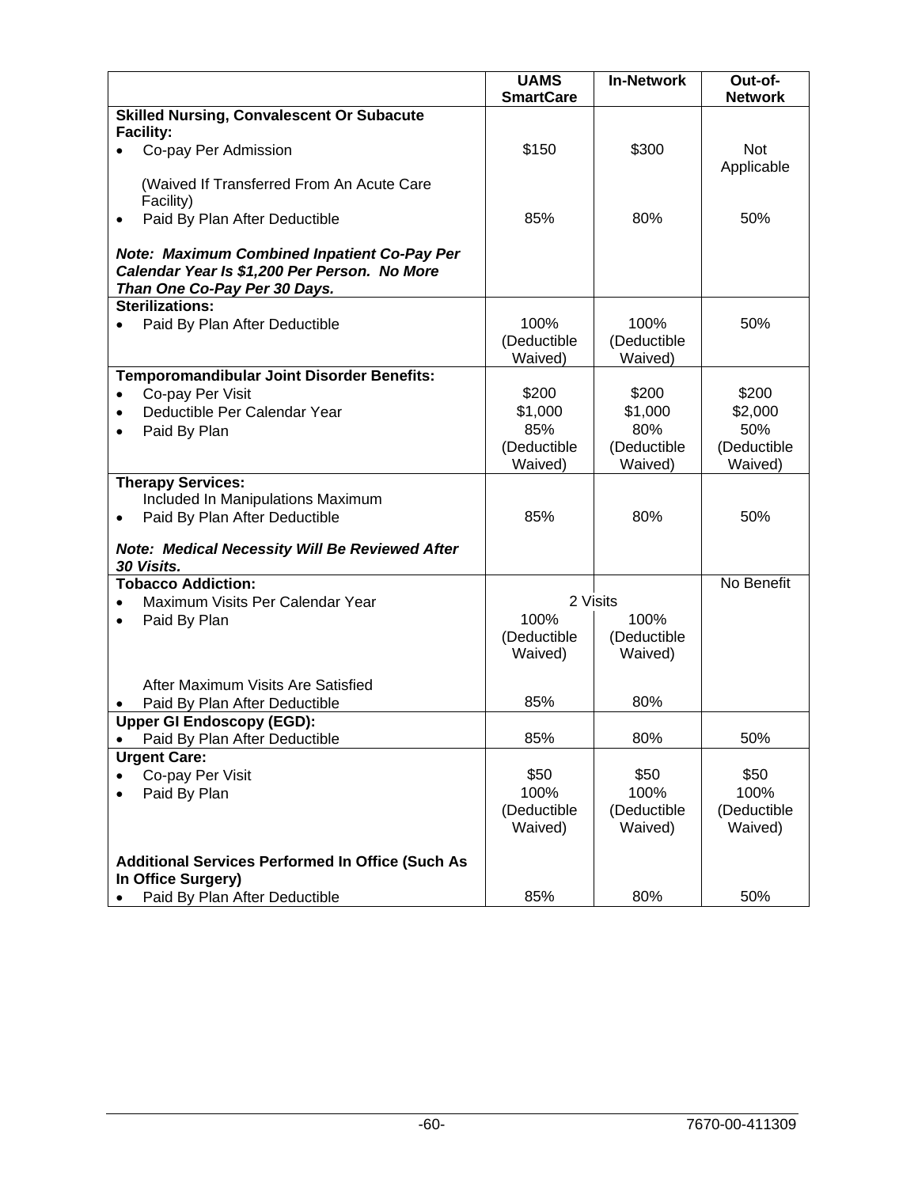| | UAMS SmartCare | In-Network | Out-of-Network |
|---|---|---|---|
| **Skilled Nursing, Convalescent Or Subacute Facility:** | | | |
| • Co-pay Per Admission | $150 | $300 | Not Applicable |
| (Waived If Transferred From An Acute Care Facility) | | | |
| • Paid By Plan After Deductible | 85% | 80% | 50% |
| ***Note: Maximum Combined Inpatient Co-Pay Per Calendar Year Is $1,200 Per Person. No More Than One Co-Pay Per 30 Days.*** | | | |
| **Sterilizations:** | | | |
| • Paid By Plan After Deductible | 100% (Deductible Waived) | 100% (Deductible Waived) | 50% |
| **Temporomandibular Joint Disorder Benefits:** | | | |
| • Co-pay Per Visit | $200 | $200 | $200 |
| • Deductible Per Calendar Year | $1,000 | $1,000 | $2,000 |
| • Paid By Plan | 85% (Deductible Waived) | 80% (Deductible Waived) | 50% (Deductible Waived) |
| **Therapy Services:** | | | |
| Included In Manipulations Maximum | | | |
| • Paid By Plan After Deductible | 85% | 80% | 50% |
| ***Note: Medical Necessity Will Be Reviewed After 30 Visits.*** | | | |
| **Tobacco Addiction:** | | | No Benefit |
| • Maximum Visits Per Calendar Year | 2 Visits | | |
| • Paid By Plan | 100% (Deductible Waived) | 100% (Deductible Waived) | |
| After Maximum Visits Are Satisfied | | | |
| • Paid By Plan After Deductible | 85% | 80% | |
| **Upper GI Endoscopy (EGD):** | | | |
| • Paid By Plan After Deductible | 85% | 80% | 50% |
| **Urgent Care:** | | | |
| • Co-pay Per Visit | $50 | $50 | $50 |
| • Paid By Plan | 100% (Deductible Waived) | 100% (Deductible Waived) | 100% (Deductible Waived) |
| **Additional Services Performed In Office (Such As In Office Surgery)** | | | |
| • Paid By Plan After Deductible | 85% | 80% | 50% |

7670-00-411309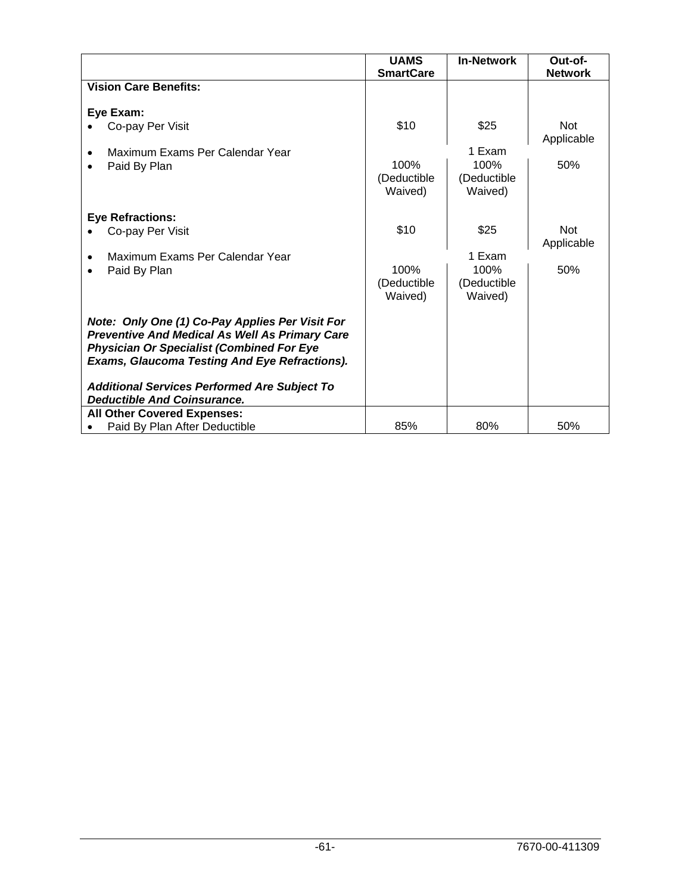| | UAMS SmartCare | In-Network | Out-of-Network |
|---|---|---|---|
| **Vision Care Benefits:** | | | |
| **Eye Exam:** | | | |
| • Co-pay Per Visit | $10 | $25 | Not Applicable |
| • Maximum Exams Per Calendar Year | | 1 Exam | |
| • Paid By Plan | 100% (Deductible Waived) | 100% (Deductible Waived) | 50% |
| **Eye Refractions:** | | | |
| • Co-pay Per Visit | $10 | $25 | Not Applicable |
| • Maximum Exams Per Calendar Year | | 1 Exam | |
| • Paid By Plan | 100% (Deductible Waived) | 100% (Deductible Waived) | 50% |
| ***Note: Only One (1) Co-Pay Applies Per Visit For Preventive And Medical As Well As Primary Care Physician Or Specialist (Combined For Eye Exams, Glaucoma Testing And Eye Refractions).*** | | | |
| ***Additional Services Performed Are Subject To Deductible And Coinsurance.*** | | | |
| **All Other Covered Expenses:** | | | |
| • Paid By Plan After Deductible | 85% | 80% | 50% |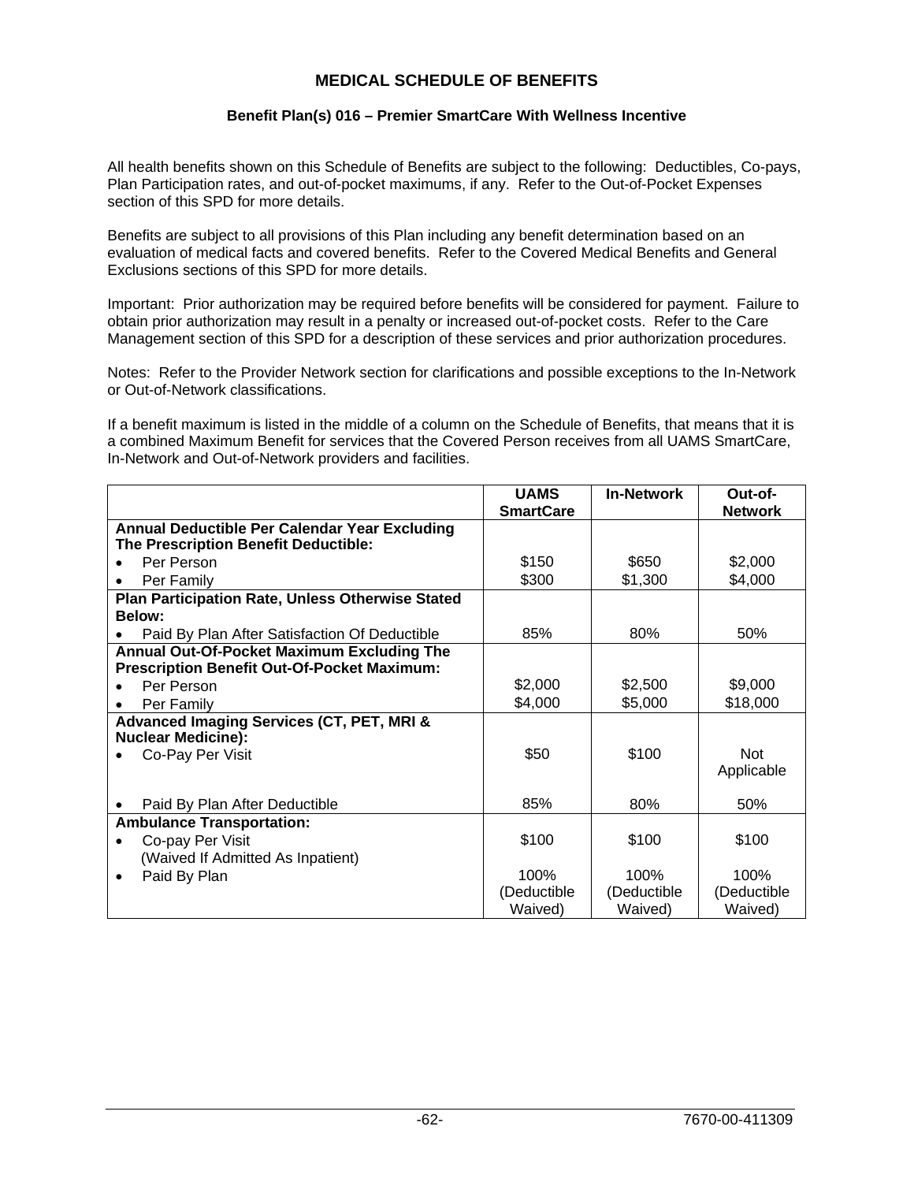# MEDICAL SCHEDULE OF BENEFITS

## Benefit Plan(s) 016 – Premier SmartCare With Wellness Incentive

All health benefits shown on this Schedule of Benefits are subject to the following: Deductibles, Co-pays, Plan Participation rates, and out-of-pocket maximums, if any. Refer to the Out-of-Pocket Expenses section of this SPD for more details.

Benefits are subject to all provisions of this Plan including any benefit determination based on an evaluation of medical facts and covered benefits. Refer to the Covered Medical Benefits and General Exclusions sections of this SPD for more details.

Important: Prior authorization may be required before benefits will be considered for payment. Failure to obtain prior authorization may result in a penalty or increased out-of-pocket costs. Refer to the Care Management section of this SPD for a description of these services and prior authorization procedures.

Notes: Refer to the Provider Network section for clarifications and possible exceptions to the In-Network or Out-of-Network classifications.

If a benefit maximum is listed in the middle of a column on the Schedule of Benefits, that means that it is a combined Maximum Benefit for services that the Covered Person receives from all UAMS SmartCare, In-Network and Out-of-Network providers and facilities.

| | UAMS SmartCare | In-Network | Out-of-Network |
|---|---|---|---|
| **Annual Deductible Per Calendar Year Excluding The Prescription Benefit Deductible:** | | | |
| • Per Person | $150 | $650 | $2,000 |
| • Per Family | $300 | $1,300 | $4,000 |
| **Plan Participation Rate, Unless Otherwise Stated Below:** | | | |
| • Paid By Plan After Satisfaction Of Deductible | 85% | 80% | 50% |
| **Annual Out-Of-Pocket Maximum Excluding The Prescription Benefit Out-Of-Pocket Maximum:** | | | |
| • Per Person | $2,000 | $2,500 | $9,000 |
| • Per Family | $4,000 | $5,000 | $18,000 |
| **Advanced Imaging Services (CT, PET, MRI & Nuclear Medicine):** | | | |
| • Co-Pay Per Visit | $50 | $100 | Not Applicable |
| • Paid By Plan After Deductible | 85% | 80% | 50% |
| **Ambulance Transportation:** | | | |
| • Co-pay Per Visit (Waived If Admitted As Inpatient) | $100 | $100 | $100 |
| • Paid By Plan | 100% (Deductible Waived) | 100% (Deductible Waived) | 100% (Deductible Waived) |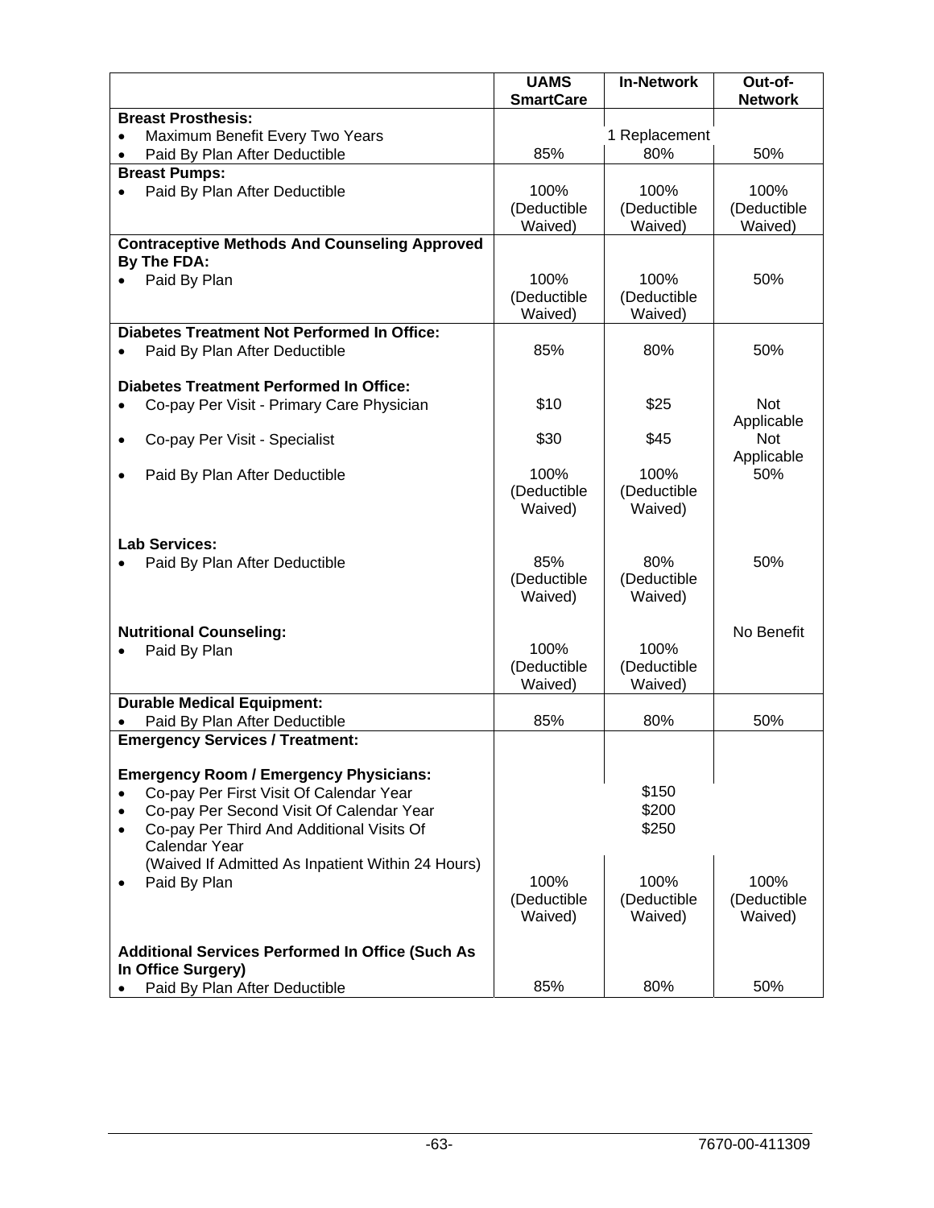| | UAMS SmartCare | In-Network | Out-of-Network |
|---|---|---|---|
| **Breast Prosthesis:** | | | |
| • Maximum Benefit Every Two Years | | 1 Replacement | |
| • Paid By Plan After Deductible | 85% | 80% | 50% |
| **Breast Pumps:** | | | |
| • Paid By Plan After Deductible | 100% (Deductible Waived) | 100% (Deductible Waived) | 100% (Deductible Waived) |
| **Contraceptive Methods And Counseling Approved By The FDA:** | | | |
| • Paid By Plan | 100% (Deductible Waived) | 100% (Deductible Waived) | 50% |
| **Diabetes Treatment Not Performed In Office:** | | | |
| • Paid By Plan After Deductible | 85% | 80% | 50% |
| **Diabetes Treatment Performed In Office:** | | | |
| • Co-pay Per Visit - Primary Care Physician | $10 | $25 | Not Applicable |
| • Co-pay Per Visit - Specialist | $30 | $45 | Not Applicable |
| • Paid By Plan After Deductible | 100% (Deductible Waived) | 100% (Deductible Waived) | 50% |
| **Lab Services:** | | | |
| • Paid By Plan After Deductible | 85% (Deductible Waived) | 80% (Deductible Waived) | 50% |
| **Nutritional Counseling:** | | | No Benefit |
| • Paid By Plan | 100% (Deductible Waived) | 100% (Deductible Waived) | |
| **Durable Medical Equipment:** | | | |
| • Paid By Plan After Deductible | 85% | 80% | 50% |
| **Emergency Services / Treatment:** | | | |
| **Emergency Room / Emergency Physicians:** | | | |
| • Co-pay Per First Visit Of Calendar Year | | $150 | |
| • Co-pay Per Second Visit Of Calendar Year | | $200 | |
| • Co-pay Per Third And Additional Visits Of Calendar Year (Waived If Admitted As Inpatient Within 24 Hours) | | $250 | |
| • Paid By Plan | 100% (Deductible Waived) | 100% (Deductible Waived) | 100% (Deductible Waived) |
| **Additional Services Performed In Office (Such As In Office Surgery)** | | | |
| • Paid By Plan After Deductible | 85% | 80% | 50% |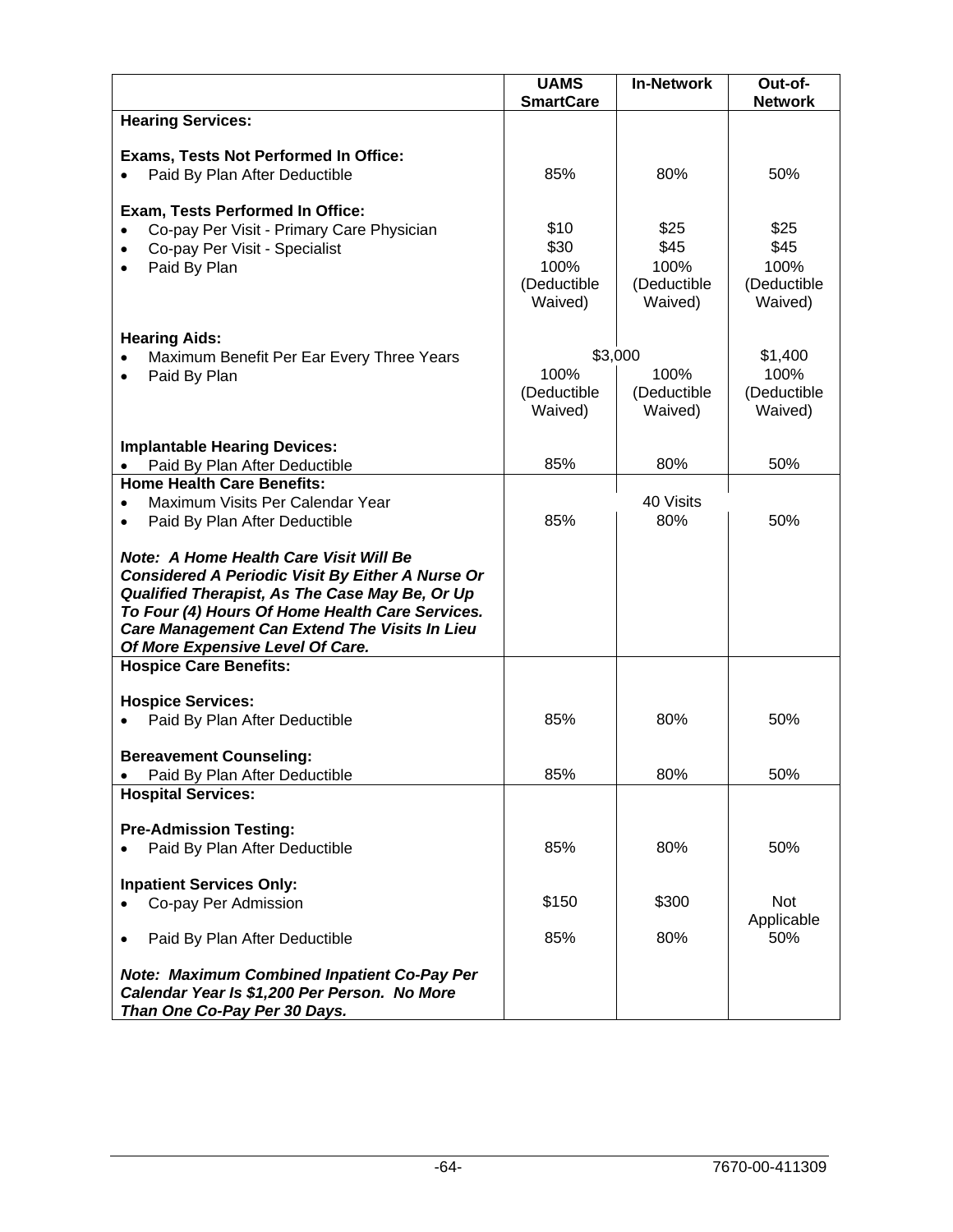| | UAMS SmartCare | In-Network | Out-of-Network |
|---|---|---|---|
| **Hearing Services:** | | | |
| **Exams, Tests Not Performed In Office:** | | | |
| • Paid By Plan After Deductible | 85% | 80% | 50% |
| **Exam, Tests Performed In Office:** | | | |
| • Co-pay Per Visit - Primary Care Physician | $10 | $25 | $25 |
| • Co-pay Per Visit - Specialist | $30 | $45 | $45 |
| • Paid By Plan | 100% (Deductible Waived) | 100% (Deductible Waived) | 100% (Deductible Waived) |
| **Hearing Aids:** | | | |
| • Maximum Benefit Per Ear Every Three Years | $3,000 | | $1,400 |
| • Paid By Plan | 100% (Deductible Waived) | 100% (Deductible Waived) | 100% (Deductible Waived) |
| **Implantable Hearing Devices:** | | | |
| • Paid By Plan After Deductible | 85% | 80% | 50% |
| **Home Health Care Benefits:** | | | |
| • Maximum Visits Per Calendar Year | | 40 Visits | |
| • Paid By Plan After Deductible | 85% | 80% | 50% |
| ***Note: A Home Health Care Visit Will Be Considered A Periodic Visit By Either A Nurse Or Qualified Therapist, As The Case May Be, Or Up To Four (4) Hours Of Home Health Care Services. Care Management Can Extend The Visits In Lieu Of More Expensive Level Of Care.*** | | | |
| **Hospice Care Benefits:** | | | |
| **Hospice Services:** | | | |
| • Paid By Plan After Deductible | 85% | 80% | 50% |
| **Bereavement Counseling:** | | | |
| • Paid By Plan After Deductible | 85% | 80% | 50% |
| **Hospital Services:** | | | |
| **Pre-Admission Testing:** | | | |
| • Paid By Plan After Deductible | 85% | 80% | 50% |
| **Inpatient Services Only:** | | | |
| • Co-pay Per Admission | $150 | $300 | Not Applicable |
| • Paid By Plan After Deductible | 85% | 80% | 50% |
| ***Note: Maximum Combined Inpatient Co-Pay Per Calendar Year Is $1,200 Per Person. No More Than One Co-Pay Per 30 Days.*** | | | |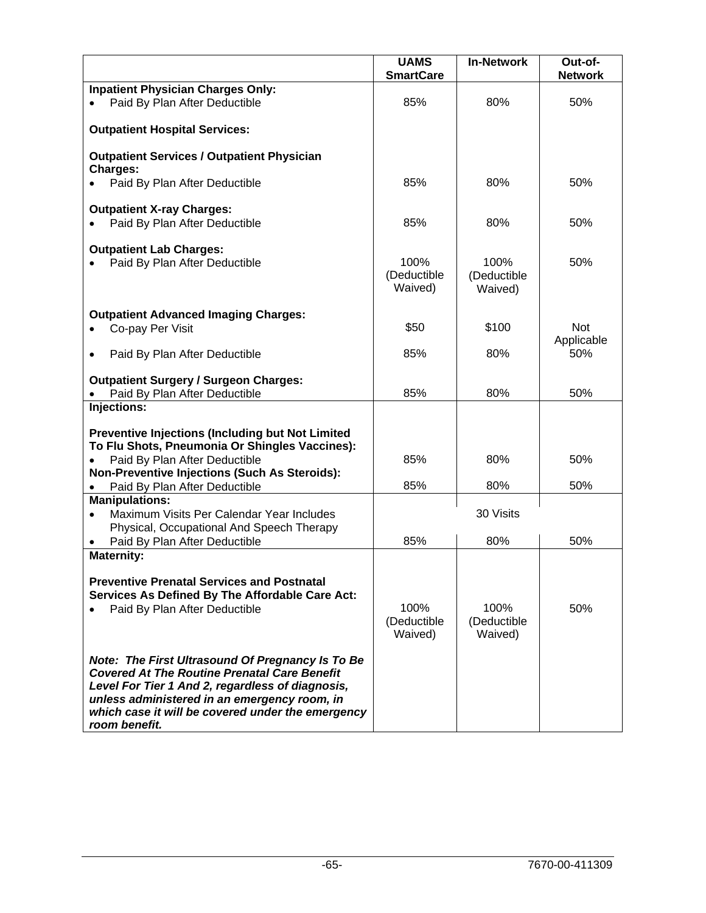| | UAMS SmartCare | In-Network | Out-of-Network |
|---|---|---|---|
| **Inpatient Physician Charges Only:** | | | |
| • Paid By Plan After Deductible | 85% | 80% | 50% |
| **Outpatient Hospital Services:** | | | |
| **Outpatient Services / Outpatient Physician Charges:** | | | |
| • Paid By Plan After Deductible | 85% | 80% | 50% |
| **Outpatient X-ray Charges:** | | | |
| • Paid By Plan After Deductible | 85% | 80% | 50% |
| **Outpatient Lab Charges:** | | | |
| • Paid By Plan After Deductible | 100% (Deductible Waived) | 100% (Deductible Waived) | 50% |
| **Outpatient Advanced Imaging Charges:** | | | |
| • Co-pay Per Visit | $50 | $100 | Not Applicable |
| • Paid By Plan After Deductible | 85% | 80% | 50% |
| **Outpatient Surgery / Surgeon Charges:** | | | |
| • Paid By Plan After Deductible | 85% | 80% | 50% |
| **Injections:** | | | |
| **Preventive Injections (Including but Not Limited To Flu Shots, Pneumonia Or Shingles Vaccines):** | | | |
| • Paid By Plan After Deductible | 85% | 80% | 50% |
| **Non-Preventive Injections (Such As Steroids):** | | | |
| • Paid By Plan After Deductible | 85% | 80% | 50% |
| **Manipulations:** | | | |
| • Maximum Visits Per Calendar Year Includes Physical, Occupational And Speech Therapy | | 30 Visits | |
| • Paid By Plan After Deductible | 85% | 80% | 50% |
| **Maternity:** | | | |
| **Preventive Prenatal Services and Postnatal Services As Defined By The Affordable Care Act:** | | | |
| • Paid By Plan After Deductible | 100% (Deductible Waived) | 100% (Deductible Waived) | 50% |
| ***Note: The First Ultrasound Of Pregnancy Is To Be Covered At The Routine Prenatal Care Benefit Level For Tier 1 And 2, regardless of diagnosis, unless administered in an emergency room, in which case it will be covered under the emergency room benefit.*** | | | |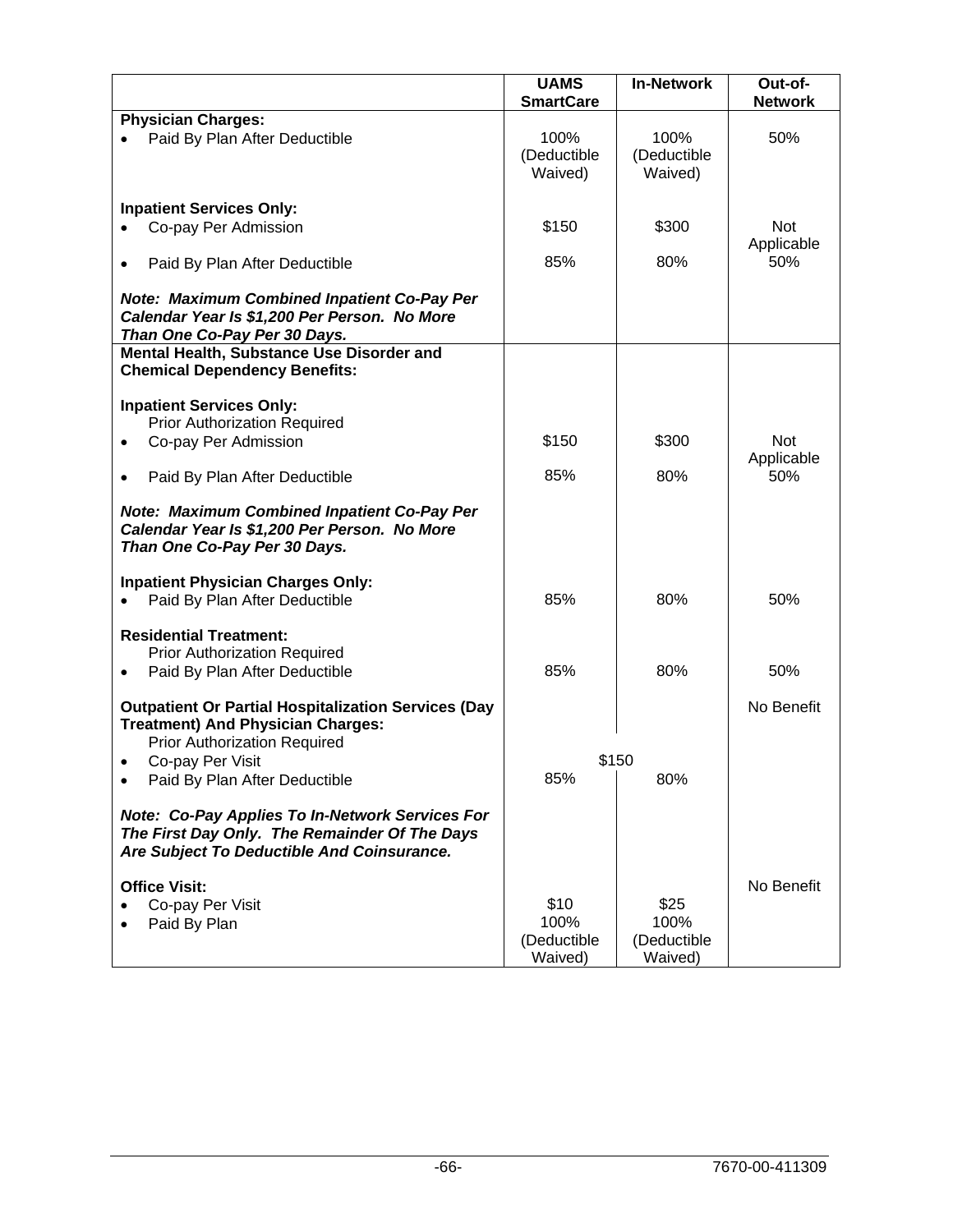| | UAMS SmartCare | In-Network | Out-of-Network |
|---|---|---|---|
| **Physician Charges:** | | | |
| • Paid By Plan After Deductible | 100% (Deductible Waived) | 100% (Deductible Waived) | 50% |
| **Inpatient Services Only:** | | | |
| • Co-pay Per Admission | $150 | $300 | Not Applicable |
| • Paid By Plan After Deductible | 85% | 80% | 50% |
| ***Note: Maximum Combined Inpatient Co-Pay Per Calendar Year Is $1,200 Per Person. No More Than One Co-Pay Per 30 Days.*** | | | |
| **Mental Health, Substance Use Disorder and Chemical Dependency Benefits:** | | | |
| **Inpatient Services Only:** Prior Authorization Required | | | |
| • Co-pay Per Admission | $150 | $300 | Not Applicable |
| • Paid By Plan After Deductible | 85% | 80% | 50% |
| ***Note: Maximum Combined Inpatient Co-Pay Per Calendar Year Is $1,200 Per Person. No More Than One Co-Pay Per 30 Days.*** | | | |
| **Inpatient Physician Charges Only:** | | | |
| • Paid By Plan After Deductible | 85% | 80% | 50% |
| **Residential Treatment:** Prior Authorization Required | | | |
| • Paid By Plan After Deductible | 85% | 80% | 50% |
| **Outpatient Or Partial Hospitalization Services (Day Treatment) And Physician Charges:** Prior Authorization Required | | | No Benefit |
| • Co-pay Per Visit | $150 | $150 | |
| • Paid By Plan After Deductible | 85% | 80% | |
| ***Note: Co-Pay Applies To In-Network Services For The First Day Only. The Remainder Of The Days Are Subject To Deductible And Coinsurance.*** | | | |
| **Office Visit:** | | | No Benefit |
| • Co-pay Per Visit | $10 | $25 | |
| • Paid By Plan | 100% (Deductible Waived) | 100% (Deductible Waived) | |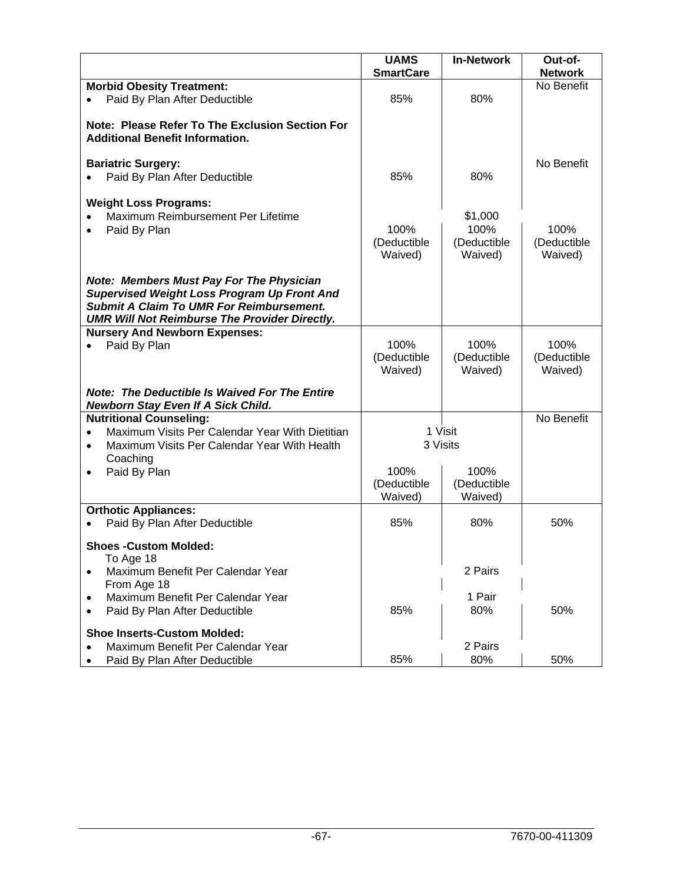| | UAMS SmartCare | In-Network | Out-of-Network |
|---|---|---|---|
| **Morbid Obesity Treatment:** | | | No Benefit |
| • Paid By Plan After Deductible | 85% | 80% | |
| **Note: Please Refer To The Exclusion Section For Additional Benefit Information.** | | | |
| **Bariatric Surgery:** | | | No Benefit |
| • Paid By Plan After Deductible | 85% | 80% | |
| **Weight Loss Programs:** | | | |
| • Maximum Reimbursement Per Lifetime | | $1,000 | |
| • Paid By Plan | 100% (Deductible Waived) | 100% (Deductible Waived) | 100% (Deductible Waived) |
| ***Note: Members Must Pay For The Physician Supervised Weight Loss Program Up Front And Submit A Claim To UMR For Reimbursement. UMR Will Not Reimburse The Provider Directly.*** | | | |
| **Nursery And Newborn Expenses:** | | | |
| • Paid By Plan | 100% (Deductible Waived) | 100% (Deductible Waived) | 100% (Deductible Waived) |
| ***Note: The Deductible Is Waived For The Entire Newborn Stay Even If A Sick Child.*** | | | |
| **Nutritional Counseling:** | | | No Benefit |
| • Maximum Visits Per Calendar Year With Dietitian | 1 Visit | | |
| • Maximum Visits Per Calendar Year With Health Coaching | 3 Visits | | |
| • Paid By Plan | 100% (Deductible Waived) | 100% (Deductible Waived) | |
| **Orthotic Appliances:** | | | |
| • Paid By Plan After Deductible | 85% | 80% | 50% |
| **Shoes -Custom Molded:** | | | |
| To Age 18 | | | |
| • Maximum Benefit Per Calendar Year | | 2 Pairs | |
| From Age 18 | | | |
| • Maximum Benefit Per Calendar Year | | 1 Pair | |
| • Paid By Plan After Deductible | 85% | 80% | 50% |
| **Shoe Inserts-Custom Molded:** | | | |
| • Maximum Benefit Per Calendar Year | | 2 Pairs | |
| • Paid By Plan After Deductible | 85% | 80% | 50% |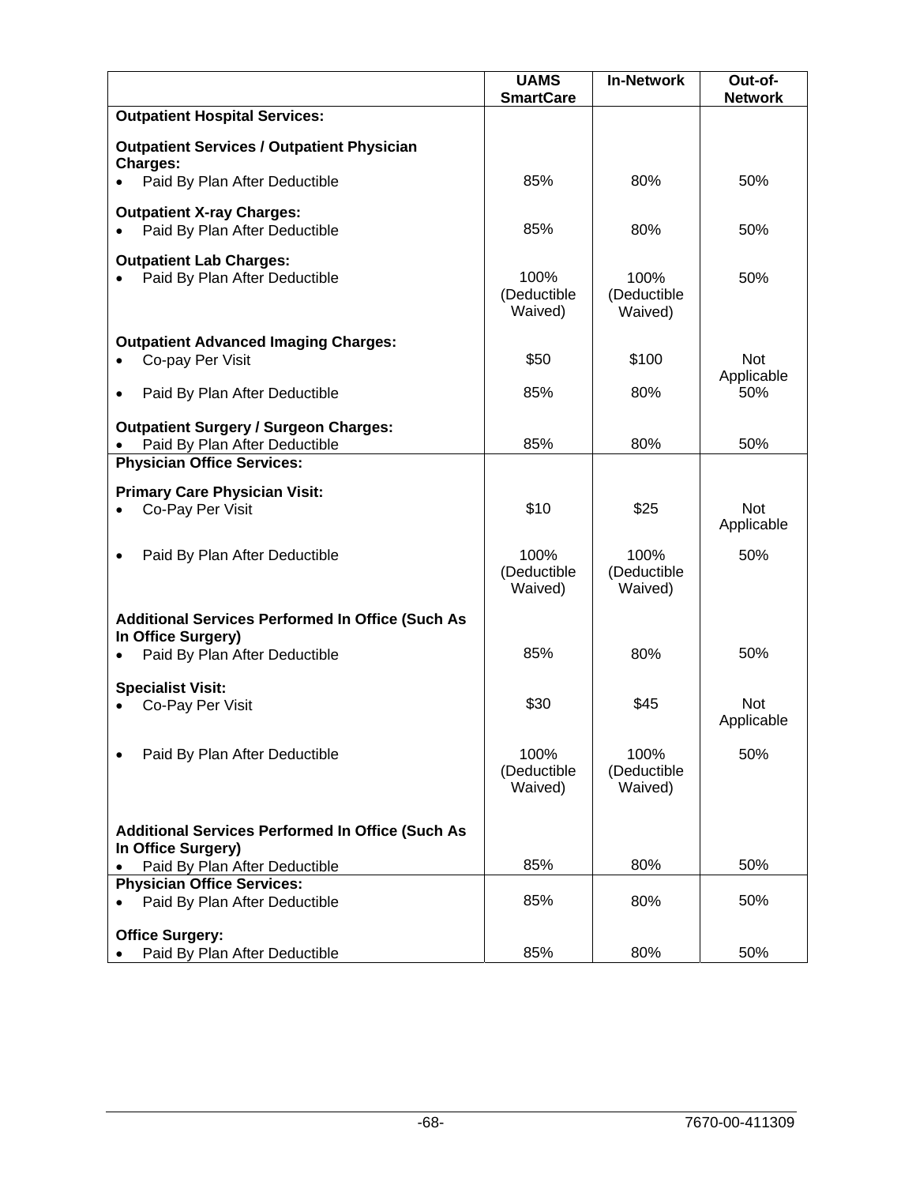| | UAMS SmartCare | In-Network | Out-of-Network |
|---|---|---|---|
| **Outpatient Hospital Services:** | | | |
| **Outpatient Services / Outpatient Physician Charges:** | | | |
| • Paid By Plan After Deductible | 85% | 80% | 50% |
| **Outpatient X-ray Charges:** | | | |
| • Paid By Plan After Deductible | 85% | 80% | 50% |
| **Outpatient Lab Charges:** | | | |
| • Paid By Plan After Deductible | 100% (Deductible Waived) | 100% (Deductible Waived) | 50% |
| **Outpatient Advanced Imaging Charges:** | | | |
| • Co-pay Per Visit | $50 | $100 | Not Applicable |
| • Paid By Plan After Deductible | 85% | 80% | 50% |
| **Outpatient Surgery / Surgeon Charges:** | | | |
| • Paid By Plan After Deductible | 85% | 80% | 50% |
| **Physician Office Services:** | | | |
| **Primary Care Physician Visit:** | | | |
| • Co-Pay Per Visit | $10 | $25 | Not Applicable |
| • Paid By Plan After Deductible | 100% (Deductible Waived) | 100% (Deductible Waived) | 50% |
| **Additional Services Performed In Office (Such As In Office Surgery)** | | | |
| • Paid By Plan After Deductible | 85% | 80% | 50% |
| **Specialist Visit:** | | | |
| • Co-Pay Per Visit | $30 | $45 | Not Applicable |
| • Paid By Plan After Deductible | 100% (Deductible Waived) | 100% (Deductible Waived) | 50% |
| **Additional Services Performed In Office (Such As In Office Surgery)** | | | |
| • Paid By Plan After Deductible | 85% | 80% | 50% |
| **Physician Office Services:** | | | |
| • Paid By Plan After Deductible | 85% | 80% | 50% |
| **Office Surgery:** | | | |
| • Paid By Plan After Deductible | 85% | 80% | 50% |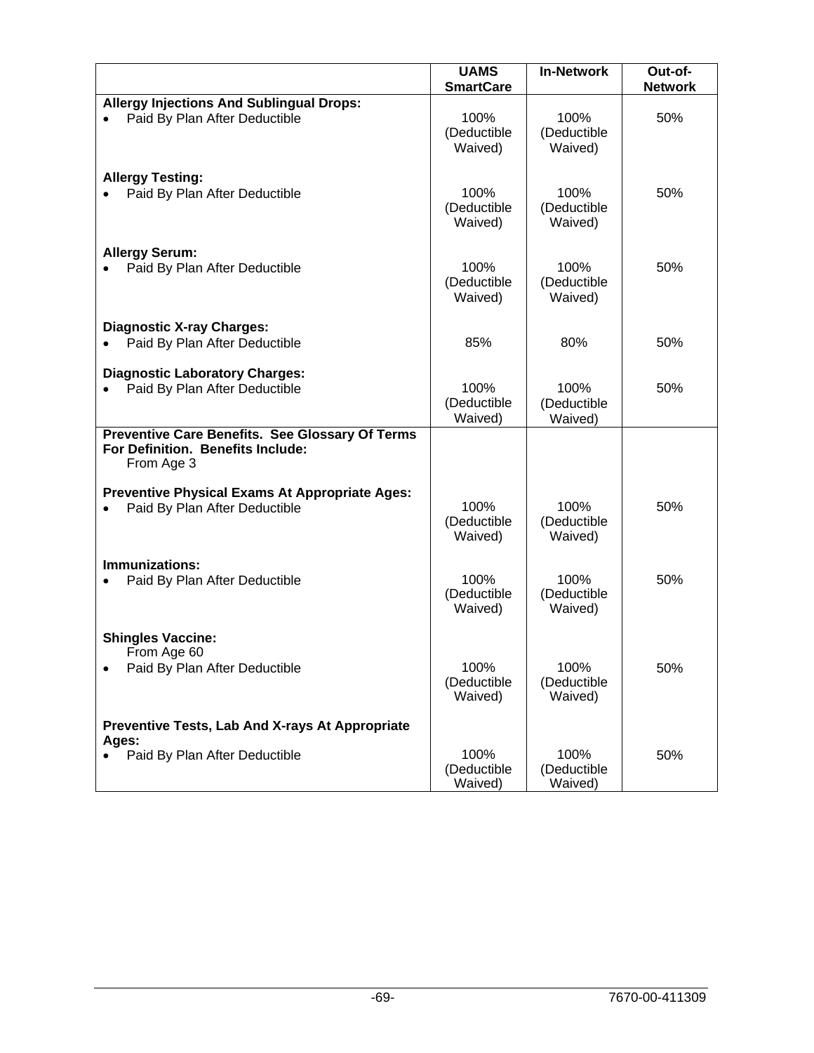| | UAMS SmartCare | In-Network | Out-of-Network |
|---|---|---|---|
| **Allergy Injections And Sublingual Drops:** | | | |
| • Paid By Plan After Deductible | 100% (Deductible Waived) | 100% (Deductible Waived) | 50% |
| **Allergy Testing:** | | | |
| • Paid By Plan After Deductible | 100% (Deductible Waived) | 100% (Deductible Waived) | 50% |
| **Allergy Serum:** | | | |
| • Paid By Plan After Deductible | 100% (Deductible Waived) | 100% (Deductible Waived) | 50% |
| **Diagnostic X-ray Charges:** | | | |
| • Paid By Plan After Deductible | 85% | 80% | 50% |
| **Diagnostic Laboratory Charges:** | | | |
| • Paid By Plan After Deductible | 100% (Deductible Waived) | 100% (Deductible Waived) | 50% |
| **Preventive Care Benefits. See Glossary Of Terms For Definition. Benefits Include:** From Age 3 | | | |
| **Preventive Physical Exams At Appropriate Ages:** | | | |
| • Paid By Plan After Deductible | 100% (Deductible Waived) | 100% (Deductible Waived) | 50% |
| **Immunizations:** | | | |
| • Paid By Plan After Deductible | 100% (Deductible Waived) | 100% (Deductible Waived) | 50% |
| **Shingles Vaccine:** From Age 60 | | | |
| • Paid By Plan After Deductible | 100% (Deductible Waived) | 100% (Deductible Waived) | 50% |
| **Preventive Tests, Lab And X-rays At Appropriate Ages:** | | | |
| • Paid By Plan After Deductible | 100% (Deductible Waived) | 100% (Deductible Waived) | 50% |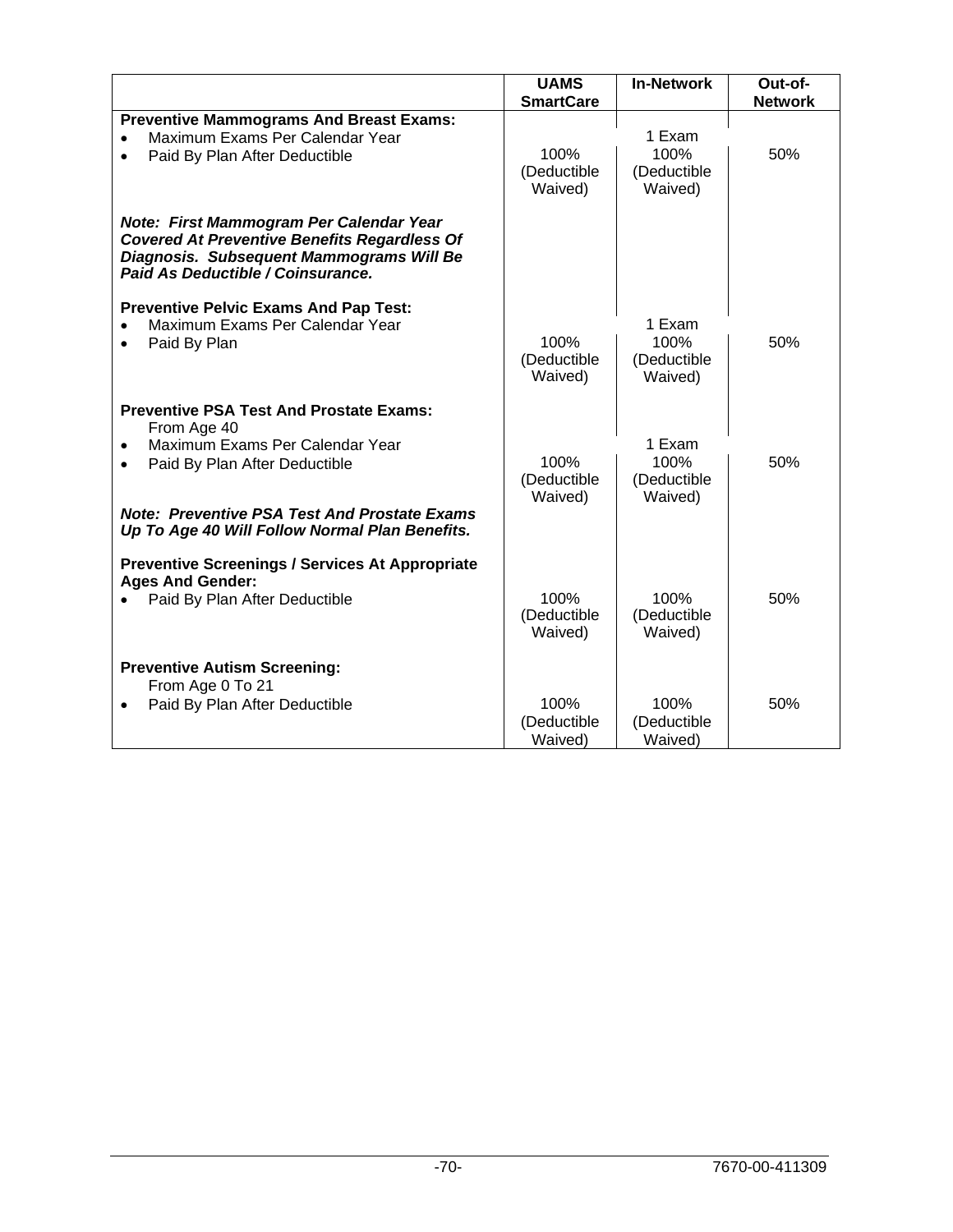| | UAMS SmartCare | In-Network | Out-of-Network |
|---|---|---|---|
| **Preventive Mammograms And Breast Exams:** | | | |
| • Maximum Exams Per Calendar Year | | 1 Exam | |
| • Paid By Plan After Deductible | 100% (Deductible Waived) | 100% (Deductible Waived) | 50% |
| ***Note: First Mammogram Per Calendar Year Covered At Preventive Benefits Regardless Of Diagnosis. Subsequent Mammograms Will Be Paid As Deductible / Coinsurance.*** | | | |
| **Preventive Pelvic Exams And Pap Test:** | | | |
| • Maximum Exams Per Calendar Year | | 1 Exam | |
| • Paid By Plan | 100% (Deductible Waived) | 100% (Deductible Waived) | 50% |
| **Preventive PSA Test And Prostate Exams:** From Age 40 | | | |
| • Maximum Exams Per Calendar Year | | 1 Exam | |
| • Paid By Plan After Deductible | 100% (Deductible Waived) | 100% (Deductible Waived) | 50% |
| ***Note: Preventive PSA Test And Prostate Exams Up To Age 40 Will Follow Normal Plan Benefits.*** | | | |
| **Preventive Screenings / Services At Appropriate Ages And Gender:** | | | |
| • Paid By Plan After Deductible | 100% (Deductible Waived) | 100% (Deductible Waived) | 50% |
| **Preventive Autism Screening:** From Age 0 To 21 | | | |
| • Paid By Plan After Deductible | 100% (Deductible Waived) | 100% (Deductible Waived) | 50% |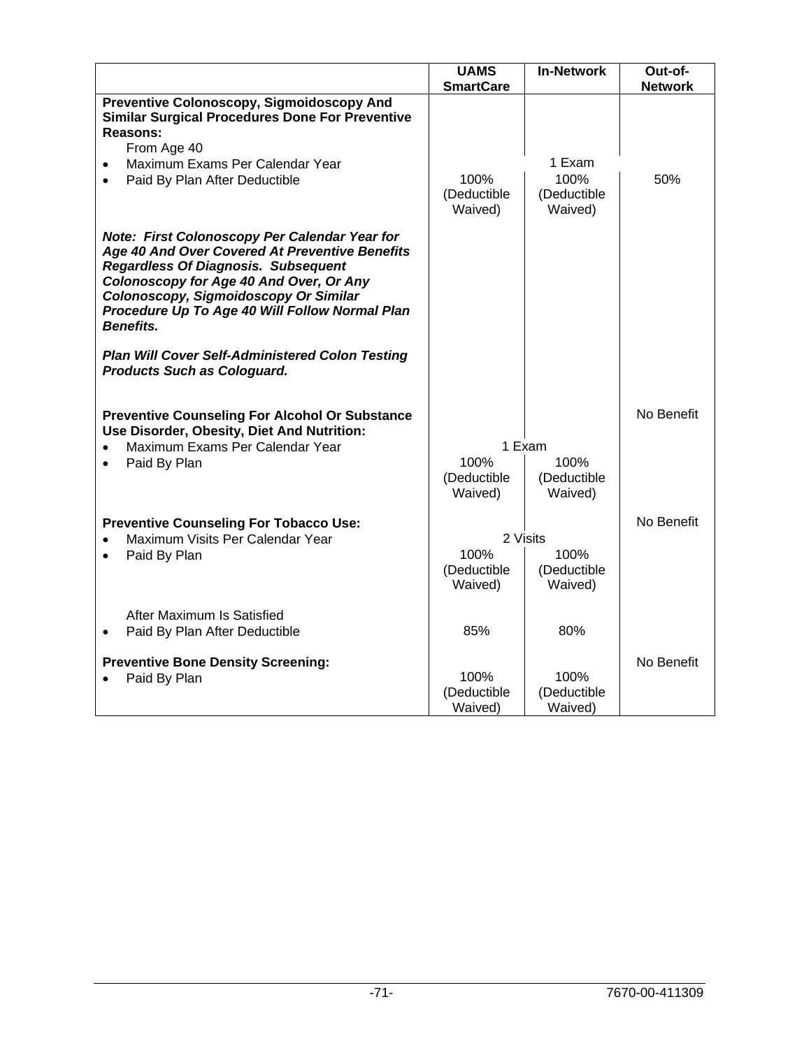| | UAMS SmartCare | In-Network | Out-of-Network |
|---|---|---|---|
| **Preventive Colonoscopy, Sigmoidoscopy And Similar Surgical Procedures Done For Preventive Reasons:** | | | |
| From Age 40 | | | |
| • Maximum Exams Per Calendar Year | 1 Exam | | |
| • Paid By Plan After Deductible | 100% (Deductible Waived) | 100% (Deductible Waived) | 50% |
| ***Note: First Colonoscopy Per Calendar Year for Age 40 And Over Covered At Preventive Benefits Regardless Of Diagnosis. Subsequent Colonoscopy for Age 40 And Over, Or Any Colonoscopy, Sigmoidoscopy Or Similar Procedure Up To Age 40 Will Follow Normal Plan Benefits.*** | | | |
| ***Plan Will Cover Self-Administered Colon Testing Products Such as Cologuard.*** | | | |
| **Preventive Counseling For Alcohol Or Substance Use Disorder, Obesity, Diet And Nutrition:** | | | No Benefit |
| • Maximum Exams Per Calendar Year | 1 Exam | | |
| • Paid By Plan | 100% (Deductible Waived) | 100% (Deductible Waived) | |
| **Preventive Counseling For Tobacco Use:** | | | No Benefit |
| • Maximum Visits Per Calendar Year | 2 Visits | | |
| • Paid By Plan | 100% (Deductible Waived) | 100% (Deductible Waived) | |
| After Maximum Is Satisfied | | | |
| • Paid By Plan After Deductible | 85% | 80% | |
| **Preventive Bone Density Screening:** | | | No Benefit |
| • Paid By Plan | 100% (Deductible Waived) | 100% (Deductible Waived) | |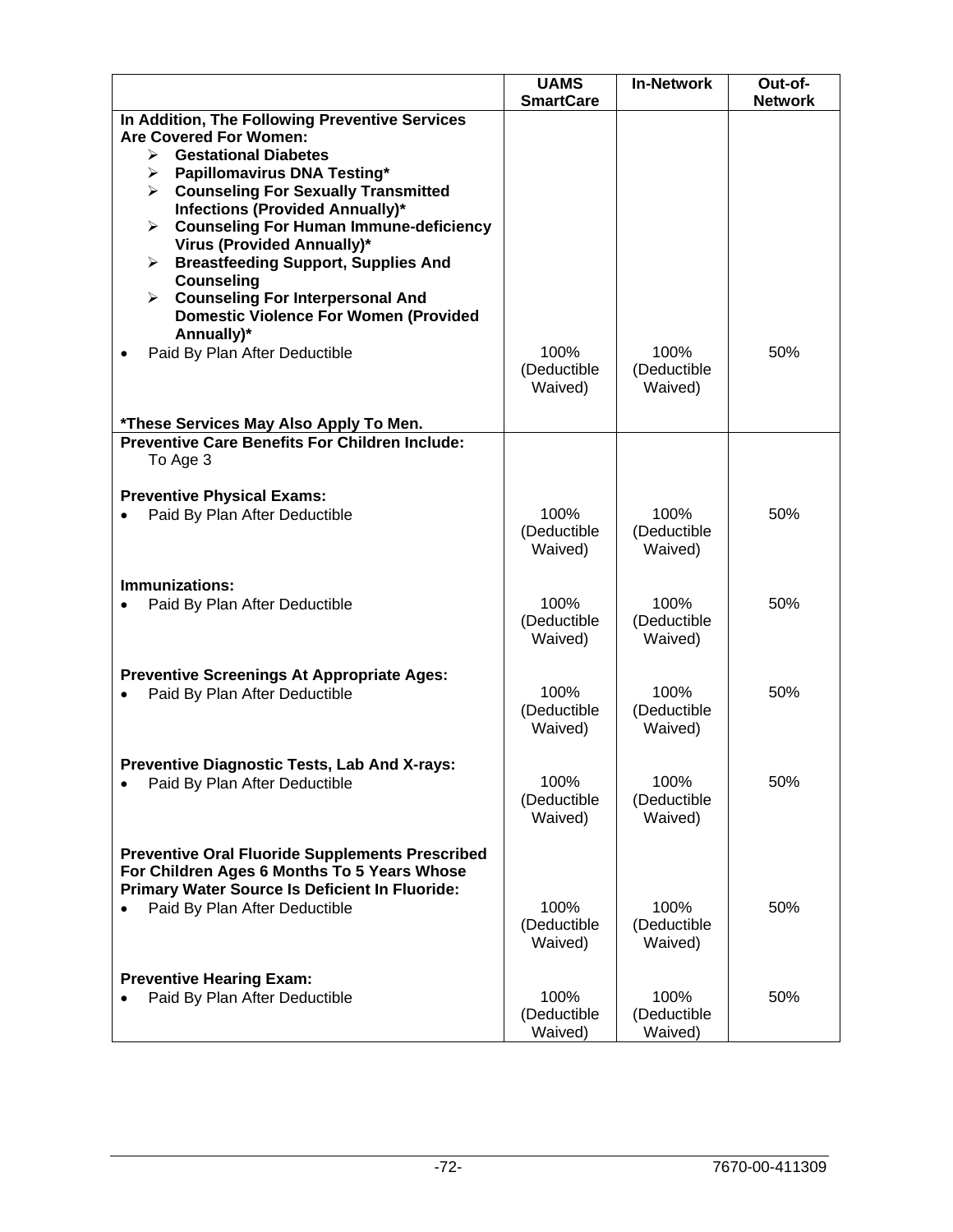| | UAMS SmartCare | In-Network | Out-of-Network |
|---|---|---|---|
| **In Addition, The Following Preventive Services Are Covered For Women:**<br>➢ **Gestational Diabetes**<br>➢ **Papillomavirus DNA Testing***<br>➢ **Counseling For Sexually Transmitted Infections (Provided Annually)***<br>➢ **Counseling For Human Immune-deficiency Virus (Provided Annually)***<br>➢ **Breastfeeding Support, Supplies And Counseling**<br>➢ **Counseling For Interpersonal And Domestic Violence For Women (Provided Annually)*** | | | |
| • Paid By Plan After Deductible | 100% (Deductible Waived) | 100% (Deductible Waived) | 50% |
| ***These Services May Also Apply To Men.** | | | |
| **Preventive Care Benefits For Children Include:**<br>To Age 3 | | | |
| **Preventive Physical Exams:** | | | |
| • Paid By Plan After Deductible | 100% (Deductible Waived) | 100% (Deductible Waived) | 50% |
| **Immunizations:** | | | |
| • Paid By Plan After Deductible | 100% (Deductible Waived) | 100% (Deductible Waived) | 50% |
| **Preventive Screenings At Appropriate Ages:** | | | |
| • Paid By Plan After Deductible | 100% (Deductible Waived) | 100% (Deductible Waived) | 50% |
| **Preventive Diagnostic Tests, Lab And X-rays:** | | | |
| • Paid By Plan After Deductible | 100% (Deductible Waived) | 100% (Deductible Waived) | 50% |
| **Preventive Oral Fluoride Supplements Prescribed For Children Ages 6 Months To 5 Years Whose Primary Water Source Is Deficient In Fluoride:** | | | |
| • Paid By Plan After Deductible | 100% (Deductible Waived) | 100% (Deductible Waived) | 50% |
| **Preventive Hearing Exam:** | | | |
| • Paid By Plan After Deductible | 100% (Deductible Waived) | 100% (Deductible Waived) | 50% |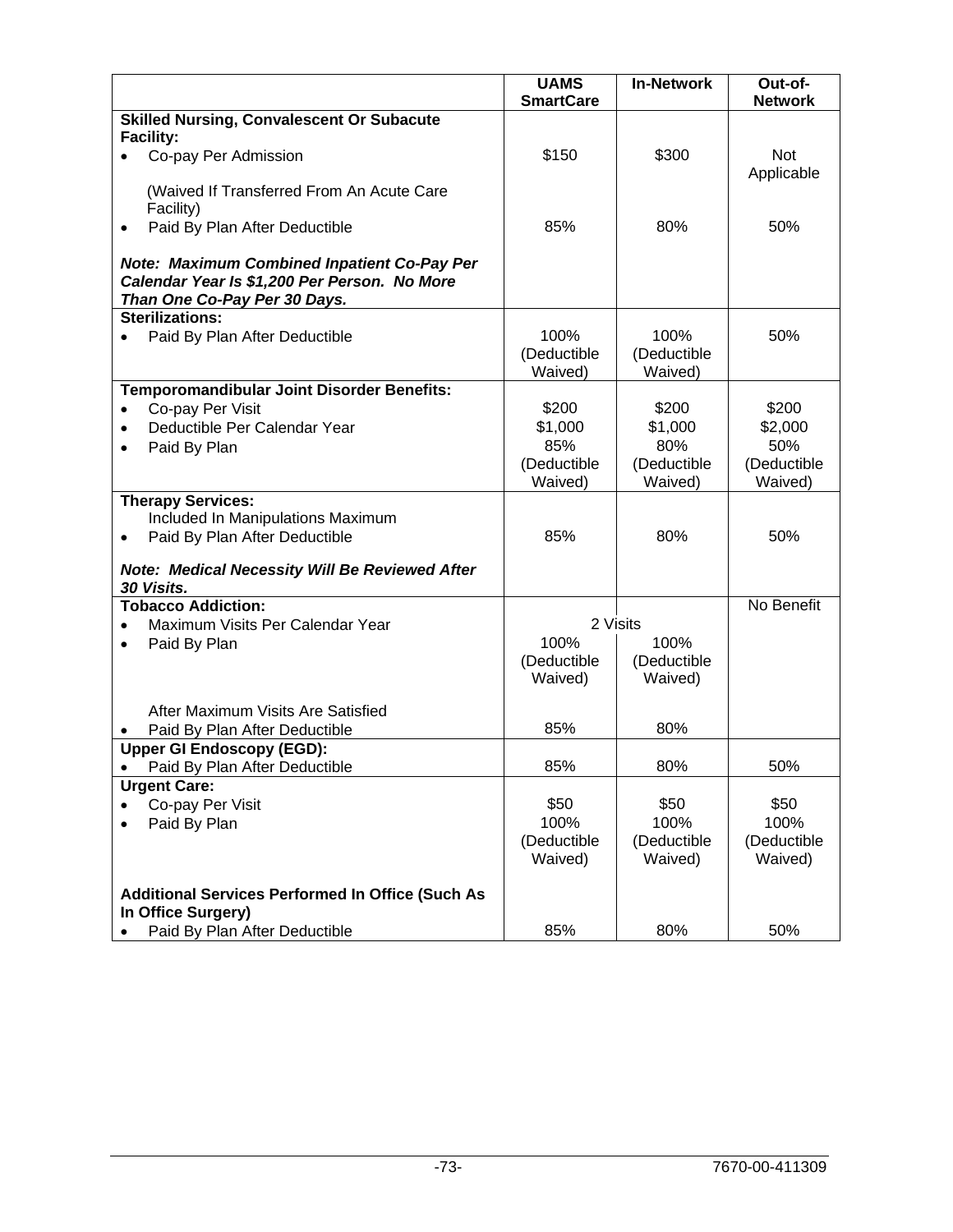| | UAMS SmartCare | In-Network | Out-of-Network |
|---|---|---|---|
| **Skilled Nursing, Convalescent Or Subacute Facility:** | | | |
| • Co-pay Per Admission | $150 | $300 | Not Applicable |
| (Waived If Transferred From An Acute Care Facility) | | | |
| • Paid By Plan After Deductible | 85% | 80% | 50% |
| ***Note: Maximum Combined Inpatient Co-Pay Per Calendar Year Is $1,200 Per Person. No More Than One Co-Pay Per 30 Days.*** | | | |
| **Sterilizations:** | | | |
| • Paid By Plan After Deductible | 100% (Deductible Waived) | 100% (Deductible Waived) | 50% |
| **Temporomandibular Joint Disorder Benefits:** | | | |
| • Co-pay Per Visit | $200 | $200 | $200 |
| • Deductible Per Calendar Year | $1,000 | $1,000 | $2,000 |
| • Paid By Plan | 85% (Deductible Waived) | 80% (Deductible Waived) | 50% (Deductible Waived) |
| **Therapy Services:** | | | |
| Included In Manipulations Maximum | | | |
| • Paid By Plan After Deductible | 85% | 80% | 50% |
| ***Note: Medical Necessity Will Be Reviewed After 30 Visits.*** | | | |
| **Tobacco Addiction:** | | | No Benefit |
| • Maximum Visits Per Calendar Year | 2 Visits | 2 Visits | |
| • Paid By Plan | 100% (Deductible Waived) | 100% (Deductible Waived) | |
| After Maximum Visits Are Satisfied | | | |
| • Paid By Plan After Deductible | 85% | 80% | |
| **Upper GI Endoscopy (EGD):** | | | |
| • Paid By Plan After Deductible | 85% | 80% | 50% |
| **Urgent Care:** | | | |
| • Co-pay Per Visit | $50 | $50 | $50 |
| • Paid By Plan | 100% (Deductible Waived) | 100% (Deductible Waived) | 100% (Deductible Waived) |
| **Additional Services Performed In Office (Such As In Office Surgery)** | | | |
| • Paid By Plan After Deductible | 85% | 80% | 50% |

7670-00-411309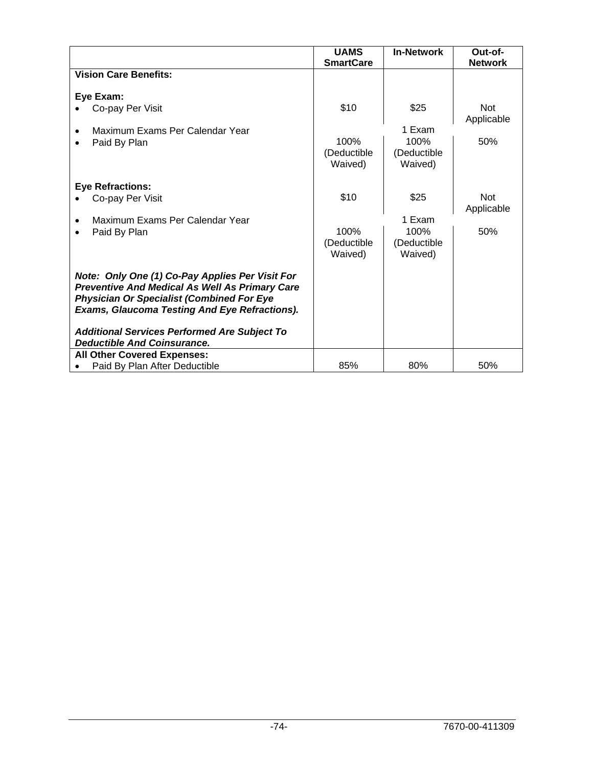| | UAMS SmartCare | In-Network | Out-of-Network |
|---|---|---|---|
| **Vision Care Benefits:** | | | |
| **Eye Exam:** | | | |
| • Co-pay Per Visit | $10 | $25 | Not Applicable |
| • Maximum Exams Per Calendar Year | | 1 Exam | |
| • Paid By Plan | 100% (Deductible Waived) | 100% (Deductible Waived) | 50% |
| **Eye Refractions:** | | | |
| • Co-pay Per Visit | $10 | $25 | Not Applicable |
| • Maximum Exams Per Calendar Year | | 1 Exam | |
| • Paid By Plan | 100% (Deductible Waived) | 100% (Deductible Waived) | 50% |
| ***Note: Only One (1) Co-Pay Applies Per Visit For Preventive And Medical As Well As Primary Care Physician Or Specialist (Combined For Eye Exams, Glaucoma Testing And Eye Refractions).*** | | | |
| ***Additional Services Performed Are Subject To Deductible And Coinsurance.*** | | | |
| **All Other Covered Expenses:** | | | |
| • Paid By Plan After Deductible | 85% | 80% | 50% |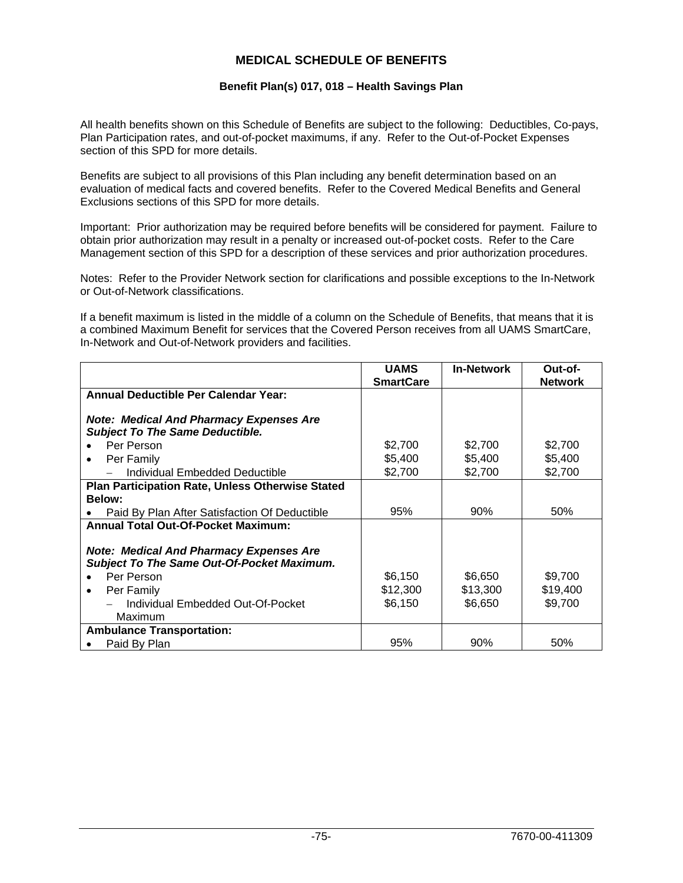# MEDICAL SCHEDULE OF BENEFITS

### Benefit Plan(s) 017, 018 – Health Savings Plan

All health benefits shown on this Schedule of Benefits are subject to the following: Deductibles, Co-pays, Plan Participation rates, and out-of-pocket maximums, if any. Refer to the Out-of-Pocket Expenses section of this SPD for more details.

Benefits are subject to all provisions of this Plan including any benefit determination based on an evaluation of medical facts and covered benefits. Refer to the Covered Medical Benefits and General Exclusions sections of this SPD for more details.

Important: Prior authorization may be required before benefits will be considered for payment. Failure to obtain prior authorization may result in a penalty or increased out-of-pocket costs. Refer to the Care Management section of this SPD for a description of these services and prior authorization procedures.

Notes: Refer to the Provider Network section for clarifications and possible exceptions to the In-Network or Out-of-Network classifications.

If a benefit maximum is listed in the middle of a column on the Schedule of Benefits, that means that it is a combined Maximum Benefit for services that the Covered Person receives from all UAMS SmartCare, In-Network and Out-of-Network providers and facilities.

| | UAMS SmartCare | In-Network | Out-of-Network |
|---|---|---|---|
| **Annual Deductible Per Calendar Year:** | | | |
| ***Note: Medical And Pharmacy Expenses Are Subject To The Same Deductible.*** | | | |
| • Per Person | $2,700 | $2,700 | $2,700 |
| • Per Family | $5,400 | $5,400 | $5,400 |
| – Individual Embedded Deductible | $2,700 | $2,700 | $2,700 |
| **Plan Participation Rate, Unless Otherwise Stated Below:** | | | |
| • Paid By Plan After Satisfaction Of Deductible | 95% | 90% | 50% |
| **Annual Total Out-Of-Pocket Maximum:** | | | |
| ***Note: Medical And Pharmacy Expenses Are Subject To The Same Out-Of-Pocket Maximum.*** | | | |
| • Per Person | $6,150 | $6,650 | $9,700 |
| • Per Family | $12,300 | $13,300 | $19,400 |
| – Individual Embedded Out-Of-Pocket Maximum | $6,150 | $6,650 | $9,700 |
| **Ambulance Transportation:** | | | |
| • Paid By Plan | 95% | 90% | 50% |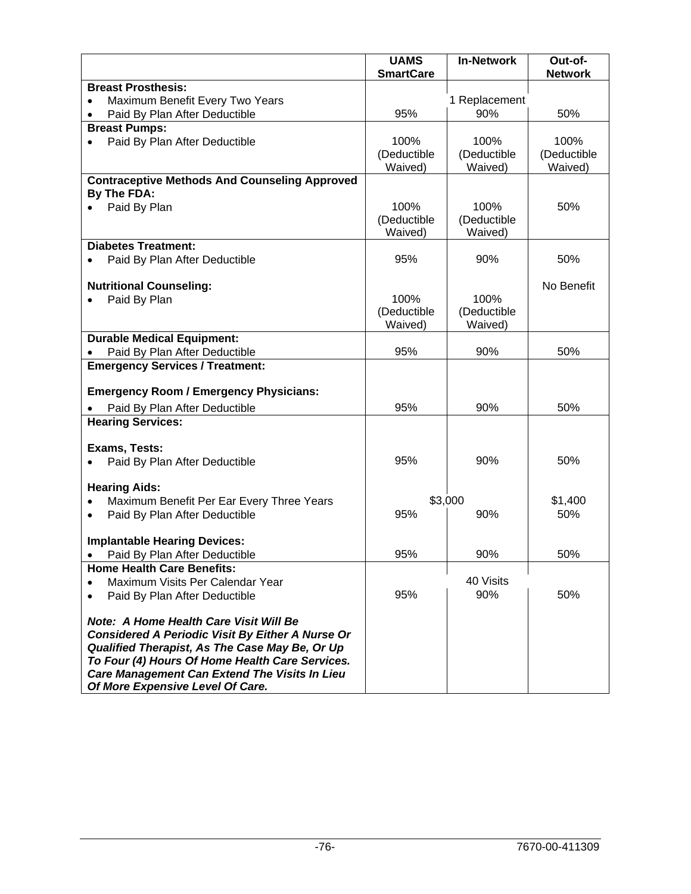| | UAMS SmartCare | In-Network | Out-of-Network |
|---|---|---|---|
| **Breast Prosthesis:** | | | |
| • Maximum Benefit Every Two Years | | 1 Replacement | |
| • Paid By Plan After Deductible | 95% | 90% | 50% |
| **Breast Pumps:** | | | |
| • Paid By Plan After Deductible | 100% (Deductible Waived) | 100% (Deductible Waived) | 100% (Deductible Waived) |
| **Contraceptive Methods And Counseling Approved By The FDA:** | | | |
| • Paid By Plan | 100% (Deductible Waived) | 100% (Deductible Waived) | 50% |
| **Diabetes Treatment:** | | | |
| • Paid By Plan After Deductible | 95% | 90% | 50% |
| **Nutritional Counseling:** | | | No Benefit |
| • Paid By Plan | 100% (Deductible Waived) | 100% (Deductible Waived) | |
| **Durable Medical Equipment:** | | | |
| • Paid By Plan After Deductible | 95% | 90% | 50% |
| **Emergency Services / Treatment:** | | | |
| **Emergency Room / Emergency Physicians:** | | | |
| • Paid By Plan After Deductible | 95% | 90% | 50% |
| **Hearing Services:** | | | |
| **Exams, Tests:** | | | |
| • Paid By Plan After Deductible | 95% | 90% | 50% |
| **Hearing Aids:** | | | |
| • Maximum Benefit Per Ear Every Three Years | $3,000 | | $1,400 |
| • Paid By Plan After Deductible | 95% | 90% | 50% |
| **Implantable Hearing Devices:** | | | |
| • Paid By Plan After Deductible | 95% | 90% | 50% |
| **Home Health Care Benefits:** | | | |
| • Maximum Visits Per Calendar Year | | 40 Visits | |
| • Paid By Plan After Deductible | 95% | 90% | 50% |
| ***Note: A Home Health Care Visit Will Be Considered A Periodic Visit By Either A Nurse Or Qualified Therapist, As The Case May Be, Or Up To Four (4) Hours Of Home Health Care Services. Care Management Can Extend The Visits In Lieu Of More Expensive Level Of Care.*** | | | |

7670-00-411309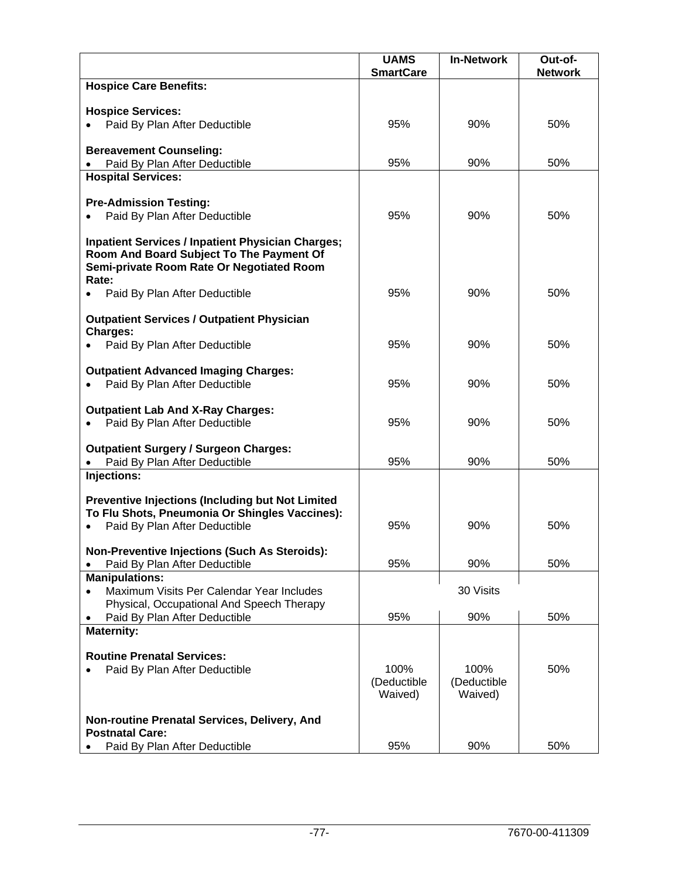| | UAMS SmartCare | In-Network | Out-of-Network |
|---|---|---|---|
| **Hospice Care Benefits:** | | | |
| **Hospice Services:** | | | |
| • Paid By Plan After Deductible | 95% | 90% | 50% |
| **Bereavement Counseling:** | | | |
| • Paid By Plan After Deductible | 95% | 90% | 50% |
| **Hospital Services:** | | | |
| **Pre-Admission Testing:** | | | |
| • Paid By Plan After Deductible | 95% | 90% | 50% |
| **Inpatient Services / Inpatient Physician Charges; Room And Board Subject To The Payment Of Semi-private Room Rate Or Negotiated Room Rate:** | | | |
| • Paid By Plan After Deductible | 95% | 90% | 50% |
| **Outpatient Services / Outpatient Physician Charges:** | | | |
| • Paid By Plan After Deductible | 95% | 90% | 50% |
| **Outpatient Advanced Imaging Charges:** | | | |
| • Paid By Plan After Deductible | 95% | 90% | 50% |
| **Outpatient Lab And X-Ray Charges:** | | | |
| • Paid By Plan After Deductible | 95% | 90% | 50% |
| **Outpatient Surgery / Surgeon Charges:** | | | |
| • Paid By Plan After Deductible | 95% | 90% | 50% |
| **Injections:** | | | |
| **Preventive Injections (Including but Not Limited To Flu Shots, Pneumonia Or Shingles Vaccines):** | | | |
| • Paid By Plan After Deductible | 95% | 90% | 50% |
| **Non-Preventive Injections (Such As Steroids):** | | | |
| • Paid By Plan After Deductible | 95% | 90% | 50% |
| **Manipulations:** | | | |
| • Maximum Visits Per Calendar Year Includes Physical, Occupational And Speech Therapy | | 30 Visits | |
| • Paid By Plan After Deductible | 95% | 90% | 50% |
| **Maternity:** | | | |
| **Routine Prenatal Services:** | | | |
| • Paid By Plan After Deductible | 100% (Deductible Waived) | 100% (Deductible Waived) | 50% |
| **Non-routine Prenatal Services, Delivery, And Postnatal Care:** | | | |
| • Paid By Plan After Deductible | 95% | 90% | 50% |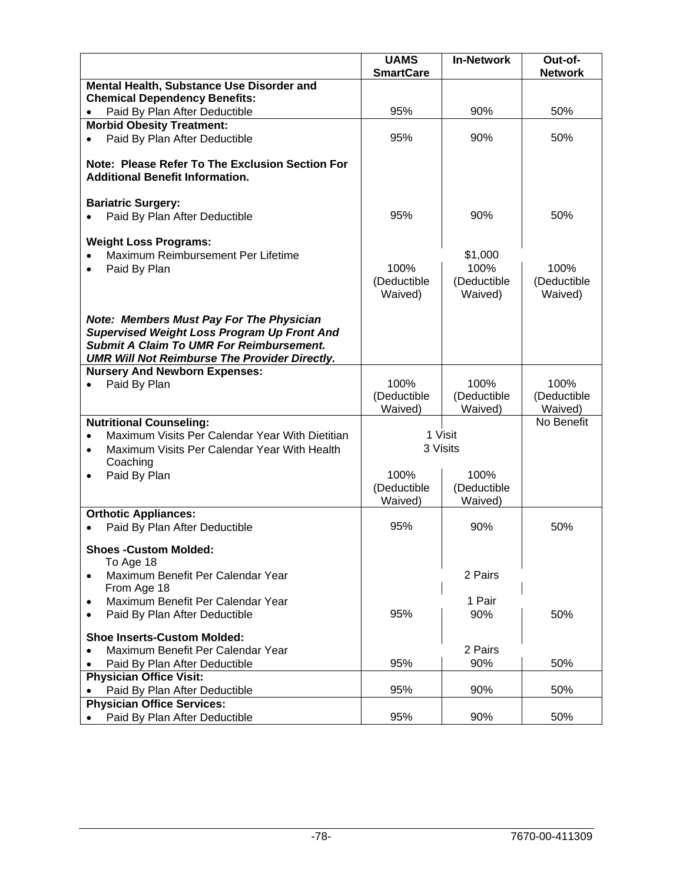| | UAMS SmartCare | In-Network | Out-of-Network |
|---|---|---|---|
| **Mental Health, Substance Use Disorder and Chemical Dependency Benefits:** | | | |
| • Paid By Plan After Deductible | 95% | 90% | 50% |
| **Morbid Obesity Treatment:** | | | |
| • Paid By Plan After Deductible | 95% | 90% | 50% |
| **Note: Please Refer To The Exclusion Section For Additional Benefit Information.** | | | |
| **Bariatric Surgery:** | | | |
| • Paid By Plan After Deductible | 95% | 90% | 50% |
| **Weight Loss Programs:** | | | |
| • Maximum Reimbursement Per Lifetime | | $1,000 | |
| • Paid By Plan | 100% (Deductible Waived) | 100% (Deductible Waived) | 100% (Deductible Waived) |
| ***Note: Members Must Pay For The Physician Supervised Weight Loss Program Up Front And Submit A Claim To UMR For Reimbursement. UMR Will Not Reimburse The Provider Directly.*** | | | |
| **Nursery And Newborn Expenses:** | | | |
| • Paid By Plan | 100% (Deductible Waived) | 100% (Deductible Waived) | 100% (Deductible Waived) |
| **Nutritional Counseling:** | | | No Benefit |
| • Maximum Visits Per Calendar Year With Dietitian | 1 Visit | | |
| • Maximum Visits Per Calendar Year With Health Coaching | 3 Visits | | |
| • Paid By Plan | 100% (Deductible Waived) | 100% (Deductible Waived) | |
| **Orthotic Appliances:** | | | |
| • Paid By Plan After Deductible | 95% | 90% | 50% |
| **Shoes -Custom Molded:** | | | |
| To Age 18 | | | |
| • Maximum Benefit Per Calendar Year | | 2 Pairs | |
| From Age 18 | | | |
| • Maximum Benefit Per Calendar Year | | 1 Pair | |
| • Paid By Plan After Deductible | 95% | 90% | 50% |
| **Shoe Inserts-Custom Molded:** | | | |
| • Maximum Benefit Per Calendar Year | | 2 Pairs | |
| • Paid By Plan After Deductible | 95% | 90% | 50% |
| **Physician Office Visit:** | | | |
| • Paid By Plan After Deductible | 95% | 90% | 50% |
| **Physician Office Services:** | | | |
| • Paid By Plan After Deductible | 95% | 90% | 50% |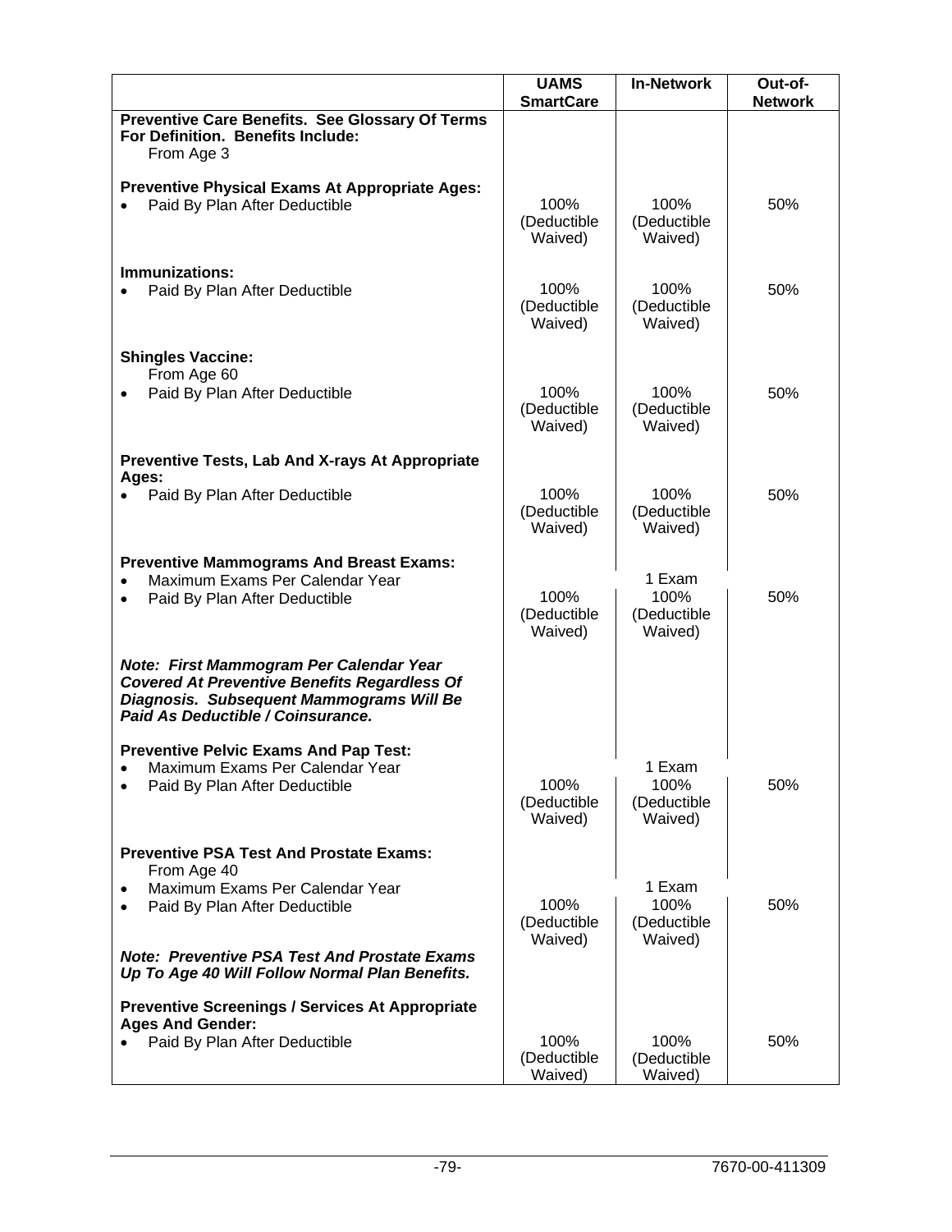| | UAMS SmartCare | In-Network | Out-of-Network |
|---|---|---|---|
| **Preventive Care Benefits. See Glossary Of Terms For Definition. Benefits Include:** From Age 3 | | | |
| **Preventive Physical Exams At Appropriate Ages:** | | | |
| • Paid By Plan After Deductible | 100% (Deductible Waived) | 100% (Deductible Waived) | 50% |
| **Immunizations:** | | | |
| • Paid By Plan After Deductible | 100% (Deductible Waived) | 100% (Deductible Waived) | 50% |
| **Shingles Vaccine:** From Age 60 | | | |
| • Paid By Plan After Deductible | 100% (Deductible Waived) | 100% (Deductible Waived) | 50% |
| **Preventive Tests, Lab And X-rays At Appropriate Ages:** | | | |
| • Paid By Plan After Deductible | 100% (Deductible Waived) | 100% (Deductible Waived) | 50% |
| **Preventive Mammograms And Breast Exams:** | | | |
| • Maximum Exams Per Calendar Year | | 1 Exam | |
| • Paid By Plan After Deductible | 100% (Deductible Waived) | 100% (Deductible Waived) | 50% |
| ***Note: First Mammogram Per Calendar Year Covered At Preventive Benefits Regardless Of Diagnosis. Subsequent Mammograms Will Be Paid As Deductible / Coinsurance.*** | | | |
| **Preventive Pelvic Exams And Pap Test:** | | | |
| • Maximum Exams Per Calendar Year | | 1 Exam | |
| • Paid By Plan After Deductible | 100% (Deductible Waived) | 100% (Deductible Waived) | 50% |
| **Preventive PSA Test And Prostate Exams:** From Age 40 | | | |
| • Maximum Exams Per Calendar Year | | 1 Exam | |
| • Paid By Plan After Deductible | 100% (Deductible Waived) | 100% (Deductible Waived) | 50% |
| ***Note: Preventive PSA Test And Prostate Exams Up To Age 40 Will Follow Normal Plan Benefits.*** | | | |
| **Preventive Screenings / Services At Appropriate Ages And Gender:** | | | |
| • Paid By Plan After Deductible | 100% (Deductible Waived) | 100% (Deductible Waived) | 50% |

7670-00-411309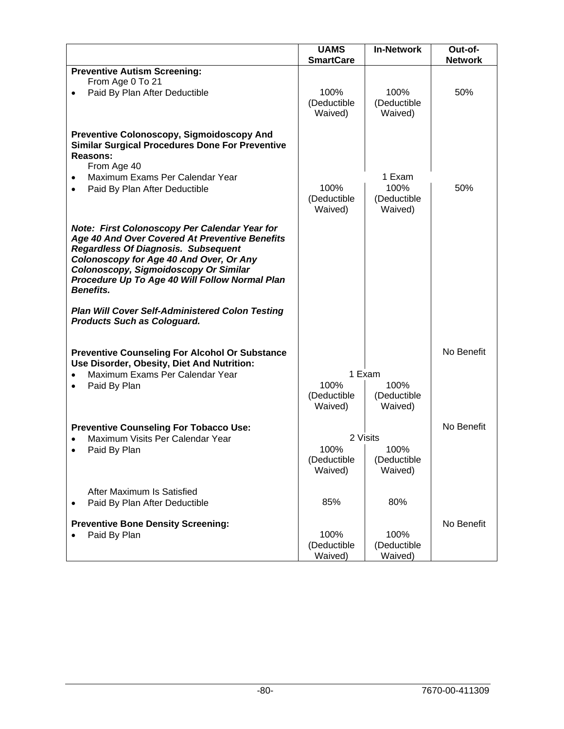| | UAMS SmartCare | In-Network | Out-of-Network |
|---|---|---|---|
| **Preventive Autism Screening:** | | | |
| From Age 0 To 21 | | | |
| • Paid By Plan After Deductible | 100% (Deductible Waived) | 100% (Deductible Waived) | 50% |
| **Preventive Colonoscopy, Sigmoidoscopy And Similar Surgical Procedures Done For Preventive Reasons:** | | | |
| From Age 40 | | | |
| • Maximum Exams Per Calendar Year | | 1 Exam | |
| • Paid By Plan After Deductible | 100% (Deductible Waived) | 100% (Deductible Waived) | 50% |
| ***Note: First Colonoscopy Per Calendar Year for Age 40 And Over Covered At Preventive Benefits Regardless Of Diagnosis. Subsequent Colonoscopy for Age 40 And Over, Or Any Colonoscopy, Sigmoidoscopy Or Similar Procedure Up To Age 40 Will Follow Normal Plan Benefits.*** | | | |
| ***Plan Will Cover Self-Administered Colon Testing Products Such as Cologuard.*** | | | |
| **Preventive Counseling For Alcohol Or Substance Use Disorder, Obesity, Diet And Nutrition:** | | | No Benefit |
| • Maximum Exams Per Calendar Year | 1 Exam | 1 Exam | |
| • Paid By Plan | 100% (Deductible Waived) | 100% (Deductible Waived) | |
| **Preventive Counseling For Tobacco Use:** | | | No Benefit |
| • Maximum Visits Per Calendar Year | 2 Visits | 2 Visits | |
| • Paid By Plan | 100% (Deductible Waived) | 100% (Deductible Waived) | |
| After Maximum Is Satisfied | | | |
| • Paid By Plan After Deductible | 85% | 80% | |
| **Preventive Bone Density Screening:** | | | No Benefit |
| • Paid By Plan | 100% (Deductible Waived) | 100% (Deductible Waived) | |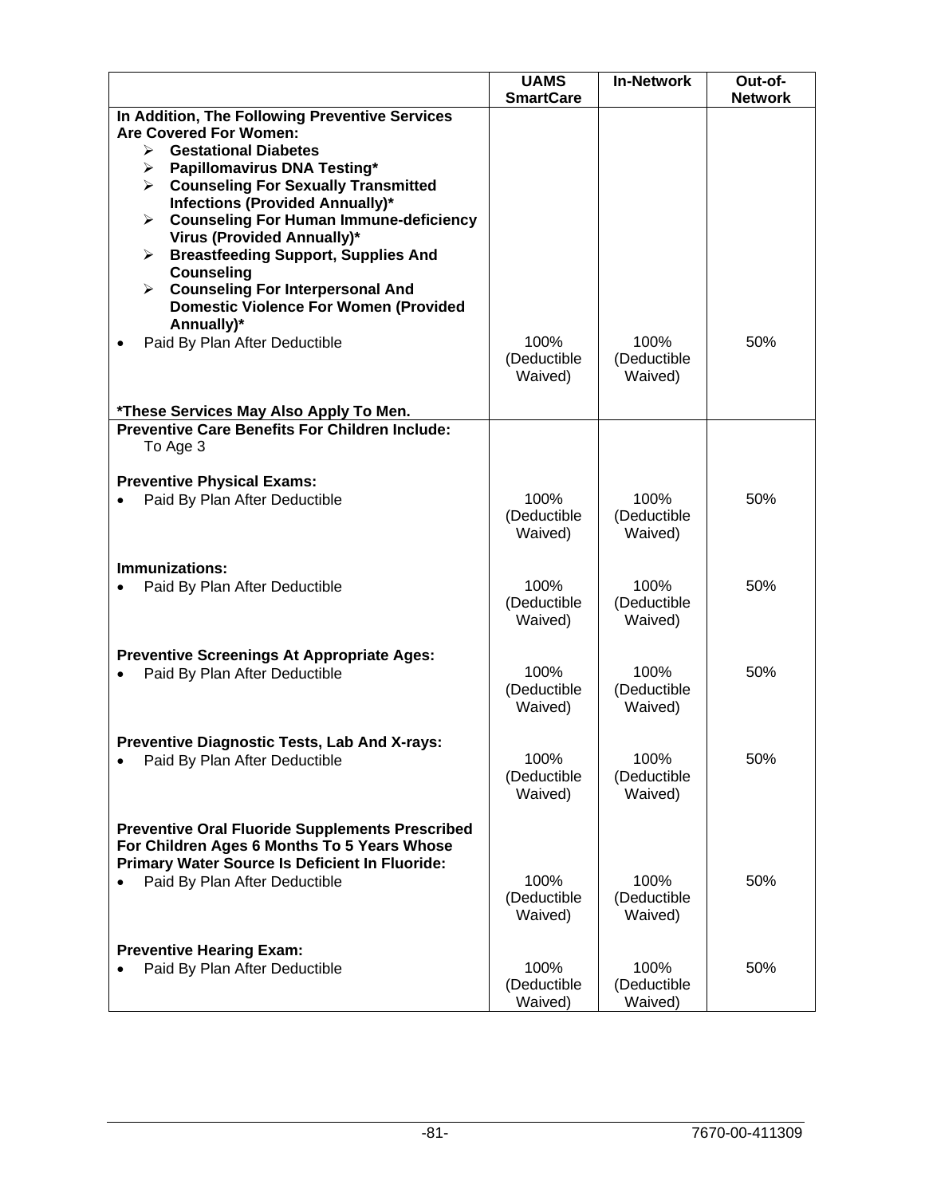| | UAMS SmartCare | In-Network | Out-of-Network |
|---|---|---|---|
| **In Addition, The Following Preventive Services Are Covered For Women:**<br>➢ **Gestational Diabetes**<br>➢ **Papillomavirus DNA Testing***<br>➢ **Counseling For Sexually Transmitted Infections (Provided Annually)***<br>➢ **Counseling For Human Immune-deficiency Virus (Provided Annually)***<br>➢ **Breastfeeding Support, Supplies And Counseling**<br>➢ **Counseling For Interpersonal And Domestic Violence For Women (Provided Annually)*** | | | |
| • Paid By Plan After Deductible | 100% (Deductible Waived) | 100% (Deductible Waived) | 50% |
| ***These Services May Also Apply To Men.** | | | |
| **Preventive Care Benefits For Children Include:**<br>To Age 3 | | | |
| **Preventive Physical Exams:** | | | |
| • Paid By Plan After Deductible | 100% (Deductible Waived) | 100% (Deductible Waived) | 50% |
| **Immunizations:** | | | |
| • Paid By Plan After Deductible | 100% (Deductible Waived) | 100% (Deductible Waived) | 50% |
| **Preventive Screenings At Appropriate Ages:** | | | |
| • Paid By Plan After Deductible | 100% (Deductible Waived) | 100% (Deductible Waived) | 50% |
| **Preventive Diagnostic Tests, Lab And X-rays:** | | | |
| • Paid By Plan After Deductible | 100% (Deductible Waived) | 100% (Deductible Waived) | 50% |
| **Preventive Oral Fluoride Supplements Prescribed For Children Ages 6 Months To 5 Years Whose Primary Water Source Is Deficient In Fluoride:** | | | |
| • Paid By Plan After Deductible | 100% (Deductible Waived) | 100% (Deductible Waived) | 50% |
| **Preventive Hearing Exam:** | | | |
| • Paid By Plan After Deductible | 100% (Deductible Waived) | 100% (Deductible Waived) | 50% |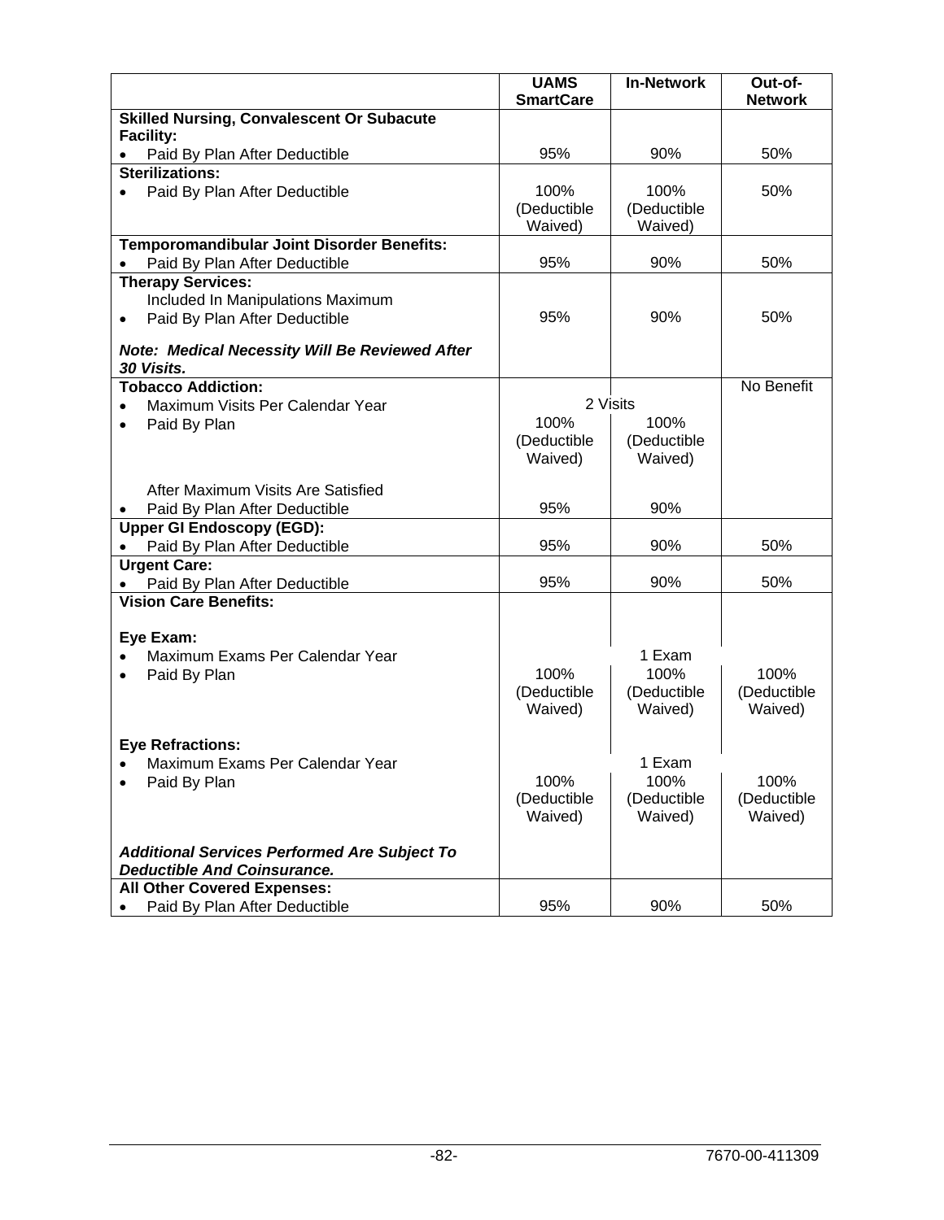| | UAMS SmartCare | In-Network | Out-of-Network |
|---|---|---|---|
| **Skilled Nursing, Convalescent Or Subacute Facility:** | | | |
| • Paid By Plan After Deductible | 95% | 90% | 50% |
| **Sterilizations:** | | | |
| • Paid By Plan After Deductible | 100% (Deductible Waived) | 100% (Deductible Waived) | 50% |
| **Temporomandibular Joint Disorder Benefits:** | | | |
| • Paid By Plan After Deductible | 95% | 90% | 50% |
| **Therapy Services:** | | | |
| Included In Manipulations Maximum | | | |
| • Paid By Plan After Deductible | 95% | 90% | 50% |
| ***Note: Medical Necessity Will Be Reviewed After 30 Visits.*** | | | |
| **Tobacco Addiction:** | | | No Benefit |
| • Maximum Visits Per Calendar Year | 2 Visits | | |
| • Paid By Plan | 100% (Deductible Waived) | 100% (Deductible Waived) | |
| After Maximum Visits Are Satisfied | | | |
| • Paid By Plan After Deductible | 95% | 90% | |
| **Upper GI Endoscopy (EGD):** | | | |
| • Paid By Plan After Deductible | 95% | 90% | 50% |
| **Urgent Care:** | | | |
| • Paid By Plan After Deductible | 95% | 90% | 50% |
| **Vision Care Benefits:** | | | |
| **Eye Exam:** | | | |
| • Maximum Exams Per Calendar Year | | 1 Exam | |
| • Paid By Plan | 100% (Deductible Waived) | 100% (Deductible Waived) | 100% (Deductible Waived) |
| **Eye Refractions:** | | | |
| • Maximum Exams Per Calendar Year | | 1 Exam | |
| • Paid By Plan | 100% (Deductible Waived) | 100% (Deductible Waived) | 100% (Deductible Waived) |
| ***Additional Services Performed Are Subject To Deductible And Coinsurance.*** | | | |
| **All Other Covered Expenses:** | | | |
| • Paid By Plan After Deductible | 95% | 90% | 50% |

7670-00-411309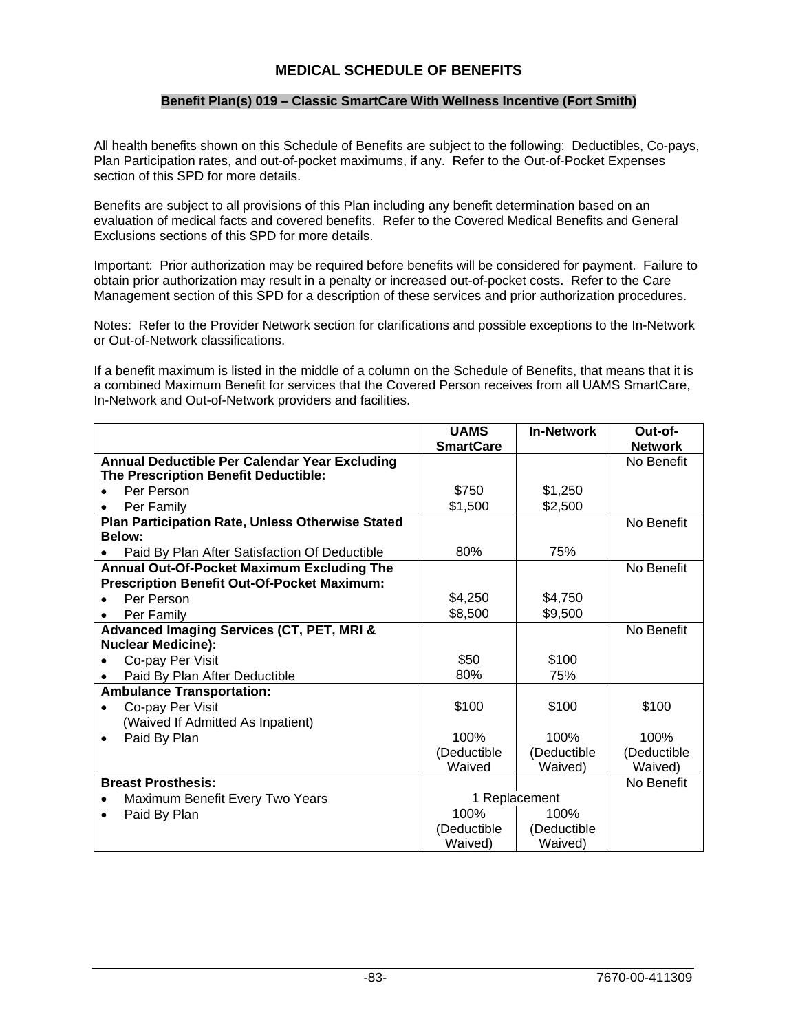# MEDICAL SCHEDULE OF BENEFITS

## Benefit Plan(s) 019 – Classic SmartCare With Wellness Incentive (Fort Smith)

All health benefits shown on this Schedule of Benefits are subject to the following: Deductibles, Co-pays, Plan Participation rates, and out-of-pocket maximums, if any. Refer to the Out-of-Pocket Expenses section of this SPD for more details.

Benefits are subject to all provisions of this Plan including any benefit determination based on an evaluation of medical facts and covered benefits. Refer to the Covered Medical Benefits and General Exclusions sections of this SPD for more details.

Important: Prior authorization may be required before benefits will be considered for payment. Failure to obtain prior authorization may result in a penalty or increased out-of-pocket costs. Refer to the Care Management section of this SPD for a description of these services and prior authorization procedures.

Notes: Refer to the Provider Network section for clarifications and possible exceptions to the In-Network or Out-of-Network classifications.

If a benefit maximum is listed in the middle of a column on the Schedule of Benefits, that means that it is a combined Maximum Benefit for services that the Covered Person receives from all UAMS SmartCare, In-Network and Out-of-Network providers and facilities.

| | UAMS SmartCare | In-Network | Out-of-Network |
|---|---|---|---|
| **Annual Deductible Per Calendar Year Excluding The Prescription Benefit Deductible:** | | | No Benefit |
| • Per Person | $750 | $1,250 | |
| • Per Family | $1,500 | $2,500 | |
| **Plan Participation Rate, Unless Otherwise Stated Below:** | | | No Benefit |
| • Paid By Plan After Satisfaction Of Deductible | 80% | 75% | |
| **Annual Out-Of-Pocket Maximum Excluding The Prescription Benefit Out-Of-Pocket Maximum:** | | | No Benefit |
| • Per Person | $4,250 | $4,750 | |
| • Per Family | $8,500 | $9,500 | |
| **Advanced Imaging Services (CT, PET, MRI & Nuclear Medicine):** | | | No Benefit |
| • Co-pay Per Visit | $50 | $100 | |
| • Paid By Plan After Deductible | 80% | 75% | |
| **Ambulance Transportation:** | | | |
| • Co-pay Per Visit (Waived If Admitted As Inpatient) | $100 | $100 | $100 |
| • Paid By Plan | 100% (Deductible Waived | 100% (Deductible Waived) | 100% (Deductible Waived) |
| **Breast Prosthesis:** | | | No Benefit |
| • Maximum Benefit Every Two Years | 1 Replacement | | |
| • Paid By Plan | 100% (Deductible Waived) | 100% (Deductible Waived) | |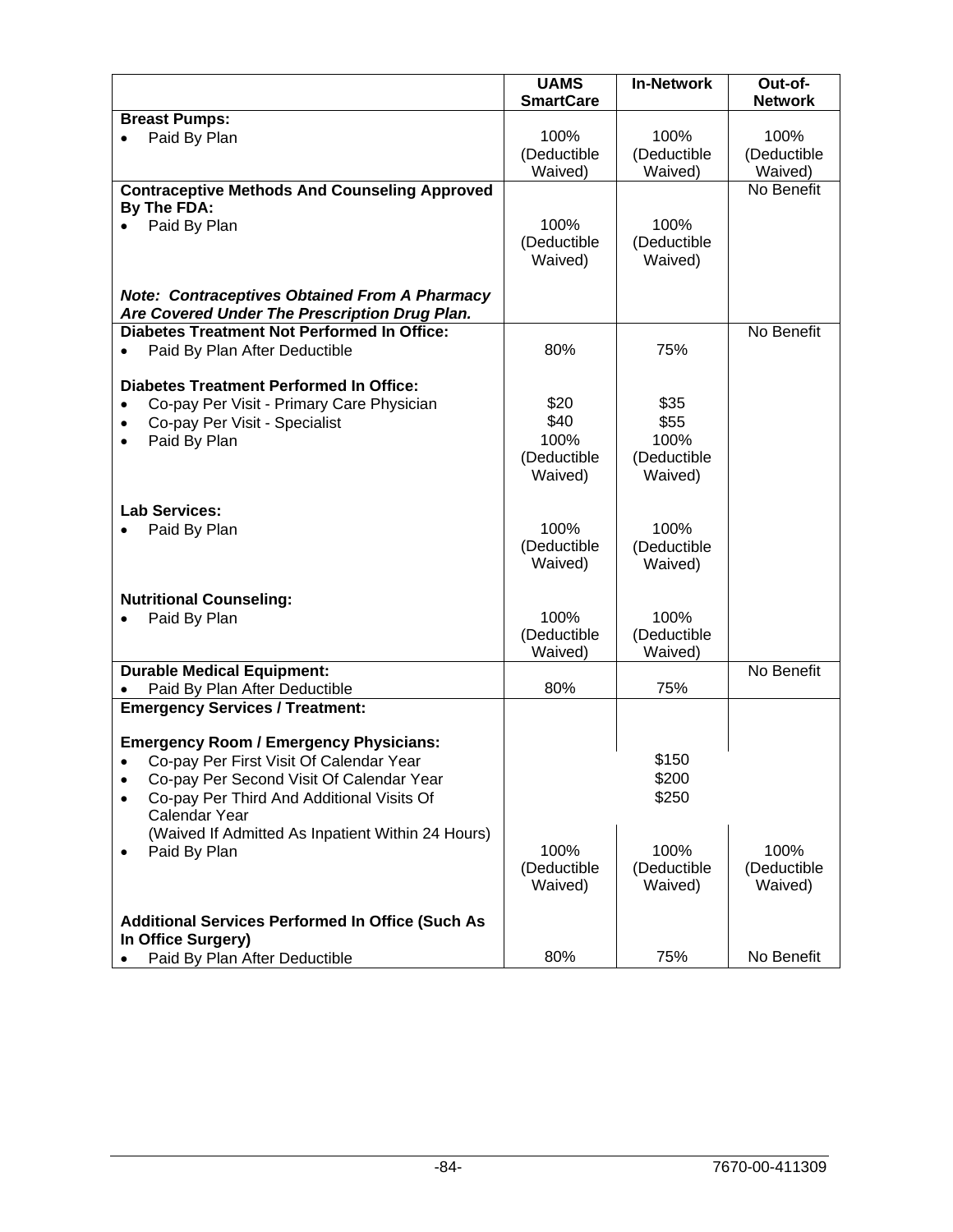| | UAMS SmartCare | In-Network | Out-of-Network |
|---|---|---|---|
| **Breast Pumps:** | | | |
| • Paid By Plan | 100% (Deductible Waived) | 100% (Deductible Waived) | 100% (Deductible Waived) |
| **Contraceptive Methods And Counseling Approved By The FDA:** | | | No Benefit |
| • Paid By Plan | 100% (Deductible Waived) | 100% (Deductible Waived) | |
| ***Note: Contraceptives Obtained From A Pharmacy Are Covered Under The Prescription Drug Plan.*** | | | |
| **Diabetes Treatment Not Performed In Office:** | | | No Benefit |
| • Paid By Plan After Deductible | 80% | 75% | |
| **Diabetes Treatment Performed In Office:** | | | |
| • Co-pay Per Visit - Primary Care Physician | $20 | $35 | |
| • Co-pay Per Visit - Specialist | $40 | $55 | |
| • Paid By Plan | 100% (Deductible Waived) | 100% (Deductible Waived) | |
| **Lab Services:** | | | |
| • Paid By Plan | 100% (Deductible Waived) | 100% (Deductible Waived) | |
| **Nutritional Counseling:** | | | |
| • Paid By Plan | 100% (Deductible Waived) | 100% (Deductible Waived) | |
| **Durable Medical Equipment:** | | | No Benefit |
| • Paid By Plan After Deductible | 80% | 75% | |
| **Emergency Services / Treatment:** | | | |
| **Emergency Room / Emergency Physicians:** | | | |
| • Co-pay Per First Visit Of Calendar Year | | $150 | |
| • Co-pay Per Second Visit Of Calendar Year | | $200 | |
| • Co-pay Per Third And Additional Visits Of Calendar Year (Waived If Admitted As Inpatient Within 24 Hours) | | $250 | |
| • Paid By Plan | 100% (Deductible Waived) | 100% (Deductible Waived) | 100% (Deductible Waived) |
| **Additional Services Performed In Office (Such As In Office Surgery)** | | | |
| • Paid By Plan After Deductible | 80% | 75% | No Benefit |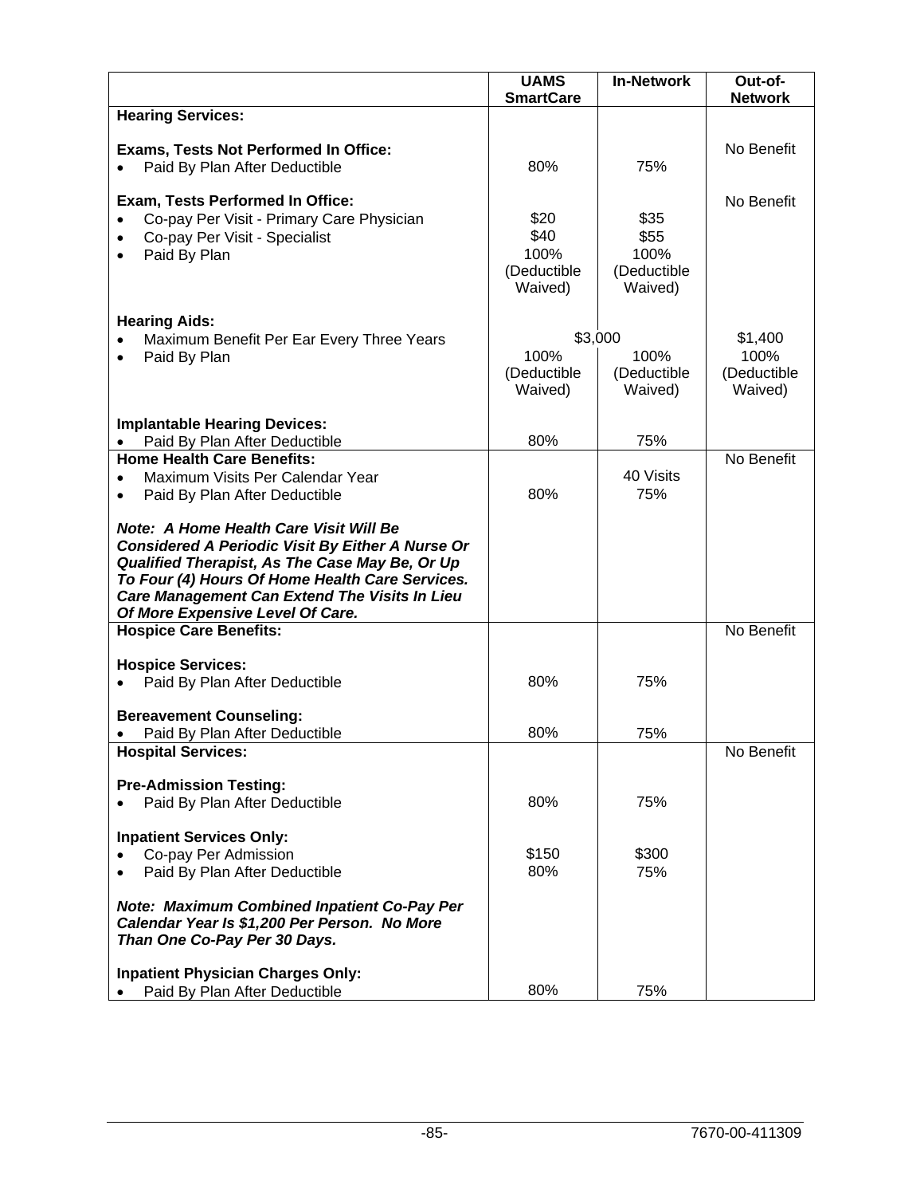| | UAMS SmartCare | In-Network | Out-of-Network |
|---|---|---|---|
| **Hearing Services:** | | | |
| **Exams, Tests Not Performed In Office:** | | | No Benefit |
| • Paid By Plan After Deductible | 80% | 75% | |
| **Exam, Tests Performed In Office:** | | | No Benefit |
| • Co-pay Per Visit - Primary Care Physician | $20 | $35 | |
| • Co-pay Per Visit - Specialist | $40 | $55 | |
| • Paid By Plan | 100% (Deductible Waived) | 100% (Deductible Waived) | |
| **Hearing Aids:** | | | |
| • Maximum Benefit Per Ear Every Three Years | $3,000 | | $1,400 |
| • Paid By Plan | 100% (Deductible Waived) | 100% (Deductible Waived) | 100% (Deductible Waived) |
| **Implantable Hearing Devices:** | | | |
| • Paid By Plan After Deductible | 80% | 75% | |
| **Home Health Care Benefits:** | | | No Benefit |
| • Maximum Visits Per Calendar Year | | 40 Visits | |
| • Paid By Plan After Deductible | 80% | 75% | |
| ***Note: A Home Health Care Visit Will Be Considered A Periodic Visit By Either A Nurse Or Qualified Therapist, As The Case May Be, Or Up To Four (4) Hours Of Home Health Care Services. Care Management Can Extend The Visits In Lieu Of More Expensive Level Of Care.*** | | | |
| **Hospice Care Benefits:** | | | No Benefit |
| **Hospice Services:** | | | |
| • Paid By Plan After Deductible | 80% | 75% | |
| **Bereavement Counseling:** | | | |
| • Paid By Plan After Deductible | 80% | 75% | |
| **Hospital Services:** | | | No Benefit |
| **Pre-Admission Testing:** | | | |
| • Paid By Plan After Deductible | 80% | 75% | |
| **Inpatient Services Only:** | | | |
| • Co-pay Per Admission | $150 | $300 | |
| • Paid By Plan After Deductible | 80% | 75% | |
| ***Note: Maximum Combined Inpatient Co-Pay Per Calendar Year Is $1,200 Per Person. No More Than One Co-Pay Per 30 Days.*** | | | |
| **Inpatient Physician Charges Only:** | | | |
| • Paid By Plan After Deductible | 80% | 75% | |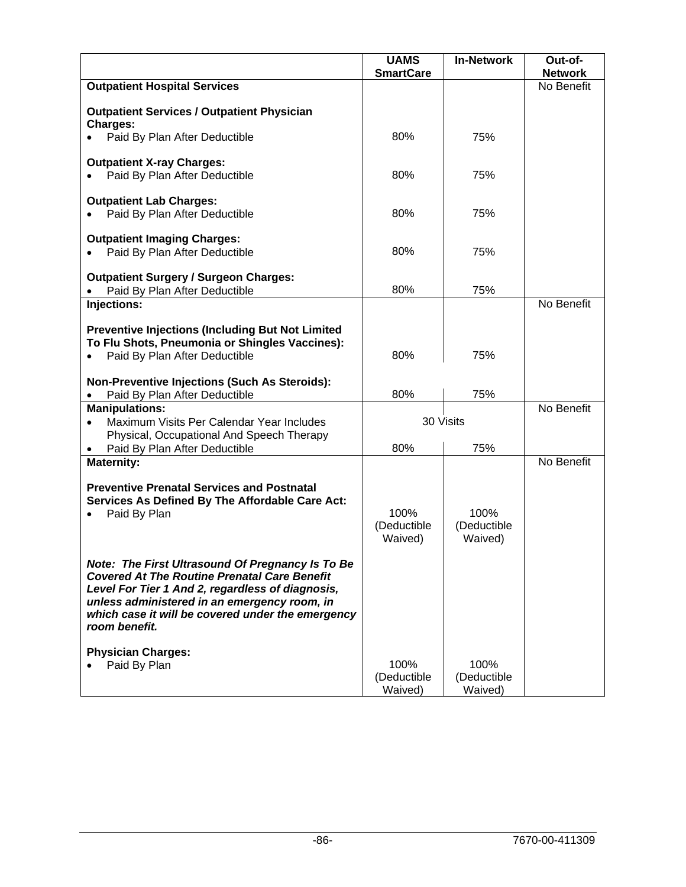| | UAMS SmartCare | In-Network | Out-of-Network |
|---|---|---|---|
| **Outpatient Hospital Services** | | | No Benefit |
| **Outpatient Services / Outpatient Physician Charges:** | | | |
| • Paid By Plan After Deductible | 80% | 75% | |
| **Outpatient X-ray Charges:** | | | |
| • Paid By Plan After Deductible | 80% | 75% | |
| **Outpatient Lab Charges:** | | | |
| • Paid By Plan After Deductible | 80% | 75% | |
| **Outpatient Imaging Charges:** | | | |
| • Paid By Plan After Deductible | 80% | 75% | |
| **Outpatient Surgery / Surgeon Charges:** | | | |
| • Paid By Plan After Deductible | 80% | 75% | |
| **Injections:** | | | No Benefit |
| **Preventive Injections (Including But Not Limited To Flu Shots, Pneumonia or Shingles Vaccines):** | | | |
| • Paid By Plan After Deductible | 80% | 75% | |
| **Non-Preventive Injections (Such As Steroids):** | | | |
| • Paid By Plan After Deductible | 80% | 75% | |
| **Manipulations:** | | | No Benefit |
| • Maximum Visits Per Calendar Year Includes Physical, Occupational And Speech Therapy | 30 Visits | | |
| • Paid By Plan After Deductible | 80% | 75% | |
| **Maternity:** | | | No Benefit |
| **Preventive Prenatal Services and Postnatal Services As Defined By The Affordable Care Act:** | | | |
| • Paid By Plan | 100% (Deductible Waived) | 100% (Deductible Waived) | |
| ***Note: The First Ultrasound Of Pregnancy Is To Be Covered At The Routine Prenatal Care Benefit Level For Tier 1 And 2, regardless of diagnosis, unless administered in an emergency room, in which case it will be covered under the emergency room benefit.*** | | | |
| **Physician Charges:** | | | |
| • Paid By Plan | 100% (Deductible Waived) | 100% (Deductible Waived) | |

7670-00-411309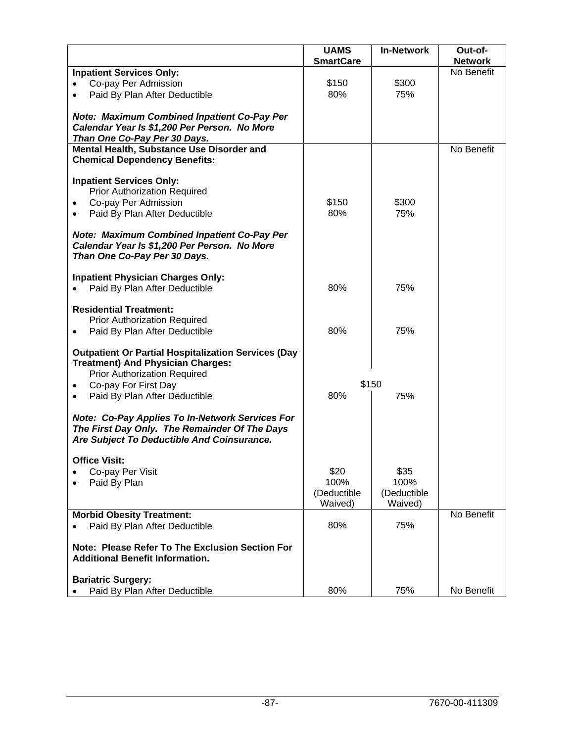| | UAMS SmartCare | In-Network | Out-of-Network |
|---|---|---|---|
| **Inpatient Services Only:** | | | No Benefit |
| • Co-pay Per Admission | $150 | $300 | |
| • Paid By Plan After Deductible | 80% | 75% | |
| ***Note: Maximum Combined Inpatient Co-Pay Per Calendar Year Is $1,200 Per Person. No More Than One Co-Pay Per 30 Days.*** | | | |
| **Mental Health, Substance Use Disorder and Chemical Dependency Benefits:** | | | No Benefit |
| **Inpatient Services Only:** Prior Authorization Required | | | |
| • Co-pay Per Admission | $150 | $300 | |
| • Paid By Plan After Deductible | 80% | 75% | |
| ***Note: Maximum Combined Inpatient Co-Pay Per Calendar Year Is $1,200 Per Person. No More Than One Co-Pay Per 30 Days.*** | | | |
| **Inpatient Physician Charges Only:** | | | |
| • Paid By Plan After Deductible | 80% | 75% | |
| **Residential Treatment:** Prior Authorization Required | | | |
| • Paid By Plan After Deductible | 80% | 75% | |
| **Outpatient Or Partial Hospitalization Services (Day Treatment) And Physician Charges:** Prior Authorization Required | | | |
| • Co-pay For First Day | $150 | | |
| • Paid By Plan After Deductible | 80% | 75% | |
| ***Note: Co-Pay Applies To In-Network Services For The First Day Only. The Remainder Of The Days Are Subject To Deductible And Coinsurance.*** | | | |
| **Office Visit:** | | | |
| • Co-pay Per Visit | $20 | $35 | |
| • Paid By Plan | 100% (Deductible Waived) | 100% (Deductible Waived) | |
| **Morbid Obesity Treatment:** | | | No Benefit |
| • Paid By Plan After Deductible | 80% | 75% | |
| **Note: Please Refer To The Exclusion Section For Additional Benefit Information.** | | | |
| **Bariatric Surgery:** | | | |
| • Paid By Plan After Deductible | 80% | 75% | No Benefit |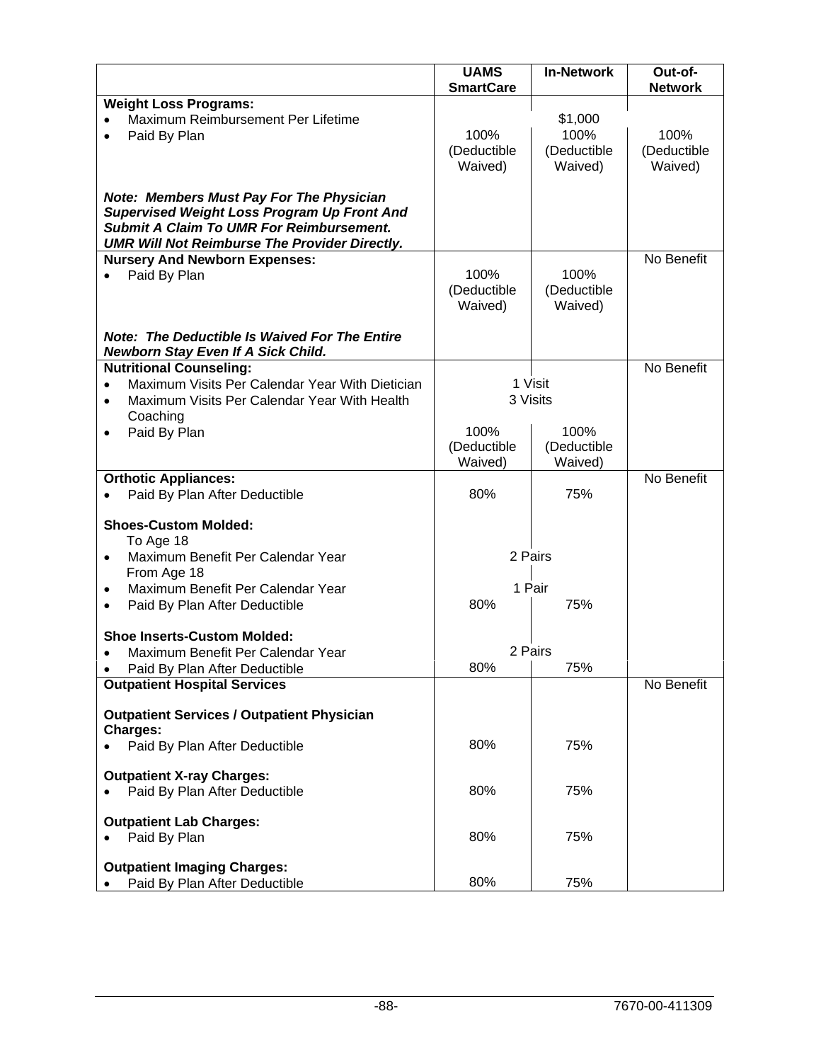| | UAMS SmartCare | In-Network | Out-of-Network |
|---|---|---|---|
| **Weight Loss Programs:** | | | |
| • Maximum Reimbursement Per Lifetime | $1,000 | | |
| • Paid By Plan | 100% (Deductible Waived) | 100% (Deductible Waived) | 100% (Deductible Waived) |
| ***Note: Members Must Pay For The Physician Supervised Weight Loss Program Up Front And Submit A Claim To UMR For Reimbursement. UMR Will Not Reimburse The Provider Directly.*** | | | |
| **Nursery And Newborn Expenses:** | | | No Benefit |
| • Paid By Plan | 100% (Deductible Waived) | 100% (Deductible Waived) | |
| ***Note: The Deductible Is Waived For The Entire Newborn Stay Even If A Sick Child.*** | | | |
| **Nutritional Counseling:** | | | No Benefit |
| • Maximum Visits Per Calendar Year With Dietician | 1 Visit | | |
| • Maximum Visits Per Calendar Year With Health Coaching | 3 Visits | | |
| • Paid By Plan | 100% (Deductible Waived) | 100% (Deductible Waived) | |
| **Orthotic Appliances:** | | | No Benefit |
| • Paid By Plan After Deductible | 80% | 75% | |
| **Shoes-Custom Molded:** | | | |
| To Age 18 | | | |
| • Maximum Benefit Per Calendar Year | 2 Pairs | | |
| From Age 18 | | | |
| • Maximum Benefit Per Calendar Year | 1 Pair | | |
| • Paid By Plan After Deductible | 80% | 75% | |
| **Shoe Inserts-Custom Molded:** | | | |
| • Maximum Benefit Per Calendar Year | 2 Pairs | | |
| • Paid By Plan After Deductible | 80% | 75% | |
| **Outpatient Hospital Services** | | | No Benefit |
| **Outpatient Services / Outpatient Physician Charges:** | | | |
| • Paid By Plan After Deductible | 80% | 75% | |
| **Outpatient X-ray Charges:** | | | |
| • Paid By Plan After Deductible | 80% | 75% | |
| **Outpatient Lab Charges:** | | | |
| • Paid By Plan | 80% | 75% | |
| **Outpatient Imaging Charges:** | | | |
| • Paid By Plan After Deductible | 80% | 75% | |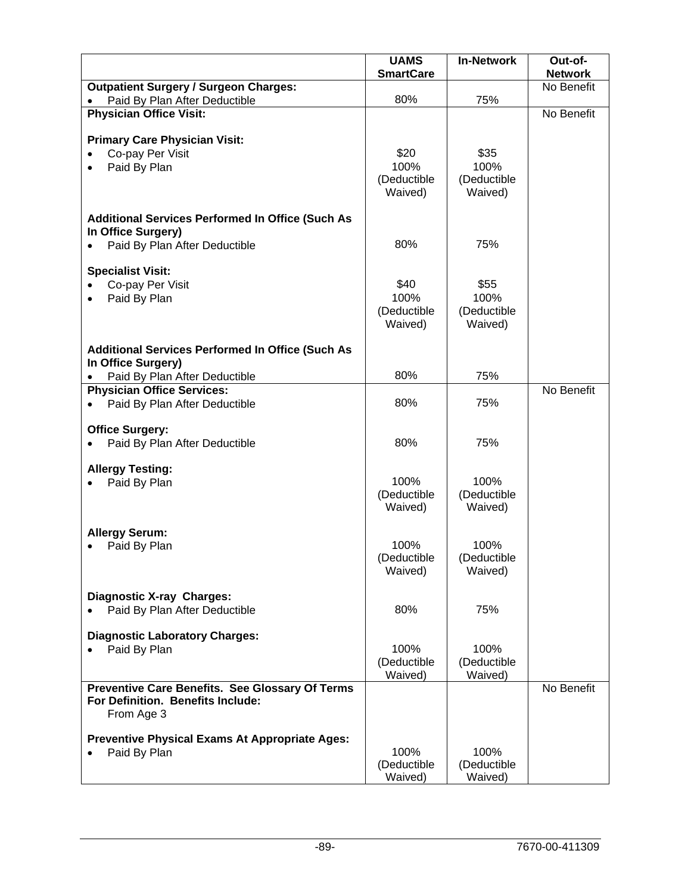| | UAMS SmartCare | In-Network | Out-of-Network |
|---|---|---|---|
| **Outpatient Surgery / Surgeon Charges:** | | | No Benefit |
| • Paid By Plan After Deductible | 80% | 75% | |
| **Physician Office Visit:** | | | No Benefit |
| **Primary Care Physician Visit:** | | | |
| • Co-pay Per Visit | $20 | $35 | |
| • Paid By Plan | 100% (Deductible Waived) | 100% (Deductible Waived) | |
| **Additional Services Performed In Office (Such As In Office Surgery)** | | | |
| • Paid By Plan After Deductible | 80% | 75% | |
| **Specialist Visit:** | | | |
| • Co-pay Per Visit | $40 | $55 | |
| • Paid By Plan | 100% (Deductible Waived) | 100% (Deductible Waived) | |
| **Additional Services Performed In Office (Such As In Office Surgery)** | | | |
| • Paid By Plan After Deductible | 80% | 75% | |
| **Physician Office Services:** | | | No Benefit |
| • Paid By Plan After Deductible | 80% | 75% | |
| **Office Surgery:** | | | |
| • Paid By Plan After Deductible | 80% | 75% | |
| **Allergy Testing:** | | | |
| • Paid By Plan | 100% (Deductible Waived) | 100% (Deductible Waived) | |
| **Allergy Serum:** | | | |
| • Paid By Plan | 100% (Deductible Waived) | 100% (Deductible Waived) | |
| **Diagnostic X-ray Charges:** | | | |
| • Paid By Plan After Deductible | 80% | 75% | |
| **Diagnostic Laboratory Charges:** | | | |
| • Paid By Plan | 100% (Deductible Waived) | 100% (Deductible Waived) | |
| **Preventive Care Benefits. See Glossary Of Terms For Definition. Benefits Include:** From Age 3 | | | No Benefit |
| **Preventive Physical Exams At Appropriate Ages:** | | | |
| • Paid By Plan | 100% (Deductible Waived) | 100% (Deductible Waived) | |

7670-00-411309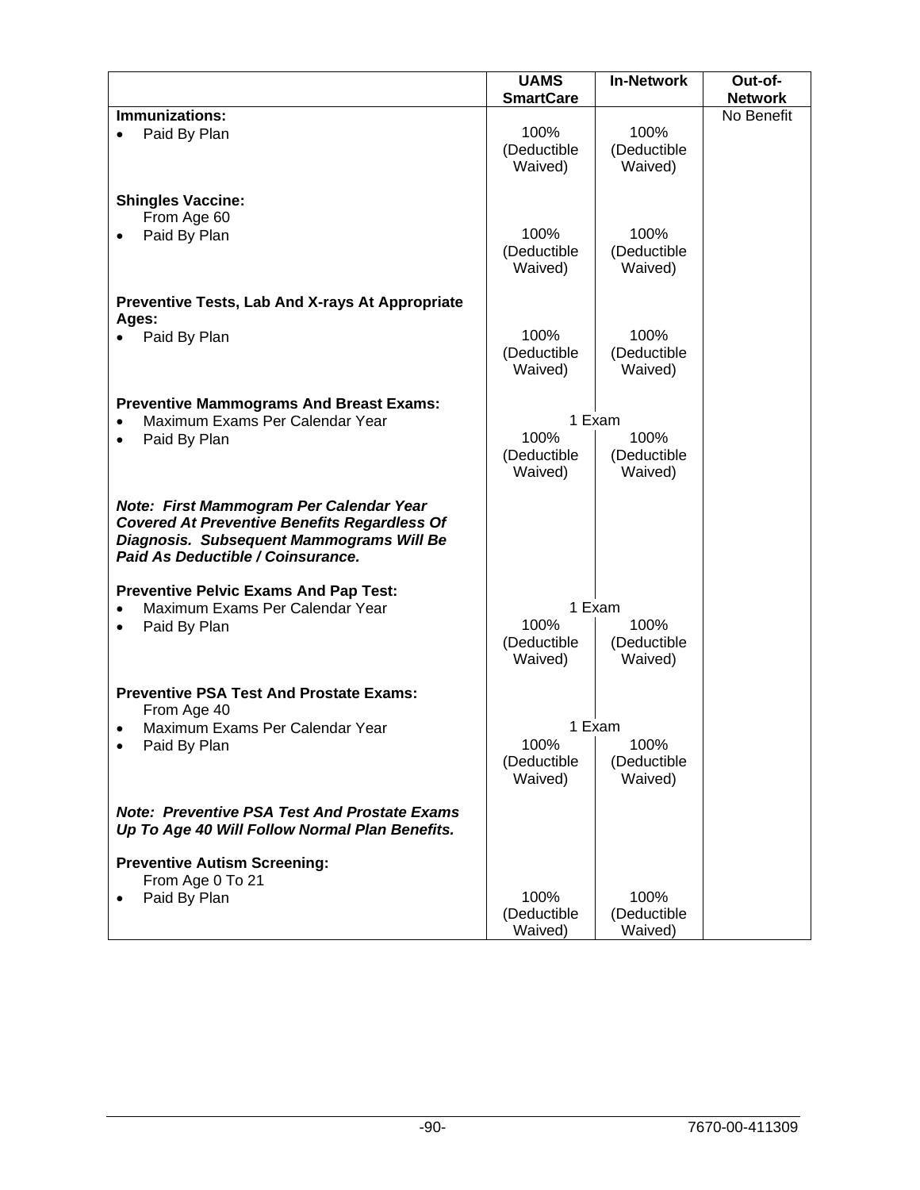| | UAMS SmartCare | In-Network | Out-of-Network |
|---|---|---|---|
| **Immunizations:** | | | No Benefit |
| • Paid By Plan | 100% (Deductible Waived) | 100% (Deductible Waived) | |
| **Shingles Vaccine:** From Age 60 | | | |
| • Paid By Plan | 100% (Deductible Waived) | 100% (Deductible Waived) | |
| **Preventive Tests, Lab And X-rays At Appropriate Ages:** | | | |
| • Paid By Plan | 100% (Deductible Waived) | 100% (Deductible Waived) | |
| **Preventive Mammograms And Breast Exams:** | | | |
| • Maximum Exams Per Calendar Year | 1 Exam | | |
| • Paid By Plan | 100% (Deductible Waived) | 100% (Deductible Waived) | |
| ***Note: First Mammogram Per Calendar Year Covered At Preventive Benefits Regardless Of Diagnosis. Subsequent Mammograms Will Be Paid As Deductible / Coinsurance.*** | | | |
| **Preventive Pelvic Exams And Pap Test:** | | | |
| • Maximum Exams Per Calendar Year | 1 Exam | | |
| • Paid By Plan | 100% (Deductible Waived) | 100% (Deductible Waived) | |
| **Preventive PSA Test And Prostate Exams:** From Age 40 | | | |
| • Maximum Exams Per Calendar Year | 1 Exam | | |
| • Paid By Plan | 100% (Deductible Waived) | 100% (Deductible Waived) | |
| ***Note: Preventive PSA Test And Prostate Exams Up To Age 40 Will Follow Normal Plan Benefits.*** | | | |
| **Preventive Autism Screening:** From Age 0 To 21 | | | |
| • Paid By Plan | 100% (Deductible Waived) | 100% (Deductible Waived) | |

7670-00-411309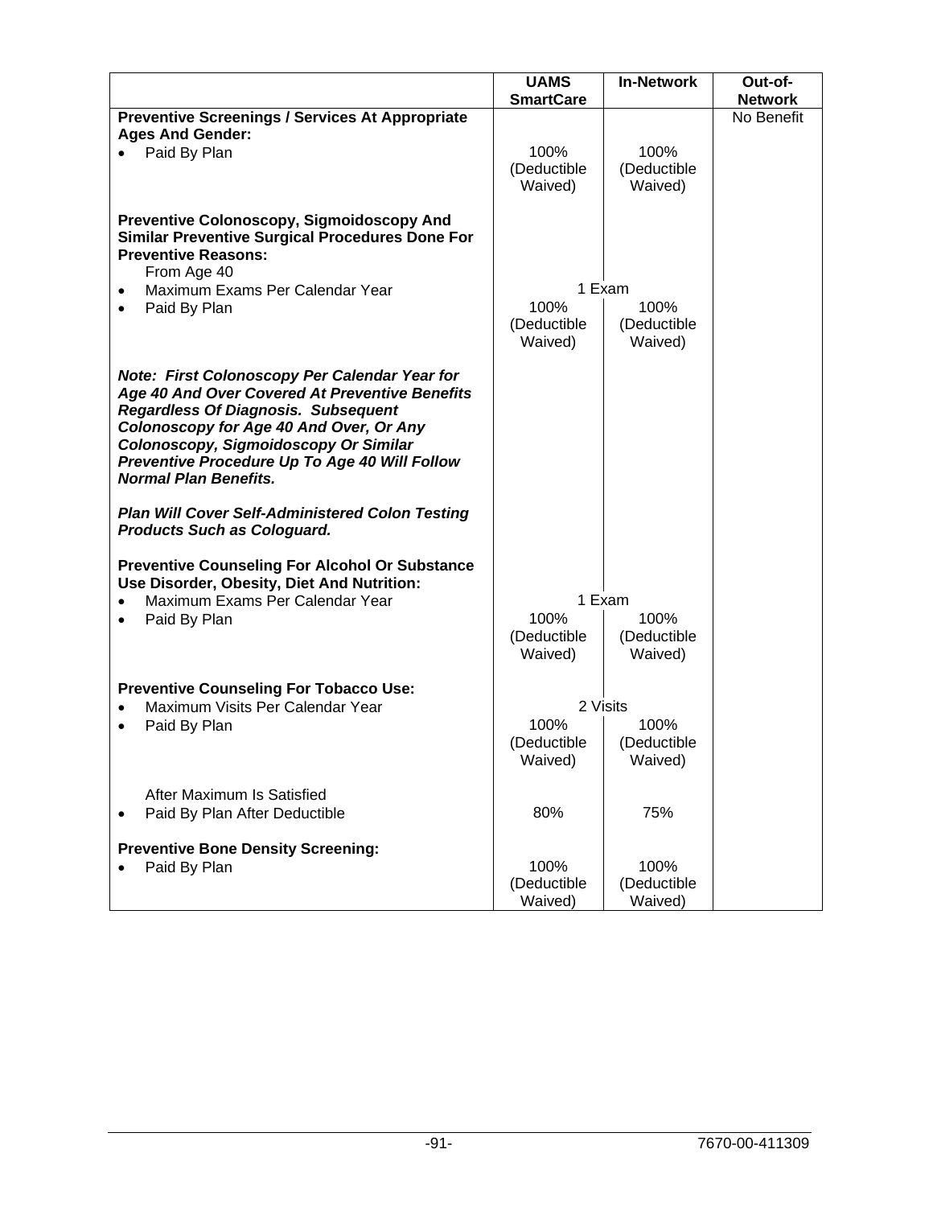| | UAMS SmartCare | In-Network | Out-of-Network |
|---|---|---|---|
| **Preventive Screenings / Services At Appropriate Ages And Gender:** | | | No Benefit |
| • Paid By Plan | 100% (Deductible Waived) | 100% (Deductible Waived) | |
| **Preventive Colonoscopy, Sigmoidoscopy And Similar Preventive Surgical Procedures Done For Preventive Reasons:** From Age 40 | | | |
| • Maximum Exams Per Calendar Year | 1 Exam | | |
| • Paid By Plan | 100% (Deductible Waived) | 100% (Deductible Waived) | |
| ***Note: First Colonoscopy Per Calendar Year for Age 40 And Over Covered At Preventive Benefits Regardless Of Diagnosis. Subsequent Colonoscopy for Age 40 And Over, Or Any Colonoscopy, Sigmoidoscopy Or Similar Preventive Procedure Up To Age 40 Will Follow Normal Plan Benefits.*** | | | |
| ***Plan Will Cover Self-Administered Colon Testing Products Such as Cologuard.*** | | | |
| **Preventive Counseling For Alcohol Or Substance Use Disorder, Obesity, Diet And Nutrition:** | | | |
| • Maximum Exams Per Calendar Year | 1 Exam | | |
| • Paid By Plan | 100% (Deductible Waived) | 100% (Deductible Waived) | |
| **Preventive Counseling For Tobacco Use:** | | | |
| • Maximum Visits Per Calendar Year | 2 Visits | | |
| • Paid By Plan | 100% (Deductible Waived) | 100% (Deductible Waived) | |
| After Maximum Is Satisfied | | | |
| • Paid By Plan After Deductible | 80% | 75% | |
| **Preventive Bone Density Screening:** | | | |
| • Paid By Plan | 100% (Deductible Waived) | 100% (Deductible Waived) | |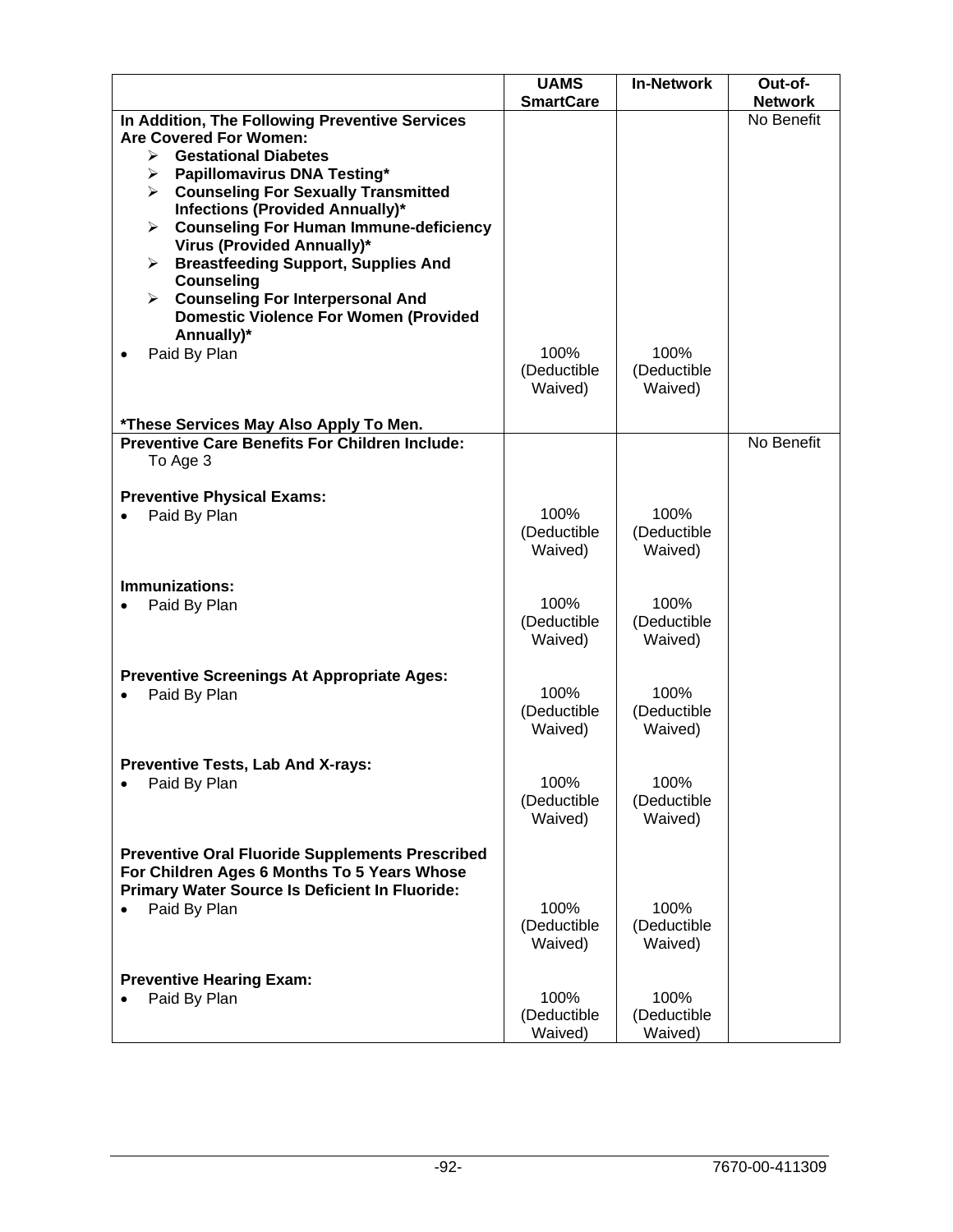| | UAMS SmartCare | In-Network | Out-of-Network |
|---|---|---|---|
| **In Addition, The Following Preventive Services Are Covered For Women:**<br>➢ **Gestational Diabetes**<br>➢ **Papillomavirus DNA Testing***<br>➢ **Counseling For Sexually Transmitted Infections (Provided Annually)***<br>➢ **Counseling For Human Immune-deficiency Virus (Provided Annually)***<br>➢ **Breastfeeding Support, Supplies And Counseling**<br>➢ **Counseling For Interpersonal And Domestic Violence For Women (Provided Annually)*** | | | No Benefit |
| • Paid By Plan | 100% (Deductible Waived) | 100% (Deductible Waived) | |
| ***These Services May Also Apply To Men.** | | | |
| **Preventive Care Benefits For Children Include:** To Age 3 | | | No Benefit |
| **Preventive Physical Exams:** | | | |
| • Paid By Plan | 100% (Deductible Waived) | 100% (Deductible Waived) | |
| **Immunizations:** | | | |
| • Paid By Plan | 100% (Deductible Waived) | 100% (Deductible Waived) | |
| **Preventive Screenings At Appropriate Ages:** | | | |
| • Paid By Plan | 100% (Deductible Waived) | 100% (Deductible Waived) | |
| **Preventive Tests, Lab And X-rays:** | | | |
| • Paid By Plan | 100% (Deductible Waived) | 100% (Deductible Waived) | |
| **Preventive Oral Fluoride Supplements Prescribed For Children Ages 6 Months To 5 Years Whose Primary Water Source Is Deficient In Fluoride:** | | | |
| • Paid By Plan | 100% (Deductible Waived) | 100% (Deductible Waived) | |
| **Preventive Hearing Exam:** | | | |
| • Paid By Plan | 100% (Deductible Waived) | 100% (Deductible Waived) | |

7670-00-411309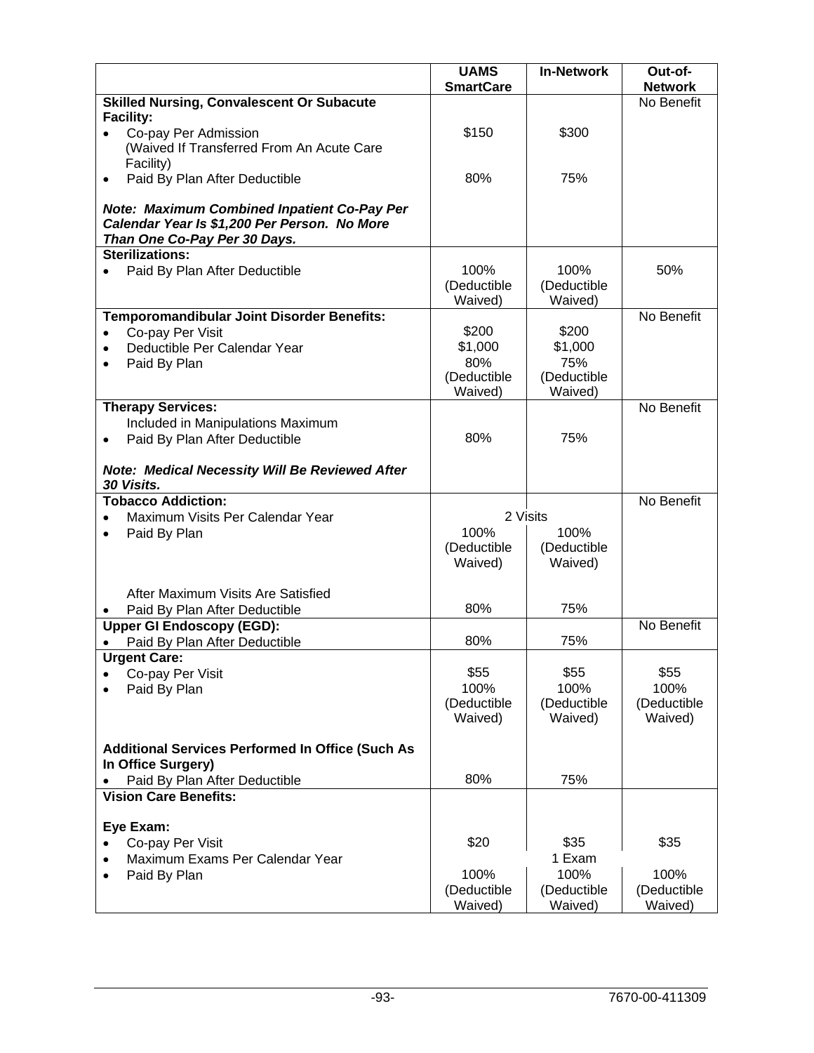| | UAMS SmartCare | In-Network | Out-of-Network |
|---|---|---|---|
| **Skilled Nursing, Convalescent Or Subacute Facility:** | | | No Benefit |
| • Co-pay Per Admission (Waived If Transferred From An Acute Care Facility) | $150 | $300 | |
| • Paid By Plan After Deductible | 80% | 75% | |
| ***Note: Maximum Combined Inpatient Co-Pay Per Calendar Year Is $1,200 Per Person. No More Than One Co-Pay Per 30 Days.*** | | | |
| **Sterilizations:** | | | |
| • Paid By Plan After Deductible | 100% (Deductible Waived) | 100% (Deductible Waived) | 50% |
| **Temporomandibular Joint Disorder Benefits:** | | | No Benefit |
| • Co-pay Per Visit | $200 | $200 | |
| • Deductible Per Calendar Year | $1,000 | $1,000 | |
| • Paid By Plan | 80% (Deductible Waived) | 75% (Deductible Waived) | |
| **Therapy Services:** | | | No Benefit |
| Included in Manipulations Maximum | | | |
| • Paid By Plan After Deductible | 80% | 75% | |
| ***Note: Medical Necessity Will Be Reviewed After 30 Visits.*** | | | |
| **Tobacco Addiction:** | | | No Benefit |
| • Maximum Visits Per Calendar Year | 2 Visits | | |
| • Paid By Plan | 100% (Deductible Waived) | 100% (Deductible Waived) | |
| After Maximum Visits Are Satisfied | | | |
| • Paid By Plan After Deductible | 80% | 75% | |
| **Upper GI Endoscopy (EGD):** | | | No Benefit |
| • Paid By Plan After Deductible | 80% | 75% | |
| **Urgent Care:** | | | |
| • Co-pay Per Visit | $55 | $55 | $55 |
| • Paid By Plan | 100% (Deductible Waived) | 100% (Deductible Waived) | 100% (Deductible Waived) |
| **Additional Services Performed In Office (Such As In Office Surgery)** | | | |
| • Paid By Plan After Deductible | 80% | 75% | |
| **Vision Care Benefits:** | | | |
| **Eye Exam:** | | | |
| • Co-pay Per Visit | $20 | $35 | $35 |
| • Maximum Exams Per Calendar Year | | 1 Exam | |
| • Paid By Plan | 100% (Deductible Waived) | 100% (Deductible Waived) | 100% (Deductible Waived) |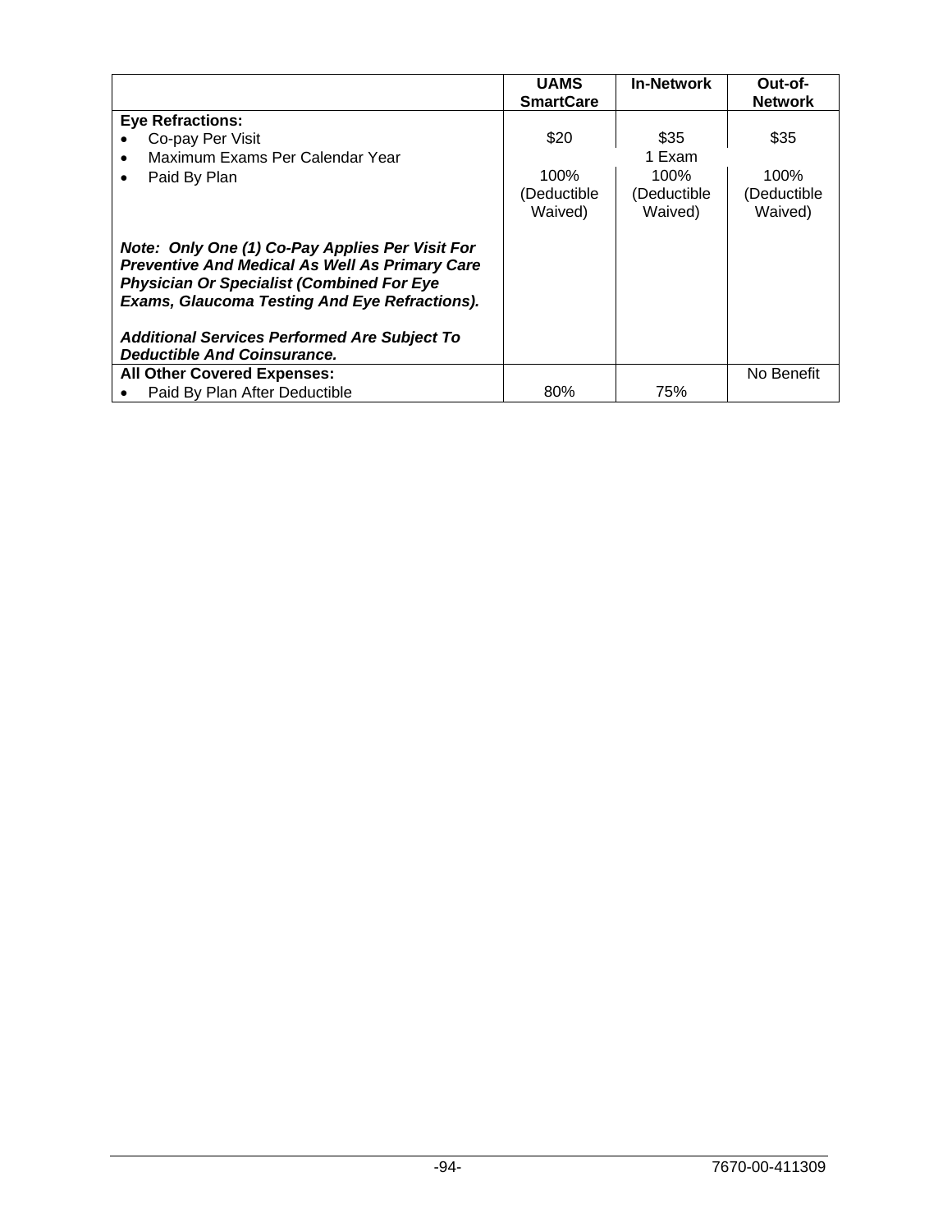| | UAMS SmartCare | In-Network | Out-of-Network |
|---|---|---|---|
| **Eye Refractions:** | | | |
| • Co-pay Per Visit | $20 | $35 | $35 |
| • Maximum Exams Per Calendar Year | | 1 Exam | |
| • Paid By Plan | 100% (Deductible Waived) | 100% (Deductible Waived) | 100% (Deductible Waived) |
| ***Note: Only One (1) Co-Pay Applies Per Visit For Preventive And Medical As Well As Primary Care Physician Or Specialist (Combined For Eye Exams, Glaucoma Testing And Eye Refractions).*** | | | |
| ***Additional Services Performed Are Subject To Deductible And Coinsurance.*** | | | |
| **All Other Covered Expenses:** | | | No Benefit |
| • Paid By Plan After Deductible | 80% | 75% | |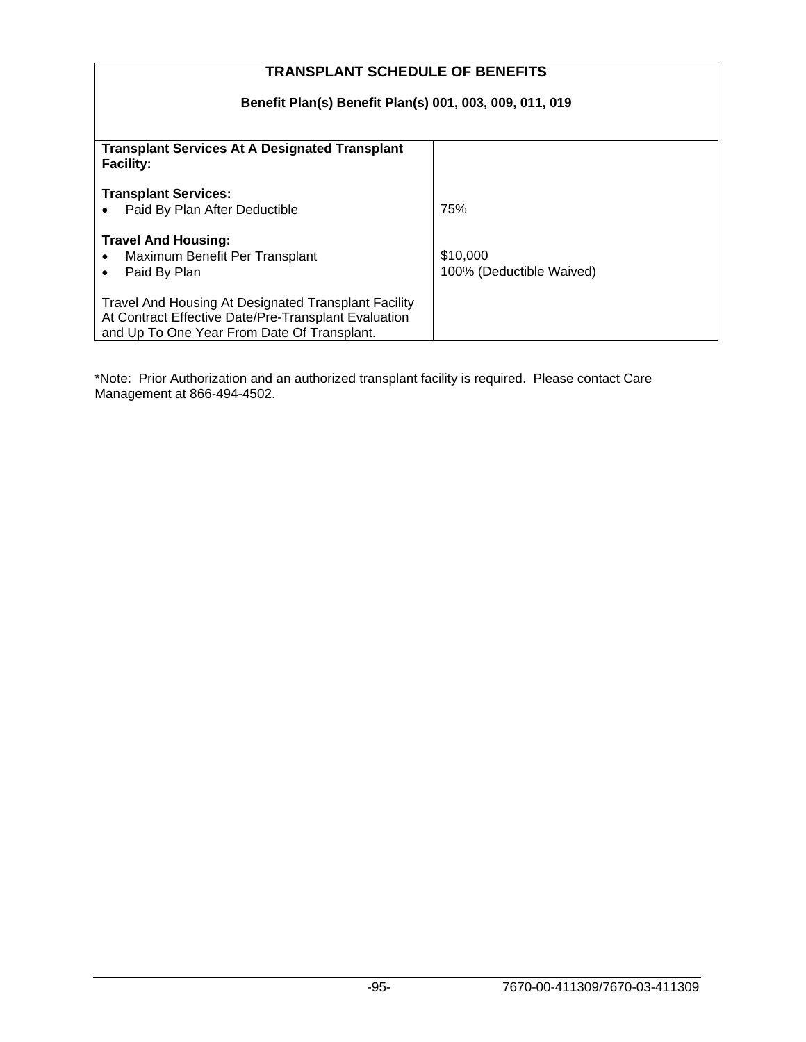## TRANSPLANT SCHEDULE OF BENEFITS

**Benefit Plan(s) Benefit Plan(s) 001, 003, 009, 011, 019**

| **Transplant Services At A Designated Transplant Facility:** | |
|---|---|
| **Transplant Services:** | |
| • Paid By Plan After Deductible | 75% |
| **Travel And Housing:** | |
| • Maximum Benefit Per Transplant | $10,000 |
| • Paid By Plan | 100% (Deductible Waived) |
| Travel And Housing At Designated Transplant Facility At Contract Effective Date/Pre-Transplant Evaluation and Up To One Year From Date Of Transplant. | |

*Note: Prior Authorization and an authorized transplant facility is required. Please contact Care Management at 866-494-4502.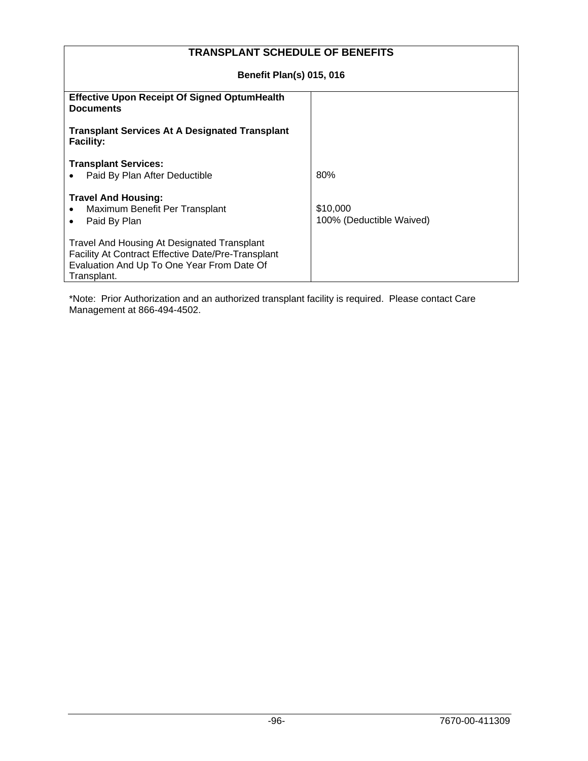| TRANSPLANT SCHEDULE OF BENEFITS | |
|---|---|
| **Benefit Plan(s) 015, 016** | |
| **Effective Upon Receipt Of Signed OptumHealth Documents** | |
| **Transplant Services At A Designated Transplant Facility:** | |
| **Transplant Services:** | |
| • Paid By Plan After Deductible | 80% |
| **Travel And Housing:** | |
| • Maximum Benefit Per Transplant | $10,000 |
| • Paid By Plan | 100% (Deductible Waived) |
| Travel And Housing At Designated Transplant Facility At Contract Effective Date/Pre-Transplant Evaluation And Up To One Year From Date Of Transplant. | |

*Note: Prior Authorization and an authorized transplant facility is required. Please contact Care Management at 866-494-4502.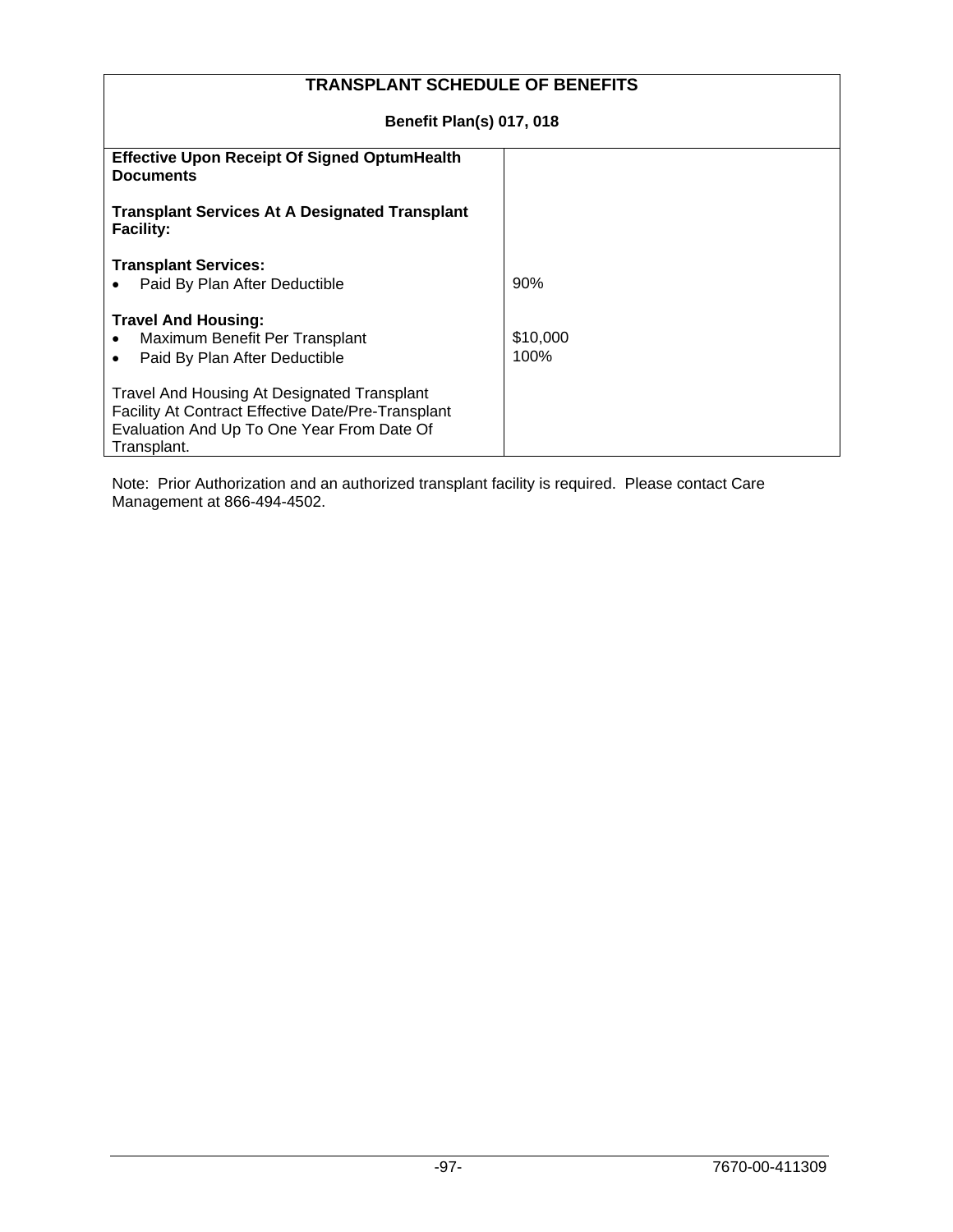| TRANSPLANT SCHEDULE OF BENEFITS | |
|---|---|
| **Benefit Plan(s) 017, 018** | |
| **Effective Upon Receipt Of Signed OptumHealth Documents** | |
| **Transplant Services At A Designated Transplant Facility:** | |
| **Transplant Services:** | |
| • Paid By Plan After Deductible | 90% |
| **Travel And Housing:** | |
| • Maximum Benefit Per Transplant | $10,000 |
| • Paid By Plan After Deductible | 100% |
| Travel And Housing At Designated Transplant Facility At Contract Effective Date/Pre-Transplant Evaluation And Up To One Year From Date Of Transplant. | |

Note: Prior Authorization and an authorized transplant facility is required. Please contact Care Management at 866-494-4502.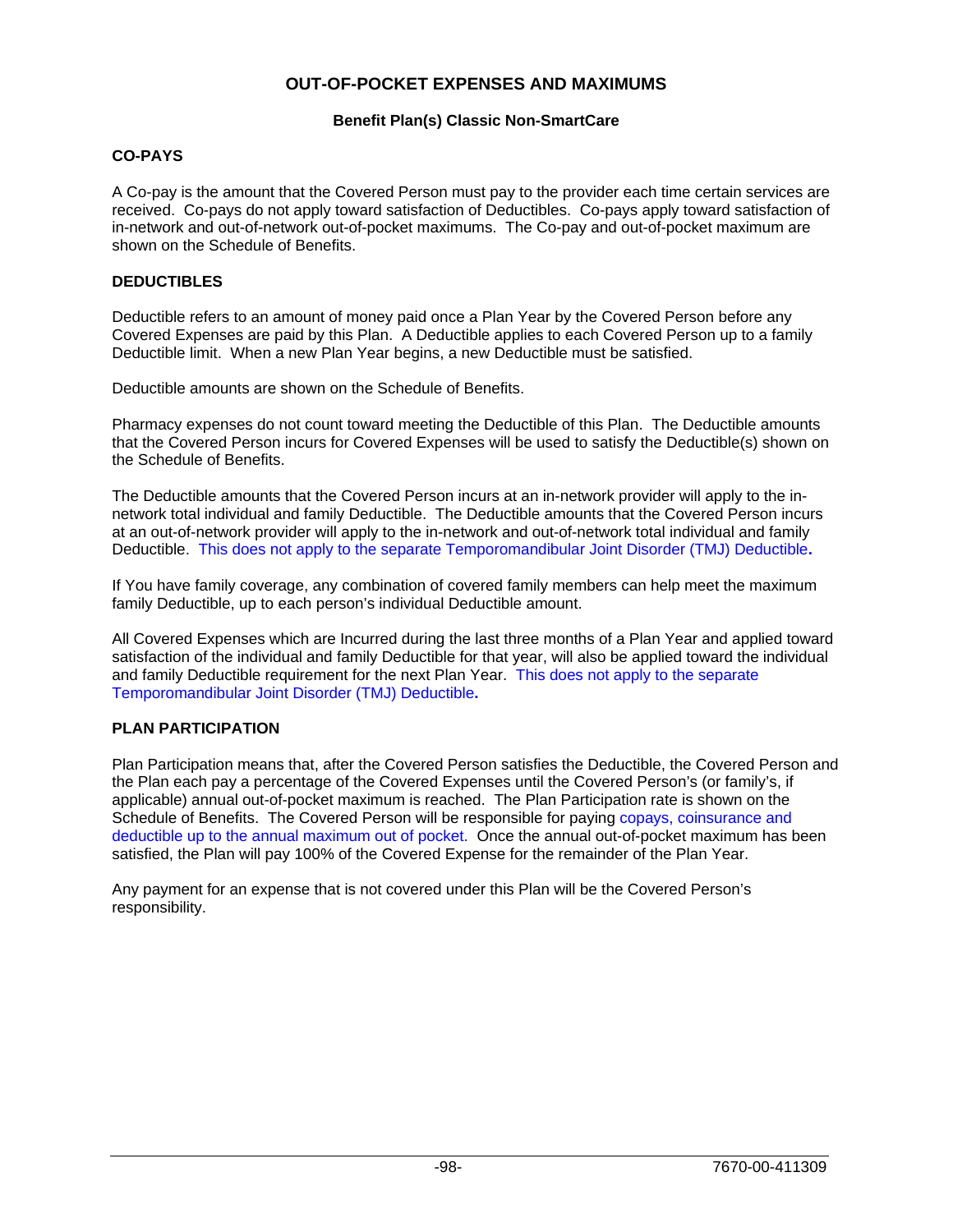# OUT-OF-POCKET EXPENSES AND MAXIMUMS

### Benefit Plan(s) Classic Non-SmartCare

## CO-PAYS

A Co-pay is the amount that the Covered Person must pay to the provider each time certain services are received. Co-pays do not apply toward satisfaction of Deductibles. Co-pays apply toward satisfaction of in-network and out-of-network out-of-pocket maximums. The Co-pay and out-of-pocket maximum are shown on the Schedule of Benefits.

## DEDUCTIBLES

Deductible refers to an amount of money paid once a Plan Year by the Covered Person before any Covered Expenses are paid by this Plan. A Deductible applies to each Covered Person up to a family Deductible limit. When a new Plan Year begins, a new Deductible must be satisfied.

Deductible amounts are shown on the Schedule of Benefits.

Pharmacy expenses do not count toward meeting the Deductible of this Plan. The Deductible amounts that the Covered Person incurs for Covered Expenses will be used to satisfy the Deductible(s) shown on the Schedule of Benefits.

The Deductible amounts that the Covered Person incurs at an in-network provider will apply to the in-network total individual and family Deductible. The Deductible amounts that the Covered Person incurs at an out-of-network provider will apply to the in-network and out-of-network total individual and family Deductible. This does not apply to the separate Temporomandibular Joint Disorder (TMJ) Deductible**.**

If You have family coverage, any combination of covered family members can help meet the maximum family Deductible, up to each person's individual Deductible amount.

All Covered Expenses which are Incurred during the last three months of a Plan Year and applied toward satisfaction of the individual and family Deductible for that year, will also be applied toward the individual and family Deductible requirement for the next Plan Year. This does not apply to the separate Temporomandibular Joint Disorder (TMJ) Deductible**.**

## PLAN PARTICIPATION

Plan Participation means that, after the Covered Person satisfies the Deductible, the Covered Person and the Plan each pay a percentage of the Covered Expenses until the Covered Person's (or family's, if applicable) annual out-of-pocket maximum is reached. The Plan Participation rate is shown on the Schedule of Benefits. The Covered Person will be responsible for paying copays, coinsurance and deductible up to the annual maximum out of pocket. Once the annual out-of-pocket maximum has been satisfied, the Plan will pay 100% of the Covered Expense for the remainder of the Plan Year.

Any payment for an expense that is not covered under this Plan will be the Covered Person's responsibility.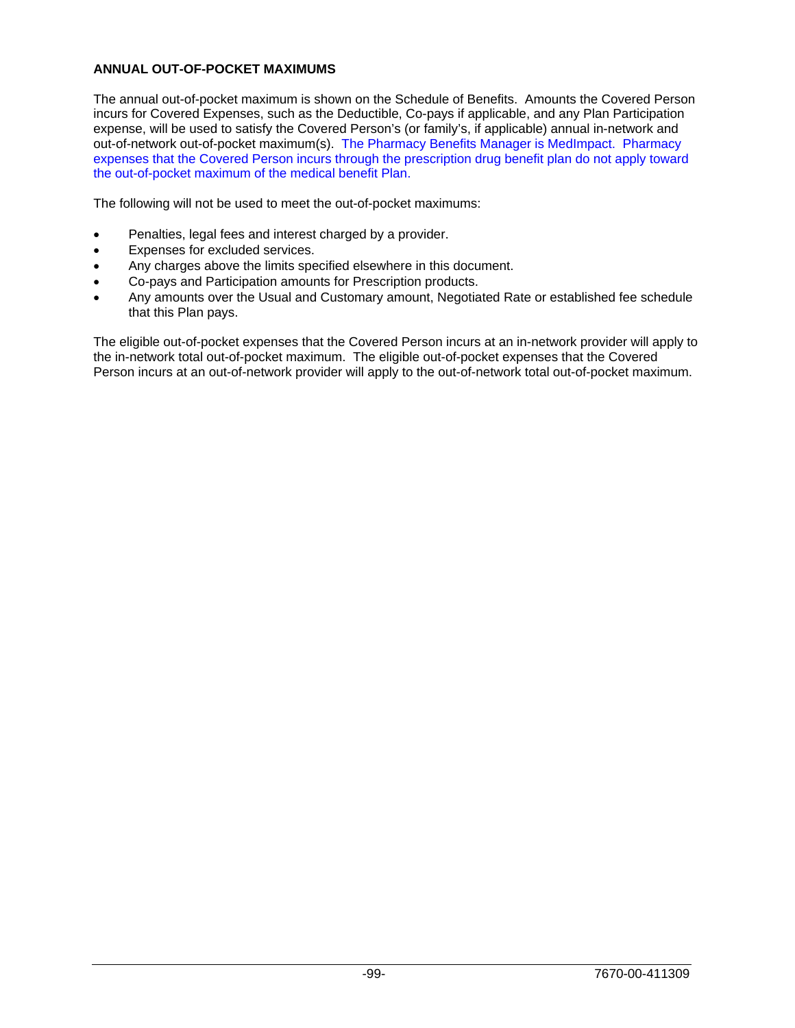## ANNUAL OUT-OF-POCKET MAXIMUMS

The annual out-of-pocket maximum is shown on the Schedule of Benefits. Amounts the Covered Person incurs for Covered Expenses, such as the Deductible, Co-pays if applicable, and any Plan Participation expense, will be used to satisfy the Covered Person's (or family's, if applicable) annual in-network and out-of-network out-of-pocket maximum(s). The Pharmacy Benefits Manager is MedImpact. Pharmacy expenses that the Covered Person incurs through the prescription drug benefit plan do not apply toward the out-of-pocket maximum of the medical benefit Plan.

The following will not be used to meet the out-of-pocket maximums:

- Penalties, legal fees and interest charged by a provider.
- Expenses for excluded services.
- Any charges above the limits specified elsewhere in this document.
- Co-pays and Participation amounts for Prescription products.
- Any amounts over the Usual and Customary amount, Negotiated Rate or established fee schedule that this Plan pays.

The eligible out-of-pocket expenses that the Covered Person incurs at an in-network provider will apply to the in-network total out-of-pocket maximum. The eligible out-of-pocket expenses that the Covered Person incurs at an out-of-network provider will apply to the out-of-network total out-of-pocket maximum.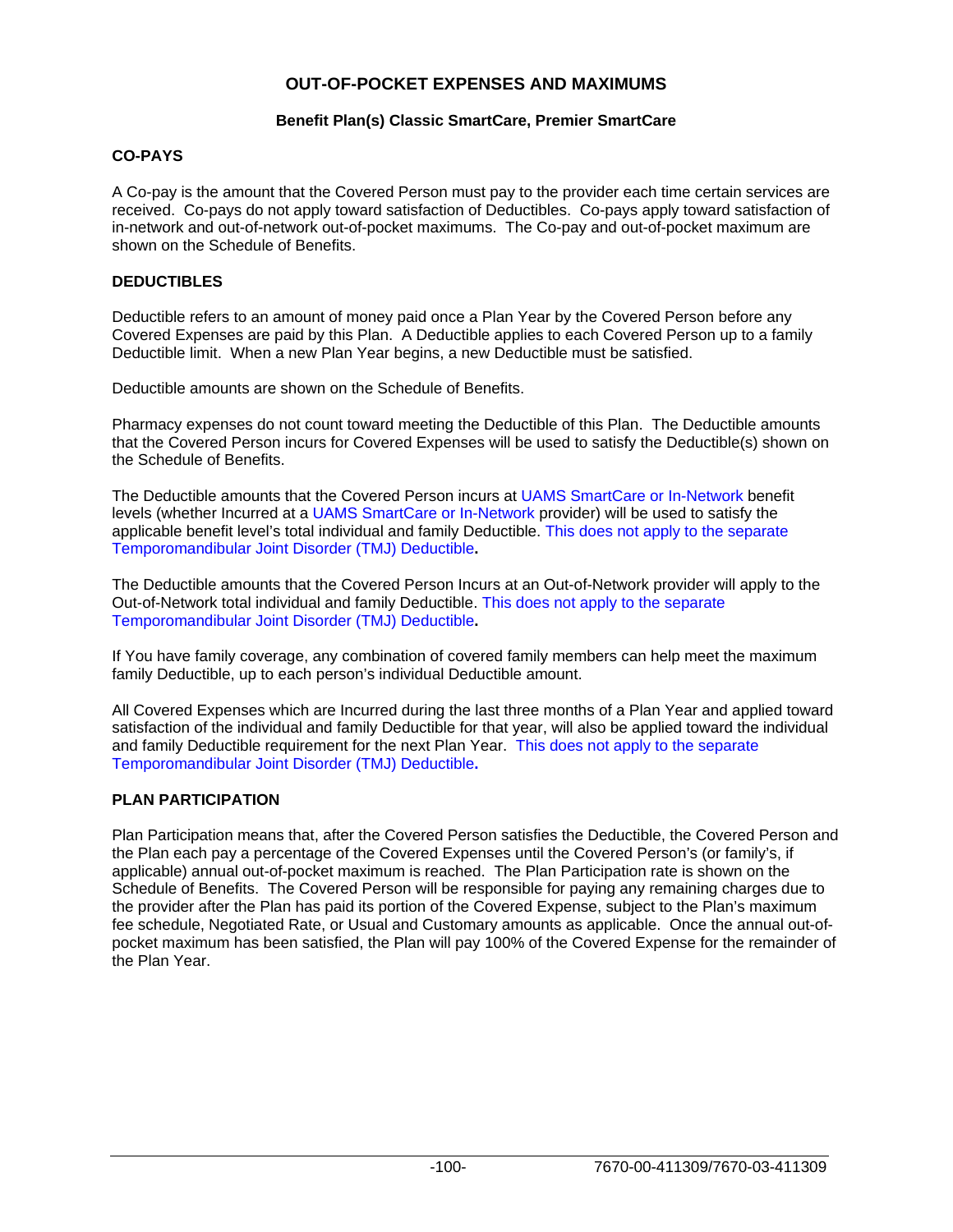# OUT-OF-POCKET EXPENSES AND MAXIMUMS

**Benefit Plan(s) Classic SmartCare, Premier SmartCare**

## CO-PAYS

A Co-pay is the amount that the Covered Person must pay to the provider each time certain services are received. Co-pays do not apply toward satisfaction of Deductibles. Co-pays apply toward satisfaction of in-network and out-of-network out-of-pocket maximums. The Co-pay and out-of-pocket maximum are shown on the Schedule of Benefits.

## DEDUCTIBLES

Deductible refers to an amount of money paid once a Plan Year by the Covered Person before any Covered Expenses are paid by this Plan. A Deductible applies to each Covered Person up to a family Deductible limit. When a new Plan Year begins, a new Deductible must be satisfied.

Deductible amounts are shown on the Schedule of Benefits.

Pharmacy expenses do not count toward meeting the Deductible of this Plan. The Deductible amounts that the Covered Person incurs for Covered Expenses will be used to satisfy the Deductible(s) shown on the Schedule of Benefits.

The Deductible amounts that the Covered Person incurs at UAMS SmartCare or In-Network benefit levels (whether Incurred at a UAMS SmartCare or In-Network provider) will be used to satisfy the applicable benefit level's total individual and family Deductible. This does not apply to the separate Temporomandibular Joint Disorder (TMJ) Deductible**.**

The Deductible amounts that the Covered Person Incurs at an Out-of-Network provider will apply to the Out-of-Network total individual and family Deductible. This does not apply to the separate Temporomandibular Joint Disorder (TMJ) Deductible**.**

If You have family coverage, any combination of covered family members can help meet the maximum family Deductible, up to each person's individual Deductible amount.

All Covered Expenses which are Incurred during the last three months of a Plan Year and applied toward satisfaction of the individual and family Deductible for that year, will also be applied toward the individual and family Deductible requirement for the next Plan Year. This does not apply to the separate Temporomandibular Joint Disorder (TMJ) Deductible**.**

## PLAN PARTICIPATION

Plan Participation means that, after the Covered Person satisfies the Deductible, the Covered Person and the Plan each pay a percentage of the Covered Expenses until the Covered Person's (or family's, if applicable) annual out-of-pocket maximum is reached. The Plan Participation rate is shown on the Schedule of Benefits. The Covered Person will be responsible for paying any remaining charges due to the provider after the Plan has paid its portion of the Covered Expense, subject to the Plan's maximum fee schedule, Negotiated Rate, or Usual and Customary amounts as applicable. Once the annual out-of-pocket maximum has been satisfied, the Plan will pay 100% of the Covered Expense for the remainder of the Plan Year.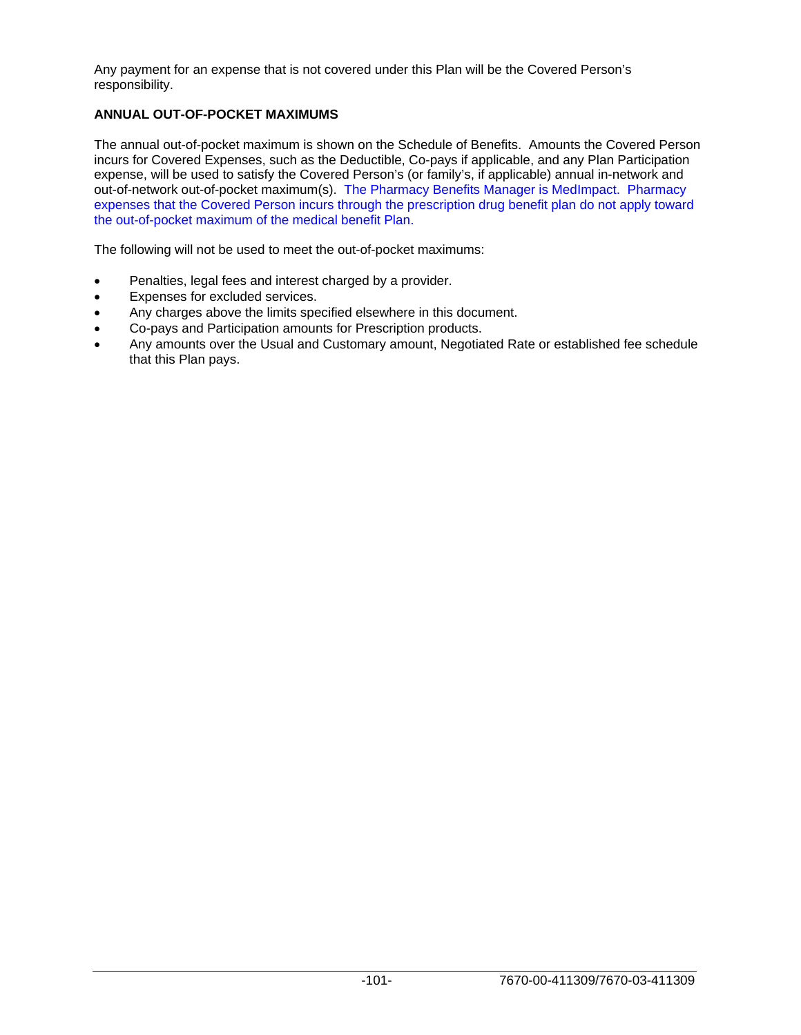Any payment for an expense that is not covered under this Plan will be the Covered Person's responsibility.

**ANNUAL OUT-OF-POCKET MAXIMUMS**

The annual out-of-pocket maximum is shown on the Schedule of Benefits. Amounts the Covered Person incurs for Covered Expenses, such as the Deductible, Co-pays if applicable, and any Plan Participation expense, will be used to satisfy the Covered Person's (or family's, if applicable) annual in-network and out-of-network out-of-pocket maximum(s). The Pharmacy Benefits Manager is MedImpact. Pharmacy expenses that the Covered Person incurs through the prescription drug benefit plan do not apply toward the out-of-pocket maximum of the medical benefit Plan.

The following will not be used to meet the out-of-pocket maximums:

- Penalties, legal fees and interest charged by a provider.
- Expenses for excluded services.
- Any charges above the limits specified elsewhere in this document.
- Co-pays and Participation amounts for Prescription products.
- Any amounts over the Usual and Customary amount, Negotiated Rate or established fee schedule that this Plan pays.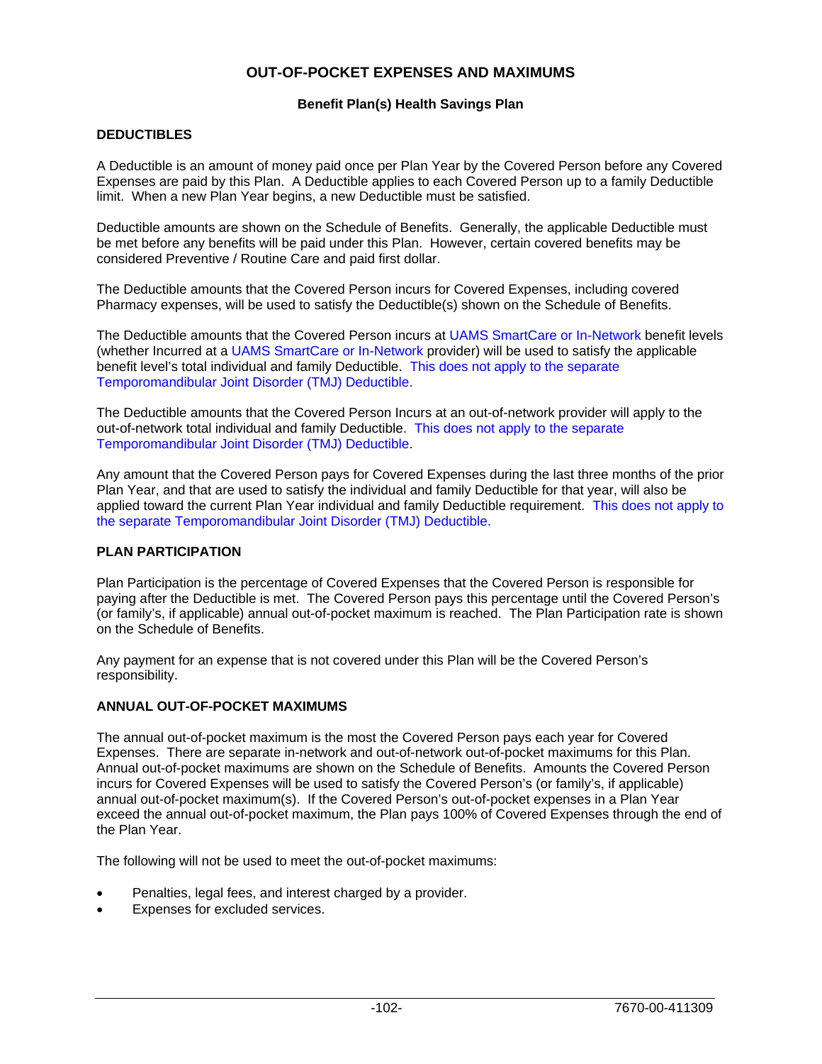# OUT-OF-POCKET EXPENSES AND MAXIMUMS

**Benefit Plan(s) Health Savings Plan**

## DEDUCTIBLES

A Deductible is an amount of money paid once per Plan Year by the Covered Person before any Covered Expenses are paid by this Plan. A Deductible applies to each Covered Person up to a family Deductible limit. When a new Plan Year begins, a new Deductible must be satisfied.

Deductible amounts are shown on the Schedule of Benefits. Generally, the applicable Deductible must be met before any benefits will be paid under this Plan. However, certain covered benefits may be considered Preventive / Routine Care and paid first dollar.

The Deductible amounts that the Covered Person incurs for Covered Expenses, including covered Pharmacy expenses, will be used to satisfy the Deductible(s) shown on the Schedule of Benefits.

The Deductible amounts that the Covered Person incurs at UAMS SmartCare or In-Network benefit levels (whether Incurred at a UAMS SmartCare or In-Network provider) will be used to satisfy the applicable benefit level's total individual and family Deductible. This does not apply to the separate Temporomandibular Joint Disorder (TMJ) Deductible.

The Deductible amounts that the Covered Person Incurs at an out-of-network provider will apply to the out-of-network total individual and family Deductible. This does not apply to the separate Temporomandibular Joint Disorder (TMJ) Deductible.

Any amount that the Covered Person pays for Covered Expenses during the last three months of the prior Plan Year, and that are used to satisfy the individual and family Deductible for that year, will also be applied toward the current Plan Year individual and family Deductible requirement. This does not apply to the separate Temporomandibular Joint Disorder (TMJ) Deductible.

## PLAN PARTICIPATION

Plan Participation is the percentage of Covered Expenses that the Covered Person is responsible for paying after the Deductible is met. The Covered Person pays this percentage until the Covered Person's (or family's, if applicable) annual out-of-pocket maximum is reached. The Plan Participation rate is shown on the Schedule of Benefits.

Any payment for an expense that is not covered under this Plan will be the Covered Person's responsibility.

## ANNUAL OUT-OF-POCKET MAXIMUMS

The annual out-of-pocket maximum is the most the Covered Person pays each year for Covered Expenses. There are separate in-network and out-of-network out-of-pocket maximums for this Plan. Annual out-of-pocket maximums are shown on the Schedule of Benefits. Amounts the Covered Person incurs for Covered Expenses will be used to satisfy the Covered Person's (or family's, if applicable) annual out-of-pocket maximum(s). If the Covered Person's out-of-pocket expenses in a Plan Year exceed the annual out-of-pocket maximum, the Plan pays 100% of Covered Expenses through the end of the Plan Year.

The following will not be used to meet the out-of-pocket maximums:

- Penalties, legal fees, and interest charged by a provider.
- Expenses for excluded services.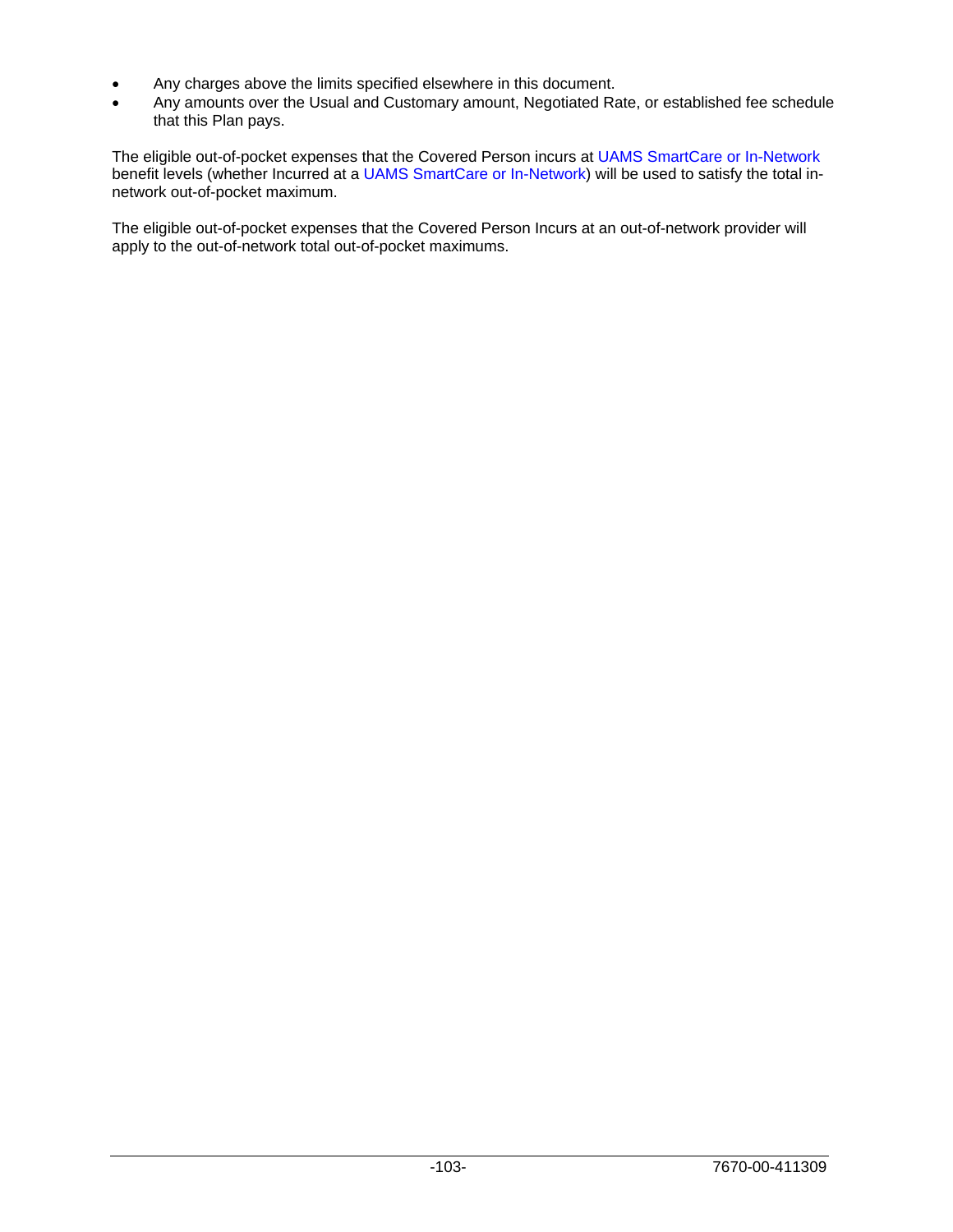- Any charges above the limits specified elsewhere in this document.
- Any amounts over the Usual and Customary amount, Negotiated Rate, or established fee schedule that this Plan pays.

The eligible out-of-pocket expenses that the Covered Person incurs at UAMS SmartCare or In-Network benefit levels (whether Incurred at a UAMS SmartCare or In-Network) will be used to satisfy the total in-network out-of-pocket maximum.

The eligible out-of-pocket expenses that the Covered Person Incurs at an out-of-network provider will apply to the out-of-network total out-of-pocket maximums.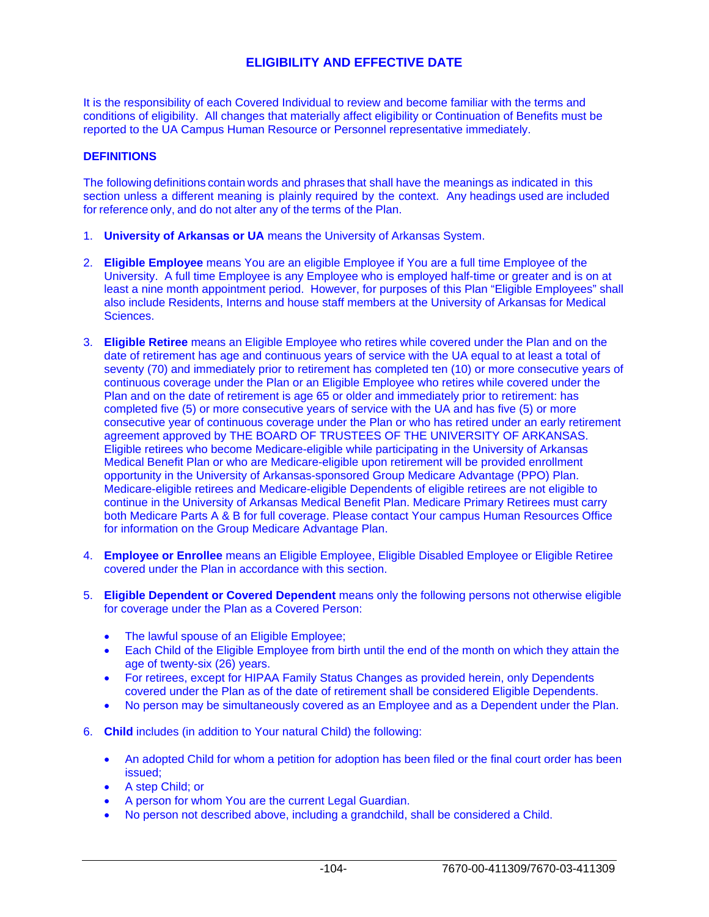# ELIGIBILITY AND EFFECTIVE DATE

It is the responsibility of each Covered Individual to review and become familiar with the terms and conditions of eligibility. All changes that materially affect eligibility or Continuation of Benefits must be reported to the UA Campus Human Resource or Personnel representative immediately.

## DEFINITIONS

The following definitions contain words and phrases that shall have the meanings as indicated in this section unless a different meaning is plainly required by the context. Any headings used are included for reference only, and do not alter any of the terms of the Plan.

1. **University of Arkansas or UA** means the University of Arkansas System.

2. **Eligible Employee** means You are an eligible Employee if You are a full time Employee of the University. A full time Employee is any Employee who is employed half-time or greater and is on at least a nine month appointment period. However, for purposes of this Plan "Eligible Employees" shall also include Residents, Interns and house staff members at the University of Arkansas for Medical Sciences.

3. **Eligible Retiree** means an Eligible Employee who retires while covered under the Plan and on the date of retirement has age and continuous years of service with the UA equal to at least a total of seventy (70) and immediately prior to retirement has completed ten (10) or more consecutive years of continuous coverage under the Plan or an Eligible Employee who retires while covered under the Plan and on the date of retirement is age 65 or older and immediately prior to retirement: has completed five (5) or more consecutive years of service with the UA and has five (5) or more consecutive year of continuous coverage under the Plan or who has retired under an early retirement agreement approved by THE BOARD OF TRUSTEES OF THE UNIVERSITY OF ARKANSAS. Eligible retirees who become Medicare-eligible while participating in the University of Arkansas Medical Benefit Plan or who are Medicare-eligible upon retirement will be provided enrollment opportunity in the University of Arkansas-sponsored Group Medicare Advantage (PPO) Plan. Medicare-eligible retirees and Medicare-eligible Dependents of eligible retirees are not eligible to continue in the University of Arkansas Medical Benefit Plan. Medicare Primary Retirees must carry both Medicare Parts A & B for full coverage. Please contact Your campus Human Resources Office for information on the Group Medicare Advantage Plan.

4. **Employee or Enrollee** means an Eligible Employee, Eligible Disabled Employee or Eligible Retiree covered under the Plan in accordance with this section.

5. **Eligible Dependent or Covered Dependent** means only the following persons not otherwise eligible for coverage under the Plan as a Covered Person:

   - The lawful spouse of an Eligible Employee;
   - Each Child of the Eligible Employee from birth until the end of the month on which they attain the age of twenty-six (26) years.
   - For retirees, except for HIPAA Family Status Changes as provided herein, only Dependents covered under the Plan as of the date of retirement shall be considered Eligible Dependents.
   - No person may be simultaneously covered as an Employee and as a Dependent under the Plan.

6. **Child** includes (in addition to Your natural Child) the following:

   - An adopted Child for whom a petition for adoption has been filed or the final court order has been issued;
   - A step Child; or
   - A person for whom You are the current Legal Guardian.
   - No person not described above, including a grandchild, shall be considered a Child.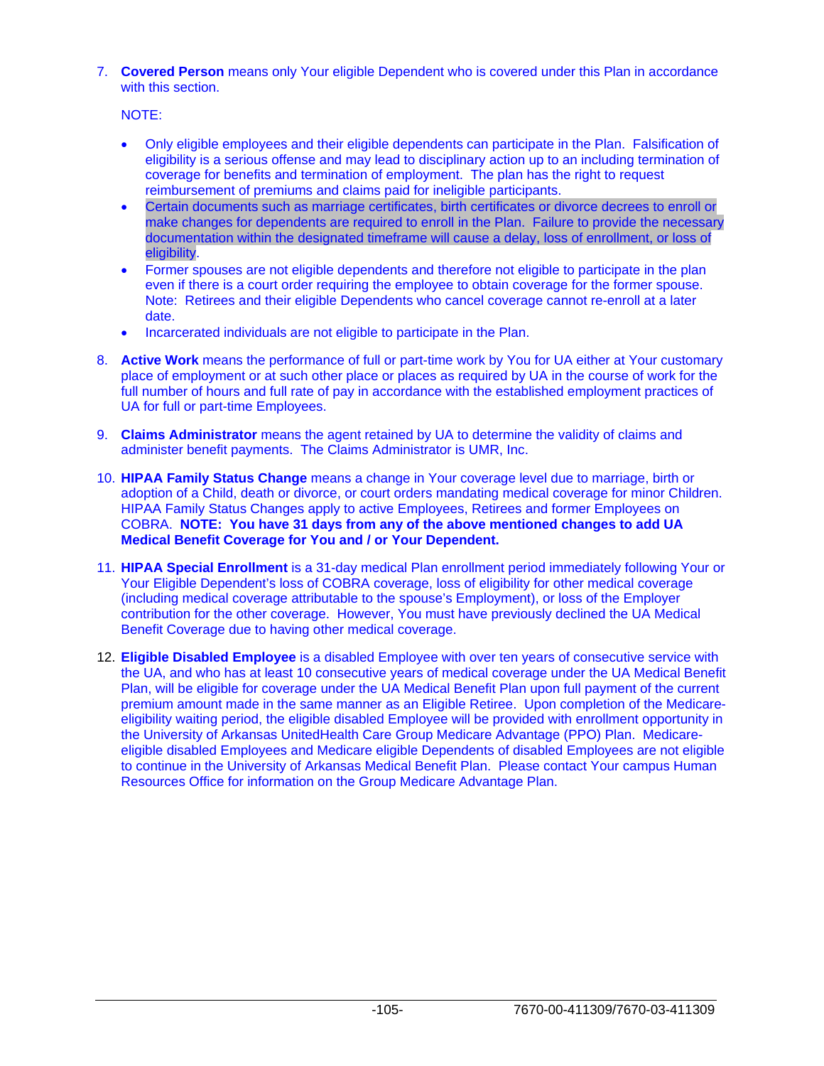7. **Covered Person** means only Your eligible Dependent who is covered under this Plan in accordance with this section.

   NOTE:

   - Only eligible employees and their eligible dependents can participate in the Plan. Falsification of eligibility is a serious offense and may lead to disciplinary action up to an including termination of coverage for benefits and termination of employment. The plan has the right to request reimbursement of premiums and claims paid for ineligible participants.
   - Certain documents such as marriage certificates, birth certificates or divorce decrees to enroll or make changes for dependents are required to enroll in the Plan. Failure to provide the necessary documentation within the designated timeframe will cause a delay, loss of enrollment, or loss of eligibility.
   - Former spouses are not eligible dependents and therefore not eligible to participate in the plan even if there is a court order requiring the employee to obtain coverage for the former spouse. Note: Retirees and their eligible Dependents who cancel coverage cannot re-enroll at a later date.
   - Incarcerated individuals are not eligible to participate in the Plan.

8. **Active Work** means the performance of full or part-time work by You for UA either at Your customary place of employment or at such other place or places as required by UA in the course of work for the full number of hours and full rate of pay in accordance with the established employment practices of UA for full or part-time Employees.

9. **Claims Administrator** means the agent retained by UA to determine the validity of claims and administer benefit payments. The Claims Administrator is UMR, Inc.

10. **HIPAA Family Status Change** means a change in Your coverage level due to marriage, birth or adoption of a Child, death or divorce, or court orders mandating medical coverage for minor Children. HIPAA Family Status Changes apply to active Employees, Retirees and former Employees on COBRA. **NOTE: You have 31 days from any of the above mentioned changes to add UA Medical Benefit Coverage for You and / or Your Dependent.**

11. **HIPAA Special Enrollment** is a 31-day medical Plan enrollment period immediately following Your or Your Eligible Dependent's loss of COBRA coverage, loss of eligibility for other medical coverage (including medical coverage attributable to the spouse's Employment), or loss of the Employer contribution for the other coverage. However, You must have previously declined the UA Medical Benefit Coverage due to having other medical coverage.

12. **Eligible Disabled Employee** is a disabled Employee with over ten years of consecutive service with the UA, and who has at least 10 consecutive years of medical coverage under the UA Medical Benefit Plan, will be eligible for coverage under the UA Medical Benefit Plan upon full payment of the current premium amount made in the same manner as an Eligible Retiree. Upon completion of the Medicare-eligibility waiting period, the eligible disabled Employee will be provided with enrollment opportunity in the University of Arkansas UnitedHealth Care Group Medicare Advantage (PPO) Plan. Medicare-eligible disabled Employees and Medicare eligible Dependents of disabled Employees are not eligible to continue in the University of Arkansas Medical Benefit Plan. Please contact Your campus Human Resources Office for information on the Group Medicare Advantage Plan.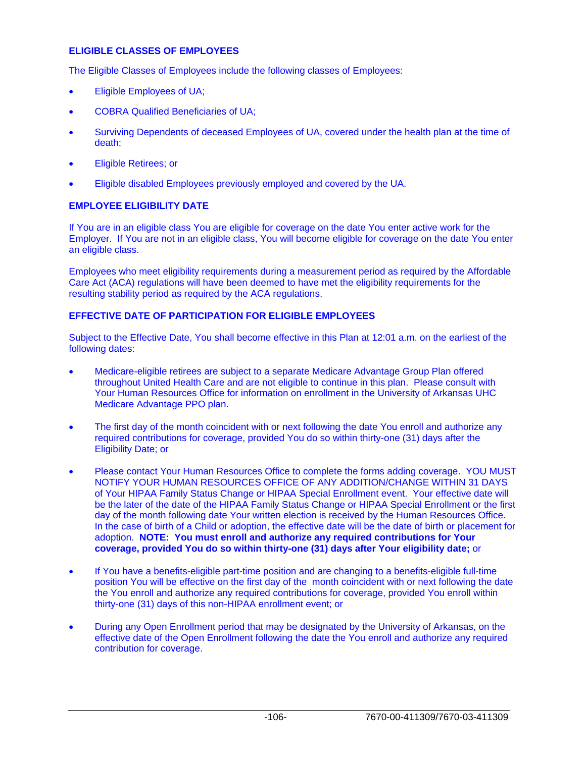## ELIGIBLE CLASSES OF EMPLOYEES

The Eligible Classes of Employees include the following classes of Employees:

- Eligible Employees of UA;
- COBRA Qualified Beneficiaries of UA;
- Surviving Dependents of deceased Employees of UA, covered under the health plan at the time of death;
- Eligible Retirees; or
- Eligible disabled Employees previously employed and covered by the UA.

## EMPLOYEE ELIGIBILITY DATE

If You are in an eligible class You are eligible for coverage on the date You enter active work for the Employer. If You are not in an eligible class, You will become eligible for coverage on the date You enter an eligible class.

Employees who meet eligibility requirements during a measurement period as required by the Affordable Care Act (ACA) regulations will have been deemed to have met the eligibility requirements for the resulting stability period as required by the ACA regulations.

## EFFECTIVE DATE OF PARTICIPATION FOR ELIGIBLE EMPLOYEES

Subject to the Effective Date, You shall become effective in this Plan at 12:01 a.m. on the earliest of the following dates:

- Medicare-eligible retirees are subject to a separate Medicare Advantage Group Plan offered throughout United Health Care and are not eligible to continue in this plan. Please consult with Your Human Resources Office for information on enrollment in the University of Arkansas UHC Medicare Advantage PPO plan.

- The first day of the month coincident with or next following the date You enroll and authorize any required contributions for coverage, provided You do so within thirty-one (31) days after the Eligibility Date; or

- Please contact Your Human Resources Office to complete the forms adding coverage. YOU MUST NOTIFY YOUR HUMAN RESOURCES OFFICE OF ANY ADDITION/CHANGE WITHIN 31 DAYS of Your HIPAA Family Status Change or HIPAA Special Enrollment event. Your effective date will be the later of the date of the HIPAA Family Status Change or HIPAA Special Enrollment or the first day of the month following date Your written election is received by the Human Resources Office. In the case of birth of a Child or adoption, the effective date will be the date of birth or placement for adoption. **NOTE: You must enroll and authorize any required contributions for Your coverage, provided You do so within thirty-one (31) days after Your eligibility date;** or

- If You have a benefits-eligible part-time position and are changing to a benefits-eligible full-time position You will be effective on the first day of the month coincident with or next following the date the You enroll and authorize any required contributions for coverage, provided You enroll within thirty-one (31) days of this non-HIPAA enrollment event; or

- During any Open Enrollment period that may be designated by the University of Arkansas, on the effective date of the Open Enrollment following the date the You enroll and authorize any required contribution for coverage.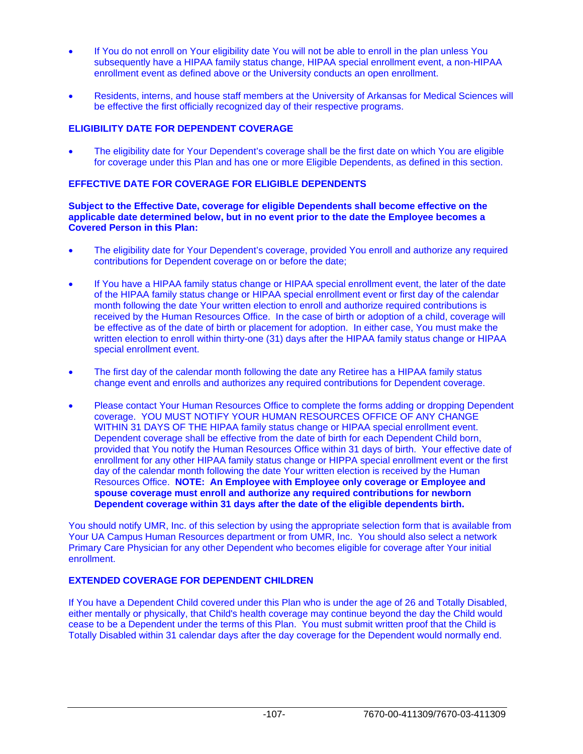- If You do not enroll on Your eligibility date You will not be able to enroll in the plan unless You subsequently have a HIPAA family status change, HIPAA special enrollment event, a non-HIPAA enrollment event as defined above or the University conducts an open enrollment.

- Residents, interns, and house staff members at the University of Arkansas for Medical Sciences will be effective the first officially recognized day of their respective programs.

**ELIGIBILITY DATE FOR DEPENDENT COVERAGE**

- The eligibility date for Your Dependent's coverage shall be the first date on which You are eligible for coverage under this Plan and has one or more Eligible Dependents, as defined in this section.

**EFFECTIVE DATE FOR COVERAGE FOR ELIGIBLE DEPENDENTS**

**Subject to the Effective Date, coverage for eligible Dependents shall become effective on the applicable date determined below, but in no event prior to the date the Employee becomes a Covered Person in this Plan:**

- The eligibility date for Your Dependent's coverage, provided You enroll and authorize any required contributions for Dependent coverage on or before the date;

- If You have a HIPAA family status change or HIPAA special enrollment event, the later of the date of the HIPAA family status change or HIPAA special enrollment event or first day of the calendar month following the date Your written election to enroll and authorize required contributions is received by the Human Resources Office. In the case of birth or adoption of a child, coverage will be effective as of the date of birth or placement for adoption. In either case, You must make the written election to enroll within thirty-one (31) days after the HIPAA family status change or HIPAA special enrollment event.

- The first day of the calendar month following the date any Retiree has a HIPAA family status change event and enrolls and authorizes any required contributions for Dependent coverage.

- Please contact Your Human Resources Office to complete the forms adding or dropping Dependent coverage. YOU MUST NOTIFY YOUR HUMAN RESOURCES OFFICE OF ANY CHANGE WITHIN 31 DAYS OF THE HIPAA family status change or HIPAA special enrollment event. Dependent coverage shall be effective from the date of birth for each Dependent Child born, provided that You notify the Human Resources Office within 31 days of birth. Your effective date of enrollment for any other HIPAA family status change or HIPPA special enrollment event or the first day of the calendar month following the date Your written election is received by the Human Resources Office. **NOTE: An Employee with Employee only coverage or Employee and spouse coverage must enroll and authorize any required contributions for newborn Dependent coverage within 31 days after the date of the eligible dependents birth.**

You should notify UMR, Inc. of this selection by using the appropriate selection form that is available from Your UA Campus Human Resources department or from UMR, Inc. You should also select a network Primary Care Physician for any other Dependent who becomes eligible for coverage after Your initial enrollment.

**EXTENDED COVERAGE FOR DEPENDENT CHILDREN**

If You have a Dependent Child covered under this Plan who is under the age of 26 and Totally Disabled, either mentally or physically, that Child's health coverage may continue beyond the day the Child would cease to be a Dependent under the terms of this Plan. You must submit written proof that the Child is Totally Disabled within 31 calendar days after the day coverage for the Dependent would normally end.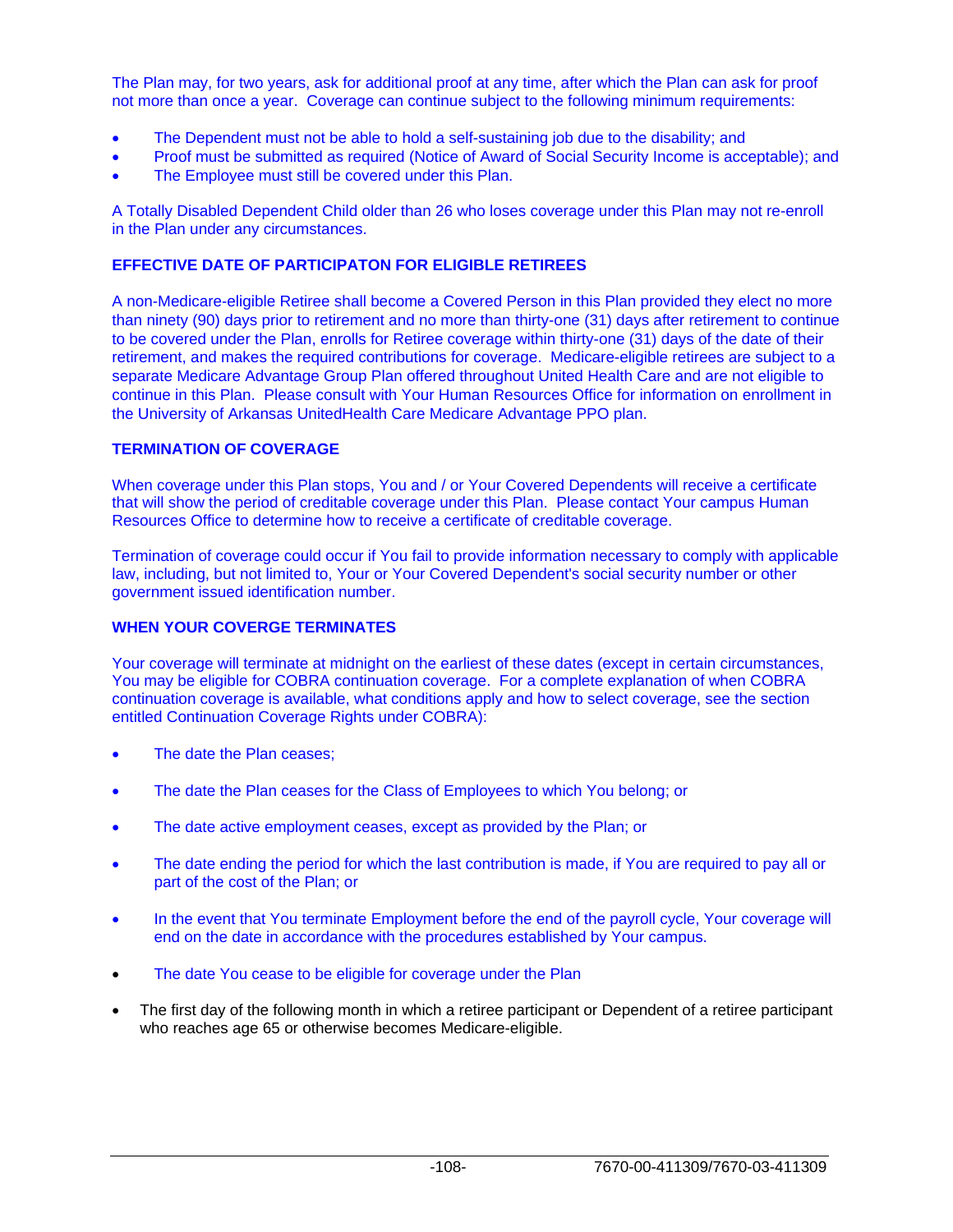The Plan may, for two years, ask for additional proof at any time, after which the Plan can ask for proof not more than once a year. Coverage can continue subject to the following minimum requirements:

- The Dependent must not be able to hold a self-sustaining job due to the disability; and
- Proof must be submitted as required (Notice of Award of Social Security Income is acceptable); and
- The Employee must still be covered under this Plan.

A Totally Disabled Dependent Child older than 26 who loses coverage under this Plan may not re-enroll in the Plan under any circumstances.

**EFFECTIVE DATE OF PARTICIPATON FOR ELIGIBLE RETIREES**

A non-Medicare-eligible Retiree shall become a Covered Person in this Plan provided they elect no more than ninety (90) days prior to retirement and no more than thirty-one (31) days after retirement to continue to be covered under the Plan, enrolls for Retiree coverage within thirty-one (31) days of the date of their retirement, and makes the required contributions for coverage. Medicare-eligible retirees are subject to a separate Medicare Advantage Group Plan offered throughout United Health Care and are not eligible to continue in this Plan. Please consult with Your Human Resources Office for information on enrollment in the University of Arkansas UnitedHealth Care Medicare Advantage PPO plan.

**TERMINATION OF COVERAGE**

When coverage under this Plan stops, You and / or Your Covered Dependents will receive a certificate that will show the period of creditable coverage under this Plan. Please contact Your campus Human Resources Office to determine how to receive a certificate of creditable coverage.

Termination of coverage could occur if You fail to provide information necessary to comply with applicable law, including, but not limited to, Your or Your Covered Dependent's social security number or other government issued identification number.

**WHEN YOUR COVERGE TERMINATES**

Your coverage will terminate at midnight on the earliest of these dates (except in certain circumstances, You may be eligible for COBRA continuation coverage. For a complete explanation of when COBRA continuation coverage is available, what conditions apply and how to select coverage, see the section entitled Continuation Coverage Rights under COBRA):

- The date the Plan ceases;
- The date the Plan ceases for the Class of Employees to which You belong; or
- The date active employment ceases, except as provided by the Plan; or
- The date ending the period for which the last contribution is made, if You are required to pay all or part of the cost of the Plan; or
- In the event that You terminate Employment before the end of the payroll cycle, Your coverage will end on the date in accordance with the procedures established by Your campus.
- The date You cease to be eligible for coverage under the Plan
- The first day of the following month in which a retiree participant or Dependent of a retiree participant who reaches age 65 or otherwise becomes Medicare-eligible.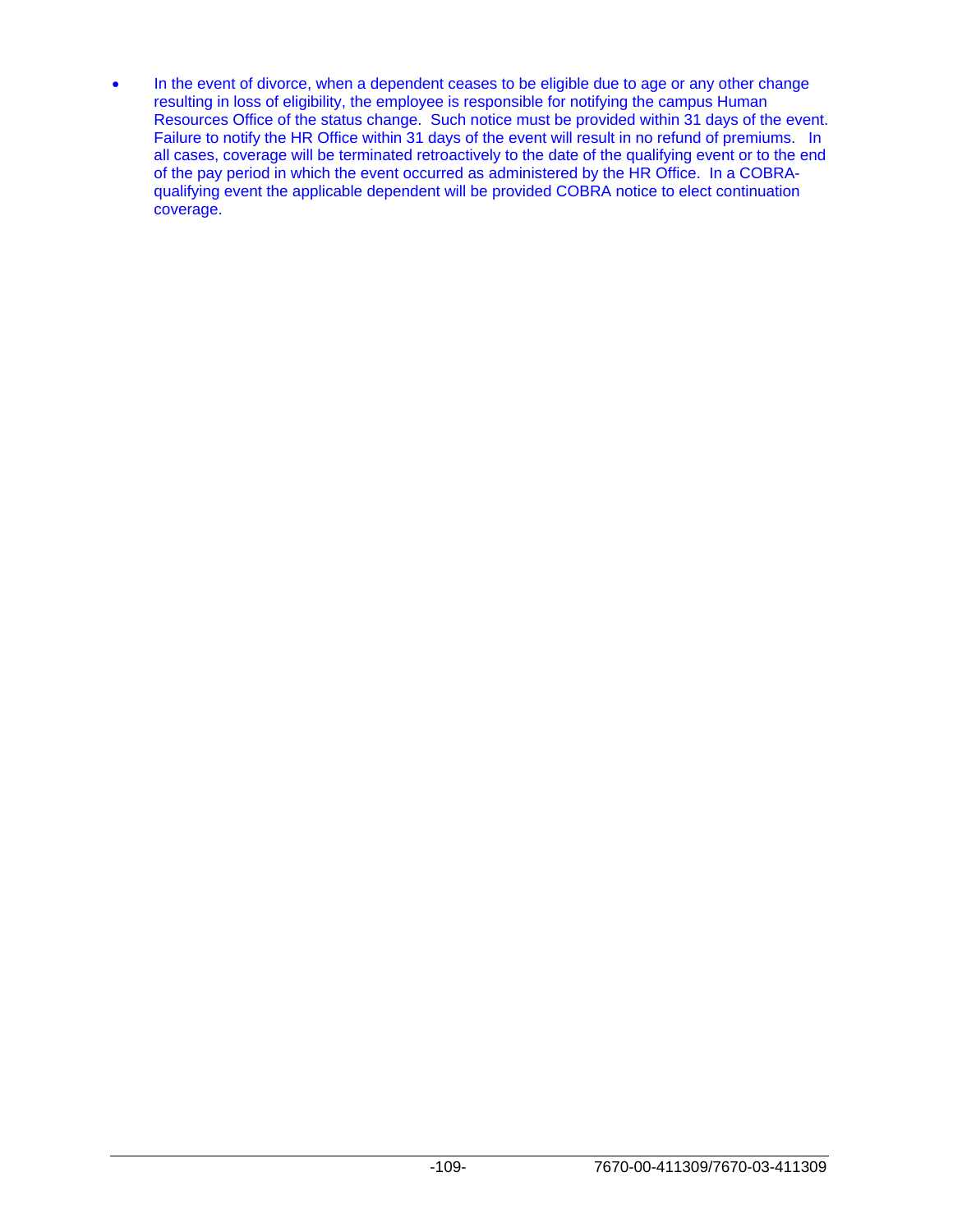- In the event of divorce, when a dependent ceases to be eligible due to age or any other change resulting in loss of eligibility, the employee is responsible for notifying the campus Human Resources Office of the status change. Such notice must be provided within 31 days of the event. Failure to notify the HR Office within 31 days of the event will result in no refund of premiums. In all cases, coverage will be terminated retroactively to the date of the qualifying event or to the end of the pay period in which the event occurred as administered by the HR Office. In a COBRA-qualifying event the applicable dependent will be provided COBRA notice to elect continuation coverage.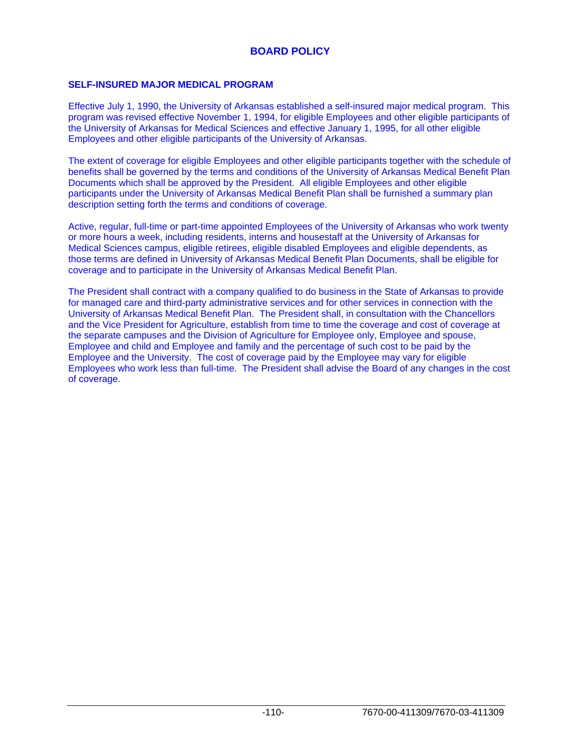# BOARD POLICY

## SELF-INSURED MAJOR MEDICAL PROGRAM

Effective July 1, 1990, the University of Arkansas established a self-insured major medical program. This program was revised effective November 1, 1994, for eligible Employees and other eligible participants of the University of Arkansas for Medical Sciences and effective January 1, 1995, for all other eligible Employees and other eligible participants of the University of Arkansas.

The extent of coverage for eligible Employees and other eligible participants together with the schedule of benefits shall be governed by the terms and conditions of the University of Arkansas Medical Benefit Plan Documents which shall be approved by the President. All eligible Employees and other eligible participants under the University of Arkansas Medical Benefit Plan shall be furnished a summary plan description setting forth the terms and conditions of coverage.

Active, regular, full-time or part-time appointed Employees of the University of Arkansas who work twenty or more hours a week, including residents, interns and housestaff at the University of Arkansas for Medical Sciences campus, eligible retirees, eligible disabled Employees and eligible dependents, as those terms are defined in University of Arkansas Medical Benefit Plan Documents, shall be eligible for coverage and to participate in the University of Arkansas Medical Benefit Plan.

The President shall contract with a company qualified to do business in the State of Arkansas to provide for managed care and third-party administrative services and for other services in connection with the University of Arkansas Medical Benefit Plan. The President shall, in consultation with the Chancellors and the Vice President for Agriculture, establish from time to time the coverage and cost of coverage at the separate campuses and the Division of Agriculture for Employee only, Employee and spouse, Employee and child and Employee and family and the percentage of such cost to be paid by the Employee and the University. The cost of coverage paid by the Employee may vary for eligible Employees who work less than full-time. The President shall advise the Board of any changes in the cost of coverage.

7670-00-411309/7670-03-411309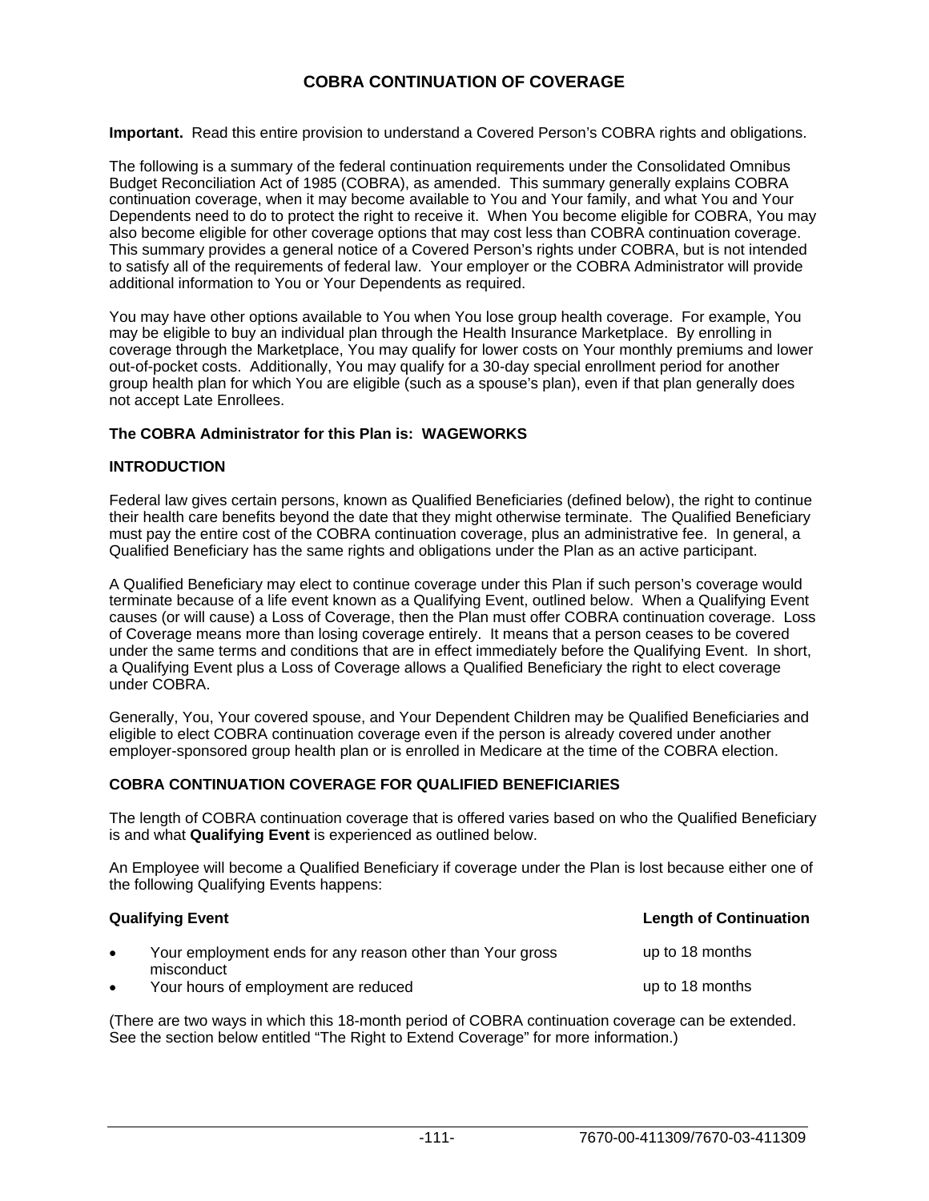# COBRA CONTINUATION OF COVERAGE

**Important.** Read this entire provision to understand a Covered Person's COBRA rights and obligations.

The following is a summary of the federal continuation requirements under the Consolidated Omnibus Budget Reconciliation Act of 1985 (COBRA), as amended. This summary generally explains COBRA continuation coverage, when it may become available to You and Your family, and what You and Your Dependents need to do to protect the right to receive it. When You become eligible for COBRA, You may also become eligible for other coverage options that may cost less than COBRA continuation coverage. This summary provides a general notice of a Covered Person's rights under COBRA, but is not intended to satisfy all of the requirements of federal law. Your employer or the COBRA Administrator will provide additional information to You or Your Dependents as required.

You may have other options available to You when You lose group health coverage. For example, You may be eligible to buy an individual plan through the Health Insurance Marketplace. By enrolling in coverage through the Marketplace, You may qualify for lower costs on Your monthly premiums and lower out-of-pocket costs. Additionally, You may qualify for a 30-day special enrollment period for another group health plan for which You are eligible (such as a spouse's plan), even if that plan generally does not accept Late Enrollees.

**The COBRA Administrator for this Plan is: WAGEWORKS**

**INTRODUCTION**

Federal law gives certain persons, known as Qualified Beneficiaries (defined below), the right to continue their health care benefits beyond the date that they might otherwise terminate. The Qualified Beneficiary must pay the entire cost of the COBRA continuation coverage, plus an administrative fee. In general, a Qualified Beneficiary has the same rights and obligations under the Plan as an active participant.

A Qualified Beneficiary may elect to continue coverage under this Plan if such person's coverage would terminate because of a life event known as a Qualifying Event, outlined below. When a Qualifying Event causes (or will cause) a Loss of Coverage, then the Plan must offer COBRA continuation coverage. Loss of Coverage means more than losing coverage entirely. It means that a person ceases to be covered under the same terms and conditions that are in effect immediately before the Qualifying Event. In short, a Qualifying Event plus a Loss of Coverage allows a Qualified Beneficiary the right to elect coverage under COBRA.

Generally, You, Your covered spouse, and Your Dependent Children may be Qualified Beneficiaries and eligible to elect COBRA continuation coverage even if the person is already covered under another employer-sponsored group health plan or is enrolled in Medicare at the time of the COBRA election.

**COBRA CONTINUATION COVERAGE FOR QUALIFIED BENEFICIARIES**

The length of COBRA continuation coverage that is offered varies based on who the Qualified Beneficiary is and what **Qualifying Event** is experienced as outlined below.

An Employee will become a Qualified Beneficiary if coverage under the Plan is lost because either one of the following Qualifying Events happens:

| Qualifying Event | Length of Continuation |
|---|---|
| • Your employment ends for any reason other than Your gross misconduct | up to 18 months |
| • Your hours of employment are reduced | up to 18 months |

(There are two ways in which this 18-month period of COBRA continuation coverage can be extended. See the section below entitled "The Right to Extend Coverage" for more information.)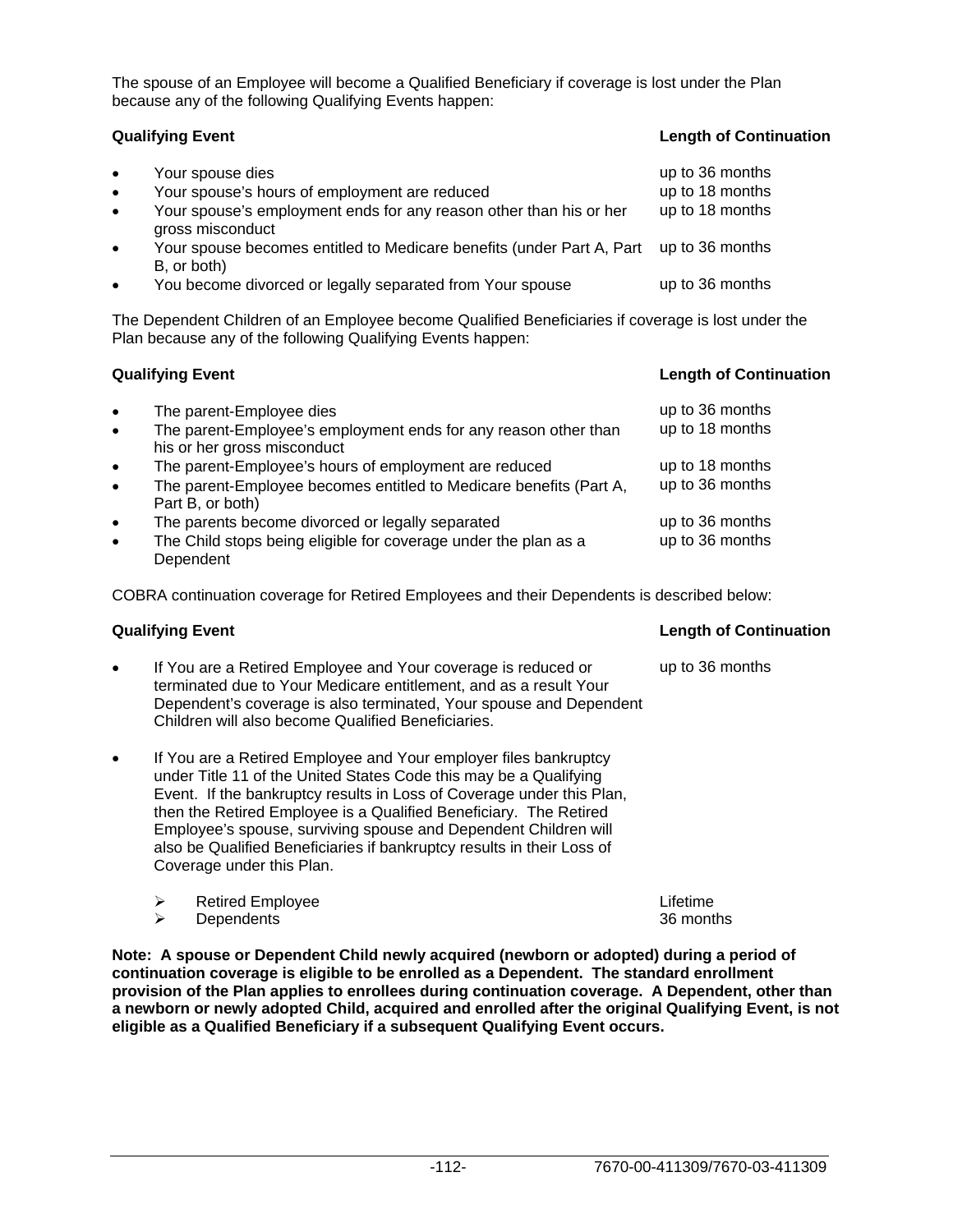The spouse of an Employee will become a Qualified Beneficiary if coverage is lost under the Plan because any of the following Qualifying Events happen:

| Qualifying Event | Length of Continuation |
|---|---|
| • Your spouse dies | up to 36 months |
| • Your spouse's hours of employment are reduced | up to 18 months |
| • Your spouse's employment ends for any reason other than his or her gross misconduct | up to 18 months |
| • Your spouse becomes entitled to Medicare benefits (under Part A, Part B, or both) | up to 36 months |
| • You become divorced or legally separated from Your spouse | up to 36 months |

The Dependent Children of an Employee become Qualified Beneficiaries if coverage is lost under the Plan because any of the following Qualifying Events happen:

| Qualifying Event | Length of Continuation |
|---|---|
| • The parent-Employee dies | up to 36 months |
| • The parent-Employee's employment ends for any reason other than his or her gross misconduct | up to 18 months |
| • The parent-Employee's hours of employment are reduced | up to 18 months |
| • The parent-Employee becomes entitled to Medicare benefits (Part A, Part B, or both) | up to 36 months |
| • The parents become divorced or legally separated | up to 36 months |
| • The Child stops being eligible for coverage under the plan as a Dependent | up to 36 months |

COBRA continuation coverage for Retired Employees and their Dependents is described below:

| Qualifying Event | Length of Continuation |
|---|---|
| • If You are a Retired Employee and Your coverage is reduced or terminated due to Your Medicare entitlement, and as a result Your Dependent's coverage is also terminated, Your spouse and Dependent Children will also become Qualified Beneficiaries. | up to 36 months |
| • If You are a Retired Employee and Your employer files bankruptcy under Title 11 of the United States Code this may be a Qualifying Event. If the bankruptcy results in Loss of Coverage under this Plan, then the Retired Employee is a Qualified Beneficiary. The Retired Employee's spouse, surviving spouse and Dependent Children will also be Qualified Beneficiaries if bankruptcy results in their Loss of Coverage under this Plan. | |
| ➢ Retired Employee | Lifetime |
| ➢ Dependents | 36 months |

**Note: A spouse or Dependent Child newly acquired (newborn or adopted) during a period of continuation coverage is eligible to be enrolled as a Dependent. The standard enrollment provision of the Plan applies to enrollees during continuation coverage. A Dependent, other than a newborn or newly adopted Child, acquired and enrolled after the original Qualifying Event, is not eligible as a Qualified Beneficiary if a subsequent Qualifying Event occurs.**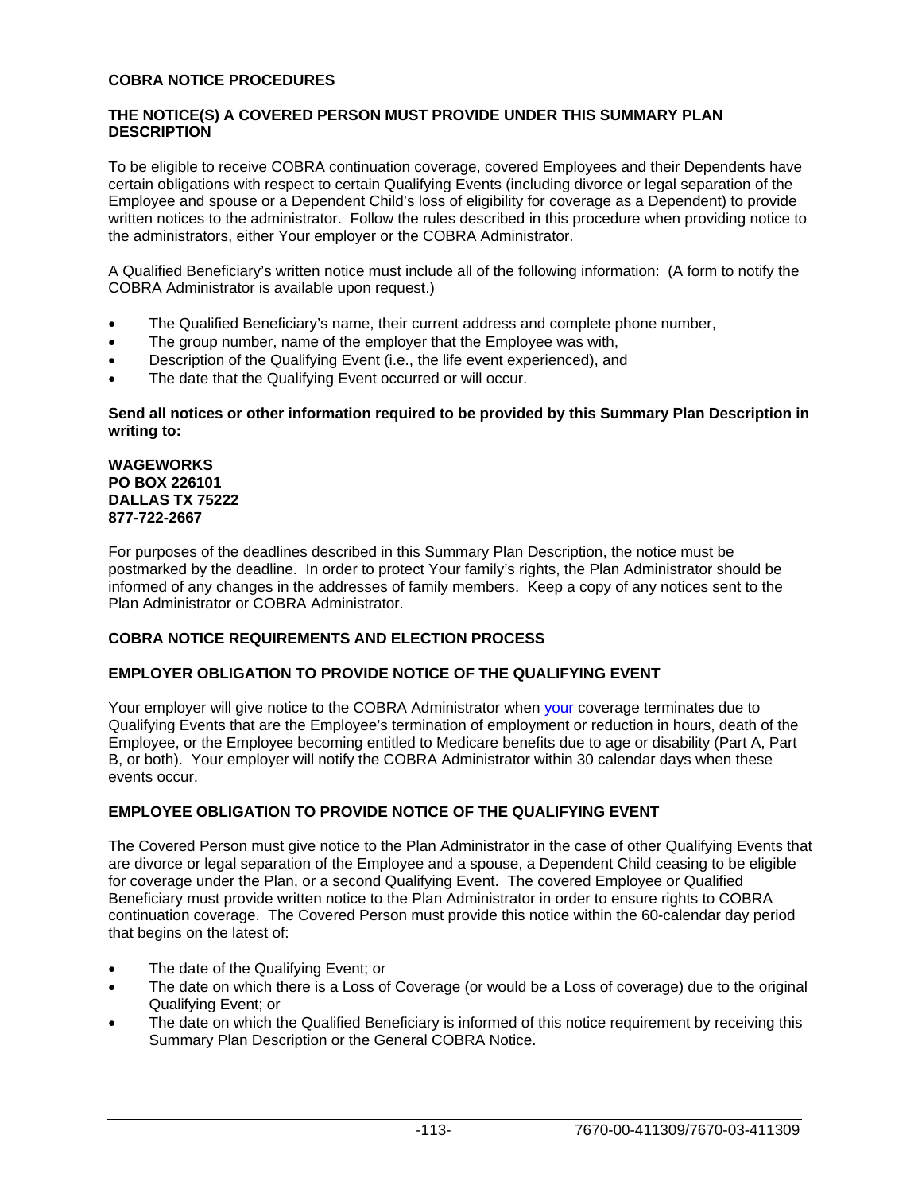## COBRA NOTICE PROCEDURES

### THE NOTICE(S) A COVERED PERSON MUST PROVIDE UNDER THIS SUMMARY PLAN DESCRIPTION

To be eligible to receive COBRA continuation coverage, covered Employees and their Dependents have certain obligations with respect to certain Qualifying Events (including divorce or legal separation of the Employee and spouse or a Dependent Child's loss of eligibility for coverage as a Dependent) to provide written notices to the administrator. Follow the rules described in this procedure when providing notice to the administrators, either Your employer or the COBRA Administrator.

A Qualified Beneficiary's written notice must include all of the following information: (A form to notify the COBRA Administrator is available upon request.)

- The Qualified Beneficiary's name, their current address and complete phone number,
- The group number, name of the employer that the Employee was with,
- Description of the Qualifying Event (i.e., the life event experienced), and
- The date that the Qualifying Event occurred or will occur.

**Send all notices or other information required to be provided by this Summary Plan Description in writing to:**

**WAGEWORKS**
**PO BOX 226101**
**DALLAS TX 75222**
**877-722-2667**

For purposes of the deadlines described in this Summary Plan Description, the notice must be postmarked by the deadline. In order to protect Your family's rights, the Plan Administrator should be informed of any changes in the addresses of family members. Keep a copy of any notices sent to the Plan Administrator or COBRA Administrator.

## COBRA NOTICE REQUIREMENTS AND ELECTION PROCESS

### EMPLOYER OBLIGATION TO PROVIDE NOTICE OF THE QUALIFYING EVENT

Your employer will give notice to the COBRA Administrator when your coverage terminates due to Qualifying Events that are the Employee's termination of employment or reduction in hours, death of the Employee, or the Employee becoming entitled to Medicare benefits due to age or disability (Part A, Part B, or both). Your employer will notify the COBRA Administrator within 30 calendar days when these events occur.

### EMPLOYEE OBLIGATION TO PROVIDE NOTICE OF THE QUALIFYING EVENT

The Covered Person must give notice to the Plan Administrator in the case of other Qualifying Events that are divorce or legal separation of the Employee and a spouse, a Dependent Child ceasing to be eligible for coverage under the Plan, or a second Qualifying Event. The covered Employee or Qualified Beneficiary must provide written notice to the Plan Administrator in order to ensure rights to COBRA continuation coverage. The Covered Person must provide this notice within the 60-calendar day period that begins on the latest of:

- The date of the Qualifying Event; or
- The date on which there is a Loss of Coverage (or would be a Loss of coverage) due to the original Qualifying Event; or
- The date on which the Qualified Beneficiary is informed of this notice requirement by receiving this Summary Plan Description or the General COBRA Notice.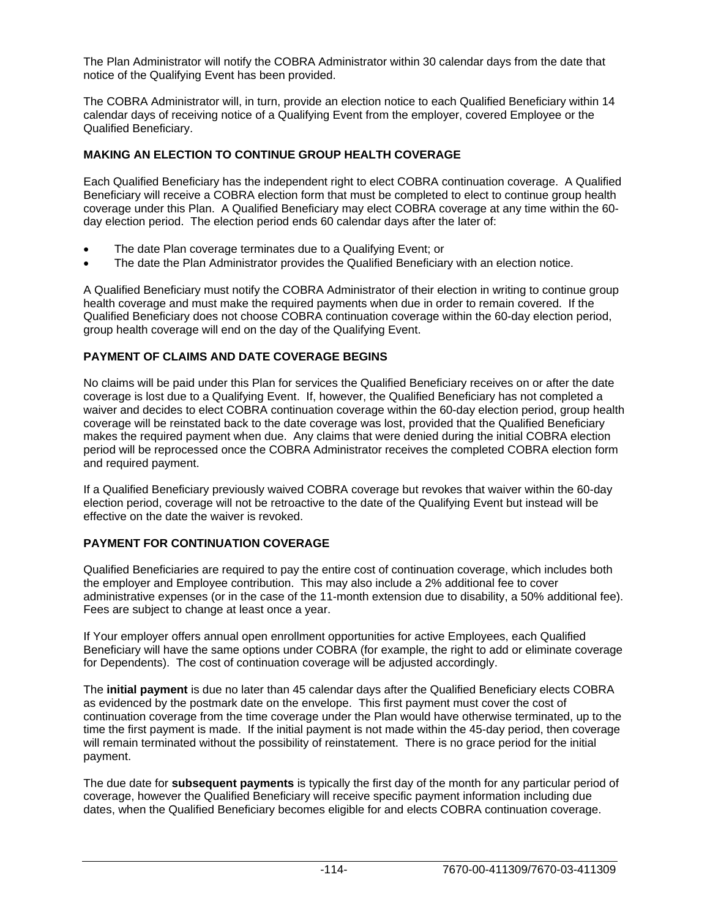The Plan Administrator will notify the COBRA Administrator within 30 calendar days from the date that notice of the Qualifying Event has been provided.

The COBRA Administrator will, in turn, provide an election notice to each Qualified Beneficiary within 14 calendar days of receiving notice of a Qualifying Event from the employer, covered Employee or the Qualified Beneficiary.

## MAKING AN ELECTION TO CONTINUE GROUP HEALTH COVERAGE

Each Qualified Beneficiary has the independent right to elect COBRA continuation coverage. A Qualified Beneficiary will receive a COBRA election form that must be completed to elect to continue group health coverage under this Plan. A Qualified Beneficiary may elect COBRA coverage at any time within the 60-day election period. The election period ends 60 calendar days after the later of:

- The date Plan coverage terminates due to a Qualifying Event; or
- The date the Plan Administrator provides the Qualified Beneficiary with an election notice.

A Qualified Beneficiary must notify the COBRA Administrator of their election in writing to continue group health coverage and must make the required payments when due in order to remain covered. If the Qualified Beneficiary does not choose COBRA continuation coverage within the 60-day election period, group health coverage will end on the day of the Qualifying Event.

## PAYMENT OF CLAIMS AND DATE COVERAGE BEGINS

No claims will be paid under this Plan for services the Qualified Beneficiary receives on or after the date coverage is lost due to a Qualifying Event. If, however, the Qualified Beneficiary has not completed a waiver and decides to elect COBRA continuation coverage within the 60-day election period, group health coverage will be reinstated back to the date coverage was lost, provided that the Qualified Beneficiary makes the required payment when due. Any claims that were denied during the initial COBRA election period will be reprocessed once the COBRA Administrator receives the completed COBRA election form and required payment.

If a Qualified Beneficiary previously waived COBRA coverage but revokes that waiver within the 60-day election period, coverage will not be retroactive to the date of the Qualifying Event but instead will be effective on the date the waiver is revoked.

## PAYMENT FOR CONTINUATION COVERAGE

Qualified Beneficiaries are required to pay the entire cost of continuation coverage, which includes both the employer and Employee contribution. This may also include a 2% additional fee to cover administrative expenses (or in the case of the 11-month extension due to disability, a 50% additional fee). Fees are subject to change at least once a year.

If Your employer offers annual open enrollment opportunities for active Employees, each Qualified Beneficiary will have the same options under COBRA (for example, the right to add or eliminate coverage for Dependents). The cost of continuation coverage will be adjusted accordingly.

The **initial payment** is due no later than 45 calendar days after the Qualified Beneficiary elects COBRA as evidenced by the postmark date on the envelope. This first payment must cover the cost of continuation coverage from the time coverage under the Plan would have otherwise terminated, up to the time the first payment is made. If the initial payment is not made within the 45-day period, then coverage will remain terminated without the possibility of reinstatement. There is no grace period for the initial payment.

The due date for **subsequent payments** is typically the first day of the month for any particular period of coverage, however the Qualified Beneficiary will receive specific payment information including due dates, when the Qualified Beneficiary becomes eligible for and elects COBRA continuation coverage.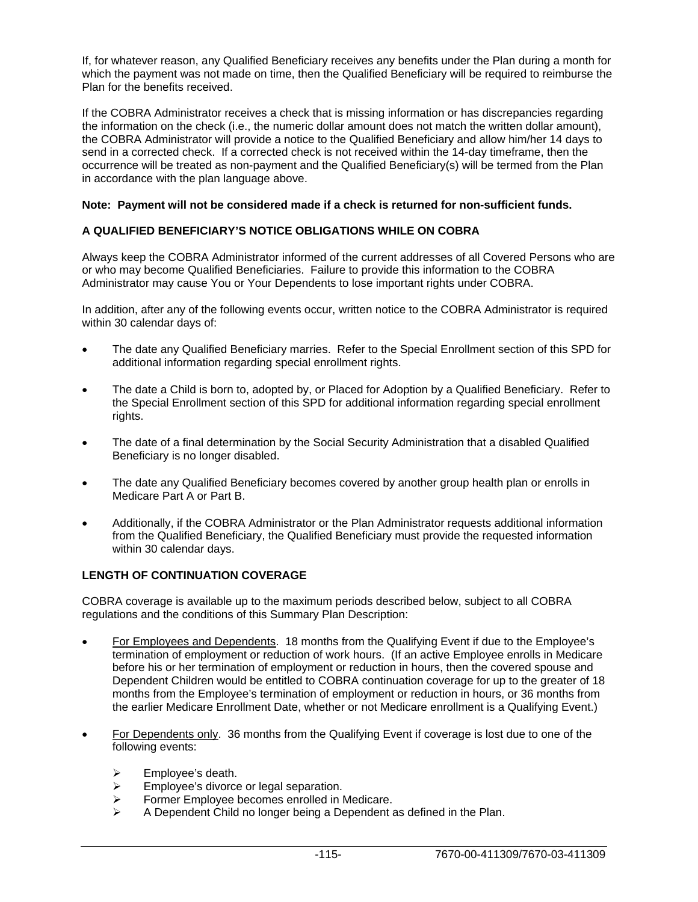If, for whatever reason, any Qualified Beneficiary receives any benefits under the Plan during a month for which the payment was not made on time, then the Qualified Beneficiary will be required to reimburse the Plan for the benefits received.

If the COBRA Administrator receives a check that is missing information or has discrepancies regarding the information on the check (i.e., the numeric dollar amount does not match the written dollar amount), the COBRA Administrator will provide a notice to the Qualified Beneficiary and allow him/her 14 days to send in a corrected check. If a corrected check is not received within the 14-day timeframe, then the occurrence will be treated as non-payment and the Qualified Beneficiary(s) will be termed from the Plan in accordance with the plan language above.

**Note: Payment will not be considered made if a check is returned for non-sufficient funds.**

**A QUALIFIED BENEFICIARY'S NOTICE OBLIGATIONS WHILE ON COBRA**

Always keep the COBRA Administrator informed of the current addresses of all Covered Persons who are or who may become Qualified Beneficiaries. Failure to provide this information to the COBRA Administrator may cause You or Your Dependents to lose important rights under COBRA.

In addition, after any of the following events occur, written notice to the COBRA Administrator is required within 30 calendar days of:

- The date any Qualified Beneficiary marries. Refer to the Special Enrollment section of this SPD for additional information regarding special enrollment rights.
- The date a Child is born to, adopted by, or Placed for Adoption by a Qualified Beneficiary. Refer to the Special Enrollment section of this SPD for additional information regarding special enrollment rights.
- The date of a final determination by the Social Security Administration that a disabled Qualified Beneficiary is no longer disabled.
- The date any Qualified Beneficiary becomes covered by another group health plan or enrolls in Medicare Part A or Part B.
- Additionally, if the COBRA Administrator or the Plan Administrator requests additional information from the Qualified Beneficiary, the Qualified Beneficiary must provide the requested information within 30 calendar days.

**LENGTH OF CONTINUATION COVERAGE**

COBRA coverage is available up to the maximum periods described below, subject to all COBRA regulations and the conditions of this Summary Plan Description:

- For Employees and Dependents. 18 months from the Qualifying Event if due to the Employee's termination of employment or reduction of work hours. (If an active Employee enrolls in Medicare before his or her termination of employment or reduction in hours, then the covered spouse and Dependent Children would be entitled to COBRA continuation coverage for up to the greater of 18 months from the Employee's termination of employment or reduction in hours, or 36 months from the earlier Medicare Enrollment Date, whether or not Medicare enrollment is a Qualifying Event.)
- For Dependents only. 36 months from the Qualifying Event if coverage is lost due to one of the following events:
  - Employee's death.
  - Employee's divorce or legal separation.
  - Former Employee becomes enrolled in Medicare.
  - A Dependent Child no longer being a Dependent as defined in the Plan.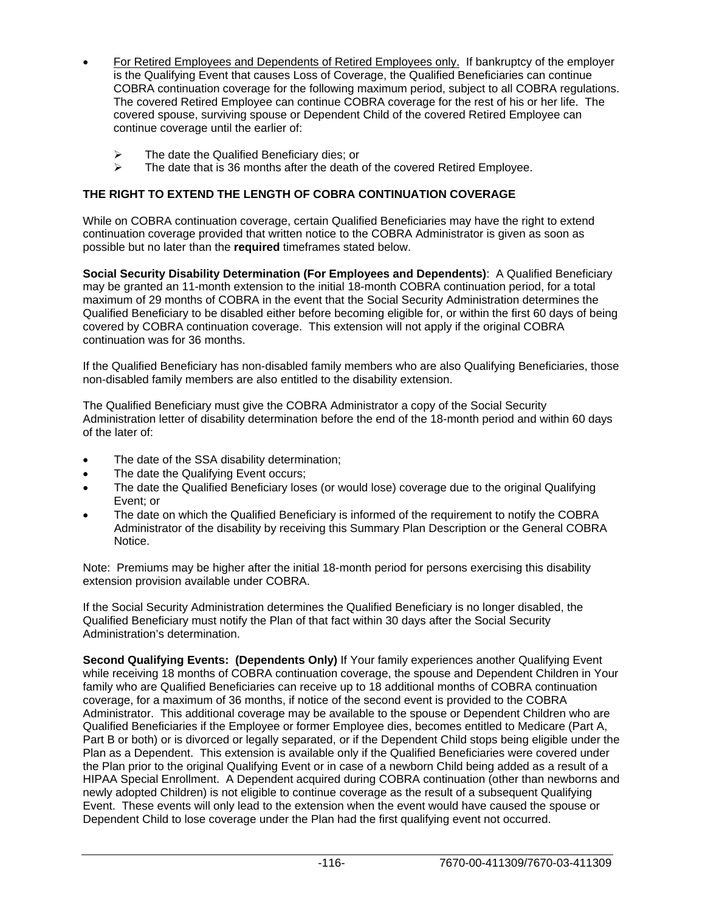- For Retired Employees and Dependents of Retired Employees only. If bankruptcy of the employer is the Qualifying Event that causes Loss of Coverage, the Qualified Beneficiaries can continue COBRA continuation coverage for the following maximum period, subject to all COBRA regulations. The covered Retired Employee can continue COBRA coverage for the rest of his or her life. The covered spouse, surviving spouse or Dependent Child of the covered Retired Employee can continue coverage until the earlier of:
  - The date the Qualified Beneficiary dies; or
  - The date that is 36 months after the death of the covered Retired Employee.

**THE RIGHT TO EXTEND THE LENGTH OF COBRA CONTINUATION COVERAGE**

While on COBRA continuation coverage, certain Qualified Beneficiaries may have the right to extend continuation coverage provided that written notice to the COBRA Administrator is given as soon as possible but no later than the **required** timeframes stated below.

**Social Security Disability Determination (For Employees and Dependents)**: A Qualified Beneficiary may be granted an 11-month extension to the initial 18-month COBRA continuation period, for a total maximum of 29 months of COBRA in the event that the Social Security Administration determines the Qualified Beneficiary to be disabled either before becoming eligible for, or within the first 60 days of being covered by COBRA continuation coverage. This extension will not apply if the original COBRA continuation was for 36 months.

If the Qualified Beneficiary has non-disabled family members who are also Qualifying Beneficiaries, those non-disabled family members are also entitled to the disability extension.

The Qualified Beneficiary must give the COBRA Administrator a copy of the Social Security Administration letter of disability determination before the end of the 18-month period and within 60 days of the later of:

- The date of the SSA disability determination;
- The date the Qualifying Event occurs;
- The date the Qualified Beneficiary loses (or would lose) coverage due to the original Qualifying Event; or
- The date on which the Qualified Beneficiary is informed of the requirement to notify the COBRA Administrator of the disability by receiving this Summary Plan Description or the General COBRA Notice.

Note: Premiums may be higher after the initial 18-month period for persons exercising this disability extension provision available under COBRA.

If the Social Security Administration determines the Qualified Beneficiary is no longer disabled, the Qualified Beneficiary must notify the Plan of that fact within 30 days after the Social Security Administration's determination.

**Second Qualifying Events: (Dependents Only)** If Your family experiences another Qualifying Event while receiving 18 months of COBRA continuation coverage, the spouse and Dependent Children in Your family who are Qualified Beneficiaries can receive up to 18 additional months of COBRA continuation coverage, for a maximum of 36 months, if notice of the second event is provided to the COBRA Administrator. This additional coverage may be available to the spouse or Dependent Children who are Qualified Beneficiaries if the Employee or former Employee dies, becomes entitled to Medicare (Part A, Part B or both) or is divorced or legally separated, or if the Dependent Child stops being eligible under the Plan as a Dependent. This extension is available only if the Qualified Beneficiaries were covered under the Plan prior to the original Qualifying Event or in case of a newborn Child being added as a result of a HIPAA Special Enrollment. A Dependent acquired during COBRA continuation (other than newborns and newly adopted Children) is not eligible to continue coverage as the result of a subsequent Qualifying Event. These events will only lead to the extension when the event would have caused the spouse or Dependent Child to lose coverage under the Plan had the first qualifying event not occurred.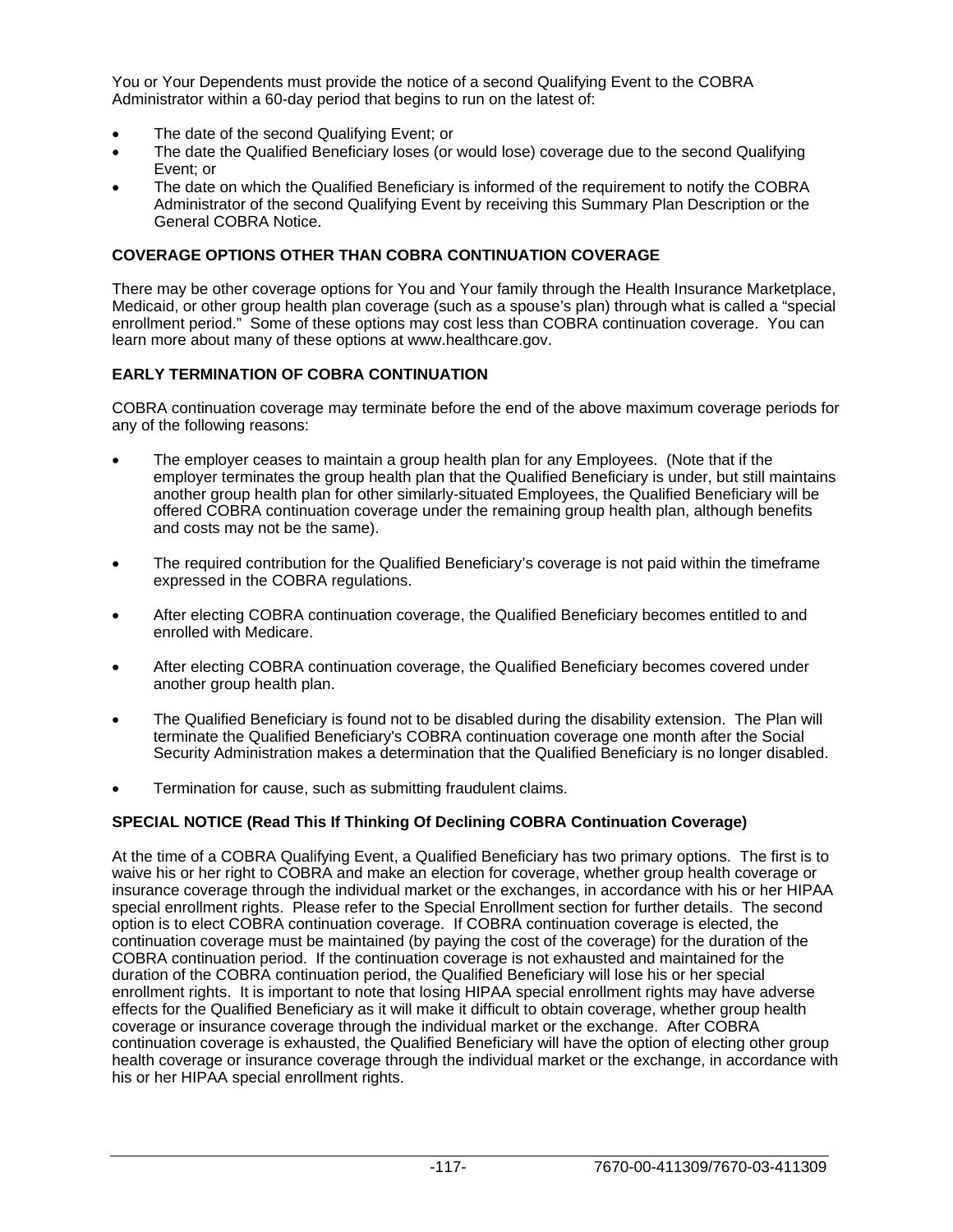You or Your Dependents must provide the notice of a second Qualifying Event to the COBRA Administrator within a 60-day period that begins to run on the latest of:

- The date of the second Qualifying Event; or
- The date the Qualified Beneficiary loses (or would lose) coverage due to the second Qualifying Event; or
- The date on which the Qualified Beneficiary is informed of the requirement to notify the COBRA Administrator of the second Qualifying Event by receiving this Summary Plan Description or the General COBRA Notice.

### COVERAGE OPTIONS OTHER THAN COBRA CONTINUATION COVERAGE

There may be other coverage options for You and Your family through the Health Insurance Marketplace, Medicaid, or other group health plan coverage (such as a spouse's plan) through what is called a "special enrollment period." Some of these options may cost less than COBRA continuation coverage. You can learn more about many of these options at www.healthcare.gov.

### EARLY TERMINATION OF COBRA CONTINUATION

COBRA continuation coverage may terminate before the end of the above maximum coverage periods for any of the following reasons:

- The employer ceases to maintain a group health plan for any Employees. (Note that if the employer terminates the group health plan that the Qualified Beneficiary is under, but still maintains another group health plan for other similarly-situated Employees, the Qualified Beneficiary will be offered COBRA continuation coverage under the remaining group health plan, although benefits and costs may not be the same).

- The required contribution for the Qualified Beneficiary's coverage is not paid within the timeframe expressed in the COBRA regulations.

- After electing COBRA continuation coverage, the Qualified Beneficiary becomes entitled to and enrolled with Medicare.

- After electing COBRA continuation coverage, the Qualified Beneficiary becomes covered under another group health plan.

- The Qualified Beneficiary is found not to be disabled during the disability extension. The Plan will terminate the Qualified Beneficiary's COBRA continuation coverage one month after the Social Security Administration makes a determination that the Qualified Beneficiary is no longer disabled.

- Termination for cause, such as submitting fraudulent claims.

### SPECIAL NOTICE (Read This If Thinking Of Declining COBRA Continuation Coverage)

At the time of a COBRA Qualifying Event, a Qualified Beneficiary has two primary options. The first is to waive his or her right to COBRA and make an election for coverage, whether group health coverage or insurance coverage through the individual market or the exchanges, in accordance with his or her HIPAA special enrollment rights. Please refer to the Special Enrollment section for further details. The second option is to elect COBRA continuation coverage. If COBRA continuation coverage is elected, the continuation coverage must be maintained (by paying the cost of the coverage) for the duration of the COBRA continuation period. If the continuation coverage is not exhausted and maintained for the duration of the COBRA continuation period, the Qualified Beneficiary will lose his or her special enrollment rights. It is important to note that losing HIPAA special enrollment rights may have adverse effects for the Qualified Beneficiary as it will make it difficult to obtain coverage, whether group health coverage or insurance coverage through the individual market or the exchange. After COBRA continuation coverage is exhausted, the Qualified Beneficiary will have the option of electing other group health coverage or insurance coverage through the individual market or the exchange, in accordance with his or her HIPAA special enrollment rights.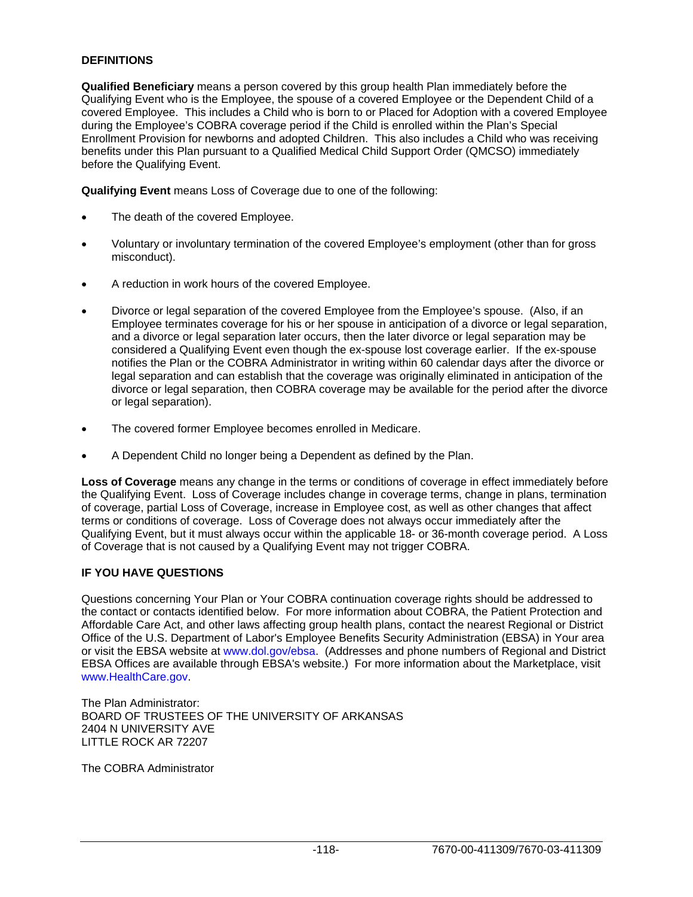## DEFINITIONS

**Qualified Beneficiary** means a person covered by this group health Plan immediately before the Qualifying Event who is the Employee, the spouse of a covered Employee or the Dependent Child of a covered Employee. This includes a Child who is born to or Placed for Adoption with a covered Employee during the Employee's COBRA coverage period if the Child is enrolled within the Plan's Special Enrollment Provision for newborns and adopted Children. This also includes a Child who was receiving benefits under this Plan pursuant to a Qualified Medical Child Support Order (QMCSO) immediately before the Qualifying Event.

**Qualifying Event** means Loss of Coverage due to one of the following:

- The death of the covered Employee.
- Voluntary or involuntary termination of the covered Employee's employment (other than for gross misconduct).
- A reduction in work hours of the covered Employee.
- Divorce or legal separation of the covered Employee from the Employee's spouse. (Also, if an Employee terminates coverage for his or her spouse in anticipation of a divorce or legal separation, and a divorce or legal separation later occurs, then the later divorce or legal separation may be considered a Qualifying Event even though the ex-spouse lost coverage earlier. If the ex-spouse notifies the Plan or the COBRA Administrator in writing within 60 calendar days after the divorce or legal separation and can establish that the coverage was originally eliminated in anticipation of the divorce or legal separation, then COBRA coverage may be available for the period after the divorce or legal separation).
- The covered former Employee becomes enrolled in Medicare.
- A Dependent Child no longer being a Dependent as defined by the Plan.

**Loss of Coverage** means any change in the terms or conditions of coverage in effect immediately before the Qualifying Event. Loss of Coverage includes change in coverage terms, change in plans, termination of coverage, partial Loss of Coverage, increase in Employee cost, as well as other changes that affect terms or conditions of coverage. Loss of Coverage does not always occur immediately after the Qualifying Event, but it must always occur within the applicable 18- or 36-month coverage period. A Loss of Coverage that is not caused by a Qualifying Event may not trigger COBRA.

## IF YOU HAVE QUESTIONS

Questions concerning Your Plan or Your COBRA continuation coverage rights should be addressed to the contact or contacts identified below. For more information about COBRA, the Patient Protection and Affordable Care Act, and other laws affecting group health plans, contact the nearest Regional or District Office of the U.S. Department of Labor's Employee Benefits Security Administration (EBSA) in Your area or visit the EBSA website at www.dol.gov/ebsa. (Addresses and phone numbers of Regional and District EBSA Offices are available through EBSA's website.) For more information about the Marketplace, visit www.HealthCare.gov.

The Plan Administrator:
BOARD OF TRUSTEES OF THE UNIVERSITY OF ARKANSAS
2404 N UNIVERSITY AVE
LITTLE ROCK AR 72207

The COBRA Administrator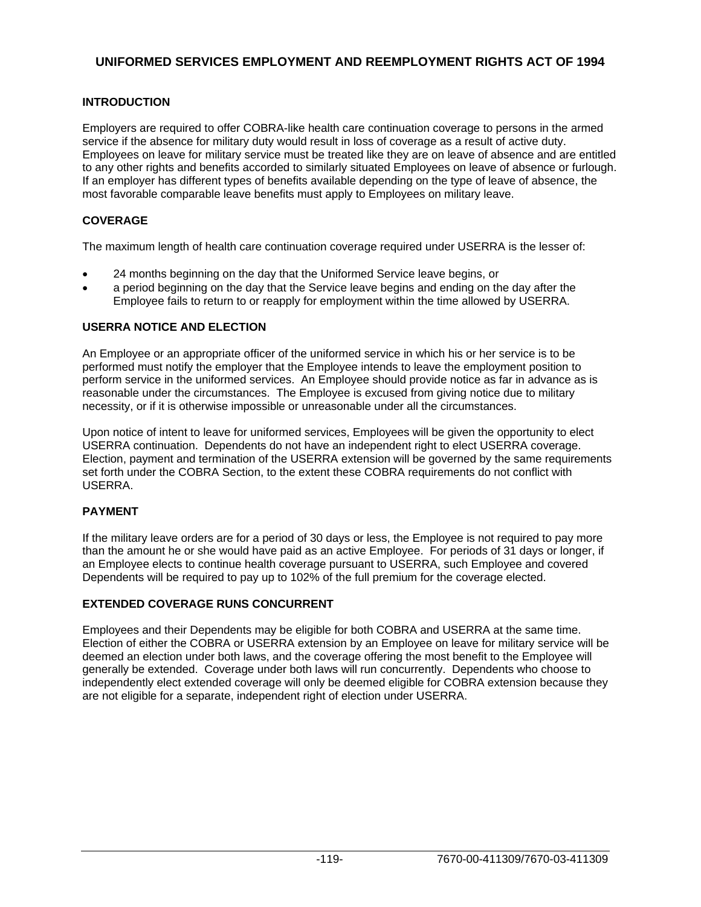# UNIFORMED SERVICES EMPLOYMENT AND REEMPLOYMENT RIGHTS ACT OF 1994

## INTRODUCTION

Employers are required to offer COBRA-like health care continuation coverage to persons in the armed service if the absence for military duty would result in loss of coverage as a result of active duty. Employees on leave for military service must be treated like they are on leave of absence and are entitled to any other rights and benefits accorded to similarly situated Employees on leave of absence or furlough. If an employer has different types of benefits available depending on the type of leave of absence, the most favorable comparable leave benefits must apply to Employees on military leave.

## COVERAGE

The maximum length of health care continuation coverage required under USERRA is the lesser of:

- 24 months beginning on the day that the Uniformed Service leave begins, or
- a period beginning on the day that the Service leave begins and ending on the day after the Employee fails to return to or reapply for employment within the time allowed by USERRA.

## USERRA NOTICE AND ELECTION

An Employee or an appropriate officer of the uniformed service in which his or her service is to be performed must notify the employer that the Employee intends to leave the employment position to perform service in the uniformed services. An Employee should provide notice as far in advance as is reasonable under the circumstances. The Employee is excused from giving notice due to military necessity, or if it is otherwise impossible or unreasonable under all the circumstances.

Upon notice of intent to leave for uniformed services, Employees will be given the opportunity to elect USERRA continuation. Dependents do not have an independent right to elect USERRA coverage. Election, payment and termination of the USERRA extension will be governed by the same requirements set forth under the COBRA Section, to the extent these COBRA requirements do not conflict with USERRA.

## PAYMENT

If the military leave orders are for a period of 30 days or less, the Employee is not required to pay more than the amount he or she would have paid as an active Employee. For periods of 31 days or longer, if an Employee elects to continue health coverage pursuant to USERRA, such Employee and covered Dependents will be required to pay up to 102% of the full premium for the coverage elected.

## EXTENDED COVERAGE RUNS CONCURRENT

Employees and their Dependents may be eligible for both COBRA and USERRA at the same time. Election of either the COBRA or USERRA extension by an Employee on leave for military service will be deemed an election under both laws, and the coverage offering the most benefit to the Employee will generally be extended. Coverage under both laws will run concurrently. Dependents who choose to independently elect extended coverage will only be deemed eligible for COBRA extension because they are not eligible for a separate, independent right of election under USERRA.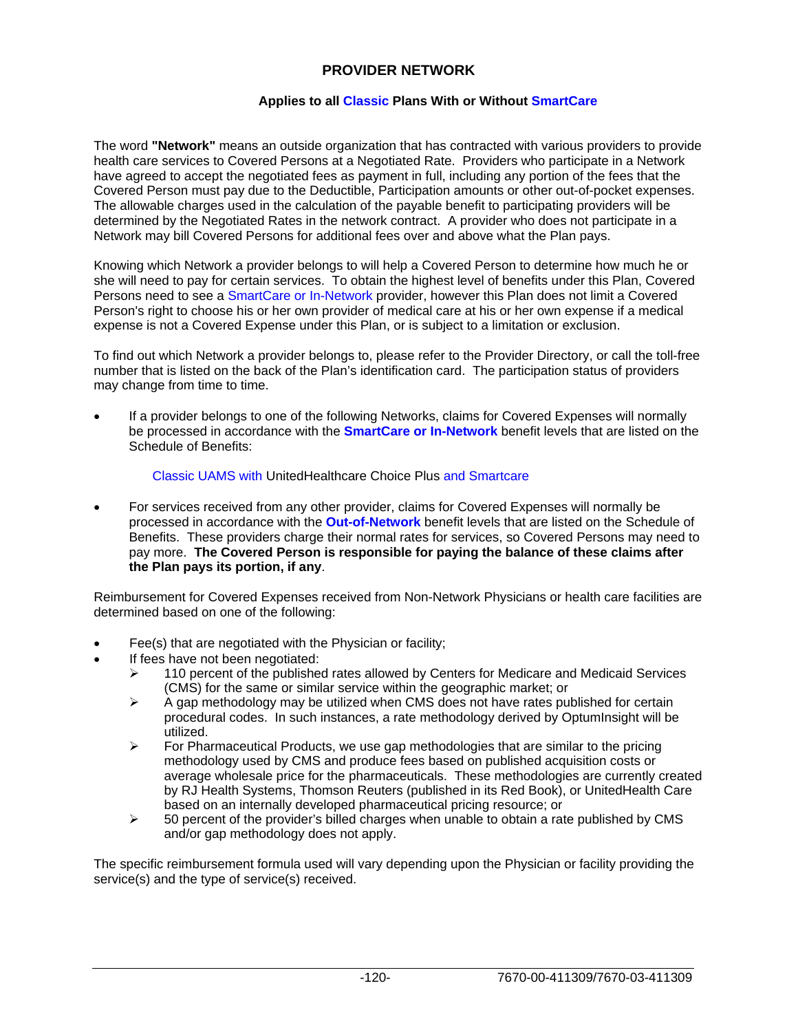## PROVIDER NETWORK

**Applies to all Classic Plans With or Without SmartCare**

The word **"Network"** means an outside organization that has contracted with various providers to provide health care services to Covered Persons at a Negotiated Rate. Providers who participate in a Network have agreed to accept the negotiated fees as payment in full, including any portion of the fees that the Covered Person must pay due to the Deductible, Participation amounts or other out-of-pocket expenses. The allowable charges used in the calculation of the payable benefit to participating providers will be determined by the Negotiated Rates in the network contract. A provider who does not participate in a Network may bill Covered Persons for additional fees over and above what the Plan pays.

Knowing which Network a provider belongs to will help a Covered Person to determine how much he or she will need to pay for certain services. To obtain the highest level of benefits under this Plan, Covered Persons need to see a SmartCare or In-Network provider, however this Plan does not limit a Covered Person's right to choose his or her own provider of medical care at his or her own expense if a medical expense is not a Covered Expense under this Plan, or is subject to a limitation or exclusion.

To find out which Network a provider belongs to, please refer to the Provider Directory, or call the toll-free number that is listed on the back of the Plan's identification card. The participation status of providers may change from time to time.

- If a provider belongs to one of the following Networks, claims for Covered Expenses will normally be processed in accordance with the **SmartCare or In-Network** benefit levels that are listed on the Schedule of Benefits:

  Classic UAMS with UnitedHealthcare Choice Plus and Smartcare

- For services received from any other provider, claims for Covered Expenses will normally be processed in accordance with the **Out-of-Network** benefit levels that are listed on the Schedule of Benefits. These providers charge their normal rates for services, so Covered Persons may need to pay more. **The Covered Person is responsible for paying the balance of these claims after the Plan pays its portion, if any**.

Reimbursement for Covered Expenses received from Non-Network Physicians or health care facilities are determined based on one of the following:

- Fee(s) that are negotiated with the Physician or facility;
- If fees have not been negotiated:
  - 110 percent of the published rates allowed by Centers for Medicare and Medicaid Services (CMS) for the same or similar service within the geographic market; or
  - A gap methodology may be utilized when CMS does not have rates published for certain procedural codes. In such instances, a rate methodology derived by OptumInsight will be utilized.
  - For Pharmaceutical Products, we use gap methodologies that are similar to the pricing methodology used by CMS and produce fees based on published acquisition costs or average wholesale price for the pharmaceuticals. These methodologies are currently created by RJ Health Systems, Thomson Reuters (published in its Red Book), or UnitedHealth Care based on an internally developed pharmaceutical pricing resource; or
  - 50 percent of the provider's billed charges when unable to obtain a rate published by CMS and/or gap methodology does not apply.

The specific reimbursement formula used will vary depending upon the Physician or facility providing the service(s) and the type of service(s) received.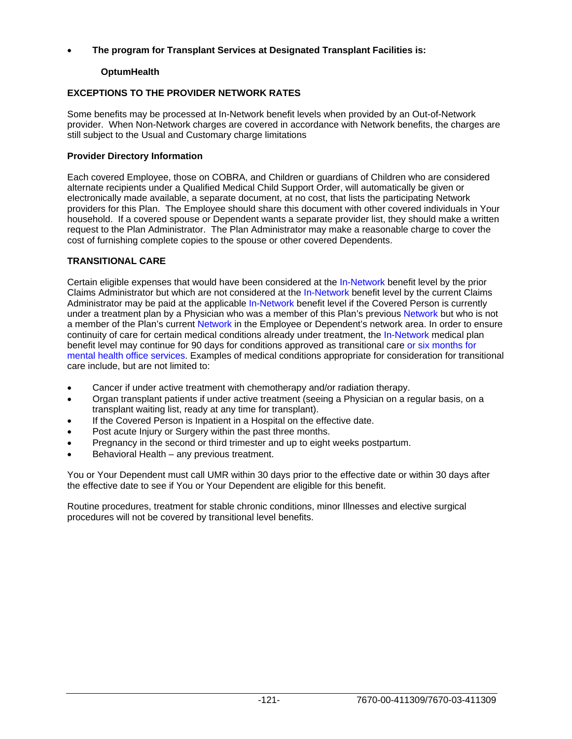- **The program for Transplant Services at Designated Transplant Facilities is:**

  **OptumHealth**

**EXCEPTIONS TO THE PROVIDER NETWORK RATES**

Some benefits may be processed at In-Network benefit levels when provided by an Out-of-Network provider. When Non-Network charges are covered in accordance with Network benefits, the charges are still subject to the Usual and Customary charge limitations

**Provider Directory Information**

Each covered Employee, those on COBRA, and Children or guardians of Children who are considered alternate recipients under a Qualified Medical Child Support Order, will automatically be given or electronically made available, a separate document, at no cost, that lists the participating Network providers for this Plan. The Employee should share this document with other covered individuals in Your household. If a covered spouse or Dependent wants a separate provider list, they should make a written request to the Plan Administrator. The Plan Administrator may make a reasonable charge to cover the cost of furnishing complete copies to the spouse or other covered Dependents.

**TRANSITIONAL CARE**

Certain eligible expenses that would have been considered at the In-Network benefit level by the prior Claims Administrator but which are not considered at the In-Network benefit level by the current Claims Administrator may be paid at the applicable In-Network benefit level if the Covered Person is currently under a treatment plan by a Physician who was a member of this Plan's previous Network but who is not a member of the Plan's current Network in the Employee or Dependent's network area. In order to ensure continuity of care for certain medical conditions already under treatment, the In-Network medical plan benefit level may continue for 90 days for conditions approved as transitional care or six months for mental health office services. Examples of medical conditions appropriate for consideration for transitional care include, but are not limited to:

- Cancer if under active treatment with chemotherapy and/or radiation therapy.
- Organ transplant patients if under active treatment (seeing a Physician on a regular basis, on a transplant waiting list, ready at any time for transplant).
- If the Covered Person is Inpatient in a Hospital on the effective date.
- Post acute Injury or Surgery within the past three months.
- Pregnancy in the second or third trimester and up to eight weeks postpartum.
- Behavioral Health – any previous treatment.

You or Your Dependent must call UMR within 30 days prior to the effective date or within 30 days after the effective date to see if You or Your Dependent are eligible for this benefit.

Routine procedures, treatment for stable chronic conditions, minor Illnesses and elective surgical procedures will not be covered by transitional level benefits.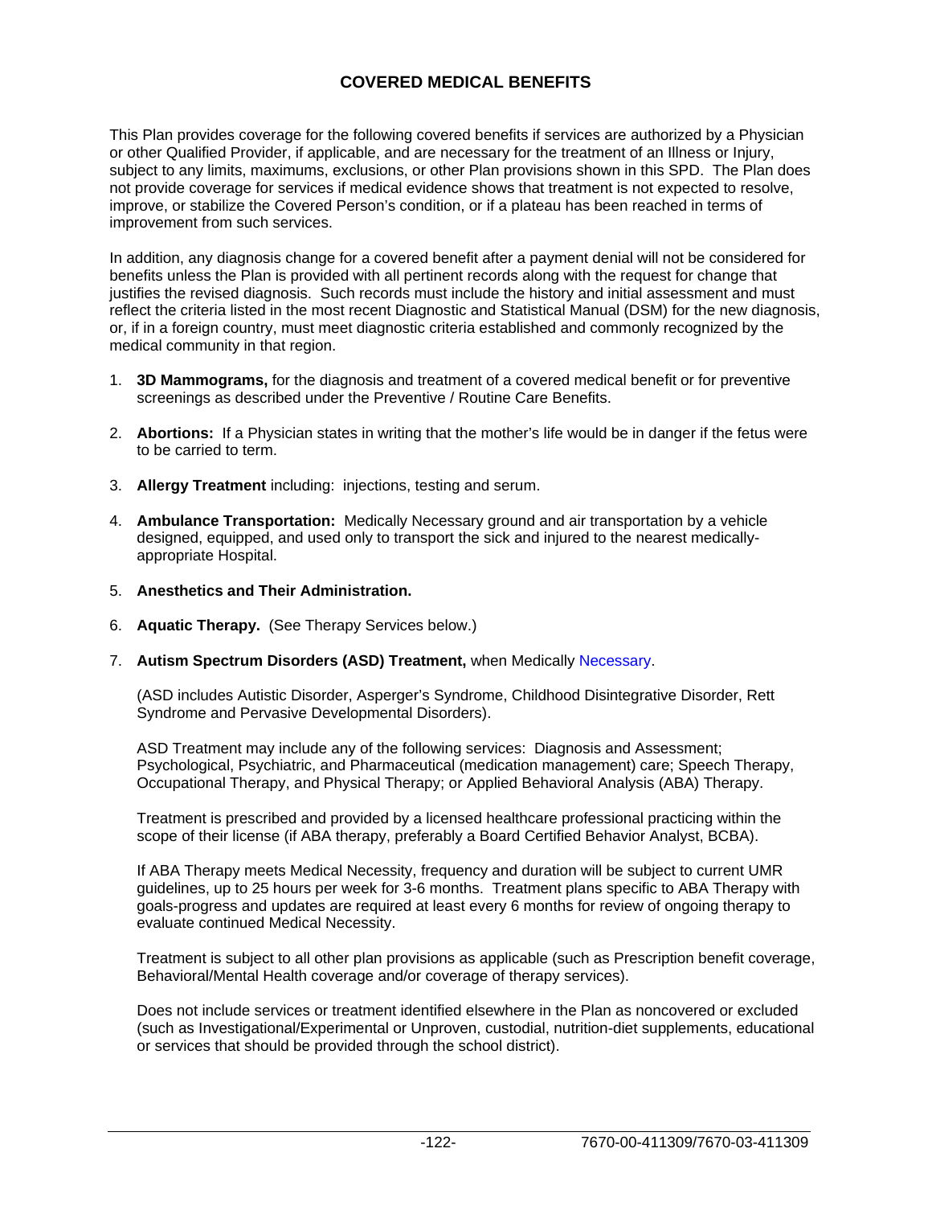# COVERED MEDICAL BENEFITS

This Plan provides coverage for the following covered benefits if services are authorized by a Physician or other Qualified Provider, if applicable, and are necessary for the treatment of an Illness or Injury, subject to any limits, maximums, exclusions, or other Plan provisions shown in this SPD. The Plan does not provide coverage for services if medical evidence shows that treatment is not expected to resolve, improve, or stabilize the Covered Person's condition, or if a plateau has been reached in terms of improvement from such services.

In addition, any diagnosis change for a covered benefit after a payment denial will not be considered for benefits unless the Plan is provided with all pertinent records along with the request for change that justifies the revised diagnosis. Such records must include the history and initial assessment and must reflect the criteria listed in the most recent Diagnostic and Statistical Manual (DSM) for the new diagnosis, or, if in a foreign country, must meet diagnostic criteria established and commonly recognized by the medical community in that region.

1. **3D Mammograms,** for the diagnosis and treatment of a covered medical benefit or for preventive screenings as described under the Preventive / Routine Care Benefits.

2. **Abortions:** If a Physician states in writing that the mother's life would be in danger if the fetus were to be carried to term.

3. **Allergy Treatment** including: injections, testing and serum.

4. **Ambulance Transportation:** Medically Necessary ground and air transportation by a vehicle designed, equipped, and used only to transport the sick and injured to the nearest medically-appropriate Hospital.

5. **Anesthetics and Their Administration.**

6. **Aquatic Therapy.** (See Therapy Services below.)

7. **Autism Spectrum Disorders (ASD) Treatment,** when Medically Necessary.

   (ASD includes Autistic Disorder, Asperger's Syndrome, Childhood Disintegrative Disorder, Rett Syndrome and Pervasive Developmental Disorders).

   ASD Treatment may include any of the following services: Diagnosis and Assessment; Psychological, Psychiatric, and Pharmaceutical (medication management) care; Speech Therapy, Occupational Therapy, and Physical Therapy; or Applied Behavioral Analysis (ABA) Therapy.

   Treatment is prescribed and provided by a licensed healthcare professional practicing within the scope of their license (if ABA therapy, preferably a Board Certified Behavior Analyst, BCBA).

   If ABA Therapy meets Medical Necessity, frequency and duration will be subject to current UMR guidelines, up to 25 hours per week for 3-6 months. Treatment plans specific to ABA Therapy with goals-progress and updates are required at least every 6 months for review of ongoing therapy to evaluate continued Medical Necessity.

   Treatment is subject to all other plan provisions as applicable (such as Prescription benefit coverage, Behavioral/Mental Health coverage and/or coverage of therapy services).

   Does not include services or treatment identified elsewhere in the Plan as noncovered or excluded (such as Investigational/Experimental or Unproven, custodial, nutrition-diet supplements, educational or services that should be provided through the school district).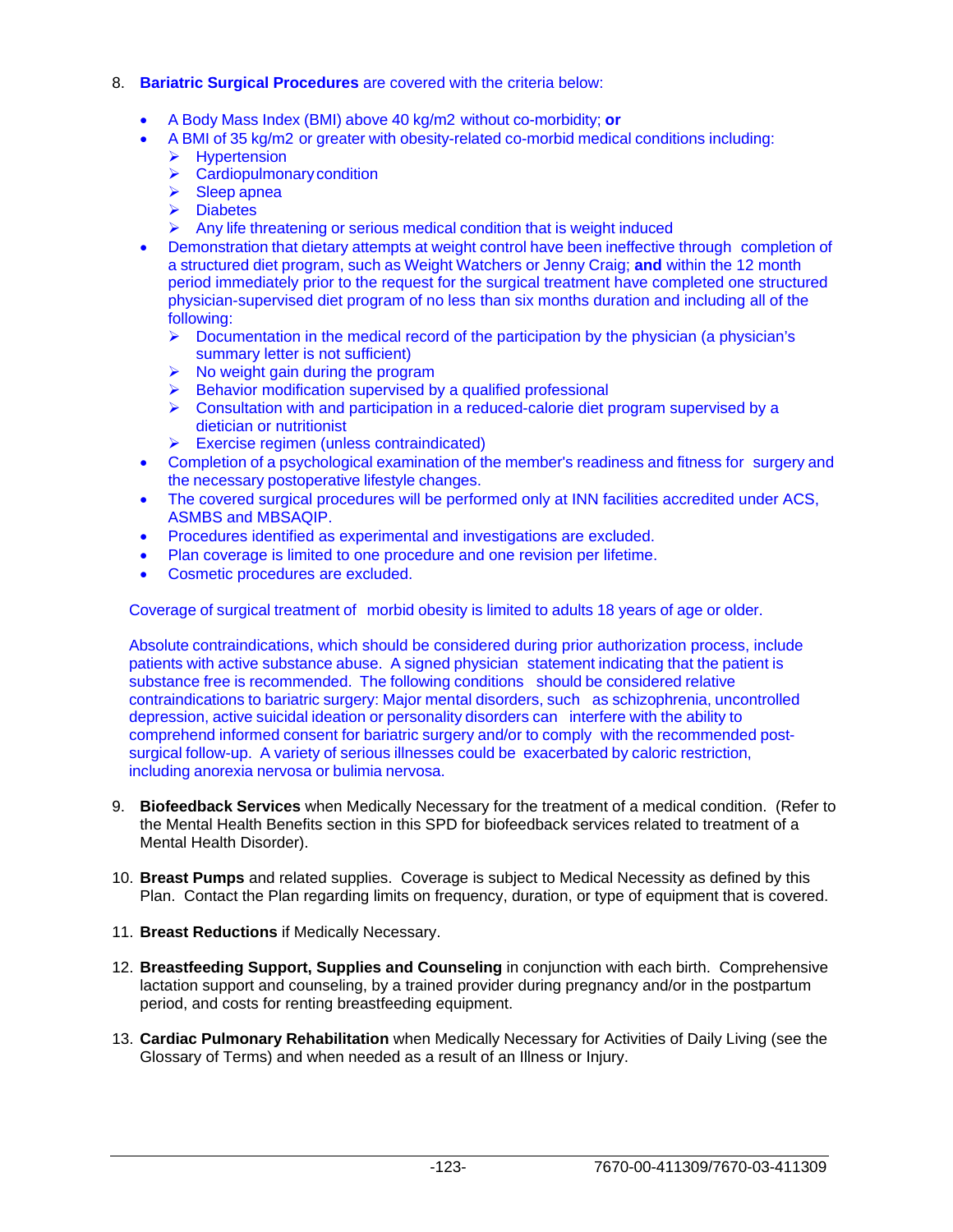8. **Bariatric Surgical Procedures** are covered with the criteria below:

   - A Body Mass Index (BMI) above 40 kg/m2 without co-morbidity; **or**
   - A BMI of 35 kg/m2 or greater with obesity-related co-morbid medical conditions including:
     - Hypertension
     - Cardiopulmonary condition
     - Sleep apnea
     - Diabetes
     - Any life threatening or serious medical condition that is weight induced
   - Demonstration that dietary attempts at weight control have been ineffective through completion of a structured diet program, such as Weight Watchers or Jenny Craig; **and** within the 12 month period immediately prior to the request for the surgical treatment have completed one structured physician-supervised diet program of no less than six months duration and including all of the following:
     - Documentation in the medical record of the participation by the physician (a physician's summary letter is not sufficient)
     - No weight gain during the program
     - Behavior modification supervised by a qualified professional
     - Consultation with and participation in a reduced-calorie diet program supervised by a dietician or nutritionist
     - Exercise regimen (unless contraindicated)
   - Completion of a psychological examination of the member's readiness and fitness for surgery and the necessary postoperative lifestyle changes.
   - The covered surgical procedures will be performed only at INN facilities accredited under ACS, ASMBS and MBSAQIP.
   - Procedures identified as experimental and investigations are excluded.
   - Plan coverage is limited to one procedure and one revision per lifetime.
   - Cosmetic procedures are excluded.

   Coverage of surgical treatment of morbid obesity is limited to adults 18 years of age or older.

   Absolute contraindications, which should be considered during prior authorization process, include patients with active substance abuse. A signed physician statement indicating that the patient is substance free is recommended. The following conditions should be considered relative contraindications to bariatric surgery: Major mental disorders, such as schizophrenia, uncontrolled depression, active suicidal ideation or personality disorders can interfere with the ability to comprehend informed consent for bariatric surgery and/or to comply with the recommended post-surgical follow-up. A variety of serious illnesses could be exacerbated by caloric restriction, including anorexia nervosa or bulimia nervosa.

9. **Biofeedback Services** when Medically Necessary for the treatment of a medical condition. (Refer to the Mental Health Benefits section in this SPD for biofeedback services related to treatment of a Mental Health Disorder).

10. **Breast Pumps** and related supplies. Coverage is subject to Medical Necessity as defined by this Plan. Contact the Plan regarding limits on frequency, duration, or type of equipment that is covered.

11. **Breast Reductions** if Medically Necessary.

12. **Breastfeeding Support, Supplies and Counseling** in conjunction with each birth. Comprehensive lactation support and counseling, by a trained provider during pregnancy and/or in the postpartum period, and costs for renting breastfeeding equipment.

13. **Cardiac Pulmonary Rehabilitation** when Medically Necessary for Activities of Daily Living (see the Glossary of Terms) and when needed as a result of an Illness or Injury.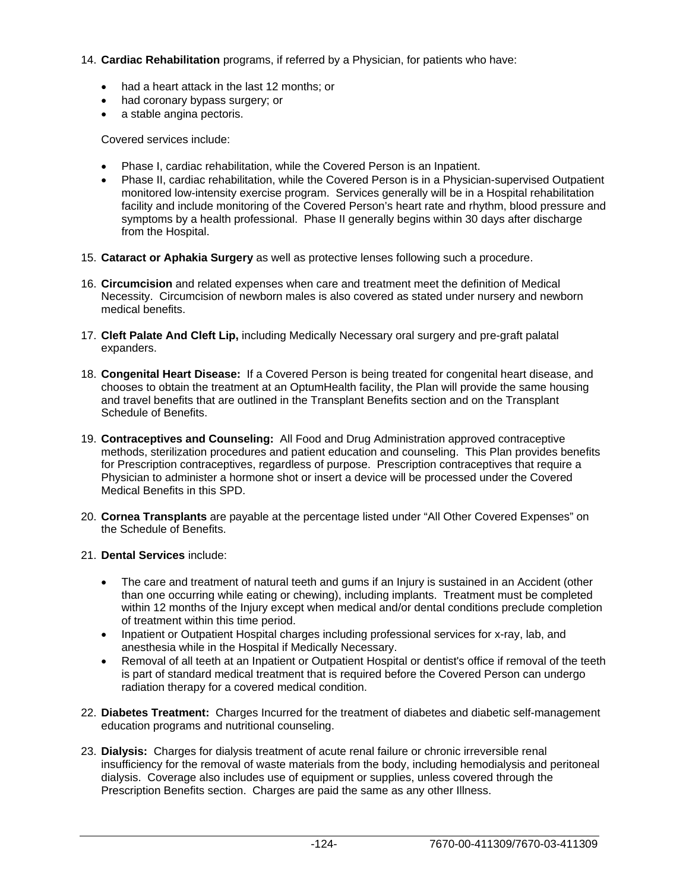14. **Cardiac Rehabilitation** programs, if referred by a Physician, for patients who have:

    - had a heart attack in the last 12 months; or
    - had coronary bypass surgery; or
    - a stable angina pectoris.

    Covered services include:

    - Phase I, cardiac rehabilitation, while the Covered Person is an Inpatient.
    - Phase II, cardiac rehabilitation, while the Covered Person is in a Physician-supervised Outpatient monitored low-intensity exercise program. Services generally will be in a Hospital rehabilitation facility and include monitoring of the Covered Person's heart rate and rhythm, blood pressure and symptoms by a health professional. Phase II generally begins within 30 days after discharge from the Hospital.

15. **Cataract or Aphakia Surgery** as well as protective lenses following such a procedure.

16. **Circumcision** and related expenses when care and treatment meet the definition of Medical Necessity. Circumcision of newborn males is also covered as stated under nursery and newborn medical benefits.

17. **Cleft Palate And Cleft Lip,** including Medically Necessary oral surgery and pre-graft palatal expanders.

18. **Congenital Heart Disease:** If a Covered Person is being treated for congenital heart disease, and chooses to obtain the treatment at an OptumHealth facility, the Plan will provide the same housing and travel benefits that are outlined in the Transplant Benefits section and on the Transplant Schedule of Benefits.

19. **Contraceptives and Counseling:** All Food and Drug Administration approved contraceptive methods, sterilization procedures and patient education and counseling. This Plan provides benefits for Prescription contraceptives, regardless of purpose. Prescription contraceptives that require a Physician to administer a hormone shot or insert a device will be processed under the Covered Medical Benefits in this SPD.

20. **Cornea Transplants** are payable at the percentage listed under "All Other Covered Expenses" on the Schedule of Benefits.

21. **Dental Services** include:

    - The care and treatment of natural teeth and gums if an Injury is sustained in an Accident (other than one occurring while eating or chewing), including implants. Treatment must be completed within 12 months of the Injury except when medical and/or dental conditions preclude completion of treatment within this time period.
    - Inpatient or Outpatient Hospital charges including professional services for x-ray, lab, and anesthesia while in the Hospital if Medically Necessary.
    - Removal of all teeth at an Inpatient or Outpatient Hospital or dentist's office if removal of the teeth is part of standard medical treatment that is required before the Covered Person can undergo radiation therapy for a covered medical condition.

22. **Diabetes Treatment:** Charges Incurred for the treatment of diabetes and diabetic self-management education programs and nutritional counseling.

23. **Dialysis:** Charges for dialysis treatment of acute renal failure or chronic irreversible renal insufficiency for the removal of waste materials from the body, including hemodialysis and peritoneal dialysis. Coverage also includes use of equipment or supplies, unless covered through the Prescription Benefits section. Charges are paid the same as any other Illness.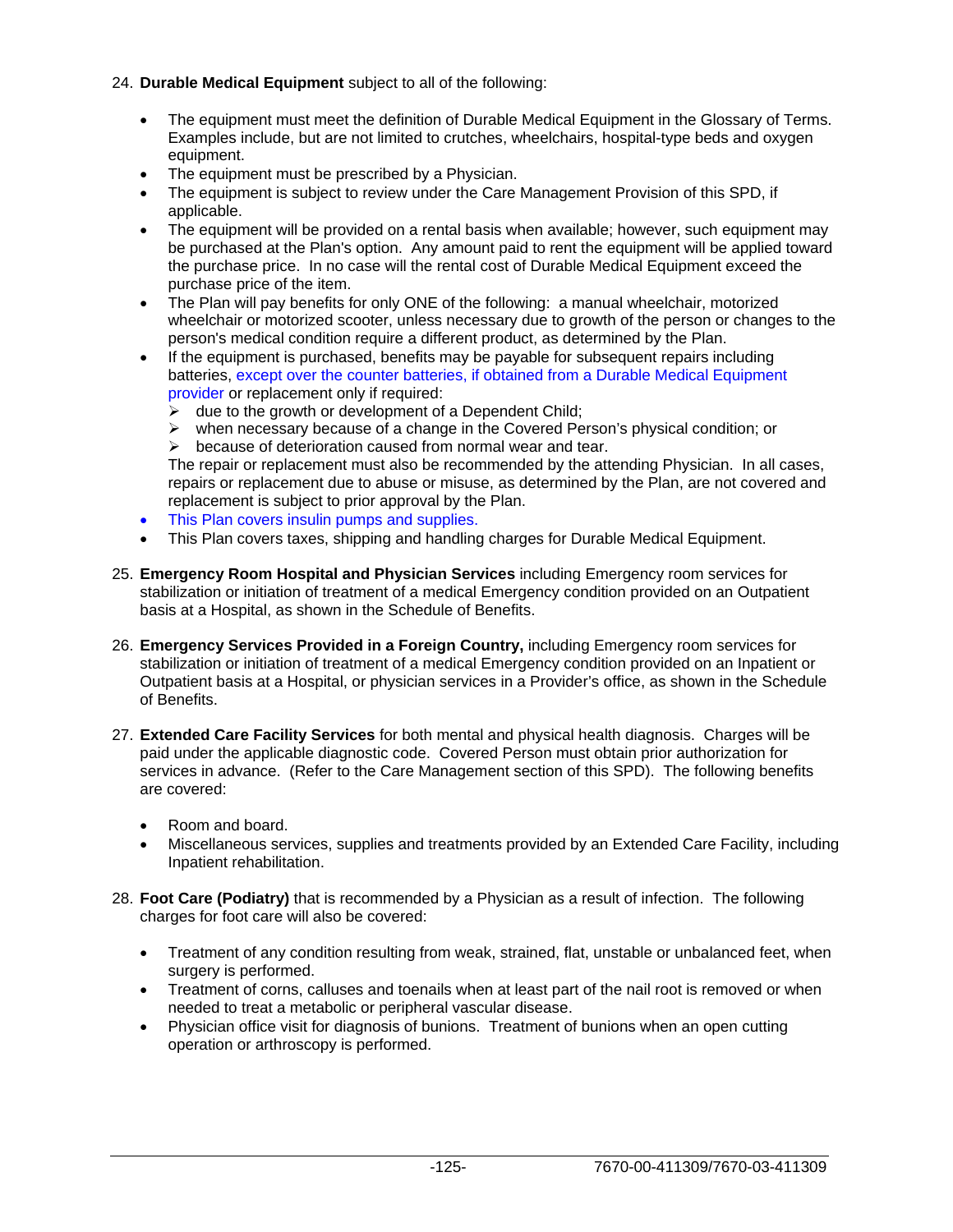24. **Durable Medical Equipment** subject to all of the following:

    - The equipment must meet the definition of Durable Medical Equipment in the Glossary of Terms. Examples include, but are not limited to crutches, wheelchairs, hospital-type beds and oxygen equipment.
    - The equipment must be prescribed by a Physician.
    - The equipment is subject to review under the Care Management Provision of this SPD, if applicable.
    - The equipment will be provided on a rental basis when available; however, such equipment may be purchased at the Plan's option. Any amount paid to rent the equipment will be applied toward the purchase price. In no case will the rental cost of Durable Medical Equipment exceed the purchase price of the item.
    - The Plan will pay benefits for only ONE of the following: a manual wheelchair, motorized wheelchair or motorized scooter, unless necessary due to growth of the person or changes to the person's medical condition require a different product, as determined by the Plan.
    - If the equipment is purchased, benefits may be payable for subsequent repairs including batteries, except over the counter batteries, if obtained from a Durable Medical Equipment provider or replacement only if required:
        - due to the growth or development of a Dependent Child;
        - when necessary because of a change in the Covered Person's physical condition; or
        - because of deterioration caused from normal wear and tear.

      The repair or replacement must also be recommended by the attending Physician. In all cases, repairs or replacement due to abuse or misuse, as determined by the Plan, are not covered and replacement is subject to prior approval by the Plan.
    - This Plan covers insulin pumps and supplies.
    - This Plan covers taxes, shipping and handling charges for Durable Medical Equipment.

25. **Emergency Room Hospital and Physician Services** including Emergency room services for stabilization or initiation of treatment of a medical Emergency condition provided on an Outpatient basis at a Hospital, as shown in the Schedule of Benefits.

26. **Emergency Services Provided in a Foreign Country,** including Emergency room services for stabilization or initiation of treatment of a medical Emergency condition provided on an Inpatient or Outpatient basis at a Hospital, or physician services in a Provider's office, as shown in the Schedule of Benefits.

27. **Extended Care Facility Services** for both mental and physical health diagnosis. Charges will be paid under the applicable diagnostic code. Covered Person must obtain prior authorization for services in advance. (Refer to the Care Management section of this SPD). The following benefits are covered:

    - Room and board.
    - Miscellaneous services, supplies and treatments provided by an Extended Care Facility, including Inpatient rehabilitation.

28. **Foot Care (Podiatry)** that is recommended by a Physician as a result of infection. The following charges for foot care will also be covered:

    - Treatment of any condition resulting from weak, strained, flat, unstable or unbalanced feet, when surgery is performed.
    - Treatment of corns, calluses and toenails when at least part of the nail root is removed or when needed to treat a metabolic or peripheral vascular disease.
    - Physician office visit for diagnosis of bunions. Treatment of bunions when an open cutting operation or arthroscopy is performed.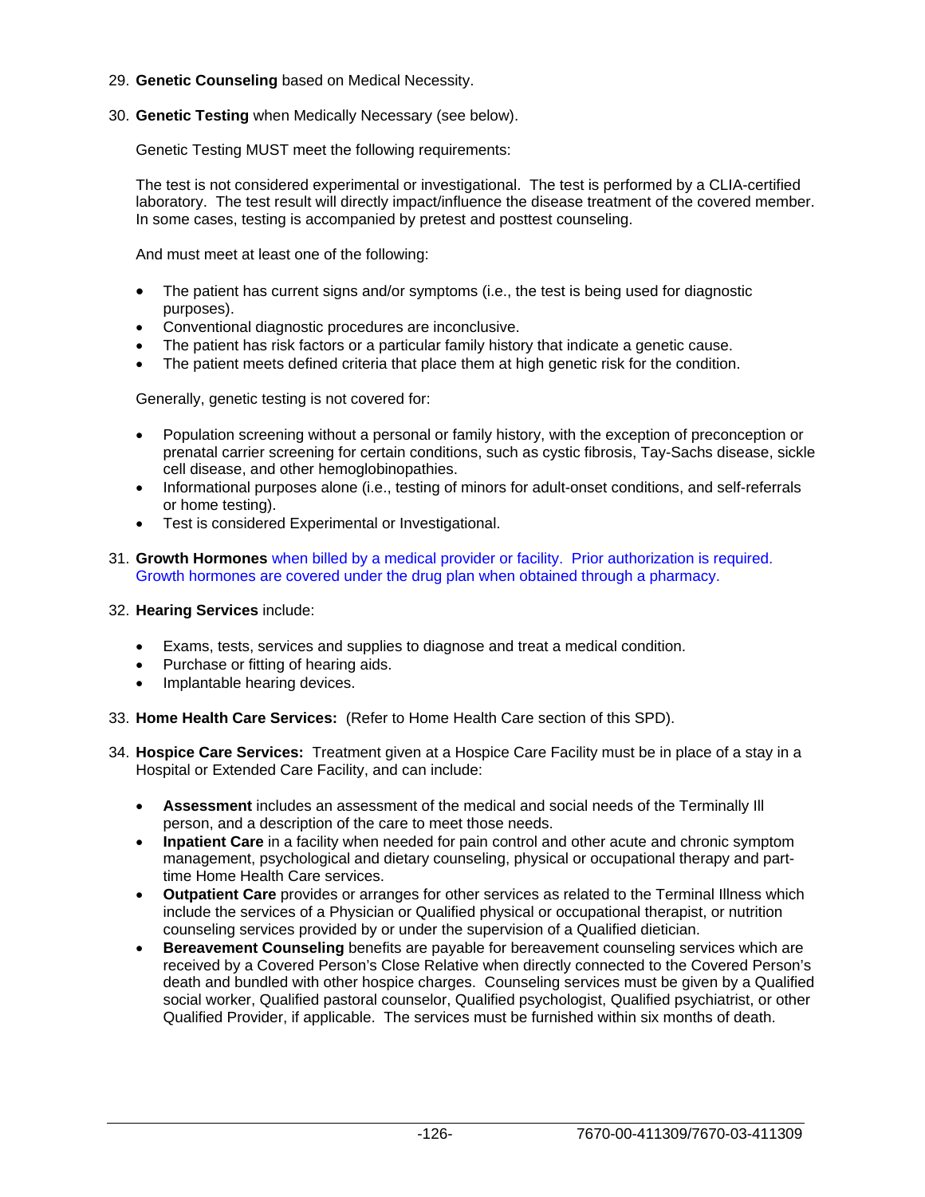29. **Genetic Counseling** based on Medical Necessity.

30. **Genetic Testing** when Medically Necessary (see below).

    Genetic Testing MUST meet the following requirements:

    The test is not considered experimental or investigational. The test is performed by a CLIA-certified laboratory. The test result will directly impact/influence the disease treatment of the covered member. In some cases, testing is accompanied by pretest and posttest counseling.

    And must meet at least one of the following:

    - The patient has current signs and/or symptoms (i.e., the test is being used for diagnostic purposes).
    - Conventional diagnostic procedures are inconclusive.
    - The patient has risk factors or a particular family history that indicate a genetic cause.
    - The patient meets defined criteria that place them at high genetic risk for the condition.

    Generally, genetic testing is not covered for:

    - Population screening without a personal or family history, with the exception of preconception or prenatal carrier screening for certain conditions, such as cystic fibrosis, Tay-Sachs disease, sickle cell disease, and other hemoglobinopathies.
    - Informational purposes alone (i.e., testing of minors for adult-onset conditions, and self-referrals or home testing).
    - Test is considered Experimental or Investigational.

31. **Growth Hormones** when billed by a medical provider or facility. Prior authorization is required. Growth hormones are covered under the drug plan when obtained through a pharmacy.

32. **Hearing Services** include:

    - Exams, tests, services and supplies to diagnose and treat a medical condition.
    - Purchase or fitting of hearing aids.
    - Implantable hearing devices.

33. **Home Health Care Services:** (Refer to Home Health Care section of this SPD).

34. **Hospice Care Services:** Treatment given at a Hospice Care Facility must be in place of a stay in a Hospital or Extended Care Facility, and can include:

    - **Assessment** includes an assessment of the medical and social needs of the Terminally Ill person, and a description of the care to meet those needs.
    - **Inpatient Care** in a facility when needed for pain control and other acute and chronic symptom management, psychological and dietary counseling, physical or occupational therapy and part-time Home Health Care services.
    - **Outpatient Care** provides or arranges for other services as related to the Terminal Illness which include the services of a Physician or Qualified physical or occupational therapist, or nutrition counseling services provided by or under the supervision of a Qualified dietician.
    - **Bereavement Counseling** benefits are payable for bereavement counseling services which are received by a Covered Person's Close Relative when directly connected to the Covered Person's death and bundled with other hospice charges. Counseling services must be given by a Qualified social worker, Qualified pastoral counselor, Qualified psychologist, Qualified psychiatrist, or other Qualified Provider, if applicable. The services must be furnished within six months of death.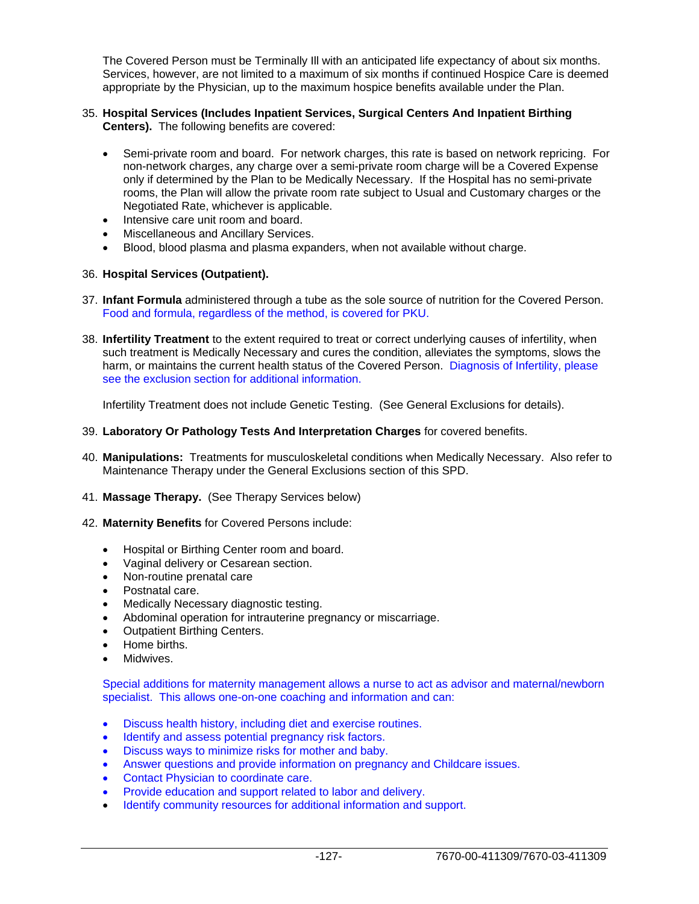The Covered Person must be Terminally Ill with an anticipated life expectancy of about six months. Services, however, are not limited to a maximum of six months if continued Hospice Care is deemed appropriate by the Physician, up to the maximum hospice benefits available under the Plan.

35. **Hospital Services (Includes Inpatient Services, Surgical Centers And Inpatient Birthing Centers).** The following benefits are covered:

    - Semi-private room and board. For network charges, this rate is based on network repricing. For non-network charges, any charge over a semi-private room charge will be a Covered Expense only if determined by the Plan to be Medically Necessary. If the Hospital has no semi-private rooms, the Plan will allow the private room rate subject to Usual and Customary charges or the Negotiated Rate, whichever is applicable.
    - Intensive care unit room and board.
    - Miscellaneous and Ancillary Services.
    - Blood, blood plasma and plasma expanders, when not available without charge.

36. **Hospital Services (Outpatient).**

37. **Infant Formula** administered through a tube as the sole source of nutrition for the Covered Person. Food and formula, regardless of the method, is covered for PKU.

38. **Infertility Treatment** to the extent required to treat or correct underlying causes of infertility, when such treatment is Medically Necessary and cures the condition, alleviates the symptoms, slows the harm, or maintains the current health status of the Covered Person. Diagnosis of Infertility, please see the exclusion section for additional information.

    Infertility Treatment does not include Genetic Testing. (See General Exclusions for details).

39. **Laboratory Or Pathology Tests And Interpretation Charges** for covered benefits.

40. **Manipulations:** Treatments for musculoskeletal conditions when Medically Necessary. Also refer to Maintenance Therapy under the General Exclusions section of this SPD.

41. **Massage Therapy.** (See Therapy Services below)

42. **Maternity Benefits** for Covered Persons include:

    - Hospital or Birthing Center room and board.
    - Vaginal delivery or Cesarean section.
    - Non-routine prenatal care
    - Postnatal care.
    - Medically Necessary diagnostic testing.
    - Abdominal operation for intrauterine pregnancy or miscarriage.
    - Outpatient Birthing Centers.
    - Home births.
    - Midwives.

    Special additions for maternity management allows a nurse to act as advisor and maternal/newborn specialist. This allows one-on-one coaching and information and can:

    - Discuss health history, including diet and exercise routines.
    - Identify and assess potential pregnancy risk factors.
    - Discuss ways to minimize risks for mother and baby.
    - Answer questions and provide information on pregnancy and Childcare issues.
    - Contact Physician to coordinate care.
    - Provide education and support related to labor and delivery.
    - Identify community resources for additional information and support.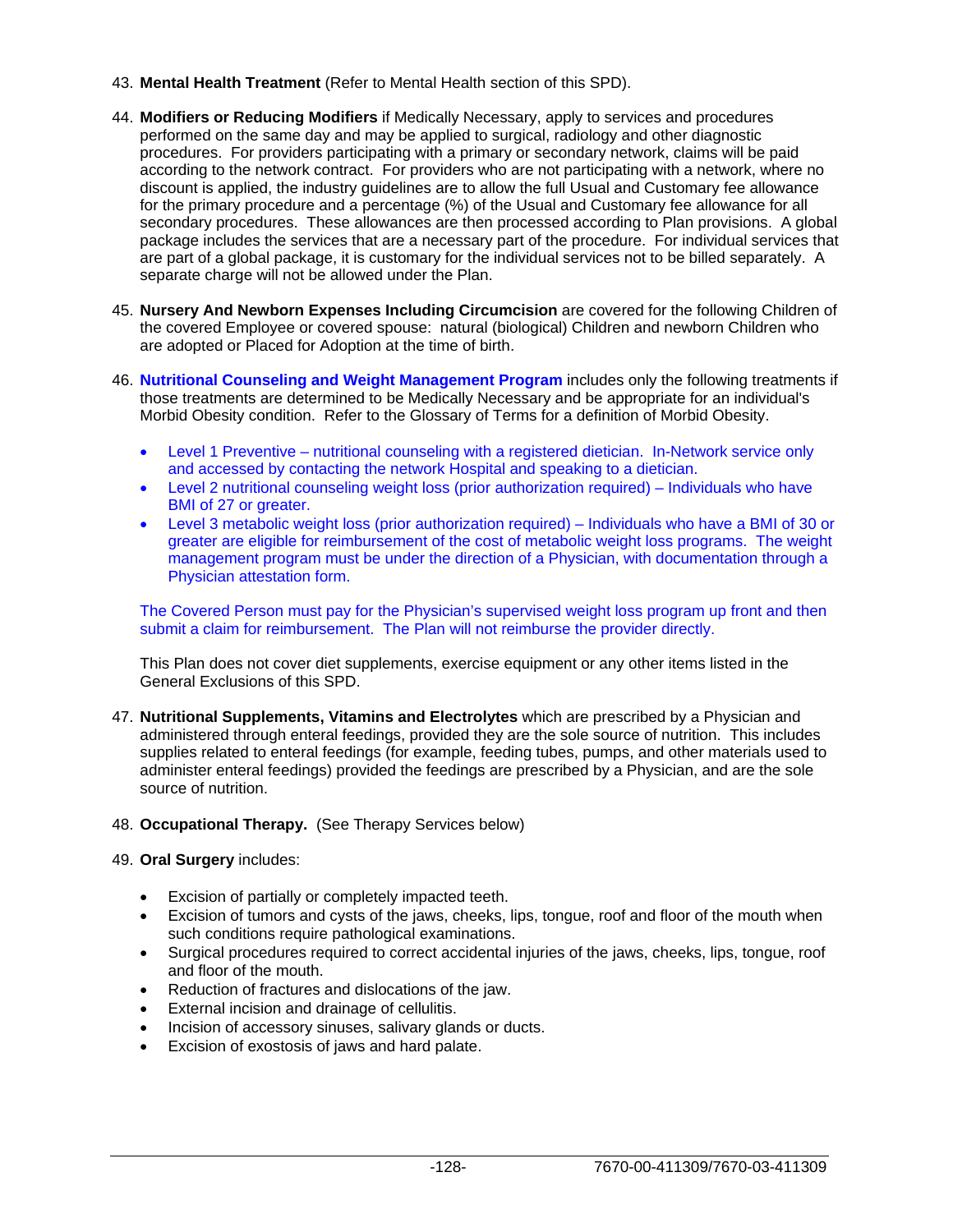43. **Mental Health Treatment** (Refer to Mental Health section of this SPD).

44. **Modifiers or Reducing Modifiers** if Medically Necessary, apply to services and procedures performed on the same day and may be applied to surgical, radiology and other diagnostic procedures. For providers participating with a primary or secondary network, claims will be paid according to the network contract. For providers who are not participating with a network, where no discount is applied, the industry guidelines are to allow the full Usual and Customary fee allowance for the primary procedure and a percentage (%) of the Usual and Customary fee allowance for all secondary procedures. These allowances are then processed according to Plan provisions. A global package includes the services that are a necessary part of the procedure. For individual services that are part of a global package, it is customary for the individual services not to be billed separately. A separate charge will not be allowed under the Plan.

45. **Nursery And Newborn Expenses Including Circumcision** are covered for the following Children of the covered Employee or covered spouse: natural (biological) Children and newborn Children who are adopted or Placed for Adoption at the time of birth.

46. **Nutritional Counseling and Weight Management Program** includes only the following treatments if those treatments are determined to be Medically Necessary and be appropriate for an individual's Morbid Obesity condition. Refer to the Glossary of Terms for a definition of Morbid Obesity.

    - Level 1 Preventive – nutritional counseling with a registered dietician. In-Network service only and accessed by contacting the network Hospital and speaking to a dietician.
    - Level 2 nutritional counseling weight loss (prior authorization required) – Individuals who have BMI of 27 or greater.
    - Level 3 metabolic weight loss (prior authorization required) – Individuals who have a BMI of 30 or greater are eligible for reimbursement of the cost of metabolic weight loss programs. The weight management program must be under the direction of a Physician, with documentation through a Physician attestation form.

    The Covered Person must pay for the Physician's supervised weight loss program up front and then submit a claim for reimbursement. The Plan will not reimburse the provider directly.

    This Plan does not cover diet supplements, exercise equipment or any other items listed in the General Exclusions of this SPD.

47. **Nutritional Supplements, Vitamins and Electrolytes** which are prescribed by a Physician and administered through enteral feedings, provided they are the sole source of nutrition. This includes supplies related to enteral feedings (for example, feeding tubes, pumps, and other materials used to administer enteral feedings) provided the feedings are prescribed by a Physician, and are the sole source of nutrition.

48. **Occupational Therapy.** (See Therapy Services below)

49. **Oral Surgery** includes:

    - Excision of partially or completely impacted teeth.
    - Excision of tumors and cysts of the jaws, cheeks, lips, tongue, roof and floor of the mouth when such conditions require pathological examinations.
    - Surgical procedures required to correct accidental injuries of the jaws, cheeks, lips, tongue, roof and floor of the mouth.
    - Reduction of fractures and dislocations of the jaw.
    - External incision and drainage of cellulitis.
    - Incision of accessory sinuses, salivary glands or ducts.
    - Excision of exostosis of jaws and hard palate.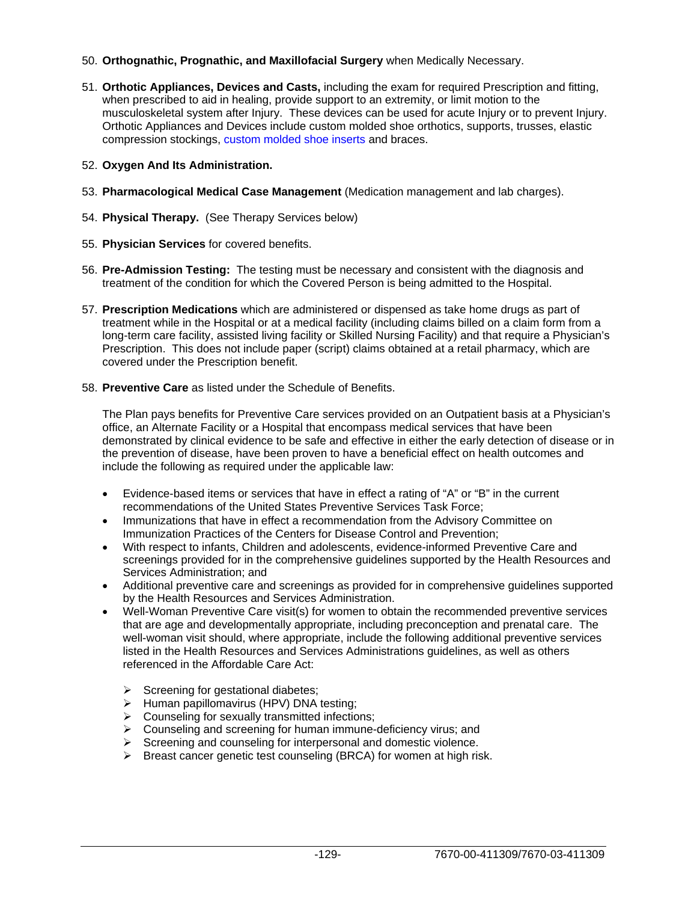50. **Orthognathic, Prognathic, and Maxillofacial Surgery** when Medically Necessary.

51. **Orthotic Appliances, Devices and Casts,** including the exam for required Prescription and fitting, when prescribed to aid in healing, provide support to an extremity, or limit motion to the musculoskeletal system after Injury. These devices can be used for acute Injury or to prevent Injury. Orthotic Appliances and Devices include custom molded shoe orthotics, supports, trusses, elastic compression stockings, custom molded shoe inserts and braces.

52. **Oxygen And Its Administration.**

53. **Pharmacological Medical Case Management** (Medication management and lab charges).

54. **Physical Therapy.** (See Therapy Services below)

55. **Physician Services** for covered benefits.

56. **Pre-Admission Testing:** The testing must be necessary and consistent with the diagnosis and treatment of the condition for which the Covered Person is being admitted to the Hospital.

57. **Prescription Medications** which are administered or dispensed as take home drugs as part of treatment while in the Hospital or at a medical facility (including claims billed on a claim form from a long-term care facility, assisted living facility or Skilled Nursing Facility) and that require a Physician's Prescription. This does not include paper (script) claims obtained at a retail pharmacy, which are covered under the Prescription benefit.

58. **Preventive Care** as listed under the Schedule of Benefits.

    The Plan pays benefits for Preventive Care services provided on an Outpatient basis at a Physician's office, an Alternate Facility or a Hospital that encompass medical services that have been demonstrated by clinical evidence to be safe and effective in either the early detection of disease or in the prevention of disease, have been proven to have a beneficial effect on health outcomes and include the following as required under the applicable law:

    - Evidence-based items or services that have in effect a rating of "A" or "B" in the current recommendations of the United States Preventive Services Task Force;
    - Immunizations that have in effect a recommendation from the Advisory Committee on Immunization Practices of the Centers for Disease Control and Prevention;
    - With respect to infants, Children and adolescents, evidence-informed Preventive Care and screenings provided for in the comprehensive guidelines supported by the Health Resources and Services Administration; and
    - Additional preventive care and screenings as provided for in comprehensive guidelines supported by the Health Resources and Services Administration.
    - Well-Woman Preventive Care visit(s) for women to obtain the recommended preventive services that are age and developmentally appropriate, including preconception and prenatal care. The well-woman visit should, where appropriate, include the following additional preventive services listed in the Health Resources and Services Administrations guidelines, as well as others referenced in the Affordable Care Act:

        - Screening for gestational diabetes;
        - Human papillomavirus (HPV) DNA testing;
        - Counseling for sexually transmitted infections;
        - Counseling and screening for human immune-deficiency virus; and
        - Screening and counseling for interpersonal and domestic violence.
        - Breast cancer genetic test counseling (BRCA) for women at high risk.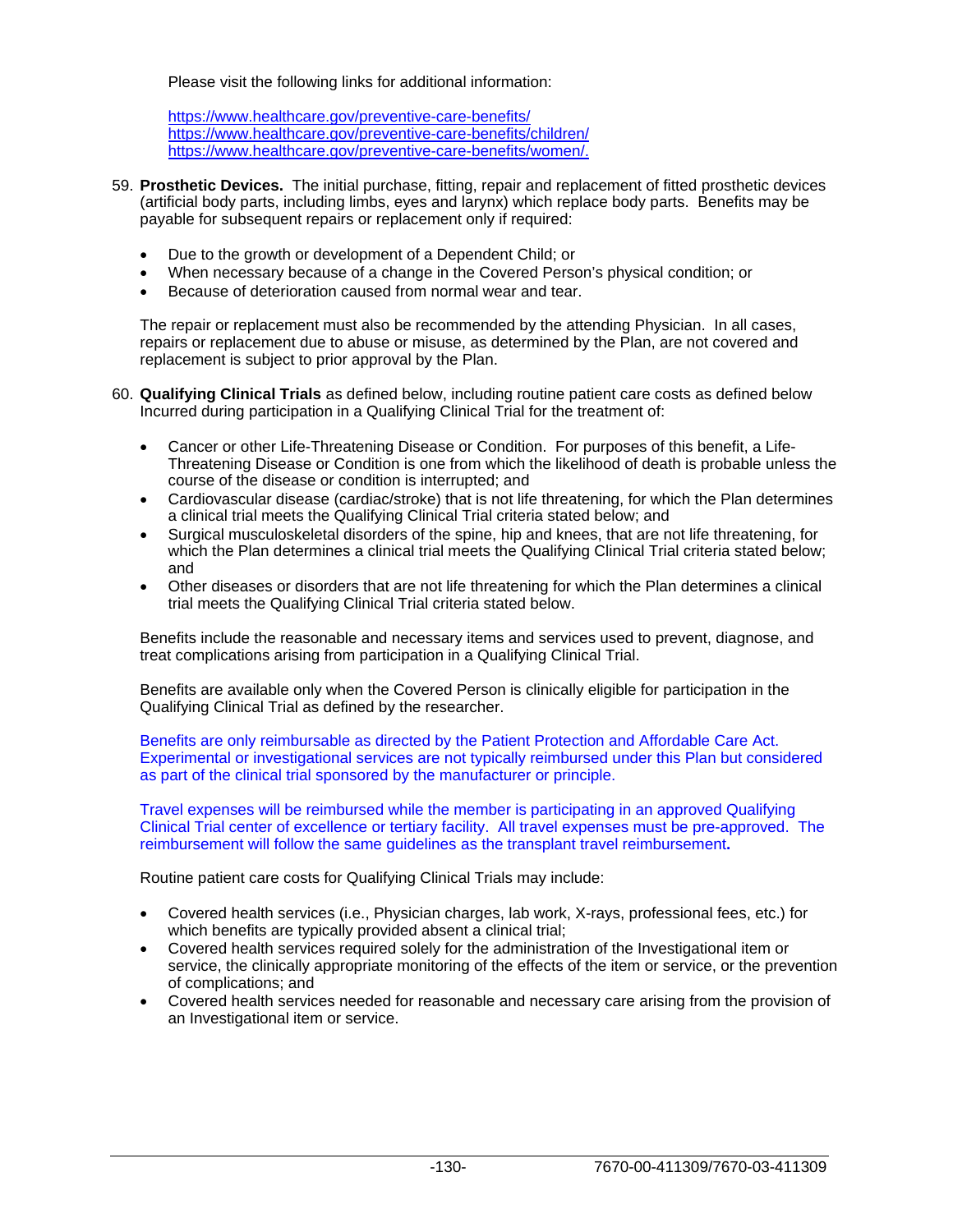Please visit the following links for additional information:

https://www.healthcare.gov/preventive-care-benefits/
https://www.healthcare.gov/preventive-care-benefits/children/
https://www.healthcare.gov/preventive-care-benefits/women/.

59. **Prosthetic Devices.** The initial purchase, fitting, repair and replacement of fitted prosthetic devices (artificial body parts, including limbs, eyes and larynx) which replace body parts. Benefits may be payable for subsequent repairs or replacement only if required:

    - Due to the growth or development of a Dependent Child; or
    - When necessary because of a change in the Covered Person's physical condition; or
    - Because of deterioration caused from normal wear and tear.

    The repair or replacement must also be recommended by the attending Physician. In all cases, repairs or replacement due to abuse or misuse, as determined by the Plan, are not covered and replacement is subject to prior approval by the Plan.

60. **Qualifying Clinical Trials** as defined below, including routine patient care costs as defined below Incurred during participation in a Qualifying Clinical Trial for the treatment of:

    - Cancer or other Life-Threatening Disease or Condition. For purposes of this benefit, a Life-Threatening Disease or Condition is one from which the likelihood of death is probable unless the course of the disease or condition is interrupted; and
    - Cardiovascular disease (cardiac/stroke) that is not life threatening, for which the Plan determines a clinical trial meets the Qualifying Clinical Trial criteria stated below; and
    - Surgical musculoskeletal disorders of the spine, hip and knees, that are not life threatening, for which the Plan determines a clinical trial meets the Qualifying Clinical Trial criteria stated below; and
    - Other diseases or disorders that are not life threatening for which the Plan determines a clinical trial meets the Qualifying Clinical Trial criteria stated below.

    Benefits include the reasonable and necessary items and services used to prevent, diagnose, and treat complications arising from participation in a Qualifying Clinical Trial.

    Benefits are available only when the Covered Person is clinically eligible for participation in the Qualifying Clinical Trial as defined by the researcher.

    Benefits are only reimbursable as directed by the Patient Protection and Affordable Care Act. Experimental or investigational services are not typically reimbursed under this Plan but considered as part of the clinical trial sponsored by the manufacturer or principle.

    Travel expenses will be reimbursed while the member is participating in an approved Qualifying Clinical Trial center of excellence or tertiary facility. All travel expenses must be pre-approved. The reimbursement will follow the same guidelines as the transplant travel reimbursement.

    Routine patient care costs for Qualifying Clinical Trials may include:

    - Covered health services (i.e., Physician charges, lab work, X-rays, professional fees, etc.) for which benefits are typically provided absent a clinical trial;
    - Covered health services required solely for the administration of the Investigational item or service, the clinically appropriate monitoring of the effects of the item or service, or the prevention of complications; and
    - Covered health services needed for reasonable and necessary care arising from the provision of an Investigational item or service.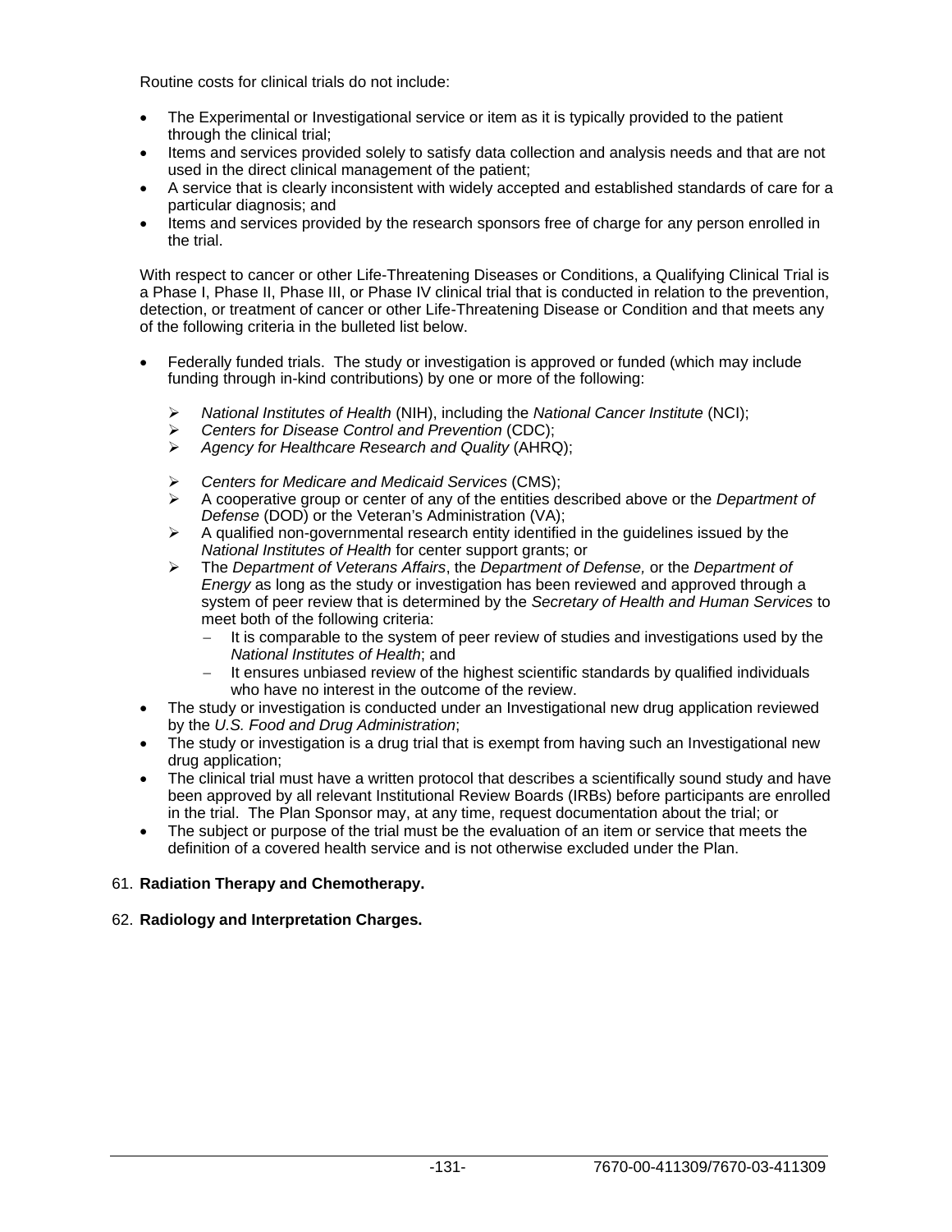Routine costs for clinical trials do not include:

- The Experimental or Investigational service or item as it is typically provided to the patient through the clinical trial;
- Items and services provided solely to satisfy data collection and analysis needs and that are not used in the direct clinical management of the patient;
- A service that is clearly inconsistent with widely accepted and established standards of care for a particular diagnosis; and
- Items and services provided by the research sponsors free of charge for any person enrolled in the trial.

With respect to cancer or other Life-Threatening Diseases or Conditions, a Qualifying Clinical Trial is a Phase I, Phase II, Phase III, or Phase IV clinical trial that is conducted in relation to the prevention, detection, or treatment of cancer or other Life-Threatening Disease or Condition and that meets any of the following criteria in the bulleted list below.

- Federally funded trials. The study or investigation is approved or funded (which may include funding through in-kind contributions) by one or more of the following:
  - *National Institutes of Health* (NIH), including the *National Cancer Institute* (NCI);
  - *Centers for Disease Control and Prevention* (CDC);
  - *Agency for Healthcare Research and Quality* (AHRQ);
  - *Centers for Medicare and Medicaid Services* (CMS);
  - A cooperative group or center of any of the entities described above or the *Department of Defense* (DOD) or the Veteran's Administration (VA);
  - A qualified non-governmental research entity identified in the guidelines issued by the *National Institutes of Health* for center support grants; or
  - The *Department of Veterans Affairs*, the *Department of Defense,* or the *Department of Energy* as long as the study or investigation has been reviewed and approved through a system of peer review that is determined by the *Secretary of Health and Human Services* to meet both of the following criteria:
    - It is comparable to the system of peer review of studies and investigations used by the *National Institutes of Health*; and
    - It ensures unbiased review of the highest scientific standards by qualified individuals who have no interest in the outcome of the review.
- The study or investigation is conducted under an Investigational new drug application reviewed by the *U.S. Food and Drug Administration*;
- The study or investigation is a drug trial that is exempt from having such an Investigational new drug application;
- The clinical trial must have a written protocol that describes a scientifically sound study and have been approved by all relevant Institutional Review Boards (IRBs) before participants are enrolled in the trial. The Plan Sponsor may, at any time, request documentation about the trial; or
- The subject or purpose of the trial must be the evaluation of an item or service that meets the definition of a covered health service and is not otherwise excluded under the Plan.

61. **Radiation Therapy and Chemotherapy.**

62. **Radiology and Interpretation Charges.**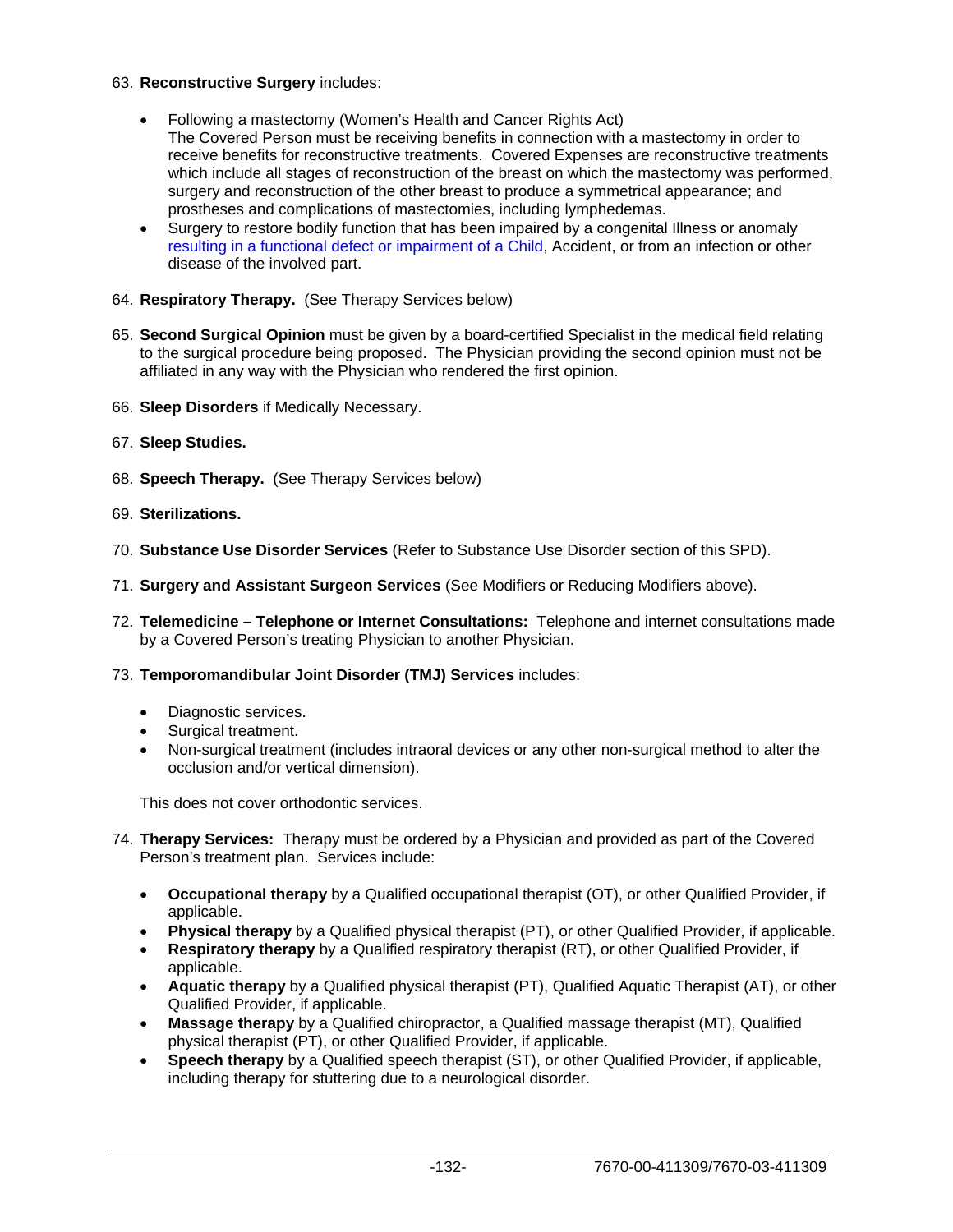63. **Reconstructive Surgery** includes:

    - Following a mastectomy (Women's Health and Cancer Rights Act)
      The Covered Person must be receiving benefits in connection with a mastectomy in order to receive benefits for reconstructive treatments. Covered Expenses are reconstructive treatments which include all stages of reconstruction of the breast on which the mastectomy was performed, surgery and reconstruction of the other breast to produce a symmetrical appearance; and prostheses and complications of mastectomies, including lymphedemas.
    - Surgery to restore bodily function that has been impaired by a congenital Illness or anomaly resulting in a functional defect or impairment of a Child, Accident, or from an infection or other disease of the involved part.

64. **Respiratory Therapy.** (See Therapy Services below)

65. **Second Surgical Opinion** must be given by a board-certified Specialist in the medical field relating to the surgical procedure being proposed. The Physician providing the second opinion must not be affiliated in any way with the Physician who rendered the first opinion.

66. **Sleep Disorders** if Medically Necessary.

67. **Sleep Studies.**

68. **Speech Therapy.** (See Therapy Services below)

69. **Sterilizations.**

70. **Substance Use Disorder Services** (Refer to Substance Use Disorder section of this SPD).

71. **Surgery and Assistant Surgeon Services** (See Modifiers or Reducing Modifiers above).

72. **Telemedicine – Telephone or Internet Consultations:** Telephone and internet consultations made by a Covered Person's treating Physician to another Physician.

73. **Temporomandibular Joint Disorder (TMJ) Services** includes:

    - Diagnostic services.
    - Surgical treatment.
    - Non-surgical treatment (includes intraoral devices or any other non-surgical method to alter the occlusion and/or vertical dimension).

    This does not cover orthodontic services.

74. **Therapy Services:** Therapy must be ordered by a Physician and provided as part of the Covered Person's treatment plan. Services include:

    - **Occupational therapy** by a Qualified occupational therapist (OT), or other Qualified Provider, if applicable.
    - **Physical therapy** by a Qualified physical therapist (PT), or other Qualified Provider, if applicable.
    - **Respiratory therapy** by a Qualified respiratory therapist (RT), or other Qualified Provider, if applicable.
    - **Aquatic therapy** by a Qualified physical therapist (PT), Qualified Aquatic Therapist (AT), or other Qualified Provider, if applicable.
    - **Massage therapy** by a Qualified chiropractor, a Qualified massage therapist (MT), Qualified physical therapist (PT), or other Qualified Provider, if applicable.
    - **Speech therapy** by a Qualified speech therapist (ST), or other Qualified Provider, if applicable, including therapy for stuttering due to a neurological disorder.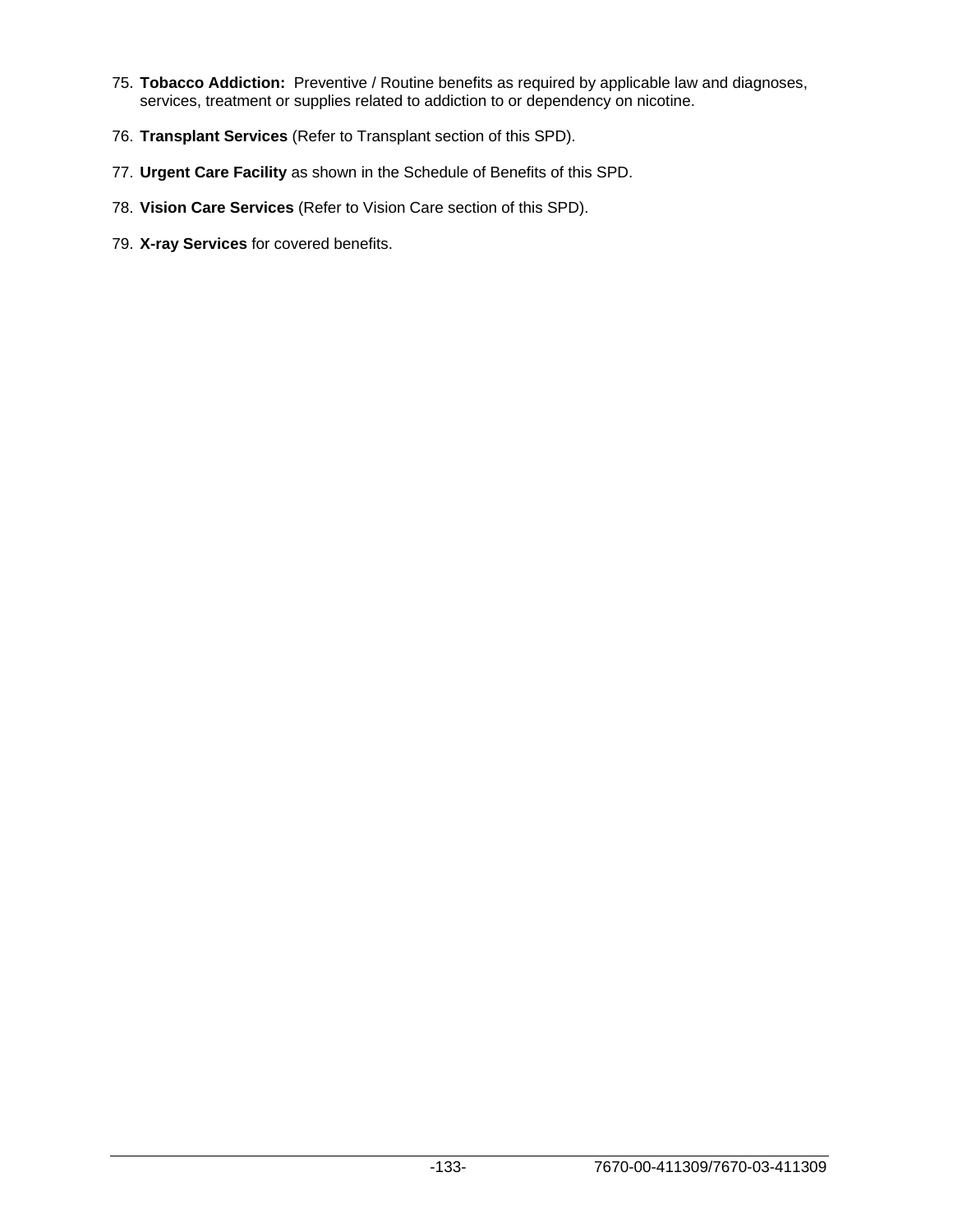75. **Tobacco Addiction:** Preventive / Routine benefits as required by applicable law and diagnoses, services, treatment or supplies related to addiction to or dependency on nicotine.

76. **Transplant Services** (Refer to Transplant section of this SPD).

77. **Urgent Care Facility** as shown in the Schedule of Benefits of this SPD.

78. **Vision Care Services** (Refer to Vision Care section of this SPD).

79. **X-ray Services** for covered benefits.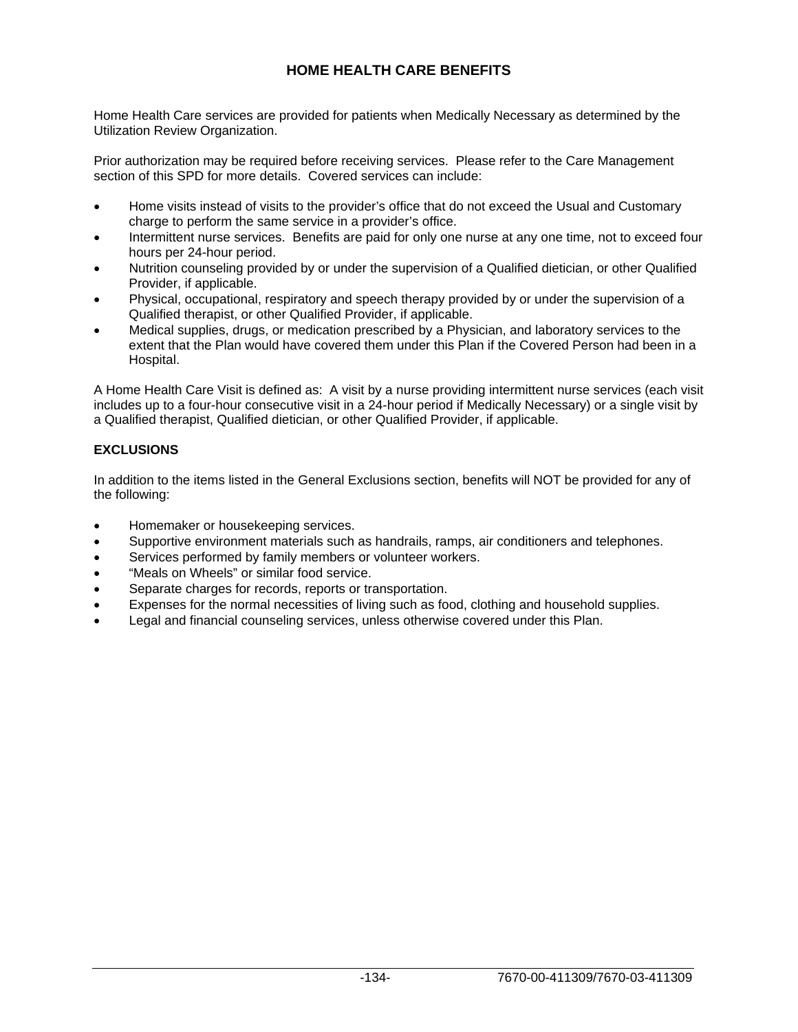# HOME HEALTH CARE BENEFITS

Home Health Care services are provided for patients when Medically Necessary as determined by the Utilization Review Organization.

Prior authorization may be required before receiving services. Please refer to the Care Management section of this SPD for more details. Covered services can include:

- Home visits instead of visits to the provider's office that do not exceed the Usual and Customary charge to perform the same service in a provider's office.
- Intermittent nurse services. Benefits are paid for only one nurse at any one time, not to exceed four hours per 24-hour period.
- Nutrition counseling provided by or under the supervision of a Qualified dietician, or other Qualified Provider, if applicable.
- Physical, occupational, respiratory and speech therapy provided by or under the supervision of a Qualified therapist, or other Qualified Provider, if applicable.
- Medical supplies, drugs, or medication prescribed by a Physician, and laboratory services to the extent that the Plan would have covered them under this Plan if the Covered Person had been in a Hospital.

A Home Health Care Visit is defined as: A visit by a nurse providing intermittent nurse services (each visit includes up to a four-hour consecutive visit in a 24-hour period if Medically Necessary) or a single visit by a Qualified therapist, Qualified dietician, or other Qualified Provider, if applicable.

## EXCLUSIONS

In addition to the items listed in the General Exclusions section, benefits will NOT be provided for any of the following:

- Homemaker or housekeeping services.
- Supportive environment materials such as handrails, ramps, air conditioners and telephones.
- Services performed by family members or volunteer workers.
- "Meals on Wheels" or similar food service.
- Separate charges for records, reports or transportation.
- Expenses for the normal necessities of living such as food, clothing and household supplies.
- Legal and financial counseling services, unless otherwise covered under this Plan.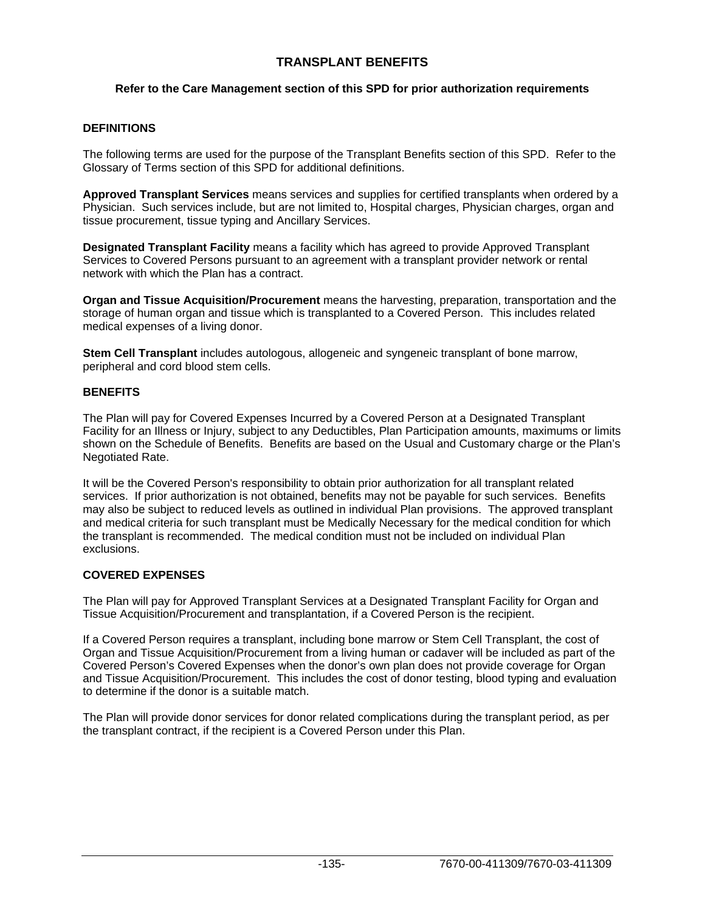# TRANSPLANT BENEFITS

**Refer to the Care Management section of this SPD for prior authorization requirements**

## DEFINITIONS

The following terms are used for the purpose of the Transplant Benefits section of this SPD. Refer to the Glossary of Terms section of this SPD for additional definitions.

**Approved Transplant Services** means services and supplies for certified transplants when ordered by a Physician. Such services include, but are not limited to, Hospital charges, Physician charges, organ and tissue procurement, tissue typing and Ancillary Services.

**Designated Transplant Facility** means a facility which has agreed to provide Approved Transplant Services to Covered Persons pursuant to an agreement with a transplant provider network or rental network with which the Plan has a contract.

**Organ and Tissue Acquisition/Procurement** means the harvesting, preparation, transportation and the storage of human organ and tissue which is transplanted to a Covered Person. This includes related medical expenses of a living donor.

**Stem Cell Transplant** includes autologous, allogeneic and syngeneic transplant of bone marrow, peripheral and cord blood stem cells.

## BENEFITS

The Plan will pay for Covered Expenses Incurred by a Covered Person at a Designated Transplant Facility for an Illness or Injury, subject to any Deductibles, Plan Participation amounts, maximums or limits shown on the Schedule of Benefits. Benefits are based on the Usual and Customary charge or the Plan's Negotiated Rate.

It will be the Covered Person's responsibility to obtain prior authorization for all transplant related services. If prior authorization is not obtained, benefits may not be payable for such services. Benefits may also be subject to reduced levels as outlined in individual Plan provisions. The approved transplant and medical criteria for such transplant must be Medically Necessary for the medical condition for which the transplant is recommended. The medical condition must not be included on individual Plan exclusions.

## COVERED EXPENSES

The Plan will pay for Approved Transplant Services at a Designated Transplant Facility for Organ and Tissue Acquisition/Procurement and transplantation, if a Covered Person is the recipient.

If a Covered Person requires a transplant, including bone marrow or Stem Cell Transplant, the cost of Organ and Tissue Acquisition/Procurement from a living human or cadaver will be included as part of the Covered Person's Covered Expenses when the donor's own plan does not provide coverage for Organ and Tissue Acquisition/Procurement. This includes the cost of donor testing, blood typing and evaluation to determine if the donor is a suitable match.

The Plan will provide donor services for donor related complications during the transplant period, as per the transplant contract, if the recipient is a Covered Person under this Plan.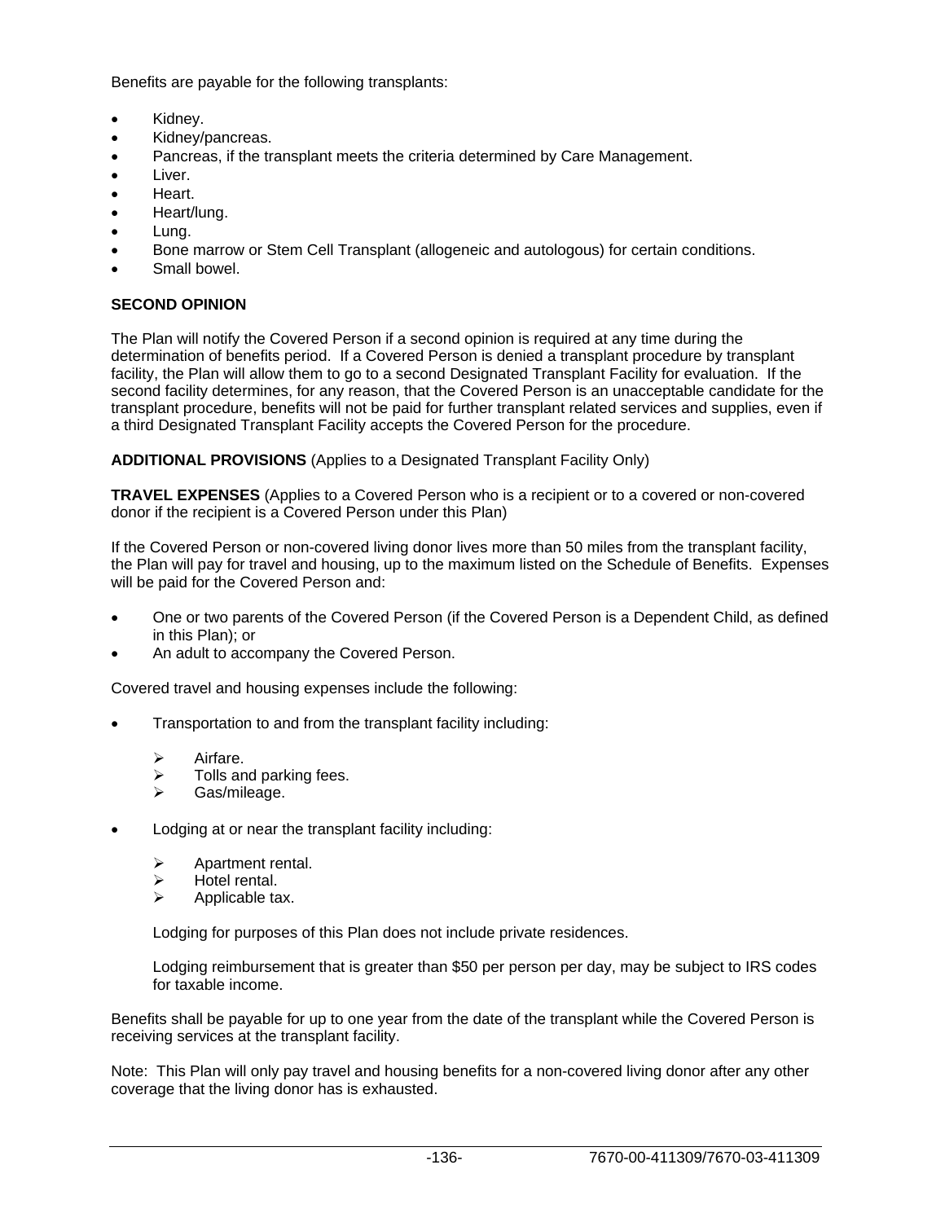Benefits are payable for the following transplants:

- Kidney.
- Kidney/pancreas.
- Pancreas, if the transplant meets the criteria determined by Care Management.
- Liver.
- Heart.
- Heart/lung.
- Lung.
- Bone marrow or Stem Cell Transplant (allogeneic and autologous) for certain conditions.
- Small bowel.

**SECOND OPINION**

The Plan will notify the Covered Person if a second opinion is required at any time during the determination of benefits period. If a Covered Person is denied a transplant procedure by transplant facility, the Plan will allow them to go to a second Designated Transplant Facility for evaluation. If the second facility determines, for any reason, that the Covered Person is an unacceptable candidate for the transplant procedure, benefits will not be paid for further transplant related services and supplies, even if a third Designated Transplant Facility accepts the Covered Person for the procedure.

**ADDITIONAL PROVISIONS** (Applies to a Designated Transplant Facility Only)

**TRAVEL EXPENSES** (Applies to a Covered Person who is a recipient or to a covered or non-covered donor if the recipient is a Covered Person under this Plan)

If the Covered Person or non-covered living donor lives more than 50 miles from the transplant facility, the Plan will pay for travel and housing, up to the maximum listed on the Schedule of Benefits. Expenses will be paid for the Covered Person and:

- One or two parents of the Covered Person (if the Covered Person is a Dependent Child, as defined in this Plan); or
- An adult to accompany the Covered Person.

Covered travel and housing expenses include the following:

- Transportation to and from the transplant facility including:
    - Airfare.
    - Tolls and parking fees.
    - Gas/mileage.
- Lodging at or near the transplant facility including:
    - Apartment rental.
    - Hotel rental.
    - Applicable tax.

  Lodging for purposes of this Plan does not include private residences.

  Lodging reimbursement that is greater than $50 per person per day, may be subject to IRS codes for taxable income.

Benefits shall be payable for up to one year from the date of the transplant while the Covered Person is receiving services at the transplant facility.

Note: This Plan will only pay travel and housing benefits for a non-covered living donor after any other coverage that the living donor has is exhausted.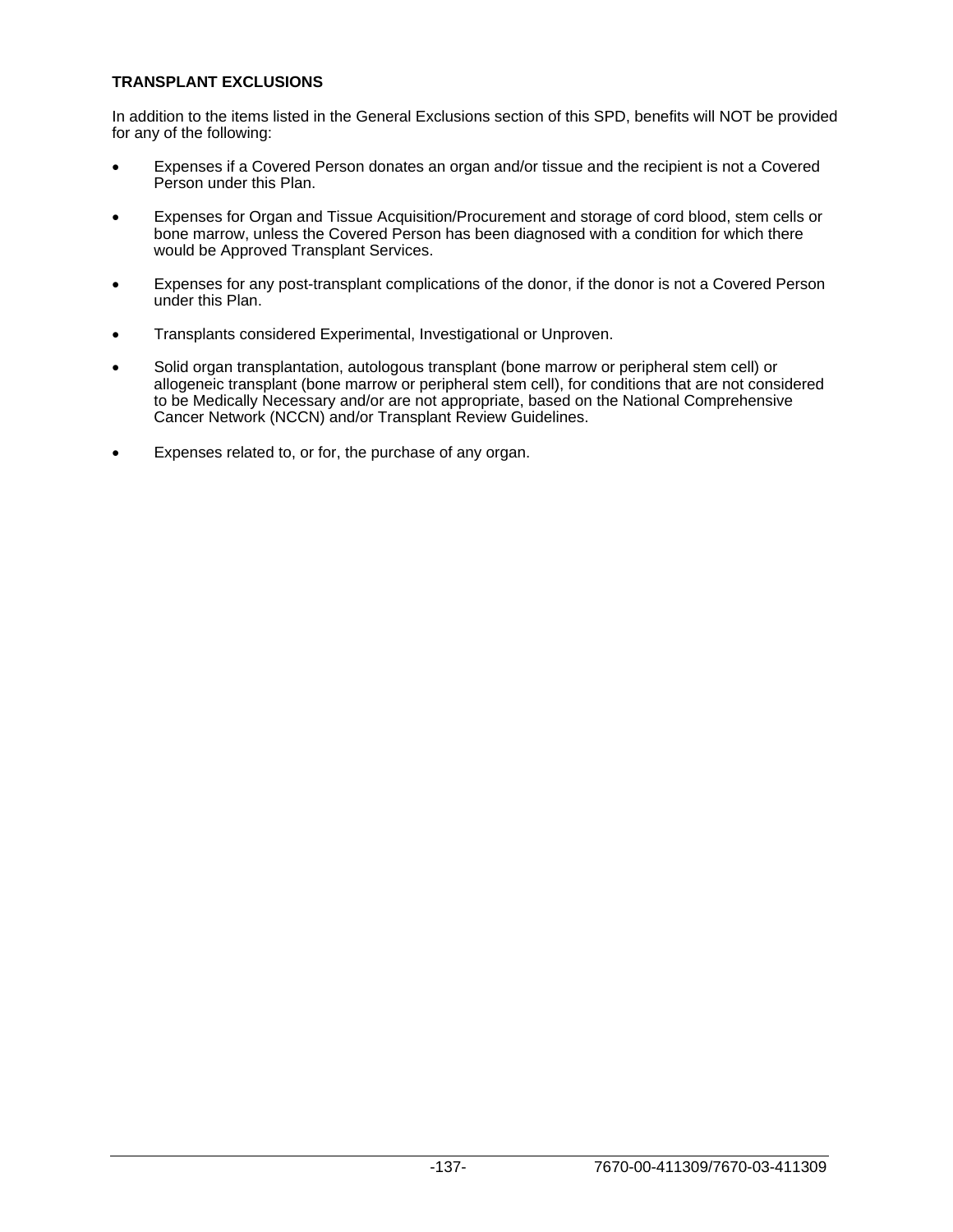**TRANSPLANT EXCLUSIONS**

In addition to the items listed in the General Exclusions section of this SPD, benefits will NOT be provided for any of the following:

- Expenses if a Covered Person donates an organ and/or tissue and the recipient is not a Covered Person under this Plan.
- Expenses for Organ and Tissue Acquisition/Procurement and storage of cord blood, stem cells or bone marrow, unless the Covered Person has been diagnosed with a condition for which there would be Approved Transplant Services.
- Expenses for any post-transplant complications of the donor, if the donor is not a Covered Person under this Plan.
- Transplants considered Experimental, Investigational or Unproven.
- Solid organ transplantation, autologous transplant (bone marrow or peripheral stem cell) or allogeneic transplant (bone marrow or peripheral stem cell), for conditions that are not considered to be Medically Necessary and/or are not appropriate, based on the National Comprehensive Cancer Network (NCCN) and/or Transplant Review Guidelines.
- Expenses related to, or for, the purchase of any organ.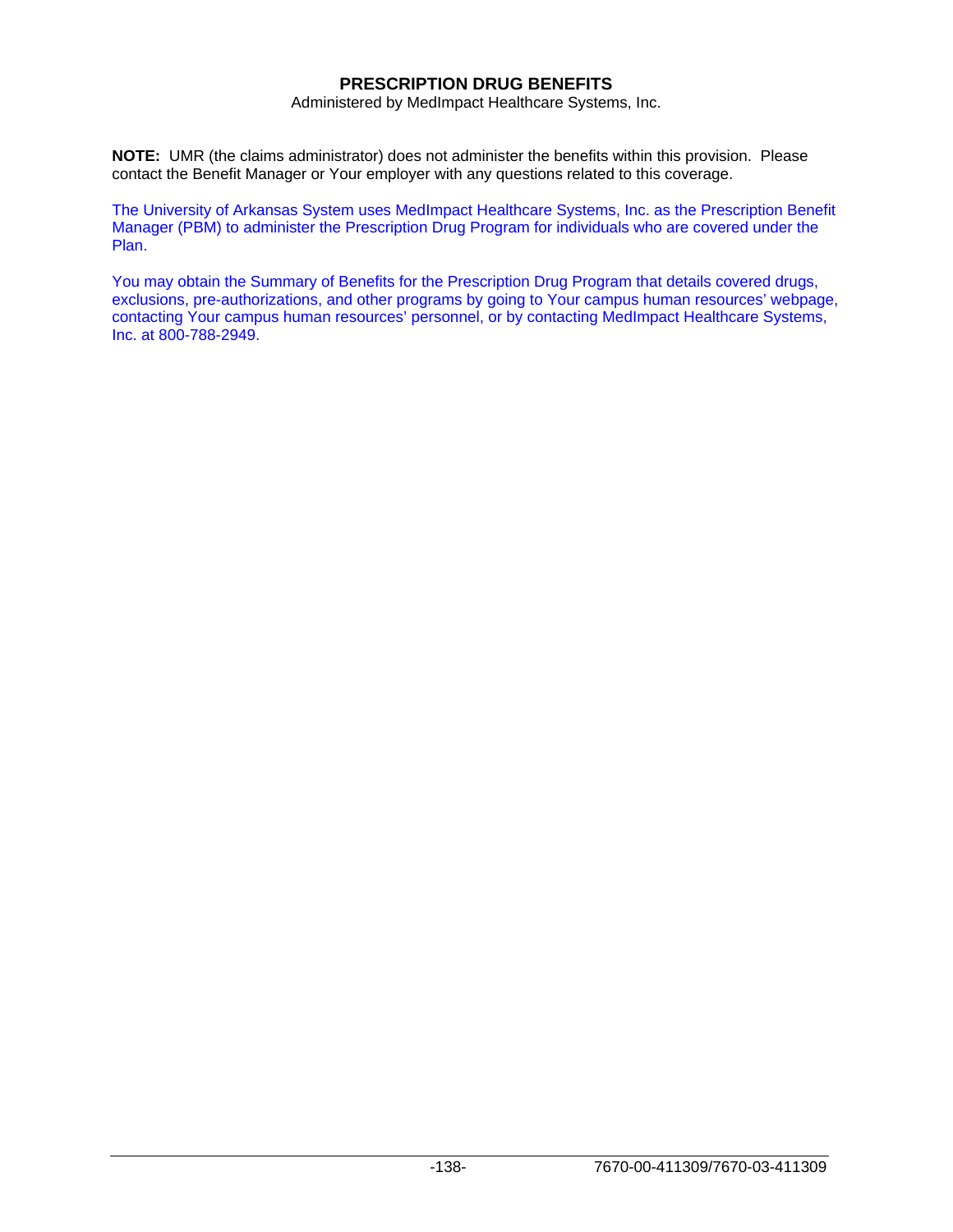## PRESCRIPTION DRUG BENEFITS

Administered by MedImpact Healthcare Systems, Inc.

**NOTE:** UMR (the claims administrator) does not administer the benefits within this provision. Please contact the Benefit Manager or Your employer with any questions related to this coverage.

The University of Arkansas System uses MedImpact Healthcare Systems, Inc. as the Prescription Benefit Manager (PBM) to administer the Prescription Drug Program for individuals who are covered under the Plan.

You may obtain the Summary of Benefits for the Prescription Drug Program that details covered drugs, exclusions, pre-authorizations, and other programs by going to Your campus human resources' webpage, contacting Your campus human resources' personnel, or by contacting MedImpact Healthcare Systems, Inc. at 800-788-2949.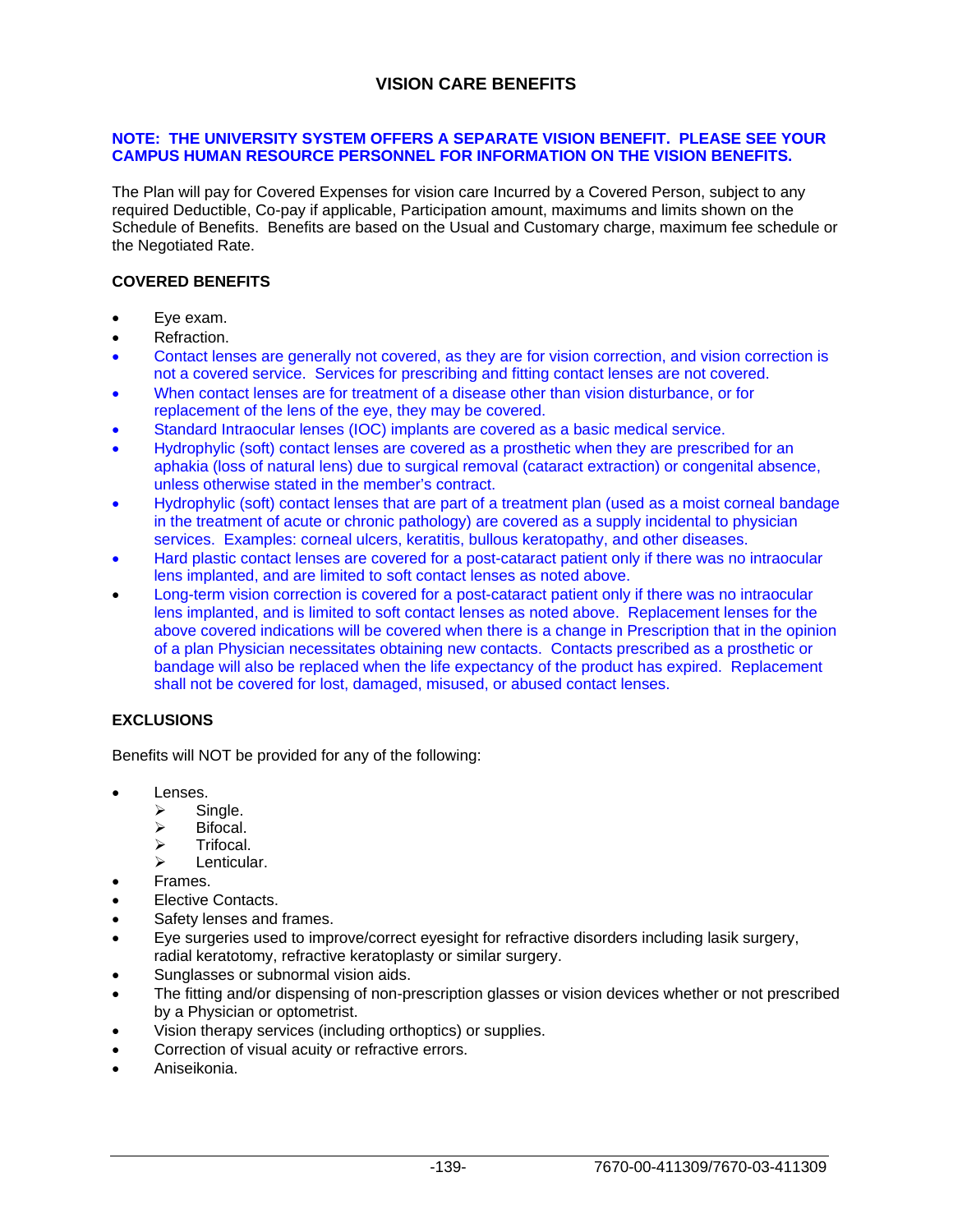# VISION CARE BENEFITS

**NOTE: THE UNIVERSITY SYSTEM OFFERS A SEPARATE VISION BENEFIT. PLEASE SEE YOUR CAMPUS HUMAN RESOURCE PERSONNEL FOR INFORMATION ON THE VISION BENEFITS.**

The Plan will pay for Covered Expenses for vision care Incurred by a Covered Person, subject to any required Deductible, Co-pay if applicable, Participation amount, maximums and limits shown on the Schedule of Benefits. Benefits are based on the Usual and Customary charge, maximum fee schedule or the Negotiated Rate.

**COVERED BENEFITS**

- Eye exam.
- Refraction.
- Contact lenses are generally not covered, as they are for vision correction, and vision correction is not a covered service. Services for prescribing and fitting contact lenses are not covered.
- When contact lenses are for treatment of a disease other than vision disturbance, or for replacement of the lens of the eye, they may be covered.
- Standard Intraocular lenses (IOC) implants are covered as a basic medical service.
- Hydrophylic (soft) contact lenses are covered as a prosthetic when they are prescribed for an aphakia (loss of natural lens) due to surgical removal (cataract extraction) or congenital absence, unless otherwise stated in the member's contract.
- Hydrophylic (soft) contact lenses that are part of a treatment plan (used as a moist corneal bandage in the treatment of acute or chronic pathology) are covered as a supply incidental to physician services. Examples: corneal ulcers, keratitis, bullous keratopathy, and other diseases.
- Hard plastic contact lenses are covered for a post-cataract patient only if there was no intraocular lens implanted, and are limited to soft contact lenses as noted above.
- Long-term vision correction is covered for a post-cataract patient only if there was no intraocular lens implanted, and is limited to soft contact lenses as noted above. Replacement lenses for the above covered indications will be covered when there is a change in Prescription that in the opinion of a plan Physician necessitates obtaining new contacts. Contacts prescribed as a prosthetic or bandage will also be replaced when the life expectancy of the product has expired. Replacement shall not be covered for lost, damaged, misused, or abused contact lenses.

**EXCLUSIONS**

Benefits will NOT be provided for any of the following:

- Lenses.
  - Single.
  - Bifocal.
  - Trifocal.
  - Lenticular.
- Frames.
- Elective Contacts.
- Safety lenses and frames.
- Eye surgeries used to improve/correct eyesight for refractive disorders including lasik surgery, radial keratotomy, refractive keratoplasty or similar surgery.
- Sunglasses or subnormal vision aids.
- The fitting and/or dispensing of non-prescription glasses or vision devices whether or not prescribed by a Physician or optometrist.
- Vision therapy services (including orthoptics) or supplies.
- Correction of visual acuity or refractive errors.
- Aniseikonia.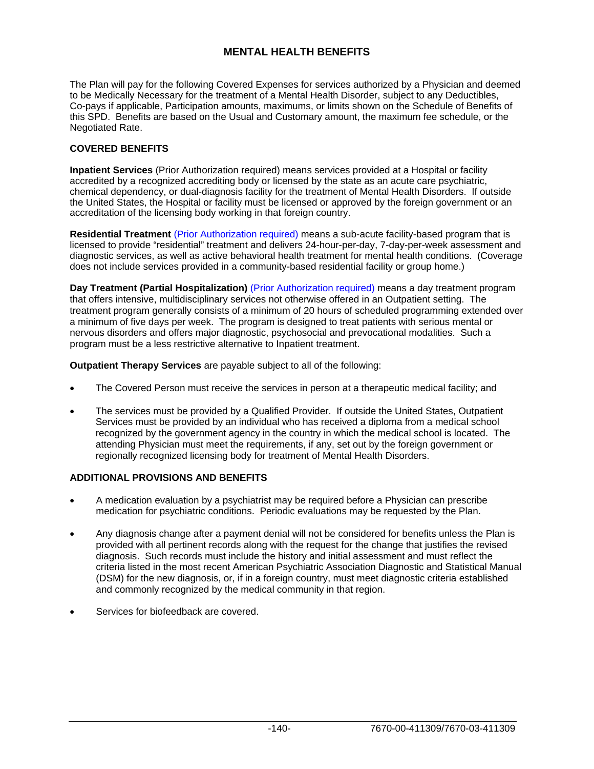# MENTAL HEALTH BENEFITS

The Plan will pay for the following Covered Expenses for services authorized by a Physician and deemed to be Medically Necessary for the treatment of a Mental Health Disorder, subject to any Deductibles, Co-pays if applicable, Participation amounts, maximums, or limits shown on the Schedule of Benefits of this SPD. Benefits are based on the Usual and Customary amount, the maximum fee schedule, or the Negotiated Rate.

## COVERED BENEFITS

**Inpatient Services** (Prior Authorization required) means services provided at a Hospital or facility accredited by a recognized accrediting body or licensed by the state as an acute care psychiatric, chemical dependency, or dual-diagnosis facility for the treatment of Mental Health Disorders. If outside the United States, the Hospital or facility must be licensed or approved by the foreign government or an accreditation of the licensing body working in that foreign country.

**Residential Treatment** (Prior Authorization required) means a sub-acute facility-based program that is licensed to provide "residential" treatment and delivers 24-hour-per-day, 7-day-per-week assessment and diagnostic services, as well as active behavioral health treatment for mental health conditions. (Coverage does not include services provided in a community-based residential facility or group home.)

**Day Treatment (Partial Hospitalization)** (Prior Authorization required) means a day treatment program that offers intensive, multidisciplinary services not otherwise offered in an Outpatient setting. The treatment program generally consists of a minimum of 20 hours of scheduled programming extended over a minimum of five days per week. The program is designed to treat patients with serious mental or nervous disorders and offers major diagnostic, psychosocial and prevocational modalities. Such a program must be a less restrictive alternative to Inpatient treatment.

**Outpatient Therapy Services** are payable subject to all of the following:

- The Covered Person must receive the services in person at a therapeutic medical facility; and
- The services must be provided by a Qualified Provider. If outside the United States, Outpatient Services must be provided by an individual who has received a diploma from a medical school recognized by the government agency in the country in which the medical school is located. The attending Physician must meet the requirements, if any, set out by the foreign government or regionally recognized licensing body for treatment of Mental Health Disorders.

## ADDITIONAL PROVISIONS AND BENEFITS

- A medication evaluation by a psychiatrist may be required before a Physician can prescribe medication for psychiatric conditions. Periodic evaluations may be requested by the Plan.
- Any diagnosis change after a payment denial will not be considered for benefits unless the Plan is provided with all pertinent records along with the request for the change that justifies the revised diagnosis. Such records must include the history and initial assessment and must reflect the criteria listed in the most recent American Psychiatric Association Diagnostic and Statistical Manual (DSM) for the new diagnosis, or, if in a foreign country, must meet diagnostic criteria established and commonly recognized by the medical community in that region.
- Services for biofeedback are covered.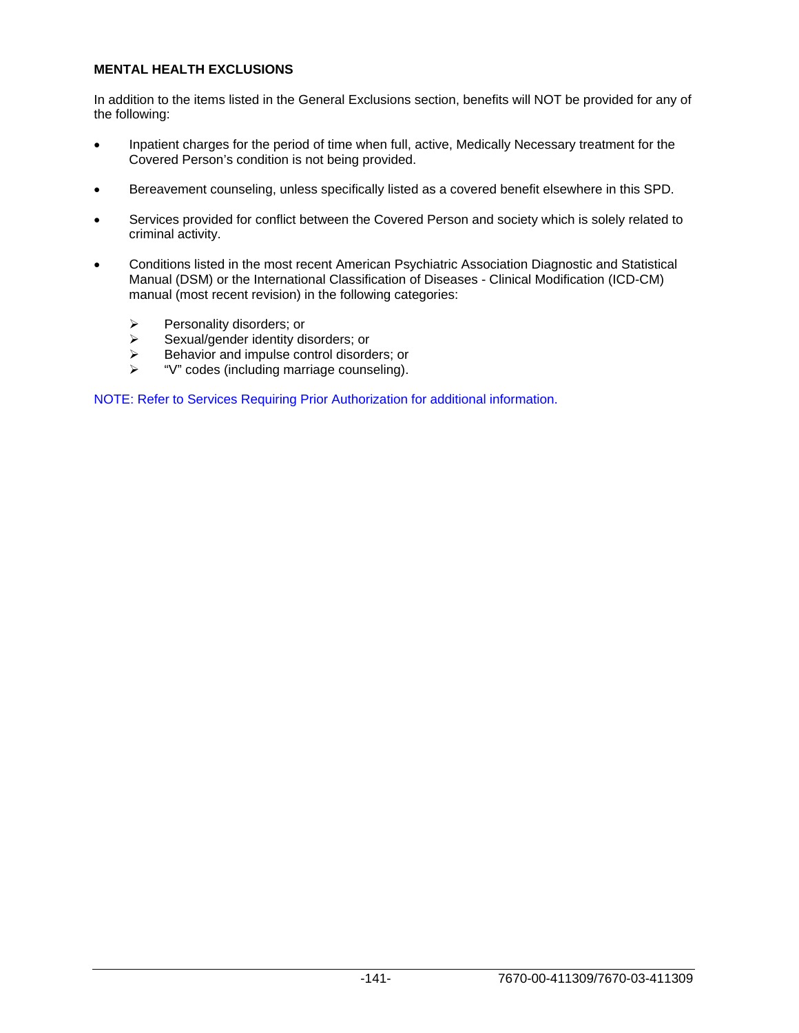## MENTAL HEALTH EXCLUSIONS

In addition to the items listed in the General Exclusions section, benefits will NOT be provided for any of the following:

- Inpatient charges for the period of time when full, active, Medically Necessary treatment for the Covered Person's condition is not being provided.
- Bereavement counseling, unless specifically listed as a covered benefit elsewhere in this SPD.
- Services provided for conflict between the Covered Person and society which is solely related to criminal activity.
- Conditions listed in the most recent American Psychiatric Association Diagnostic and Statistical Manual (DSM) or the International Classification of Diseases - Clinical Modification (ICD-CM) manual (most recent revision) in the following categories:
  - Personality disorders; or
  - Sexual/gender identity disorders; or
  - Behavior and impulse control disorders; or
  - "V" codes (including marriage counseling).

NOTE: Refer to Services Requiring Prior Authorization for additional information.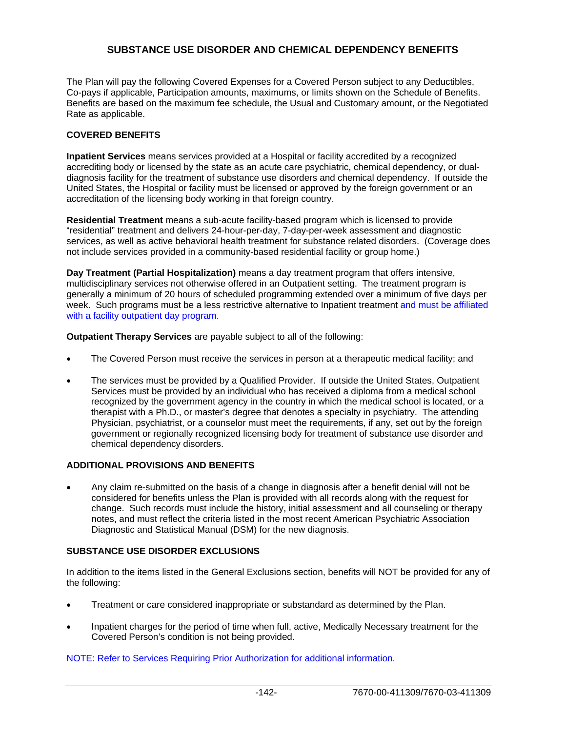# SUBSTANCE USE DISORDER AND CHEMICAL DEPENDENCY BENEFITS

The Plan will pay the following Covered Expenses for a Covered Person subject to any Deductibles, Co-pays if applicable, Participation amounts, maximums, or limits shown on the Schedule of Benefits. Benefits are based on the maximum fee schedule, the Usual and Customary amount, or the Negotiated Rate as applicable.

## COVERED BENEFITS

**Inpatient Services** means services provided at a Hospital or facility accredited by a recognized accrediting body or licensed by the state as an acute care psychiatric, chemical dependency, or dual-diagnosis facility for the treatment of substance use disorders and chemical dependency. If outside the United States, the Hospital or facility must be licensed or approved by the foreign government or an accreditation of the licensing body working in that foreign country.

**Residential Treatment** means a sub-acute facility-based program which is licensed to provide "residential" treatment and delivers 24-hour-per-day, 7-day-per-week assessment and diagnostic services, as well as active behavioral health treatment for substance related disorders. (Coverage does not include services provided in a community-based residential facility or group home.)

**Day Treatment (Partial Hospitalization)** means a day treatment program that offers intensive, multidisciplinary services not otherwise offered in an Outpatient setting. The treatment program is generally a minimum of 20 hours of scheduled programming extended over a minimum of five days per week. Such programs must be a less restrictive alternative to Inpatient treatment and must be affiliated with a facility outpatient day program.

**Outpatient Therapy Services** are payable subject to all of the following:

- The Covered Person must receive the services in person at a therapeutic medical facility; and
- The services must be provided by a Qualified Provider. If outside the United States, Outpatient Services must be provided by an individual who has received a diploma from a medical school recognized by the government agency in the country in which the medical school is located, or a therapist with a Ph.D., or master's degree that denotes a specialty in psychiatry. The attending Physician, psychiatrist, or a counselor must meet the requirements, if any, set out by the foreign government or regionally recognized licensing body for treatment of substance use disorder and chemical dependency disorders.

## ADDITIONAL PROVISIONS AND BENEFITS

- Any claim re-submitted on the basis of a change in diagnosis after a benefit denial will not be considered for benefits unless the Plan is provided with all records along with the request for change. Such records must include the history, initial assessment and all counseling or therapy notes, and must reflect the criteria listed in the most recent American Psychiatric Association Diagnostic and Statistical Manual (DSM) for the new diagnosis.

## SUBSTANCE USE DISORDER EXCLUSIONS

In addition to the items listed in the General Exclusions section, benefits will NOT be provided for any of the following:

- Treatment or care considered inappropriate or substandard as determined by the Plan.
- Inpatient charges for the period of time when full, active, Medically Necessary treatment for the Covered Person's condition is not being provided.

NOTE: Refer to Services Requiring Prior Authorization for additional information.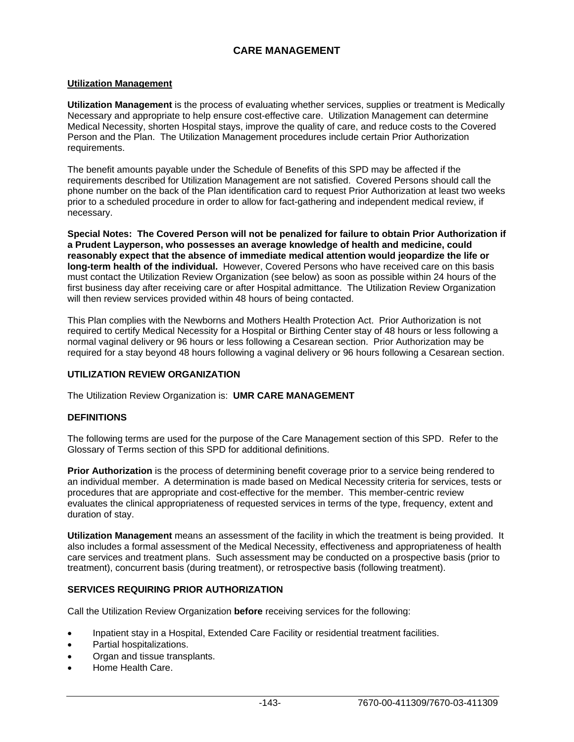# CARE MANAGEMENT

## Utilization Management

**Utilization Management** is the process of evaluating whether services, supplies or treatment is Medically Necessary and appropriate to help ensure cost-effective care. Utilization Management can determine Medical Necessity, shorten Hospital stays, improve the quality of care, and reduce costs to the Covered Person and the Plan. The Utilization Management procedures include certain Prior Authorization requirements.

The benefit amounts payable under the Schedule of Benefits of this SPD may be affected if the requirements described for Utilization Management are not satisfied. Covered Persons should call the phone number on the back of the Plan identification card to request Prior Authorization at least two weeks prior to a scheduled procedure in order to allow for fact-gathering and independent medical review, if necessary.

**Special Notes: The Covered Person will not be penalized for failure to obtain Prior Authorization if a Prudent Layperson, who possesses an average knowledge of health and medicine, could reasonably expect that the absence of immediate medical attention would jeopardize the life or long-term health of the individual.** However, Covered Persons who have received care on this basis must contact the Utilization Review Organization (see below) as soon as possible within 24 hours of the first business day after receiving care or after Hospital admittance. The Utilization Review Organization will then review services provided within 48 hours of being contacted.

This Plan complies with the Newborns and Mothers Health Protection Act. Prior Authorization is not required to certify Medical Necessity for a Hospital or Birthing Center stay of 48 hours or less following a normal vaginal delivery or 96 hours or less following a Cesarean section. Prior Authorization may be required for a stay beyond 48 hours following a vaginal delivery or 96 hours following a Cesarean section.

### UTILIZATION REVIEW ORGANIZATION

The Utilization Review Organization is: **UMR CARE MANAGEMENT**

### DEFINITIONS

The following terms are used for the purpose of the Care Management section of this SPD. Refer to the Glossary of Terms section of this SPD for additional definitions.

**Prior Authorization** is the process of determining benefit coverage prior to a service being rendered to an individual member. A determination is made based on Medical Necessity criteria for services, tests or procedures that are appropriate and cost-effective for the member. This member-centric review evaluates the clinical appropriateness of requested services in terms of the type, frequency, extent and duration of stay.

**Utilization Management** means an assessment of the facility in which the treatment is being provided. It also includes a formal assessment of the Medical Necessity, effectiveness and appropriateness of health care services and treatment plans. Such assessment may be conducted on a prospective basis (prior to treatment), concurrent basis (during treatment), or retrospective basis (following treatment).

### SERVICES REQUIRING PRIOR AUTHORIZATION

Call the Utilization Review Organization **before** receiving services for the following:

- Inpatient stay in a Hospital, Extended Care Facility or residential treatment facilities.
- Partial hospitalizations.
- Organ and tissue transplants.
- Home Health Care.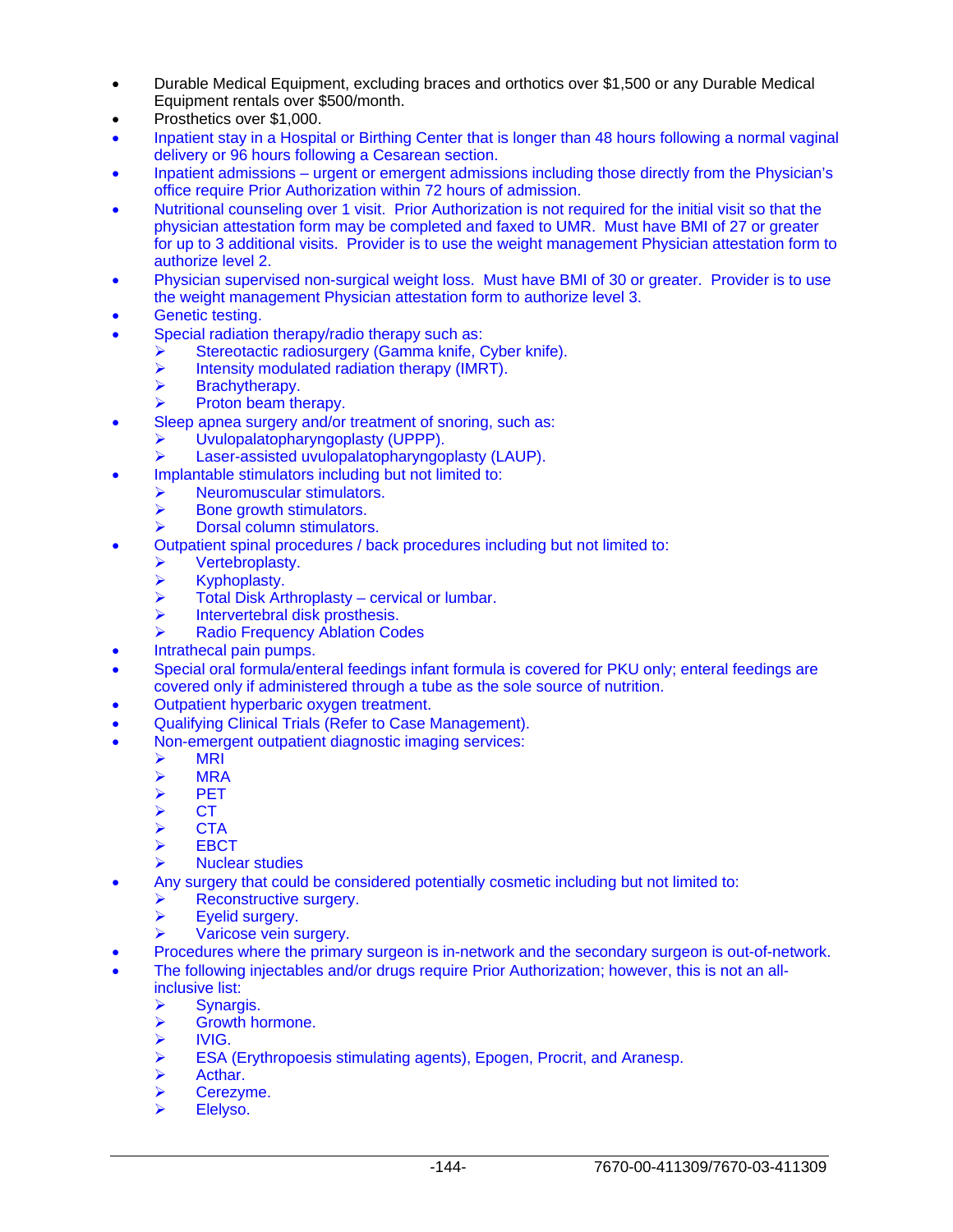- Durable Medical Equipment, excluding braces and orthotics over $1,500 or any Durable Medical Equipment rentals over $500/month.
- Prosthetics over $1,000.
- Inpatient stay in a Hospital or Birthing Center that is longer than 48 hours following a normal vaginal delivery or 96 hours following a Cesarean section.
- Inpatient admissions – urgent or emergent admissions including those directly from the Physician's office require Prior Authorization within 72 hours of admission.
- Nutritional counseling over 1 visit. Prior Authorization is not required for the initial visit so that the physician attestation form may be completed and faxed to UMR. Must have BMI of 27 or greater for up to 3 additional visits. Provider is to use the weight management Physician attestation form to authorize level 2.
- Physician supervised non-surgical weight loss. Must have BMI of 30 or greater. Provider is to use the weight management Physician attestation form to authorize level 3.
- Genetic testing.
- Special radiation therapy/radio therapy such as:
  - Stereotactic radiosurgery (Gamma knife, Cyber knife).
  - Intensity modulated radiation therapy (IMRT).
  - Brachytherapy.
  - Proton beam therapy.
- Sleep apnea surgery and/or treatment of snoring, such as:
  - Uvulopalatopharyngoplasty (UPPP).
  - Laser-assisted uvulopalatopharyngoplasty (LAUP).
- Implantable stimulators including but not limited to:
  - Neuromuscular stimulators.
  - Bone growth stimulators.
  - Dorsal column stimulators.
- Outpatient spinal procedures / back procedures including but not limited to:
  - Vertebroplasty.
  - Kyphoplasty.
  - Total Disk Arthroplasty – cervical or lumbar.
  - Intervertebral disk prosthesis.
  - Radio Frequency Ablation Codes
- Intrathecal pain pumps.
- Special oral formula/enteral feedings infant formula is covered for PKU only; enteral feedings are covered only if administered through a tube as the sole source of nutrition.
- Outpatient hyperbaric oxygen treatment.
- Qualifying Clinical Trials (Refer to Case Management).
- Non-emergent outpatient diagnostic imaging services:
  - MRI
  - MRA
  - PET
  - CT
  - CTA
  - EBCT
  - Nuclear studies
- Any surgery that could be considered potentially cosmetic including but not limited to:
  - Reconstructive surgery.
  - Eyelid surgery.
  - Varicose vein surgery.
- Procedures where the primary surgeon is in-network and the secondary surgeon is out-of-network.
- The following injectables and/or drugs require Prior Authorization; however, this is not an all-inclusive list:
  - Synargis.
  - Growth hormone.
  - IVIG.
  - ESA (Erythropoesis stimulating agents), Epogen, Procrit, and Aranesp.
  - Acthar.
  - Cerezyme.
  - Elelyso.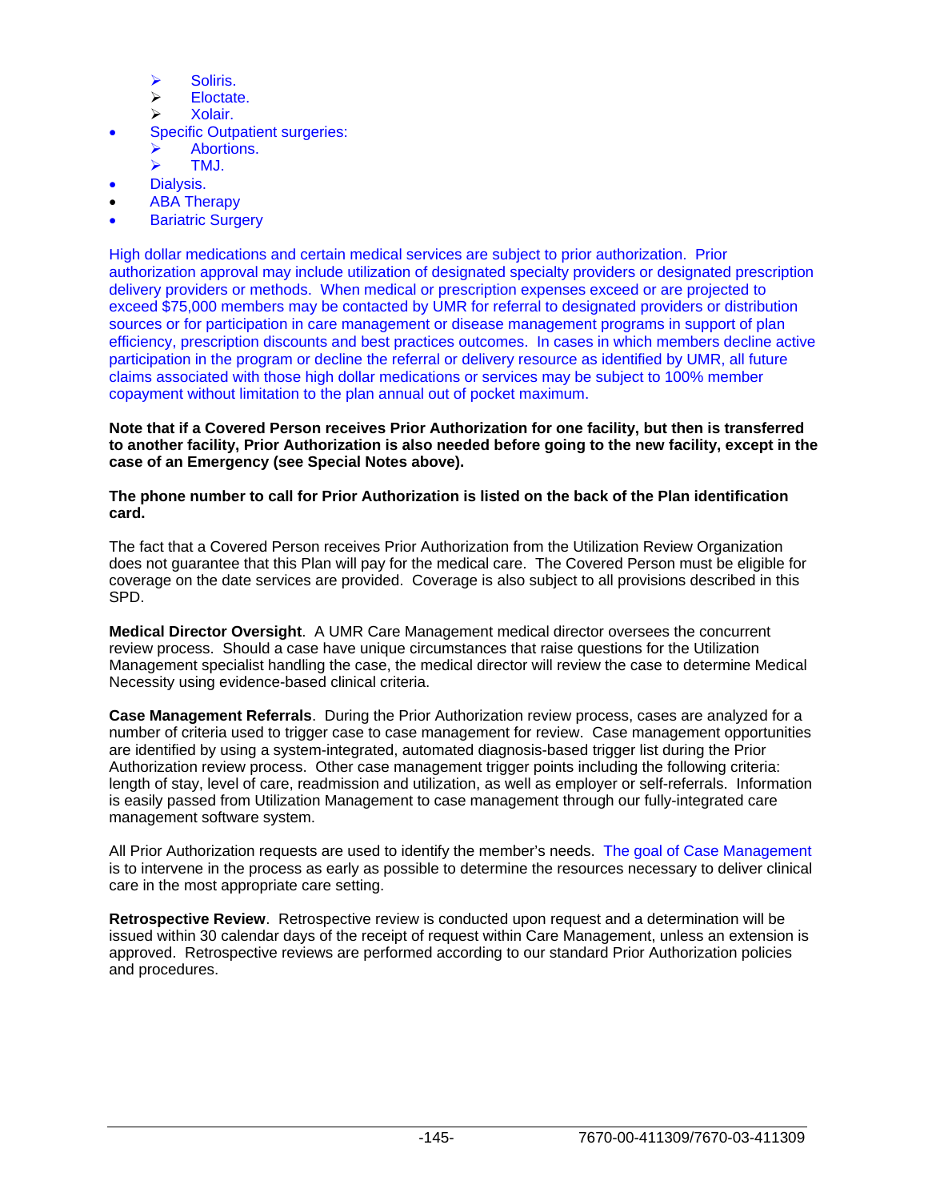- Soliris.
  - Eloctate.
  - Xolair.
- Specific Outpatient surgeries:
  - Abortions.
  - TMJ.
- Dialysis.
- ABA Therapy
- Bariatric Surgery

High dollar medications and certain medical services are subject to prior authorization. Prior authorization approval may include utilization of designated specialty providers or designated prescription delivery providers or methods. When medical or prescription expenses exceed or are projected to exceed $75,000 members may be contacted by UMR for referral to designated providers or distribution sources or for participation in care management or disease management programs in support of plan efficiency, prescription discounts and best practices outcomes. In cases in which members decline active participation in the program or decline the referral or delivery resource as identified by UMR, all future claims associated with those high dollar medications or services may be subject to 100% member copayment without limitation to the plan annual out of pocket maximum.

**Note that if a Covered Person receives Prior Authorization for one facility, but then is transferred to another facility, Prior Authorization is also needed before going to the new facility, except in the case of an Emergency (see Special Notes above).**

**The phone number to call for Prior Authorization is listed on the back of the Plan identification card.**

The fact that a Covered Person receives Prior Authorization from the Utilization Review Organization does not guarantee that this Plan will pay for the medical care. The Covered Person must be eligible for coverage on the date services are provided. Coverage is also subject to all provisions described in this SPD.

**Medical Director Oversight**. A UMR Care Management medical director oversees the concurrent review process. Should a case have unique circumstances that raise questions for the Utilization Management specialist handling the case, the medical director will review the case to determine Medical Necessity using evidence-based clinical criteria.

**Case Management Referrals**. During the Prior Authorization review process, cases are analyzed for a number of criteria used to trigger case to case management for review. Case management opportunities are identified by using a system-integrated, automated diagnosis-based trigger list during the Prior Authorization review process. Other case management trigger points including the following criteria: length of stay, level of care, readmission and utilization, as well as employer or self-referrals. Information is easily passed from Utilization Management to case management through our fully-integrated care management software system.

All Prior Authorization requests are used to identify the member's needs. The goal of Case Management is to intervene in the process as early as possible to determine the resources necessary to deliver clinical care in the most appropriate care setting.

**Retrospective Review**. Retrospective review is conducted upon request and a determination will be issued within 30 calendar days of the receipt of request within Care Management, unless an extension is approved. Retrospective reviews are performed according to our standard Prior Authorization policies and procedures.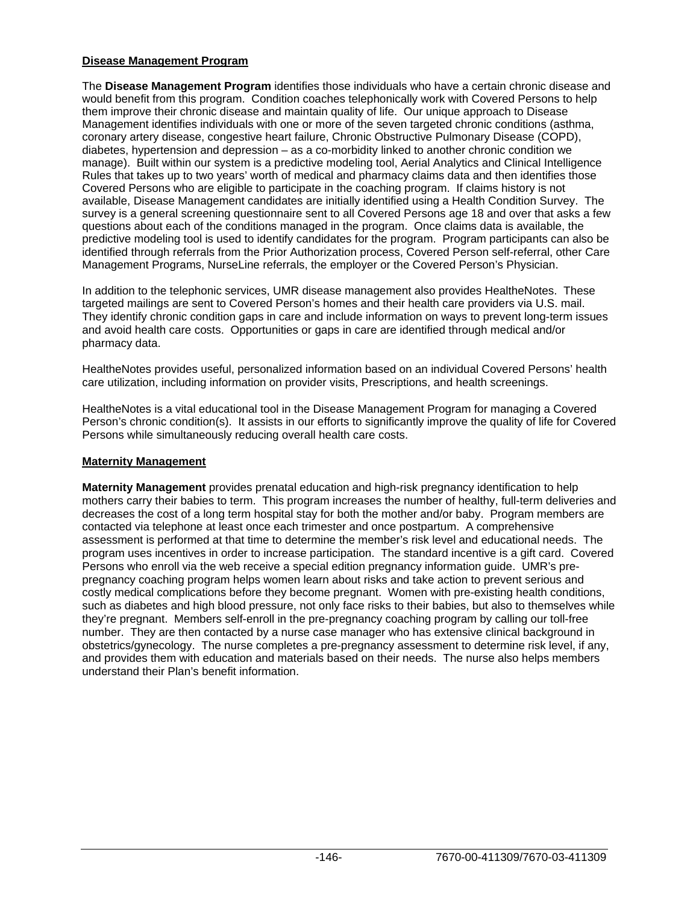**Disease Management Program**

The **Disease Management Program** identifies those individuals who have a certain chronic disease and would benefit from this program. Condition coaches telephonically work with Covered Persons to help them improve their chronic disease and maintain quality of life. Our unique approach to Disease Management identifies individuals with one or more of the seven targeted chronic conditions (asthma, coronary artery disease, congestive heart failure, Chronic Obstructive Pulmonary Disease (COPD), diabetes, hypertension and depression – as a co-morbidity linked to another chronic condition we manage). Built within our system is a predictive modeling tool, Aerial Analytics and Clinical Intelligence Rules that takes up to two years' worth of medical and pharmacy claims data and then identifies those Covered Persons who are eligible to participate in the coaching program. If claims history is not available, Disease Management candidates are initially identified using a Health Condition Survey. The survey is a general screening questionnaire sent to all Covered Persons age 18 and over that asks a few questions about each of the conditions managed in the program. Once claims data is available, the predictive modeling tool is used to identify candidates for the program. Program participants can also be identified through referrals from the Prior Authorization process, Covered Person self-referral, other Care Management Programs, NurseLine referrals, the employer or the Covered Person's Physician.

In addition to the telephonic services, UMR disease management also provides HealtheNotes. These targeted mailings are sent to Covered Person's homes and their health care providers via U.S. mail. They identify chronic condition gaps in care and include information on ways to prevent long-term issues and avoid health care costs. Opportunities or gaps in care are identified through medical and/or pharmacy data.

HealtheNotes provides useful, personalized information based on an individual Covered Persons' health care utilization, including information on provider visits, Prescriptions, and health screenings.

HealtheNotes is a vital educational tool in the Disease Management Program for managing a Covered Person's chronic condition(s). It assists in our efforts to significantly improve the quality of life for Covered Persons while simultaneously reducing overall health care costs.

**Maternity Management**

**Maternity Management** provides prenatal education and high-risk pregnancy identification to help mothers carry their babies to term. This program increases the number of healthy, full-term deliveries and decreases the cost of a long term hospital stay for both the mother and/or baby. Program members are contacted via telephone at least once each trimester and once postpartum. A comprehensive assessment is performed at that time to determine the member's risk level and educational needs. The program uses incentives in order to increase participation. The standard incentive is a gift card. Covered Persons who enroll via the web receive a special edition pregnancy information guide. UMR's pre-pregnancy coaching program helps women learn about risks and take action to prevent serious and costly medical complications before they become pregnant. Women with pre-existing health conditions, such as diabetes and high blood pressure, not only face risks to their babies, but also to themselves while they're pregnant. Members self-enroll in the pre-pregnancy coaching program by calling our toll-free number. They are then contacted by a nurse case manager who has extensive clinical background in obstetrics/gynecology. The nurse completes a pre-pregnancy assessment to determine risk level, if any, and provides them with education and materials based on their needs. The nurse also helps members understand their Plan's benefit information.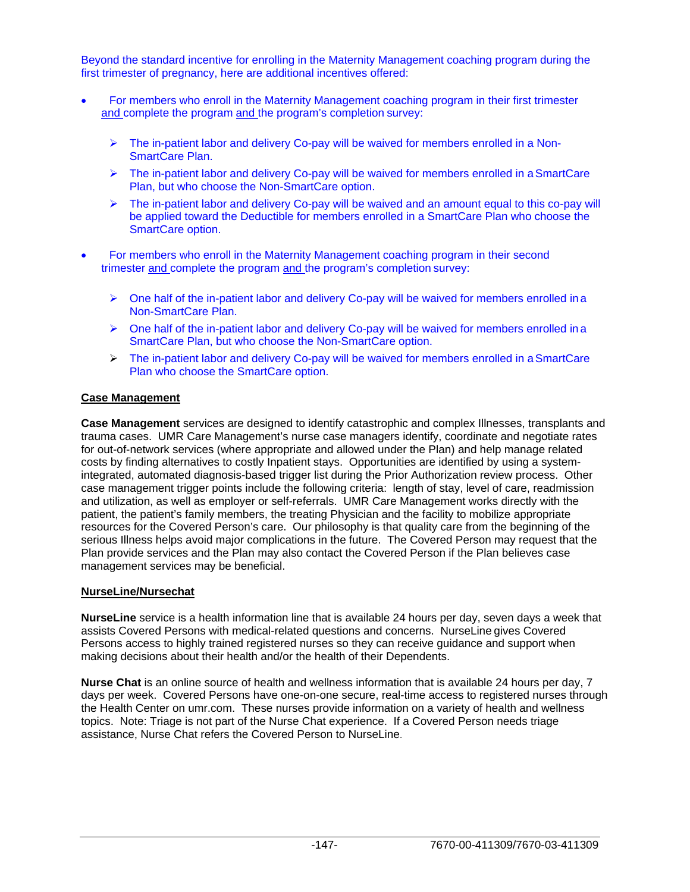Beyond the standard incentive for enrolling in the Maternity Management coaching program during the first trimester of pregnancy, here are additional incentives offered:

- For members who enroll in the Maternity Management coaching program in their first trimester and complete the program and the program's completion survey:
  - The in-patient labor and delivery Co-pay will be waived for members enrolled in a Non-SmartCare Plan.
  - The in-patient labor and delivery Co-pay will be waived for members enrolled in a SmartCare Plan, but who choose the Non-SmartCare option.
  - The in-patient labor and delivery Co-pay will be waived and an amount equal to this co-pay will be applied toward the Deductible for members enrolled in a SmartCare Plan who choose the SmartCare option.
- For members who enroll in the Maternity Management coaching program in their second trimester and complete the program and the program's completion survey:
  - One half of the in-patient labor and delivery Co-pay will be waived for members enrolled in a Non-SmartCare Plan.
  - One half of the in-patient labor and delivery Co-pay will be waived for members enrolled in a SmartCare Plan, but who choose the Non-SmartCare option.
  - The in-patient labor and delivery Co-pay will be waived for members enrolled in a SmartCare Plan who choose the SmartCare option.

**Case Management**

**Case Management** services are designed to identify catastrophic and complex Illnesses, transplants and trauma cases. UMR Care Management's nurse case managers identify, coordinate and negotiate rates for out-of-network services (where appropriate and allowed under the Plan) and help manage related costs by finding alternatives to costly Inpatient stays. Opportunities are identified by using a system-integrated, automated diagnosis-based trigger list during the Prior Authorization review process. Other case management trigger points include the following criteria: length of stay, level of care, readmission and utilization, as well as employer or self-referrals. UMR Care Management works directly with the patient, the patient's family members, the treating Physician and the facility to mobilize appropriate resources for the Covered Person's care. Our philosophy is that quality care from the beginning of the serious Illness helps avoid major complications in the future. The Covered Person may request that the Plan provide services and the Plan may also contact the Covered Person if the Plan believes case management services may be beneficial.

**NurseLine/Nursechat**

**NurseLine** service is a health information line that is available 24 hours per day, seven days a week that assists Covered Persons with medical-related questions and concerns. NurseLine gives Covered Persons access to highly trained registered nurses so they can receive guidance and support when making decisions about their health and/or the health of their Dependents.

**Nurse Chat** is an online source of health and wellness information that is available 24 hours per day, 7 days per week. Covered Persons have one-on-one secure, real-time access to registered nurses through the Health Center on umr.com. These nurses provide information on a variety of health and wellness topics. Note: Triage is not part of the Nurse Chat experience. If a Covered Person needs triage assistance, Nurse Chat refers the Covered Person to NurseLine.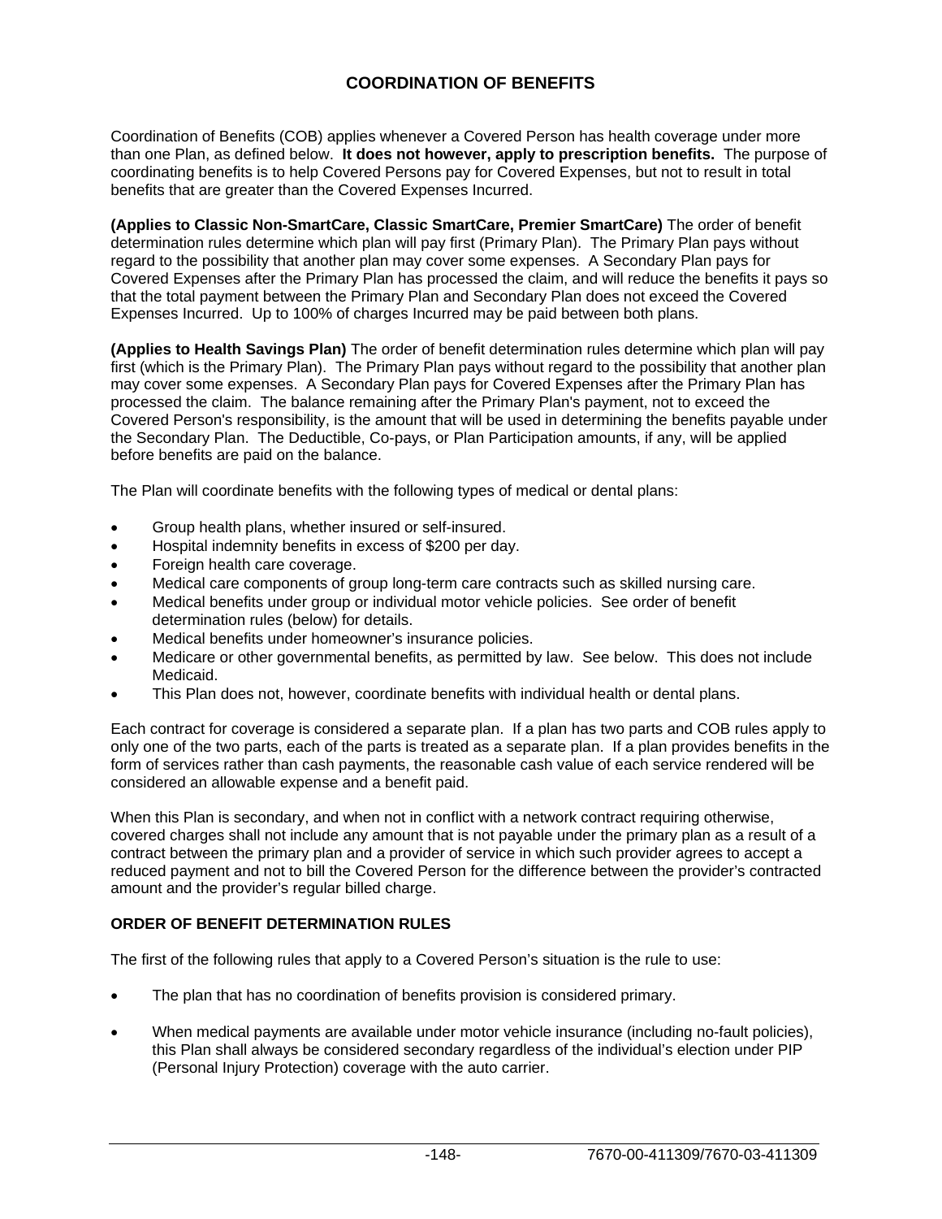# COORDINATION OF BENEFITS

Coordination of Benefits (COB) applies whenever a Covered Person has health coverage under more than one Plan, as defined below. **It does not however, apply to prescription benefits.** The purpose of coordinating benefits is to help Covered Persons pay for Covered Expenses, but not to result in total benefits that are greater than the Covered Expenses Incurred.

**(Applies to Classic Non-SmartCare, Classic SmartCare, Premier SmartCare)** The order of benefit determination rules determine which plan will pay first (Primary Plan). The Primary Plan pays without regard to the possibility that another plan may cover some expenses. A Secondary Plan pays for Covered Expenses after the Primary Plan has processed the claim, and will reduce the benefits it pays so that the total payment between the Primary Plan and Secondary Plan does not exceed the Covered Expenses Incurred. Up to 100% of charges Incurred may be paid between both plans.

**(Applies to Health Savings Plan)** The order of benefit determination rules determine which plan will pay first (which is the Primary Plan). The Primary Plan pays without regard to the possibility that another plan may cover some expenses. A Secondary Plan pays for Covered Expenses after the Primary Plan has processed the claim. The balance remaining after the Primary Plan's payment, not to exceed the Covered Person's responsibility, is the amount that will be used in determining the benefits payable under the Secondary Plan. The Deductible, Co-pays, or Plan Participation amounts, if any, will be applied before benefits are paid on the balance.

The Plan will coordinate benefits with the following types of medical or dental plans:

- Group health plans, whether insured or self-insured.
- Hospital indemnity benefits in excess of $200 per day.
- Foreign health care coverage.
- Medical care components of group long-term care contracts such as skilled nursing care.
- Medical benefits under group or individual motor vehicle policies. See order of benefit determination rules (below) for details.
- Medical benefits under homeowner's insurance policies.
- Medicare or other governmental benefits, as permitted by law. See below. This does not include Medicaid.
- This Plan does not, however, coordinate benefits with individual health or dental plans.

Each contract for coverage is considered a separate plan. If a plan has two parts and COB rules apply to only one of the two parts, each of the parts is treated as a separate plan. If a plan provides benefits in the form of services rather than cash payments, the reasonable cash value of each service rendered will be considered an allowable expense and a benefit paid.

When this Plan is secondary, and when not in conflict with a network contract requiring otherwise, covered charges shall not include any amount that is not payable under the primary plan as a result of a contract between the primary plan and a provider of service in which such provider agrees to accept a reduced payment and not to bill the Covered Person for the difference between the provider's contracted amount and the provider's regular billed charge.

## ORDER OF BENEFIT DETERMINATION RULES

The first of the following rules that apply to a Covered Person's situation is the rule to use:

- The plan that has no coordination of benefits provision is considered primary.
- When medical payments are available under motor vehicle insurance (including no-fault policies), this Plan shall always be considered secondary regardless of the individual's election under PIP (Personal Injury Protection) coverage with the auto carrier.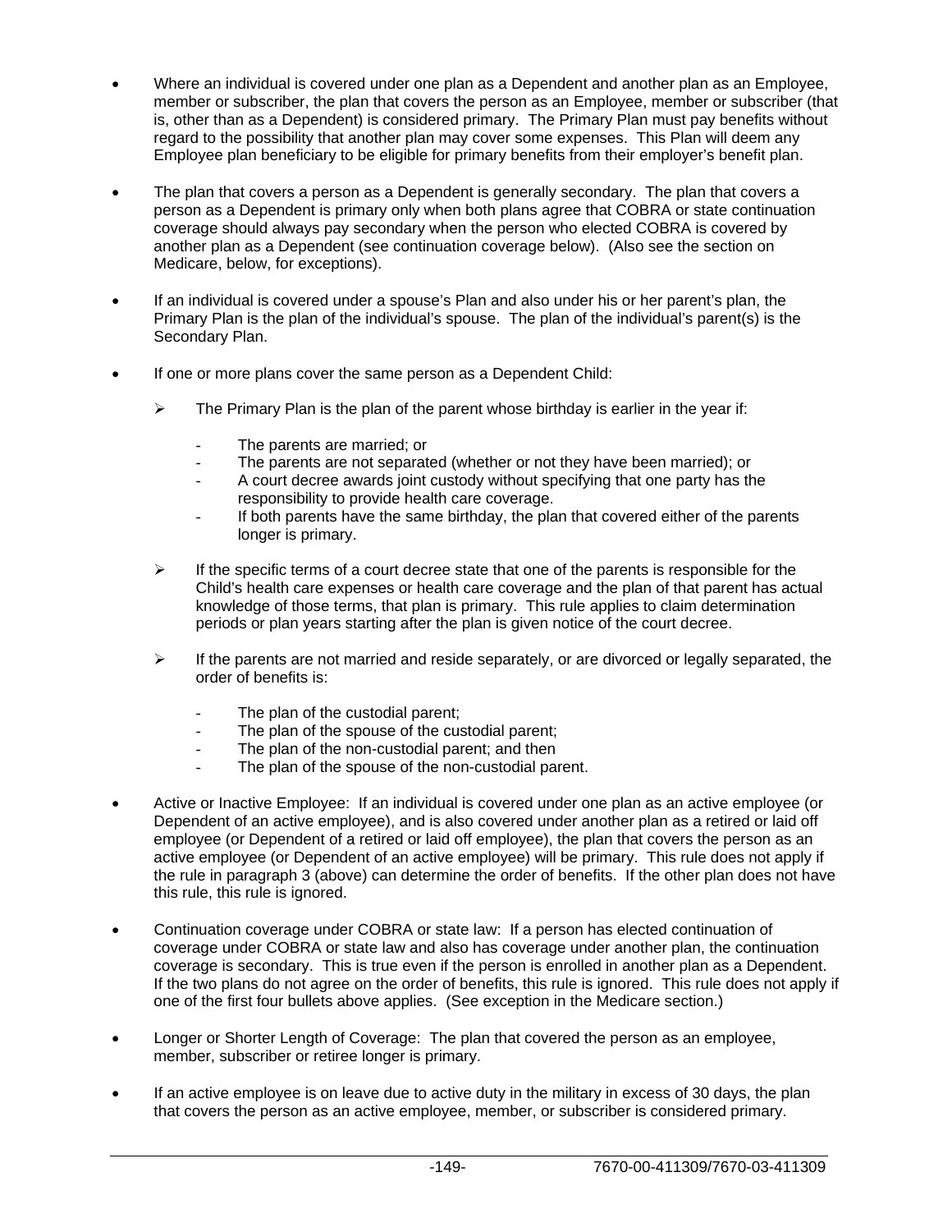- Where an individual is covered under one plan as a Dependent and another plan as an Employee, member or subscriber, the plan that covers the person as an Employee, member or subscriber (that is, other than as a Dependent) is considered primary. The Primary Plan must pay benefits without regard to the possibility that another plan may cover some expenses. This Plan will deem any Employee plan beneficiary to be eligible for primary benefits from their employer's benefit plan.

- The plan that covers a person as a Dependent is generally secondary. The plan that covers a person as a Dependent is primary only when both plans agree that COBRA or state continuation coverage should always pay secondary when the person who elected COBRA is covered by another plan as a Dependent (see continuation coverage below). (Also see the section on Medicare, below, for exceptions).

- If an individual is covered under a spouse's Plan and also under his or her parent's plan, the Primary Plan is the plan of the individual's spouse. The plan of the individual's parent(s) is the Secondary Plan.

- If one or more plans cover the same person as a Dependent Child:

  - The Primary Plan is the plan of the parent whose birthday is earlier in the year if:

    - The parents are married; or
    - The parents are not separated (whether or not they have been married); or
    - A court decree awards joint custody without specifying that one party has the responsibility to provide health care coverage.
    - If both parents have the same birthday, the plan that covered either of the parents longer is primary.

  - If the specific terms of a court decree state that one of the parents is responsible for the Child's health care expenses or health care coverage and the plan of that parent has actual knowledge of those terms, that plan is primary. This rule applies to claim determination periods or plan years starting after the plan is given notice of the court decree.

  - If the parents are not married and reside separately, or are divorced or legally separated, the order of benefits is:

    - The plan of the custodial parent;
    - The plan of the spouse of the custodial parent;
    - The plan of the non-custodial parent; and then
    - The plan of the spouse of the non-custodial parent.

- Active or Inactive Employee: If an individual is covered under one plan as an active employee (or Dependent of an active employee), and is also covered under another plan as a retired or laid off employee (or Dependent of a retired or laid off employee), the plan that covers the person as an active employee (or Dependent of an active employee) will be primary. This rule does not apply if the rule in paragraph 3 (above) can determine the order of benefits. If the other plan does not have this rule, this rule is ignored.

- Continuation coverage under COBRA or state law: If a person has elected continuation of coverage under COBRA or state law and also has coverage under another plan, the continuation coverage is secondary. This is true even if the person is enrolled in another plan as a Dependent. If the two plans do not agree on the order of benefits, this rule is ignored. This rule does not apply if one of the first four bullets above applies. (See exception in the Medicare section.)

- Longer or Shorter Length of Coverage: The plan that covered the person as an employee, member, subscriber or retiree longer is primary.

- If an active employee is on leave due to active duty in the military in excess of 30 days, the plan that covers the person as an active employee, member, or subscriber is considered primary.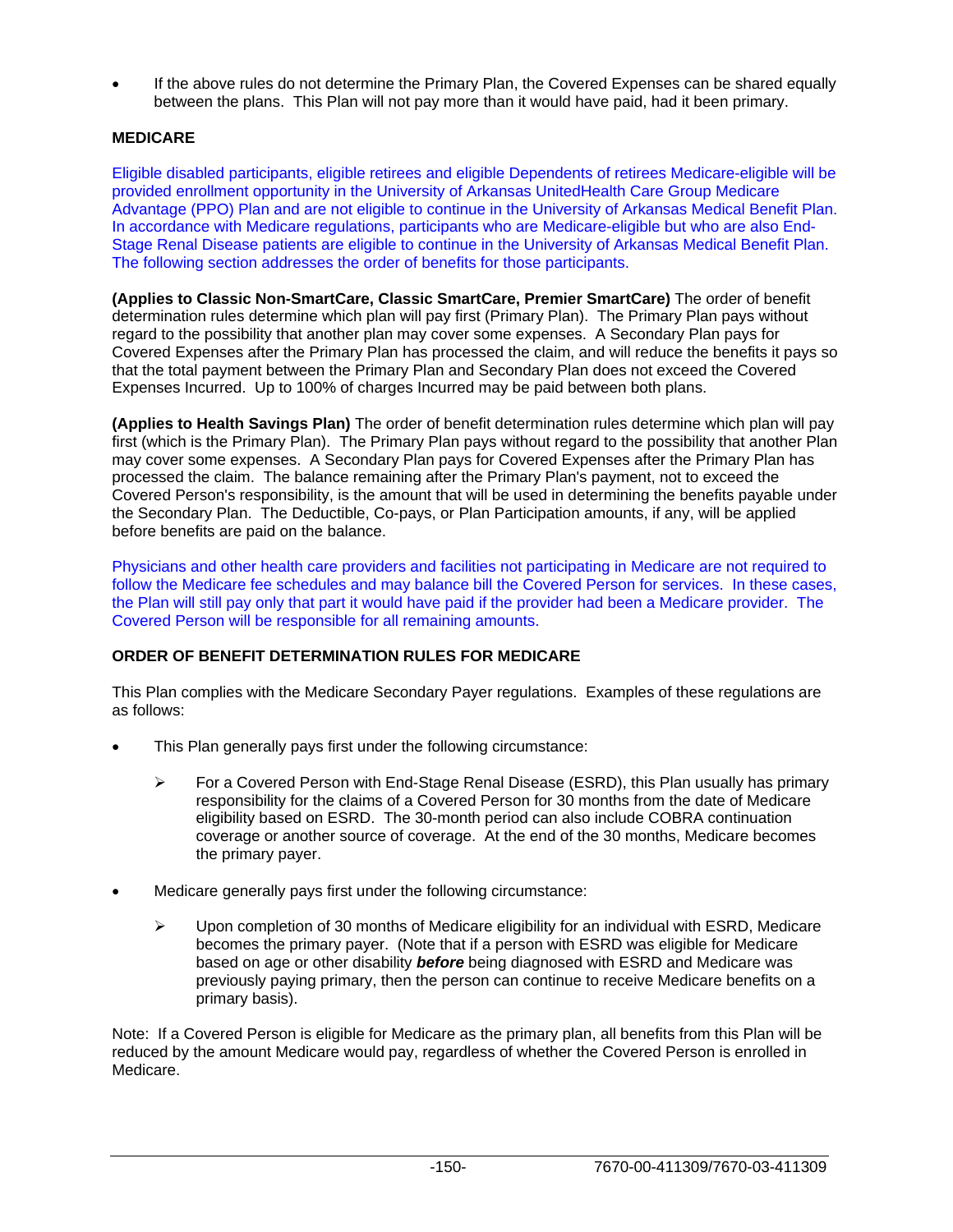- If the above rules do not determine the Primary Plan, the Covered Expenses can be shared equally between the plans. This Plan will not pay more than it would have paid, had it been primary.

**MEDICARE**

Eligible disabled participants, eligible retirees and eligible Dependents of retirees Medicare-eligible will be provided enrollment opportunity in the University of Arkansas UnitedHealth Care Group Medicare Advantage (PPO) Plan and are not eligible to continue in the University of Arkansas Medical Benefit Plan. In accordance with Medicare regulations, participants who are Medicare-eligible but who are also End-Stage Renal Disease patients are eligible to continue in the University of Arkansas Medical Benefit Plan. The following section addresses the order of benefits for those participants.

**(Applies to Classic Non-SmartCare, Classic SmartCare, Premier SmartCare)** The order of benefit determination rules determine which plan will pay first (Primary Plan). The Primary Plan pays without regard to the possibility that another plan may cover some expenses. A Secondary Plan pays for Covered Expenses after the Primary Plan has processed the claim, and will reduce the benefits it pays so that the total payment between the Primary Plan and Secondary Plan does not exceed the Covered Expenses Incurred. Up to 100% of charges Incurred may be paid between both plans.

**(Applies to Health Savings Plan)** The order of benefit determination rules determine which plan will pay first (which is the Primary Plan). The Primary Plan pays without regard to the possibility that another Plan may cover some expenses. A Secondary Plan pays for Covered Expenses after the Primary Plan has processed the claim. The balance remaining after the Primary Plan's payment, not to exceed the Covered Person's responsibility, is the amount that will be used in determining the benefits payable under the Secondary Plan. The Deductible, Co-pays, or Plan Participation amounts, if any, will be applied before benefits are paid on the balance.

Physicians and other health care providers and facilities not participating in Medicare are not required to follow the Medicare fee schedules and may balance bill the Covered Person for services. In these cases, the Plan will still pay only that part it would have paid if the provider had been a Medicare provider. The Covered Person will be responsible for all remaining amounts.

**ORDER OF BENEFIT DETERMINATION RULES FOR MEDICARE**

This Plan complies with the Medicare Secondary Payer regulations. Examples of these regulations are as follows:

- This Plan generally pays first under the following circumstance:
  - For a Covered Person with End-Stage Renal Disease (ESRD), this Plan usually has primary responsibility for the claims of a Covered Person for 30 months from the date of Medicare eligibility based on ESRD. The 30-month period can also include COBRA continuation coverage or another source of coverage. At the end of the 30 months, Medicare becomes the primary payer.
- Medicare generally pays first under the following circumstance:
  - Upon completion of 30 months of Medicare eligibility for an individual with ESRD, Medicare becomes the primary payer. (Note that if a person with ESRD was eligible for Medicare based on age or other disability ***before*** being diagnosed with ESRD and Medicare was previously paying primary, then the person can continue to receive Medicare benefits on a primary basis).

Note: If a Covered Person is eligible for Medicare as the primary plan, all benefits from this Plan will be reduced by the amount Medicare would pay, regardless of whether the Covered Person is enrolled in Medicare.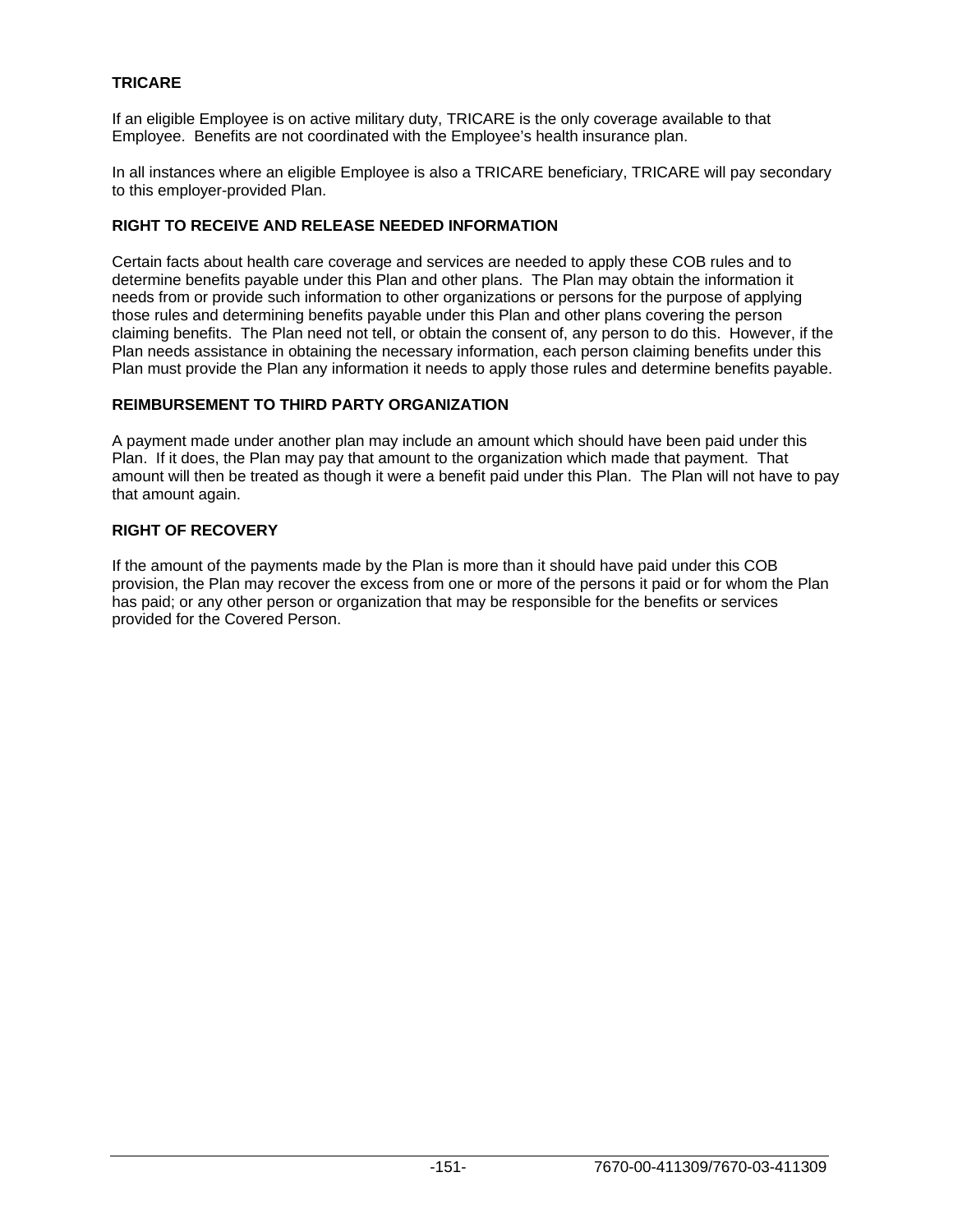### TRICARE

If an eligible Employee is on active military duty, TRICARE is the only coverage available to that Employee. Benefits are not coordinated with the Employee's health insurance plan.

In all instances where an eligible Employee is also a TRICARE beneficiary, TRICARE will pay secondary to this employer-provided Plan.

### RIGHT TO RECEIVE AND RELEASE NEEDED INFORMATION

Certain facts about health care coverage and services are needed to apply these COB rules and to determine benefits payable under this Plan and other plans. The Plan may obtain the information it needs from or provide such information to other organizations or persons for the purpose of applying those rules and determining benefits payable under this Plan and other plans covering the person claiming benefits. The Plan need not tell, or obtain the consent of, any person to do this. However, if the Plan needs assistance in obtaining the necessary information, each person claiming benefits under this Plan must provide the Plan any information it needs to apply those rules and determine benefits payable.

### REIMBURSEMENT TO THIRD PARTY ORGANIZATION

A payment made under another plan may include an amount which should have been paid under this Plan. If it does, the Plan may pay that amount to the organization which made that payment. That amount will then be treated as though it were a benefit paid under this Plan. The Plan will not have to pay that amount again.

### RIGHT OF RECOVERY

If the amount of the payments made by the Plan is more than it should have paid under this COB provision, the Plan may recover the excess from one or more of the persons it paid or for whom the Plan has paid; or any other person or organization that may be responsible for the benefits or services provided for the Covered Person.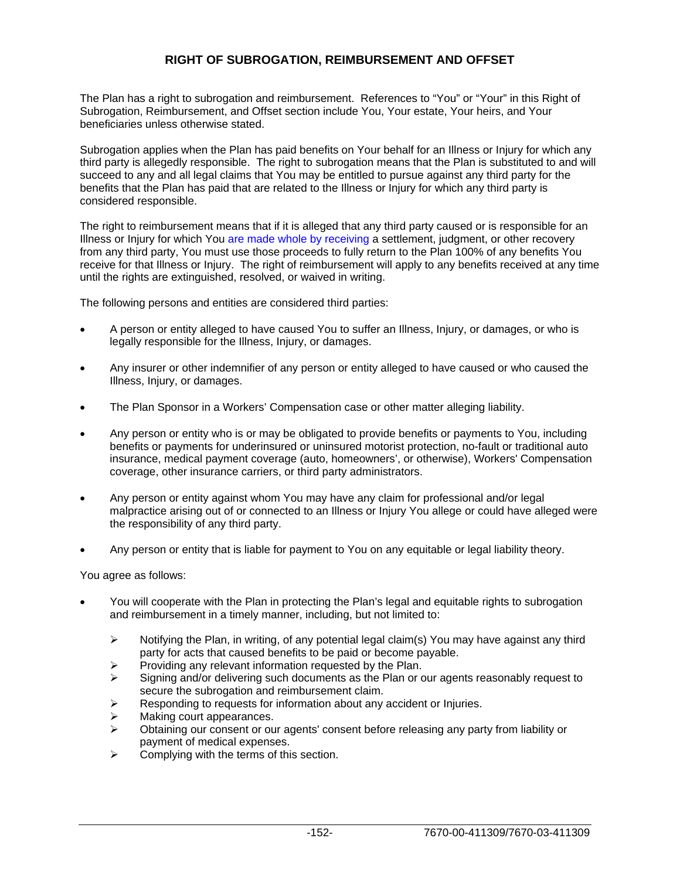## RIGHT OF SUBROGATION, REIMBURSEMENT AND OFFSET

The Plan has a right to subrogation and reimbursement. References to "You" or "Your" in this Right of Subrogation, Reimbursement, and Offset section include You, Your estate, Your heirs, and Your beneficiaries unless otherwise stated.

Subrogation applies when the Plan has paid benefits on Your behalf for an Illness or Injury for which any third party is allegedly responsible. The right to subrogation means that the Plan is substituted to and will succeed to any and all legal claims that You may be entitled to pursue against any third party for the benefits that the Plan has paid that are related to the Illness or Injury for which any third party is considered responsible.

The right to reimbursement means that if it is alleged that any third party caused or is responsible for an Illness or Injury for which You are made whole by receiving a settlement, judgment, or other recovery from any third party, You must use those proceeds to fully return to the Plan 100% of any benefits You receive for that Illness or Injury. The right of reimbursement will apply to any benefits received at any time until the rights are extinguished, resolved, or waived in writing.

The following persons and entities are considered third parties:

- A person or entity alleged to have caused You to suffer an Illness, Injury, or damages, or who is legally responsible for the Illness, Injury, or damages.
- Any insurer or other indemnifier of any person or entity alleged to have caused or who caused the Illness, Injury, or damages.
- The Plan Sponsor in a Workers' Compensation case or other matter alleging liability.
- Any person or entity who is or may be obligated to provide benefits or payments to You, including benefits or payments for underinsured or uninsured motorist protection, no-fault or traditional auto insurance, medical payment coverage (auto, homeowners', or otherwise), Workers' Compensation coverage, other insurance carriers, or third party administrators.
- Any person or entity against whom You may have any claim for professional and/or legal malpractice arising out of or connected to an Illness or Injury You allege or could have alleged were the responsibility of any third party.
- Any person or entity that is liable for payment to You on any equitable or legal liability theory.

You agree as follows:

- You will cooperate with the Plan in protecting the Plan's legal and equitable rights to subrogation and reimbursement in a timely manner, including, but not limited to:
  - Notifying the Plan, in writing, of any potential legal claim(s) You may have against any third party for acts that caused benefits to be paid or become payable.
  - Providing any relevant information requested by the Plan.
  - Signing and/or delivering such documents as the Plan or our agents reasonably request to secure the subrogation and reimbursement claim.
  - Responding to requests for information about any accident or Injuries.
  - Making court appearances.
  - Obtaining our consent or our agents' consent before releasing any party from liability or payment of medical expenses.
  - Complying with the terms of this section.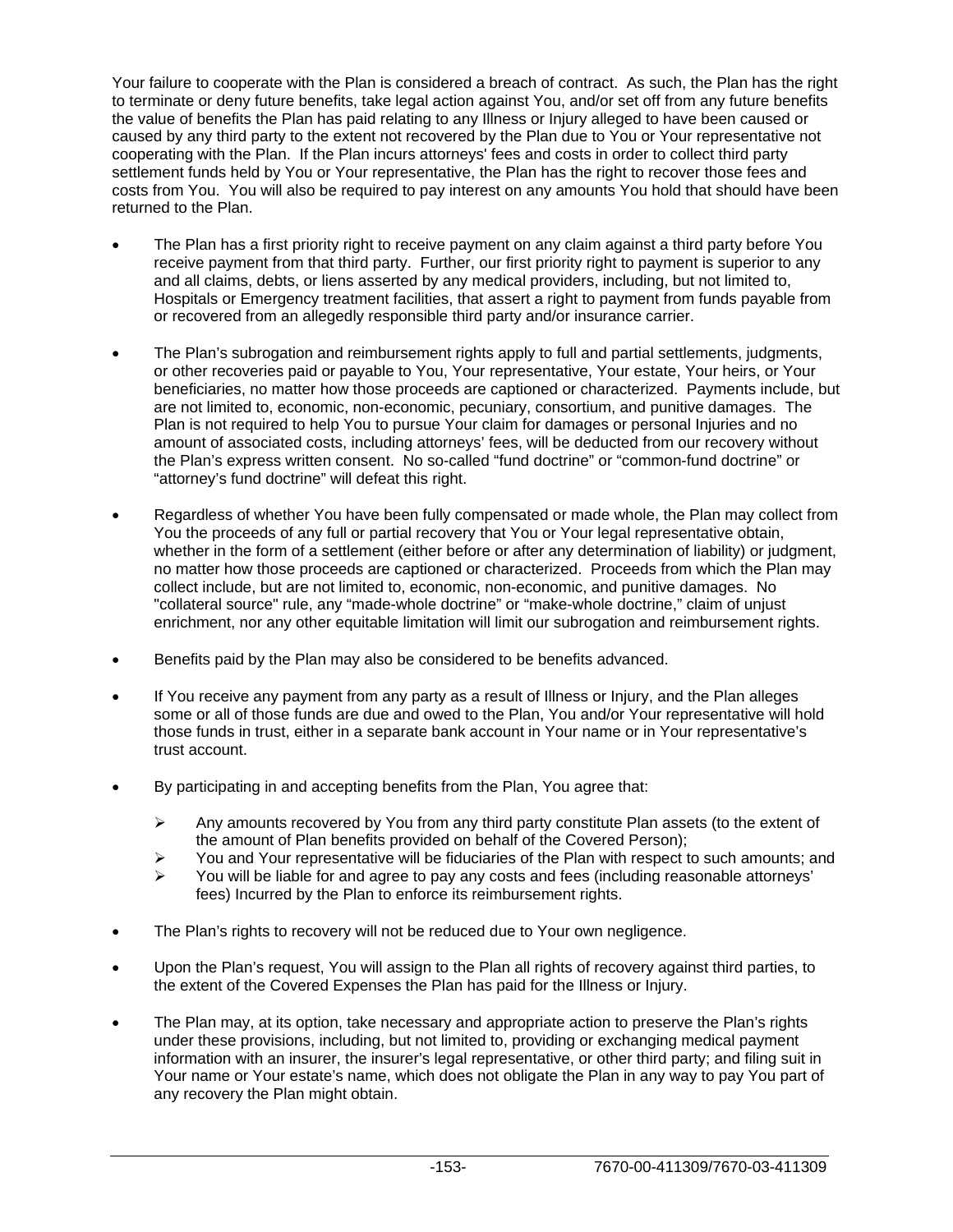Your failure to cooperate with the Plan is considered a breach of contract. As such, the Plan has the right to terminate or deny future benefits, take legal action against You, and/or set off from any future benefits the value of benefits the Plan has paid relating to any Illness or Injury alleged to have been caused or caused by any third party to the extent not recovered by the Plan due to You or Your representative not cooperating with the Plan. If the Plan incurs attorneys' fees and costs in order to collect third party settlement funds held by You or Your representative, the Plan has the right to recover those fees and costs from You. You will also be required to pay interest on any amounts You hold that should have been returned to the Plan.

- The Plan has a first priority right to receive payment on any claim against a third party before You receive payment from that third party. Further, our first priority right to payment is superior to any and all claims, debts, or liens asserted by any medical providers, including, but not limited to, Hospitals or Emergency treatment facilities, that assert a right to payment from funds payable from or recovered from an allegedly responsible third party and/or insurance carrier.

- The Plan's subrogation and reimbursement rights apply to full and partial settlements, judgments, or other recoveries paid or payable to You, Your representative, Your estate, Your heirs, or Your beneficiaries, no matter how those proceeds are captioned or characterized. Payments include, but are not limited to, economic, non-economic, pecuniary, consortium, and punitive damages. The Plan is not required to help You to pursue Your claim for damages or personal Injuries and no amount of associated costs, including attorneys' fees, will be deducted from our recovery without the Plan's express written consent. No so-called "fund doctrine" or "common-fund doctrine" or "attorney's fund doctrine" will defeat this right.

- Regardless of whether You have been fully compensated or made whole, the Plan may collect from You the proceeds of any full or partial recovery that You or Your legal representative obtain, whether in the form of a settlement (either before or after any determination of liability) or judgment, no matter how those proceeds are captioned or characterized. Proceeds from which the Plan may collect include, but are not limited to, economic, non-economic, and punitive damages. No "collateral source" rule, any "made-whole doctrine" or "make-whole doctrine," claim of unjust enrichment, nor any other equitable limitation will limit our subrogation and reimbursement rights.

- Benefits paid by the Plan may also be considered to be benefits advanced.

- If You receive any payment from any party as a result of Illness or Injury, and the Plan alleges some or all of those funds are due and owed to the Plan, You and/or Your representative will hold those funds in trust, either in a separate bank account in Your name or in Your representative's trust account.

- By participating in and accepting benefits from the Plan, You agree that:

  - Any amounts recovered by You from any third party constitute Plan assets (to the extent of the amount of Plan benefits provided on behalf of the Covered Person);
  - You and Your representative will be fiduciaries of the Plan with respect to such amounts; and
  - You will be liable for and agree to pay any costs and fees (including reasonable attorneys' fees) Incurred by the Plan to enforce its reimbursement rights.

- The Plan's rights to recovery will not be reduced due to Your own negligence.

- Upon the Plan's request, You will assign to the Plan all rights of recovery against third parties, to the extent of the Covered Expenses the Plan has paid for the Illness or Injury.

- The Plan may, at its option, take necessary and appropriate action to preserve the Plan's rights under these provisions, including, but not limited to, providing or exchanging medical payment information with an insurer, the insurer's legal representative, or other third party; and filing suit in Your name or Your estate's name, which does not obligate the Plan in any way to pay You part of any recovery the Plan might obtain.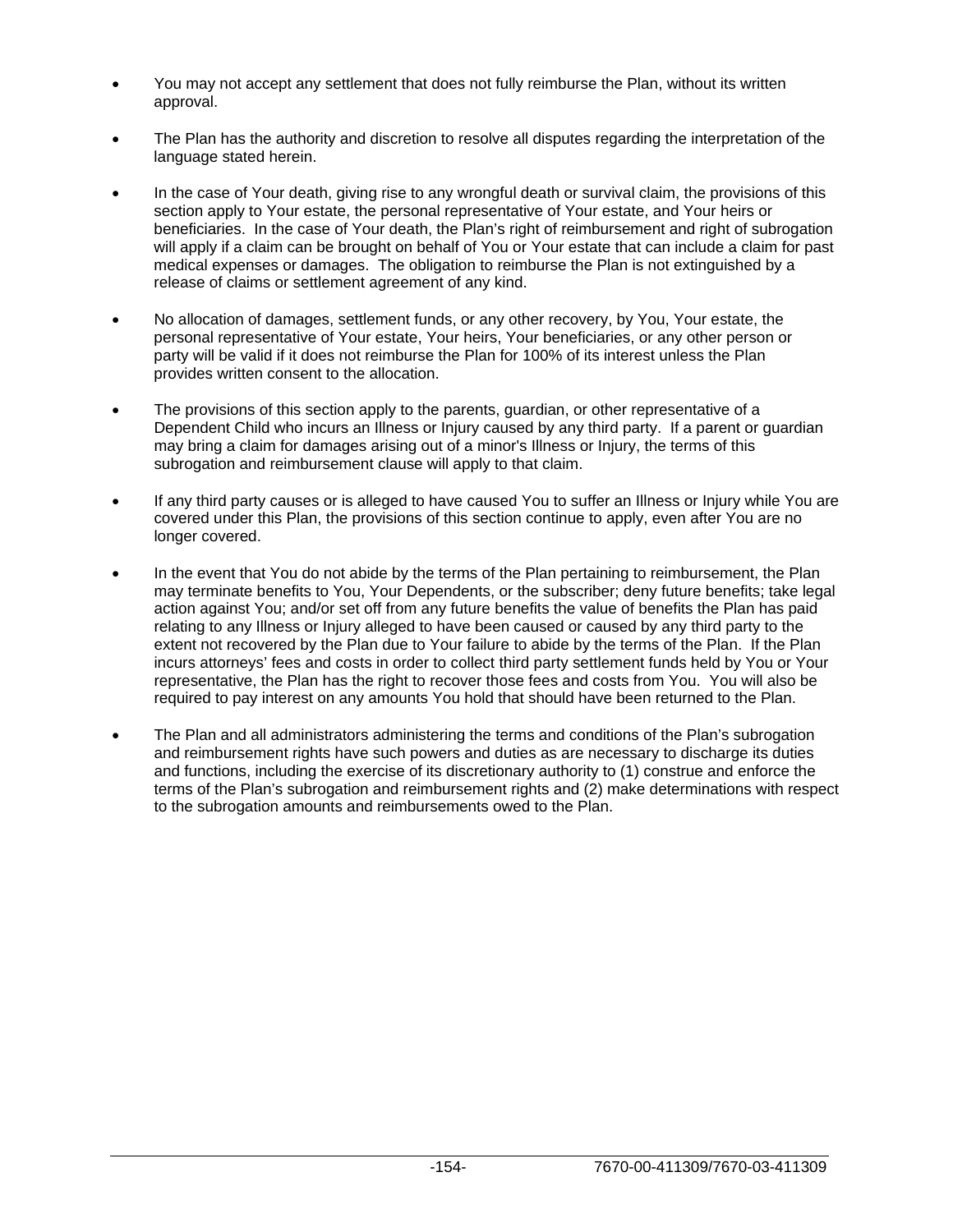- You may not accept any settlement that does not fully reimburse the Plan, without its written approval.

- The Plan has the authority and discretion to resolve all disputes regarding the interpretation of the language stated herein.

- In the case of Your death, giving rise to any wrongful death or survival claim, the provisions of this section apply to Your estate, the personal representative of Your estate, and Your heirs or beneficiaries. In the case of Your death, the Plan's right of reimbursement and right of subrogation will apply if a claim can be brought on behalf of You or Your estate that can include a claim for past medical expenses or damages. The obligation to reimburse the Plan is not extinguished by a release of claims or settlement agreement of any kind.

- No allocation of damages, settlement funds, or any other recovery, by You, Your estate, the personal representative of Your estate, Your heirs, Your beneficiaries, or any other person or party will be valid if it does not reimburse the Plan for 100% of its interest unless the Plan provides written consent to the allocation.

- The provisions of this section apply to the parents, guardian, or other representative of a Dependent Child who incurs an Illness or Injury caused by any third party. If a parent or guardian may bring a claim for damages arising out of a minor's Illness or Injury, the terms of this subrogation and reimbursement clause will apply to that claim.

- If any third party causes or is alleged to have caused You to suffer an Illness or Injury while You are covered under this Plan, the provisions of this section continue to apply, even after You are no longer covered.

- In the event that You do not abide by the terms of the Plan pertaining to reimbursement, the Plan may terminate benefits to You, Your Dependents, or the subscriber; deny future benefits; take legal action against You; and/or set off from any future benefits the value of benefits the Plan has paid relating to any Illness or Injury alleged to have been caused or caused by any third party to the extent not recovered by the Plan due to Your failure to abide by the terms of the Plan. If the Plan incurs attorneys' fees and costs in order to collect third party settlement funds held by You or Your representative, the Plan has the right to recover those fees and costs from You. You will also be required to pay interest on any amounts You hold that should have been returned to the Plan.

- The Plan and all administrators administering the terms and conditions of the Plan's subrogation and reimbursement rights have such powers and duties as are necessary to discharge its duties and functions, including the exercise of its discretionary authority to (1) construe and enforce the terms of the Plan's subrogation and reimbursement rights and (2) make determinations with respect to the subrogation amounts and reimbursements owed to the Plan.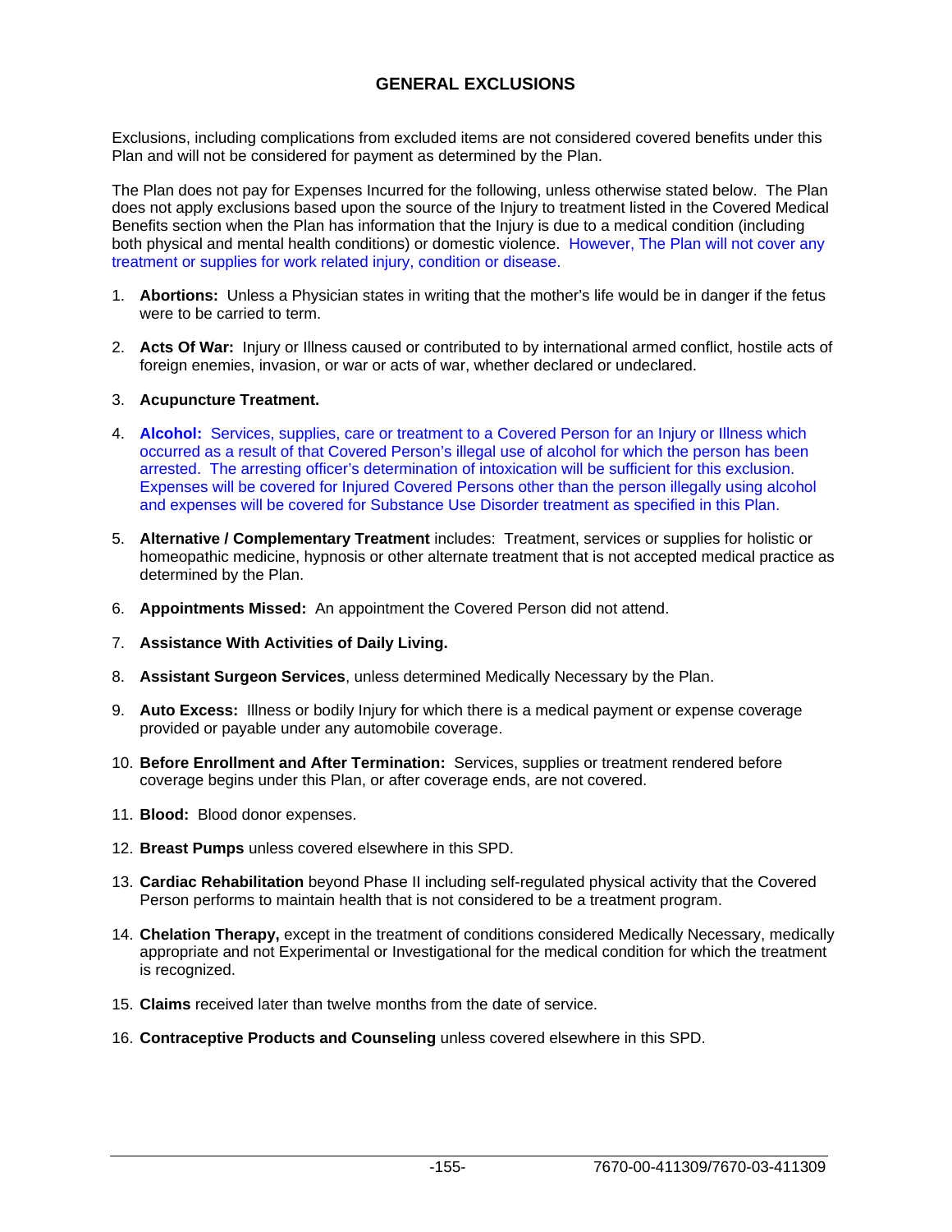## GENERAL EXCLUSIONS

Exclusions, including complications from excluded items are not considered covered benefits under this Plan and will not be considered for payment as determined by the Plan.

The Plan does not pay for Expenses Incurred for the following, unless otherwise stated below. The Plan does not apply exclusions based upon the source of the Injury to treatment listed in the Covered Medical Benefits section when the Plan has information that the Injury is due to a medical condition (including both physical and mental health conditions) or domestic violence. However, The Plan will not cover any treatment or supplies for work related injury, condition or disease.

1. **Abortions:** Unless a Physician states in writing that the mother's life would be in danger if the fetus were to be carried to term.

2. **Acts Of War:** Injury or Illness caused or contributed to by international armed conflict, hostile acts of foreign enemies, invasion, or war or acts of war, whether declared or undeclared.

3. **Acupuncture Treatment.**

4. **Alcohol:** Services, supplies, care or treatment to a Covered Person for an Injury or Illness which occurred as a result of that Covered Person's illegal use of alcohol for which the person has been arrested. The arresting officer's determination of intoxication will be sufficient for this exclusion. Expenses will be covered for Injured Covered Persons other than the person illegally using alcohol and expenses will be covered for Substance Use Disorder treatment as specified in this Plan.

5. **Alternative / Complementary Treatment** includes: Treatment, services or supplies for holistic or homeopathic medicine, hypnosis or other alternate treatment that is not accepted medical practice as determined by the Plan.

6. **Appointments Missed:** An appointment the Covered Person did not attend.

7. **Assistance With Activities of Daily Living.**

8. **Assistant Surgeon Services**, unless determined Medically Necessary by the Plan.

9. **Auto Excess:** Illness or bodily Injury for which there is a medical payment or expense coverage provided or payable under any automobile coverage.

10. **Before Enrollment and After Termination:** Services, supplies or treatment rendered before coverage begins under this Plan, or after coverage ends, are not covered.

11. **Blood:** Blood donor expenses.

12. **Breast Pumps** unless covered elsewhere in this SPD.

13. **Cardiac Rehabilitation** beyond Phase II including self-regulated physical activity that the Covered Person performs to maintain health that is not considered to be a treatment program.

14. **Chelation Therapy,** except in the treatment of conditions considered Medically Necessary, medically appropriate and not Experimental or Investigational for the medical condition for which the treatment is recognized.

15. **Claims** received later than twelve months from the date of service.

16. **Contraceptive Products and Counseling** unless covered elsewhere in this SPD.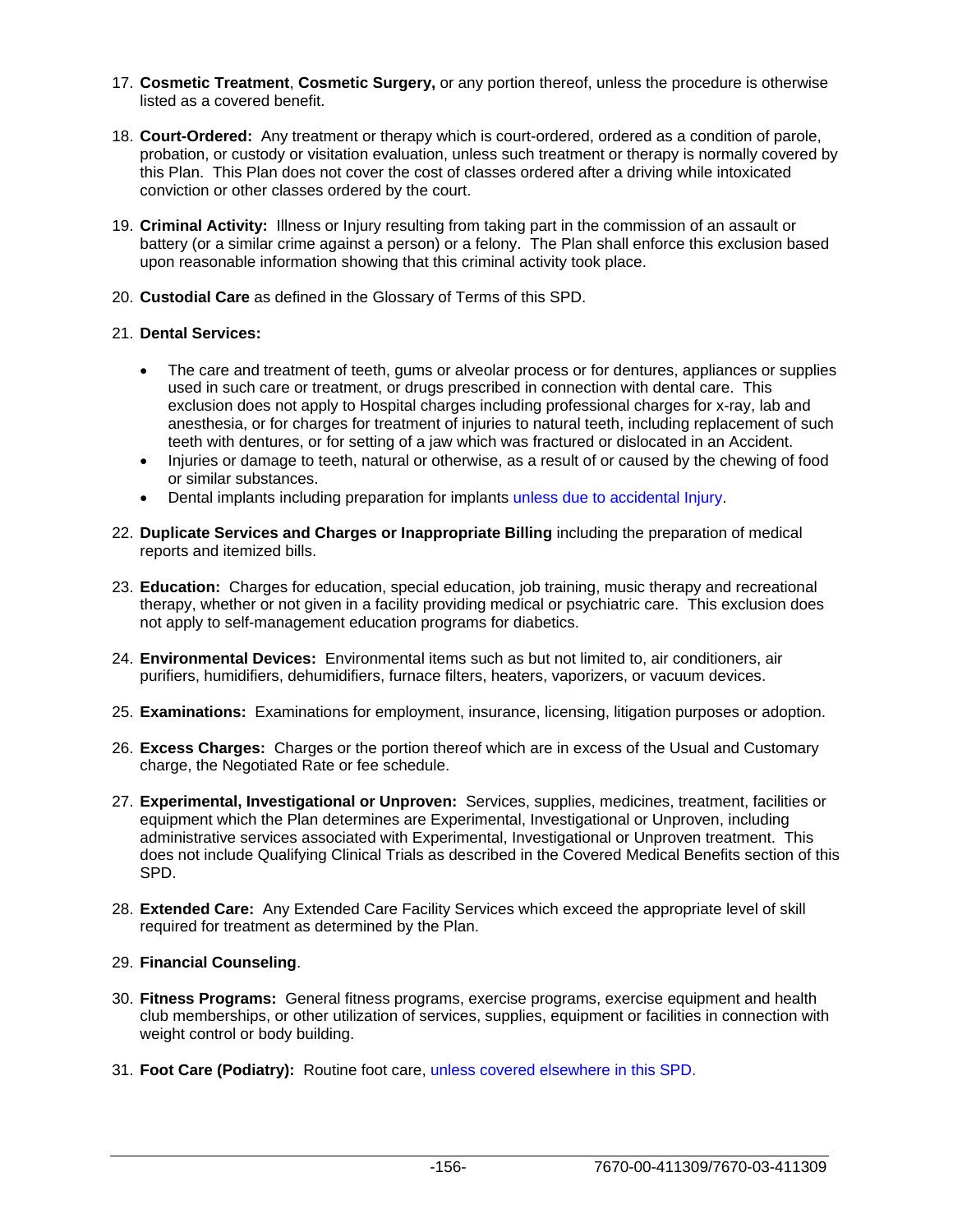17. **Cosmetic Treatment**, **Cosmetic Surgery,** or any portion thereof, unless the procedure is otherwise listed as a covered benefit.

18. **Court-Ordered:** Any treatment or therapy which is court-ordered, ordered as a condition of parole, probation, or custody or visitation evaluation, unless such treatment or therapy is normally covered by this Plan. This Plan does not cover the cost of classes ordered after a driving while intoxicated conviction or other classes ordered by the court.

19. **Criminal Activity:** Illness or Injury resulting from taking part in the commission of an assault or battery (or a similar crime against a person) or a felony. The Plan shall enforce this exclusion based upon reasonable information showing that this criminal activity took place.

20. **Custodial Care** as defined in the Glossary of Terms of this SPD.

21. **Dental Services:**

    - The care and treatment of teeth, gums or alveolar process or for dentures, appliances or supplies used in such care or treatment, or drugs prescribed in connection with dental care. This exclusion does not apply to Hospital charges including professional charges for x-ray, lab and anesthesia, or for charges for treatment of injuries to natural teeth, including replacement of such teeth with dentures, or for setting of a jaw which was fractured or dislocated in an Accident.
    - Injuries or damage to teeth, natural or otherwise, as a result of or caused by the chewing of food or similar substances.
    - Dental implants including preparation for implants unless due to accidental Injury.

22. **Duplicate Services and Charges or Inappropriate Billing** including the preparation of medical reports and itemized bills.

23. **Education:** Charges for education, special education, job training, music therapy and recreational therapy, whether or not given in a facility providing medical or psychiatric care. This exclusion does not apply to self-management education programs for diabetics.

24. **Environmental Devices:** Environmental items such as but not limited to, air conditioners, air purifiers, humidifiers, dehumidifiers, furnace filters, heaters, vaporizers, or vacuum devices.

25. **Examinations:** Examinations for employment, insurance, licensing, litigation purposes or adoption.

26. **Excess Charges:** Charges or the portion thereof which are in excess of the Usual and Customary charge, the Negotiated Rate or fee schedule.

27. **Experimental, Investigational or Unproven:** Services, supplies, medicines, treatment, facilities or equipment which the Plan determines are Experimental, Investigational or Unproven, including administrative services associated with Experimental, Investigational or Unproven treatment. This does not include Qualifying Clinical Trials as described in the Covered Medical Benefits section of this SPD.

28. **Extended Care:** Any Extended Care Facility Services which exceed the appropriate level of skill required for treatment as determined by the Plan.

29. **Financial Counseling**.

30. **Fitness Programs:** General fitness programs, exercise programs, exercise equipment and health club memberships, or other utilization of services, supplies, equipment or facilities in connection with weight control or body building.

31. **Foot Care (Podiatry):** Routine foot care, unless covered elsewhere in this SPD.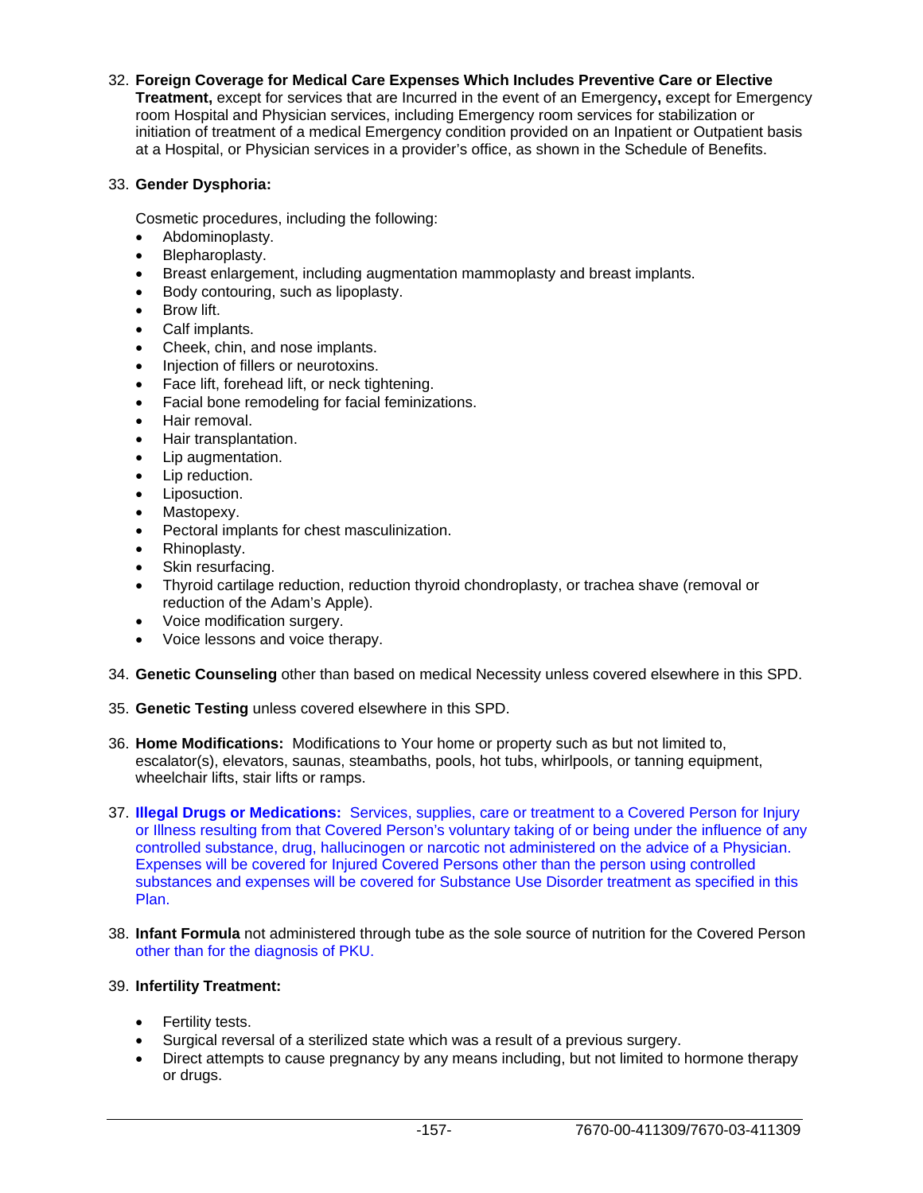32. **Foreign Coverage for Medical Care Expenses Which Includes Preventive Care or Elective Treatment,** except for services that are Incurred in the event of an Emergency**,** except for Emergency room Hospital and Physician services, including Emergency room services for stabilization or initiation of treatment of a medical Emergency condition provided on an Inpatient or Outpatient basis at a Hospital, or Physician services in a provider's office, as shown in the Schedule of Benefits.

33. **Gender Dysphoria:**

    Cosmetic procedures, including the following:

    - Abdominoplasty.
    - Blepharoplasty.
    - Breast enlargement, including augmentation mammoplasty and breast implants.
    - Body contouring, such as lipoplasty.
    - Brow lift.
    - Calf implants.
    - Cheek, chin, and nose implants.
    - Injection of fillers or neurotoxins.
    - Face lift, forehead lift, or neck tightening.
    - Facial bone remodeling for facial feminizations.
    - Hair removal.
    - Hair transplantation.
    - Lip augmentation.
    - Lip reduction.
    - Liposuction.
    - Mastopexy.
    - Pectoral implants for chest masculinization.
    - Rhinoplasty.
    - Skin resurfacing.
    - Thyroid cartilage reduction, reduction thyroid chondroplasty, or trachea shave (removal or reduction of the Adam's Apple).
    - Voice modification surgery.
    - Voice lessons and voice therapy.

34. **Genetic Counseling** other than based on medical Necessity unless covered elsewhere in this SPD.

35. **Genetic Testing** unless covered elsewhere in this SPD.

36. **Home Modifications:** Modifications to Your home or property such as but not limited to, escalator(s), elevators, saunas, steambaths, pools, hot tubs, whirlpools, or tanning equipment, wheelchair lifts, stair lifts or ramps.

37. **Illegal Drugs or Medications:** Services, supplies, care or treatment to a Covered Person for Injury or Illness resulting from that Covered Person's voluntary taking of or being under the influence of any controlled substance, drug, hallucinogen or narcotic not administered on the advice of a Physician. Expenses will be covered for Injured Covered Persons other than the person using controlled substances and expenses will be covered for Substance Use Disorder treatment as specified in this Plan.

38. **Infant Formula** not administered through tube as the sole source of nutrition for the Covered Person other than for the diagnosis of PKU.

39. **Infertility Treatment:**

    - Fertility tests.
    - Surgical reversal of a sterilized state which was a result of a previous surgery.
    - Direct attempts to cause pregnancy by any means including, but not limited to hormone therapy or drugs.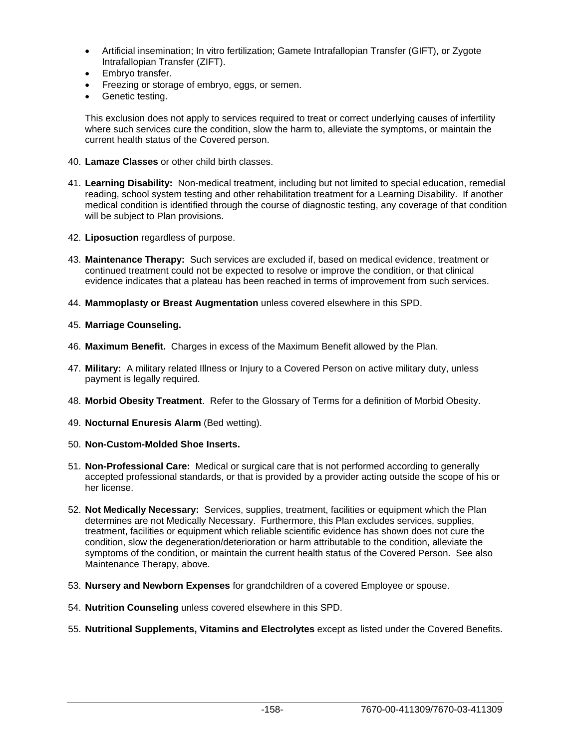- Artificial insemination; In vitro fertilization; Gamete Intrafallopian Transfer (GIFT), or Zygote Intrafallopian Transfer (ZIFT).
- Embryo transfer.
- Freezing or storage of embryo, eggs, or semen.
- Genetic testing.

  This exclusion does not apply to services required to treat or correct underlying causes of infertility where such services cure the condition, slow the harm to, alleviate the symptoms, or maintain the current health status of the Covered person.

40. **Lamaze Classes** or other child birth classes.

41. **Learning Disability:** Non-medical treatment, including but not limited to special education, remedial reading, school system testing and other rehabilitation treatment for a Learning Disability. If another medical condition is identified through the course of diagnostic testing, any coverage of that condition will be subject to Plan provisions.

42. **Liposuction** regardless of purpose.

43. **Maintenance Therapy:** Such services are excluded if, based on medical evidence, treatment or continued treatment could not be expected to resolve or improve the condition, or that clinical evidence indicates that a plateau has been reached in terms of improvement from such services.

44. **Mammoplasty or Breast Augmentation** unless covered elsewhere in this SPD.

45. **Marriage Counseling.**

46. **Maximum Benefit.** Charges in excess of the Maximum Benefit allowed by the Plan.

47. **Military:** A military related Illness or Injury to a Covered Person on active military duty, unless payment is legally required.

48. **Morbid Obesity Treatment**. Refer to the Glossary of Terms for a definition of Morbid Obesity.

49. **Nocturnal Enuresis Alarm** (Bed wetting).

50. **Non-Custom-Molded Shoe Inserts.**

51. **Non-Professional Care:** Medical or surgical care that is not performed according to generally accepted professional standards, or that is provided by a provider acting outside the scope of his or her license.

52. **Not Medically Necessary:** Services, supplies, treatment, facilities or equipment which the Plan determines are not Medically Necessary. Furthermore, this Plan excludes services, supplies, treatment, facilities or equipment which reliable scientific evidence has shown does not cure the condition, slow the degeneration/deterioration or harm attributable to the condition, alleviate the symptoms of the condition, or maintain the current health status of the Covered Person. See also Maintenance Therapy, above.

53. **Nursery and Newborn Expenses** for grandchildren of a covered Employee or spouse.

54. **Nutrition Counseling** unless covered elsewhere in this SPD.

55. **Nutritional Supplements, Vitamins and Electrolytes** except as listed under the Covered Benefits.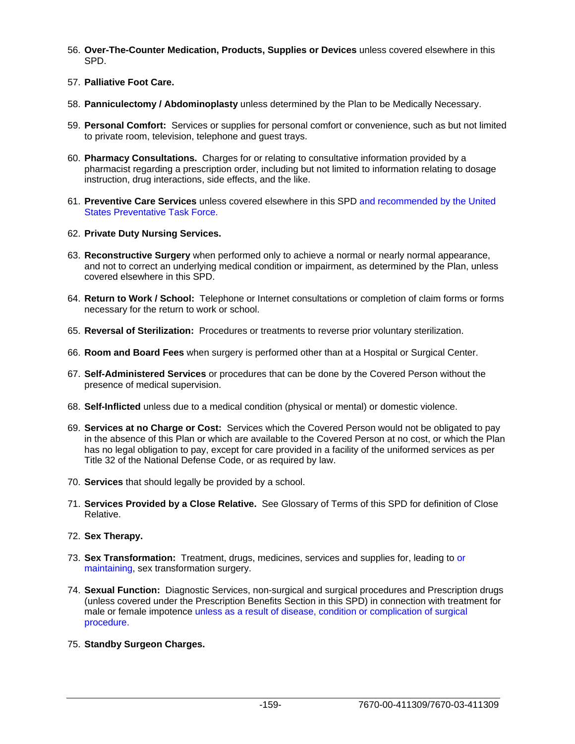56. **Over-The-Counter Medication, Products, Supplies or Devices** unless covered elsewhere in this SPD.

57. **Palliative Foot Care.**

58. **Panniculectomy / Abdominoplasty** unless determined by the Plan to be Medically Necessary.

59. **Personal Comfort:** Services or supplies for personal comfort or convenience, such as but not limited to private room, television, telephone and guest trays.

60. **Pharmacy Consultations.** Charges for or relating to consultative information provided by a pharmacist regarding a prescription order, including but not limited to information relating to dosage instruction, drug interactions, side effects, and the like.

61. **Preventive Care Services** unless covered elsewhere in this SPD and recommended by the United States Preventative Task Force.

62. **Private Duty Nursing Services.**

63. **Reconstructive Surgery** when performed only to achieve a normal or nearly normal appearance, and not to correct an underlying medical condition or impairment, as determined by the Plan, unless covered elsewhere in this SPD.

64. **Return to Work / School:** Telephone or Internet consultations or completion of claim forms or forms necessary for the return to work or school.

65. **Reversal of Sterilization:** Procedures or treatments to reverse prior voluntary sterilization.

66. **Room and Board Fees** when surgery is performed other than at a Hospital or Surgical Center.

67. **Self-Administered Services** or procedures that can be done by the Covered Person without the presence of medical supervision.

68. **Self-Inflicted** unless due to a medical condition (physical or mental) or domestic violence.

69. **Services at no Charge or Cost:** Services which the Covered Person would not be obligated to pay in the absence of this Plan or which are available to the Covered Person at no cost, or which the Plan has no legal obligation to pay, except for care provided in a facility of the uniformed services as per Title 32 of the National Defense Code, or as required by law.

70. **Services** that should legally be provided by a school.

71. **Services Provided by a Close Relative.** See Glossary of Terms of this SPD for definition of Close Relative.

72. **Sex Therapy.**

73. **Sex Transformation:** Treatment, drugs, medicines, services and supplies for, leading to or maintaining, sex transformation surgery.

74. **Sexual Function:** Diagnostic Services, non-surgical and surgical procedures and Prescription drugs (unless covered under the Prescription Benefits Section in this SPD) in connection with treatment for male or female impotence unless as a result of disease, condition or complication of surgical procedure.

75. **Standby Surgeon Charges.**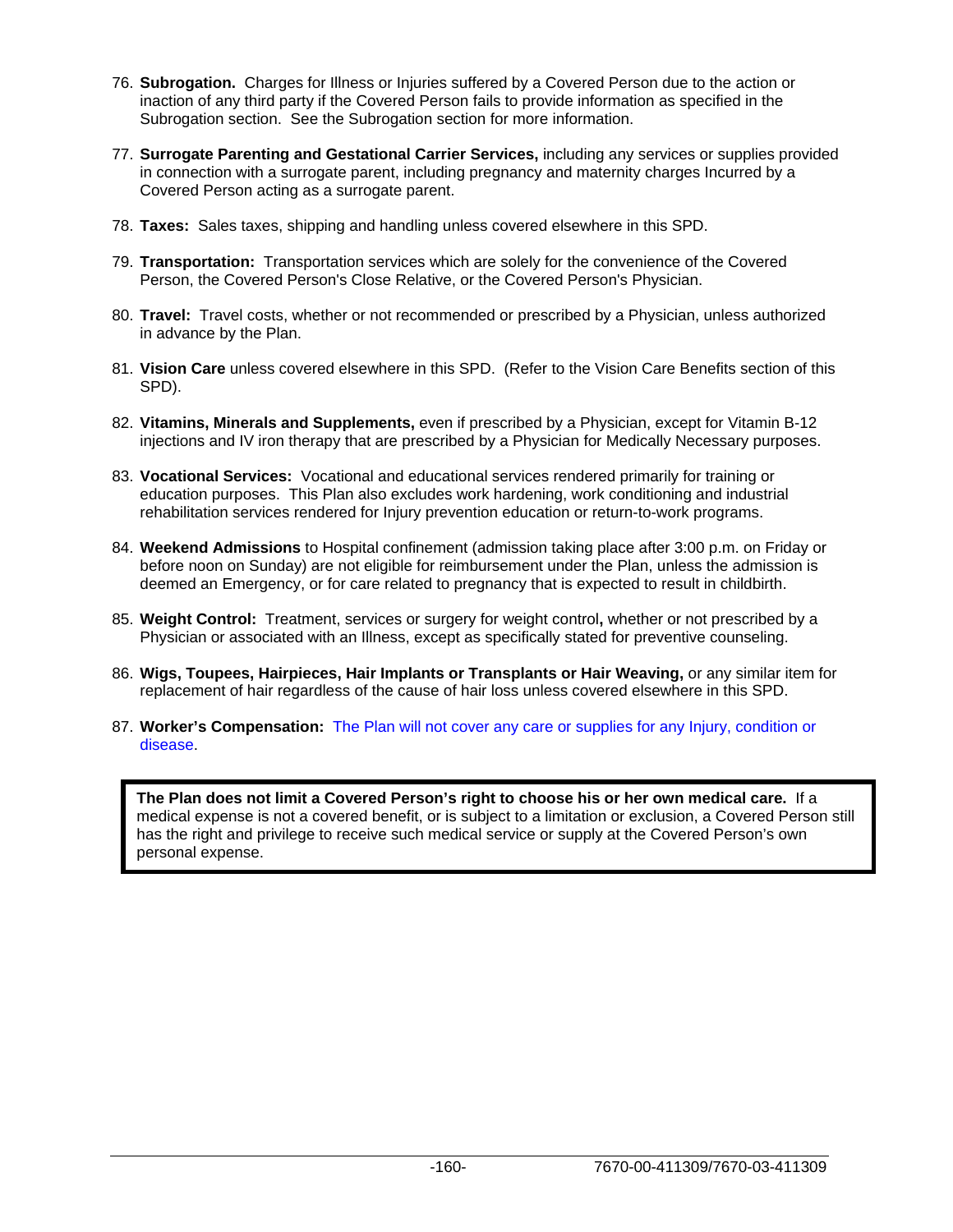76. **Subrogation.** Charges for Illness or Injuries suffered by a Covered Person due to the action or inaction of any third party if the Covered Person fails to provide information as specified in the Subrogation section. See the Subrogation section for more information.

77. **Surrogate Parenting and Gestational Carrier Services,** including any services or supplies provided in connection with a surrogate parent, including pregnancy and maternity charges Incurred by a Covered Person acting as a surrogate parent.

78. **Taxes:** Sales taxes, shipping and handling unless covered elsewhere in this SPD.

79. **Transportation:** Transportation services which are solely for the convenience of the Covered Person, the Covered Person's Close Relative, or the Covered Person's Physician.

80. **Travel:** Travel costs, whether or not recommended or prescribed by a Physician, unless authorized in advance by the Plan.

81. **Vision Care** unless covered elsewhere in this SPD. (Refer to the Vision Care Benefits section of this SPD).

82. **Vitamins, Minerals and Supplements,** even if prescribed by a Physician, except for Vitamin B-12 injections and IV iron therapy that are prescribed by a Physician for Medically Necessary purposes.

83. **Vocational Services:** Vocational and educational services rendered primarily for training or education purposes. This Plan also excludes work hardening, work conditioning and industrial rehabilitation services rendered for Injury prevention education or return-to-work programs.

84. **Weekend Admissions** to Hospital confinement (admission taking place after 3:00 p.m. on Friday or before noon on Sunday) are not eligible for reimbursement under the Plan, unless the admission is deemed an Emergency, or for care related to pregnancy that is expected to result in childbirth.

85. **Weight Control:** Treatment, services or surgery for weight control**,** whether or not prescribed by a Physician or associated with an Illness, except as specifically stated for preventive counseling.

86. **Wigs, Toupees, Hairpieces, Hair Implants or Transplants or Hair Weaving,** or any similar item for replacement of hair regardless of the cause of hair loss unless covered elsewhere in this SPD.

87. **Worker's Compensation:** The Plan will not cover any care or supplies for any Injury, condition or disease.

**The Plan does not limit a Covered Person's right to choose his or her own medical care.** If a medical expense is not a covered benefit, or is subject to a limitation or exclusion, a Covered Person still has the right and privilege to receive such medical service or supply at the Covered Person's own personal expense.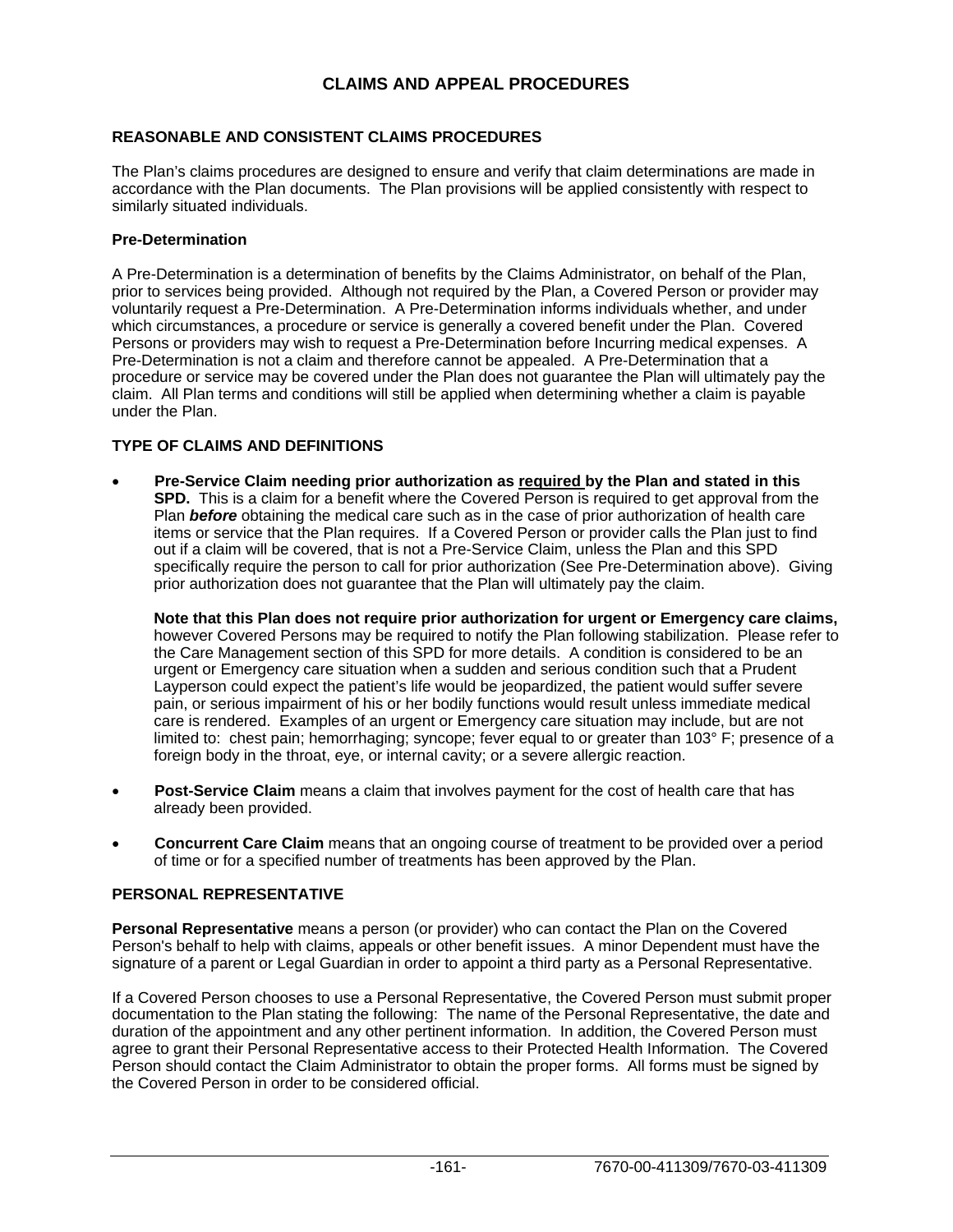# CLAIMS AND APPEAL PROCEDURES

## REASONABLE AND CONSISTENT CLAIMS PROCEDURES

The Plan's claims procedures are designed to ensure and verify that claim determinations are made in accordance with the Plan documents. The Plan provisions will be applied consistently with respect to similarly situated individuals.

### Pre-Determination

A Pre-Determination is a determination of benefits by the Claims Administrator, on behalf of the Plan, prior to services being provided. Although not required by the Plan, a Covered Person or provider may voluntarily request a Pre-Determination. A Pre-Determination informs individuals whether, and under which circumstances, a procedure or service is generally a covered benefit under the Plan. Covered Persons or providers may wish to request a Pre-Determination before Incurring medical expenses. A Pre-Determination is not a claim and therefore cannot be appealed. A Pre-Determination that a procedure or service may be covered under the Plan does not guarantee the Plan will ultimately pay the claim. All Plan terms and conditions will still be applied when determining whether a claim is payable under the Plan.

## TYPE OF CLAIMS AND DEFINITIONS

- **Pre-Service Claim needing prior authorization as required by the Plan and stated in this SPD.** This is a claim for a benefit where the Covered Person is required to get approval from the Plan ***before*** obtaining the medical care such as in the case of prior authorization of health care items or service that the Plan requires. If a Covered Person or provider calls the Plan just to find out if a claim will be covered, that is not a Pre-Service Claim, unless the Plan and this SPD specifically require the person to call for prior authorization (See Pre-Determination above). Giving prior authorization does not guarantee that the Plan will ultimately pay the claim.

  **Note that this Plan does not require prior authorization for urgent or Emergency care claims,** however Covered Persons may be required to notify the Plan following stabilization. Please refer to the Care Management section of this SPD for more details. A condition is considered to be an urgent or Emergency care situation when a sudden and serious condition such that a Prudent Layperson could expect the patient's life would be jeopardized, the patient would suffer severe pain, or serious impairment of his or her bodily functions would result unless immediate medical care is rendered. Examples of an urgent or Emergency care situation may include, but are not limited to: chest pain; hemorrhaging; syncope; fever equal to or greater than 103° F; presence of a foreign body in the throat, eye, or internal cavity; or a severe allergic reaction.

- **Post-Service Claim** means a claim that involves payment for the cost of health care that has already been provided.

- **Concurrent Care Claim** means that an ongoing course of treatment to be provided over a period of time or for a specified number of treatments has been approved by the Plan.

## PERSONAL REPRESENTATIVE

**Personal Representative** means a person (or provider) who can contact the Plan on the Covered Person's behalf to help with claims, appeals or other benefit issues. A minor Dependent must have the signature of a parent or Legal Guardian in order to appoint a third party as a Personal Representative.

If a Covered Person chooses to use a Personal Representative, the Covered Person must submit proper documentation to the Plan stating the following: The name of the Personal Representative, the date and duration of the appointment and any other pertinent information. In addition, the Covered Person must agree to grant their Personal Representative access to their Protected Health Information. The Covered Person should contact the Claim Administrator to obtain the proper forms. All forms must be signed by the Covered Person in order to be considered official.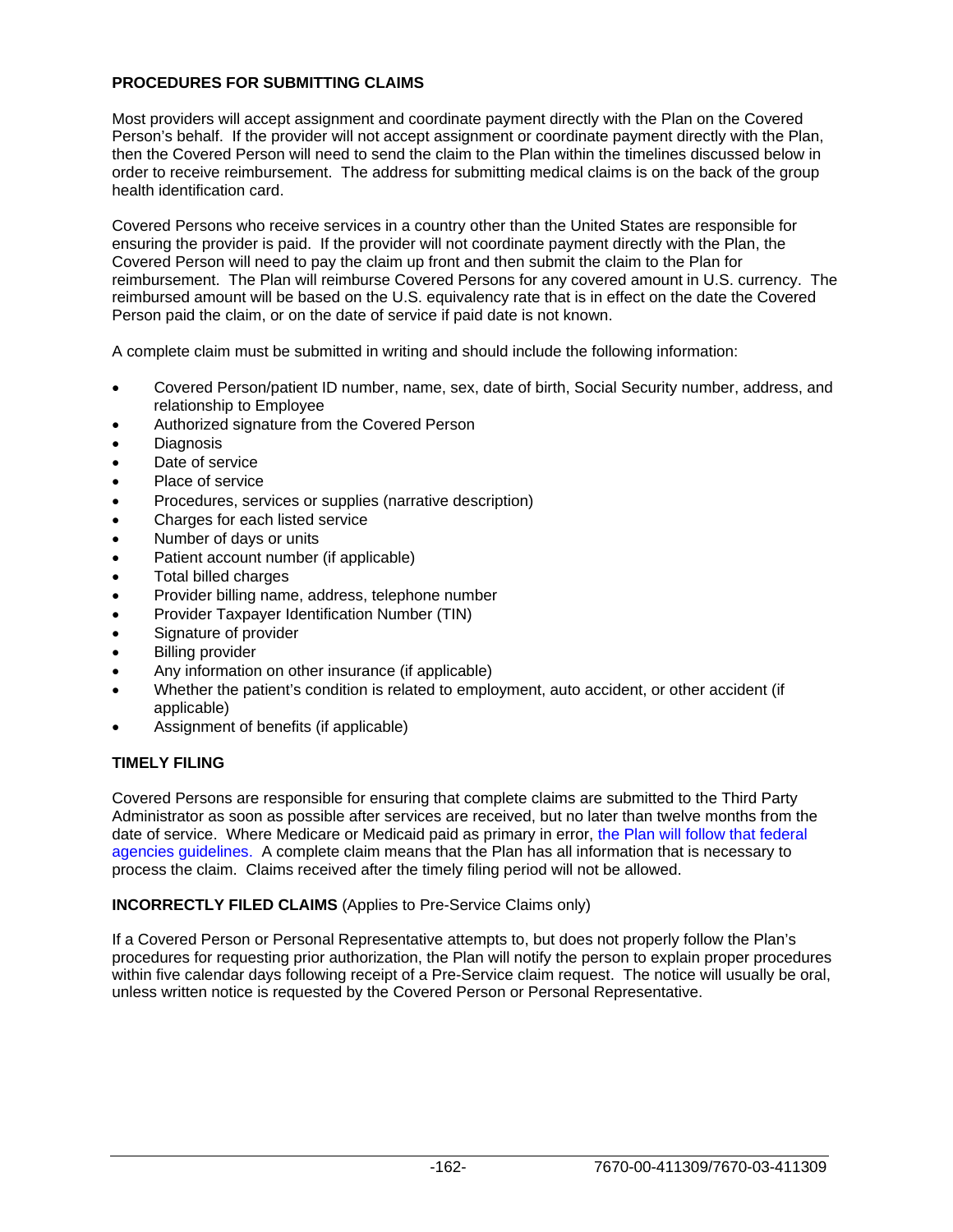## PROCEDURES FOR SUBMITTING CLAIMS

Most providers will accept assignment and coordinate payment directly with the Plan on the Covered Person's behalf. If the provider will not accept assignment or coordinate payment directly with the Plan, then the Covered Person will need to send the claim to the Plan within the timelines discussed below in order to receive reimbursement. The address for submitting medical claims is on the back of the group health identification card.

Covered Persons who receive services in a country other than the United States are responsible for ensuring the provider is paid. If the provider will not coordinate payment directly with the Plan, the Covered Person will need to pay the claim up front and then submit the claim to the Plan for reimbursement. The Plan will reimburse Covered Persons for any covered amount in U.S. currency. The reimbursed amount will be based on the U.S. equivalency rate that is in effect on the date the Covered Person paid the claim, or on the date of service if paid date is not known.

A complete claim must be submitted in writing and should include the following information:

- Covered Person/patient ID number, name, sex, date of birth, Social Security number, address, and relationship to Employee
- Authorized signature from the Covered Person
- Diagnosis
- Date of service
- Place of service
- Procedures, services or supplies (narrative description)
- Charges for each listed service
- Number of days or units
- Patient account number (if applicable)
- Total billed charges
- Provider billing name, address, telephone number
- Provider Taxpayer Identification Number (TIN)
- Signature of provider
- Billing provider
- Any information on other insurance (if applicable)
- Whether the patient's condition is related to employment, auto accident, or other accident (if applicable)
- Assignment of benefits (if applicable)

## TIMELY FILING

Covered Persons are responsible for ensuring that complete claims are submitted to the Third Party Administrator as soon as possible after services are received, but no later than twelve months from the date of service. Where Medicare or Medicaid paid as primary in error, the Plan will follow that federal agencies guidelines. A complete claim means that the Plan has all information that is necessary to process the claim. Claims received after the timely filing period will not be allowed.

**INCORRECTLY FILED CLAIMS** (Applies to Pre-Service Claims only)

If a Covered Person or Personal Representative attempts to, but does not properly follow the Plan's procedures for requesting prior authorization, the Plan will notify the person to explain proper procedures within five calendar days following receipt of a Pre-Service claim request. The notice will usually be oral, unless written notice is requested by the Covered Person or Personal Representative.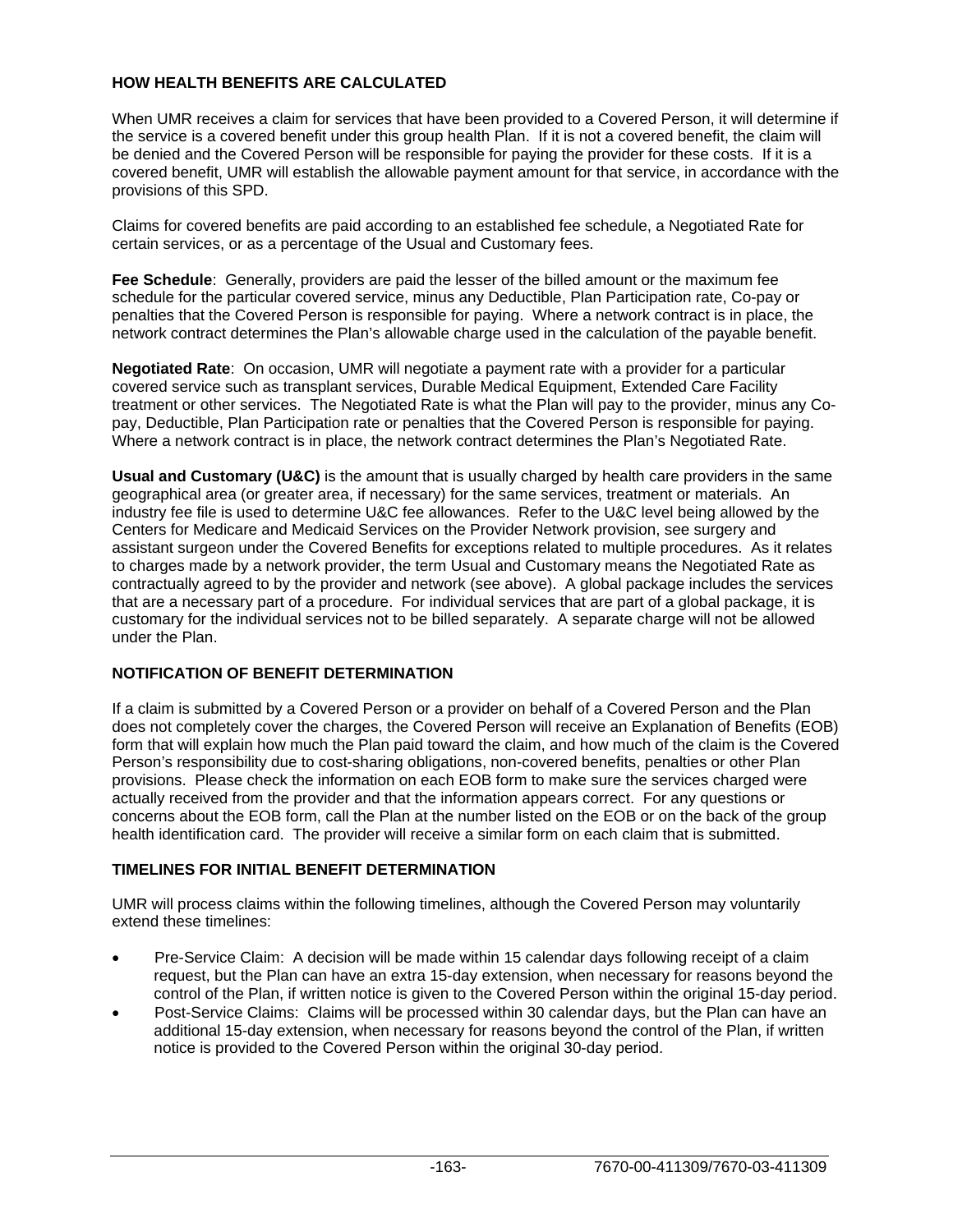## HOW HEALTH BENEFITS ARE CALCULATED

When UMR receives a claim for services that have been provided to a Covered Person, it will determine if the service is a covered benefit under this group health Plan. If it is not a covered benefit, the claim will be denied and the Covered Person will be responsible for paying the provider for these costs. If it is a covered benefit, UMR will establish the allowable payment amount for that service, in accordance with the provisions of this SPD.

Claims for covered benefits are paid according to an established fee schedule, a Negotiated Rate for certain services, or as a percentage of the Usual and Customary fees.

**Fee Schedule**: Generally, providers are paid the lesser of the billed amount or the maximum fee schedule for the particular covered service, minus any Deductible, Plan Participation rate, Co-pay or penalties that the Covered Person is responsible for paying. Where a network contract is in place, the network contract determines the Plan's allowable charge used in the calculation of the payable benefit.

**Negotiated Rate**: On occasion, UMR will negotiate a payment rate with a provider for a particular covered service such as transplant services, Durable Medical Equipment, Extended Care Facility treatment or other services. The Negotiated Rate is what the Plan will pay to the provider, minus any Co-pay, Deductible, Plan Participation rate or penalties that the Covered Person is responsible for paying. Where a network contract is in place, the network contract determines the Plan's Negotiated Rate.

**Usual and Customary (U&C)** is the amount that is usually charged by health care providers in the same geographical area (or greater area, if necessary) for the same services, treatment or materials. An industry fee file is used to determine U&C fee allowances. Refer to the U&C level being allowed by the Centers for Medicare and Medicaid Services on the Provider Network provision, see surgery and assistant surgeon under the Covered Benefits for exceptions related to multiple procedures. As it relates to charges made by a network provider, the term Usual and Customary means the Negotiated Rate as contractually agreed to by the provider and network (see above). A global package includes the services that are a necessary part of a procedure. For individual services that are part of a global package, it is customary for the individual services not to be billed separately. A separate charge will not be allowed under the Plan.

## NOTIFICATION OF BENEFIT DETERMINATION

If a claim is submitted by a Covered Person or a provider on behalf of a Covered Person and the Plan does not completely cover the charges, the Covered Person will receive an Explanation of Benefits (EOB) form that will explain how much the Plan paid toward the claim, and how much of the claim is the Covered Person's responsibility due to cost-sharing obligations, non-covered benefits, penalties or other Plan provisions. Please check the information on each EOB form to make sure the services charged were actually received from the provider and that the information appears correct. For any questions or concerns about the EOB form, call the Plan at the number listed on the EOB or on the back of the group health identification card. The provider will receive a similar form on each claim that is submitted.

## TIMELINES FOR INITIAL BENEFIT DETERMINATION

UMR will process claims within the following timelines, although the Covered Person may voluntarily extend these timelines:

- Pre-Service Claim: A decision will be made within 15 calendar days following receipt of a claim request, but the Plan can have an extra 15-day extension, when necessary for reasons beyond the control of the Plan, if written notice is given to the Covered Person within the original 15-day period.
- Post-Service Claims: Claims will be processed within 30 calendar days, but the Plan can have an additional 15-day extension, when necessary for reasons beyond the control of the Plan, if written notice is provided to the Covered Person within the original 30-day period.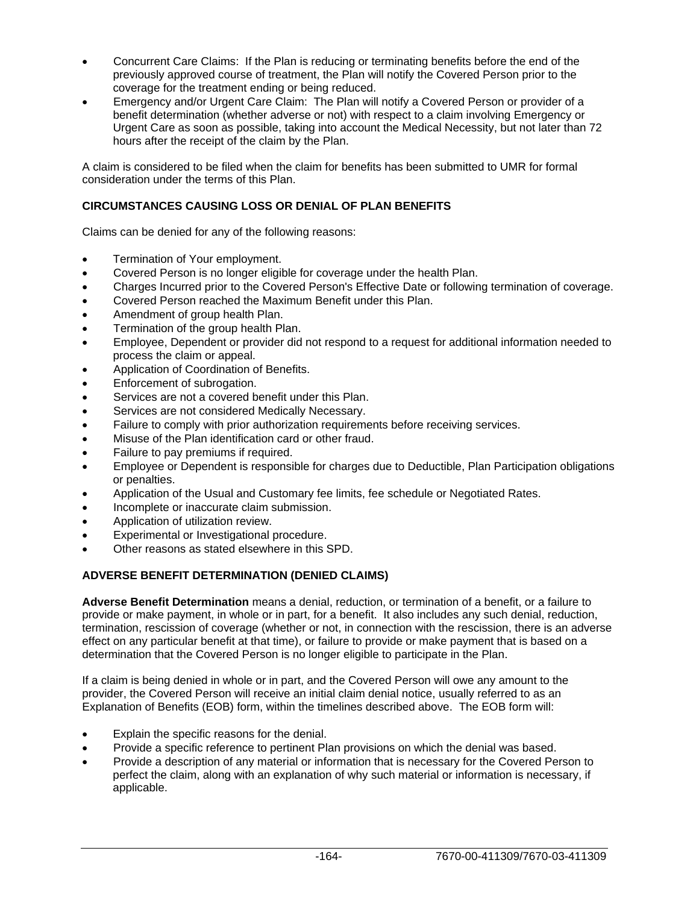- Concurrent Care Claims: If the Plan is reducing or terminating benefits before the end of the previously approved course of treatment, the Plan will notify the Covered Person prior to the coverage for the treatment ending or being reduced.
- Emergency and/or Urgent Care Claim: The Plan will notify a Covered Person or provider of a benefit determination (whether adverse or not) with respect to a claim involving Emergency or Urgent Care as soon as possible, taking into account the Medical Necessity, but not later than 72 hours after the receipt of the claim by the Plan.

A claim is considered to be filed when the claim for benefits has been submitted to UMR for formal consideration under the terms of this Plan.

## CIRCUMSTANCES CAUSING LOSS OR DENIAL OF PLAN BENEFITS

Claims can be denied for any of the following reasons:

- Termination of Your employment.
- Covered Person is no longer eligible for coverage under the health Plan.
- Charges Incurred prior to the Covered Person's Effective Date or following termination of coverage.
- Covered Person reached the Maximum Benefit under this Plan.
- Amendment of group health Plan.
- Termination of the group health Plan.
- Employee, Dependent or provider did not respond to a request for additional information needed to process the claim or appeal.
- Application of Coordination of Benefits.
- Enforcement of subrogation.
- Services are not a covered benefit under this Plan.
- Services are not considered Medically Necessary.
- Failure to comply with prior authorization requirements before receiving services.
- Misuse of the Plan identification card or other fraud.
- Failure to pay premiums if required.
- Employee or Dependent is responsible for charges due to Deductible, Plan Participation obligations or penalties.
- Application of the Usual and Customary fee limits, fee schedule or Negotiated Rates.
- Incomplete or inaccurate claim submission.
- Application of utilization review.
- Experimental or Investigational procedure.
- Other reasons as stated elsewhere in this SPD.

## ADVERSE BENEFIT DETERMINATION (DENIED CLAIMS)

**Adverse Benefit Determination** means a denial, reduction, or termination of a benefit, or a failure to provide or make payment, in whole or in part, for a benefit. It also includes any such denial, reduction, termination, rescission of coverage (whether or not, in connection with the rescission, there is an adverse effect on any particular benefit at that time), or failure to provide or make payment that is based on a determination that the Covered Person is no longer eligible to participate in the Plan.

If a claim is being denied in whole or in part, and the Covered Person will owe any amount to the provider, the Covered Person will receive an initial claim denial notice, usually referred to as an Explanation of Benefits (EOB) form, within the timelines described above. The EOB form will:

- Explain the specific reasons for the denial.
- Provide a specific reference to pertinent Plan provisions on which the denial was based.
- Provide a description of any material or information that is necessary for the Covered Person to perfect the claim, along with an explanation of why such material or information is necessary, if applicable.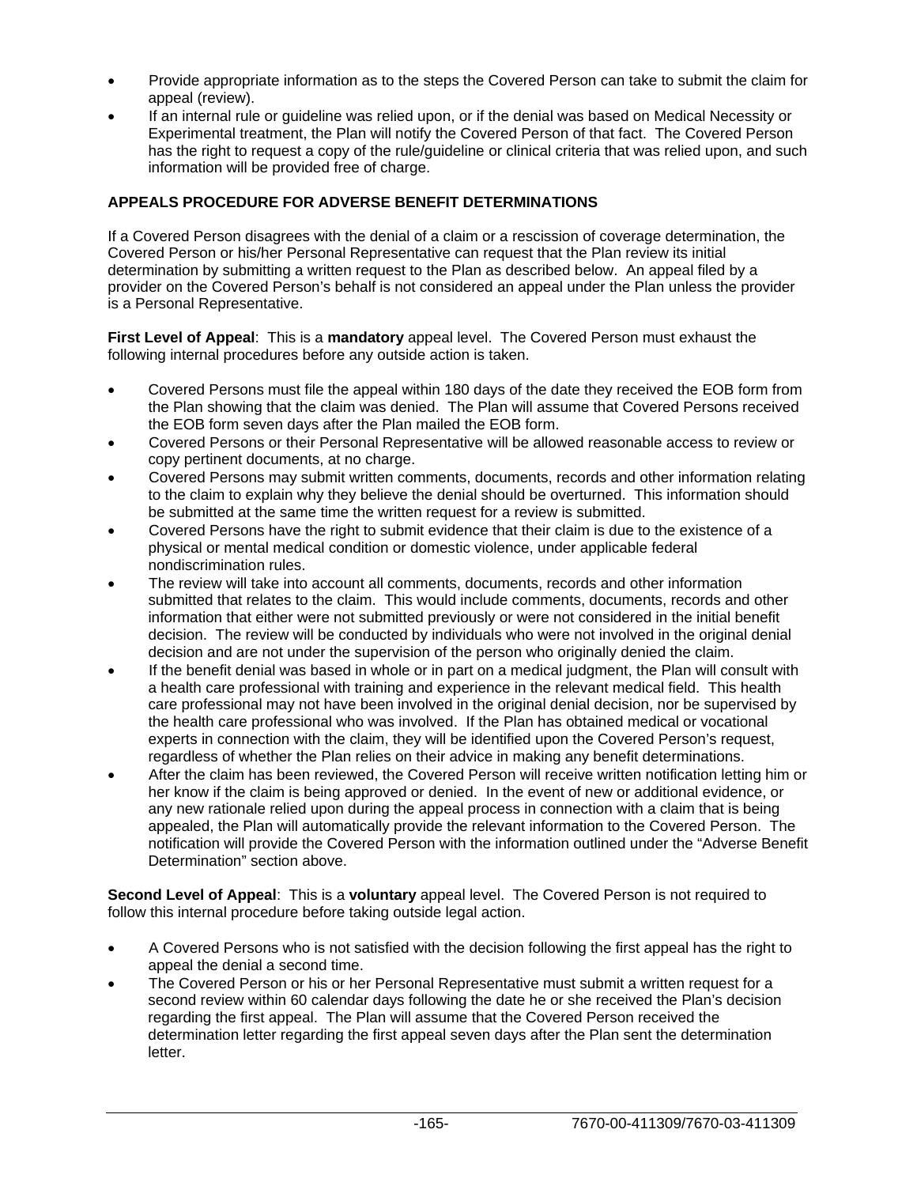- Provide appropriate information as to the steps the Covered Person can take to submit the claim for appeal (review).
- If an internal rule or guideline was relied upon, or if the denial was based on Medical Necessity or Experimental treatment, the Plan will notify the Covered Person of that fact. The Covered Person has the right to request a copy of the rule/guideline or clinical criteria that was relied upon, and such information will be provided free of charge.

**APPEALS PROCEDURE FOR ADVERSE BENEFIT DETERMINATIONS**

If a Covered Person disagrees with the denial of a claim or a rescission of coverage determination, the Covered Person or his/her Personal Representative can request that the Plan review its initial determination by submitting a written request to the Plan as described below. An appeal filed by a provider on the Covered Person's behalf is not considered an appeal under the Plan unless the provider is a Personal Representative.

**First Level of Appeal**: This is a **mandatory** appeal level. The Covered Person must exhaust the following internal procedures before any outside action is taken.

- Covered Persons must file the appeal within 180 days of the date they received the EOB form from the Plan showing that the claim was denied. The Plan will assume that Covered Persons received the EOB form seven days after the Plan mailed the EOB form.
- Covered Persons or their Personal Representative will be allowed reasonable access to review or copy pertinent documents, at no charge.
- Covered Persons may submit written comments, documents, records and other information relating to the claim to explain why they believe the denial should be overturned. This information should be submitted at the same time the written request for a review is submitted.
- Covered Persons have the right to submit evidence that their claim is due to the existence of a physical or mental medical condition or domestic violence, under applicable federal nondiscrimination rules.
- The review will take into account all comments, documents, records and other information submitted that relates to the claim. This would include comments, documents, records and other information that either were not submitted previously or were not considered in the initial benefit decision. The review will be conducted by individuals who were not involved in the original denial decision and are not under the supervision of the person who originally denied the claim.
- If the benefit denial was based in whole or in part on a medical judgment, the Plan will consult with a health care professional with training and experience in the relevant medical field. This health care professional may not have been involved in the original denial decision, nor be supervised by the health care professional who was involved. If the Plan has obtained medical or vocational experts in connection with the claim, they will be identified upon the Covered Person's request, regardless of whether the Plan relies on their advice in making any benefit determinations.
- After the claim has been reviewed, the Covered Person will receive written notification letting him or her know if the claim is being approved or denied. In the event of new or additional evidence, or any new rationale relied upon during the appeal process in connection with a claim that is being appealed, the Plan will automatically provide the relevant information to the Covered Person. The notification will provide the Covered Person with the information outlined under the "Adverse Benefit Determination" section above.

**Second Level of Appeal**: This is a **voluntary** appeal level. The Covered Person is not required to follow this internal procedure before taking outside legal action.

- A Covered Persons who is not satisfied with the decision following the first appeal has the right to appeal the denial a second time.
- The Covered Person or his or her Personal Representative must submit a written request for a second review within 60 calendar days following the date he or she received the Plan's decision regarding the first appeal. The Plan will assume that the Covered Person received the determination letter regarding the first appeal seven days after the Plan sent the determination letter.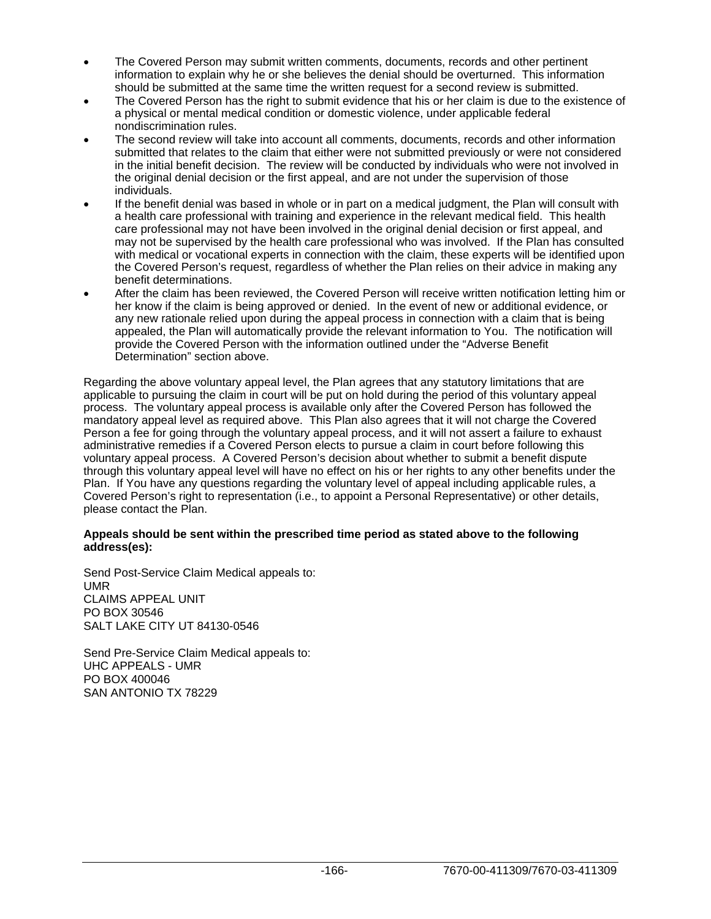- The Covered Person may submit written comments, documents, records and other pertinent information to explain why he or she believes the denial should be overturned. This information should be submitted at the same time the written request for a second review is submitted.
- The Covered Person has the right to submit evidence that his or her claim is due to the existence of a physical or mental medical condition or domestic violence, under applicable federal nondiscrimination rules.
- The second review will take into account all comments, documents, records and other information submitted that relates to the claim that either were not submitted previously or were not considered in the initial benefit decision. The review will be conducted by individuals who were not involved in the original denial decision or the first appeal, and are not under the supervision of those individuals.
- If the benefit denial was based in whole or in part on a medical judgment, the Plan will consult with a health care professional with training and experience in the relevant medical field. This health care professional may not have been involved in the original denial decision or first appeal, and may not be supervised by the health care professional who was involved. If the Plan has consulted with medical or vocational experts in connection with the claim, these experts will be identified upon the Covered Person's request, regardless of whether the Plan relies on their advice in making any benefit determinations.
- After the claim has been reviewed, the Covered Person will receive written notification letting him or her know if the claim is being approved or denied. In the event of new or additional evidence, or any new rationale relied upon during the appeal process in connection with a claim that is being appealed, the Plan will automatically provide the relevant information to You. The notification will provide the Covered Person with the information outlined under the "Adverse Benefit Determination" section above.

Regarding the above voluntary appeal level, the Plan agrees that any statutory limitations that are applicable to pursuing the claim in court will be put on hold during the period of this voluntary appeal process. The voluntary appeal process is available only after the Covered Person has followed the mandatory appeal level as required above. This Plan also agrees that it will not charge the Covered Person a fee for going through the voluntary appeal process, and it will not assert a failure to exhaust administrative remedies if a Covered Person elects to pursue a claim in court before following this voluntary appeal process. A Covered Person's decision about whether to submit a benefit dispute through this voluntary appeal level will have no effect on his or her rights to any other benefits under the Plan. If You have any questions regarding the voluntary level of appeal including applicable rules, a Covered Person's right to representation (i.e., to appoint a Personal Representative) or other details, please contact the Plan.

**Appeals should be sent within the prescribed time period as stated above to the following address(es):**

Send Post-Service Claim Medical appeals to:
UMR
CLAIMS APPEAL UNIT
PO BOX 30546
SALT LAKE CITY UT 84130-0546

Send Pre-Service Claim Medical appeals to:
UHC APPEALS - UMR
PO BOX 400046
SAN ANTONIO TX 78229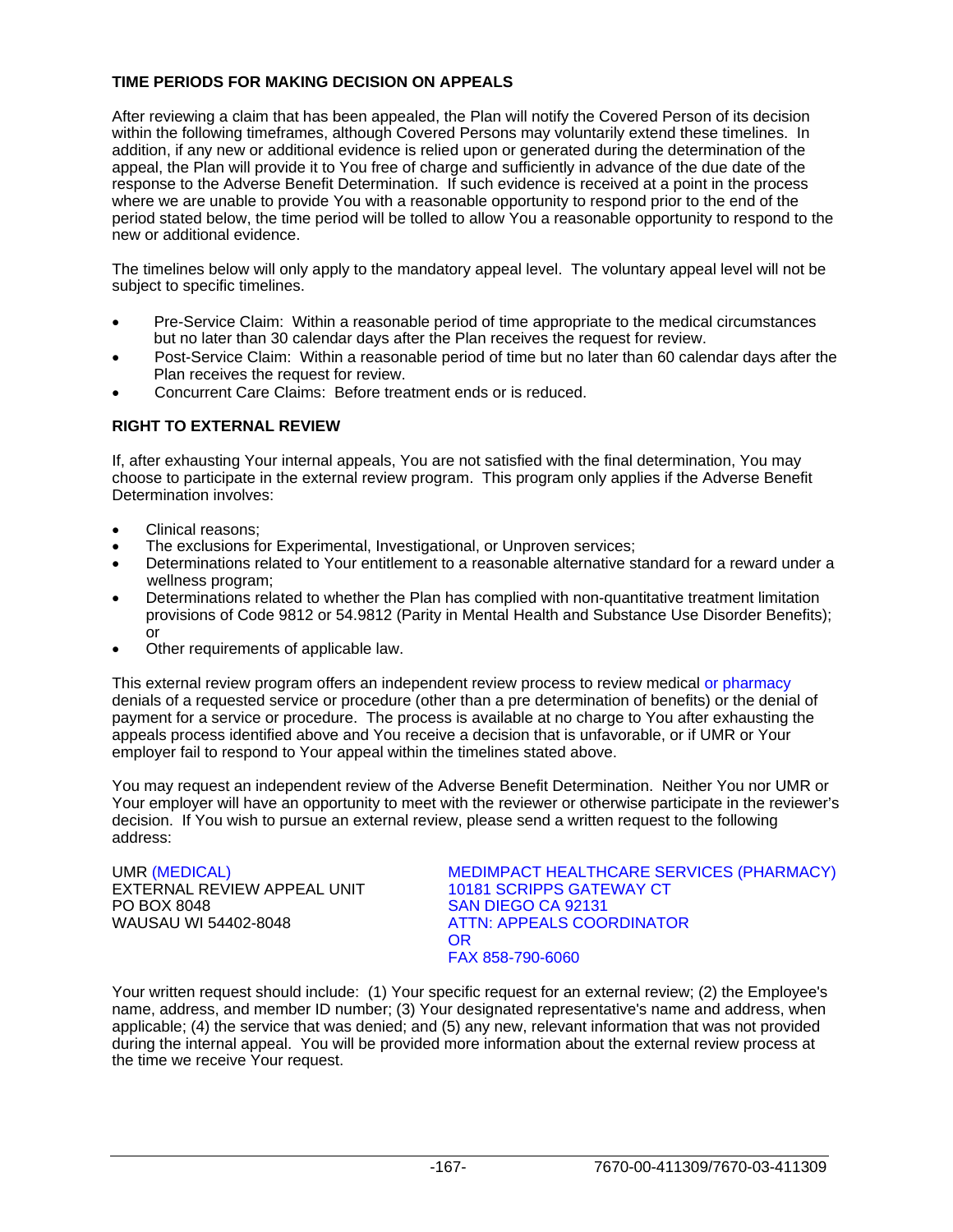### TIME PERIODS FOR MAKING DECISION ON APPEALS

After reviewing a claim that has been appealed, the Plan will notify the Covered Person of its decision within the following timeframes, although Covered Persons may voluntarily extend these timelines. In addition, if any new or additional evidence is relied upon or generated during the determination of the appeal, the Plan will provide it to You free of charge and sufficiently in advance of the due date of the response to the Adverse Benefit Determination. If such evidence is received at a point in the process where we are unable to provide You with a reasonable opportunity to respond prior to the end of the period stated below, the time period will be tolled to allow You a reasonable opportunity to respond to the new or additional evidence.

The timelines below will only apply to the mandatory appeal level. The voluntary appeal level will not be subject to specific timelines.

- Pre-Service Claim: Within a reasonable period of time appropriate to the medical circumstances but no later than 30 calendar days after the Plan receives the request for review.
- Post-Service Claim: Within a reasonable period of time but no later than 60 calendar days after the Plan receives the request for review.
- Concurrent Care Claims: Before treatment ends or is reduced.

### RIGHT TO EXTERNAL REVIEW

If, after exhausting Your internal appeals, You are not satisfied with the final determination, You may choose to participate in the external review program. This program only applies if the Adverse Benefit Determination involves:

- Clinical reasons;
- The exclusions for Experimental, Investigational, or Unproven services;
- Determinations related to Your entitlement to a reasonable alternative standard for a reward under a wellness program;
- Determinations related to whether the Plan has complied with non-quantitative treatment limitation provisions of Code 9812 or 54.9812 (Parity in Mental Health and Substance Use Disorder Benefits); or
- Other requirements of applicable law.

This external review program offers an independent review process to review medical or pharmacy denials of a requested service or procedure (other than a pre determination of benefits) or the denial of payment for a service or procedure. The process is available at no charge to You after exhausting the appeals process identified above and You receive a decision that is unfavorable, or if UMR or Your employer fail to respond to Your appeal within the timelines stated above.

You may request an independent review of the Adverse Benefit Determination. Neither You nor UMR or Your employer will have an opportunity to meet with the reviewer or otherwise participate in the reviewer's decision. If You wish to pursue an external review, please send a written request to the following address:

UMR (MEDICAL)
EXTERNAL REVIEW APPEAL UNIT
PO BOX 8048
WAUSAU WI 54402-8048

MEDIMPACT HEALTHCARE SERVICES (PHARMACY)
10181 SCRIPPS GATEWAY CT
SAN DIEGO CA 92131
ATTN: APPEALS COORDINATOR
OR
FAX 858-790-6060

Your written request should include: (1) Your specific request for an external review; (2) the Employee's name, address, and member ID number; (3) Your designated representative's name and address, when applicable; (4) the service that was denied; and (5) any new, relevant information that was not provided during the internal appeal. You will be provided more information about the external review process at the time we receive Your request.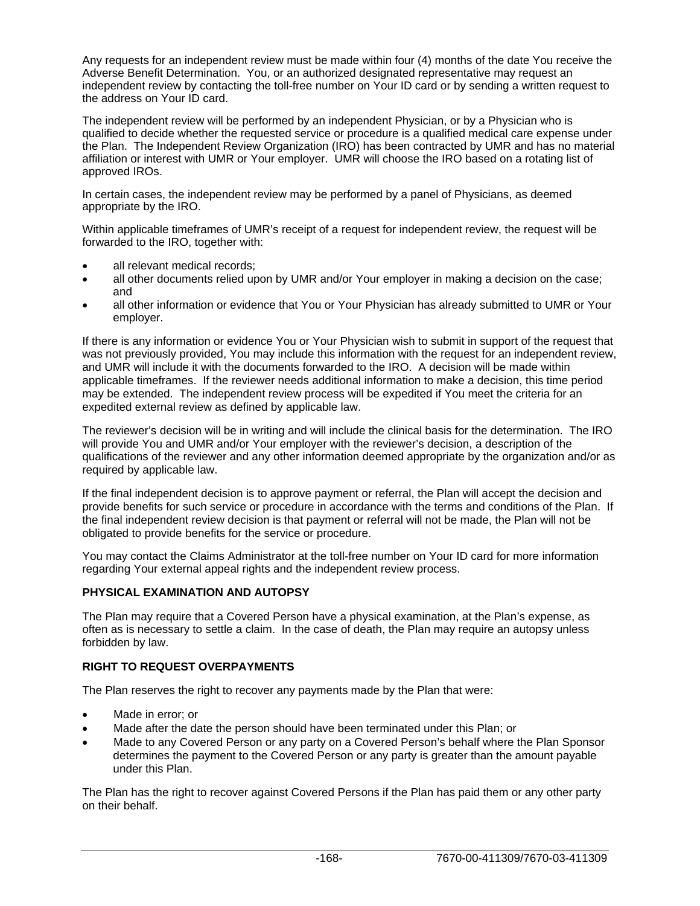Any requests for an independent review must be made within four (4) months of the date You receive the Adverse Benefit Determination. You, or an authorized designated representative may request an independent review by contacting the toll-free number on Your ID card or by sending a written request to the address on Your ID card.

The independent review will be performed by an independent Physician, or by a Physician who is qualified to decide whether the requested service or procedure is a qualified medical care expense under the Plan. The Independent Review Organization (IRO) has been contracted by UMR and has no material affiliation or interest with UMR or Your employer. UMR will choose the IRO based on a rotating list of approved IROs.

In certain cases, the independent review may be performed by a panel of Physicians, as deemed appropriate by the IRO.

Within applicable timeframes of UMR's receipt of a request for independent review, the request will be forwarded to the IRO, together with:

- all relevant medical records;
- all other documents relied upon by UMR and/or Your employer in making a decision on the case; and
- all other information or evidence that You or Your Physician has already submitted to UMR or Your employer.

If there is any information or evidence You or Your Physician wish to submit in support of the request that was not previously provided, You may include this information with the request for an independent review, and UMR will include it with the documents forwarded to the IRO. A decision will be made within applicable timeframes. If the reviewer needs additional information to make a decision, this time period may be extended. The independent review process will be expedited if You meet the criteria for an expedited external review as defined by applicable law.

The reviewer's decision will be in writing and will include the clinical basis for the determination. The IRO will provide You and UMR and/or Your employer with the reviewer's decision, a description of the qualifications of the reviewer and any other information deemed appropriate by the organization and/or as required by applicable law.

If the final independent decision is to approve payment or referral, the Plan will accept the decision and provide benefits for such service or procedure in accordance with the terms and conditions of the Plan. If the final independent review decision is that payment or referral will not be made, the Plan will not be obligated to provide benefits for the service or procedure.

You may contact the Claims Administrator at the toll-free number on Your ID card for more information regarding Your external appeal rights and the independent review process.

**PHYSICAL EXAMINATION AND AUTOPSY**

The Plan may require that a Covered Person have a physical examination, at the Plan's expense, as often as is necessary to settle a claim. In the case of death, the Plan may require an autopsy unless forbidden by law.

**RIGHT TO REQUEST OVERPAYMENTS**

The Plan reserves the right to recover any payments made by the Plan that were:

- Made in error; or
- Made after the date the person should have been terminated under this Plan; or
- Made to any Covered Person or any party on a Covered Person's behalf where the Plan Sponsor determines the payment to the Covered Person or any party is greater than the amount payable under this Plan.

The Plan has the right to recover against Covered Persons if the Plan has paid them or any other party on their behalf.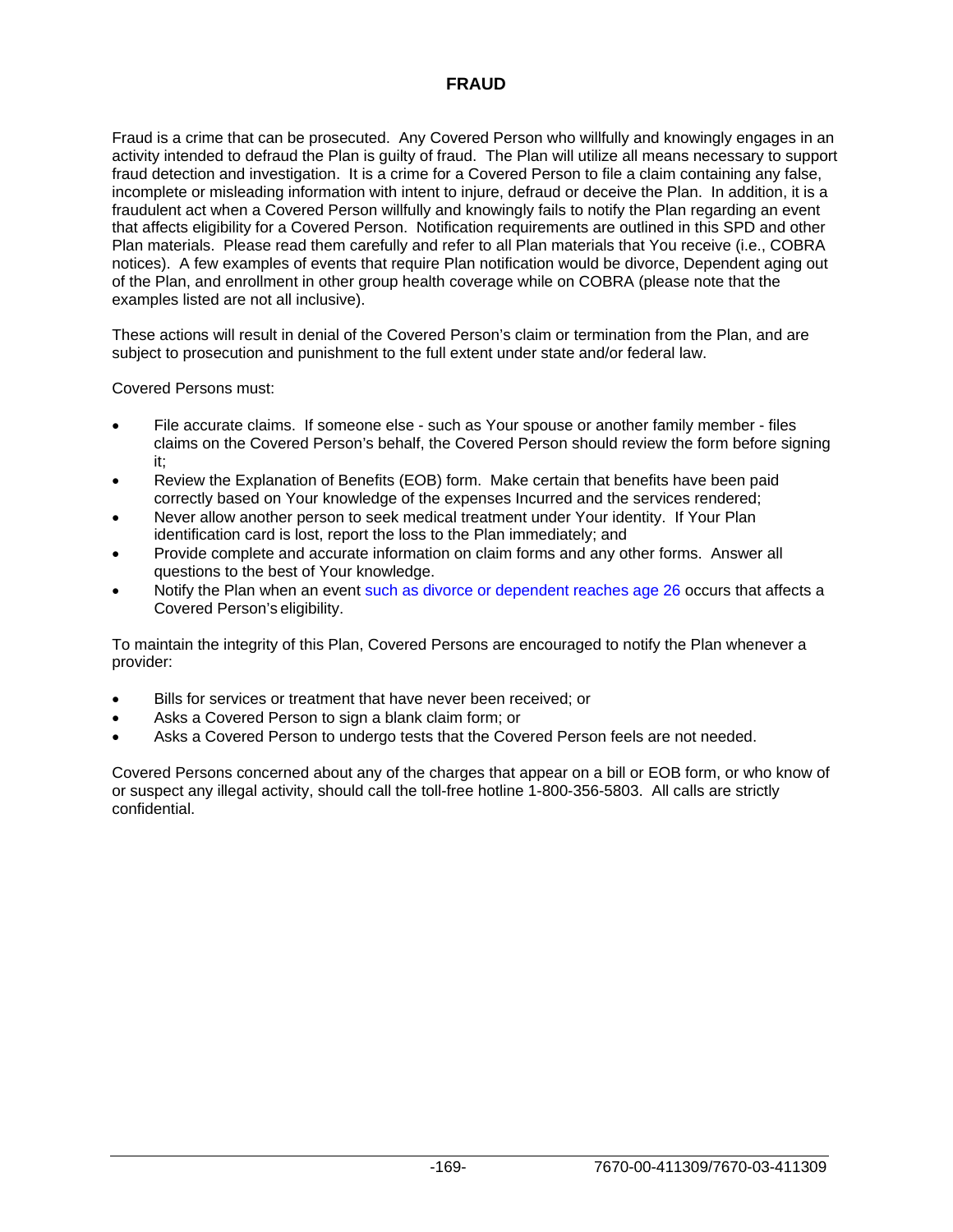# FRAUD

Fraud is a crime that can be prosecuted. Any Covered Person who willfully and knowingly engages in an activity intended to defraud the Plan is guilty of fraud. The Plan will utilize all means necessary to support fraud detection and investigation. It is a crime for a Covered Person to file a claim containing any false, incomplete or misleading information with intent to injure, defraud or deceive the Plan. In addition, it is a fraudulent act when a Covered Person willfully and knowingly fails to notify the Plan regarding an event that affects eligibility for a Covered Person. Notification requirements are outlined in this SPD and other Plan materials. Please read them carefully and refer to all Plan materials that You receive (i.e., COBRA notices). A few examples of events that require Plan notification would be divorce, Dependent aging out of the Plan, and enrollment in other group health coverage while on COBRA (please note that the examples listed are not all inclusive).

These actions will result in denial of the Covered Person's claim or termination from the Plan, and are subject to prosecution and punishment to the full extent under state and/or federal law.

Covered Persons must:

- File accurate claims. If someone else - such as Your spouse or another family member - files claims on the Covered Person's behalf, the Covered Person should review the form before signing it;
- Review the Explanation of Benefits (EOB) form. Make certain that benefits have been paid correctly based on Your knowledge of the expenses Incurred and the services rendered;
- Never allow another person to seek medical treatment under Your identity. If Your Plan identification card is lost, report the loss to the Plan immediately; and
- Provide complete and accurate information on claim forms and any other forms. Answer all questions to the best of Your knowledge.
- Notify the Plan when an event such as divorce or dependent reaches age 26 occurs that affects a Covered Person's eligibility.

To maintain the integrity of this Plan, Covered Persons are encouraged to notify the Plan whenever a provider:

- Bills for services or treatment that have never been received; or
- Asks a Covered Person to sign a blank claim form; or
- Asks a Covered Person to undergo tests that the Covered Person feels are not needed.

Covered Persons concerned about any of the charges that appear on a bill or EOB form, or who know of or suspect any illegal activity, should call the toll-free hotline 1-800-356-5803. All calls are strictly confidential.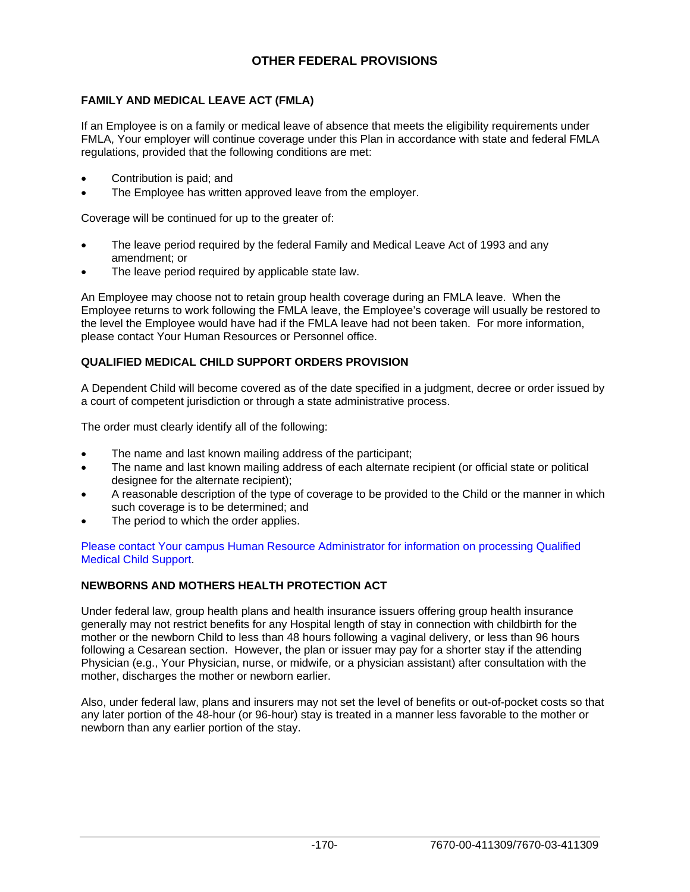# OTHER FEDERAL PROVISIONS

## FAMILY AND MEDICAL LEAVE ACT (FMLA)

If an Employee is on a family or medical leave of absence that meets the eligibility requirements under FMLA, Your employer will continue coverage under this Plan in accordance with state and federal FMLA regulations, provided that the following conditions are met:

- Contribution is paid; and
- The Employee has written approved leave from the employer.

Coverage will be continued for up to the greater of:

- The leave period required by the federal Family and Medical Leave Act of 1993 and any amendment; or
- The leave period required by applicable state law.

An Employee may choose not to retain group health coverage during an FMLA leave. When the Employee returns to work following the FMLA leave, the Employee's coverage will usually be restored to the level the Employee would have had if the FMLA leave had not been taken. For more information, please contact Your Human Resources or Personnel office.

## QUALIFIED MEDICAL CHILD SUPPORT ORDERS PROVISION

A Dependent Child will become covered as of the date specified in a judgment, decree or order issued by a court of competent jurisdiction or through a state administrative process.

The order must clearly identify all of the following:

- The name and last known mailing address of the participant;
- The name and last known mailing address of each alternate recipient (or official state or political designee for the alternate recipient);
- A reasonable description of the type of coverage to be provided to the Child or the manner in which such coverage is to be determined; and
- The period to which the order applies.

Please contact Your campus Human Resource Administrator for information on processing Qualified Medical Child Support.

## NEWBORNS AND MOTHERS HEALTH PROTECTION ACT

Under federal law, group health plans and health insurance issuers offering group health insurance generally may not restrict benefits for any Hospital length of stay in connection with childbirth for the mother or the newborn Child to less than 48 hours following a vaginal delivery, or less than 96 hours following a Cesarean section. However, the plan or issuer may pay for a shorter stay if the attending Physician (e.g., Your Physician, nurse, or midwife, or a physician assistant) after consultation with the mother, discharges the mother or newborn earlier.

Also, under federal law, plans and insurers may not set the level of benefits or out-of-pocket costs so that any later portion of the 48-hour (or 96-hour) stay is treated in a manner less favorable to the mother or newborn than any earlier portion of the stay.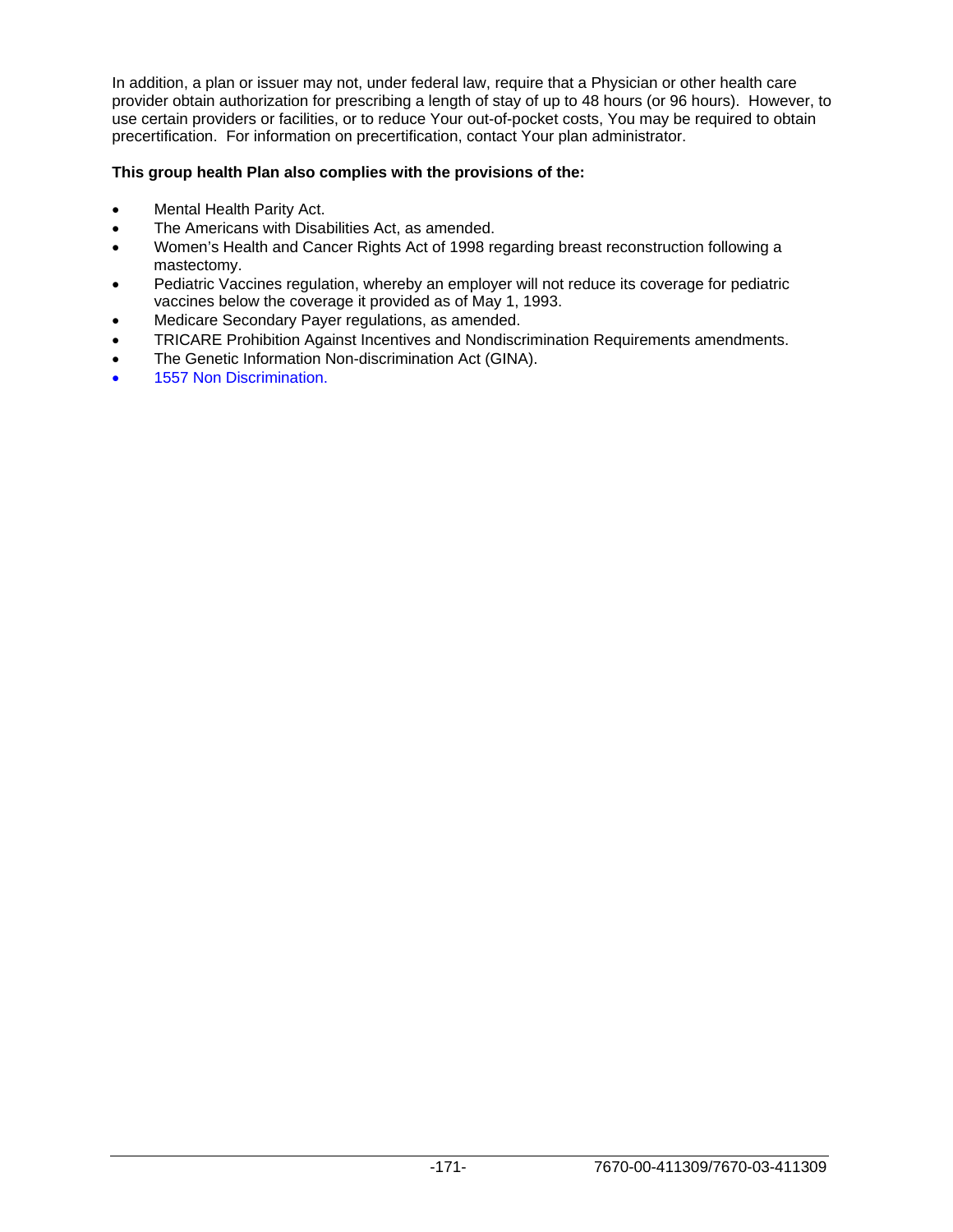In addition, a plan or issuer may not, under federal law, require that a Physician or other health care provider obtain authorization for prescribing a length of stay of up to 48 hours (or 96 hours). However, to use certain providers or facilities, or to reduce Your out-of-pocket costs, You may be required to obtain precertification. For information on precertification, contact Your plan administrator.

**This group health Plan also complies with the provisions of the:**

- Mental Health Parity Act.
- The Americans with Disabilities Act, as amended.
- Women's Health and Cancer Rights Act of 1998 regarding breast reconstruction following a mastectomy.
- Pediatric Vaccines regulation, whereby an employer will not reduce its coverage for pediatric vaccines below the coverage it provided as of May 1, 1993.
- Medicare Secondary Payer regulations, as amended.
- TRICARE Prohibition Against Incentives and Nondiscrimination Requirements amendments.
- The Genetic Information Non-discrimination Act (GINA).
- 1557 Non Discrimination.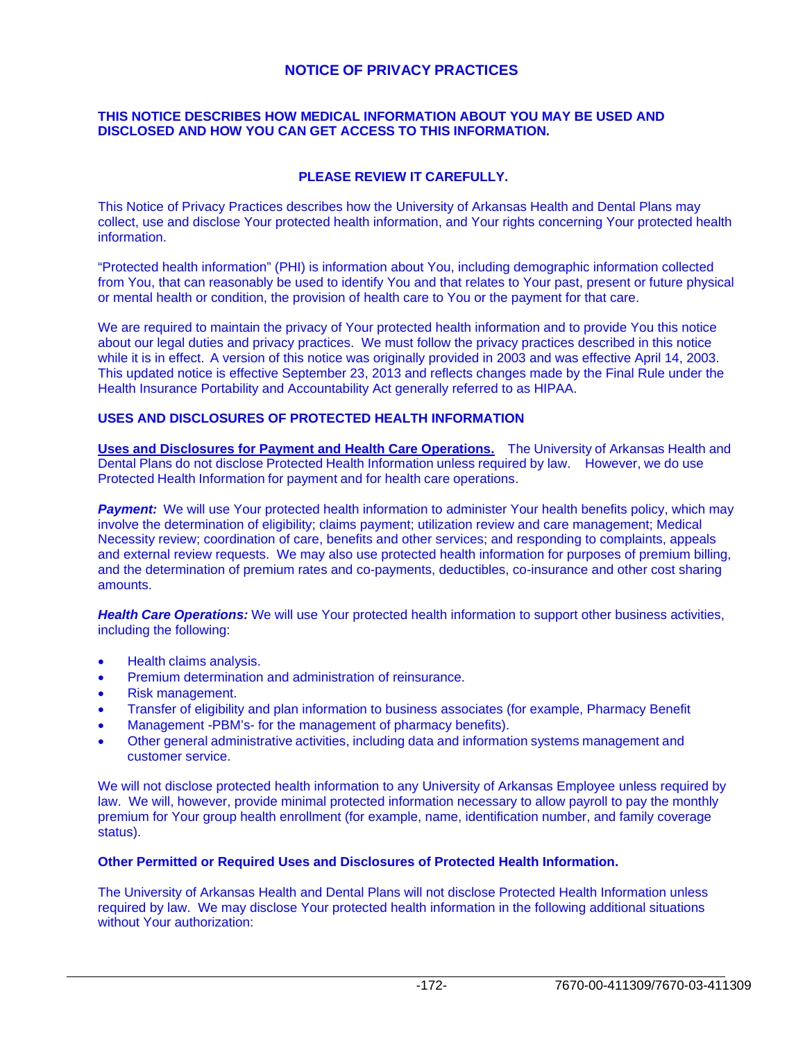# NOTICE OF PRIVACY PRACTICES

**THIS NOTICE DESCRIBES HOW MEDICAL INFORMATION ABOUT YOU MAY BE USED AND DISCLOSED AND HOW YOU CAN GET ACCESS TO THIS INFORMATION.**

**PLEASE REVIEW IT CAREFULLY.**

This Notice of Privacy Practices describes how the University of Arkansas Health and Dental Plans may collect, use and disclose Your protected health information, and Your rights concerning Your protected health information.

"Protected health information" (PHI) is information about You, including demographic information collected from You, that can reasonably be used to identify You and that relates to Your past, present or future physical or mental health or condition, the provision of health care to You or the payment for that care.

We are required to maintain the privacy of Your protected health information and to provide You this notice about our legal duties and privacy practices. We must follow the privacy practices described in this notice while it is in effect. A version of this notice was originally provided in 2003 and was effective April 14, 2003. This updated notice is effective September 23, 2013 and reflects changes made by the Final Rule under the Health Insurance Portability and Accountability Act generally referred to as HIPAA.

## USES AND DISCLOSURES OF PROTECTED HEALTH INFORMATION

**Uses and Disclosures for Payment and Health Care Operations.** The University of Arkansas Health and Dental Plans do not disclose Protected Health Information unless required by law. However, we do use Protected Health Information for payment and for health care operations.

***Payment:*** We will use Your protected health information to administer Your health benefits policy, which may involve the determination of eligibility; claims payment; utilization review and care management; Medical Necessity review; coordination of care, benefits and other services; and responding to complaints, appeals and external review requests. We may also use protected health information for purposes of premium billing, and the determination of premium rates and co-payments, deductibles, co-insurance and other cost sharing amounts.

***Health Care Operations:*** We will use Your protected health information to support other business activities, including the following:

- Health claims analysis.
- Premium determination and administration of reinsurance.
- Risk management.
- Transfer of eligibility and plan information to business associates (for example, Pharmacy Benefit
- Management -PBM's- for the management of pharmacy benefits).
- Other general administrative activities, including data and information systems management and customer service.

We will not disclose protected health information to any University of Arkansas Employee unless required by law. We will, however, provide minimal protected information necessary to allow payroll to pay the monthly premium for Your group health enrollment (for example, name, identification number, and family coverage status).

**Other Permitted or Required Uses and Disclosures of Protected Health Information.**

The University of Arkansas Health and Dental Plans will not disclose Protected Health Information unless required by law. We may disclose Your protected health information in the following additional situations without Your authorization: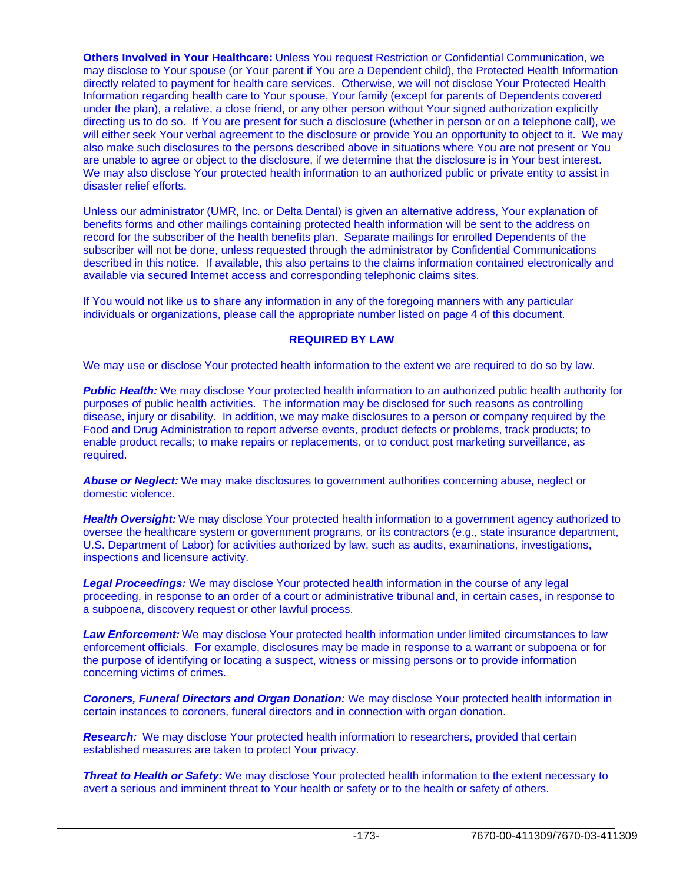**Others Involved in Your Healthcare:** Unless You request Restriction or Confidential Communication, we may disclose to Your spouse (or Your parent if You are a Dependent child), the Protected Health Information directly related to payment for health care services. Otherwise, we will not disclose Your Protected Health Information regarding health care to Your spouse, Your family (except for parents of Dependents covered under the plan), a relative, a close friend, or any other person without Your signed authorization explicitly directing us to do so. If You are present for such a disclosure (whether in person or on a telephone call), we will either seek Your verbal agreement to the disclosure or provide You an opportunity to object to it. We may also make such disclosures to the persons described above in situations where You are not present or You are unable to agree or object to the disclosure, if we determine that the disclosure is in Your best interest. We may also disclose Your protected health information to an authorized public or private entity to assist in disaster relief efforts.

Unless our administrator (UMR, Inc. or Delta Dental) is given an alternative address, Your explanation of benefits forms and other mailings containing protected health information will be sent to the address on record for the subscriber of the health benefits plan. Separate mailings for enrolled Dependents of the subscriber will not be done, unless requested through the administrator by Confidential Communications described in this notice. If available, this also pertains to the claims information contained electronically and available via secured Internet access and corresponding telephonic claims sites.

If You would not like us to share any information in any of the foregoing manners with any particular individuals or organizations, please call the appropriate number listed on page 4 of this document.

## REQUIRED BY LAW

We may use or disclose Your protected health information to the extent we are required to do so by law.

***Public Health:*** We may disclose Your protected health information to an authorized public health authority for purposes of public health activities. The information may be disclosed for such reasons as controlling disease, injury or disability. In addition, we may make disclosures to a person or company required by the Food and Drug Administration to report adverse events, product defects or problems, track products; to enable product recalls; to make repairs or replacements, or to conduct post marketing surveillance, as required.

***Abuse or Neglect:*** We may make disclosures to government authorities concerning abuse, neglect or domestic violence.

***Health Oversight:*** We may disclose Your protected health information to a government agency authorized to oversee the healthcare system or government programs, or its contractors (e.g., state insurance department, U.S. Department of Labor) for activities authorized by law, such as audits, examinations, investigations, inspections and licensure activity.

***Legal Proceedings:*** We may disclose Your protected health information in the course of any legal proceeding, in response to an order of a court or administrative tribunal and, in certain cases, in response to a subpoena, discovery request or other lawful process.

***Law Enforcement:*** We may disclose Your protected health information under limited circumstances to law enforcement officials. For example, disclosures may be made in response to a warrant or subpoena or for the purpose of identifying or locating a suspect, witness or missing persons or to provide information concerning victims of crimes.

***Coroners, Funeral Directors and Organ Donation:*** We may disclose Your protected health information in certain instances to coroners, funeral directors and in connection with organ donation.

***Research:*** We may disclose Your protected health information to researchers, provided that certain established measures are taken to protect Your privacy.

***Threat to Health or Safety:*** We may disclose Your protected health information to the extent necessary to avert a serious and imminent threat to Your health or safety or to the health or safety of others.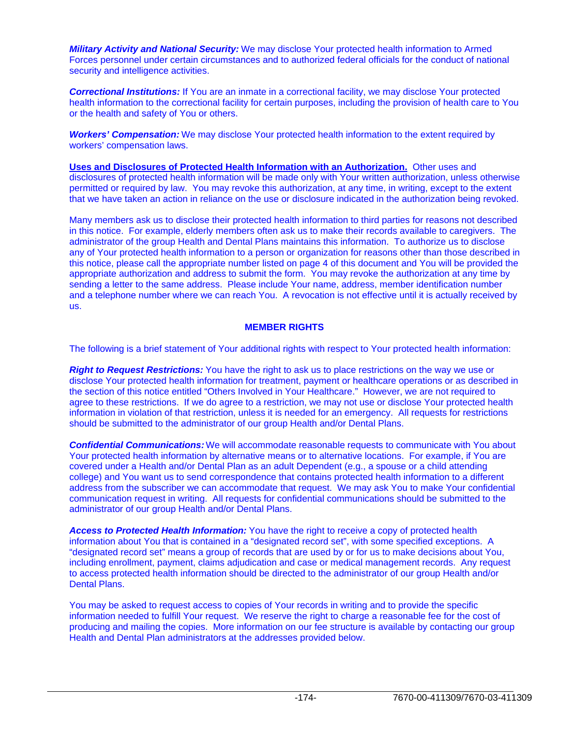***Military Activity and National Security:*** We may disclose Your protected health information to Armed Forces personnel under certain circumstances and to authorized federal officials for the conduct of national security and intelligence activities.

***Correctional Institutions:*** If You are an inmate in a correctional facility, we may disclose Your protected health information to the correctional facility for certain purposes, including the provision of health care to You or the health and safety of You or others.

***Workers' Compensation:*** We may disclose Your protected health information to the extent required by workers' compensation laws.

**Uses and Disclosures of Protected Health Information with an Authorization.** Other uses and disclosures of protected health information will be made only with Your written authorization, unless otherwise permitted or required by law. You may revoke this authorization, at any time, in writing, except to the extent that we have taken an action in reliance on the use or disclosure indicated in the authorization being revoked.

Many members ask us to disclose their protected health information to third parties for reasons not described in this notice. For example, elderly members often ask us to make their records available to caregivers. The administrator of the group Health and Dental Plans maintains this information. To authorize us to disclose any of Your protected health information to a person or organization for reasons other than those described in this notice, please call the appropriate number listed on page 4 of this document and You will be provided the appropriate authorization and address to submit the form. You may revoke the authorization at any time by sending a letter to the same address. Please include Your name, address, member identification number and a telephone number where we can reach You. A revocation is not effective until it is actually received by us.

## MEMBER RIGHTS

The following is a brief statement of Your additional rights with respect to Your protected health information:

***Right to Request Restrictions:*** You have the right to ask us to place restrictions on the way we use or disclose Your protected health information for treatment, payment or healthcare operations or as described in the section of this notice entitled "Others Involved in Your Healthcare." However, we are not required to agree to these restrictions. If we do agree to a restriction, we may not use or disclose Your protected health information in violation of that restriction, unless it is needed for an emergency. All requests for restrictions should be submitted to the administrator of our group Health and/or Dental Plans.

***Confidential Communications:*** We will accommodate reasonable requests to communicate with You about Your protected health information by alternative means or to alternative locations. For example, if You are covered under a Health and/or Dental Plan as an adult Dependent (e.g., a spouse or a child attending college) and You want us to send correspondence that contains protected health information to a different address from the subscriber we can accommodate that request. We may ask You to make Your confidential communication request in writing. All requests for confidential communications should be submitted to the administrator of our group Health and/or Dental Plans.

***Access to Protected Health Information:*** You have the right to receive a copy of protected health information about You that is contained in a "designated record set", with some specified exceptions. A "designated record set" means a group of records that are used by or for us to make decisions about You, including enrollment, payment, claims adjudication and case or medical management records. Any request to access protected health information should be directed to the administrator of our group Health and/or Dental Plans.

You may be asked to request access to copies of Your records in writing and to provide the specific information needed to fulfill Your request. We reserve the right to charge a reasonable fee for the cost of producing and mailing the copies. More information on our fee structure is available by contacting our group Health and Dental Plan administrators at the addresses provided below.

7670-00-411309/7670-03-411309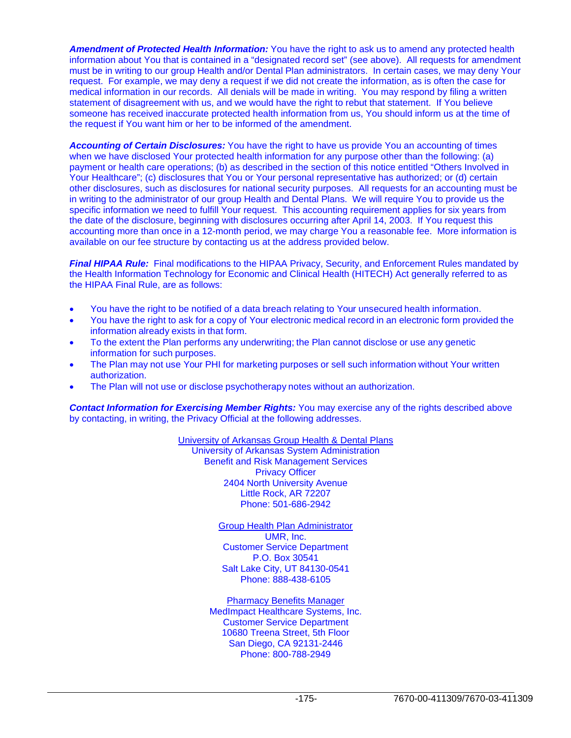***Amendment of Protected Health Information:*** You have the right to ask us to amend any protected health information about You that is contained in a "designated record set" (see above). All requests for amendment must be in writing to our group Health and/or Dental Plan administrators. In certain cases, we may deny Your request. For example, we may deny a request if we did not create the information, as is often the case for medical information in our records. All denials will be made in writing. You may respond by filing a written statement of disagreement with us, and we would have the right to rebut that statement. If You believe someone has received inaccurate protected health information from us, You should inform us at the time of the request if You want him or her to be informed of the amendment.

***Accounting of Certain Disclosures:*** You have the right to have us provide You an accounting of times when we have disclosed Your protected health information for any purpose other than the following: (a) payment or health care operations; (b) as described in the section of this notice entitled "Others Involved in Your Healthcare"; (c) disclosures that You or Your personal representative has authorized; or (d) certain other disclosures, such as disclosures for national security purposes. All requests for an accounting must be in writing to the administrator of our group Health and Dental Plans. We will require You to provide us the specific information we need to fulfill Your request. This accounting requirement applies for six years from the date of the disclosure, beginning with disclosures occurring after April 14, 2003. If You request this accounting more than once in a 12-month period, we may charge You a reasonable fee. More information is available on our fee structure by contacting us at the address provided below.

***Final HIPAA Rule:*** Final modifications to the HIPAA Privacy, Security, and Enforcement Rules mandated by the Health Information Technology for Economic and Clinical Health (HITECH) Act generally referred to as the HIPAA Final Rule, are as follows:

- You have the right to be notified of a data breach relating to Your unsecured health information.
- You have the right to ask for a copy of Your electronic medical record in an electronic form provided the information already exists in that form.
- To the extent the Plan performs any underwriting; the Plan cannot disclose or use any genetic information for such purposes.
- The Plan may not use Your PHI for marketing purposes or sell such information without Your written authorization.
- The Plan will not use or disclose psychotherapy notes without an authorization.

***Contact Information for Exercising Member Rights:*** You may exercise any of the rights described above by contacting, in writing, the Privacy Official at the following addresses.

University of Arkansas Group Health & Dental Plans
University of Arkansas System Administration
Benefit and Risk Management Services
Privacy Officer
2404 North University Avenue
Little Rock, AR 72207
Phone: 501-686-2942

Group Health Plan Administrator
UMR, Inc.
Customer Service Department
P.O. Box 30541
Salt Lake City, UT 84130-0541
Phone: 888-438-6105

Pharmacy Benefits Manager
MedImpact Healthcare Systems, Inc.
Customer Service Department
10680 Treena Street, 5th Floor
San Diego, CA 92131-2446
Phone: 800-788-2949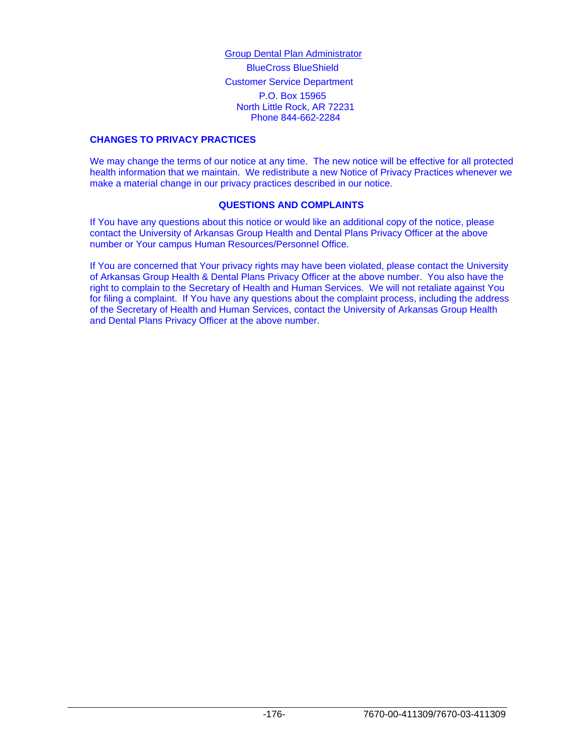Group Dental Plan Administrator
BlueCross BlueShield
Customer Service Department
P.O. Box 15965
North Little Rock, AR 72231
Phone 844-662-2284

**CHANGES TO PRIVACY PRACTICES**

We may change the terms of our notice at any time. The new notice will be effective for all protected health information that we maintain. We redistribute a new Notice of Privacy Practices whenever we make a material change in our privacy practices described in our notice.

**QUESTIONS AND COMPLAINTS**

If You have any questions about this notice or would like an additional copy of the notice, please contact the University of Arkansas Group Health and Dental Plans Privacy Officer at the above number or Your campus Human Resources/Personnel Office.

If You are concerned that Your privacy rights may have been violated, please contact the University of Arkansas Group Health & Dental Plans Privacy Officer at the above number. You also have the right to complain to the Secretary of Health and Human Services. We will not retaliate against You for filing a complaint. If You have any questions about the complaint process, including the address of the Secretary of Health and Human Services, contact the University of Arkansas Group Health and Dental Plans Privacy Officer at the above number.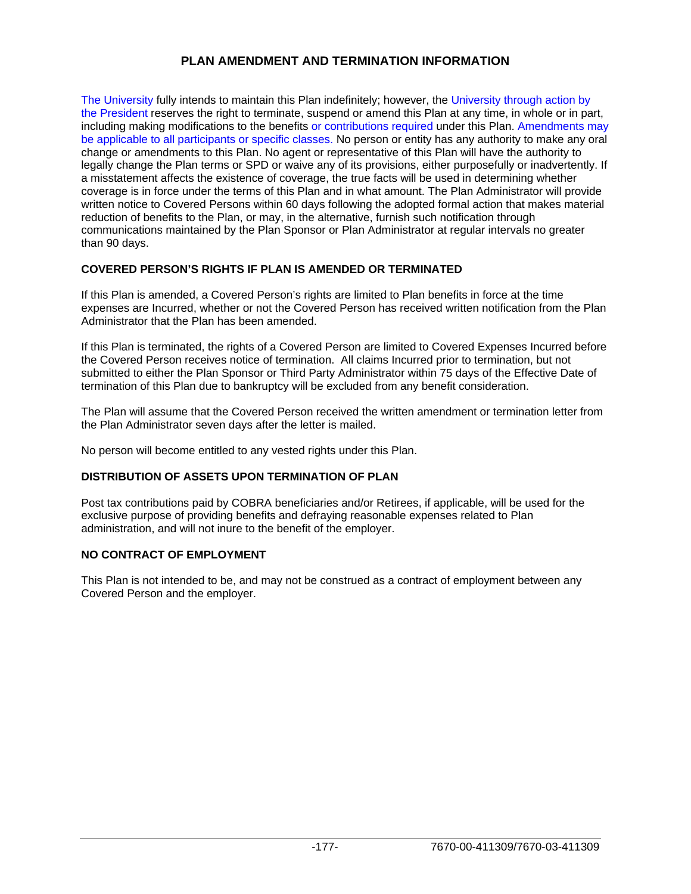# PLAN AMENDMENT AND TERMINATION INFORMATION

The University fully intends to maintain this Plan indefinitely; however, the University through action by the President reserves the right to terminate, suspend or amend this Plan at any time, in whole or in part, including making modifications to the benefits or contributions required under this Plan. Amendments may be applicable to all participants or specific classes. No person or entity has any authority to make any oral change or amendments to this Plan. No agent or representative of this Plan will have the authority to legally change the Plan terms or SPD or waive any of its provisions, either purposefully or inadvertently. If a misstatement affects the existence of coverage, the true facts will be used in determining whether coverage is in force under the terms of this Plan and in what amount. The Plan Administrator will provide written notice to Covered Persons within 60 days following the adopted formal action that makes material reduction of benefits to the Plan, or may, in the alternative, furnish such notification through communications maintained by the Plan Sponsor or Plan Administrator at regular intervals no greater than 90 days.

## COVERED PERSON'S RIGHTS IF PLAN IS AMENDED OR TERMINATED

If this Plan is amended, a Covered Person's rights are limited to Plan benefits in force at the time expenses are Incurred, whether or not the Covered Person has received written notification from the Plan Administrator that the Plan has been amended.

If this Plan is terminated, the rights of a Covered Person are limited to Covered Expenses Incurred before the Covered Person receives notice of termination. All claims Incurred prior to termination, but not submitted to either the Plan Sponsor or Third Party Administrator within 75 days of the Effective Date of termination of this Plan due to bankruptcy will be excluded from any benefit consideration.

The Plan will assume that the Covered Person received the written amendment or termination letter from the Plan Administrator seven days after the letter is mailed.

No person will become entitled to any vested rights under this Plan.

## DISTRIBUTION OF ASSETS UPON TERMINATION OF PLAN

Post tax contributions paid by COBRA beneficiaries and/or Retirees, if applicable, will be used for the exclusive purpose of providing benefits and defraying reasonable expenses related to Plan administration, and will not inure to the benefit of the employer.

## NO CONTRACT OF EMPLOYMENT

This Plan is not intended to be, and may not be construed as a contract of employment between any Covered Person and the employer.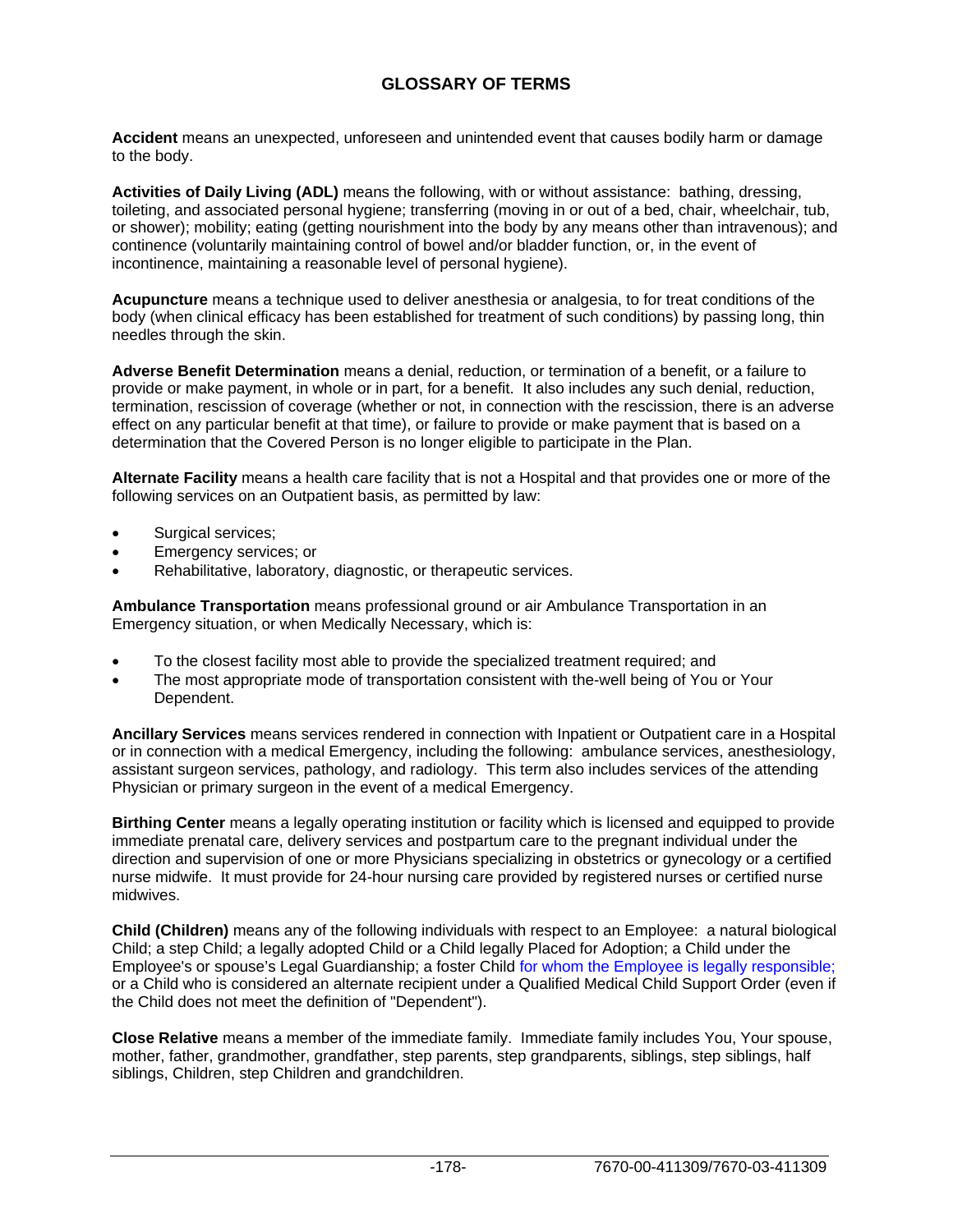# GLOSSARY OF TERMS

**Accident** means an unexpected, unforeseen and unintended event that causes bodily harm or damage to the body.

**Activities of Daily Living (ADL)** means the following, with or without assistance: bathing, dressing, toileting, and associated personal hygiene; transferring (moving in or out of a bed, chair, wheelchair, tub, or shower); mobility; eating (getting nourishment into the body by any means other than intravenous); and continence (voluntarily maintaining control of bowel and/or bladder function, or, in the event of incontinence, maintaining a reasonable level of personal hygiene).

**Acupuncture** means a technique used to deliver anesthesia or analgesia, to for treat conditions of the body (when clinical efficacy has been established for treatment of such conditions) by passing long, thin needles through the skin.

**Adverse Benefit Determination** means a denial, reduction, or termination of a benefit, or a failure to provide or make payment, in whole or in part, for a benefit. It also includes any such denial, reduction, termination, rescission of coverage (whether or not, in connection with the rescission, there is an adverse effect on any particular benefit at that time), or failure to provide or make payment that is based on a determination that the Covered Person is no longer eligible to participate in the Plan.

**Alternate Facility** means a health care facility that is not a Hospital and that provides one or more of the following services on an Outpatient basis, as permitted by law:

- Surgical services;
- Emergency services; or
- Rehabilitative, laboratory, diagnostic, or therapeutic services.

**Ambulance Transportation** means professional ground or air Ambulance Transportation in an Emergency situation, or when Medically Necessary, which is:

- To the closest facility most able to provide the specialized treatment required; and
- The most appropriate mode of transportation consistent with the-well being of You or Your Dependent.

**Ancillary Services** means services rendered in connection with Inpatient or Outpatient care in a Hospital or in connection with a medical Emergency, including the following: ambulance services, anesthesiology, assistant surgeon services, pathology, and radiology. This term also includes services of the attending Physician or primary surgeon in the event of a medical Emergency.

**Birthing Center** means a legally operating institution or facility which is licensed and equipped to provide immediate prenatal care, delivery services and postpartum care to the pregnant individual under the direction and supervision of one or more Physicians specializing in obstetrics or gynecology or a certified nurse midwife. It must provide for 24-hour nursing care provided by registered nurses or certified nurse midwives.

**Child (Children)** means any of the following individuals with respect to an Employee: a natural biological Child; a step Child; a legally adopted Child or a Child legally Placed for Adoption; a Child under the Employee's or spouse's Legal Guardianship; a foster Child for whom the Employee is legally responsible; or a Child who is considered an alternate recipient under a Qualified Medical Child Support Order (even if the Child does not meet the definition of "Dependent").

**Close Relative** means a member of the immediate family. Immediate family includes You, Your spouse, mother, father, grandmother, grandfather, step parents, step grandparents, siblings, step siblings, half siblings, Children, step Children and grandchildren.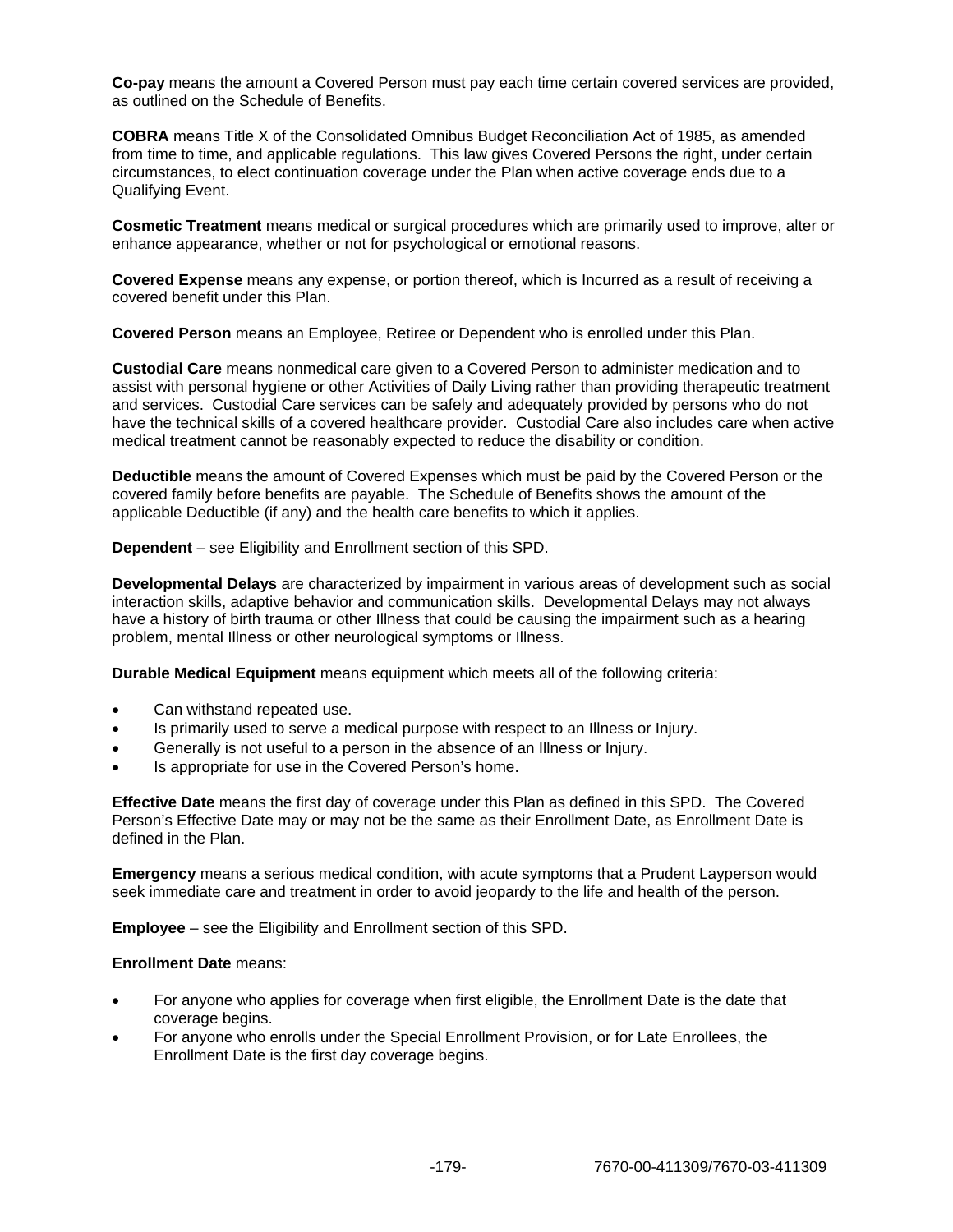**Co-pay** means the amount a Covered Person must pay each time certain covered services are provided, as outlined on the Schedule of Benefits.

**COBRA** means Title X of the Consolidated Omnibus Budget Reconciliation Act of 1985, as amended from time to time, and applicable regulations. This law gives Covered Persons the right, under certain circumstances, to elect continuation coverage under the Plan when active coverage ends due to a Qualifying Event.

**Cosmetic Treatment** means medical or surgical procedures which are primarily used to improve, alter or enhance appearance, whether or not for psychological or emotional reasons.

**Covered Expense** means any expense, or portion thereof, which is Incurred as a result of receiving a covered benefit under this Plan.

**Covered Person** means an Employee, Retiree or Dependent who is enrolled under this Plan.

**Custodial Care** means nonmedical care given to a Covered Person to administer medication and to assist with personal hygiene or other Activities of Daily Living rather than providing therapeutic treatment and services. Custodial Care services can be safely and adequately provided by persons who do not have the technical skills of a covered healthcare provider. Custodial Care also includes care when active medical treatment cannot be reasonably expected to reduce the disability or condition.

**Deductible** means the amount of Covered Expenses which must be paid by the Covered Person or the covered family before benefits are payable. The Schedule of Benefits shows the amount of the applicable Deductible (if any) and the health care benefits to which it applies.

**Dependent** – see Eligibility and Enrollment section of this SPD.

**Developmental Delays** are characterized by impairment in various areas of development such as social interaction skills, adaptive behavior and communication skills. Developmental Delays may not always have a history of birth trauma or other Illness that could be causing the impairment such as a hearing problem, mental Illness or other neurological symptoms or Illness.

**Durable Medical Equipment** means equipment which meets all of the following criteria:

- Can withstand repeated use.
- Is primarily used to serve a medical purpose with respect to an Illness or Injury.
- Generally is not useful to a person in the absence of an Illness or Injury.
- Is appropriate for use in the Covered Person's home.

**Effective Date** means the first day of coverage under this Plan as defined in this SPD. The Covered Person's Effective Date may or may not be the same as their Enrollment Date, as Enrollment Date is defined in the Plan.

**Emergency** means a serious medical condition, with acute symptoms that a Prudent Layperson would seek immediate care and treatment in order to avoid jeopardy to the life and health of the person.

**Employee** – see the Eligibility and Enrollment section of this SPD.

**Enrollment Date** means:

- For anyone who applies for coverage when first eligible, the Enrollment Date is the date that coverage begins.
- For anyone who enrolls under the Special Enrollment Provision, or for Late Enrollees, the Enrollment Date is the first day coverage begins.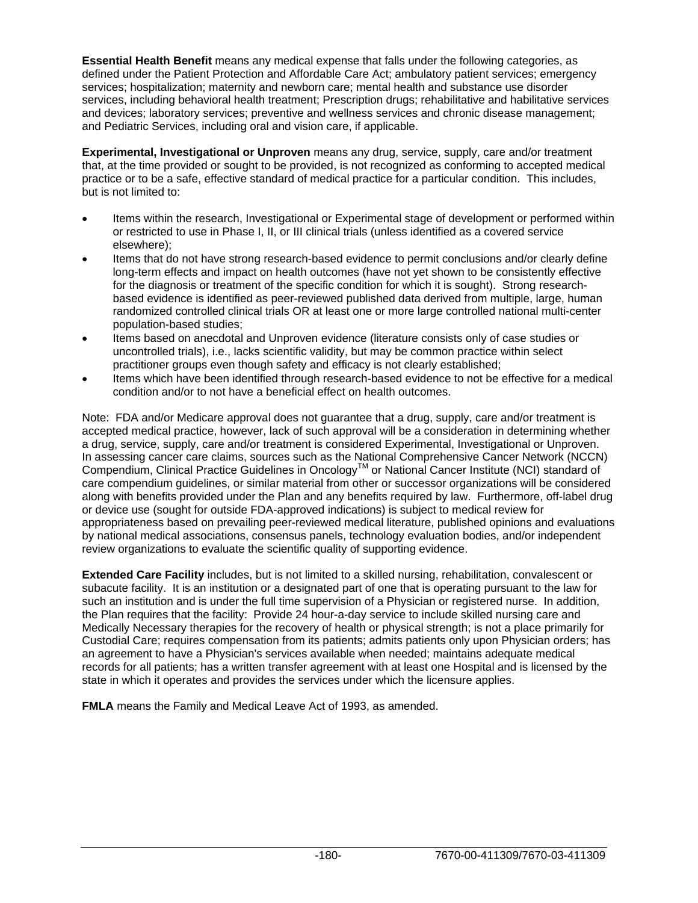**Essential Health Benefit** means any medical expense that falls under the following categories, as defined under the Patient Protection and Affordable Care Act; ambulatory patient services; emergency services; hospitalization; maternity and newborn care; mental health and substance use disorder services, including behavioral health treatment; Prescription drugs; rehabilitative and habilitative services and devices; laboratory services; preventive and wellness services and chronic disease management; and Pediatric Services, including oral and vision care, if applicable.

**Experimental, Investigational or Unproven** means any drug, service, supply, care and/or treatment that, at the time provided or sought to be provided, is not recognized as conforming to accepted medical practice or to be a safe, effective standard of medical practice for a particular condition. This includes, but is not limited to:

- Items within the research, Investigational or Experimental stage of development or performed within or restricted to use in Phase I, II, or III clinical trials (unless identified as a covered service elsewhere);
- Items that do not have strong research-based evidence to permit conclusions and/or clearly define long-term effects and impact on health outcomes (have not yet shown to be consistently effective for the diagnosis or treatment of the specific condition for which it is sought). Strong research-based evidence is identified as peer-reviewed published data derived from multiple, large, human randomized controlled clinical trials OR at least one or more large controlled national multi-center population-based studies;
- Items based on anecdotal and Unproven evidence (literature consists only of case studies or uncontrolled trials), i.e., lacks scientific validity, but may be common practice within select practitioner groups even though safety and efficacy is not clearly established;
- Items which have been identified through research-based evidence to not be effective for a medical condition and/or to not have a beneficial effect on health outcomes.

Note: FDA and/or Medicare approval does not guarantee that a drug, supply, care and/or treatment is accepted medical practice, however, lack of such approval will be a consideration in determining whether a drug, service, supply, care and/or treatment is considered Experimental, Investigational or Unproven. In assessing cancer care claims, sources such as the National Comprehensive Cancer Network (NCCN) Compendium, Clinical Practice Guidelines in Oncology™ or National Cancer Institute (NCI) standard of care compendium guidelines, or similar material from other or successor organizations will be considered along with benefits provided under the Plan and any benefits required by law. Furthermore, off-label drug or device use (sought for outside FDA-approved indications) is subject to medical review for appropriateness based on prevailing peer-reviewed medical literature, published opinions and evaluations by national medical associations, consensus panels, technology evaluation bodies, and/or independent review organizations to evaluate the scientific quality of supporting evidence.

**Extended Care Facility** includes, but is not limited to a skilled nursing, rehabilitation, convalescent or subacute facility. It is an institution or a designated part of one that is operating pursuant to the law for such an institution and is under the full time supervision of a Physician or registered nurse. In addition, the Plan requires that the facility: Provide 24 hour-a-day service to include skilled nursing care and Medically Necessary therapies for the recovery of health or physical strength; is not a place primarily for Custodial Care; requires compensation from its patients; admits patients only upon Physician orders; has an agreement to have a Physician's services available when needed; maintains adequate medical records for all patients; has a written transfer agreement with at least one Hospital and is licensed by the state in which it operates and provides the services under which the licensure applies.

**FMLA** means the Family and Medical Leave Act of 1993, as amended.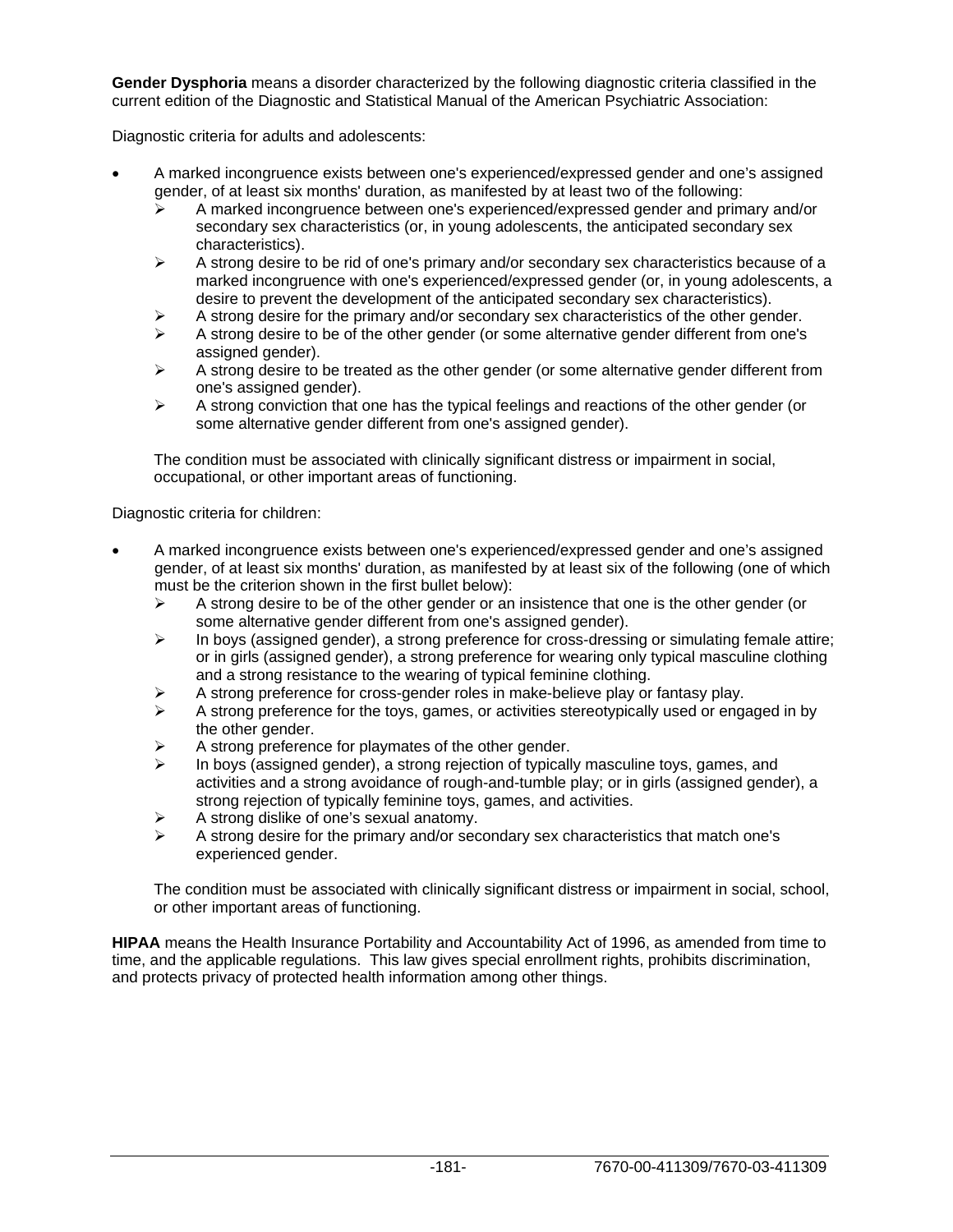**Gender Dysphoria** means a disorder characterized by the following diagnostic criteria classified in the current edition of the Diagnostic and Statistical Manual of the American Psychiatric Association:

Diagnostic criteria for adults and adolescents:

- A marked incongruence exists between one's experienced/expressed gender and one's assigned gender, of at least six months' duration, as manifested by at least two of the following:
  - A marked incongruence between one's experienced/expressed gender and primary and/or secondary sex characteristics (or, in young adolescents, the anticipated secondary sex characteristics).
  - A strong desire to be rid of one's primary and/or secondary sex characteristics because of a marked incongruence with one's experienced/expressed gender (or, in young adolescents, a desire to prevent the development of the anticipated secondary sex characteristics).
  - A strong desire for the primary and/or secondary sex characteristics of the other gender.
  - A strong desire to be of the other gender (or some alternative gender different from one's assigned gender).
  - A strong desire to be treated as the other gender (or some alternative gender different from one's assigned gender).
  - A strong conviction that one has the typical feelings and reactions of the other gender (or some alternative gender different from one's assigned gender).

  The condition must be associated with clinically significant distress or impairment in social, occupational, or other important areas of functioning.

Diagnostic criteria for children:

- A marked incongruence exists between one's experienced/expressed gender and one's assigned gender, of at least six months' duration, as manifested by at least six of the following (one of which must be the criterion shown in the first bullet below):
  - A strong desire to be of the other gender or an insistence that one is the other gender (or some alternative gender different from one's assigned gender).
  - In boys (assigned gender), a strong preference for cross-dressing or simulating female attire; or in girls (assigned gender), a strong preference for wearing only typical masculine clothing and a strong resistance to the wearing of typical feminine clothing.
  - A strong preference for cross-gender roles in make-believe play or fantasy play.
  - A strong preference for the toys, games, or activities stereotypically used or engaged in by the other gender.
  - A strong preference for playmates of the other gender.
  - In boys (assigned gender), a strong rejection of typically masculine toys, games, and activities and a strong avoidance of rough-and-tumble play; or in girls (assigned gender), a strong rejection of typically feminine toys, games, and activities.
  - A strong dislike of one's sexual anatomy.
  - A strong desire for the primary and/or secondary sex characteristics that match one's experienced gender.

  The condition must be associated with clinically significant distress or impairment in social, school, or other important areas of functioning.

**HIPAA** means the Health Insurance Portability and Accountability Act of 1996, as amended from time to time, and the applicable regulations. This law gives special enrollment rights, prohibits discrimination, and protects privacy of protected health information among other things.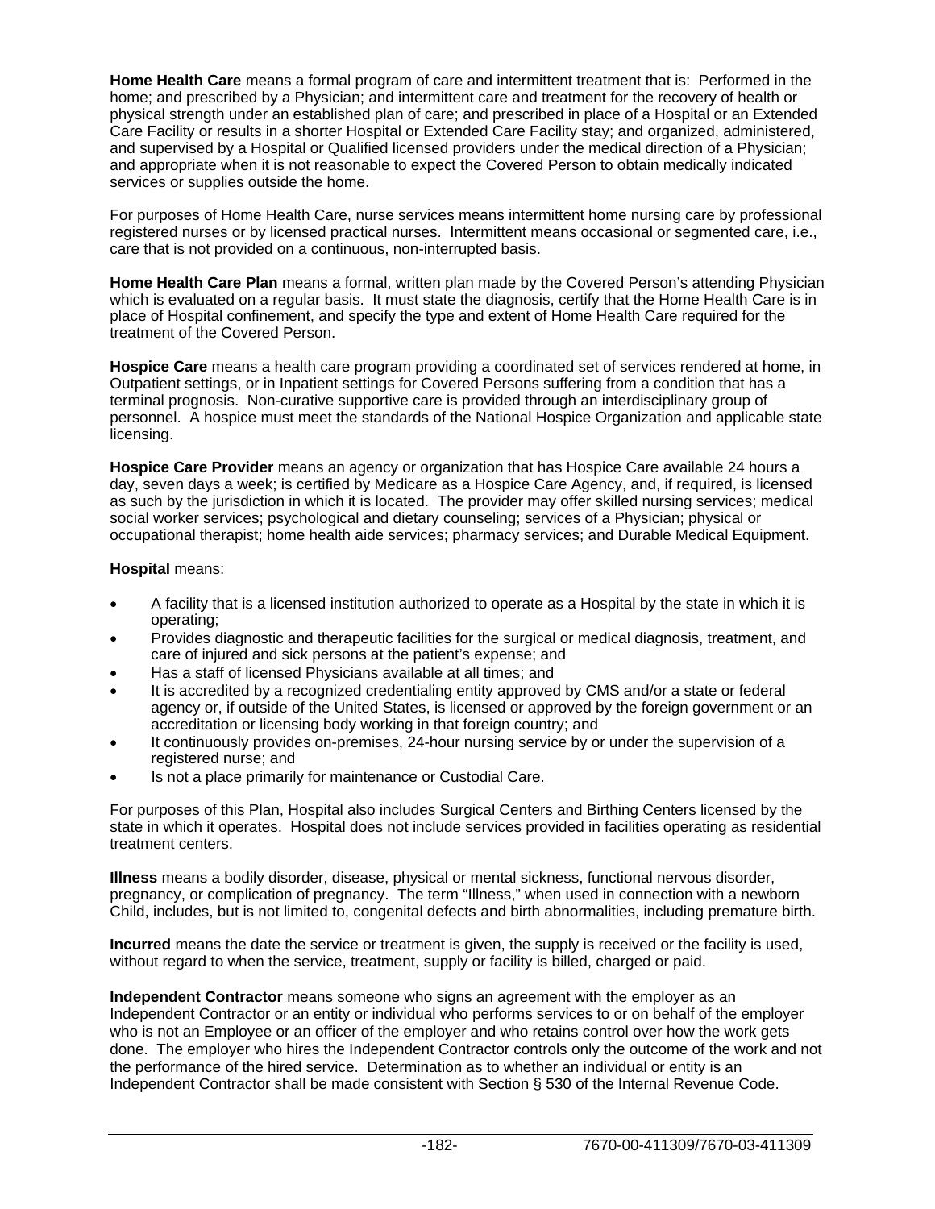**Home Health Care** means a formal program of care and intermittent treatment that is: Performed in the home; and prescribed by a Physician; and intermittent care and treatment for the recovery of health or physical strength under an established plan of care; and prescribed in place of a Hospital or an Extended Care Facility or results in a shorter Hospital or Extended Care Facility stay; and organized, administered, and supervised by a Hospital or Qualified licensed providers under the medical direction of a Physician; and appropriate when it is not reasonable to expect the Covered Person to obtain medically indicated services or supplies outside the home.

For purposes of Home Health Care, nurse services means intermittent home nursing care by professional registered nurses or by licensed practical nurses. Intermittent means occasional or segmented care, i.e., care that is not provided on a continuous, non-interrupted basis.

**Home Health Care Plan** means a formal, written plan made by the Covered Person's attending Physician which is evaluated on a regular basis. It must state the diagnosis, certify that the Home Health Care is in place of Hospital confinement, and specify the type and extent of Home Health Care required for the treatment of the Covered Person.

**Hospice Care** means a health care program providing a coordinated set of services rendered at home, in Outpatient settings, or in Inpatient settings for Covered Persons suffering from a condition that has a terminal prognosis. Non-curative supportive care is provided through an interdisciplinary group of personnel. A hospice must meet the standards of the National Hospice Organization and applicable state licensing.

**Hospice Care Provider** means an agency or organization that has Hospice Care available 24 hours a day, seven days a week; is certified by Medicare as a Hospice Care Agency, and, if required, is licensed as such by the jurisdiction in which it is located. The provider may offer skilled nursing services; medical social worker services; psychological and dietary counseling; services of a Physician; physical or occupational therapist; home health aide services; pharmacy services; and Durable Medical Equipment.

**Hospital** means:

- A facility that is a licensed institution authorized to operate as a Hospital by the state in which it is operating;
- Provides diagnostic and therapeutic facilities for the surgical or medical diagnosis, treatment, and care of injured and sick persons at the patient's expense; and
- Has a staff of licensed Physicians available at all times; and
- It is accredited by a recognized credentialing entity approved by CMS and/or a state or federal agency or, if outside of the United States, is licensed or approved by the foreign government or an accreditation or licensing body working in that foreign country; and
- It continuously provides on-premises, 24-hour nursing service by or under the supervision of a registered nurse; and
- Is not a place primarily for maintenance or Custodial Care.

For purposes of this Plan, Hospital also includes Surgical Centers and Birthing Centers licensed by the state in which it operates. Hospital does not include services provided in facilities operating as residential treatment centers.

**Illness** means a bodily disorder, disease, physical or mental sickness, functional nervous disorder, pregnancy, or complication of pregnancy. The term "Illness," when used in connection with a newborn Child, includes, but is not limited to, congenital defects and birth abnormalities, including premature birth.

**Incurred** means the date the service or treatment is given, the supply is received or the facility is used, without regard to when the service, treatment, supply or facility is billed, charged or paid.

**Independent Contractor** means someone who signs an agreement with the employer as an Independent Contractor or an entity or individual who performs services to or on behalf of the employer who is not an Employee or an officer of the employer and who retains control over how the work gets done. The employer who hires the Independent Contractor controls only the outcome of the work and not the performance of the hired service. Determination as to whether an individual or entity is an Independent Contractor shall be made consistent with Section § 530 of the Internal Revenue Code.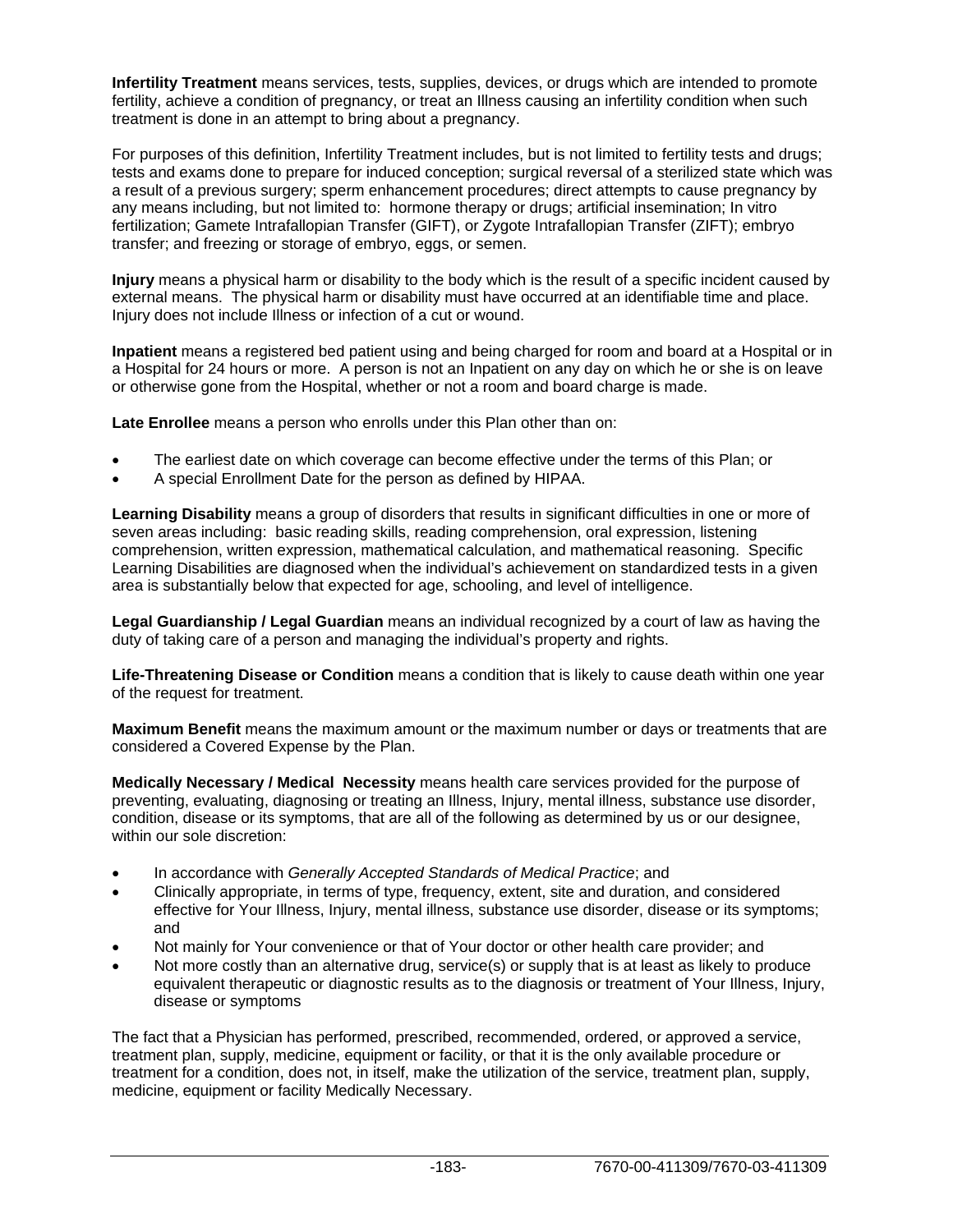**Infertility Treatment** means services, tests, supplies, devices, or drugs which are intended to promote fertility, achieve a condition of pregnancy, or treat an Illness causing an infertility condition when such treatment is done in an attempt to bring about a pregnancy.

For purposes of this definition, Infertility Treatment includes, but is not limited to fertility tests and drugs; tests and exams done to prepare for induced conception; surgical reversal of a sterilized state which was a result of a previous surgery; sperm enhancement procedures; direct attempts to cause pregnancy by any means including, but not limited to: hormone therapy or drugs; artificial insemination; In vitro fertilization; Gamete Intrafallopian Transfer (GIFT), or Zygote Intrafallopian Transfer (ZIFT); embryo transfer; and freezing or storage of embryo, eggs, or semen.

**Injury** means a physical harm or disability to the body which is the result of a specific incident caused by external means. The physical harm or disability must have occurred at an identifiable time and place. Injury does not include Illness or infection of a cut or wound.

**Inpatient** means a registered bed patient using and being charged for room and board at a Hospital or in a Hospital for 24 hours or more. A person is not an Inpatient on any day on which he or she is on leave or otherwise gone from the Hospital, whether or not a room and board charge is made.

**Late Enrollee** means a person who enrolls under this Plan other than on:

- The earliest date on which coverage can become effective under the terms of this Plan; or
- A special Enrollment Date for the person as defined by HIPAA.

**Learning Disability** means a group of disorders that results in significant difficulties in one or more of seven areas including: basic reading skills, reading comprehension, oral expression, listening comprehension, written expression, mathematical calculation, and mathematical reasoning. Specific Learning Disabilities are diagnosed when the individual's achievement on standardized tests in a given area is substantially below that expected for age, schooling, and level of intelligence.

**Legal Guardianship / Legal Guardian** means an individual recognized by a court of law as having the duty of taking care of a person and managing the individual's property and rights.

**Life-Threatening Disease or Condition** means a condition that is likely to cause death within one year of the request for treatment.

**Maximum Benefit** means the maximum amount or the maximum number or days or treatments that are considered a Covered Expense by the Plan.

**Medically Necessary / Medical Necessity** means health care services provided for the purpose of preventing, evaluating, diagnosing or treating an Illness, Injury, mental illness, substance use disorder, condition, disease or its symptoms, that are all of the following as determined by us or our designee, within our sole discretion:

- In accordance with *Generally Accepted Standards of Medical Practice*; and
- Clinically appropriate, in terms of type, frequency, extent, site and duration, and considered effective for Your Illness, Injury, mental illness, substance use disorder, disease or its symptoms; and
- Not mainly for Your convenience or that of Your doctor or other health care provider; and
- Not more costly than an alternative drug, service(s) or supply that is at least as likely to produce equivalent therapeutic or diagnostic results as to the diagnosis or treatment of Your Illness, Injury, disease or symptoms

The fact that a Physician has performed, prescribed, recommended, ordered, or approved a service, treatment plan, supply, medicine, equipment or facility, or that it is the only available procedure or treatment for a condition, does not, in itself, make the utilization of the service, treatment plan, supply, medicine, equipment or facility Medically Necessary.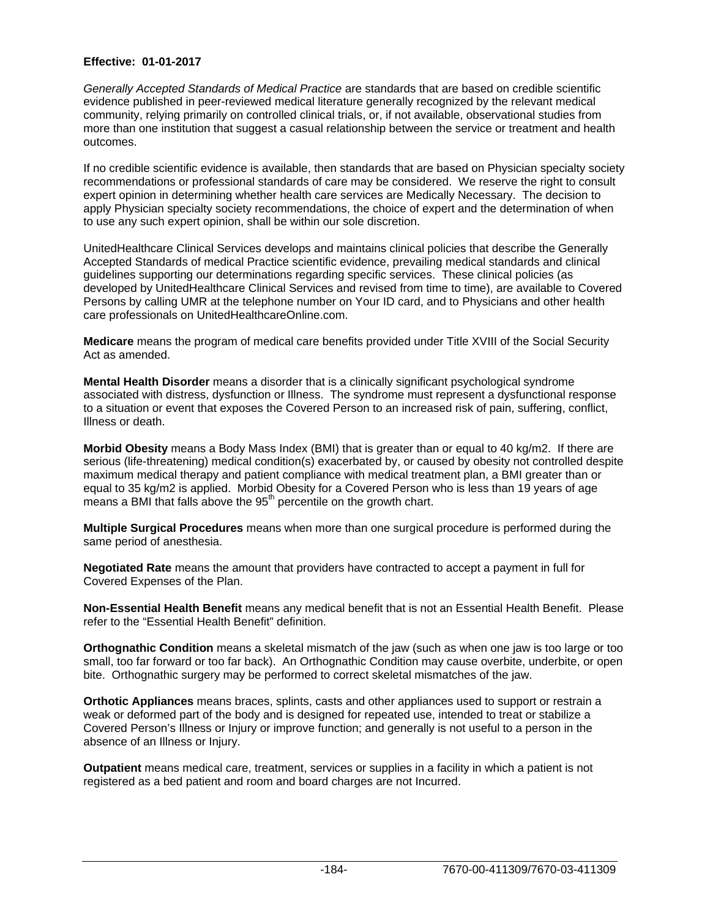**Effective: 01-01-2017**

*Generally Accepted Standards of Medical Practice* are standards that are based on credible scientific evidence published in peer-reviewed medical literature generally recognized by the relevant medical community, relying primarily on controlled clinical trials, or, if not available, observational studies from more than one institution that suggest a casual relationship between the service or treatment and health outcomes.

If no credible scientific evidence is available, then standards that are based on Physician specialty society recommendations or professional standards of care may be considered. We reserve the right to consult expert opinion in determining whether health care services are Medically Necessary. The decision to apply Physician specialty society recommendations, the choice of expert and the determination of when to use any such expert opinion, shall be within our sole discretion.

UnitedHealthcare Clinical Services develops and maintains clinical policies that describe the Generally Accepted Standards of medical Practice scientific evidence, prevailing medical standards and clinical guidelines supporting our determinations regarding specific services. These clinical policies (as developed by UnitedHealthcare Clinical Services and revised from time to time), are available to Covered Persons by calling UMR at the telephone number on Your ID card, and to Physicians and other health care professionals on UnitedHealthcareOnline.com.

**Medicare** means the program of medical care benefits provided under Title XVIII of the Social Security Act as amended.

**Mental Health Disorder** means a disorder that is a clinically significant psychological syndrome associated with distress, dysfunction or Illness. The syndrome must represent a dysfunctional response to a situation or event that exposes the Covered Person to an increased risk of pain, suffering, conflict, Illness or death.

**Morbid Obesity** means a Body Mass Index (BMI) that is greater than or equal to 40 kg/m2. If there are serious (life-threatening) medical condition(s) exacerbated by, or caused by obesity not controlled despite maximum medical therapy and patient compliance with medical treatment plan, a BMI greater than or equal to 35 kg/m2 is applied. Morbid Obesity for a Covered Person who is less than 19 years of age means a BMI that falls above the 95th percentile on the growth chart.

**Multiple Surgical Procedures** means when more than one surgical procedure is performed during the same period of anesthesia.

**Negotiated Rate** means the amount that providers have contracted to accept a payment in full for Covered Expenses of the Plan.

**Non-Essential Health Benefit** means any medical benefit that is not an Essential Health Benefit. Please refer to the "Essential Health Benefit" definition.

**Orthognathic Condition** means a skeletal mismatch of the jaw (such as when one jaw is too large or too small, too far forward or too far back). An Orthognathic Condition may cause overbite, underbite, or open bite. Orthognathic surgery may be performed to correct skeletal mismatches of the jaw.

**Orthotic Appliances** means braces, splints, casts and other appliances used to support or restrain a weak or deformed part of the body and is designed for repeated use, intended to treat or stabilize a Covered Person's Illness or Injury or improve function; and generally is not useful to a person in the absence of an Illness or Injury.

**Outpatient** means medical care, treatment, services or supplies in a facility in which a patient is not registered as a bed patient and room and board charges are not Incurred.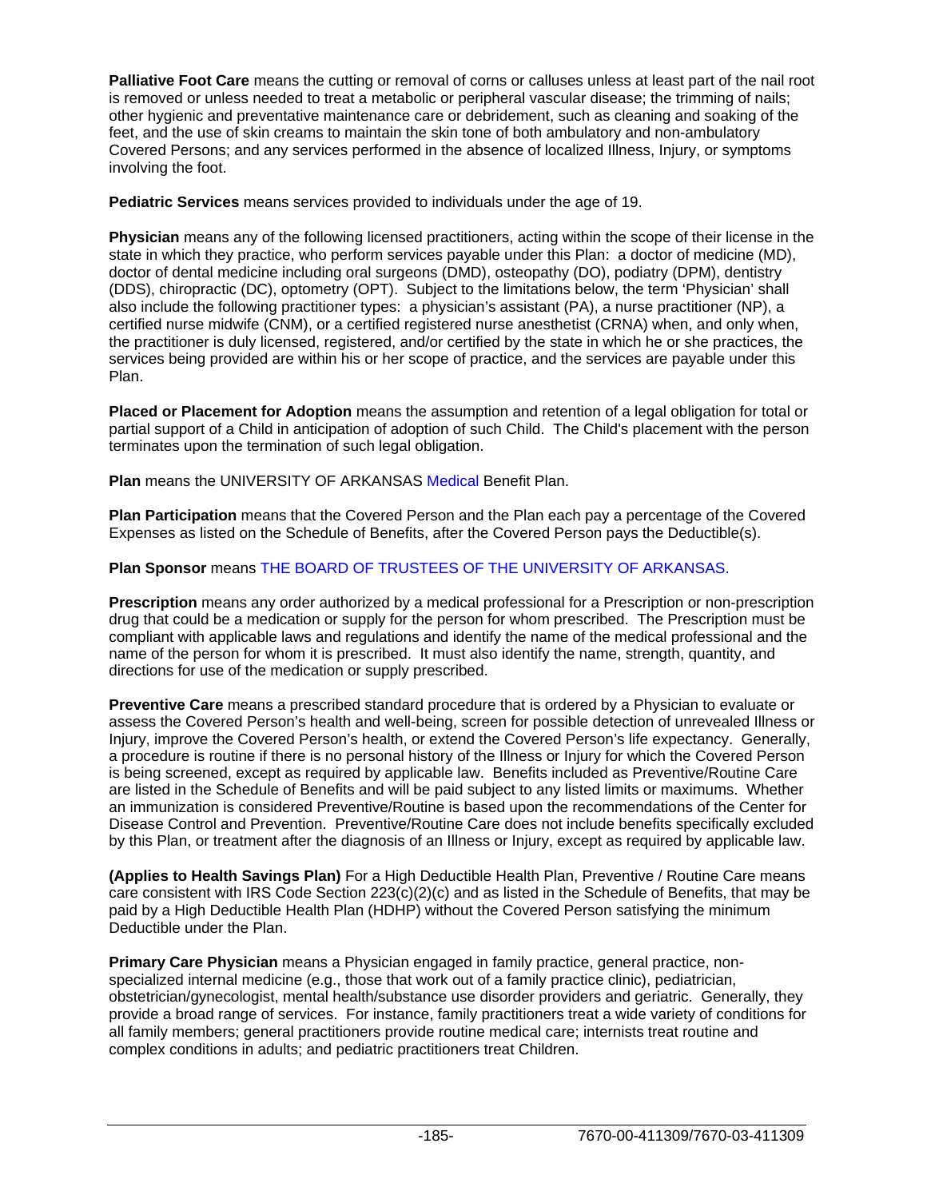**Palliative Foot Care** means the cutting or removal of corns or calluses unless at least part of the nail root is removed or unless needed to treat a metabolic or peripheral vascular disease; the trimming of nails; other hygienic and preventative maintenance care or debridement, such as cleaning and soaking of the feet, and the use of skin creams to maintain the skin tone of both ambulatory and non-ambulatory Covered Persons; and any services performed in the absence of localized Illness, Injury, or symptoms involving the foot.

**Pediatric Services** means services provided to individuals under the age of 19.

**Physician** means any of the following licensed practitioners, acting within the scope of their license in the state in which they practice, who perform services payable under this Plan: a doctor of medicine (MD), doctor of dental medicine including oral surgeons (DMD), osteopathy (DO), podiatry (DPM), dentistry (DDS), chiropractic (DC), optometry (OPT). Subject to the limitations below, the term 'Physician' shall also include the following practitioner types: a physician's assistant (PA), a nurse practitioner (NP), a certified nurse midwife (CNM), or a certified registered nurse anesthetist (CRNA) when, and only when, the practitioner is duly licensed, registered, and/or certified by the state in which he or she practices, the services being provided are within his or her scope of practice, and the services are payable under this Plan.

**Placed or Placement for Adoption** means the assumption and retention of a legal obligation for total or partial support of a Child in anticipation of adoption of such Child. The Child's placement with the person terminates upon the termination of such legal obligation.

**Plan** means the UNIVERSITY OF ARKANSAS Medical Benefit Plan.

**Plan Participation** means that the Covered Person and the Plan each pay a percentage of the Covered Expenses as listed on the Schedule of Benefits, after the Covered Person pays the Deductible(s).

**Plan Sponsor** means THE BOARD OF TRUSTEES OF THE UNIVERSITY OF ARKANSAS.

**Prescription** means any order authorized by a medical professional for a Prescription or non-prescription drug that could be a medication or supply for the person for whom prescribed. The Prescription must be compliant with applicable laws and regulations and identify the name of the medical professional and the name of the person for whom it is prescribed. It must also identify the name, strength, quantity, and directions for use of the medication or supply prescribed.

**Preventive Care** means a prescribed standard procedure that is ordered by a Physician to evaluate or assess the Covered Person's health and well-being, screen for possible detection of unrevealed Illness or Injury, improve the Covered Person's health, or extend the Covered Person's life expectancy. Generally, a procedure is routine if there is no personal history of the Illness or Injury for which the Covered Person is being screened, except as required by applicable law. Benefits included as Preventive/Routine Care are listed in the Schedule of Benefits and will be paid subject to any listed limits or maximums. Whether an immunization is considered Preventive/Routine is based upon the recommendations of the Center for Disease Control and Prevention. Preventive/Routine Care does not include benefits specifically excluded by this Plan, or treatment after the diagnosis of an Illness or Injury, except as required by applicable law.

**(Applies to Health Savings Plan)** For a High Deductible Health Plan, Preventive / Routine Care means care consistent with IRS Code Section 223(c)(2)(c) and as listed in the Schedule of Benefits, that may be paid by a High Deductible Health Plan (HDHP) without the Covered Person satisfying the minimum Deductible under the Plan.

**Primary Care Physician** means a Physician engaged in family practice, general practice, non-specialized internal medicine (e.g., those that work out of a family practice clinic), pediatrician, obstetrician/gynecologist, mental health/substance use disorder providers and geriatric. Generally, they provide a broad range of services. For instance, family practitioners treat a wide variety of conditions for all family members; general practitioners provide routine medical care; internists treat routine and complex conditions in adults; and pediatric practitioners treat Children.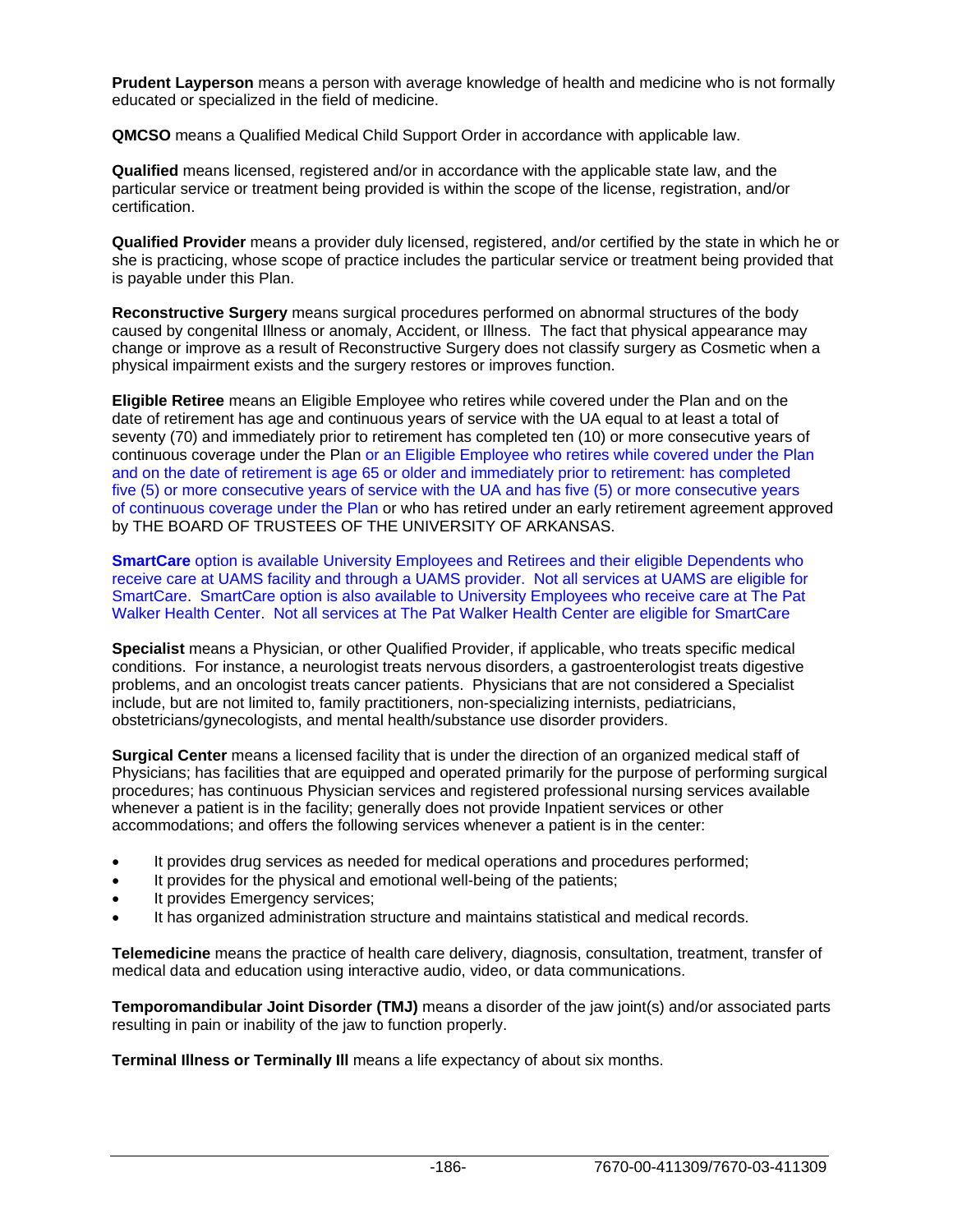**Prudent Layperson** means a person with average knowledge of health and medicine who is not formally educated or specialized in the field of medicine.

**QMCSO** means a Qualified Medical Child Support Order in accordance with applicable law.

**Qualified** means licensed, registered and/or in accordance with the applicable state law, and the particular service or treatment being provided is within the scope of the license, registration, and/or certification.

**Qualified Provider** means a provider duly licensed, registered, and/or certified by the state in which he or she is practicing, whose scope of practice includes the particular service or treatment being provided that is payable under this Plan.

**Reconstructive Surgery** means surgical procedures performed on abnormal structures of the body caused by congenital Illness or anomaly, Accident, or Illness. The fact that physical appearance may change or improve as a result of Reconstructive Surgery does not classify surgery as Cosmetic when a physical impairment exists and the surgery restores or improves function.

**Eligible Retiree** means an Eligible Employee who retires while covered under the Plan and on the date of retirement has age and continuous years of service with the UA equal to at least a total of seventy (70) and immediately prior to retirement has completed ten (10) or more consecutive years of continuous coverage under the Plan or an Eligible Employee who retires while covered under the Plan and on the date of retirement is age 65 or older and immediately prior to retirement: has completed five (5) or more consecutive years of service with the UA and has five (5) or more consecutive years of continuous coverage under the Plan or who has retired under an early retirement agreement approved by THE BOARD OF TRUSTEES OF THE UNIVERSITY OF ARKANSAS.

**SmartCare** option is available University Employees and Retirees and their eligible Dependents who receive care at UAMS facility and through a UAMS provider. Not all services at UAMS are eligible for SmartCare. SmartCare option is also available to University Employees who receive care at The Pat Walker Health Center. Not all services at The Pat Walker Health Center are eligible for SmartCare

**Specialist** means a Physician, or other Qualified Provider, if applicable, who treats specific medical conditions. For instance, a neurologist treats nervous disorders, a gastroenterologist treats digestive problems, and an oncologist treats cancer patients. Physicians that are not considered a Specialist include, but are not limited to, family practitioners, non-specializing internists, pediatricians, obstetricians/gynecologists, and mental health/substance use disorder providers.

**Surgical Center** means a licensed facility that is under the direction of an organized medical staff of Physicians; has facilities that are equipped and operated primarily for the purpose of performing surgical procedures; has continuous Physician services and registered professional nursing services available whenever a patient is in the facility; generally does not provide Inpatient services or other accommodations; and offers the following services whenever a patient is in the center:

- It provides drug services as needed for medical operations and procedures performed;
- It provides for the physical and emotional well-being of the patients;
- It provides Emergency services;
- It has organized administration structure and maintains statistical and medical records.

**Telemedicine** means the practice of health care delivery, diagnosis, consultation, treatment, transfer of medical data and education using interactive audio, video, or data communications.

**Temporomandibular Joint Disorder (TMJ)** means a disorder of the jaw joint(s) and/or associated parts resulting in pain or inability of the jaw to function properly.

**Terminal Illness or Terminally Ill** means a life expectancy of about six months.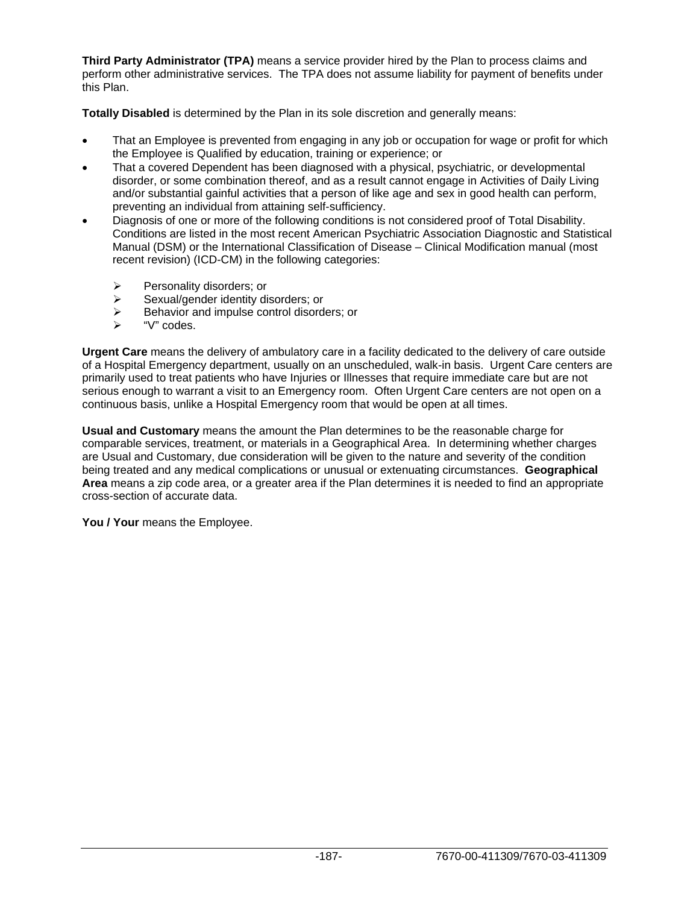**Third Party Administrator (TPA)** means a service provider hired by the Plan to process claims and perform other administrative services. The TPA does not assume liability for payment of benefits under this Plan.

**Totally Disabled** is determined by the Plan in its sole discretion and generally means:

- That an Employee is prevented from engaging in any job or occupation for wage or profit for which the Employee is Qualified by education, training or experience; or
- That a covered Dependent has been diagnosed with a physical, psychiatric, or developmental disorder, or some combination thereof, and as a result cannot engage in Activities of Daily Living and/or substantial gainful activities that a person of like age and sex in good health can perform, preventing an individual from attaining self-sufficiency.
- Diagnosis of one or more of the following conditions is not considered proof of Total Disability. Conditions are listed in the most recent American Psychiatric Association Diagnostic and Statistical Manual (DSM) or the International Classification of Disease – Clinical Modification manual (most recent revision) (ICD-CM) in the following categories:
  - Personality disorders; or
  - Sexual/gender identity disorders; or
  - Behavior and impulse control disorders; or
  - "V" codes.

**Urgent Care** means the delivery of ambulatory care in a facility dedicated to the delivery of care outside of a Hospital Emergency department, usually on an unscheduled, walk-in basis. Urgent Care centers are primarily used to treat patients who have Injuries or Illnesses that require immediate care but are not serious enough to warrant a visit to an Emergency room. Often Urgent Care centers are not open on a continuous basis, unlike a Hospital Emergency room that would be open at all times.

**Usual and Customary** means the amount the Plan determines to be the reasonable charge for comparable services, treatment, or materials in a Geographical Area. In determining whether charges are Usual and Customary, due consideration will be given to the nature and severity of the condition being treated and any medical complications or unusual or extenuating circumstances. **Geographical Area** means a zip code area, or a greater area if the Plan determines it is needed to find an appropriate cross-section of accurate data.

**You / Your** means the Employee.